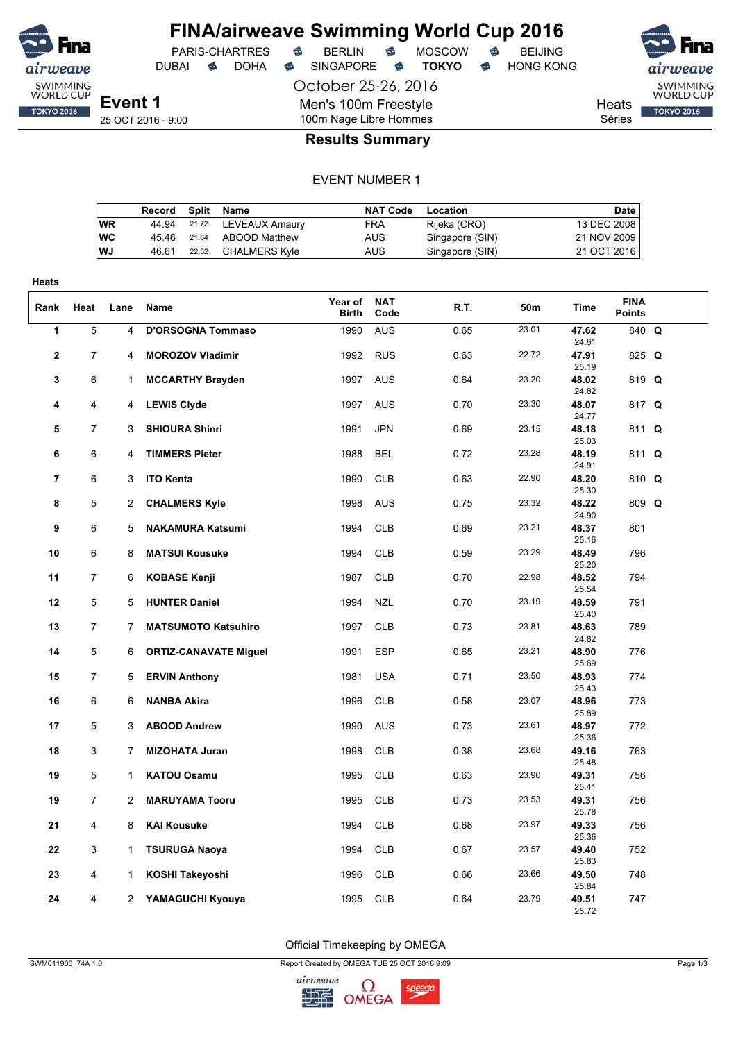# FINA/airweave Swimming World Cup 2016

PARIS-CHARTRES • BERLIN • MOSCOW • BEIJING
DUBAI • DOHA • SINGAPORE • **TOKYO** • HONG KONG

October 25-26, 2016

**Event 1**
25 OCT 2016 - 9:00

Men's 100m Freestyle
100m Nage Libre Hommes

Heats
Séries

## Results Summary

EVENT NUMBER 1

| | Record | Split | Name | NAT Code | Location | Date |
|---|---|---|---|---|---|---|
| WR | 44.94 | 21.72 | LEVEAUX Amaury | FRA | Rijeka (CRO) | 13 DEC 2008 |
| WC | 45.46 | 21.64 | ABOOD Matthew | AUS | Singapore (SIN) | 21 NOV 2009 |
| WJ | 46.61 | 22.52 | CHALMERS Kyle | AUS | Singapore (SIN) | 21 OCT 2016 |

**Heats**

| Rank | Heat | Lane | Name | Year of Birth | NAT Code | R.T. | 50m | Time | FINA Points | |
|---|---|---|---|---|---|---|---|---|---|---|
| 1 | 5 | 4 | **D'ORSOGNA Tommaso** | 1990 | AUS | 0.65 | 23.01 | **47.62** 24.61 | 840 | **Q** |
| 2 | 7 | 4 | **MOROZOV Vladimir** | 1992 | RUS | 0.63 | 22.72 | **47.91** 25.19 | 825 | **Q** |
| 3 | 6 | 1 | **MCCARTHY Brayden** | 1997 | AUS | 0.64 | 23.20 | **48.02** 24.82 | 819 | **Q** |
| 4 | 4 | 4 | **LEWIS Clyde** | 1997 | AUS | 0.70 | 23.30 | **48.07** 24.77 | 817 | **Q** |
| 5 | 7 | 3 | **SHIOURA Shinri** | 1991 | JPN | 0.69 | 23.15 | **48.18** 25.03 | 811 | **Q** |
| 6 | 6 | 4 | **TIMMERS Pieter** | 1988 | BEL | 0.72 | 23.28 | **48.19** 24.91 | 811 | **Q** |
| 7 | 6 | 3 | **ITO Kenta** | 1990 | CLB | 0.63 | 22.90 | **48.20** 25.30 | 810 | **Q** |
| 8 | 5 | 2 | **CHALMERS Kyle** | 1998 | AUS | 0.75 | 23.32 | **48.22** 24.90 | 809 | **Q** |
| 9 | 6 | 5 | **NAKAMURA Katsumi** | 1994 | CLB | 0.69 | 23.21 | **48.37** 25.16 | 801 | |
| 10 | 6 | 8 | **MATSUI Kousuke** | 1994 | CLB | 0.59 | 23.29 | **48.49** 25.20 | 796 | |
| 11 | 7 | 6 | **KOBASE Kenji** | 1987 | CLB | 0.70 | 22.98 | **48.52** 25.54 | 794 | |
| 12 | 5 | 5 | **HUNTER Daniel** | 1994 | NZL | 0.70 | 23.19 | **48.59** 25.40 | 791 | |
| 13 | 7 | 7 | **MATSUMOTO Katsuhiro** | 1997 | CLB | 0.73 | 23.81 | **48.63** 24.82 | 789 | |
| 14 | 5 | 6 | **ORTIZ-CANAVATE Miguel** | 1991 | ESP | 0.65 | 23.21 | **48.90** 25.69 | 776 | |
| 15 | 7 | 5 | **ERVIN Anthony** | 1981 | USA | 0.71 | 23.50 | **48.93** 25.43 | 774 | |
| 16 | 6 | 6 | **NANBA Akira** | 1996 | CLB | 0.58 | 23.07 | **48.96** 25.89 | 773 | |
| 17 | 5 | 3 | **ABOOD Andrew** | 1990 | AUS | 0.73 | 23.61 | **48.97** 25.36 | 772 | |
| 18 | 3 | 7 | **MIZOHATA Juran** | 1998 | CLB | 0.38 | 23.68 | **49.16** 25.48 | 763 | |
| 19 | 5 | 1 | **KATOU Osamu** | 1995 | CLB | 0.63 | 23.90 | **49.31** 25.41 | 756 | |
| 19 | 7 | 2 | **MARUYAMA Tooru** | 1995 | CLB | 0.73 | 23.53 | **49.31** 25.78 | 756 | |
| 21 | 4 | 8 | **KAI Kousuke** | 1994 | CLB | 0.68 | 23.97 | **49.33** 25.36 | 756 | |
| 22 | 3 | 1 | **TSURUGA Naoya** | 1994 | CLB | 0.67 | 23.57 | **49.40** 25.83 | 752 | |
| 23 | 4 | 1 | **KOSHI Takeyoshi** | 1996 | CLB | 0.66 | 23.66 | **49.50** 25.84 | 748 | |
| 24 | 4 | 2 | **YAMAGUCHI Kyouya** | 1995 | CLB | 0.64 | 23.79 | **49.51** 25.72 | 747 | |

Official Timekeeping by OMEGA

SWM011900_74A 1.0 — Report Created by OMEGA TUE 25 OCT 2016 9:09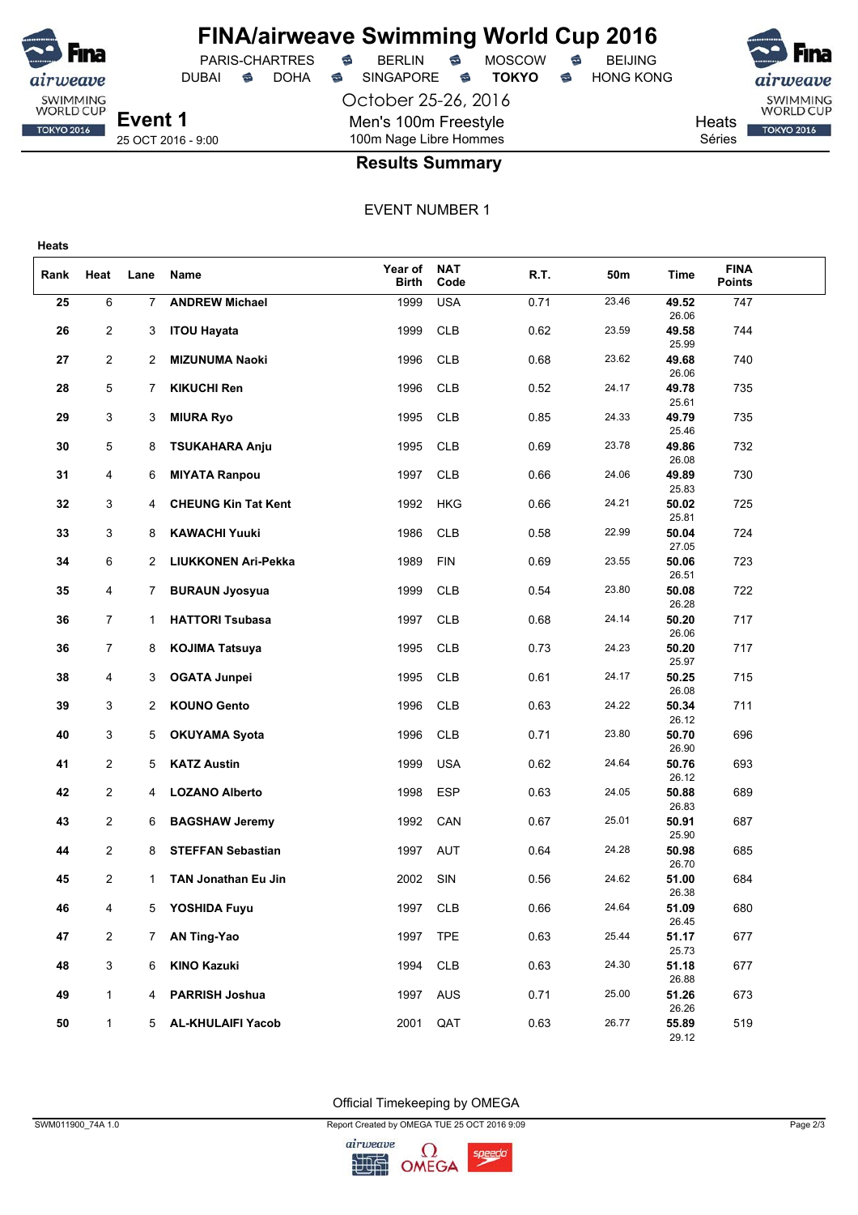# FINA/airweave Swimming World Cup 2016

PARIS-CHARTRES · BERLIN · MOSCOW · BEIJING
DUBAI · DOHA · SINGAPORE · **TOKYO** · HONG KONG

October 25-26, 2016

**Event 1**
25 OCT 2016 - 9:00

Men's 100m Freestyle
100m Nage Libre Hommes

Heats
Séries

## Results Summary

EVENT NUMBER 1

**Heats**

| Rank | Heat | Lane | Name | Year of Birth | NAT Code | R.T. | 50m | Time | FINA Points |
|---|---|---|---|---|---|---|---|---|---|
| 25 | 6 | 7 | ANDREW Michael | 1999 | USA | 0.71 | 23.46 | 49.52 (26.06) | 747 |
| 26 | 2 | 3 | ITOU Hayata | 1999 | CLB | 0.62 | 23.59 | 49.58 (25.99) | 744 |
| 27 | 2 | 2 | MIZUNUMA Naoki | 1996 | CLB | 0.68 | 23.62 | 49.68 (26.06) | 740 |
| 28 | 5 | 7 | KIKUCHI Ren | 1996 | CLB | 0.52 | 24.17 | 49.78 (25.61) | 735 |
| 29 | 3 | 3 | MIURA Ryo | 1995 | CLB | 0.85 | 24.33 | 49.79 (25.46) | 735 |
| 30 | 5 | 8 | TSUKAHARA Anju | 1995 | CLB | 0.69 | 23.78 | 49.86 (26.08) | 732 |
| 31 | 4 | 6 | MIYATA Ranpou | 1997 | CLB | 0.66 | 24.06 | 49.89 (25.83) | 730 |
| 32 | 3 | 4 | CHEUNG Kin Tat Kent | 1992 | HKG | 0.66 | 24.21 | 50.02 (25.81) | 725 |
| 33 | 3 | 8 | KAWACHI Yuuki | 1986 | CLB | 0.58 | 22.99 | 50.04 (27.05) | 724 |
| 34 | 6 | 2 | LIUKKONEN Ari-Pekka | 1989 | FIN | 0.69 | 23.55 | 50.06 (26.51) | 723 |
| 35 | 4 | 7 | BURAUN Jyosyua | 1999 | CLB | 0.54 | 23.80 | 50.08 (26.28) | 722 |
| 36 | 7 | 1 | HATTORI Tsubasa | 1997 | CLB | 0.68 | 24.14 | 50.20 (26.06) | 717 |
| 36 | 7 | 8 | KOJIMA Tatsuya | 1995 | CLB | 0.73 | 24.23 | 50.20 (25.97) | 717 |
| 38 | 4 | 3 | OGATA Junpei | 1995 | CLB | 0.61 | 24.17 | 50.25 (26.08) | 715 |
| 39 | 3 | 2 | KOUNO Gento | 1996 | CLB | 0.63 | 24.22 | 50.34 (26.12) | 711 |
| 40 | 3 | 5 | OKUYAMA Syota | 1996 | CLB | 0.71 | 23.80 | 50.70 (26.90) | 696 |
| 41 | 2 | 5 | KATZ Austin | 1999 | USA | 0.62 | 24.64 | 50.76 (26.12) | 693 |
| 42 | 2 | 4 | LOZANO Alberto | 1998 | ESP | 0.63 | 24.05 | 50.88 (26.83) | 689 |
| 43 | 2 | 6 | BAGSHAW Jeremy | 1992 | CAN | 0.67 | 25.01 | 50.91 (25.90) | 687 |
| 44 | 2 | 8 | STEFFAN Sebastian | 1997 | AUT | 0.64 | 24.28 | 50.98 (26.70) | 685 |
| 45 | 2 | 1 | TAN Jonathan Eu Jin | 2002 | SIN | 0.56 | 24.62 | 51.00 (26.38) | 684 |
| 46 | 4 | 5 | YOSHIDA Fuyu | 1997 | CLB | 0.66 | 24.64 | 51.09 (26.45) | 680 |
| 47 | 2 | 7 | AN Ting-Yao | 1997 | TPE | 0.63 | 25.44 | 51.17 (25.73) | 677 |
| 48 | 3 | 6 | KINO Kazuki | 1994 | CLB | 0.63 | 24.30 | 51.18 (26.88) | 677 |
| 49 | 1 | 4 | PARRISH Joshua | 1997 | AUS | 0.71 | 25.00 | 51.26 (26.26) | 673 |
| 50 | 1 | 5 | AL-KHULAIFI Yacob | 2001 | QAT | 0.63 | 26.77 | 55.89 (29.12) | 519 |

Official Timekeeping by OMEGA

SWM011900_74A 1.0 — Report Created by OMEGA TUE 25 OCT 2016 9:09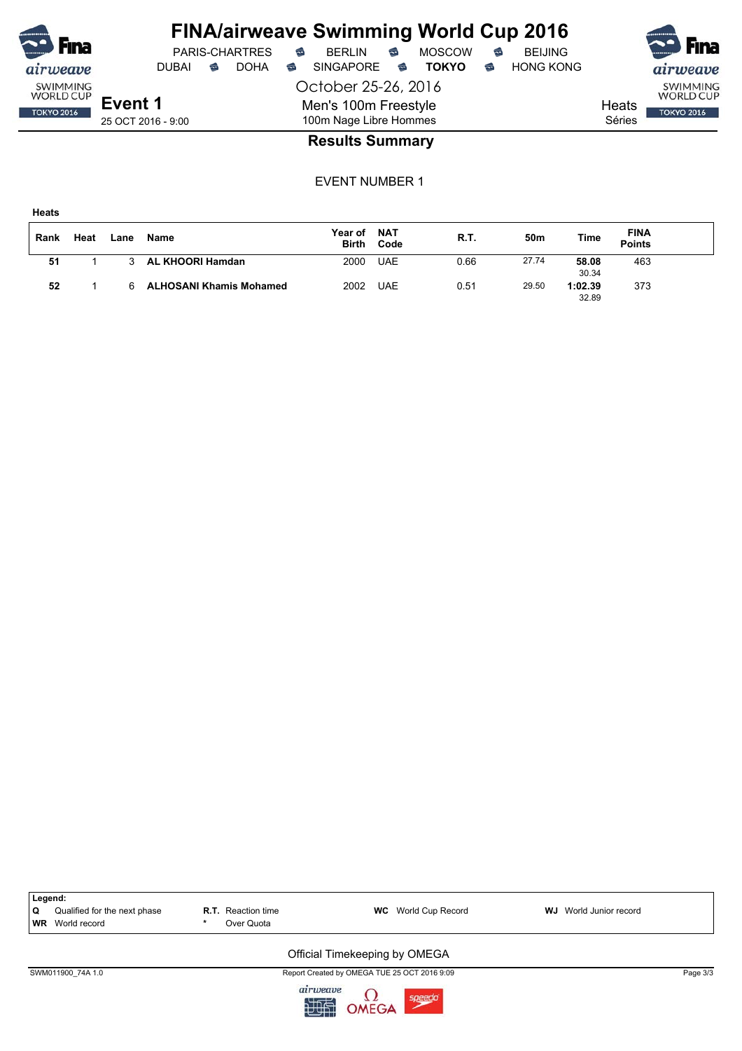# FINA/airweave Swimming World Cup 2016

PARIS-CHARTRES · BERLIN · MOSCOW · BEIJING
DUBAI · DOHA · SINGAPORE · **TOKYO** · HONG KONG

October 25-26, 2016

**Event 1**
25 OCT 2016 - 9:00

Men's 100m Freestyle
100m Nage Libre Hommes

Heats
Séries

## Results Summary

EVENT NUMBER 1

**Heats**

| Rank | Heat | Lane | Name | Year of Birth | NAT Code | R.T. | 50m | Time | FINA Points |
|---|---|---|---|---|---|---|---|---|---|
| **51** | 1 | 3 | **AL KHOORI Hamdan** | 2000 | UAE | 0.66 | 27.74 | **58.08** 30.34 | 463 |
| **52** | 1 | 6 | **ALHOSANI Khamis Mohamed** | 2002 | UAE | 0.51 | 29.50 | **1:02.39** 32.89 | 373 |

**Legend:**

| | | | |
|---|---|---|---|
| **Q** Qualified for the next phase | **R.T.** Reaction time | **WC** World Cup Record | **WJ** World Junior record |
| **WR** World record | * Over Quota | | |

Official Timekeeping by OMEGA

SWM011900_74A 1.0 — Report Created by OMEGA TUE 25 OCT 2016 9:09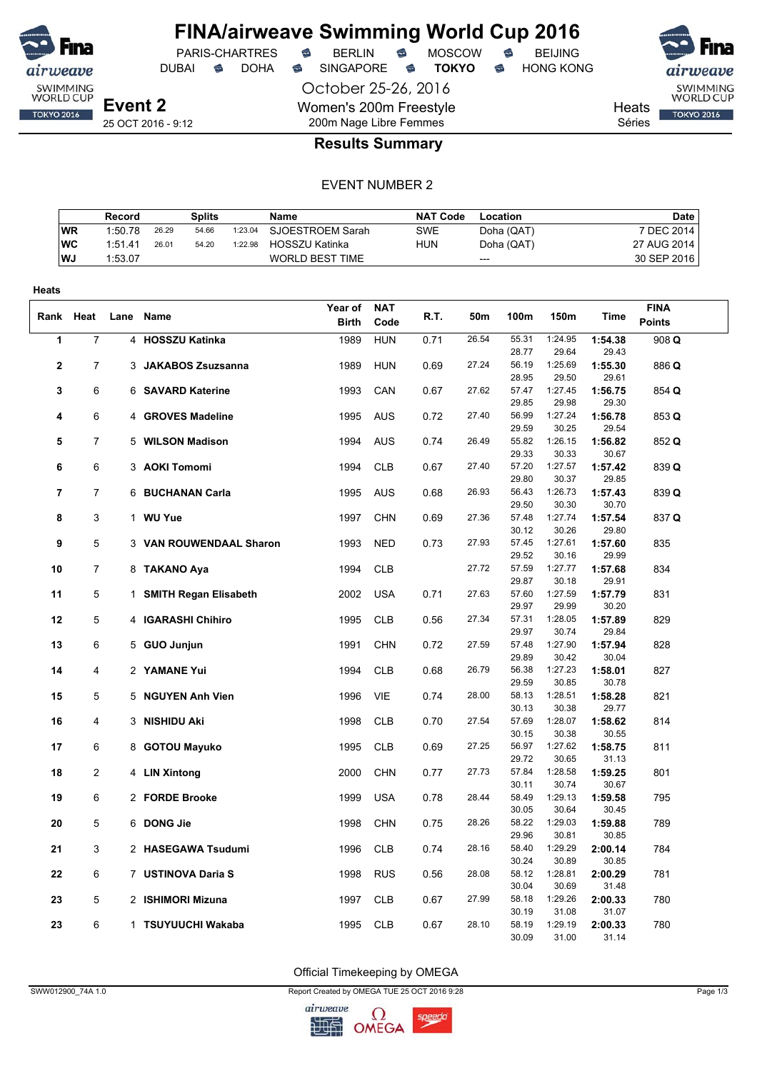# FINA/airweave Swimming World Cup 2016

PARIS-CHARTRES · BERLIN · MOSCOW · BEIJING
DUBAI · DOHA · SINGAPORE · **TOKYO** · HONG KONG

October 25-26, 2016

**Event 2**
25 OCT 2016 - 9:12

Women's 200m Freestyle
200m Nage Libre Femmes

Heats
Séries

## Results Summary

EVENT NUMBER 2

| | Record | Splits | | | Name | NAT Code | Location | Date |
|---|---|---|---|---|---|---|---|---|
| WR | 1:50.78 | 26.29 | 54.66 | 1:23.04 | SJOESTROEM Sarah | SWE | Doha (QAT) | 7 DEC 2014 |
| WC | 1:51.41 | 26.01 | 54.20 | 1:22.98 | HOSSZU Katinka | HUN | Doha (QAT) | 27 AUG 2014 |
| WJ | 1:53.07 | | | | WORLD BEST TIME | | --- | 30 SEP 2016 |

**Heats**

| Rank | Heat | Lane | Name | Year of Birth | NAT Code | R.T. | 50m | 100m | 150m | Time | FINA Points |
|---|---|---|---|---|---|---|---|---|---|---|---|
| 1 | 7 | 4 | **HOSSZU Katinka** | 1989 | HUN | 0.71 | 26.54 | 55.31 / 28.77 | 1:24.95 / 29.64 | **1:54.38** / 29.43 | 908 **Q** |
| 2 | 7 | 3 | **JAKABOS Zsuzsanna** | 1989 | HUN | 0.69 | 27.24 | 56.19 / 28.95 | 1:25.69 / 29.50 | **1:55.30** / 29.61 | 886 **Q** |
| 3 | 6 | 6 | **SAVARD Katerine** | 1993 | CAN | 0.67 | 27.62 | 57.47 / 29.85 | 1:27.45 / 29.98 | **1:56.75** / 29.30 | 854 **Q** |
| 4 | 6 | 4 | **GROVES Madeline** | 1995 | AUS | 0.72 | 27.40 | 56.99 / 29.59 | 1:27.24 / 30.25 | **1:56.78** / 29.54 | 853 **Q** |
| 5 | 7 | 5 | **WILSON Madison** | 1994 | AUS | 0.74 | 26.49 | 55.82 / 29.33 | 1:26.15 / 30.33 | **1:56.82** / 30.67 | 852 **Q** |
| 6 | 6 | 3 | **AOKI Tomomi** | 1994 | CLB | 0.67 | 27.40 | 57.20 / 29.80 | 1:27.57 / 30.37 | **1:57.42** / 29.85 | 839 **Q** |
| 7 | 7 | 6 | **BUCHANAN Carla** | 1995 | AUS | 0.68 | 26.93 | 56.43 / 29.50 | 1:26.73 / 30.30 | **1:57.43** / 30.70 | 839 **Q** |
| 8 | 3 | 1 | **WU Yue** | 1997 | CHN | 0.69 | 27.36 | 57.48 / 30.12 | 1:27.74 / 30.26 | **1:57.54** / 29.80 | 837 **Q** |
| 9 | 5 | 3 | **VAN ROUWENDAAL Sharon** | 1993 | NED | 0.73 | 27.93 | 57.45 / 29.52 | 1:27.61 / 30.16 | **1:57.60** / 29.99 | 835 |
| 10 | 7 | 8 | **TAKANO Aya** | 1994 | CLB | | 27.72 | 57.59 / 29.87 | 1:27.77 / 30.18 | **1:57.68** / 29.91 | 834 |
| 11 | 5 | 1 | **SMITH Regan Elisabeth** | 2002 | USA | 0.71 | 27.63 | 57.60 / 29.97 | 1:27.59 / 29.99 | **1:57.79** / 30.20 | 831 |
| 12 | 5 | 4 | **IGARASHI Chihiro** | 1995 | CLB | 0.56 | 27.34 | 57.31 / 29.97 | 1:28.05 / 30.74 | **1:57.89** / 29.84 | 829 |
| 13 | 6 | 5 | **GUO Junjun** | 1991 | CHN | 0.72 | 27.59 | 57.48 / 29.89 | 1:27.90 / 30.42 | **1:57.94** / 30.04 | 828 |
| 14 | 4 | 2 | **YAMANE Yui** | 1994 | CLB | 0.68 | 26.79 | 56.38 / 29.59 | 1:27.23 / 30.85 | **1:58.01** / 30.78 | 827 |
| 15 | 5 | 5 | **NGUYEN Anh Vien** | 1996 | VIE | 0.74 | 28.00 | 58.13 / 30.13 | 1:28.51 / 30.38 | **1:58.28** / 29.77 | 821 |
| 16 | 4 | 3 | **NISHIDU Aki** | 1998 | CLB | 0.70 | 27.54 | 57.69 / 30.15 | 1:28.07 / 30.38 | **1:58.62** / 30.55 | 814 |
| 17 | 6 | 8 | **GOTOU Mayuko** | 1995 | CLB | 0.69 | 27.25 | 56.97 / 29.72 | 1:27.62 / 30.65 | **1:58.75** / 31.13 | 811 |
| 18 | 2 | 4 | **LIN Xintong** | 2000 | CHN | 0.77 | 27.73 | 57.84 / 30.11 | 1:28.58 / 30.74 | **1:59.25** / 30.67 | 801 |
| 19 | 6 | 2 | **FORDE Brooke** | 1999 | USA | 0.78 | 28.44 | 58.49 / 30.05 | 1:29.13 / 30.64 | **1:59.58** / 30.45 | 795 |
| 20 | 5 | 6 | **DONG Jie** | 1998 | CHN | 0.75 | 28.26 | 58.22 / 29.96 | 1:29.03 / 30.81 | **1:59.88** / 30.85 | 789 |
| 21 | 3 | 2 | **HASEGAWA Tsudumi** | 1996 | CLB | 0.74 | 28.16 | 58.40 / 30.24 | 1:29.29 / 30.89 | **2:00.14** / 30.85 | 784 |
| 22 | 6 | 7 | **USTINOVA Daria S** | 1998 | RUS | 0.56 | 28.08 | 58.12 / 30.04 | 1:28.81 / 30.69 | **2:00.29** / 31.48 | 781 |
| 23 | 5 | 2 | **ISHIMORI Mizuna** | 1997 | CLB | 0.67 | 27.99 | 58.18 / 30.19 | 1:29.26 / 31.08 | **2:00.33** / 31.07 | 780 |
| 23 | 6 | 1 | **TSUYUUCHI Wakaba** | 1995 | CLB | 0.67 | 28.10 | 58.19 / 30.09 | 1:29.19 / 31.00 | **2:00.33** / 31.14 | 780 |

Official Timekeeping by OMEGA

SWW012900_74A 1.0 — Report Created by OMEGA TUE 25 OCT 2016 9:28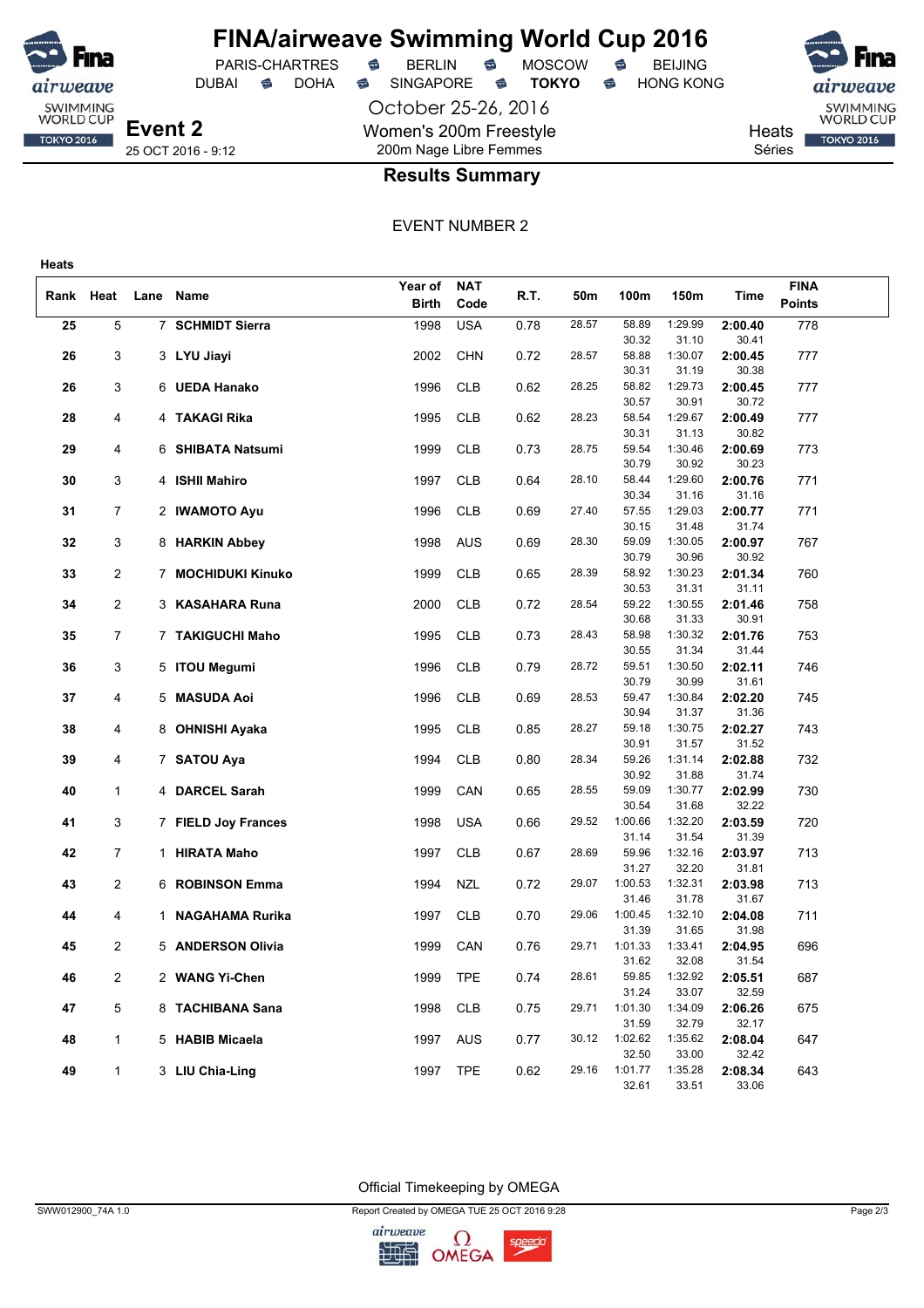# FINA/airweave Swimming World Cup 2016

PARIS-CHARTRES · BERLIN · MOSCOW · BEIJING
DUBAI · DOHA · SINGAPORE · **TOKYO** · HONG KONG

October 25-26, 2016

**Event 2**
25 OCT 2016 - 9:12

Women's 200m Freestyle
200m Nage Libre Femmes

Heats
Séries

## Results Summary

EVENT NUMBER 2

**Heats**

| Rank | Heat | Lane | Name | Year of Birth | NAT Code | R.T. | 50m | 100m | 150m | Time | FINA Points |
|---|---|---|---|---|---|---|---|---|---|---|---|
| 25 | 5 | 7 | **SCHMIDT Sierra** | 1998 | USA | 0.78 | 28.57 | 58.89 / 30.32 | 1:29.99 / 31.10 | **2:00.40** / 30.41 | 778 |
| 26 | 3 | 3 | **LYU Jiayi** | 2002 | CHN | 0.72 | 28.57 | 58.88 / 30.31 | 1:30.07 / 31.19 | **2:00.45** / 30.38 | 777 |
| 26 | 3 | 6 | **UEDA Hanako** | 1996 | CLB | 0.62 | 28.25 | 58.82 / 30.57 | 1:29.73 / 30.91 | **2:00.45** / 30.72 | 777 |
| 28 | 4 | 4 | **TAKAGI Rika** | 1995 | CLB | 0.62 | 28.23 | 58.54 / 30.31 | 1:29.67 / 31.13 | **2:00.49** / 30.82 | 777 |
| 29 | 4 | 6 | **SHIBATA Natsumi** | 1999 | CLB | 0.73 | 28.75 | 59.54 / 30.79 | 1:30.46 / 30.92 | **2:00.69** / 30.23 | 773 |
| 30 | 3 | 4 | **ISHII Mahiro** | 1997 | CLB | 0.64 | 28.10 | 58.44 / 30.34 | 1:29.60 / 31.16 | **2:00.76** / 31.16 | 771 |
| 31 | 7 | 2 | **IWAMOTO Ayu** | 1996 | CLB | 0.69 | 27.40 | 57.55 / 30.15 | 1:29.03 / 31.48 | **2:00.77** / 31.74 | 771 |
| 32 | 3 | 8 | **HARKIN Abbey** | 1998 | AUS | 0.69 | 28.30 | 59.09 / 30.79 | 1:30.05 / 30.96 | **2:00.97** / 30.92 | 767 |
| 33 | 2 | 7 | **MOCHIDUKI Kinuko** | 1999 | CLB | 0.65 | 28.39 | 58.92 / 30.53 | 1:30.23 / 31.31 | **2:01.34** / 31.11 | 760 |
| 34 | 2 | 3 | **KASAHARA Runa** | 2000 | CLB | 0.72 | 28.54 | 59.22 / 30.68 | 1:30.55 / 31.33 | **2:01.46** / 30.91 | 758 |
| 35 | 7 | 7 | **TAKIGUCHI Maho** | 1995 | CLB | 0.73 | 28.43 | 58.98 / 30.55 | 1:30.32 / 31.34 | **2:01.76** / 31.44 | 753 |
| 36 | 3 | 5 | **ITOU Megumi** | 1996 | CLB | 0.79 | 28.72 | 59.51 / 30.79 | 1:30.50 / 30.99 | **2:02.11** / 31.61 | 746 |
| 37 | 4 | 5 | **MASUDA Aoi** | 1996 | CLB | 0.69 | 28.53 | 59.47 / 30.94 | 1:30.84 / 31.37 | **2:02.20** / 31.36 | 745 |
| 38 | 4 | 8 | **OHNISHI Ayaka** | 1995 | CLB | 0.85 | 28.27 | 59.18 / 30.91 | 1:30.75 / 31.57 | **2:02.27** / 31.52 | 743 |
| 39 | 4 | 7 | **SATOU Aya** | 1994 | CLB | 0.80 | 28.34 | 59.26 / 30.92 | 1:31.14 / 31.88 | **2:02.88** / 31.74 | 732 |
| 40 | 1 | 4 | **DARCEL Sarah** | 1999 | CAN | 0.65 | 28.55 | 59.09 / 30.54 | 1:30.77 / 31.68 | **2:02.99** / 32.22 | 730 |
| 41 | 3 | 7 | **FIELD Joy Frances** | 1998 | USA | 0.66 | 29.52 | 1:00.66 / 31.14 | 1:32.20 / 31.54 | **2:03.59** / 31.39 | 720 |
| 42 | 7 | 1 | **HIRATA Maho** | 1997 | CLB | 0.67 | 28.69 | 59.96 / 31.27 | 1:32.16 / 32.20 | **2:03.97** / 31.81 | 713 |
| 43 | 2 | 6 | **ROBINSON Emma** | 1994 | NZL | 0.72 | 29.07 | 1:00.53 / 31.46 | 1:32.31 / 31.78 | **2:03.98** / 31.67 | 713 |
| 44 | 4 | 1 | **NAGAHAMA Rurika** | 1997 | CLB | 0.70 | 29.06 | 1:00.45 / 31.39 | 1:32.10 / 31.65 | **2:04.08** / 31.98 | 711 |
| 45 | 2 | 5 | **ANDERSON Olivia** | 1999 | CAN | 0.76 | 29.71 | 1:01.33 / 31.62 | 1:33.41 / 32.08 | **2:04.95** / 31.54 | 696 |
| 46 | 2 | 2 | **WANG Yi-Chen** | 1999 | TPE | 0.74 | 28.61 | 59.85 / 31.24 | 1:32.92 / 33.07 | **2:05.51** / 32.59 | 687 |
| 47 | 5 | 8 | **TACHIBANA Sana** | 1998 | CLB | 0.75 | 29.71 | 1:01.30 / 31.59 | 1:34.09 / 32.79 | **2:06.26** / 32.17 | 675 |
| 48 | 1 | 5 | **HABIB Micaela** | 1997 | AUS | 0.77 | 30.12 | 1:02.62 / 32.50 | 1:35.62 / 33.00 | **2:08.04** / 32.42 | 647 |
| 49 | 1 | 3 | **LIU Chia-Ling** | 1997 | TPE | 0.62 | 29.16 | 1:01.77 / 32.61 | 1:35.28 / 33.51 | **2:08.34** / 33.06 | 643 |

Official Timekeeping by OMEGA

SWW012900_74A 1.0 — Report Created by OMEGA TUE 25 OCT 2016 9:28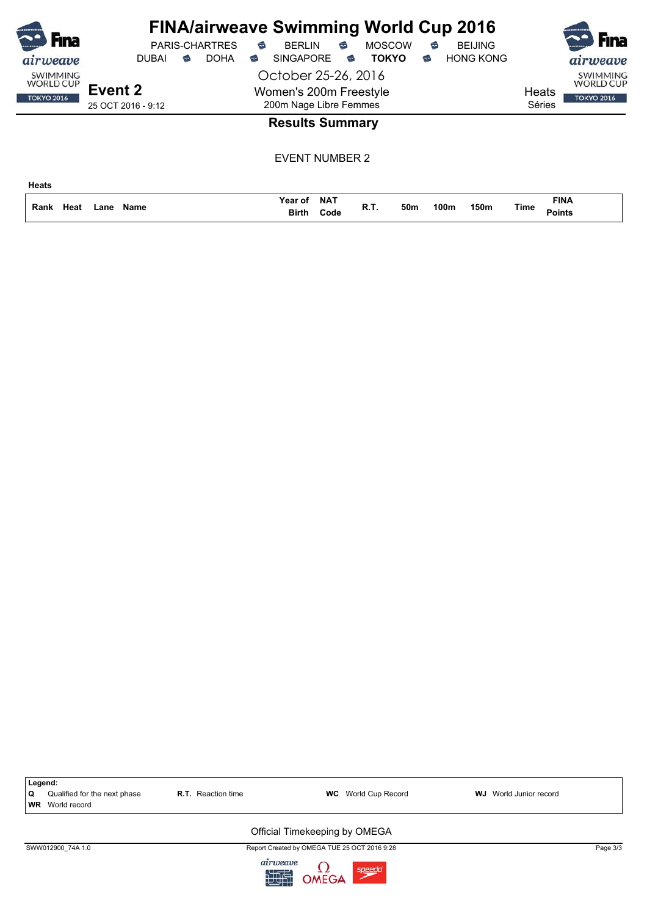# FINA/airweave Swimming World Cup 2016

PARIS-CHARTRES · BERLIN · MOSCOW · BEIJING
DUBAI · DOHA · SINGAPORE · **TOKYO** · HONG KONG

October 25-26, 2016

## Event 2

25 OCT 2016 - 9:12

Women's 200m Freestyle
200m Nage Libre Femmes

Heats
Séries

### Results Summary

EVENT NUMBER 2

**Heats**

| Rank | Heat | Lane | Name | Year of Birth | NAT Code | R.T. | 50m | 100m | 150m | Time | FINA Points |
|---|---|---|---|---|---|---|---|---|---|---|---|

**Legend:**

| | | | | | | | |
|---|---|---|---|---|---|---|---|
| **Q** | Qualified for the next phase | **R.T.** | Reaction time | **WC** | World Cup Record | **WJ** | World Junior record |
| **WR** | World record | | | | | | |

Official Timekeeping by OMEGA

SWW012900_74A 1.0 — Report Created by OMEGA TUE 25 OCT 2016 9:28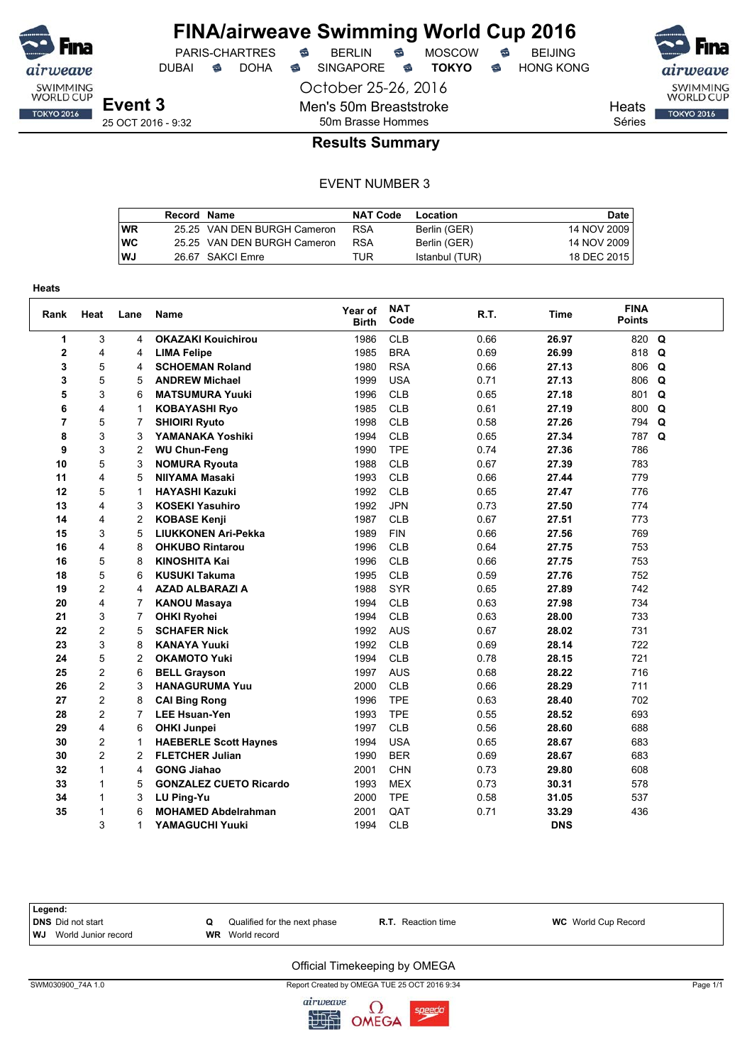# FINA/airweave Swimming World Cup 2016

PARIS-CHARTRES · BERLIN · MOSCOW · BEIJING
DUBAI · DOHA · SINGAPORE · **TOKYO** · HONG KONG

October 25-26, 2016

**Event 3**
25 OCT 2016 - 9:32

Men's 50m Breaststroke
50m Brasse Hommes

Heats
Séries

## Results Summary

EVENT NUMBER 3

| | Record | Name | NAT Code | Location | Date |
|---|---|---|---|---|---|
| WR | 25.25 | VAN DEN BURGH Cameron | RSA | Berlin (GER) | 14 NOV 2009 |
| WC | 25.25 | VAN DEN BURGH Cameron | RSA | Berlin (GER) | 14 NOV 2009 |
| WJ | 26.67 | SAKCI Emre | TUR | Istanbul (TUR) | 18 DEC 2015 |

**Heats**

| Rank | Heat | Lane | Name | Year of Birth | NAT Code | R.T. | Time | FINA Points | |
|---|---|---|---|---|---|---|---|---|---|
| 1 | 3 | 4 | **OKAZAKI Kouichirou** | 1986 | CLB | 0.66 | **26.97** | 820 | **Q** |
| 2 | 4 | 4 | **LIMA Felipe** | 1985 | BRA | 0.69 | **26.99** | 818 | **Q** |
| 3 | 5 | 4 | **SCHOEMAN Roland** | 1980 | RSA | 0.66 | **27.13** | 806 | **Q** |
| 3 | 5 | 5 | **ANDREW Michael** | 1999 | USA | 0.71 | **27.13** | 806 | **Q** |
| 5 | 3 | 6 | **MATSUMURA Yuuki** | 1996 | CLB | 0.65 | **27.18** | 801 | **Q** |
| 6 | 4 | 1 | **KOBAYASHI Ryo** | 1985 | CLB | 0.61 | **27.19** | 800 | **Q** |
| 7 | 5 | 7 | **SHIOIRI Ryuto** | 1998 | CLB | 0.58 | **27.26** | 794 | **Q** |
| 8 | 3 | 3 | **YAMANAKA Yoshiki** | 1994 | CLB | 0.65 | **27.34** | 787 | **Q** |
| 9 | 3 | 2 | **WU Chun-Feng** | 1990 | TPE | 0.74 | **27.36** | 786 | |
| 10 | 5 | 3 | **NOMURA Ryouta** | 1988 | CLB | 0.67 | **27.39** | 783 | |
| 11 | 4 | 5 | **NIIYAMA Masaki** | 1993 | CLB | 0.66 | **27.44** | 779 | |
| 12 | 5 | 1 | **HAYASHI Kazuki** | 1992 | CLB | 0.65 | **27.47** | 776 | |
| 13 | 4 | 3 | **KOSEKI Yasuhiro** | 1992 | JPN | 0.73 | **27.50** | 774 | |
| 14 | 4 | 2 | **KOBASE Kenji** | 1987 | CLB | 0.67 | **27.51** | 773 | |
| 15 | 3 | 5 | **LIUKKONEN Ari-Pekka** | 1989 | FIN | 0.66 | **27.56** | 769 | |
| 16 | 4 | 8 | **OHKUBO Rintarou** | 1996 | CLB | 0.64 | **27.75** | 753 | |
| 16 | 5 | 8 | **KINOSHITA Kai** | 1996 | CLB | 0.66 | **27.75** | 753 | |
| 18 | 5 | 6 | **KUSUKI Takuma** | 1995 | CLB | 0.59 | **27.76** | 752 | |
| 19 | 2 | 4 | **AZAD ALBARAZI A** | 1988 | SYR | 0.65 | **27.89** | 742 | |
| 20 | 4 | 7 | **KANOU Masaya** | 1994 | CLB | 0.63 | **27.98** | 734 | |
| 21 | 3 | 7 | **OHKI Ryohei** | 1994 | CLB | 0.63 | **28.00** | 733 | |
| 22 | 2 | 5 | **SCHAFER Nick** | 1992 | AUS | 0.67 | **28.02** | 731 | |
| 23 | 3 | 8 | **KANAYA Yuuki** | 1992 | CLB | 0.69 | **28.14** | 722 | |
| 24 | 5 | 2 | **OKAMOTO Yuki** | 1994 | CLB | 0.78 | **28.15** | 721 | |
| 25 | 2 | 6 | **BELL Grayson** | 1997 | AUS | 0.68 | **28.22** | 716 | |
| 26 | 2 | 3 | **HANAGURUMA Yuu** | 2000 | CLB | 0.66 | **28.29** | 711 | |
| 27 | 2 | 8 | **CAI Bing Rong** | 1996 | TPE | 0.63 | **28.40** | 702 | |
| 28 | 2 | 7 | **LEE Hsuan-Yen** | 1993 | TPE | 0.55 | **28.52** | 693 | |
| 29 | 4 | 6 | **OHKI Junpei** | 1997 | CLB | 0.56 | **28.60** | 688 | |
| 30 | 2 | 1 | **HAEBERLE Scott Haynes** | 1994 | USA | 0.65 | **28.67** | 683 | |
| 30 | 2 | 2 | **FLETCHER Julian** | 1990 | BER | 0.69 | **28.67** | 683 | |
| 32 | 1 | 4 | **GONG Jiahao** | 2001 | CHN | 0.73 | **29.80** | 608 | |
| 33 | 1 | 5 | **GONZALEZ CUETO Ricardo** | 1993 | MEX | 0.73 | **30.31** | 578 | |
| 34 | 1 | 3 | **LU Ping-Yu** | 2000 | TPE | 0.58 | **31.05** | 537 | |
| 35 | 1 | 6 | **MOHAMED Abdelrahman** | 2001 | QAT | 0.71 | **33.29** | 436 | |
| | 3 | 1 | **YAMAGUCHI Yuuki** | 1994 | CLB | | **DNS** | | |

**Legend:**

| | | | |
|---|---|---|---|
| **DNS** Did not start | **Q** Qualified for the next phase | **R.T.** Reaction time | **WC** World Cup Record |
| **WJ** World Junior record | **WR** World record | | |

Official Timekeeping by OMEGA

SWM030900_74A 1.0 — Report Created by OMEGA TUE 25 OCT 2016 9:34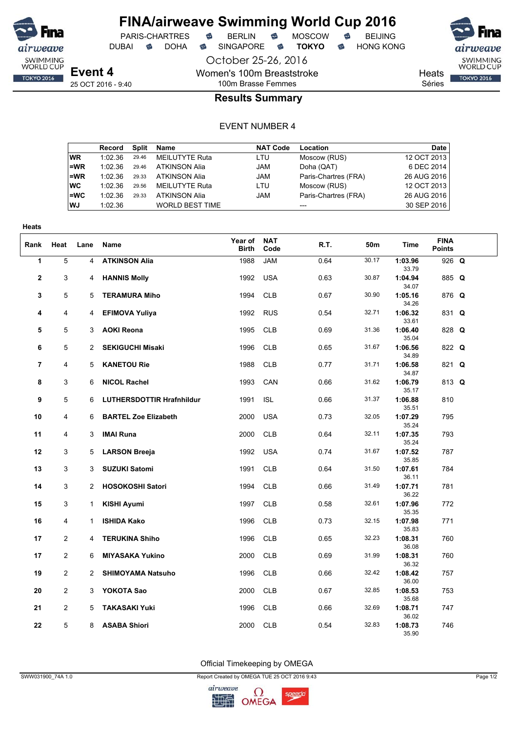# FINA/airweave Swimming World Cup 2016

PARIS-CHARTRES · BERLIN · MOSCOW · BEIJING
DUBAI · DOHA · SINGAPORE · **TOKYO** · HONG KONG

October 25-26, 2016

**Event 4**
25 OCT 2016 - 9:40

Women's 100m Breaststroke
100m Brasse Femmes

Heats
Séries

## Results Summary

EVENT NUMBER 4

| | Record | Split | Name | NAT Code | Location | Date |
|---|---|---|---|---|---|---|
| WR | 1:02.36 | 29.46 | MEILUTYTE Ruta | LTU | Moscow (RUS) | 12 OCT 2013 |
| =WR | 1:02.36 | 29.46 | ATKINSON Alia | JAM | Doha (QAT) | 6 DEC 2014 |
| =WR | 1:02.36 | 29.33 | ATKINSON Alia | JAM | Paris-Chartres (FRA) | 26 AUG 2016 |
| WC | 1:02.36 | 29.56 | MEILUTYTE Ruta | LTU | Moscow (RUS) | 12 OCT 2013 |
| =WC | 1:02.36 | 29.33 | ATKINSON Alia | JAM | Paris-Chartres (FRA) | 26 AUG 2016 |
| WJ | 1:02.36 | | WORLD BEST TIME | | --- | 30 SEP 2016 |

**Heats**

| Rank | Heat | Lane | Name | Year of Birth | NAT Code | R.T. | 50m | Time | FINA Points | |
|---|---|---|---|---|---|---|---|---|---|---|
| 1 | 5 | 4 | **ATKINSON Alia** | 1988 | JAM | 0.64 | 30.17 | **1:03.96** 33.79 | 926 | **Q** |
| 2 | 3 | 4 | **HANNIS Molly** | 1992 | USA | 0.63 | 30.87 | **1:04.94** 34.07 | 885 | **Q** |
| 3 | 5 | 5 | **TERAMURA Miho** | 1994 | CLB | 0.67 | 30.90 | **1:05.16** 34.26 | 876 | **Q** |
| 4 | 4 | 4 | **EFIMOVA Yuliya** | 1992 | RUS | 0.54 | 32.71 | **1:06.32** 33.61 | 831 | **Q** |
| 5 | 5 | 3 | **AOKI Reona** | 1995 | CLB | 0.69 | 31.36 | **1:06.40** 35.04 | 828 | **Q** |
| 6 | 5 | 2 | **SEKIGUCHI Misaki** | 1996 | CLB | 0.65 | 31.67 | **1:06.56** 34.89 | 822 | **Q** |
| 7 | 4 | 5 | **KANETOU Rie** | 1988 | CLB | 0.77 | 31.71 | **1:06.58** 34.87 | 821 | **Q** |
| 8 | 3 | 6 | **NICOL Rachel** | 1993 | CAN | 0.66 | 31.62 | **1:06.79** 35.17 | 813 | **Q** |
| 9 | 5 | 6 | **LUTHERSDOTTIR Hrafnhildur** | 1991 | ISL | 0.66 | 31.37 | **1:06.88** 35.51 | 810 | |
| 10 | 4 | 6 | **BARTEL Zoe Elizabeth** | 2000 | USA | 0.73 | 32.05 | **1:07.29** 35.24 | 795 | |
| 11 | 4 | 3 | **IMAI Runa** | 2000 | CLB | 0.64 | 32.11 | **1:07.35** 35.24 | 793 | |
| 12 | 3 | 5 | **LARSON Breeja** | 1992 | USA | 0.74 | 31.67 | **1:07.52** 35.85 | 787 | |
| 13 | 3 | 3 | **SUZUKI Satomi** | 1991 | CLB | 0.64 | 31.50 | **1:07.61** 36.11 | 784 | |
| 14 | 3 | 2 | **HOSOKOSHI Satori** | 1994 | CLB | 0.66 | 31.49 | **1:07.71** 36.22 | 781 | |
| 15 | 3 | 1 | **KISHI Ayumi** | 1997 | CLB | 0.58 | 32.61 | **1:07.96** 35.35 | 772 | |
| 16 | 4 | 1 | **ISHIDA Kako** | 1996 | CLB | 0.73 | 32.15 | **1:07.98** 35.83 | 771 | |
| 17 | 2 | 4 | **TERUKINA Shiho** | 1996 | CLB | 0.65 | 32.23 | **1:08.31** 36.08 | 760 | |
| 17 | 2 | 6 | **MIYASAKA Yukino** | 2000 | CLB | 0.69 | 31.99 | **1:08.31** 36.32 | 760 | |
| 19 | 2 | 2 | **SHIMOYAMA Natsuho** | 1996 | CLB | 0.66 | 32.42 | **1:08.42** 36.00 | 757 | |
| 20 | 2 | 3 | **YOKOTA Sao** | 2000 | CLB | 0.67 | 32.85 | **1:08.53** 35.68 | 753 | |
| 21 | 2 | 5 | **TAKASAKI Yuki** | 1996 | CLB | 0.66 | 32.69 | **1:08.71** 36.02 | 747 | |
| 22 | 5 | 8 | **ASABA Shiori** | 2000 | CLB | 0.54 | 32.83 | **1:08.73** 35.90 | 746 | |

Official Timekeeping by OMEGA

SWW031900_74A 1.0 — Report Created by OMEGA TUE 25 OCT 2016 9:43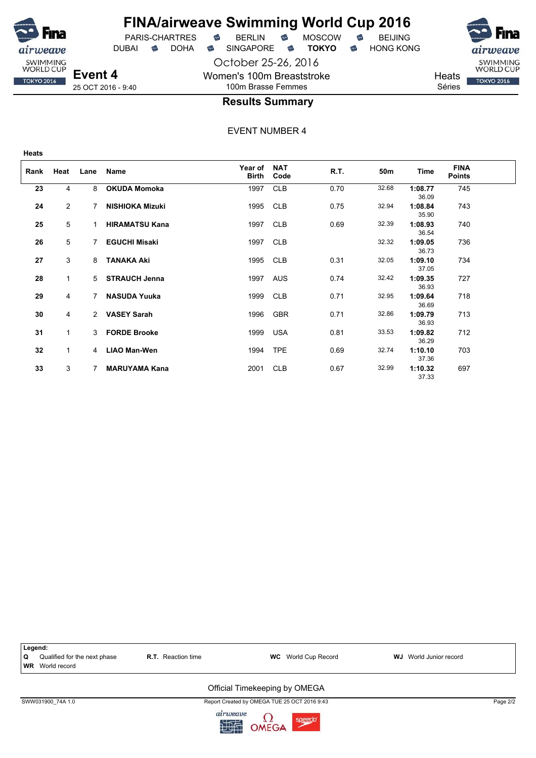# FINA/airweave Swimming World Cup 2016

PARIS-CHARTRES • BERLIN • MOSCOW • BEIJING
DUBAI • DOHA • SINGAPORE • **TOKYO** • HONG KONG

October 25-26, 2016

**Event 4**
25 OCT 2016 - 9:40

Women's 100m Breaststroke
100m Brasse Femmes

Heats
Séries

## Results Summary

EVENT NUMBER 4

**Heats**

| Rank | Heat | Lane | Name | Year of Birth | NAT Code | R.T. | 50m | Time | FINA Points |
|---|---|---|---|---|---|---|---|---|---|
| **23** | 4 | 8 | **OKUDA Momoka** | 1997 | CLB | 0.70 | 32.68 | **1:08.77** 36.09 | 745 |
| **24** | 2 | 7 | **NISHIOKA Mizuki** | 1995 | CLB | 0.75 | 32.94 | **1:08.84** 35.90 | 743 |
| **25** | 5 | 1 | **HIRAMATSU Kana** | 1997 | CLB | 0.69 | 32.39 | **1:08.93** 36.54 | 740 |
| **26** | 5 | 7 | **EGUCHI Misaki** | 1997 | CLB | | 32.32 | **1:09.05** 36.73 | 736 |
| **27** | 3 | 8 | **TANAKA Aki** | 1995 | CLB | 0.31 | 32.05 | **1:09.10** 37.05 | 734 |
| **28** | 1 | 5 | **STRAUCH Jenna** | 1997 | AUS | 0.74 | 32.42 | **1:09.35** 36.93 | 727 |
| **29** | 4 | 7 | **NASUDA Yuuka** | 1999 | CLB | 0.71 | 32.95 | **1:09.64** 36.69 | 718 |
| **30** | 4 | 2 | **VASEY Sarah** | 1996 | GBR | 0.71 | 32.86 | **1:09.79** 36.93 | 713 |
| **31** | 1 | 3 | **FORDE Brooke** | 1999 | USA | 0.81 | 33.53 | **1:09.82** 36.29 | 712 |
| **32** | 1 | 4 | **LIAO Man-Wen** | 1994 | TPE | 0.69 | 32.74 | **1:10.10** 37.36 | 703 |
| **33** | 3 | 7 | **MARUYAMA Kana** | 2001 | CLB | 0.67 | 32.99 | **1:10.32** 37.33 | 697 |

**Legend:**
**Q** Qualified for the next phase | **R.T.** Reaction time | **WC** World Cup Record | **WJ** World Junior record
**WR** World record

Official Timekeeping by OMEGA

SWW031900_74A 1.0 — Report Created by OMEGA TUE 25 OCT 2016 9:43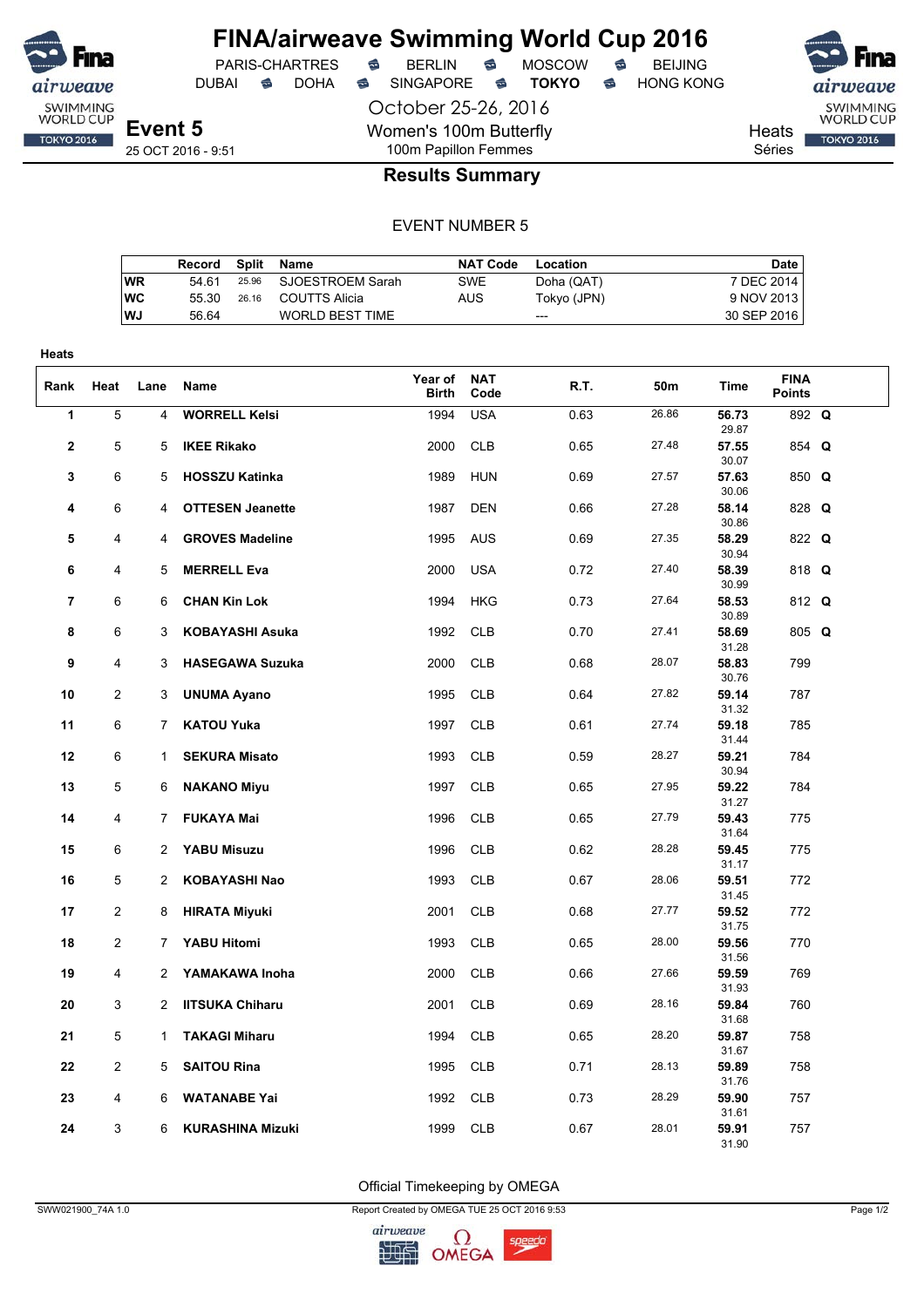# FINA/airweave Swimming World Cup 2016

PARIS-CHARTRES · BERLIN · MOSCOW · BEIJING
DUBAI · DOHA · SINGAPORE · **TOKYO** · HONG KONG

October 25-26, 2016

**Event 5**
25 OCT 2016 - 9:51

Women's 100m Butterfly
100m Papillon Femmes

Heats
Séries

## Results Summary

EVENT NUMBER 5

| | Record | Split | Name | NAT Code | Location | Date |
|---|---|---|---|---|---|---|
| WR | 54.61 | 25.96 | SJOESTROEM Sarah | SWE | Doha (QAT) | 7 DEC 2014 |
| WC | 55.30 | 26.16 | COUTTS Alicia | AUS | Tokyo (JPN) | 9 NOV 2013 |
| WJ | 56.64 | | WORLD BEST TIME | | --- | 30 SEP 2016 |

**Heats**

| Rank | Heat | Lane | Name | Year of Birth | NAT Code | R.T. | 50m | Time | FINA Points | |
|---|---|---|---|---|---|---|---|---|---|---|
| 1 | 5 | 4 | **WORRELL Kelsi** | 1994 | USA | 0.63 | 26.86 | **56.73** 29.87 | 892 | **Q** |
| 2 | 5 | 5 | **IKEE Rikako** | 2000 | CLB | 0.65 | 27.48 | **57.55** 30.07 | 854 | **Q** |
| 3 | 6 | 5 | **HOSSZU Katinka** | 1989 | HUN | 0.69 | 27.57 | **57.63** 30.06 | 850 | **Q** |
| 4 | 6 | 4 | **OTTESEN Jeanette** | 1987 | DEN | 0.66 | 27.28 | **58.14** 30.86 | 828 | **Q** |
| 5 | 4 | 4 | **GROVES Madeline** | 1995 | AUS | 0.69 | 27.35 | **58.29** 30.94 | 822 | **Q** |
| 6 | 4 | 5 | **MERRELL Eva** | 2000 | USA | 0.72 | 27.40 | **58.39** 30.99 | 818 | **Q** |
| 7 | 6 | 6 | **CHAN Kin Lok** | 1994 | HKG | 0.73 | 27.64 | **58.53** 30.89 | 812 | **Q** |
| 8 | 6 | 3 | **KOBAYASHI Asuka** | 1992 | CLB | 0.70 | 27.41 | **58.69** 31.28 | 805 | **Q** |
| 9 | 4 | 3 | **HASEGAWA Suzuka** | 2000 | CLB | 0.68 | 28.07 | **58.83** 30.76 | 799 | |
| 10 | 2 | 3 | **UNUMA Ayano** | 1995 | CLB | 0.64 | 27.82 | **59.14** 31.32 | 787 | |
| 11 | 6 | 7 | **KATOU Yuka** | 1997 | CLB | 0.61 | 27.74 | **59.18** 31.44 | 785 | |
| 12 | 6 | 1 | **SEKURA Misato** | 1993 | CLB | 0.59 | 28.27 | **59.21** 30.94 | 784 | |
| 13 | 5 | 6 | **NAKANO Miyu** | 1997 | CLB | 0.65 | 27.95 | **59.22** 31.27 | 784 | |
| 14 | 4 | 7 | **FUKAYA Mai** | 1996 | CLB | 0.65 | 27.79 | **59.43** 31.64 | 775 | |
| 15 | 6 | 2 | **YABU Misuzu** | 1996 | CLB | 0.62 | 28.28 | **59.45** 31.17 | 775 | |
| 16 | 5 | 2 | **KOBAYASHI Nao** | 1993 | CLB | 0.67 | 28.06 | **59.51** 31.45 | 772 | |
| 17 | 2 | 8 | **HIRATA Miyuki** | 2001 | CLB | 0.68 | 27.77 | **59.52** 31.75 | 772 | |
| 18 | 2 | 7 | **YABU Hitomi** | 1993 | CLB | 0.65 | 28.00 | **59.56** 31.56 | 770 | |
| 19 | 4 | 2 | **YAMAKAWA Inoha** | 2000 | CLB | 0.66 | 27.66 | **59.59** 31.93 | 769 | |
| 20 | 3 | 2 | **IITSUKA Chiharu** | 2001 | CLB | 0.69 | 28.16 | **59.84** 31.68 | 760 | |
| 21 | 5 | 1 | **TAKAGI Miharu** | 1994 | CLB | 0.65 | 28.20 | **59.87** 31.67 | 758 | |
| 22 | 2 | 5 | **SAITOU Rina** | 1995 | CLB | 0.71 | 28.13 | **59.89** 31.76 | 758 | |
| 23 | 4 | 6 | **WATANABE Yai** | 1992 | CLB | 0.73 | 28.29 | **59.90** 31.61 | 757 | |
| 24 | 3 | 6 | **KURASHINA Mizuki** | 1999 | CLB | 0.67 | 28.01 | **59.91** 31.90 | 757 | |

Official Timekeeping by OMEGA

SWW021900_74A 1.0 · Report Created by OMEGA TUE 25 OCT 2016 9:53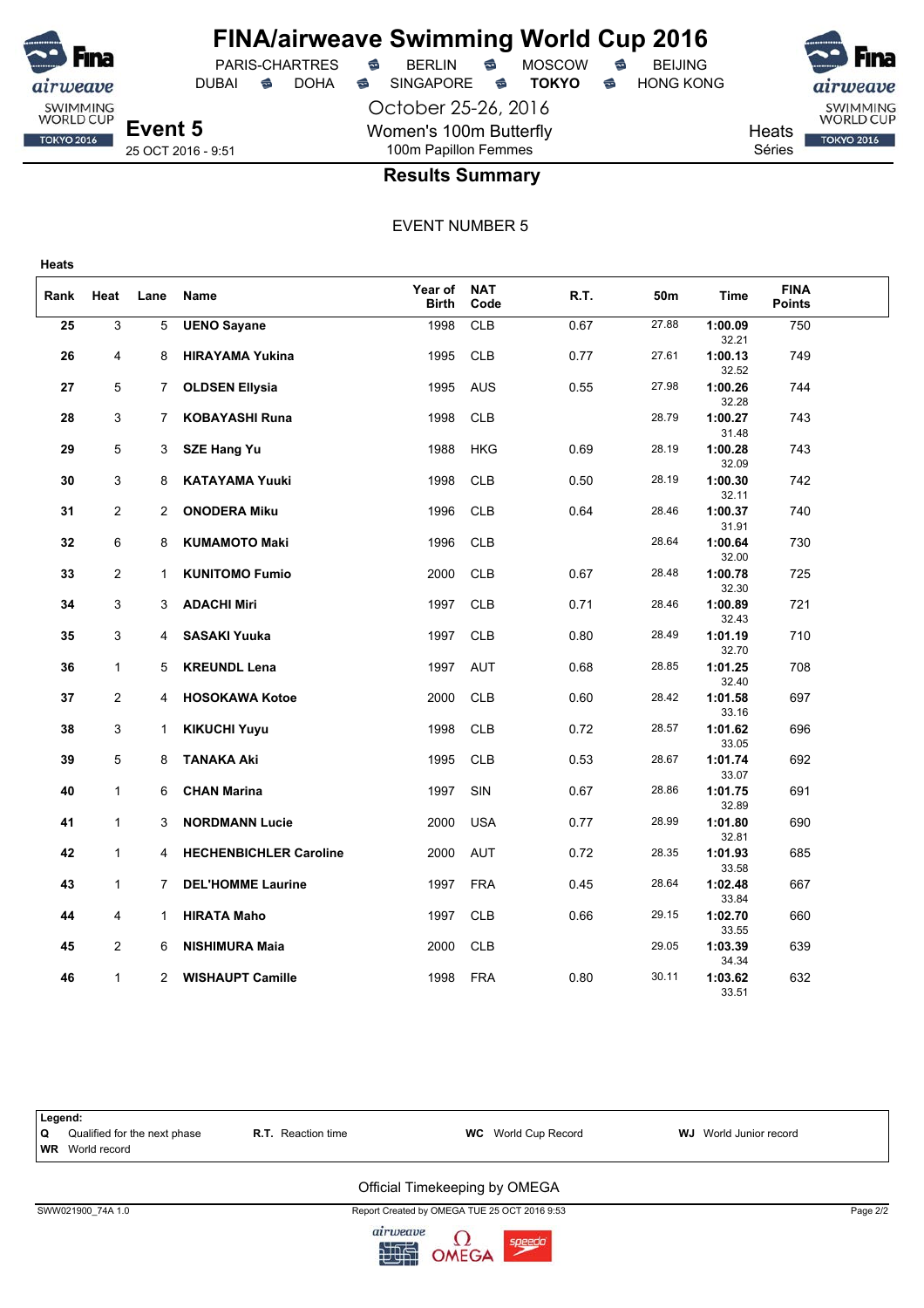# FINA/airweave Swimming World Cup 2016

PARIS-CHARTRES · BERLIN · MOSCOW · BEIJING
DUBAI · DOHA · SINGAPORE · **TOKYO** · HONG KONG

October 25-26, 2016

**Event 5**
25 OCT 2016 - 9:51

Women's 100m Butterfly
100m Papillon Femmes

Heats
Séries

## Results Summary

EVENT NUMBER 5

**Heats**

| Rank | Heat | Lane | Name | Year of Birth | NAT Code | R.T. | 50m | Time | FINA Points |
|---|---|---|---|---|---|---|---|---|---|
| 25 | 3 | 5 | UENO Sayane | 1998 | CLB | 0.67 | 27.88 | 1:00.09 / 32.21 | 750 |
| 26 | 4 | 8 | HIRAYAMA Yukina | 1995 | CLB | 0.77 | 27.61 | 1:00.13 / 32.52 | 749 |
| 27 | 5 | 7 | OLDSEN Ellysia | 1995 | AUS | 0.55 | 27.98 | 1:00.26 / 32.28 | 744 |
| 28 | 3 | 7 | KOBAYASHI Runa | 1998 | CLB | | 28.79 | 1:00.27 / 31.48 | 743 |
| 29 | 5 | 3 | SZE Hang Yu | 1988 | HKG | 0.69 | 28.19 | 1:00.28 / 32.09 | 743 |
| 30 | 3 | 8 | KATAYAMA Yuuki | 1998 | CLB | 0.50 | 28.19 | 1:00.30 / 32.11 | 742 |
| 31 | 2 | 2 | ONODERA Miku | 1996 | CLB | 0.64 | 28.46 | 1:00.37 / 31.91 | 740 |
| 32 | 6 | 8 | KUMAMOTO Maki | 1996 | CLB | | 28.64 | 1:00.64 / 32.00 | 730 |
| 33 | 2 | 1 | KUNITOMO Fumio | 2000 | CLB | 0.67 | 28.48 | 1:00.78 / 32.30 | 725 |
| 34 | 3 | 3 | ADACHI Miri | 1997 | CLB | 0.71 | 28.46 | 1:00.89 / 32.43 | 721 |
| 35 | 3 | 4 | SASAKI Yuuka | 1997 | CLB | 0.80 | 28.49 | 1:01.19 / 32.70 | 710 |
| 36 | 1 | 5 | KREUNDL Lena | 1997 | AUT | 0.68 | 28.85 | 1:01.25 / 32.40 | 708 |
| 37 | 2 | 4 | HOSOKAWA Kotoe | 2000 | CLB | 0.60 | 28.42 | 1:01.58 / 33.16 | 697 |
| 38 | 3 | 1 | KIKUCHI Yuyu | 1998 | CLB | 0.72 | 28.57 | 1:01.62 / 33.05 | 696 |
| 39 | 5 | 8 | TANAKA Aki | 1995 | CLB | 0.53 | 28.67 | 1:01.74 / 33.07 | 692 |
| 40 | 1 | 6 | CHAN Marina | 1997 | SIN | 0.67 | 28.86 | 1:01.75 / 32.89 | 691 |
| 41 | 1 | 3 | NORDMANN Lucie | 2000 | USA | 0.77 | 28.99 | 1:01.80 / 32.81 | 690 |
| 42 | 1 | 4 | HECHENBICHLER Caroline | 2000 | AUT | 0.72 | 28.35 | 1:01.93 / 33.58 | 685 |
| 43 | 1 | 7 | DEL'HOMME Laurine | 1997 | FRA | 0.45 | 28.64 | 1:02.48 / 33.84 | 667 |
| 44 | 4 | 1 | HIRATA Maho | 1997 | CLB | 0.66 | 29.15 | 1:02.70 / 33.55 | 660 |
| 45 | 2 | 6 | NISHIMURA Maia | 2000 | CLB | | 29.05 | 1:03.39 / 34.34 | 639 |
| 46 | 1 | 2 | WISHAUPT Camille | 1998 | FRA | 0.80 | 30.11 | 1:03.62 / 33.51 | 632 |

**Legend:**
**Q** Qualified for the next phase · **R.T.** Reaction time · **WC** World Cup Record · **WJ** World Junior record
**WR** World record

Official Timekeeping by OMEGA

SWW021900_74A 1.0 · Report Created by OMEGA TUE 25 OCT 2016 9:53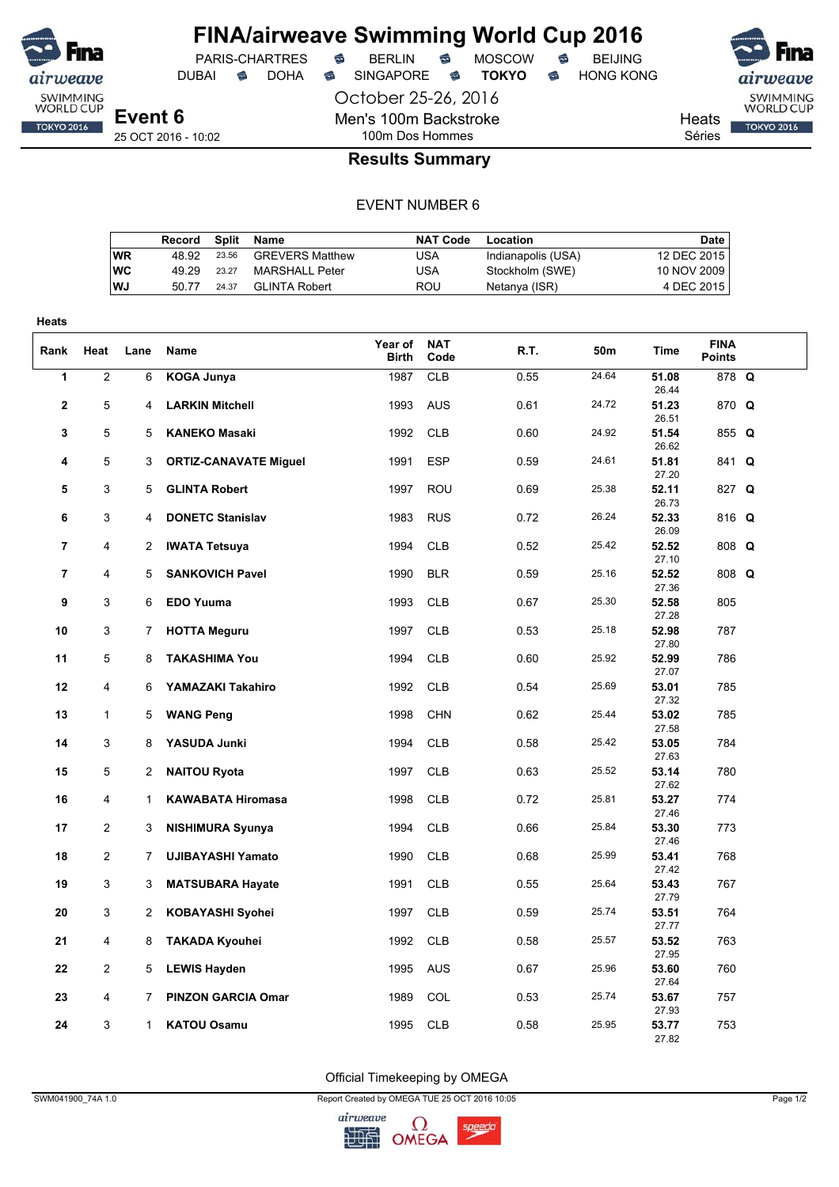# FINA/airweave Swimming World Cup 2016

PARIS-CHARTRES · BERLIN · MOSCOW · BEIJING
DUBAI · DOHA · SINGAPORE · **TOKYO** · HONG KONG

October 25-26, 2016

**Event 6**
25 OCT 2016 - 10:02

Men's 100m Backstroke
100m Dos Hommes

Heats
Séries

## Results Summary

EVENT NUMBER 6

| | Record | Split | Name | NAT Code | Location | Date |
|---|---|---|---|---|---|---|
| WR | 48.92 | 23.56 | GREVERS Matthew | USA | Indianapolis (USA) | 12 DEC 2015 |
| WC | 49.29 | 23.27 | MARSHALL Peter | USA | Stockholm (SWE) | 10 NOV 2009 |
| WJ | 50.77 | 24.37 | GLINTA Robert | ROU | Netanya (ISR) | 4 DEC 2015 |

**Heats**

| Rank | Heat | Lane | Name | Year of Birth | NAT Code | R.T. | 50m | Time | FINA Points | |
|---|---|---|---|---|---|---|---|---|---|---|
| 1 | 2 | 6 | **KOGA Junya** | 1987 | CLB | 0.55 | 24.64 | **51.08** 26.44 | 878 | **Q** |
| 2 | 5 | 4 | **LARKIN Mitchell** | 1993 | AUS | 0.61 | 24.72 | **51.23** 26.51 | 870 | **Q** |
| 3 | 5 | 5 | **KANEKO Masaki** | 1992 | CLB | 0.60 | 24.92 | **51.54** 26.62 | 855 | **Q** |
| 4 | 5 | 3 | **ORTIZ-CANAVATE Miguel** | 1991 | ESP | 0.59 | 24.61 | **51.81** 27.20 | 841 | **Q** |
| 5 | 3 | 5 | **GLINTA Robert** | 1997 | ROU | 0.69 | 25.38 | **52.11** 26.73 | 827 | **Q** |
| 6 | 3 | 4 | **DONETC Stanislav** | 1983 | RUS | 0.72 | 26.24 | **52.33** 26.09 | 816 | **Q** |
| 7 | 4 | 2 | **IWATA Tetsuya** | 1994 | CLB | 0.52 | 25.42 | **52.52** 27.10 | 808 | **Q** |
| 7 | 4 | 5 | **SANKOVICH Pavel** | 1990 | BLR | 0.59 | 25.16 | **52.52** 27.36 | 808 | **Q** |
| 9 | 3 | 6 | **EDO Yuuma** | 1993 | CLB | 0.67 | 25.30 | **52.58** 27.28 | 805 | |
| 10 | 3 | 7 | **HOTTA Meguru** | 1997 | CLB | 0.53 | 25.18 | **52.98** 27.80 | 787 | |
| 11 | 5 | 8 | **TAKASHIMA You** | 1994 | CLB | 0.60 | 25.92 | **52.99** 27.07 | 786 | |
| 12 | 4 | 6 | **YAMAZAKI Takahiro** | 1992 | CLB | 0.54 | 25.69 | **53.01** 27.32 | 785 | |
| 13 | 1 | 5 | **WANG Peng** | 1998 | CHN | 0.62 | 25.44 | **53.02** 27.58 | 785 | |
| 14 | 3 | 8 | **YASUDA Junki** | 1994 | CLB | 0.58 | 25.42 | **53.05** 27.63 | 784 | |
| 15 | 5 | 2 | **NAITOU Ryota** | 1997 | CLB | 0.63 | 25.52 | **53.14** 27.62 | 780 | |
| 16 | 4 | 1 | **KAWABATA Hiromasa** | 1998 | CLB | 0.72 | 25.81 | **53.27** 27.46 | 774 | |
| 17 | 2 | 3 | **NISHIMURA Syunya** | 1994 | CLB | 0.66 | 25.84 | **53.30** 27.46 | 773 | |
| 18 | 2 | 7 | **UJIBAYASHI Yamato** | 1990 | CLB | 0.68 | 25.99 | **53.41** 27.42 | 768 | |
| 19 | 3 | 3 | **MATSUBARA Hayate** | 1991 | CLB | 0.55 | 25.64 | **53.43** 27.79 | 767 | |
| 20 | 3 | 2 | **KOBAYASHI Syohei** | 1997 | CLB | 0.59 | 25.74 | **53.51** 27.77 | 764 | |
| 21 | 4 | 8 | **TAKADA Kyouhei** | 1992 | CLB | 0.58 | 25.57 | **53.52** 27.95 | 763 | |
| 22 | 2 | 5 | **LEWIS Hayden** | 1995 | AUS | 0.67 | 25.96 | **53.60** 27.64 | 760 | |
| 23 | 4 | 7 | **PINZON GARCIA Omar** | 1989 | COL | 0.53 | 25.74 | **53.67** 27.93 | 757 | |
| 24 | 3 | 1 | **KATOU Osamu** | 1995 | CLB | 0.58 | 25.95 | **53.77** 27.82 | 753 | |

Official Timekeeping by OMEGA

SWM041900_74A 1.0 — Report Created by OMEGA TUE 25 OCT 2016 10:05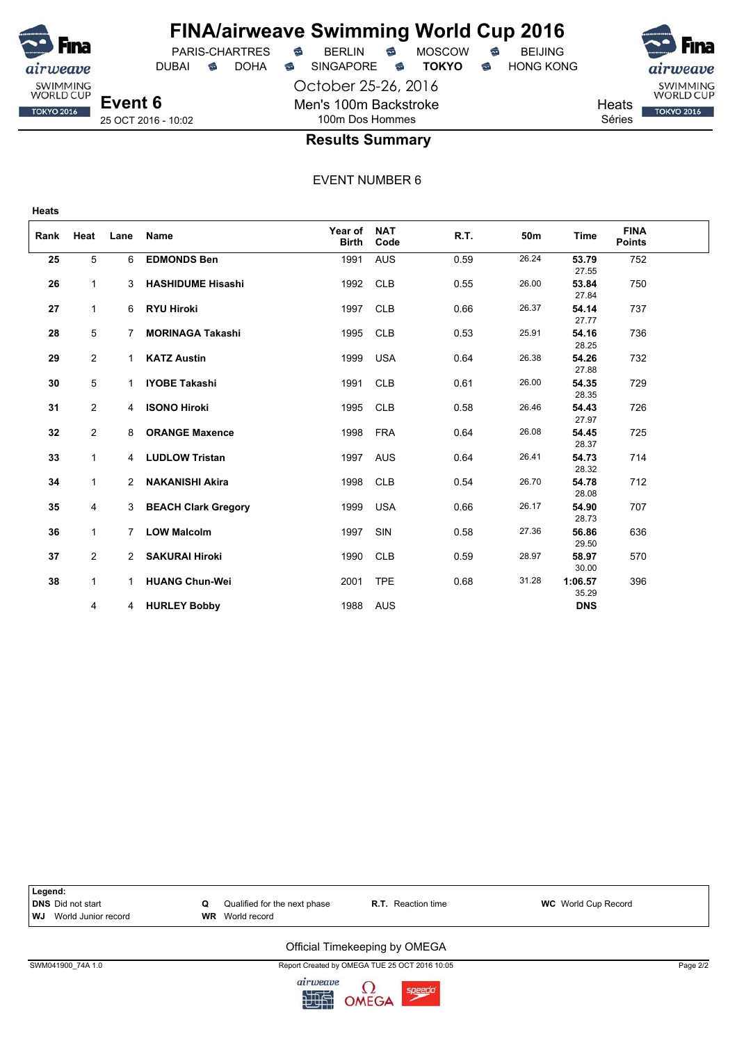# FINA/airweave Swimming World Cup 2016

PARIS-CHARTRES · BERLIN · MOSCOW · BEIJING
DUBAI · DOHA · SINGAPORE · **TOKYO** · HONG KONG

October 25-26, 2016

**Event 6**
25 OCT 2016 - 10:02

Men's 100m Backstroke
100m Dos Hommes

Heats
Séries

## Results Summary

EVENT NUMBER 6

**Heats**

| Rank | Heat | Lane | Name | Year of Birth | NAT Code | R.T. | 50m | Time | FINA Points |
|---|---|---|---|---|---|---|---|---|---|
| **25** | 5 | 6 | **EDMONDS Ben** | 1991 | AUS | 0.59 | 26.24 | **53.79** 27.55 | 752 |
| **26** | 1 | 3 | **HASHIDUME Hisashi** | 1992 | CLB | 0.55 | 26.00 | **53.84** 27.84 | 750 |
| **27** | 1 | 6 | **RYU Hiroki** | 1997 | CLB | 0.66 | 26.37 | **54.14** 27.77 | 737 |
| **28** | 5 | 7 | **MORINAGA Takashi** | 1995 | CLB | 0.53 | 25.91 | **54.16** 28.25 | 736 |
| **29** | 2 | 1 | **KATZ Austin** | 1999 | USA | 0.64 | 26.38 | **54.26** 27.88 | 732 |
| **30** | 5 | 1 | **IYOBE Takashi** | 1991 | CLB | 0.61 | 26.00 | **54.35** 28.35 | 729 |
| **31** | 2 | 4 | **ISONO Hiroki** | 1995 | CLB | 0.58 | 26.46 | **54.43** 27.97 | 726 |
| **32** | 2 | 8 | **ORANGE Maxence** | 1998 | FRA | 0.64 | 26.08 | **54.45** 28.37 | 725 |
| **33** | 1 | 4 | **LUDLOW Tristan** | 1997 | AUS | 0.64 | 26.41 | **54.73** 28.32 | 714 |
| **34** | 1 | 2 | **NAKANISHI Akira** | 1998 | CLB | 0.54 | 26.70 | **54.78** 28.08 | 712 |
| **35** | 4 | 3 | **BEACH Clark Gregory** | 1999 | USA | 0.66 | 26.17 | **54.90** 28.73 | 707 |
| **36** | 1 | 7 | **LOW Malcolm** | 1997 | SIN | 0.58 | 27.36 | **56.86** 29.50 | 636 |
| **37** | 2 | 2 | **SAKURAI Hiroki** | 1990 | CLB | 0.59 | 28.97 | **58.97** 30.00 | 570 |
| **38** | 1 | 1 | **HUANG Chun-Wei** | 2001 | TPE | 0.68 | 31.28 | **1:06.57** 35.29 | 396 |
| | 4 | 4 | **HURLEY Bobby** | 1988 | AUS | | | **DNS** | |

**Legend:**
**DNS** Did not start · **Q** Qualified for the next phase · **R.T.** Reaction time · **WC** World Cup Record
**WJ** World Junior record · **WR** World record

Official Timekeeping by OMEGA

SWM041900_74A 1.0 · Report Created by OMEGA TUE 25 OCT 2016 10:05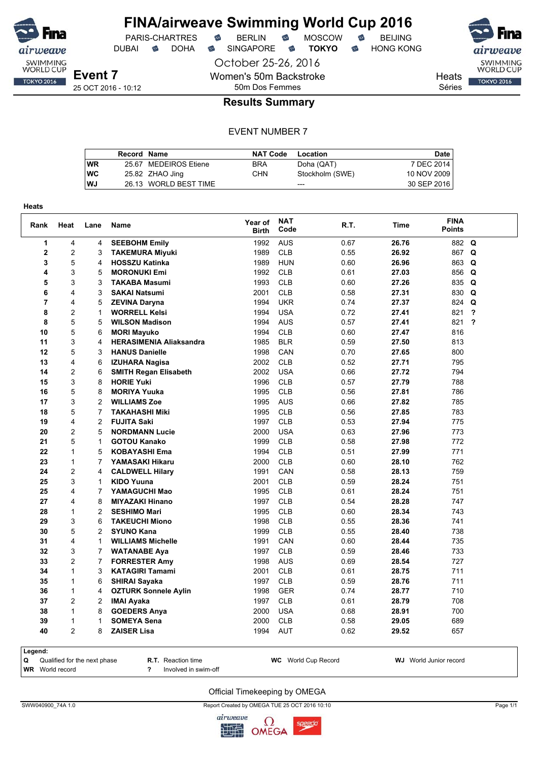# FINA/airweave Swimming World Cup 2016

PARIS-CHARTRES · BERLIN · MOSCOW · BEIJING
DUBAI · DOHA · SINGAPORE · **TOKYO** · HONG KONG

October 25-26, 2016

**Event 7**
25 OCT 2016 - 10:12

Women's 50m Backstroke
50m Dos Femmes

Heats
Séries

## Results Summary

EVENT NUMBER 7

| | Record | Name | NAT Code | Location | Date |
|---|---|---|---|---|---|
| WR | 25.67 | MEDEIROS Etiene | BRA | Doha (QAT) | 7 DEC 2014 |
| WC | 25.82 | ZHAO Jing | CHN | Stockholm (SWE) | 10 NOV 2009 |
| WJ | 26.13 | WORLD BEST TIME | | --- | 30 SEP 2016 |

**Heats**

| Rank | Heat | Lane | Name | Year of Birth | NAT Code | R.T. | Time | FINA Points | |
|---|---|---|---|---|---|---|---|---|---|
| 1 | 4 | 4 | **SEEBOHM Emily** | 1992 | AUS | 0.67 | **26.76** | 882 | **Q** |
| 2 | 2 | 3 | **TAKEMURA Miyuki** | 1989 | CLB | 0.55 | **26.92** | 867 | **Q** |
| 3 | 5 | 4 | **HOSSZU Katinka** | 1989 | HUN | 0.60 | **26.96** | 863 | **Q** |
| 4 | 3 | 5 | **MORONUKI Emi** | 1992 | CLB | 0.61 | **27.03** | 856 | **Q** |
| 5 | 3 | 3 | **TAKABA Masumi** | 1993 | CLB | 0.60 | **27.26** | 835 | **Q** |
| 6 | 4 | 3 | **SAKAI Natsumi** | 2001 | CLB | 0.58 | **27.31** | 830 | **Q** |
| 7 | 4 | 5 | **ZEVINA Daryna** | 1994 | UKR | 0.74 | **27.37** | 824 | **Q** |
| 8 | 2 | 1 | **WORRELL Kelsi** | 1994 | USA | 0.72 | **27.41** | 821 | **?** |
| 8 | 5 | 5 | **WILSON Madison** | 1994 | AUS | 0.57 | **27.41** | 821 | **?** |
| 10 | 5 | 6 | **MORI Mayuko** | 1994 | CLB | 0.60 | **27.47** | 816 | |
| 11 | 3 | 4 | **HERASIMENIA Aliaksandra** | 1985 | BLR | 0.59 | **27.50** | 813 | |
| 12 | 5 | 3 | **HANUS Danielle** | 1998 | CAN | 0.70 | **27.65** | 800 | |
| 13 | 4 | 6 | **IZUHARA Nagisa** | 2002 | CLB | 0.52 | **27.71** | 795 | |
| 14 | 2 | 6 | **SMITH Regan Elisabeth** | 2002 | USA | 0.66 | **27.72** | 794 | |
| 15 | 3 | 8 | **HORIE Yuki** | 1996 | CLB | 0.57 | **27.79** | 788 | |
| 16 | 5 | 8 | **MORIYA Yuuka** | 1995 | CLB | 0.56 | **27.81** | 786 | |
| 17 | 3 | 2 | **WILLIAMS Zoe** | 1995 | AUS | 0.66 | **27.82** | 785 | |
| 18 | 5 | 7 | **TAKAHASHI Miki** | 1995 | CLB | 0.56 | **27.85** | 783 | |
| 19 | 4 | 2 | **FUJITA Saki** | 1997 | CLB | 0.53 | **27.94** | 775 | |
| 20 | 2 | 5 | **NORDMANN Lucie** | 2000 | USA | 0.63 | **27.96** | 773 | |
| 21 | 5 | 1 | **GOTOU Kanako** | 1999 | CLB | 0.58 | **27.98** | 772 | |
| 22 | 1 | 5 | **KOBAYASHI Ema** | 1994 | CLB | 0.51 | **27.99** | 771 | |
| 23 | 1 | 7 | **YAMASAKI Hikaru** | 2000 | CLB | 0.60 | **28.10** | 762 | |
| 24 | 2 | 4 | **CALDWELL Hilary** | 1991 | CAN | 0.58 | **28.13** | 759 | |
| 25 | 3 | 1 | **KIDO Yuuna** | 2001 | CLB | 0.59 | **28.24** | 751 | |
| 25 | 4 | 7 | **YAMAGUCHI Mao** | 1995 | CLB | 0.61 | **28.24** | 751 | |
| 27 | 4 | 8 | **MIYAZAKI Hinano** | 1997 | CLB | 0.54 | **28.28** | 747 | |
| 28 | 1 | 2 | **SESHIMO Mari** | 1995 | CLB | 0.60 | **28.34** | 743 | |
| 29 | 3 | 6 | **TAKEUCHI Miono** | 1998 | CLB | 0.55 | **28.36** | 741 | |
| 30 | 5 | 2 | **SYUNO Kana** | 1999 | CLB | 0.55 | **28.40** | 738 | |
| 31 | 4 | 1 | **WILLIAMS Michelle** | 1991 | CAN | 0.60 | **28.44** | 735 | |
| 32 | 3 | 7 | **WATANABE Aya** | 1997 | CLB | 0.59 | **28.46** | 733 | |
| 33 | 2 | 7 | **FORRESTER Amy** | 1998 | AUS | 0.69 | **28.54** | 727 | |
| 34 | 1 | 3 | **KATAGIRI Tamami** | 2001 | CLB | 0.61 | **28.75** | 711 | |
| 35 | 1 | 6 | **SHIRAI Sayaka** | 1997 | CLB | 0.59 | **28.76** | 711 | |
| 36 | 1 | 4 | **OZTURK Sonnele Aylin** | 1998 | GER | 0.74 | **28.77** | 710 | |
| 37 | 2 | 2 | **IMAI Ayaka** | 1997 | CLB | 0.61 | **28.79** | 708 | |
| 38 | 1 | 8 | **GOEDERS Anya** | 2000 | USA | 0.68 | **28.91** | 700 | |
| 39 | 1 | 1 | **SOMEYA Sena** | 2000 | CLB | 0.58 | **29.05** | 689 | |
| 40 | 2 | 8 | **ZAISER Lisa** | 1994 | AUT | 0.62 | **29.52** | 657 | |

**Legend:**

| | | | |
|---|---|---|---|
| **Q** Qualified for the next phase | **R.T.** Reaction time | **WC** World Cup Record | **WJ** World Junior record |
| **WR** World record | **?** Involved in swim-off | | |

Official Timekeeping by OMEGA

SWW040900_74A 1.0 — Report Created by OMEGA TUE 25 OCT 2016 10:10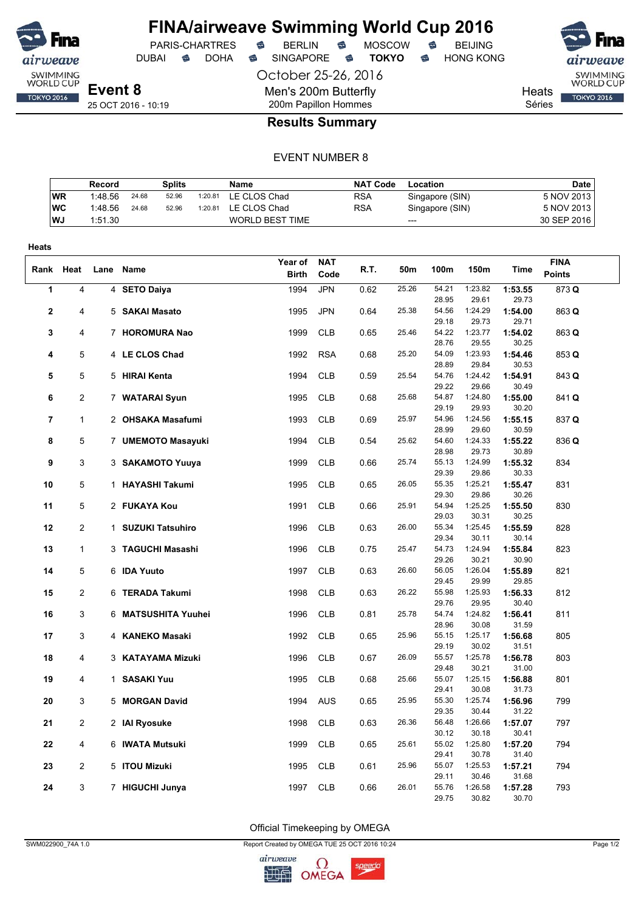# FINA/airweave Swimming World Cup 2016

PARIS-CHARTRES · BERLIN · MOSCOW · BEIJING
DUBAI · DOHA · SINGAPORE · **TOKYO** · HONG KONG

October 25-26, 2016

**Event 8**
25 OCT 2016 - 10:19

Men's 200m Butterfly
200m Papillon Hommes

Heats
Séries

## Results Summary

EVENT NUMBER 8

| | Record | Splits | | | Name | NAT Code | Location | Date |
|---|---|---|---|---|---|---|---|---|
| WR | 1:48.56 | 24.68 | 52.96 | 1:20.81 | LE CLOS Chad | RSA | Singapore (SIN) | 5 NOV 2013 |
| WC | 1:48.56 | 24.68 | 52.96 | 1:20.81 | LE CLOS Chad | RSA | Singapore (SIN) | 5 NOV 2013 |
| WJ | 1:51.30 | | | | WORLD BEST TIME | | --- | 30 SEP 2016 |

**Heats**

| Rank | Heat | Lane | Name | Year of Birth | NAT Code | R.T. | 50m | 100m | 150m | Time | FINA Points |
|---|---|---|---|---|---|---|---|---|---|---|---|
| 1 | 4 | 4 | **SETO Daiya** | 1994 | JPN | 0.62 | 25.26 | 54.21 / 28.95 | 1:23.82 / 29.61 | **1:53.55** / 29.73 | 873 **Q** |
| 2 | 4 | 5 | **SAKAI Masato** | 1995 | JPN | 0.64 | 25.38 | 54.56 / 29.18 | 1:24.29 / 29.73 | **1:54.00** / 29.71 | 863 **Q** |
| 3 | 4 | 7 | **HOROMURA Nao** | 1999 | CLB | 0.65 | 25.46 | 54.22 / 28.76 | 1:23.77 / 29.55 | **1:54.02** / 30.25 | 863 **Q** |
| 4 | 5 | 4 | **LE CLOS Chad** | 1992 | RSA | 0.68 | 25.20 | 54.09 / 28.89 | 1:23.93 / 29.84 | **1:54.46** / 30.53 | 853 **Q** |
| 5 | 5 | 5 | **HIRAI Kenta** | 1994 | CLB | 0.59 | 25.54 | 54.76 / 29.22 | 1:24.42 / 29.66 | **1:54.91** / 30.49 | 843 **Q** |
| 6 | 2 | 7 | **WATARAI Syun** | 1995 | CLB | 0.68 | 25.68 | 54.87 / 29.19 | 1:24.80 / 29.93 | **1:55.00** / 30.20 | 841 **Q** |
| 7 | 1 | 2 | **OHSAKA Masafumi** | 1993 | CLB | 0.69 | 25.97 | 54.96 / 28.99 | 1:24.56 / 29.60 | **1:55.15** / 30.59 | 837 **Q** |
| 8 | 5 | 7 | **UMEMOTO Masayuki** | 1994 | CLB | 0.54 | 25.62 | 54.60 / 28.98 | 1:24.33 / 29.73 | **1:55.22** / 30.89 | 836 **Q** |
| 9 | 3 | 3 | **SAKAMOTO Yuuya** | 1999 | CLB | 0.66 | 25.74 | 55.13 / 29.39 | 1:24.99 / 29.86 | **1:55.32** / 30.33 | 834 |
| 10 | 5 | 1 | **HAYASHI Takumi** | 1995 | CLB | 0.65 | 26.05 | 55.35 / 29.30 | 1:25.21 / 29.86 | **1:55.47** / 30.26 | 831 |
| 11 | 5 | 2 | **FUKAYA Kou** | 1991 | CLB | 0.66 | 25.91 | 54.94 / 29.03 | 1:25.25 / 30.31 | **1:55.50** / 30.25 | 830 |
| 12 | 2 | 1 | **SUZUKI Tatsuhiro** | 1996 | CLB | 0.63 | 26.00 | 55.34 / 29.34 | 1:25.45 / 30.11 | **1:55.59** / 30.14 | 828 |
| 13 | 1 | 3 | **TAGUCHI Masashi** | 1996 | CLB | 0.75 | 25.47 | 54.73 / 29.26 | 1:24.94 / 30.21 | **1:55.84** / 30.90 | 823 |
| 14 | 5 | 6 | **IDA Yuuto** | 1997 | CLB | 0.63 | 26.60 | 56.05 / 29.45 | 1:26.04 / 29.99 | **1:55.89** / 29.85 | 821 |
| 15 | 2 | 6 | **TERADA Takumi** | 1998 | CLB | 0.63 | 26.22 | 55.98 / 29.76 | 1:25.93 / 29.95 | **1:56.33** / 30.40 | 812 |
| 16 | 3 | 6 | **MATSUSHITA Yuuhei** | 1996 | CLB | 0.81 | 25.78 | 54.74 / 28.96 | 1:24.82 / 30.08 | **1:56.41** / 31.59 | 811 |
| 17 | 3 | 4 | **KANEKO Masaki** | 1992 | CLB | 0.65 | 25.96 | 55.15 / 29.19 | 1:25.17 / 30.02 | **1:56.68** / 31.51 | 805 |
| 18 | 4 | 3 | **KATAYAMA Mizuki** | 1996 | CLB | 0.67 | 26.09 | 55.57 / 29.48 | 1:25.78 / 30.21 | **1:56.78** / 31.00 | 803 |
| 19 | 4 | 1 | **SASAKI Yuu** | 1995 | CLB | 0.68 | 25.66 | 55.07 / 29.41 | 1:25.15 / 30.08 | **1:56.88** / 31.73 | 801 |
| 20 | 3 | 5 | **MORGAN David** | 1994 | AUS | 0.65 | 25.95 | 55.30 / 29.35 | 1:25.74 / 30.44 | **1:56.96** / 31.22 | 799 |
| 21 | 2 | 2 | **IAI Ryosuke** | 1998 | CLB | 0.63 | 26.36 | 56.48 / 30.12 | 1:26.66 / 30.18 | **1:57.07** / 30.41 | 797 |
| 22 | 4 | 6 | **IWATA Mutsuki** | 1999 | CLB | 0.65 | 25.61 | 55.02 / 29.41 | 1:25.80 / 30.78 | **1:57.20** / 31.40 | 794 |
| 23 | 2 | 5 | **ITOU Mizuki** | 1995 | CLB | 0.61 | 25.96 | 55.07 / 29.11 | 1:25.53 / 30.46 | **1:57.21** / 31.68 | 794 |
| 24 | 3 | 7 | **HIGUCHI Junya** | 1997 | CLB | 0.66 | 26.01 | 55.76 / 29.75 | 1:26.58 / 30.82 | **1:57.28** / 30.70 | 793 |

Official Timekeeping by OMEGA

SWM022900_74A 1.0 — Report Created by OMEGA TUE 25 OCT 2016 10:24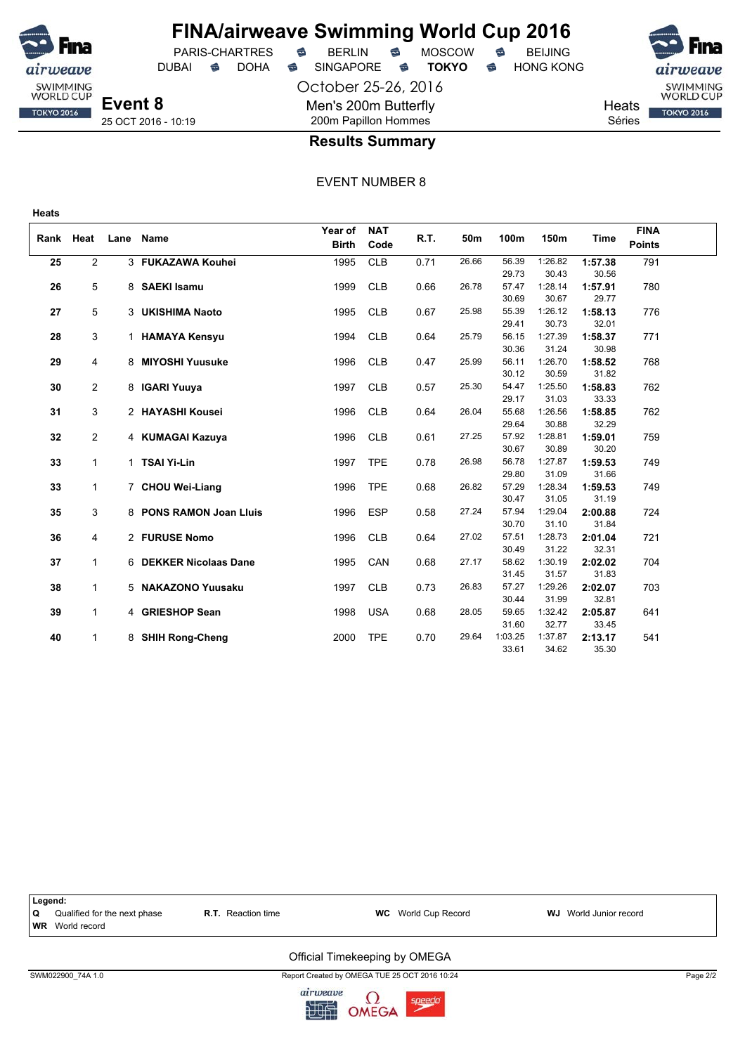# FINA/airweave Swimming World Cup 2016

PARIS-CHARTRES · BERLIN · MOSCOW · BEIJING
DUBAI · DOHA · SINGAPORE · **TOKYO** · HONG KONG

October 25-26, 2016

**Event 8**
25 OCT 2016 - 10:19

Men's 200m Butterfly
200m Papillon Hommes

Heats
Séries

## Results Summary

EVENT NUMBER 8

**Heats**

| Rank | Heat | Lane | Name | Year of Birth | NAT Code | R.T. | 50m | 100m | 150m | Time | FINA Points |
|---|---|---|---|---|---|---|---|---|---|---|---|
| 25 | 2 | 3 | **FUKAZAWA Kouhei** | 1995 | CLB | 0.71 | 26.66 | 56.39 | 1:26.82 | **1:57.38** | 791 |
| | | | | | | | | 29.73 | 30.43 | 30.56 | |
| 26 | 5 | 8 | **SAEKI Isamu** | 1999 | CLB | 0.66 | 26.78 | 57.47 | 1:28.14 | **1:57.91** | 780 |
| | | | | | | | | 30.69 | 30.67 | 29.77 | |
| 27 | 5 | 3 | **UKISHIMA Naoto** | 1995 | CLB | 0.67 | 25.98 | 55.39 | 1:26.12 | **1:58.13** | 776 |
| | | | | | | | | 29.41 | 30.73 | 32.01 | |
| 28 | 3 | 1 | **HAMAYA Kensyu** | 1994 | CLB | 0.64 | 25.79 | 56.15 | 1:27.39 | **1:58.37** | 771 |
| | | | | | | | | 30.36 | 31.24 | 30.98 | |
| 29 | 4 | 8 | **MIYOSHI Yuusuke** | 1996 | CLB | 0.47 | 25.99 | 56.11 | 1:26.70 | **1:58.52** | 768 |
| | | | | | | | | 30.12 | 30.59 | 31.82 | |
| 30 | 2 | 8 | **IGARI Yuuya** | 1997 | CLB | 0.57 | 25.30 | 54.47 | 1:25.50 | **1:58.83** | 762 |
| | | | | | | | | 29.17 | 31.03 | 33.33 | |
| 31 | 3 | 2 | **HAYASHI Kousei** | 1996 | CLB | 0.64 | 26.04 | 55.68 | 1:26.56 | **1:58.85** | 762 |
| | | | | | | | | 29.64 | 30.88 | 32.29 | |
| 32 | 2 | 4 | **KUMAGAI Kazuya** | 1996 | CLB | 0.61 | 27.25 | 57.92 | 1:28.81 | **1:59.01** | 759 |
| | | | | | | | | 30.67 | 30.89 | 30.20 | |
| 33 | 1 | 1 | **TSAI Yi-Lin** | 1997 | TPE | 0.78 | 26.98 | 56.78 | 1:27.87 | **1:59.53** | 749 |
| | | | | | | | | 29.80 | 31.09 | 31.66 | |
| 33 | 1 | 7 | **CHOU Wei-Liang** | 1996 | TPE | 0.68 | 26.82 | 57.29 | 1:28.34 | **1:59.53** | 749 |
| | | | | | | | | 30.47 | 31.05 | 31.19 | |
| 35 | 3 | 8 | **PONS RAMON Joan Lluis** | 1996 | ESP | 0.58 | 27.24 | 57.94 | 1:29.04 | **2:00.88** | 724 |
| | | | | | | | | 30.70 | 31.10 | 31.84 | |
| 36 | 4 | 2 | **FURUSE Nomo** | 1996 | CLB | 0.64 | 27.02 | 57.51 | 1:28.73 | **2:01.04** | 721 |
| | | | | | | | | 30.49 | 31.22 | 32.31 | |
| 37 | 1 | 6 | **DEKKER Nicolaas Dane** | 1995 | CAN | 0.68 | 27.17 | 58.62 | 1:30.19 | **2:02.02** | 704 |
| | | | | | | | | 31.45 | 31.57 | 31.83 | |
| 38 | 1 | 5 | **NAKAZONO Yuusaku** | 1997 | CLB | 0.73 | 26.83 | 57.27 | 1:29.26 | **2:02.07** | 703 |
| | | | | | | | | 30.44 | 31.99 | 32.81 | |
| 39 | 1 | 4 | **GRIESHOP Sean** | 1998 | USA | 0.68 | 28.05 | 59.65 | 1:32.42 | **2:05.87** | 641 |
| | | | | | | | | 31.60 | 32.77 | 33.45 | |
| 40 | 1 | 8 | **SHIH Rong-Cheng** | 2000 | TPE | 0.70 | 29.64 | 1:03.25 | 1:37.87 | **2:13.17** | 541 |
| | | | | | | | | 33.61 | 34.62 | 35.30 | |

**Legend:**

| | | | |
|---|---|---|---|
| **Q** Qualified for the next phase | **R.T.** Reaction time | **WC** World Cup Record | **WJ** World Junior record |
| **WR** World record | | | |

Official Timekeeping by OMEGA

SWM022900_74A 1.0 — Report Created by OMEGA TUE 25 OCT 2016 10:24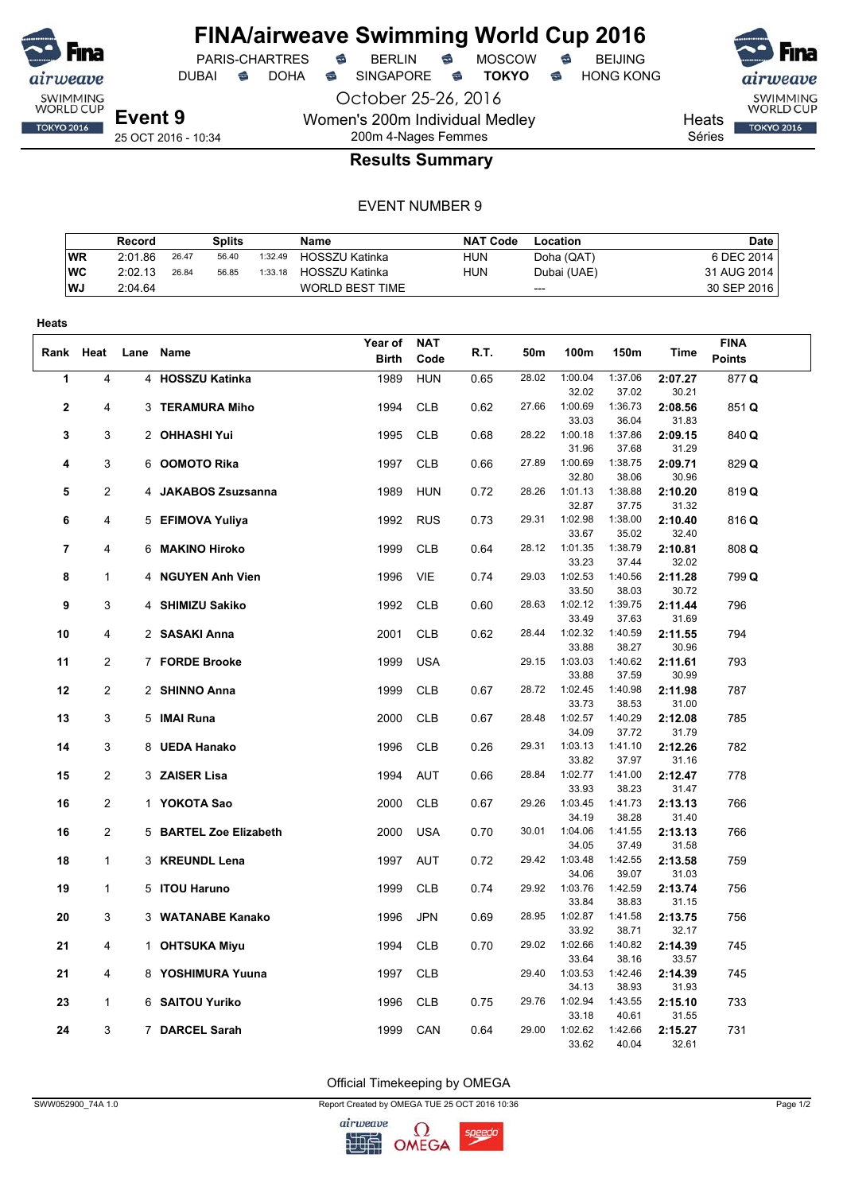# FINA/airweave Swimming World Cup 2016

PARIS-CHARTRES · BERLIN · MOSCOW · BEIJING
DUBAI · DOHA · SINGAPORE · **TOKYO** · HONG KONG

October 25-26, 2016

**Event 9**
25 OCT 2016 - 10:34

Women's 200m Individual Medley
200m 4-Nages Femmes

Heats
Séries

## Results Summary

EVENT NUMBER 9

| | Record | Splits | | | Name | NAT Code | Location | Date |
|---|---|---|---|---|---|---|---|---|
| WR | 2:01.86 | 26.47 | 56.40 | 1:32.49 | HOSSZU Katinka | HUN | Doha (QAT) | 6 DEC 2014 |
| WC | 2:02.13 | 26.84 | 56.85 | 1:33.18 | HOSSZU Katinka | HUN | Dubai (UAE) | 31 AUG 2014 |
| WJ | 2:04.64 | | | | WORLD BEST TIME | | --- | 30 SEP 2016 |

**Heats**

| Rank | Heat | Lane | Name | Year of Birth | NAT Code | R.T. | 50m | 100m | 150m | Time | FINA Points |
|---|---|---|---|---|---|---|---|---|---|---|---|
| 1 | 4 | 4 | **HOSSZU Katinka** | 1989 | HUN | 0.65 | 28.02 | 1:00.04 / 32.02 | 1:37.06 / 37.02 | **2:07.27** / 30.21 | 877 **Q** |
| 2 | 4 | 3 | **TERAMURA Miho** | 1994 | CLB | 0.62 | 27.66 | 1:00.69 / 33.03 | 1:36.73 / 36.04 | **2:08.56** / 31.83 | 851 **Q** |
| 3 | 3 | 2 | **OHHASHI Yui** | 1995 | CLB | 0.68 | 28.22 | 1:00.18 / 31.96 | 1:37.86 / 37.68 | **2:09.15** / 31.29 | 840 **Q** |
| 4 | 3 | 6 | **OOMOTO Rika** | 1997 | CLB | 0.66 | 27.89 | 1:00.69 / 32.80 | 1:38.75 / 38.06 | **2:09.71** / 30.96 | 829 **Q** |
| 5 | 2 | 4 | **JAKABOS Zsuzsanna** | 1989 | HUN | 0.72 | 28.26 | 1:01.13 / 32.87 | 1:38.88 / 37.75 | **2:10.20** / 31.32 | 819 **Q** |
| 6 | 4 | 5 | **EFIMOVA Yuliya** | 1992 | RUS | 0.73 | 29.31 | 1:02.98 / 33.67 | 1:38.00 / 35.02 | **2:10.40** / 32.40 | 816 **Q** |
| 7 | 4 | 6 | **MAKINO Hiroko** | 1999 | CLB | 0.64 | 28.12 | 1:01.35 / 33.23 | 1:38.79 / 37.44 | **2:10.81** / 32.02 | 808 **Q** |
| 8 | 1 | 4 | **NGUYEN Anh Vien** | 1996 | VIE | 0.74 | 29.03 | 1:02.53 / 33.50 | 1:40.56 / 38.03 | **2:11.28** / 30.72 | 799 **Q** |
| 9 | 3 | 4 | **SHIMIZU Sakiko** | 1992 | CLB | 0.60 | 28.63 | 1:02.12 / 33.49 | 1:39.75 / 37.63 | **2:11.44** / 31.69 | 796 |
| 10 | 4 | 2 | **SASAKI Anna** | 2001 | CLB | 0.62 | 28.44 | 1:02.32 / 33.88 | 1:40.59 / 38.27 | **2:11.55** / 30.96 | 794 |
| 11 | 2 | 7 | **FORDE Brooke** | 1999 | USA | | 29.15 | 1:03.03 / 33.88 | 1:40.62 / 37.59 | **2:11.61** / 30.99 | 793 |
| 12 | 2 | 2 | **SHINNO Anna** | 1999 | CLB | 0.67 | 28.72 | 1:02.45 / 33.73 | 1:40.98 / 38.53 | **2:11.98** / 31.00 | 787 |
| 13 | 3 | 5 | **IMAI Runa** | 2000 | CLB | 0.67 | 28.48 | 1:02.57 / 34.09 | 1:40.29 / 37.72 | **2:12.08** / 31.79 | 785 |
| 14 | 3 | 8 | **UEDA Hanako** | 1996 | CLB | 0.26 | 29.31 | 1:03.13 / 33.82 | 1:41.10 / 37.97 | **2:12.26** / 31.16 | 782 |
| 15 | 2 | 3 | **ZAISER Lisa** | 1994 | AUT | 0.66 | 28.84 | 1:02.77 / 33.93 | 1:41.00 / 38.23 | **2:12.47** / 31.47 | 778 |
| 16 | 2 | 1 | **YOKOTA Sao** | 2000 | CLB | 0.67 | 29.26 | 1:03.45 / 34.19 | 1:41.73 / 38.28 | **2:13.13** / 31.40 | 766 |
| 16 | 2 | 5 | **BARTEL Zoe Elizabeth** | 2000 | USA | 0.70 | 30.01 | 1:04.06 / 34.05 | 1:41.55 / 37.49 | **2:13.13** / 31.58 | 766 |
| 18 | 1 | 3 | **KREUNDL Lena** | 1997 | AUT | 0.72 | 29.42 | 1:03.48 / 34.06 | 1:42.55 / 39.07 | **2:13.58** / 31.03 | 759 |
| 19 | 1 | 5 | **ITOU Haruno** | 1999 | CLB | 0.74 | 29.92 | 1:03.76 / 33.84 | 1:42.59 / 38.83 | **2:13.74** / 31.15 | 756 |
| 20 | 3 | 3 | **WATANABE Kanako** | 1996 | JPN | 0.69 | 28.95 | 1:02.87 / 33.92 | 1:41.58 / 38.71 | **2:13.75** / 32.17 | 756 |
| 21 | 4 | 1 | **OHTSUKA Miyu** | 1994 | CLB | 0.70 | 29.02 | 1:02.66 / 33.64 | 1:40.82 / 38.16 | **2:14.39** / 33.57 | 745 |
| 21 | 4 | 8 | **YOSHIMURA Yuuna** | 1997 | CLB | | 29.40 | 1:03.53 / 34.13 | 1:42.46 / 38.93 | **2:14.39** / 31.93 | 745 |
| 23 | 1 | 6 | **SAITOU Yuriko** | 1996 | CLB | 0.75 | 29.76 | 1:02.94 / 33.18 | 1:43.55 / 40.61 | **2:15.10** / 31.55 | 733 |
| 24 | 3 | 7 | **DARCEL Sarah** | 1999 | CAN | 0.64 | 29.00 | 1:02.62 / 33.62 | 1:42.66 / 40.04 | **2:15.27** / 32.61 | 731 |

Official Timekeeping by OMEGA

SWW052900_74A 1.0 · Report Created by OMEGA TUE 25 OCT 2016 10:36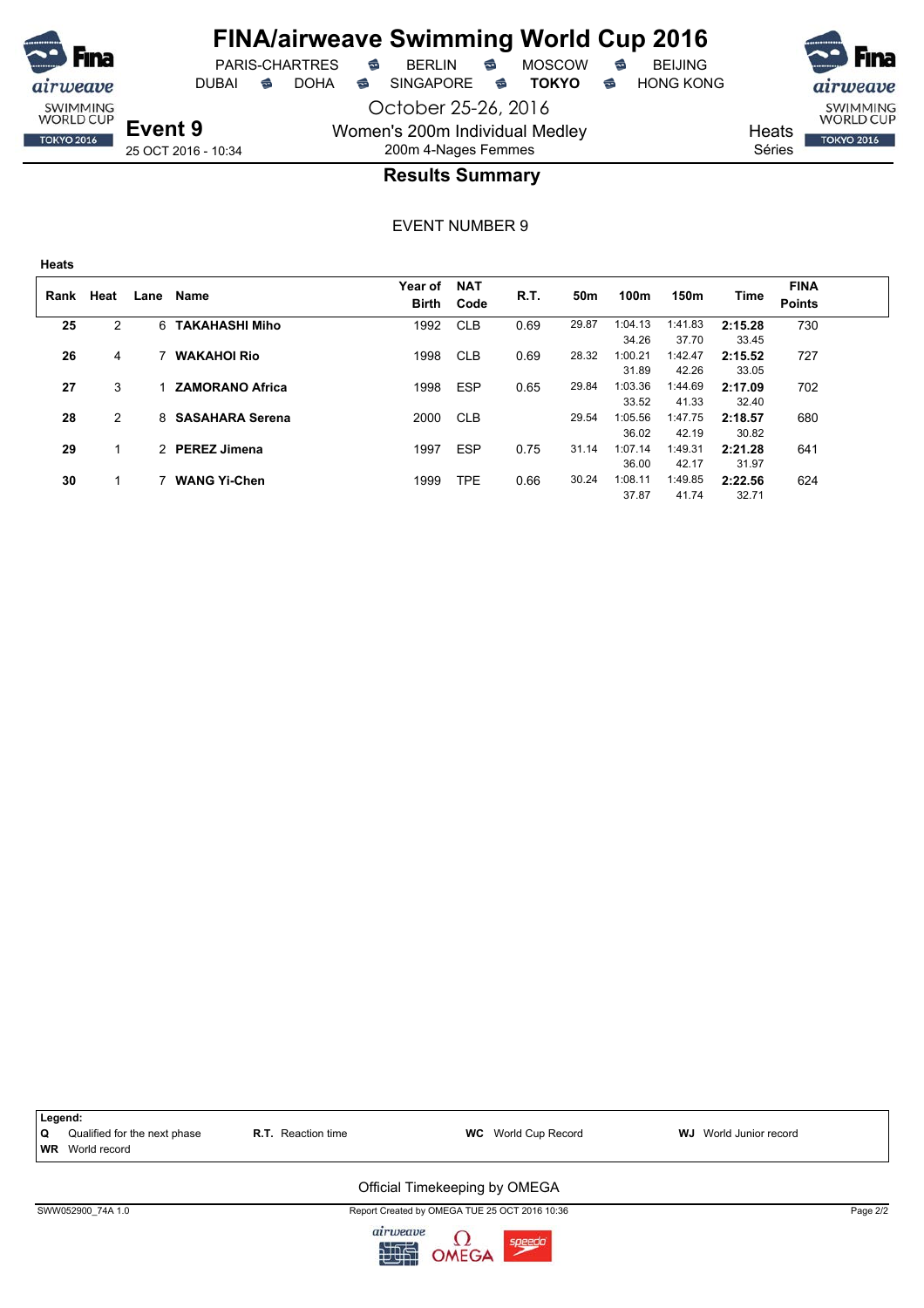# FINA/airweave Swimming World Cup 2016

PARIS-CHARTRES · BERLIN · MOSCOW · BEIJING
DUBAI · DOHA · SINGAPORE · **TOKYO** · HONG KONG

October 25-26, 2016

**Event 9**
25 OCT 2016 - 10:34

Women's 200m Individual Medley
200m 4-Nages Femmes

Heats
Séries

## Results Summary

EVENT NUMBER 9

**Heats**

| Rank | Heat | Lane | Name | Year of Birth | NAT Code | R.T. | 50m | 100m | 150m | Time | FINA Points |
|---|---|---|---|---|---|---|---|---|---|---|---|
| **25** | 2 | 6 | **TAKAHASHI Miho** | 1992 | CLB | 0.69 | 29.87 | 1:04.13 | 1:41.83 | **2:15.28** | 730 |
| | | | | | | | | 34.26 | 37.70 | 33.45 | |
| **26** | 4 | 7 | **WAKAHOI Rio** | 1998 | CLB | 0.69 | 28.32 | 1:00.21 | 1:42.47 | **2:15.52** | 727 |
| | | | | | | | | 31.89 | 42.26 | 33.05 | |
| **27** | 3 | 1 | **ZAMORANO Africa** | 1998 | ESP | 0.65 | 29.84 | 1:03.36 | 1:44.69 | **2:17.09** | 702 |
| | | | | | | | | 33.52 | 41.33 | 32.40 | |
| **28** | 2 | 8 | **SASAHARA Serena** | 2000 | CLB | | 29.54 | 1:05.56 | 1:47.75 | **2:18.57** | 680 |
| | | | | | | | | 36.02 | 42.19 | 30.82 | |
| **29** | 1 | 2 | **PEREZ Jimena** | 1997 | ESP | 0.75 | 31.14 | 1:07.14 | 1:49.31 | **2:21.28** | 641 |
| | | | | | | | | 36.00 | 42.17 | 31.97 | |
| **30** | 1 | 7 | **WANG Yi-Chen** | 1999 | TPE | 0.66 | 30.24 | 1:08.11 | 1:49.85 | **2:22.56** | 624 |
| | | | | | | | | 37.87 | 41.74 | 32.71 | |

**Legend:**
**Q** Qualified for the next phase · **R.T.** Reaction time · **WC** World Cup Record · **WJ** World Junior record
**WR** World record

Official Timekeeping by OMEGA

SWW052900_74A 1.0 · Report Created by OMEGA TUE 25 OCT 2016 10:36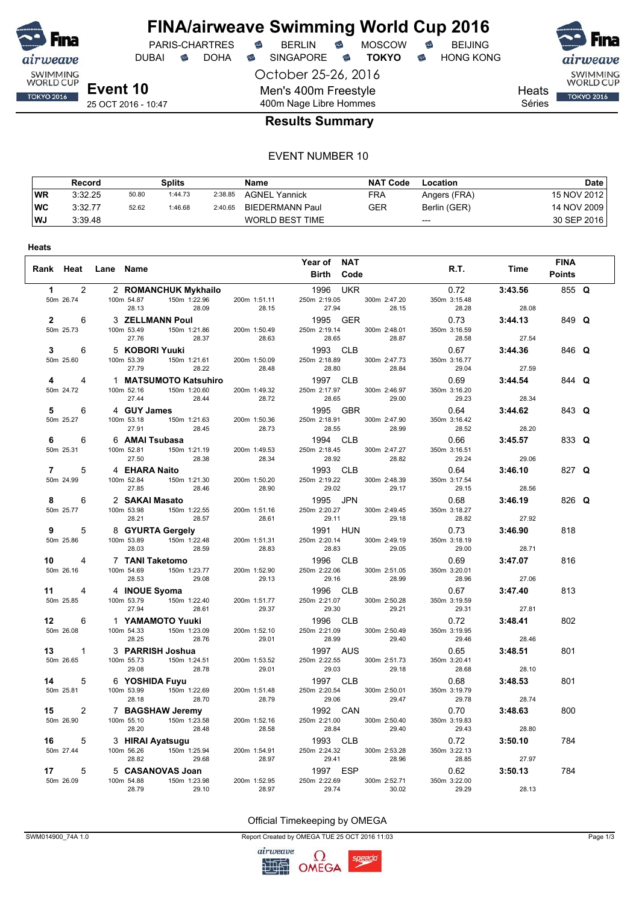# FINA/airweave Swimming World Cup 2016

PARIS-CHARTRES · BERLIN · MOSCOW · BEIJING
DUBAI · DOHA · SINGAPORE · **TOKYO** · HONG KONG

October 25-26, 2016

**Event 10** — Men's 400m Freestyle / 400m Nage Libre Hommes — Heats / Séries

25 OCT 2016 - 10:47

## Results Summary

EVENT NUMBER 10

| | Record | Splits | | | Name | NAT Code | Location | Date |
|---|---|---|---|---|---|---|---|---|
| WR | 3:32.25 | 50.80 | 1:44.73 | 2:38.85 | AGNEL Yannick | FRA | Angers (FRA) | 15 NOV 2012 |
| WC | 3:32.77 | 52.62 | 1:46.68 | 2:40.65 | BIEDERMANN Paul | GER | Berlin (GER) | 14 NOV 2009 |
| WJ | 3:39.48 | | | | WORLD BEST TIME | | --- | 30 SEP 2016 |

**Heats**

| Rank | Heat | Lane | Name | Year of Birth | NAT Code | R.T. | Time | FINA Points | |
|---|---|---|---|---|---|---|---|---|---|
| 1 | 2 | 2 | **ROMANCHUK Mykhailo** | 1996 | UKR | 0.72 | **3:43.56** | 855 | **Q** |
| | | | 50m 26.74 · 100m 54.87 (28.13) · 150m 1:22.96 (28.09) · 200m 1:51.11 (28.15) · 250m 2:19.05 (27.94) · 300m 2:47.20 (28.15) · 350m 3:15.48 (28.28) · (28.08) | | | | | | |
| 2 | 6 | 3 | **ZELLMANN Poul** | 1995 | GER | 0.73 | **3:44.13** | 849 | **Q** |
| | | | 50m 25.73 · 100m 53.49 (27.76) · 150m 1:21.86 (28.37) · 200m 1:50.49 (28.63) · 250m 2:19.14 (28.65) · 300m 2:48.01 (28.87) · 350m 3:16.59 (28.58) · (27.54) | | | | | | |
| 3 | 6 | 5 | **KOBORI Yuuki** | 1993 | CLB | 0.67 | **3:44.36** | 846 | **Q** |
| | | | 50m 25.60 · 100m 53.39 (27.79) · 150m 1:21.61 (28.22) · 200m 1:50.09 (28.48) · 250m 2:18.89 (28.80) · 300m 2:47.73 (28.84) · 350m 3:16.77 (29.04) · (27.59) | | | | | | |
| 4 | 4 | 1 | **MATSUMOTO Katsuhiro** | 1997 | CLB | 0.69 | **3:44.54** | 844 | **Q** |
| | | | 50m 24.72 · 100m 52.16 (27.44) · 150m 1:20.60 (28.44) · 200m 1:49.32 (28.72) · 250m 2:17.97 (28.65) · 300m 2:46.97 (29.00) · 350m 3:16.20 (29.23) · (28.34) | | | | | | |
| 5 | 6 | 4 | **GUY James** | 1995 | GBR | 0.64 | **3:44.62** | 843 | **Q** |
| | | | 50m 25.27 · 100m 53.18 (27.91) · 150m 1:21.63 (28.45) · 200m 1:50.36 (28.73) · 250m 2:18.91 (28.55) · 300m 2:47.90 (28.99) · 350m 3:16.42 (28.52) · (28.20) | | | | | | |
| 6 | 6 | 6 | **AMAI Tsubasa** | 1994 | CLB | 0.66 | **3:45.57** | 833 | **Q** |
| | | | 50m 25.31 · 100m 52.81 (27.50) · 150m 1:21.19 (28.38) · 200m 1:49.53 (28.34) · 250m 2:18.45 (28.92) · 300m 2:47.27 (28.82) · 350m 3:16.51 (29.24) · (29.06) | | | | | | |
| 7 | 5 | 4 | **EHARA Naito** | 1993 | CLB | 0.64 | **3:46.10** | 827 | **Q** |
| | | | 50m 24.99 · 100m 52.84 (27.85) · 150m 1:21.30 (28.46) · 200m 1:50.20 (28.90) · 250m 2:19.22 (29.02) · 300m 2:48.39 (29.17) · 350m 3:17.54 (29.15) · (28.56) | | | | | | |
| 8 | 6 | 2 | **SAKAI Masato** | 1995 | JPN | 0.68 | **3:46.19** | 826 | **Q** |
| | | | 50m 25.77 · 100m 53.98 (28.21) · 150m 1:22.55 (28.57) · 200m 1:51.16 (28.61) · 250m 2:20.27 (29.11) · 300m 2:49.45 (29.18) · 350m 3:18.27 (28.82) · (27.92) | | | | | | |
| 9 | 5 | 8 | **GYURTA Gergely** | 1991 | HUN | 0.73 | **3:46.90** | 818 | |
| | | | 50m 25.86 · 100m 53.89 (28.03) · 150m 1:22.48 (28.59) · 200m 1:51.31 (28.83) · 250m 2:20.14 (28.83) · 300m 2:49.19 (29.05) · 350m 3:18.19 (29.00) · (28.71) | | | | | | |
| 10 | 4 | 7 | **TANI Taketomo** | 1996 | CLB | 0.69 | **3:47.07** | 816 | |
| | | | 50m 26.16 · 100m 54.69 (28.53) · 150m 1:23.77 (29.08) · 200m 1:52.90 (29.13) · 250m 2:22.06 (29.16) · 300m 2:51.05 (28.99) · 350m 3:20.01 (28.96) · (27.06) | | | | | | |
| 11 | 4 | 4 | **INOUE Syoma** | 1996 | CLB | 0.67 | **3:47.40** | 813 | |
| | | | 50m 25.85 · 100m 53.79 (27.94) · 150m 1:22.40 (28.61) · 200m 1:51.77 (29.37) · 250m 2:21.07 (29.30) · 300m 2:50.28 (29.21) · 350m 3:19.59 (29.31) · (27.81) | | | | | | |
| 12 | 6 | 1 | **YAMAMOTO Yuuki** | 1996 | CLB | 0.72 | **3:48.41** | 802 | |
| | | | 50m 26.08 · 100m 54.33 (28.25) · 150m 1:23.09 (28.76) · 200m 1:52.10 (29.01) · 250m 2:21.09 (28.99) · 300m 2:50.49 (29.40) · 350m 3:19.95 (29.46) · (28.46) | | | | | | |
| 13 | 1 | 3 | **PARRISH Joshua** | 1997 | AUS | 0.65 | **3:48.51** | 801 | |
| | | | 50m 26.65 · 100m 55.73 (29.08) · 150m 1:24.51 (28.78) · 200m 1:53.52 (29.01) · 250m 2:22.55 (29.03) · 300m 2:51.73 (29.18) · 350m 3:20.41 (28.68) · (28.10) | | | | | | |
| 14 | 5 | 6 | **YOSHIDA Fuyu** | 1997 | CLB | 0.68 | **3:48.53** | 801 | |
| | | | 50m 25.81 · 100m 53.99 (28.18) · 150m 1:22.69 (28.70) · 200m 1:51.48 (28.79) · 250m 2:20.54 (29.06) · 300m 2:50.01 (29.47) · 350m 3:19.79 (29.78) · (28.74) | | | | | | |
| 15 | 2 | 7 | **BAGSHAW Jeremy** | 1992 | CAN | 0.70 | **3:48.63** | 800 | |
| | | | 50m 26.90 · 100m 55.10 (28.20) · 150m 1:23.58 (28.48) · 200m 1:52.16 (28.58) · 250m 2:21.00 (28.84) · 300m 2:50.40 (29.40) · 350m 3:19.83 (29.43) · (28.80) | | | | | | |
| 16 | 5 | 3 | **HIRAI Ayatsugu** | 1993 | CLB | 0.72 | **3:50.10** | 784 | |
| | | | 50m 27.44 · 100m 56.26 (28.82) · 150m 1:25.94 (29.68) · 200m 1:54.91 (28.97) · 250m 2:24.32 (29.41) · 300m 2:53.28 (28.96) · 350m 3:22.13 (28.85) · (27.97) | | | | | | |
| 17 | 5 | 5 | **CASANOVAS Joan** | 1997 | ESP | 0.62 | **3:50.13** | 784 | |
| | | | 50m 26.09 · 100m 54.88 (28.79) · 150m 1:23.98 (29.10) · 200m 1:52.95 (28.97) · 250m 2:22.69 (29.74) · 300m 2:52.71 (30.02) · 350m 3:22.00 (29.29) · (28.13) | | | | | | |

Official Timekeeping by OMEGA

SWM014900_74A 1.0 — Report Created by OMEGA TUE 25 OCT 2016 11:03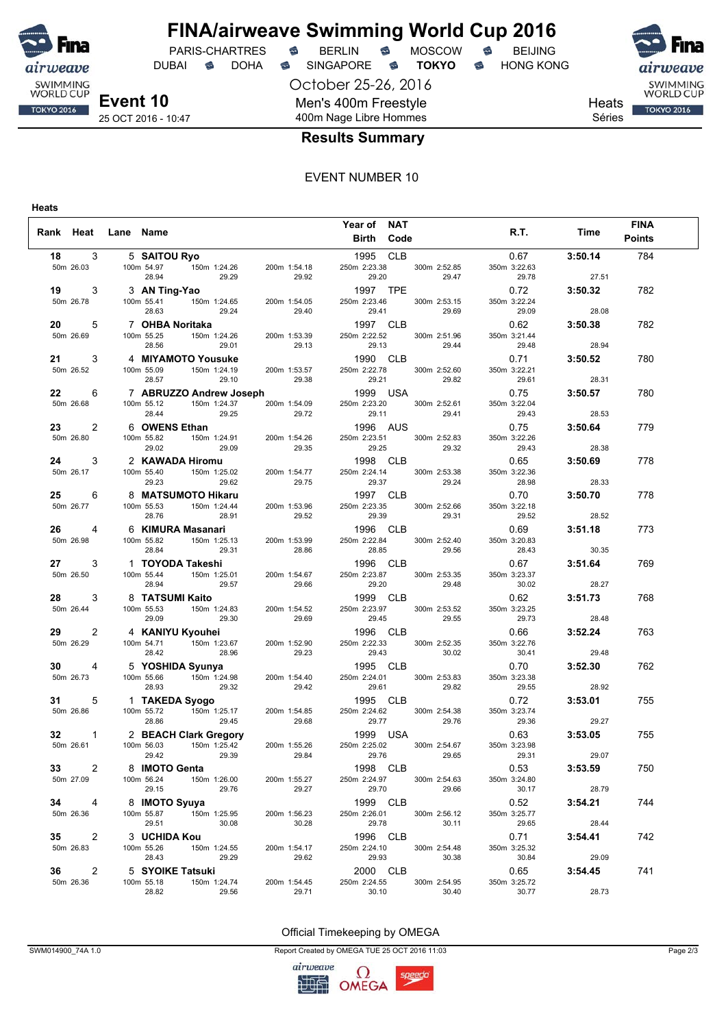# FINA/airweave Swimming World Cup 2016

PARIS-CHARTRES · BERLIN · MOSCOW · BEIJING
DUBAI · DOHA · SINGAPORE · **TOKYO** · HONG KONG

October 25-26, 2016

**Event 10**
25 OCT 2016 - 10:47

Men's 400m Freestyle
400m Nage Libre Hommes

Heats
Séries

## Results Summary

EVENT NUMBER 10

**Heats**

| Rank | Heat | Lane | Name | Year of Birth | NAT Code | R.T. | Time | FINA Points |
|---|---|---|---|---|---|---|---|---|
| **18** | 3 | 5 | **SAITOU Ryo** | 1995 | CLB | 0.67 | **3:50.14** | 784 |
| 50m 26.03 | | | 100m 54.97 (28.94) · 150m 1:24.26 (29.29) · 200m 1:54.18 (29.92) | 250m 2:23.38 (29.20) | 300m 2:52.85 (29.47) | 350m 3:22.63 (29.78) | 27.51 | |
| **19** | 3 | 3 | **AN Ting-Yao** | 1997 | TPE | 0.72 | **3:50.32** | 782 |
| 50m 26.78 | | | 100m 55.41 (28.63) · 150m 1:24.65 (29.24) · 200m 1:54.05 (29.40) | 250m 2:23.46 (29.41) | 300m 2:53.15 (29.69) | 350m 3:22.24 (29.09) | 28.08 | |
| **20** | 5 | 7 | **OHBA Noritaka** | 1997 | CLB | 0.62 | **3:50.38** | 782 |
| 50m 26.69 | | | 100m 55.25 (28.56) · 150m 1:24.26 (29.01) · 200m 1:53.39 (29.13) | 250m 2:22.52 (29.13) | 300m 2:51.96 (29.44) | 350m 3:21.44 (29.48) | 28.94 | |
| **21** | 3 | 4 | **MIYAMOTO Yousuke** | 1990 | CLB | 0.71 | **3:50.52** | 780 |
| 50m 26.52 | | | 100m 55.09 (28.57) · 150m 1:24.19 (29.10) · 200m 1:53.57 (29.38) | 250m 2:22.78 (29.21) | 300m 2:52.60 (29.82) | 350m 3:22.21 (29.61) | 28.31 | |
| **22** | 6 | 7 | **ABRUZZO Andrew Joseph** | 1999 | USA | 0.75 | **3:50.57** | 780 |
| 50m 26.68 | | | 100m 55.12 (28.44) · 150m 1:24.37 (29.25) · 200m 1:54.09 (29.72) | 250m 2:23.20 (29.11) | 300m 2:52.61 (29.41) | 350m 3:22.04 (29.43) | 28.53 | |
| **23** | 2 | 6 | **OWENS Ethan** | 1996 | AUS | 0.75 | **3:50.64** | 779 |
| 50m 26.80 | | | 100m 55.82 (29.02) · 150m 1:24.91 (29.09) · 200m 1:54.26 (29.35) | 250m 2:23.51 (29.25) | 300m 2:52.83 (29.32) | 350m 3:22.26 (29.43) | 28.38 | |
| **24** | 3 | 2 | **KAWADA Hiromu** | 1998 | CLB | 0.65 | **3:50.69** | 778 |
| 50m 26.17 | | | 100m 55.40 (29.23) · 150m 1:25.02 (29.62) · 200m 1:54.77 (29.75) | 250m 2:24.14 (29.37) | 300m 2:53.38 (29.24) | 350m 3:22.36 (28.98) | 28.33 | |
| **25** | 6 | 8 | **MATSUMOTO Hikaru** | 1997 | CLB | 0.70 | **3:50.70** | 778 |
| 50m 26.77 | | | 100m 55.53 (28.76) · 150m 1:24.44 (28.91) · 200m 1:53.96 (29.52) | 250m 2:23.35 (29.39) | 300m 2:52.66 (29.31) | 350m 3:22.18 (29.52) | 28.52 | |
| **26** | 4 | 6 | **KIMURA Masanari** | 1996 | CLB | 0.69 | **3:51.18** | 773 |
| 50m 26.98 | | | 100m 55.82 (28.84) · 150m 1:25.13 (29.31) · 200m 1:53.99 (28.86) | 250m 2:22.84 (28.85) | 300m 2:52.40 (29.56) | 350m 3:20.83 (28.43) | 30.35 | |
| **27** | 3 | 1 | **TOYODA Takeshi** | 1996 | CLB | 0.67 | **3:51.64** | 769 |
| 50m 26.50 | | | 100m 55.44 (28.94) · 150m 1:25.01 (29.57) · 200m 1:54.67 (29.66) | 250m 2:23.87 (29.20) | 300m 2:53.35 (29.48) | 350m 3:23.37 (30.02) | 28.27 | |
| **28** | 3 | 8 | **TATSUMI Kaito** | 1999 | CLB | 0.62 | **3:51.73** | 768 |
| 50m 26.44 | | | 100m 55.53 (29.09) · 150m 1:24.83 (29.30) · 200m 1:54.52 (29.69) | 250m 2:23.97 (29.45) | 300m 2:53.52 (29.55) | 350m 3:23.25 (29.73) | 28.48 | |
| **29** | 2 | 4 | **KANIYU Kyouhei** | 1996 | CLB | 0.66 | **3:52.24** | 763 |
| 50m 26.29 | | | 100m 54.71 (28.42) · 150m 1:23.67 (28.96) · 200m 1:52.90 (29.23) | 250m 2:22.33 (29.43) | 300m 2:52.35 (30.02) | 350m 3:22.76 (30.41) | 29.48 | |
| **30** | 4 | 5 | **YOSHIDA Syunya** | 1995 | CLB | 0.70 | **3:52.30** | 762 |
| 50m 26.73 | | | 100m 55.66 (28.93) · 150m 1:24.98 (29.32) · 200m 1:54.40 (29.42) | 250m 2:24.01 (29.61) | 300m 2:53.83 (29.82) | 350m 3:23.38 (29.55) | 28.92 | |
| **31** | 5 | 1 | **TAKEDA Syogo** | 1995 | CLB | 0.72 | **3:53.01** | 755 |
| 50m 26.86 | | | 100m 55.72 (28.86) · 150m 1:25.17 (29.45) · 200m 1:54.85 (29.68) | 250m 2:24.62 (29.77) | 300m 2:54.38 (29.76) | 350m 3:23.74 (29.36) | 29.27 | |
| **32** | 1 | 2 | **BEACH Clark Gregory** | 1999 | USA | 0.63 | **3:53.05** | 755 |
| 50m 26.61 | | | 100m 56.03 (29.42) · 150m 1:25.42 (29.39) · 200m 1:55.26 (29.84) | 250m 2:25.02 (29.76) | 300m 2:54.67 (29.65) | 350m 3:23.98 (29.31) | 29.07 | |
| **33** | 2 | 8 | **IMOTO Genta** | 1998 | CLB | 0.53 | **3:53.59** | 750 |
| 50m 27.09 | | | 100m 56.24 (29.15) · 150m 1:26.00 (29.76) · 200m 1:55.27 (29.27) | 250m 2:24.97 (29.70) | 300m 2:54.63 (29.66) | 350m 3:24.80 (30.17) | 28.79 | |
| **34** | 4 | 8 | **IMOTO Syuya** | 1999 | CLB | 0.52 | **3:54.21** | 744 |
| 50m 26.36 | | | 100m 55.87 (29.51) · 150m 1:25.95 (30.08) · 200m 1:56.23 (30.28) | 250m 2:26.01 (29.78) | 300m 2:56.12 (30.11) | 350m 3:25.77 (29.65) | 28.44 | |
| **35** | 2 | 3 | **UCHIDA Kou** | 1996 | CLB | 0.71 | **3:54.41** | 742 |
| 50m 26.83 | | | 100m 55.26 (28.43) · 150m 1:24.55 (29.29) · 200m 1:54.17 (29.62) | 250m 2:24.10 (29.93) | 300m 2:54.48 (30.38) | 350m 3:25.32 (30.84) | 29.09 | |
| **36** | 2 | 5 | **SYOIKE Tatsuki** | 2000 | CLB | 0.65 | **3:54.45** | 741 |
| 50m 26.36 | | | 100m 55.18 (28.82) · 150m 1:24.74 (29.56) · 200m 1:54.45 (29.71) | 250m 2:24.55 (30.10) | 300m 2:54.95 (30.40) | 350m 3:25.72 (30.77) | 28.73 | |

Official Timekeeping by OMEGA

SWM014900_74A 1.0 · Report Created by OMEGA TUE 25 OCT 2016 11:03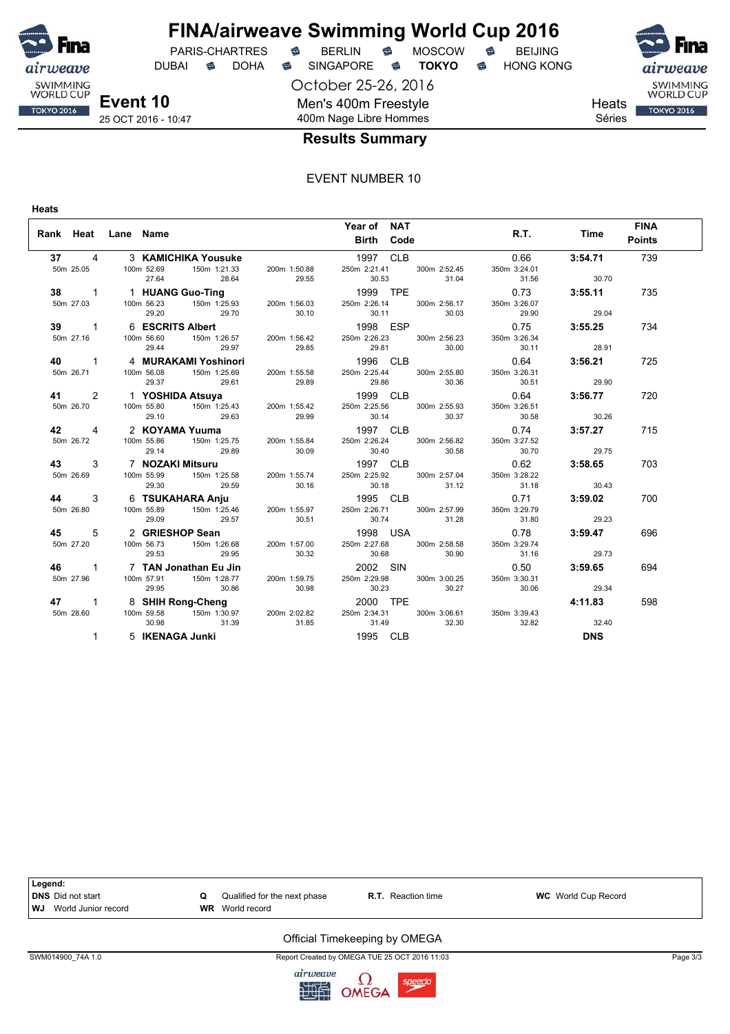# FINA/airweave Swimming World Cup 2016

PARIS-CHARTRES · BERLIN · MOSCOW · BEIJING
DUBAI · DOHA · SINGAPORE · **TOKYO** · HONG KONG

October 25-26, 2016

**Event 10**
25 OCT 2016 - 10:47

Men's 400m Freestyle
400m Nage Libre Hommes

Heats
Séries

## Results Summary

EVENT NUMBER 10

**Heats**

| Rank | Heat | Lane | Name | Year of Birth | NAT Code | R.T. | Time | FINA Points |
|---|---|---|---|---|---|---|---|---|
| 37 | 4 | 3 | **KAMICHIKA Yousuke** | 1997 | CLB | 0.66 | **3:54.71** | 739 |
| | 50m 25.05 | 100m 52.69 (27.64) | 150m 1:21.33 (28.64) | 200m 1:50.88 (29.55) | 250m 2:21.41 (30.53) | 300m 2:52.45 (31.04) | 350m 3:24.01 (31.56) | 30.70 |
| 38 | 1 | 1 | **HUANG Guo-Ting** | 1999 | TPE | 0.73 | **3:55.11** | 735 |
| | 50m 27.03 | 100m 56.23 (29.20) | 150m 1:25.93 (29.70) | 200m 1:56.03 (30.10) | 250m 2:26.14 (30.11) | 300m 2:56.17 (30.03) | 350m 3:26.07 (29.90) | 29.04 |
| 39 | 1 | 6 | **ESCRITS Albert** | 1998 | ESP | 0.75 | **3:55.25** | 734 |
| | 50m 27.16 | 100m 56.60 (29.44) | 150m 1:26.57 (29.97) | 200m 1:56.42 (29.85) | 250m 2:26.23 (29.81) | 300m 2:56.23 (30.00) | 350m 3:26.34 (30.11) | 28.91 |
| 40 | 1 | 4 | **MURAKAMI Yoshinori** | 1996 | CLB | 0.64 | **3:56.21** | 725 |
| | 50m 26.71 | 100m 56.08 (29.37) | 150m 1:25.69 (29.61) | 200m 1:55.58 (29.89) | 250m 2:25.44 (29.86) | 300m 2:55.80 (30.36) | 350m 3:26.31 (30.51) | 29.90 |
| 41 | 2 | 1 | **YOSHIDA Atsuya** | 1999 | CLB | 0.64 | **3:56.77** | 720 |
| | 50m 26.70 | 100m 55.80 (29.10) | 150m 1:25.43 (29.63) | 200m 1:55.42 (29.99) | 250m 2:25.56 (30.14) | 300m 2:55.93 (30.37) | 350m 3:26.51 (30.58) | 30.26 |
| 42 | 4 | 2 | **KOYAMA Yuuma** | 1997 | CLB | 0.74 | **3:57.27** | 715 |
| | 50m 26.72 | 100m 55.86 (29.14) | 150m 1:25.75 (29.89) | 200m 1:55.84 (30.09) | 250m 2:26.24 (30.40) | 300m 2:56.82 (30.58) | 350m 3:27.52 (30.70) | 29.75 |
| 43 | 3 | 7 | **NOZAKI Mitsuru** | 1997 | CLB | 0.62 | **3:58.65** | 703 |
| | 50m 26.69 | 100m 55.99 (29.30) | 150m 1:25.58 (29.59) | 200m 1:55.74 (30.16) | 250m 2:25.92 (30.18) | 300m 2:57.04 (31.12) | 350m 3:28.22 (31.18) | 30.43 |
| 44 | 3 | 6 | **TSUKAHARA Anju** | 1995 | CLB | 0.71 | **3:59.02** | 700 |
| | 50m 26.80 | 100m 55.89 (29.09) | 150m 1:25.46 (29.57) | 200m 1:55.97 (30.51) | 250m 2:26.71 (30.74) | 300m 2:57.99 (31.28) | 350m 3:29.79 (31.80) | 29.23 |
| 45 | 5 | 2 | **GRIESHOP Sean** | 1998 | USA | 0.78 | **3:59.47** | 696 |
| | 50m 27.20 | 100m 56.73 (29.53) | 150m 1:26.68 (29.95) | 200m 1:57.00 (30.32) | 250m 2:27.68 (30.68) | 300m 2:58.58 (30.90) | 350m 3:29.74 (31.16) | 29.73 |
| 46 | 1 | 7 | **TAN Jonathan Eu Jin** | 2002 | SIN | 0.50 | **3:59.65** | 694 |
| | 50m 27.96 | 100m 57.91 (29.95) | 150m 1:28.77 (30.86) | 200m 1:59.75 (30.98) | 250m 2:29.98 (30.23) | 300m 3:00.25 (30.27) | 350m 3:30.31 (30.06) | 29.34 |
| 47 | 1 | 8 | **SHIH Rong-Cheng** | 2000 | TPE | | **4:11.83** | 598 |
| | 50m 28.60 | 100m 59.58 (30.98) | 150m 1:30.97 (31.39) | 200m 2:02.82 (31.85) | 250m 2:34.31 (31.49) | 300m 3:06.61 (32.30) | 350m 3:39.43 (32.82) | 32.40 |
| | 1 | 5 | **IKENAGA Junki** | 1995 | CLB | | **DNS** | |

**Legend:**

| | | | |
|---|---|---|---|
| **DNS** Did not start | **Q** Qualified for the next phase | **R.T.** Reaction time | **WC** World Cup Record |
| **WJ** World Junior record | **WR** World record | | |

Official Timekeeping by OMEGA

SWM014900_74A 1.0 — Report Created by OMEGA TUE 25 OCT 2016 11:03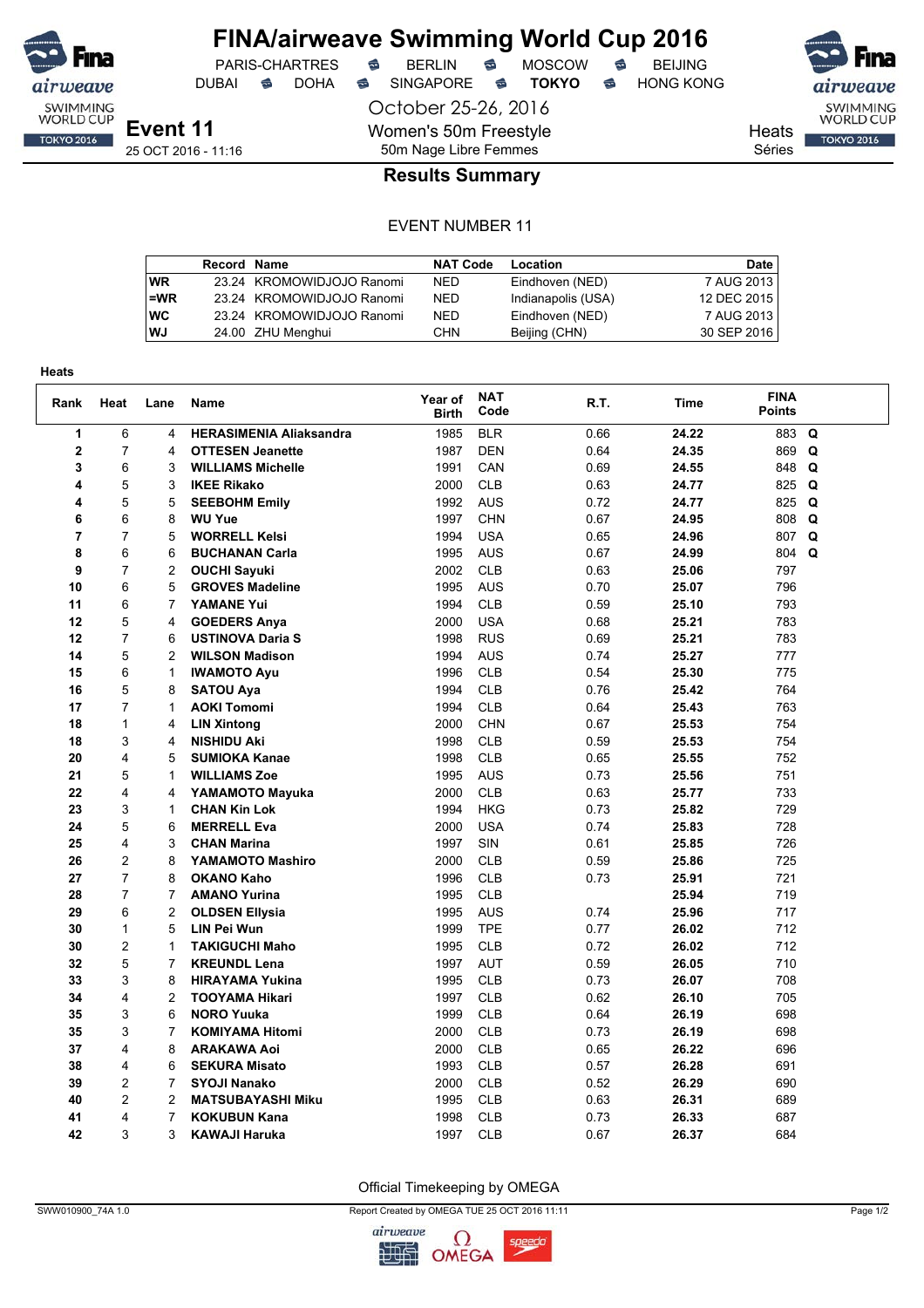# FINA/airweave Swimming World Cup 2016

PARIS-CHARTRES · BERLIN · MOSCOW · BEIJING
DUBAI · DOHA · SINGAPORE · **TOKYO** · HONG KONG

October 25-26, 2016

**Event 11**
25 OCT 2016 - 11:16

Women's 50m Freestyle
50m Nage Libre Femmes

Heats
Séries

## Results Summary

EVENT NUMBER 11

| | Record | Name | NAT Code | Location | Date |
|---|---|---|---|---|---|
| WR | 23.24 | KROMOWIDJOJO Ranomi | NED | Eindhoven (NED) | 7 AUG 2013 |
| =WR | 23.24 | KROMOWIDJOJO Ranomi | NED | Indianapolis (USA) | 12 DEC 2015 |
| WC | 23.24 | KROMOWIDJOJO Ranomi | NED | Eindhoven (NED) | 7 AUG 2013 |
| WJ | 24.00 | ZHU Menghui | CHN | Beijing (CHN) | 30 SEP 2016 |

**Heats**

| Rank | Heat | Lane | Name | Year of Birth | NAT Code | R.T. | Time | FINA Points | |
|---|---|---|---|---|---|---|---|---|---|
| 1 | 6 | 4 | **HERASIMENIA Aliaksandra** | 1985 | BLR | 0.66 | **24.22** | 883 | **Q** |
| 2 | 7 | 4 | **OTTESEN Jeanette** | 1987 | DEN | 0.64 | **24.35** | 869 | **Q** |
| 3 | 6 | 3 | **WILLIAMS Michelle** | 1991 | CAN | 0.69 | **24.55** | 848 | **Q** |
| 4 | 5 | 3 | **IKEE Rikako** | 2000 | CLB | 0.63 | **24.77** | 825 | **Q** |
| 4 | 5 | 5 | **SEEBOHM Emily** | 1992 | AUS | 0.72 | **24.77** | 825 | **Q** |
| 6 | 6 | 8 | **WU Yue** | 1997 | CHN | 0.67 | **24.95** | 808 | **Q** |
| 7 | 7 | 5 | **WORRELL Kelsi** | 1994 | USA | 0.65 | **24.96** | 807 | **Q** |
| 8 | 6 | 6 | **BUCHANAN Carla** | 1995 | AUS | 0.67 | **24.99** | 804 | **Q** |
| 9 | 7 | 2 | **OUCHI Sayuki** | 2002 | CLB | 0.63 | **25.06** | 797 | |
| 10 | 6 | 5 | **GROVES Madeline** | 1995 | AUS | 0.70 | **25.07** | 796 | |
| 11 | 6 | 7 | **YAMANE Yui** | 1994 | CLB | 0.59 | **25.10** | 793 | |
| 12 | 5 | 4 | **GOEDERS Anya** | 2000 | USA | 0.68 | **25.21** | 783 | |
| 12 | 7 | 6 | **USTINOVA Daria S** | 1998 | RUS | 0.69 | **25.21** | 783 | |
| 14 | 5 | 2 | **WILSON Madison** | 1994 | AUS | 0.74 | **25.27** | 777 | |
| 15 | 6 | 1 | **IWAMOTO Ayu** | 1996 | CLB | 0.54 | **25.30** | 775 | |
| 16 | 5 | 8 | **SATOU Aya** | 1994 | CLB | 0.76 | **25.42** | 764 | |
| 17 | 7 | 1 | **AOKI Tomomi** | 1994 | CLB | 0.64 | **25.43** | 763 | |
| 18 | 1 | 4 | **LIN Xintong** | 2000 | CHN | 0.67 | **25.53** | 754 | |
| 18 | 3 | 4 | **NISHIDU Aki** | 1998 | CLB | 0.59 | **25.53** | 754 | |
| 20 | 4 | 5 | **SUMIOKA Kanae** | 1998 | CLB | 0.65 | **25.55** | 752 | |
| 21 | 5 | 1 | **WILLIAMS Zoe** | 1995 | AUS | 0.73 | **25.56** | 751 | |
| 22 | 4 | 4 | **YAMAMOTO Mayuka** | 2000 | CLB | 0.63 | **25.77** | 733 | |
| 23 | 3 | 1 | **CHAN Kin Lok** | 1994 | HKG | 0.73 | **25.82** | 729 | |
| 24 | 5 | 6 | **MERRELL Eva** | 2000 | USA | 0.74 | **25.83** | 728 | |
| 25 | 4 | 3 | **CHAN Marina** | 1997 | SIN | 0.61 | **25.85** | 726 | |
| 26 | 2 | 8 | **YAMAMOTO Mashiro** | 2000 | CLB | 0.59 | **25.86** | 725 | |
| 27 | 7 | 8 | **OKANO Kaho** | 1996 | CLB | 0.73 | **25.91** | 721 | |
| 28 | 7 | 7 | **AMANO Yurina** | 1995 | CLB | | **25.94** | 719 | |
| 29 | 6 | 2 | **OLDSEN Ellysia** | 1995 | AUS | 0.74 | **25.96** | 717 | |
| 30 | 1 | 5 | **LIN Pei Wun** | 1999 | TPE | 0.77 | **26.02** | 712 | |
| 30 | 2 | 1 | **TAKIGUCHI Maho** | 1995 | CLB | 0.72 | **26.02** | 712 | |
| 32 | 5 | 7 | **KREUNDL Lena** | 1997 | AUT | 0.59 | **26.05** | 710 | |
| 33 | 3 | 8 | **HIRAYAMA Yukina** | 1995 | CLB | 0.73 | **26.07** | 708 | |
| 34 | 4 | 2 | **TOOYAMA Hikari** | 1997 | CLB | 0.62 | **26.10** | 705 | |
| 35 | 3 | 6 | **NORO Yuuka** | 1999 | CLB | 0.64 | **26.19** | 698 | |
| 35 | 3 | 7 | **KOMIYAMA Hitomi** | 2000 | CLB | 0.73 | **26.19** | 698 | |
| 37 | 4 | 8 | **ARAKAWA Aoi** | 2000 | CLB | 0.65 | **26.22** | 696 | |
| 38 | 4 | 6 | **SEKURA Misato** | 1993 | CLB | 0.57 | **26.28** | 691 | |
| 39 | 2 | 7 | **SYOJI Nanako** | 2000 | CLB | 0.52 | **26.29** | 690 | |
| 40 | 2 | 2 | **MATSUBAYASHI Miku** | 1995 | CLB | 0.63 | **26.31** | 689 | |
| 41 | 4 | 7 | **KOKUBUN Kana** | 1998 | CLB | 0.73 | **26.33** | 687 | |
| 42 | 3 | 3 | **KAWAJI Haruka** | 1997 | CLB | 0.67 | **26.37** | 684 | |

Official Timekeeping by OMEGA

SWW010900_74A 1.0 Report Created by OMEGA TUE 25 OCT 2016 11:11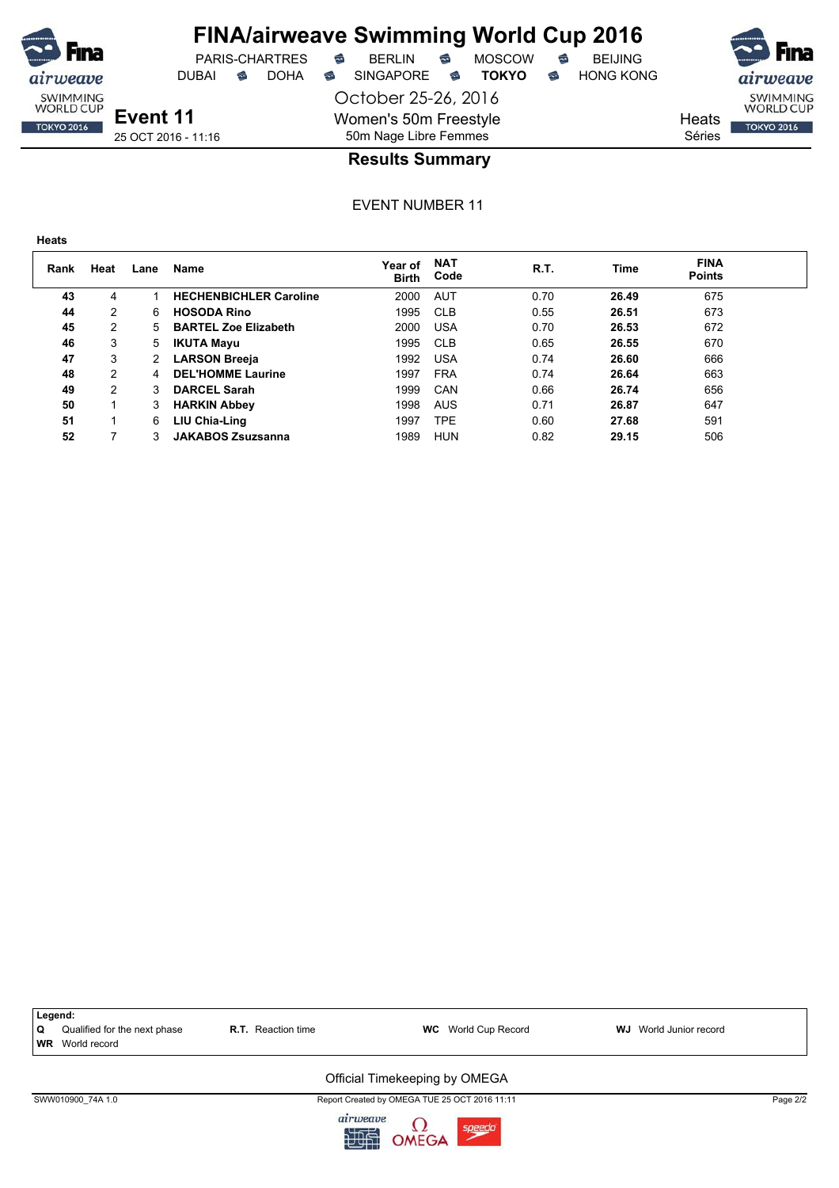# FINA/airweave Swimming World Cup 2016

PARIS-CHARTRES · BERLIN · MOSCOW · BEIJING
DUBAI · DOHA · SINGAPORE · **TOKYO** · HONG KONG

October 25-26, 2016

**Event 11**
25 OCT 2016 - 11:16

Women's 50m Freestyle
50m Nage Libre Femmes

Heats
Séries

## Results Summary

EVENT NUMBER 11

**Heats**

| Rank | Heat | Lane | Name | Year of Birth | NAT Code | R.T. | Time | FINA Points |
|---|---|---|---|---|---|---|---|---|
| **43** | 4 | 1 | **HECHENBICHLER Caroline** | 2000 | AUT | 0.70 | **26.49** | 675 |
| **44** | 2 | 6 | **HOSODA Rino** | 1995 | CLB | 0.55 | **26.51** | 673 |
| **45** | 2 | 5 | **BARTEL Zoe Elizabeth** | 2000 | USA | 0.70 | **26.53** | 672 |
| **46** | 3 | 5 | **IKUTA Mayu** | 1995 | CLB | 0.65 | **26.55** | 670 |
| **47** | 3 | 2 | **LARSON Breeja** | 1992 | USA | 0.74 | **26.60** | 666 |
| **48** | 2 | 4 | **DEL'HOMME Laurine** | 1997 | FRA | 0.74 | **26.64** | 663 |
| **49** | 2 | 3 | **DARCEL Sarah** | 1999 | CAN | 0.66 | **26.74** | 656 |
| **50** | 1 | 3 | **HARKIN Abbey** | 1998 | AUS | 0.71 | **26.87** | 647 |
| **51** | 1 | 6 | **LIU Chia-Ling** | 1997 | TPE | 0.60 | **27.68** | 591 |
| **52** | 7 | 3 | **JAKABOS Zsuzsanna** | 1989 | HUN | 0.82 | **29.15** | 506 |

**Legend:**

| | | | |
|---|---|---|---|
| **Q** Qualified for the next phase | **R.T.** Reaction time | **WC** World Cup Record | **WJ** World Junior record |
| **WR** World record | | | |

Official Timekeeping by OMEGA

SWW010900_74A 1.0 — Report Created by OMEGA TUE 25 OCT 2016 11:11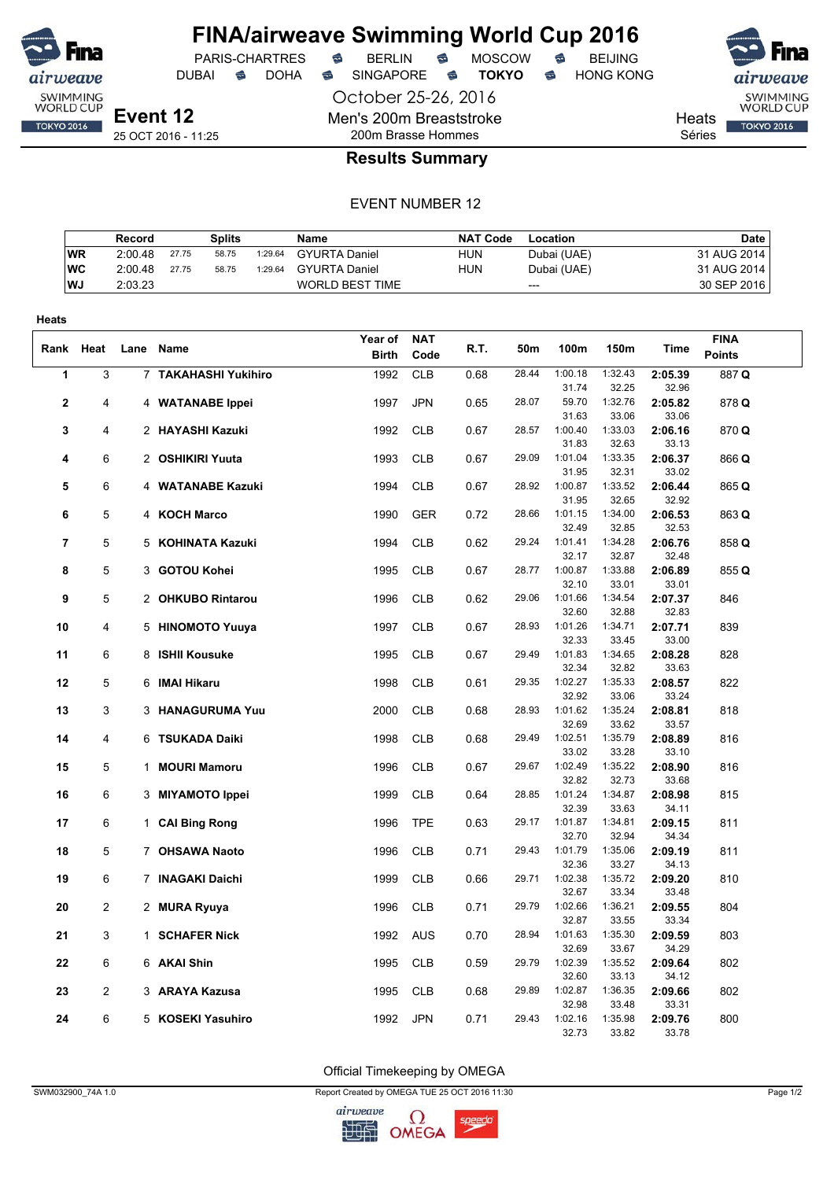# FINA/airweave Swimming World Cup 2016

PARIS-CHARTRES · BERLIN · MOSCOW · BEIJING
DUBAI · DOHA · SINGAPORE · **TOKYO** · HONG KONG

October 25-26, 2016

**Event 12**
25 OCT 2016 - 11:25

Men's 200m Breaststroke
200m Brasse Hommes

Heats
Séries

## Results Summary

EVENT NUMBER 12

| | Record | Splits | | | Name | NAT Code | Location | Date |
|---|---|---|---|---|---|---|---|---|
| WR | 2:00.48 | 27.75 | 58.75 | 1:29.64 | GYURTA Daniel | HUN | Dubai (UAE) | 31 AUG 2014 |
| WC | 2:00.48 | 27.75 | 58.75 | 1:29.64 | GYURTA Daniel | HUN | Dubai (UAE) | 31 AUG 2014 |
| WJ | 2:03.23 | | | | WORLD BEST TIME | | --- | 30 SEP 2016 |

**Heats**

| Rank | Heat | Lane | Name | Year of Birth | NAT Code | R.T. | 50m | 100m | 150m | Time | FINA Points |
|---|---|---|---|---|---|---|---|---|---|---|---|
| 1 | 3 | 7 | **TAKAHASHI Yukihiro** | 1992 | CLB | 0.68 | 28.44 | 1:00.18 / 31.74 | 1:32.43 / 32.25 | **2:05.39** / 32.96 | 887 **Q** |
| 2 | 4 | 4 | **WATANABE Ippei** | 1997 | JPN | 0.65 | 28.07 | 59.70 / 31.63 | 1:32.76 / 33.06 | **2:05.82** / 33.06 | 878 **Q** |
| 3 | 4 | 2 | **HAYASHI Kazuki** | 1992 | CLB | 0.67 | 28.57 | 1:00.40 / 31.83 | 1:33.03 / 32.63 | **2:06.16** / 33.13 | 870 **Q** |
| 4 | 6 | 2 | **OSHIKIRI Yuuta** | 1993 | CLB | 0.67 | 29.09 | 1:01.04 / 31.95 | 1:33.35 / 32.31 | **2:06.37** / 33.02 | 866 **Q** |
| 5 | 6 | 4 | **WATANABE Kazuki** | 1994 | CLB | 0.67 | 28.92 | 1:00.87 / 31.95 | 1:33.52 / 32.65 | **2:06.44** / 32.92 | 865 **Q** |
| 6 | 5 | 4 | **KOCH Marco** | 1990 | GER | 0.72 | 28.66 | 1:01.15 / 32.49 | 1:34.00 / 32.85 | **2:06.53** / 32.53 | 863 **Q** |
| 7 | 5 | 5 | **KOHINATA Kazuki** | 1994 | CLB | 0.62 | 29.24 | 1:01.41 / 32.17 | 1:34.28 / 32.87 | **2:06.76** / 32.48 | 858 **Q** |
| 8 | 5 | 3 | **GOTOU Kohei** | 1995 | CLB | 0.67 | 28.77 | 1:00.87 / 32.10 | 1:33.88 / 33.01 | **2:06.89** / 33.01 | 855 **Q** |
| 9 | 5 | 2 | **OHKUBO Rintarou** | 1996 | CLB | 0.62 | 29.06 | 1:01.66 / 32.60 | 1:34.54 / 32.88 | **2:07.37** / 32.83 | 846 |
| 10 | 4 | 5 | **HINOMOTO Yuuya** | 1997 | CLB | 0.67 | 28.93 | 1:01.26 / 32.33 | 1:34.71 / 33.45 | **2:07.71** / 33.00 | 839 |
| 11 | 6 | 8 | **ISHII Kousuke** | 1995 | CLB | 0.67 | 29.49 | 1:01.83 / 32.34 | 1:34.65 / 32.82 | **2:08.28** / 33.63 | 828 |
| 12 | 5 | 6 | **IMAI Hikaru** | 1998 | CLB | 0.61 | 29.35 | 1:02.27 / 32.92 | 1:35.33 / 33.06 | **2:08.57** / 33.24 | 822 |
| 13 | 3 | 3 | **HANAGURUMA Yuu** | 2000 | CLB | 0.68 | 28.93 | 1:01.62 / 32.69 | 1:35.24 / 33.62 | **2:08.81** / 33.57 | 818 |
| 14 | 4 | 6 | **TSUKADA Daiki** | 1998 | CLB | 0.68 | 29.49 | 1:02.51 / 33.02 | 1:35.79 / 33.28 | **2:08.89** / 33.10 | 816 |
| 15 | 5 | 1 | **MOURI Mamoru** | 1996 | CLB | 0.67 | 29.67 | 1:02.49 / 32.82 | 1:35.22 / 32.73 | **2:08.90** / 33.68 | 816 |
| 16 | 6 | 3 | **MIYAMOTO Ippei** | 1999 | CLB | 0.64 | 28.85 | 1:01.24 / 32.39 | 1:34.87 / 33.63 | **2:08.98** / 34.11 | 815 |
| 17 | 6 | 1 | **CAI Bing Rong** | 1996 | TPE | 0.63 | 29.17 | 1:01.87 / 32.70 | 1:34.81 / 32.94 | **2:09.15** / 34.34 | 811 |
| 18 | 5 | 7 | **OHSAWA Naoto** | 1996 | CLB | 0.71 | 29.43 | 1:01.79 / 32.36 | 1:35.06 / 33.27 | **2:09.19** / 34.13 | 811 |
| 19 | 6 | 7 | **INAGAKI Daichi** | 1999 | CLB | 0.66 | 29.71 | 1:02.38 / 32.67 | 1:35.72 / 33.34 | **2:09.20** / 33.48 | 810 |
| 20 | 2 | 2 | **MURA Ryuya** | 1996 | CLB | 0.71 | 29.79 | 1:02.66 / 32.87 | 1:36.21 / 33.55 | **2:09.55** / 33.34 | 804 |
| 21 | 3 | 1 | **SCHAFER Nick** | 1992 | AUS | 0.70 | 28.94 | 1:01.63 / 32.69 | 1:35.30 / 33.67 | **2:09.59** / 34.29 | 803 |
| 22 | 6 | 6 | **AKAI Shin** | 1995 | CLB | 0.59 | 29.79 | 1:02.39 / 32.60 | 1:35.52 / 33.13 | **2:09.64** / 34.12 | 802 |
| 23 | 2 | 3 | **ARAYA Kazusa** | 1995 | CLB | 0.68 | 29.89 | 1:02.87 / 32.98 | 1:36.35 / 33.48 | **2:09.66** / 33.31 | 802 |
| 24 | 6 | 5 | **KOSEKI Yasuhiro** | 1992 | JPN | 0.71 | 29.43 | 1:02.16 / 32.73 | 1:35.98 / 33.82 | **2:09.76** / 33.78 | 800 |

Official Timekeeping by OMEGA

SWM032900_74A 1.0 · Report Created by OMEGA TUE 25 OCT 2016 11:30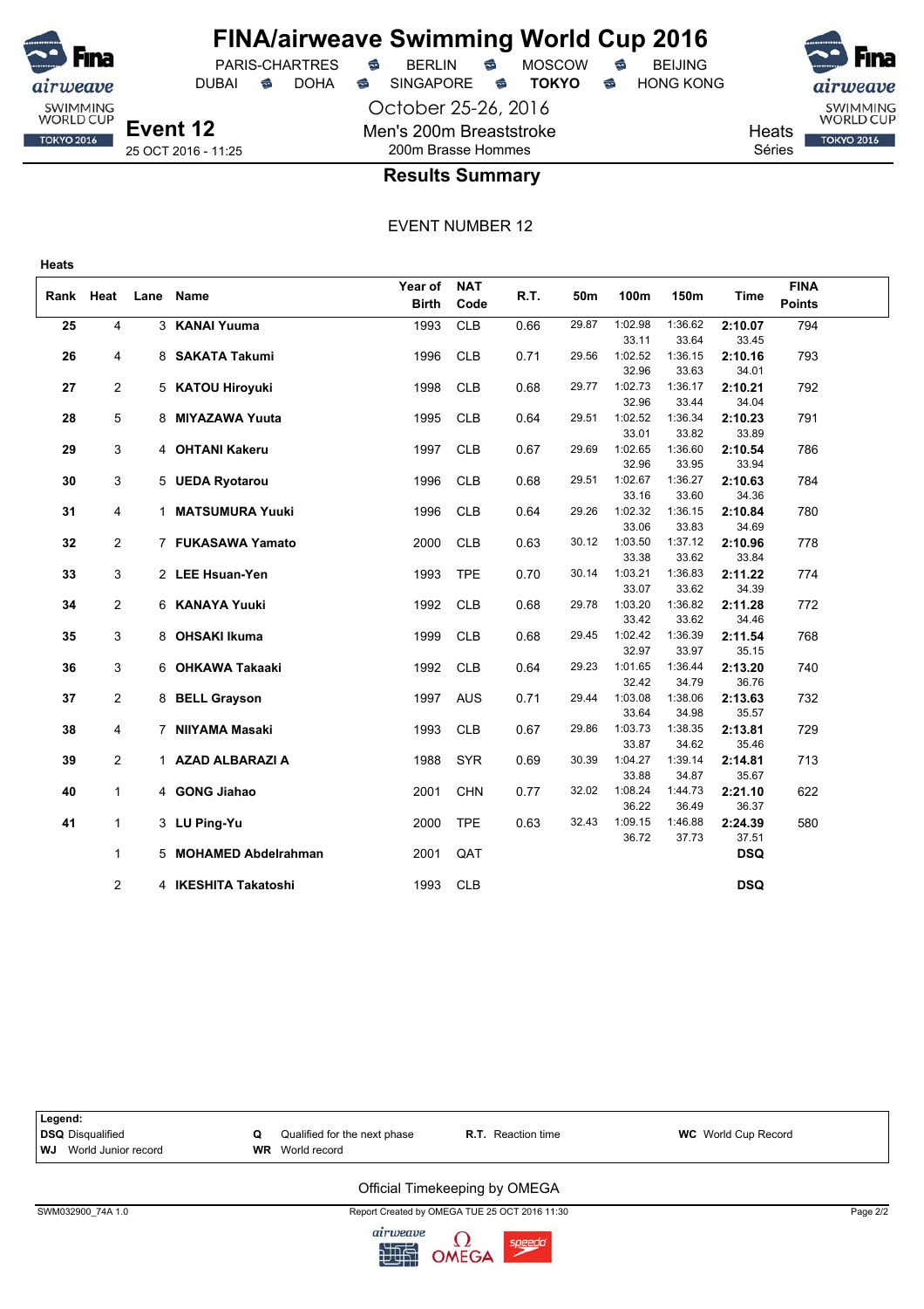# FINA/airweave Swimming World Cup 2016

PARIS-CHARTRES · BERLIN · MOSCOW · BEIJING
DUBAI · DOHA · SINGAPORE · **TOKYO** · HONG KONG

October 25-26, 2016

**Event 12**
25 OCT 2016 - 11:25

Men's 200m Breaststroke
200m Brasse Hommes

Heats
Séries

## Results Summary

EVENT NUMBER 12

**Heats**

| Rank | Heat | Lane | Name | Year of Birth | NAT Code | R.T. | 50m | 100m | 150m | Time | FINA Points |
|---|---|---|---|---|---|---|---|---|---|---|---|
| 25 | 4 | 3 | **KANAI Yuuma** | 1993 | CLB | 0.66 | 29.87 | 1:02.98 | 1:36.62 | **2:10.07** | 794 |
| | | | | | | | | 33.11 | 33.64 | 33.45 | |
| 26 | 4 | 8 | **SAKATA Takumi** | 1996 | CLB | 0.71 | 29.56 | 1:02.52 | 1:36.15 | **2:10.16** | 793 |
| | | | | | | | | 32.96 | 33.63 | 34.01 | |
| 27 | 2 | 5 | **KATOU Hiroyuki** | 1998 | CLB | 0.68 | 29.77 | 1:02.73 | 1:36.17 | **2:10.21** | 792 |
| | | | | | | | | 32.96 | 33.44 | 34.04 | |
| 28 | 5 | 8 | **MIYAZAWA Yuuta** | 1995 | CLB | 0.64 | 29.51 | 1:02.52 | 1:36.34 | **2:10.23** | 791 |
| | | | | | | | | 33.01 | 33.82 | 33.89 | |
| 29 | 3 | 4 | **OHTANI Kakeru** | 1997 | CLB | 0.67 | 29.69 | 1:02.65 | 1:36.60 | **2:10.54** | 786 |
| | | | | | | | | 32.96 | 33.95 | 33.94 | |
| 30 | 3 | 5 | **UEDA Ryotarou** | 1996 | CLB | 0.68 | 29.51 | 1:02.67 | 1:36.27 | **2:10.63** | 784 |
| | | | | | | | | 33.16 | 33.60 | 34.36 | |
| 31 | 4 | 1 | **MATSUMURA Yuuki** | 1996 | CLB | 0.64 | 29.26 | 1:02.32 | 1:36.15 | **2:10.84** | 780 |
| | | | | | | | | 33.06 | 33.83 | 34.69 | |
| 32 | 2 | 7 | **FUKASAWA Yamato** | 2000 | CLB | 0.63 | 30.12 | 1:03.50 | 1:37.12 | **2:10.96** | 778 |
| | | | | | | | | 33.38 | 33.62 | 33.84 | |
| 33 | 3 | 2 | **LEE Hsuan-Yen** | 1993 | TPE | 0.70 | 30.14 | 1:03.21 | 1:36.83 | **2:11.22** | 774 |
| | | | | | | | | 33.07 | 33.62 | 34.39 | |
| 34 | 2 | 6 | **KANAYA Yuuki** | 1992 | CLB | 0.68 | 29.78 | 1:03.20 | 1:36.82 | **2:11.28** | 772 |
| | | | | | | | | 33.42 | 33.62 | 34.46 | |
| 35 | 3 | 8 | **OHSAKI Ikuma** | 1999 | CLB | 0.68 | 29.45 | 1:02.42 | 1:36.39 | **2:11.54** | 768 |
| | | | | | | | | 32.97 | 33.97 | 35.15 | |
| 36 | 3 | 6 | **OHKAWA Takaaki** | 1992 | CLB | 0.64 | 29.23 | 1:01.65 | 1:36.44 | **2:13.20** | 740 |
| | | | | | | | | 32.42 | 34.79 | 36.76 | |
| 37 | 2 | 8 | **BELL Grayson** | 1997 | AUS | 0.71 | 29.44 | 1:03.08 | 1:38.06 | **2:13.63** | 732 |
| | | | | | | | | 33.64 | 34.98 | 35.57 | |
| 38 | 4 | 7 | **NIIYAMA Masaki** | 1993 | CLB | 0.67 | 29.86 | 1:03.73 | 1:38.35 | **2:13.81** | 729 |
| | | | | | | | | 33.87 | 34.62 | 35.46 | |
| 39 | 2 | 1 | **AZAD ALBARAZI A** | 1988 | SYR | 0.69 | 30.39 | 1:04.27 | 1:39.14 | **2:14.81** | 713 |
| | | | | | | | | 33.88 | 34.87 | 35.67 | |
| 40 | 1 | 4 | **GONG Jiahao** | 2001 | CHN | 0.77 | 32.02 | 1:08.24 | 1:44.73 | **2:21.10** | 622 |
| | | | | | | | | 36.22 | 36.49 | 36.37 | |
| 41 | 1 | 3 | **LU Ping-Yu** | 2000 | TPE | 0.63 | 32.43 | 1:09.15 | 1:46.88 | **2:24.39** | 580 |
| | | | | | | | | 36.72 | 37.73 | 37.51 | |
| | 1 | 5 | **MOHAMED Abdelrahman** | 2001 | QAT | | | | | **DSQ** | |
| | 2 | 4 | **IKESHITA Takatoshi** | 1993 | CLB | | | | | **DSQ** | |

**Legend:**

| | | | |
|---|---|---|---|
| **DSQ** Disqualified | **Q** Qualified for the next phase | **R.T.** Reaction time | **WC** World Cup Record |
| **WJ** World Junior record | **WR** World record | | |

Official Timekeeping by OMEGA

SWM032900_74A 1.0 — Report Created by OMEGA TUE 25 OCT 2016 11:30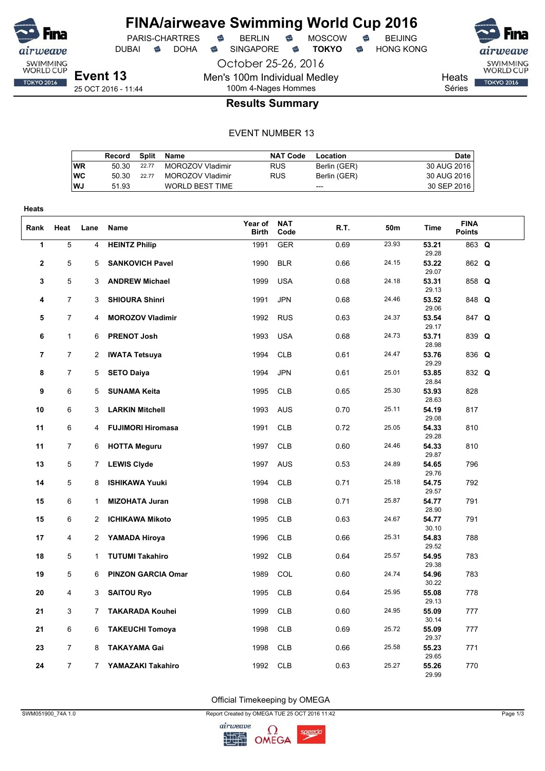# FINA/airweave Swimming World Cup 2016

PARIS-CHARTRES · BERLIN · MOSCOW · BEIJING
DUBAI · DOHA · SINGAPORE · **TOKYO** · HONG KONG

October 25-26, 2016

**Event 13**
25 OCT 2016 - 11:44

Men's 100m Individual Medley
100m 4-Nages Hommes

Heats
Séries

## Results Summary

EVENT NUMBER 13

| | Record | Split | Name | NAT Code | Location | Date |
|---|---|---|---|---|---|---|
| WR | 50.30 | 22.77 | MOROZOV Vladimir | RUS | Berlin (GER) | 30 AUG 2016 |
| WC | 50.30 | 22.77 | MOROZOV Vladimir | RUS | Berlin (GER) | 30 AUG 2016 |
| WJ | 51.93 | | WORLD BEST TIME | | --- | 30 SEP 2016 |

**Heats**

| Rank | Heat | Lane | Name | Year of Birth | NAT Code | R.T. | 50m | Time | FINA Points | |
|---|---|---|---|---|---|---|---|---|---|---|
| 1 | 5 | 4 | **HEINTZ Philip** | 1991 | GER | 0.69 | 23.93 | **53.21** 29.28 | 863 | **Q** |
| 2 | 5 | 5 | **SANKOVICH Pavel** | 1990 | BLR | 0.66 | 24.15 | **53.22** 29.07 | 862 | **Q** |
| 3 | 5 | 3 | **ANDREW Michael** | 1999 | USA | 0.68 | 24.18 | **53.31** 29.13 | 858 | **Q** |
| 4 | 7 | 3 | **SHIOURA Shinri** | 1991 | JPN | 0.68 | 24.46 | **53.52** 29.06 | 848 | **Q** |
| 5 | 7 | 4 | **MOROZOV Vladimir** | 1992 | RUS | 0.63 | 24.37 | **53.54** 29.17 | 847 | **Q** |
| 6 | 1 | 6 | **PRENOT Josh** | 1993 | USA | 0.68 | 24.73 | **53.71** 28.98 | 839 | **Q** |
| 7 | 7 | 2 | **IWATA Tetsuya** | 1994 | CLB | 0.61 | 24.47 | **53.76** 29.29 | 836 | **Q** |
| 8 | 7 | 5 | **SETO Daiya** | 1994 | JPN | 0.61 | 25.01 | **53.85** 28.84 | 832 | **Q** |
| 9 | 6 | 5 | **SUNAMA Keita** | 1995 | CLB | 0.65 | 25.30 | **53.93** 28.63 | 828 | |
| 10 | 6 | 3 | **LARKIN Mitchell** | 1993 | AUS | 0.70 | 25.11 | **54.19** 29.08 | 817 | |
| 11 | 6 | 4 | **FUJIMORI Hiromasa** | 1991 | CLB | 0.72 | 25.05 | **54.33** 29.28 | 810 | |
| 11 | 7 | 6 | **HOTTA Meguru** | 1997 | CLB | 0.60 | 24.46 | **54.33** 29.87 | 810 | |
| 13 | 5 | 7 | **LEWIS Clyde** | 1997 | AUS | 0.53 | 24.89 | **54.65** 29.76 | 796 | |
| 14 | 5 | 8 | **ISHIKAWA Yuuki** | 1994 | CLB | 0.71 | 25.18 | **54.75** 29.57 | 792 | |
| 15 | 6 | 1 | **MIZOHATA Juran** | 1998 | CLB | 0.71 | 25.87 | **54.77** 28.90 | 791 | |
| 15 | 6 | 2 | **ICHIKAWA Mikoto** | 1995 | CLB | 0.63 | 24.67 | **54.77** 30.10 | 791 | |
| 17 | 4 | 2 | **YAMADA Hiroya** | 1996 | CLB | 0.66 | 25.31 | **54.83** 29.52 | 788 | |
| 18 | 5 | 1 | **TUTUMI Takahiro** | 1992 | CLB | 0.64 | 25.57 | **54.95** 29.38 | 783 | |
| 19 | 5 | 6 | **PINZON GARCIA Omar** | 1989 | COL | 0.60 | 24.74 | **54.96** 30.22 | 783 | |
| 20 | 4 | 3 | **SAITOU Ryo** | 1995 | CLB | 0.64 | 25.95 | **55.08** 29.13 | 778 | |
| 21 | 3 | 7 | **TAKARADA Kouhei** | 1999 | CLB | 0.60 | 24.95 | **55.09** 30.14 | 777 | |
| 21 | 6 | 6 | **TAKEUCHI Tomoya** | 1998 | CLB | 0.69 | 25.72 | **55.09** 29.37 | 777 | |
| 23 | 7 | 8 | **TAKAYAMA Gai** | 1998 | CLB | 0.66 | 25.58 | **55.23** 29.65 | 771 | |
| 24 | 7 | 7 | **YAMAZAKI Takahiro** | 1992 | CLB | 0.63 | 25.27 | **55.26** 29.99 | 770 | |

Official Timekeeping by OMEGA

SWM051900_74A 1.0 — Report Created by OMEGA TUE 25 OCT 2016 11:42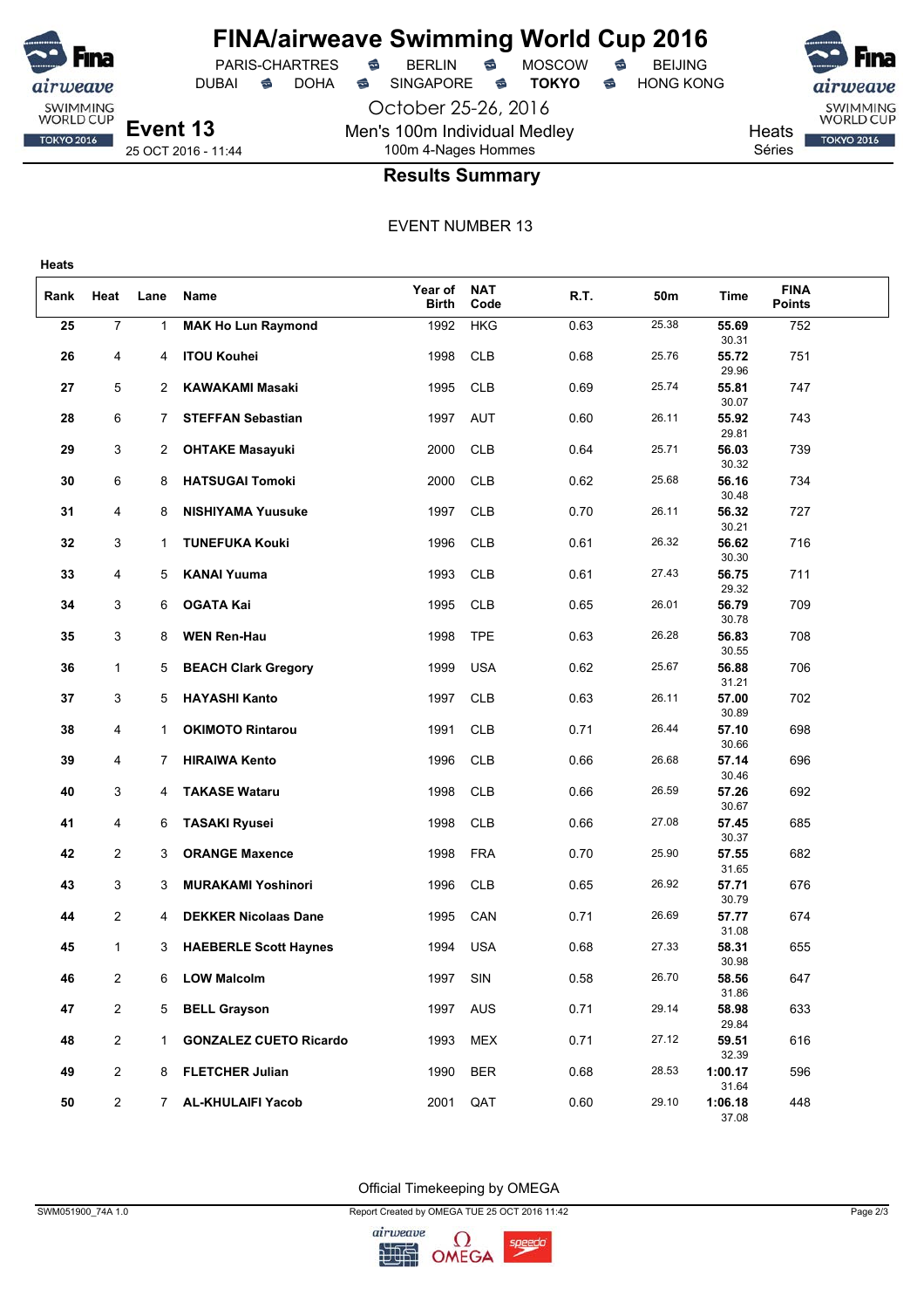# FINA/airweave Swimming World Cup 2016

PARIS-CHARTRES · BERLIN · MOSCOW · BEIJING
DUBAI · DOHA · SINGAPORE · **TOKYO** · HONG KONG

October 25-26, 2016

**Event 13**
25 OCT 2016 - 11:44

Men's 100m Individual Medley
100m 4-Nages Hommes

Heats
Séries

## Results Summary

EVENT NUMBER 13

**Heats**

| Rank | Heat | Lane | Name | Year of Birth | NAT Code | R.T. | 50m | Time | FINA Points |
|---|---|---|---|---|---|---|---|---|---|
| 25 | 7 | 1 | **MAK Ho Lun Raymond** | 1992 | HKG | 0.63 | 25.38 | **55.69** 30.31 | 752 |
| 26 | 4 | 4 | **ITOU Kouhei** | 1998 | CLB | 0.68 | 25.76 | **55.72** 29.96 | 751 |
| 27 | 5 | 2 | **KAWAKAMI Masaki** | 1995 | CLB | 0.69 | 25.74 | **55.81** 30.07 | 747 |
| 28 | 6 | 7 | **STEFFAN Sebastian** | 1997 | AUT | 0.60 | 26.11 | **55.92** 29.81 | 743 |
| 29 | 3 | 2 | **OHTAKE Masayuki** | 2000 | CLB | 0.64 | 25.71 | **56.03** 30.32 | 739 |
| 30 | 6 | 8 | **HATSUGAI Tomoki** | 2000 | CLB | 0.62 | 25.68 | **56.16** 30.48 | 734 |
| 31 | 4 | 8 | **NISHIYAMA Yuusuke** | 1997 | CLB | 0.70 | 26.11 | **56.32** 30.21 | 727 |
| 32 | 3 | 1 | **TUNEFUKA Kouki** | 1996 | CLB | 0.61 | 26.32 | **56.62** 30.30 | 716 |
| 33 | 4 | 5 | **KANAI Yuuma** | 1993 | CLB | 0.61 | 27.43 | **56.75** 29.32 | 711 |
| 34 | 3 | 6 | **OGATA Kai** | 1995 | CLB | 0.65 | 26.01 | **56.79** 30.78 | 709 |
| 35 | 3 | 8 | **WEN Ren-Hau** | 1998 | TPE | 0.63 | 26.28 | **56.83** 30.55 | 708 |
| 36 | 1 | 5 | **BEACH Clark Gregory** | 1999 | USA | 0.62 | 25.67 | **56.88** 31.21 | 706 |
| 37 | 3 | 5 | **HAYASHI Kanto** | 1997 | CLB | 0.63 | 26.11 | **57.00** 30.89 | 702 |
| 38 | 4 | 1 | **OKIMOTO Rintarou** | 1991 | CLB | 0.71 | 26.44 | **57.10** 30.66 | 698 |
| 39 | 4 | 7 | **HIRAIWA Kento** | 1996 | CLB | 0.66 | 26.68 | **57.14** 30.46 | 696 |
| 40 | 3 | 4 | **TAKASE Wataru** | 1998 | CLB | 0.66 | 26.59 | **57.26** 30.67 | 692 |
| 41 | 4 | 6 | **TASAKI Ryusei** | 1998 | CLB | 0.66 | 27.08 | **57.45** 30.37 | 685 |
| 42 | 2 | 3 | **ORANGE Maxence** | 1998 | FRA | 0.70 | 25.90 | **57.55** 31.65 | 682 |
| 43 | 3 | 3 | **MURAKAMI Yoshinori** | 1996 | CLB | 0.65 | 26.92 | **57.71** 30.79 | 676 |
| 44 | 2 | 4 | **DEKKER Nicolaas Dane** | 1995 | CAN | 0.71 | 26.69 | **57.77** 31.08 | 674 |
| 45 | 1 | 3 | **HAEBERLE Scott Haynes** | 1994 | USA | 0.68 | 27.33 | **58.31** 30.98 | 655 |
| 46 | 2 | 6 | **LOW Malcolm** | 1997 | SIN | 0.58 | 26.70 | **58.56** 31.86 | 647 |
| 47 | 2 | 5 | **BELL Grayson** | 1997 | AUS | 0.71 | 29.14 | **58.98** 29.84 | 633 |
| 48 | 2 | 1 | **GONZALEZ CUETO Ricardo** | 1993 | MEX | 0.71 | 27.12 | **59.51** 32.39 | 616 |
| 49 | 2 | 8 | **FLETCHER Julian** | 1990 | BER | 0.68 | 28.53 | **1:00.17** 31.64 | 596 |
| 50 | 2 | 7 | **AL-KHULAIFI Yacob** | 2001 | QAT | 0.60 | 29.10 | **1:06.18** 37.08 | 448 |

Official Timekeeping by OMEGA

SWM051900_74A 1.0 · Report Created by OMEGA TUE 25 OCT 2016 11:42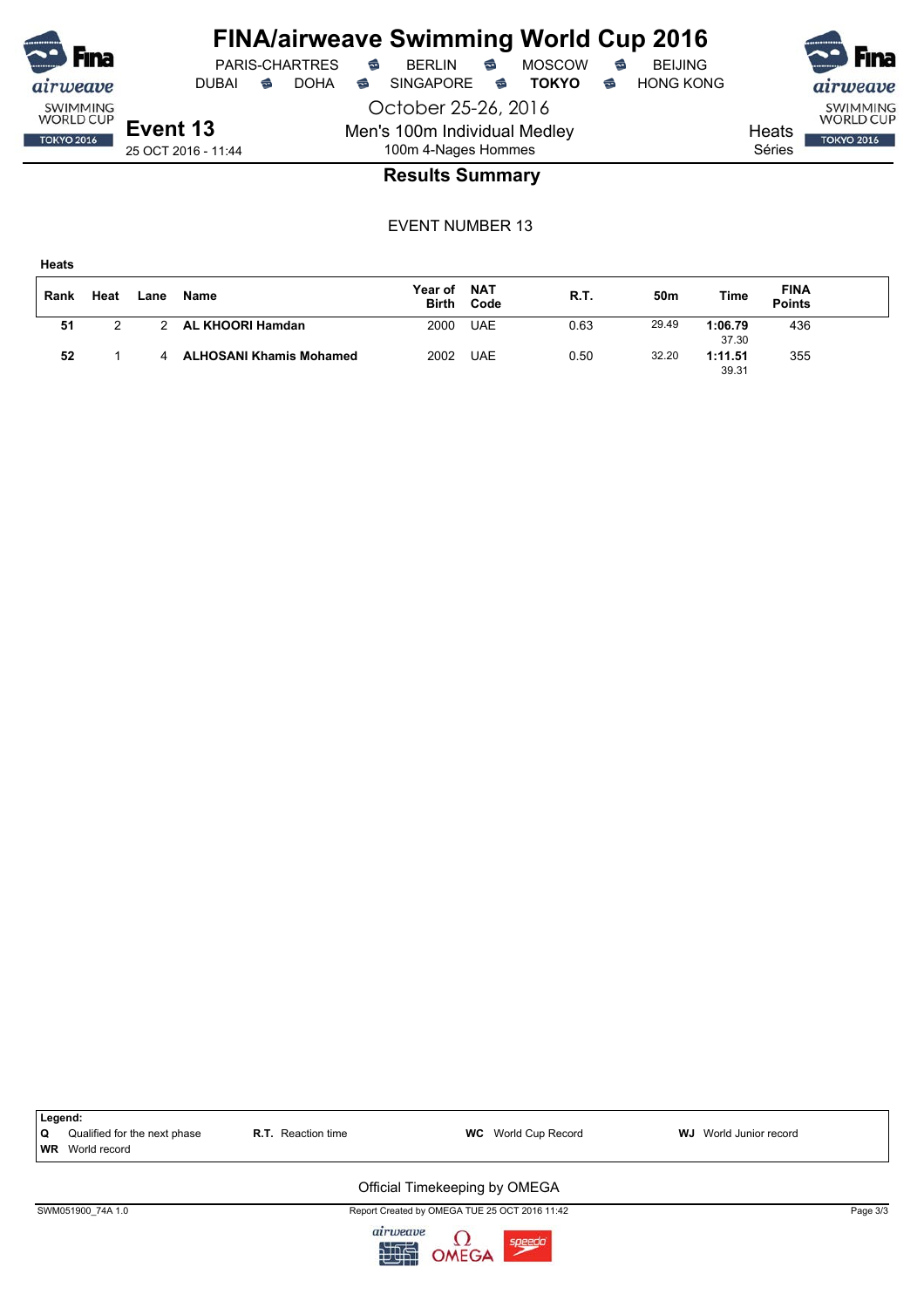# FINA/airweave Swimming World Cup 2016

PARIS-CHARTRES · BERLIN · MOSCOW · BEIJING
DUBAI · DOHA · SINGAPORE · **TOKYO** · HONG KONG

October 25-26, 2016

**Event 13**
25 OCT 2016 - 11:44

Men's 100m Individual Medley
100m 4-Nages Hommes

Heats
Séries

## Results Summary

EVENT NUMBER 13

**Heats**

| Rank | Heat | Lane | Name | Year of Birth | NAT Code | R.T. | 50m | Time | FINA Points |
|---|---|---|---|---|---|---|---|---|---|
| **51** | 2 | 2 | **AL KHOORI Hamdan** | 2000 | UAE | 0.63 | 29.49 | **1:06.79** 37.30 | 436 |
| **52** | 1 | 4 | **ALHOSANI Khamis Mohamed** | 2002 | UAE | 0.50 | 32.20 | **1:11.51** 39.31 | 355 |

**Legend:**

| | | | |
|---|---|---|---|
| **Q** Qualified for the next phase | **R.T.** Reaction time | **WC** World Cup Record | **WJ** World Junior record |
| **WR** World record | | | |

Official Timekeeping by OMEGA

SWM051900_74A 1.0 — Report Created by OMEGA TUE 25 OCT 2016 11:42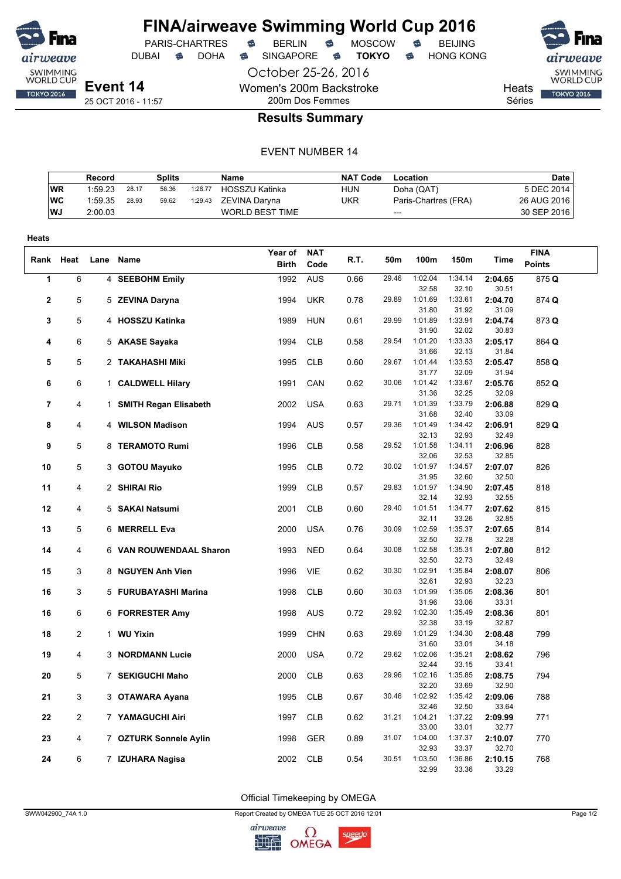# FINA/airweave Swimming World Cup 2016

PARIS-CHARTRES · BERLIN · MOSCOW · BEIJING
DUBAI · DOHA · SINGAPORE · **TOKYO** · HONG KONG

October 25-26, 2016

**Event 14**
25 OCT 2016 - 11:57

Women's 200m Backstroke
200m Dos Femmes

Heats
Séries

## Results Summary

EVENT NUMBER 14

| | Record | | Splits | | Name | NAT Code | Location | Date |
|---|---|---|---|---|---|---|---|---|
| WR | 1:59.23 | 28.17 | 58.36 | 1:28.77 | HOSSZU Katinka | HUN | Doha (QAT) | 5 DEC 2014 |
| WC | 1:59.35 | 28.93 | 59.62 | 1:29.43 | ZEVINA Daryna | UKR | Paris-Chartres (FRA) | 26 AUG 2016 |
| WJ | 2:00.03 | | | | WORLD BEST TIME | | --- | 30 SEP 2016 |

**Heats**

| Rank | Heat | Lane | Name | Year of Birth | NAT Code | R.T. | 50m | 100m | 150m | Time | FINA Points |
|---|---|---|---|---|---|---|---|---|---|---|---|
| 1 | 6 | 4 | **SEEBOHM Emily** | 1992 | AUS | 0.66 | 29.46 | 1:02.04<br>32.58 | 1:34.14<br>32.10 | **2:04.65**<br>30.51 | 875 **Q** |
| 2 | 5 | 5 | **ZEVINA Daryna** | 1994 | UKR | 0.78 | 29.89 | 1:01.69<br>31.80 | 1:33.61<br>31.92 | **2:04.70**<br>31.09 | 874 **Q** |
| 3 | 5 | 4 | **HOSSZU Katinka** | 1989 | HUN | 0.61 | 29.99 | 1:01.89<br>31.90 | 1:33.91<br>32.02 | **2:04.74**<br>30.83 | 873 **Q** |
| 4 | 6 | 5 | **AKASE Sayaka** | 1994 | CLB | 0.58 | 29.54 | 1:01.20<br>31.66 | 1:33.33<br>32.13 | **2:05.17**<br>31.84 | 864 **Q** |
| 5 | 5 | 2 | **TAKAHASHI Miki** | 1995 | CLB | 0.60 | 29.67 | 1:01.44<br>31.77 | 1:33.53<br>32.09 | **2:05.47**<br>31.94 | 858 **Q** |
| 6 | 6 | 1 | **CALDWELL Hilary** | 1991 | CAN | 0.62 | 30.06 | 1:01.42<br>31.36 | 1:33.67<br>32.25 | **2:05.76**<br>32.09 | 852 **Q** |
| 7 | 4 | 1 | **SMITH Regan Elisabeth** | 2002 | USA | 0.63 | 29.71 | 1:01.39<br>31.68 | 1:33.79<br>32.40 | **2:06.88**<br>33.09 | 829 **Q** |
| 8 | 4 | 4 | **WILSON Madison** | 1994 | AUS | 0.57 | 29.36 | 1:01.49<br>32.13 | 1:34.42<br>32.93 | **2:06.91**<br>32.49 | 829 **Q** |
| 9 | 5 | 8 | **TERAMOTO Rumi** | 1996 | CLB | 0.58 | 29.52 | 1:01.58<br>32.06 | 1:34.11<br>32.53 | **2:06.96**<br>32.85 | 828 |
| 10 | 5 | 3 | **GOTOU Mayuko** | 1995 | CLB | 0.72 | 30.02 | 1:01.97<br>31.95 | 1:34.57<br>32.60 | **2:07.07**<br>32.50 | 826 |
| 11 | 4 | 2 | **SHIRAI Rio** | 1999 | CLB | 0.57 | 29.83 | 1:01.97<br>32.14 | 1:34.90<br>32.93 | **2:07.45**<br>32.55 | 818 |
| 12 | 4 | 5 | **SAKAI Natsumi** | 2001 | CLB | 0.60 | 29.40 | 1:01.51<br>32.11 | 1:34.77<br>33.26 | **2:07.62**<br>32.85 | 815 |
| 13 | 5 | 6 | **MERRELL Eva** | 2000 | USA | 0.76 | 30.09 | 1:02.59<br>32.50 | 1:35.37<br>32.78 | **2:07.65**<br>32.28 | 814 |
| 14 | 4 | 6 | **VAN ROUWENDAAL Sharon** | 1993 | NED | 0.64 | 30.08 | 1:02.58<br>32.50 | 1:35.31<br>32.73 | **2:07.80**<br>32.49 | 812 |
| 15 | 3 | 8 | **NGUYEN Anh Vien** | 1996 | VIE | 0.62 | 30.30 | 1:02.91<br>32.61 | 1:35.84<br>32.93 | **2:08.07**<br>32.23 | 806 |
| 16 | 3 | 5 | **FURUBAYASHI Marina** | 1998 | CLB | 0.60 | 30.03 | 1:01.99<br>31.96 | 1:35.05<br>33.06 | **2:08.36**<br>33.31 | 801 |
| 16 | 6 | 6 | **FORRESTER Amy** | 1998 | AUS | 0.72 | 29.92 | 1:02.30<br>32.38 | 1:35.49<br>33.19 | **2:08.36**<br>32.87 | 801 |
| 18 | 2 | 1 | **WU Yixin** | 1999 | CHN | 0.63 | 29.69 | 1:01.29<br>31.60 | 1:34.30<br>33.01 | **2:08.48**<br>34.18 | 799 |
| 19 | 4 | 3 | **NORDMANN Lucie** | 2000 | USA | 0.72 | 29.62 | 1:02.06<br>32.44 | 1:35.21<br>33.15 | **2:08.62**<br>33.41 | 796 |
| 20 | 5 | 7 | **SEKIGUCHI Maho** | 2000 | CLB | 0.63 | 29.96 | 1:02.16<br>32.20 | 1:35.85<br>33.69 | **2:08.75**<br>32.90 | 794 |
| 21 | 3 | 3 | **OTAWARA Ayana** | 1995 | CLB | 0.67 | 30.46 | 1:02.92<br>32.46 | 1:35.42<br>32.50 | **2:09.06**<br>33.64 | 788 |
| 22 | 2 | 7 | **YAMAGUCHI Airi** | 1997 | CLB | 0.62 | 31.21 | 1:04.21<br>33.00 | 1:37.22<br>33.01 | **2:09.99**<br>32.77 | 771 |
| 23 | 4 | 7 | **OZTURK Sonnele Aylin** | 1998 | GER | 0.89 | 31.07 | 1:04.00<br>32.93 | 1:37.37<br>33.37 | **2:10.07**<br>32.70 | 770 |
| 24 | 6 | 7 | **IZUHARA Nagisa** | 2002 | CLB | 0.54 | 30.51 | 1:03.50<br>32.99 | 1:36.86<br>33.36 | **2:10.15**<br>33.29 | 768 |

Official Timekeeping by OMEGA

SWW042900_74A 1.0 — Report Created by OMEGA TUE 25 OCT 2016 12:01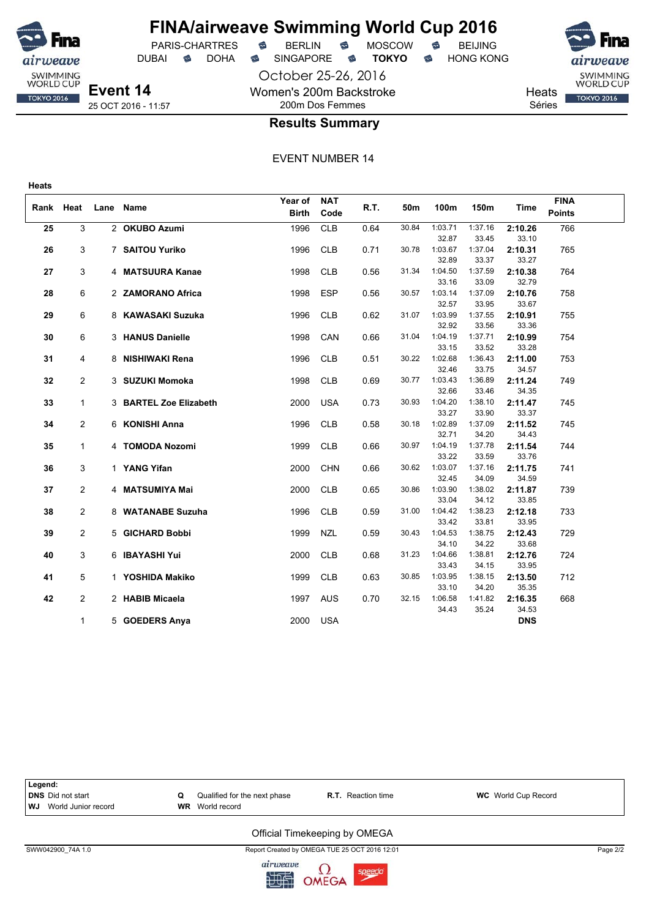# FINA/airweave Swimming World Cup 2016

PARIS-CHARTRES · BERLIN · MOSCOW · BEIJING
DUBAI · DOHA · SINGAPORE · **TOKYO** · HONG KONG

October 25-26, 2016

**Event 14** Women's 200m Backstroke — 200m Dos Femmes — Heats / Séries

25 OCT 2016 - 11:57

## Results Summary

EVENT NUMBER 14

**Heats**

| Rank | Heat | Lane | Name | Year of Birth | NAT Code | R.T. | 50m | 100m | 150m | Time | FINA Points |
|---|---|---|---|---|---|---|---|---|---|---|---|
| 25 | 3 | 2 | **OKUBO Azumi** | 1996 | CLB | 0.64 | 30.84 | 1:03.71 | 1:37.16 | **2:10.26** | 766 |
| | | | | | | | | 32.87 | 33.45 | 33.10 | |
| 26 | 3 | 7 | **SAITOU Yuriko** | 1996 | CLB | 0.71 | 30.78 | 1:03.67 | 1:37.04 | **2:10.31** | 765 |
| | | | | | | | | 32.89 | 33.37 | 33.27 | |
| 27 | 3 | 4 | **MATSUURA Kanae** | 1998 | CLB | 0.56 | 31.34 | 1:04.50 | 1:37.59 | **2:10.38** | 764 |
| | | | | | | | | 33.16 | 33.09 | 32.79 | |
| 28 | 6 | 2 | **ZAMORANO Africa** | 1998 | ESP | 0.56 | 30.57 | 1:03.14 | 1:37.09 | **2:10.76** | 758 |
| | | | | | | | | 32.57 | 33.95 | 33.67 | |
| 29 | 6 | 8 | **KAWASAKI Suzuka** | 1996 | CLB | 0.62 | 31.07 | 1:03.99 | 1:37.55 | **2:10.91** | 755 |
| | | | | | | | | 32.92 | 33.56 | 33.36 | |
| 30 | 6 | 3 | **HANUS Danielle** | 1998 | CAN | 0.66 | 31.04 | 1:04.19 | 1:37.71 | **2:10.99** | 754 |
| | | | | | | | | 33.15 | 33.52 | 33.28 | |
| 31 | 4 | 8 | **NISHIWAKI Rena** | 1996 | CLB | 0.51 | 30.22 | 1:02.68 | 1:36.43 | **2:11.00** | 753 |
| | | | | | | | | 32.46 | 33.75 | 34.57 | |
| 32 | 2 | 3 | **SUZUKI Momoka** | 1998 | CLB | 0.69 | 30.77 | 1:03.43 | 1:36.89 | **2:11.24** | 749 |
| | | | | | | | | 32.66 | 33.46 | 34.35 | |
| 33 | 1 | 3 | **BARTEL Zoe Elizabeth** | 2000 | USA | 0.73 | 30.93 | 1:04.20 | 1:38.10 | **2:11.47** | 745 |
| | | | | | | | | 33.27 | 33.90 | 33.37 | |
| 34 | 2 | 6 | **KONISHI Anna** | 1996 | CLB | 0.58 | 30.18 | 1:02.89 | 1:37.09 | **2:11.52** | 745 |
| | | | | | | | | 32.71 | 34.20 | 34.43 | |
| 35 | 1 | 4 | **TOMODA Nozomi** | 1999 | CLB | 0.66 | 30.97 | 1:04.19 | 1:37.78 | **2:11.54** | 744 |
| | | | | | | | | 33.22 | 33.59 | 33.76 | |
| 36 | 3 | 1 | **YANG Yifan** | 2000 | CHN | 0.66 | 30.62 | 1:03.07 | 1:37.16 | **2:11.75** | 741 |
| | | | | | | | | 32.45 | 34.09 | 34.59 | |
| 37 | 2 | 4 | **MATSUMIYA Mai** | 2000 | CLB | 0.65 | 30.86 | 1:03.90 | 1:38.02 | **2:11.87** | 739 |
| | | | | | | | | 33.04 | 34.12 | 33.85 | |
| 38 | 2 | 8 | **WATANABE Suzuha** | 1996 | CLB | 0.59 | 31.00 | 1:04.42 | 1:38.23 | **2:12.18** | 733 |
| | | | | | | | | 33.42 | 33.81 | 33.95 | |
| 39 | 2 | 5 | **GICHARD Bobbi** | 1999 | NZL | 0.59 | 30.43 | 1:04.53 | 1:38.75 | **2:12.43** | 729 |
| | | | | | | | | 34.10 | 34.22 | 33.68 | |
| 40 | 3 | 6 | **IBAYASHI Yui** | 2000 | CLB | 0.68 | 31.23 | 1:04.66 | 1:38.81 | **2:12.76** | 724 |
| | | | | | | | | 33.43 | 34.15 | 33.95 | |
| 41 | 5 | 1 | **YOSHIDA Makiko** | 1999 | CLB | 0.63 | 30.85 | 1:03.95 | 1:38.15 | **2:13.50** | 712 |
| | | | | | | | | 33.10 | 34.20 | 35.35 | |
| 42 | 2 | 2 | **HABIB Micaela** | 1997 | AUS | 0.70 | 32.15 | 1:06.58 | 1:41.82 | **2:16.35** | 668 |
| | | | | | | | | 34.43 | 35.24 | 34.53 | |
| | 1 | 5 | **GOEDERS Anya** | 2000 | USA | | | | | **DNS** | |

**Legend:**

| | | | |
|---|---|---|---|
| **DNS** Did not start | **Q** Qualified for the next phase | **R.T.** Reaction time | **WC** World Cup Record |
| **WJ** World Junior record | **WR** World record | | |

Official Timekeeping by OMEGA

SWW042900_74A 1.0 — Report Created by OMEGA TUE 25 OCT 2016 12:01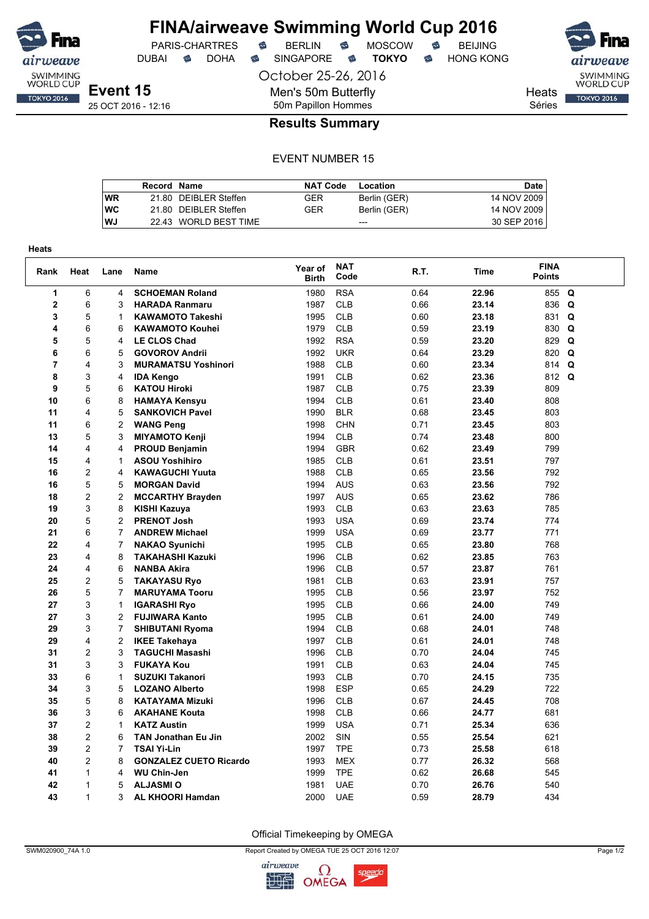# FINA/airweave Swimming World Cup 2016

PARIS-CHARTRES · BERLIN · MOSCOW · BEIJING
DUBAI · DOHA · SINGAPORE · **TOKYO** · HONG KONG

October 25-26, 2016

**Event 15**
25 OCT 2016 - 12:16

Men's 50m Butterfly
50m Papillon Hommes

Heats
Séries

## Results Summary

EVENT NUMBER 15

| | Record | Name | NAT Code | Location | Date |
|---|---|---|---|---|---|
| WR | 21.80 | DEIBLER Steffen | GER | Berlin (GER) | 14 NOV 2009 |
| WC | 21.80 | DEIBLER Steffen | GER | Berlin (GER) | 14 NOV 2009 |
| WJ | 22.43 | WORLD BEST TIME | | --- | 30 SEP 2016 |

**Heats**

| Rank | Heat | Lane | Name | Year of Birth | NAT Code | R.T. | Time | FINA Points | |
|---|---|---|---|---|---|---|---|---|---|
| 1 | 6 | 4 | **SCHOEMAN Roland** | 1980 | RSA | 0.64 | **22.96** | 855 | Q |
| 2 | 6 | 3 | **HARADA Ranmaru** | 1987 | CLB | 0.66 | **23.14** | 836 | Q |
| 3 | 5 | 1 | **KAWAMOTO Takeshi** | 1995 | CLB | 0.60 | **23.18** | 831 | Q |
| 4 | 6 | 6 | **KAWAMOTO Kouhei** | 1979 | CLB | 0.59 | **23.19** | 830 | Q |
| 5 | 5 | 4 | **LE CLOS Chad** | 1992 | RSA | 0.59 | **23.20** | 829 | Q |
| 6 | 6 | 5 | **GOVOROV Andrii** | 1992 | UKR | 0.64 | **23.29** | 820 | Q |
| 7 | 4 | 3 | **MURAMATSU Yoshinori** | 1988 | CLB | 0.60 | **23.34** | 814 | Q |
| 8 | 3 | 4 | **IDA Kengo** | 1991 | CLB | 0.62 | **23.36** | 812 | Q |
| 9 | 5 | 6 | **KATOU Hiroki** | 1987 | CLB | 0.75 | **23.39** | 809 | |
| 10 | 6 | 8 | **HAMAYA Kensyu** | 1994 | CLB | 0.61 | **23.40** | 808 | |
| 11 | 4 | 5 | **SANKOVICH Pavel** | 1990 | BLR | 0.68 | **23.45** | 803 | |
| 11 | 6 | 2 | **WANG Peng** | 1998 | CHN | 0.71 | **23.45** | 803 | |
| 13 | 5 | 3 | **MIYAMOTO Kenji** | 1994 | CLB | 0.74 | **23.48** | 800 | |
| 14 | 4 | 4 | **PROUD Benjamin** | 1994 | GBR | 0.62 | **23.49** | 799 | |
| 15 | 4 | 1 | **ASOU Yoshihiro** | 1985 | CLB | 0.61 | **23.51** | 797 | |
| 16 | 2 | 4 | **KAWAGUCHI Yuuta** | 1988 | CLB | 0.65 | **23.56** | 792 | |
| 16 | 5 | 5 | **MORGAN David** | 1994 | AUS | 0.63 | **23.56** | 792 | |
| 18 | 2 | 2 | **MCCARTHY Brayden** | 1997 | AUS | 0.65 | **23.62** | 786 | |
| 19 | 3 | 8 | **KISHI Kazuya** | 1993 | CLB | 0.63 | **23.63** | 785 | |
| 20 | 5 | 2 | **PRENOT Josh** | 1993 | USA | 0.69 | **23.74** | 774 | |
| 21 | 6 | 7 | **ANDREW Michael** | 1999 | USA | 0.69 | **23.77** | 771 | |
| 22 | 4 | 7 | **NAKAO Syunichi** | 1995 | CLB | 0.65 | **23.80** | 768 | |
| 23 | 4 | 8 | **TAKAHASHI Kazuki** | 1996 | CLB | 0.62 | **23.85** | 763 | |
| 24 | 4 | 6 | **NANBA Akira** | 1996 | CLB | 0.57 | **23.87** | 761 | |
| 25 | 2 | 5 | **TAKAYASU Ryo** | 1981 | CLB | 0.63 | **23.91** | 757 | |
| 26 | 5 | 7 | **MARUYAMA Tooru** | 1995 | CLB | 0.56 | **23.97** | 752 | |
| 27 | 3 | 1 | **IGARASHI Ryo** | 1995 | CLB | 0.66 | **24.00** | 749 | |
| 27 | 3 | 2 | **FUJIWARA Kanto** | 1995 | CLB | 0.61 | **24.00** | 749 | |
| 29 | 3 | 7 | **SHIBUTANI Ryoma** | 1994 | CLB | 0.68 | **24.01** | 748 | |
| 29 | 4 | 2 | **IKEE Takehaya** | 1997 | CLB | 0.61 | **24.01** | 748 | |
| 31 | 2 | 3 | **TAGUCHI Masashi** | 1996 | CLB | 0.70 | **24.04** | 745 | |
| 31 | 3 | 3 | **FUKAYA Kou** | 1991 | CLB | 0.63 | **24.04** | 745 | |
| 33 | 6 | 1 | **SUZUKI Takanori** | 1993 | CLB | 0.70 | **24.15** | 735 | |
| 34 | 3 | 5 | **LOZANO Alberto** | 1998 | ESP | 0.65 | **24.29** | 722 | |
| 35 | 5 | 8 | **KATAYAMA Mizuki** | 1996 | CLB | 0.67 | **24.45** | 708 | |
| 36 | 3 | 6 | **AKAHANE Kouta** | 1998 | CLB | 0.66 | **24.77** | 681 | |
| 37 | 2 | 1 | **KATZ Austin** | 1999 | USA | 0.71 | **25.34** | 636 | |
| 38 | 2 | 6 | **TAN Jonathan Eu Jin** | 2002 | SIN | 0.55 | **25.54** | 621 | |
| 39 | 2 | 7 | **TSAI Yi-Lin** | 1997 | TPE | 0.73 | **25.58** | 618 | |
| 40 | 2 | 8 | **GONZALEZ CUETO Ricardo** | 1993 | MEX | 0.77 | **26.32** | 568 | |
| 41 | 1 | 4 | **WU Chin-Jen** | 1999 | TPE | 0.62 | **26.68** | 545 | |
| 42 | 1 | 5 | **ALJASMI O** | 1981 | UAE | 0.70 | **26.76** | 540 | |
| 43 | 1 | 3 | **AL KHOORI Hamdan** | 2000 | UAE | 0.59 | **28.79** | 434 | |

Official Timekeeping by OMEGA

SWM020900_74A 1.0 — Report Created by OMEGA TUE 25 OCT 2016 12:07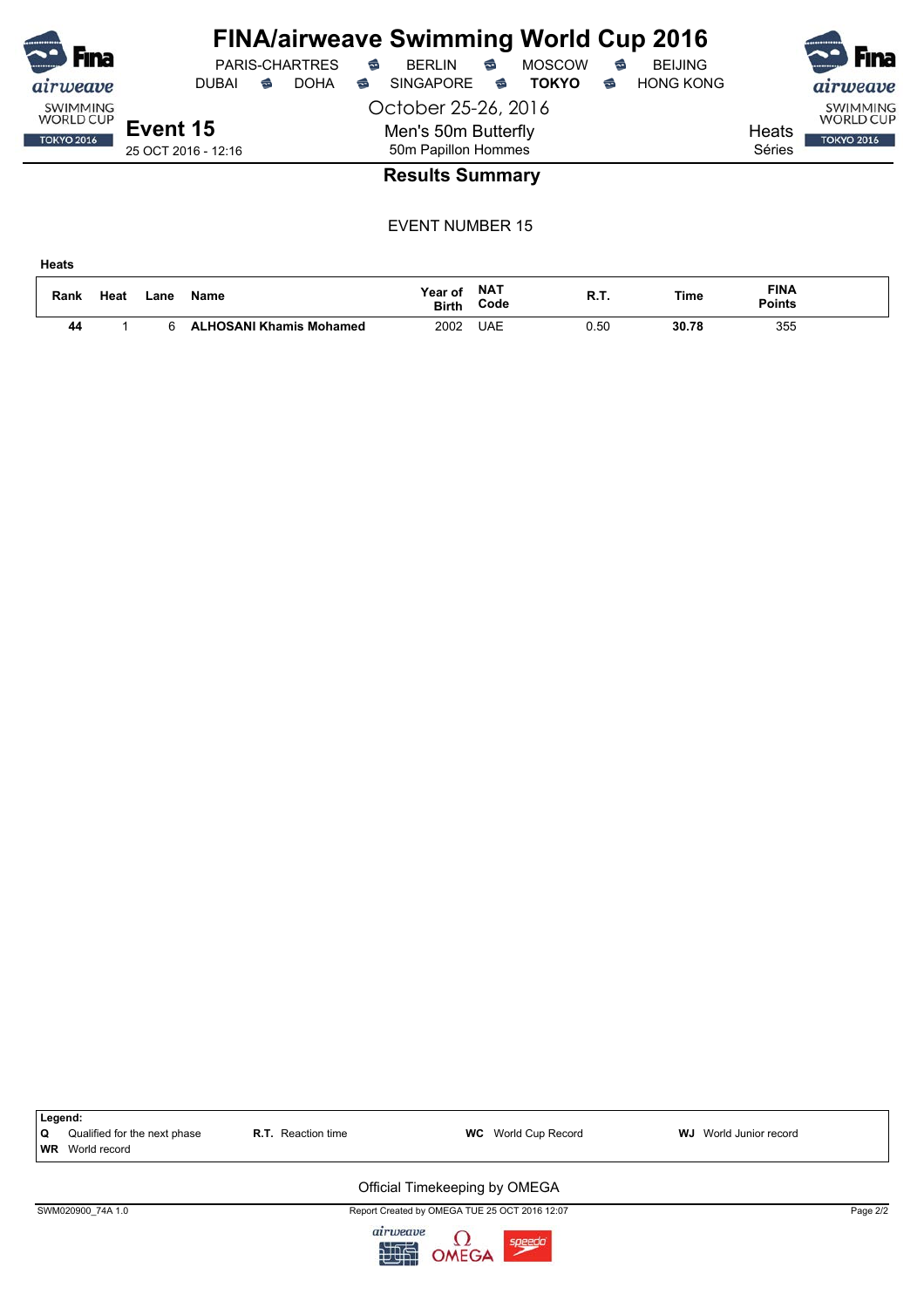# FINA/airweave Swimming World Cup 2016

PARIS-CHARTRES · BERLIN · MOSCOW · BEIJING
DUBAI · DOHA · SINGAPORE · **TOKYO** · HONG KONG

October 25-26, 2016

**Event 15**
25 OCT 2016 - 12:16

Men's 50m Butterfly
50m Papillon Hommes

Heats
Séries

## Results Summary

EVENT NUMBER 15

**Heats**

| Rank | Heat | Lane | Name | Year of Birth | NAT Code | R.T. | Time | FINA Points |
|---|---|---|---|---|---|---|---|---|
| **44** | 1 | 6 | **ALHOSANI Khamis Mohamed** | 2002 | UAE | 0.50 | **30.78** | 355 |

**Legend:**

**Q** Qualified for the next phase
**R.T.** Reaction time
**WC** World Cup Record
**WJ** World Junior record
**WR** World record

Official Timekeeping by OMEGA

SWM020900_74A 1.0 — Report Created by OMEGA TUE 25 OCT 2016 12:07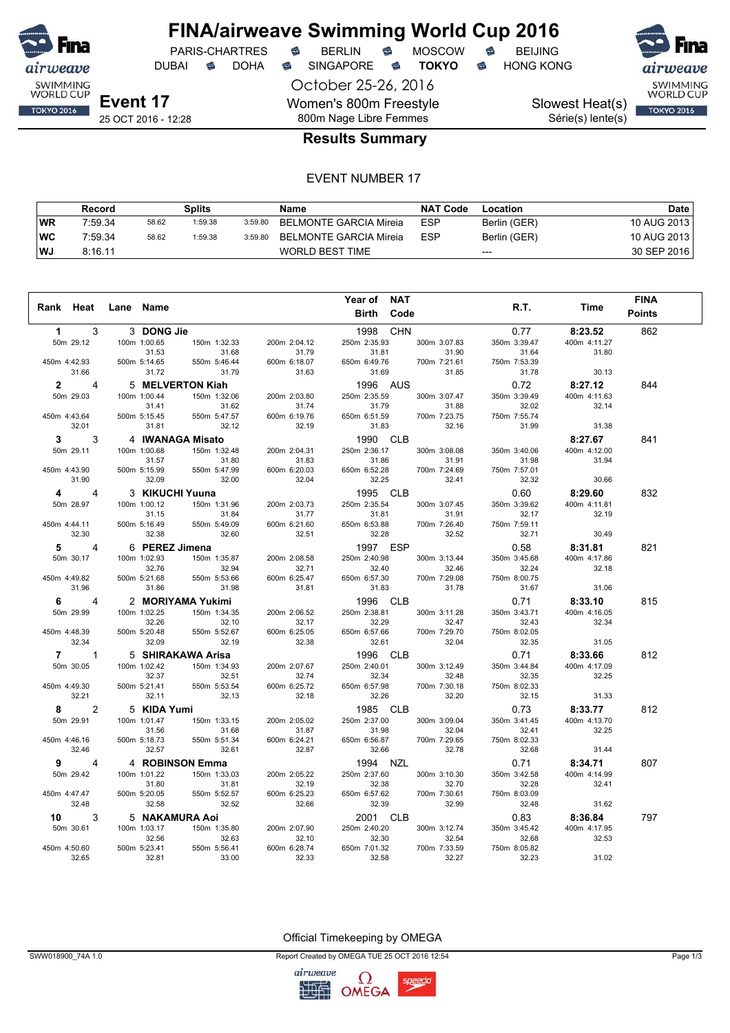# FINA/airweave Swimming World Cup 2016

PARIS-CHARTRES · BERLIN · MOSCOW · BEIJING
DUBAI · DOHA · SINGAPORE · **TOKYO** · HONG KONG

October 25-26, 2016

**Event 17**
25 OCT 2016 - 12:28

Women's 800m Freestyle
800m Nage Libre Femmes

Slowest Heat(s)
Série(s) lente(s)

## Results Summary

EVENT NUMBER 17

| | Record | Splits | | | Name | NAT Code | Location | Date |
|---|---|---|---|---|---|---|---|---|
| WR | 7:59.34 | 58.62 | 1:59.38 | 3:59.80 | BELMONTE GARCIA Mireia | ESP | Berlin (GER) | 10 AUG 2013 |
| WC | 7:59.34 | 58.62 | 1:59.38 | 3:59.80 | BELMONTE GARCIA Mireia | ESP | Berlin (GER) | 10 AUG 2013 |
| WJ | 8:16.11 | | | | WORLD BEST TIME | | --- | 30 SEP 2016 |

| Rank | Heat | Lane | Name | Year of Birth | NAT Code | R.T. | Time | FINA Points |
|---|---|---|---|---|---|---|---|---|
| 1 | 3 | 3 | **DONG Jie** | 1998 | CHN | 0.77 | **8:23.52** | 862 |
| | | | 50m 29.12 / 100m 1:00.65 (31.53) / 150m 1:32.33 (31.68) / 200m 2:04.12 (31.79) / 250m 2:35.93 (31.81) / 300m 3:07.83 (31.90) / 350m 3:39.47 (31.64) / 400m 4:11.27 (31.80) / 450m 4:42.93 (31.66) / 500m 5:14.65 (31.72) / 550m 5:46.44 (31.79) / 600m 6:18.07 (31.63) / 650m 6:49.76 (31.69) / 700m 7:21.61 (31.85) / 750m 7:53.39 (31.78) / 800m (30.13) | | | | | |
| 2 | 4 | 5 | **MELVERTON Kiah** | 1996 | AUS | 0.72 | **8:27.12** | 844 |
| | | | 50m 29.03 / 100m 1:00.44 (31.41) / 150m 1:32.06 (31.62) / 200m 2:03.80 (31.74) / 250m 2:35.59 (31.79) / 300m 3:07.47 (31.88) / 350m 3:39.49 (32.02) / 400m 4:11.63 (32.14) / 450m 4:43.64 (32.01) / 500m 5:15.45 (31.81) / 550m 5:47.57 (32.12) / 600m 6:19.76 (32.19) / 650m 6:51.59 (31.83) / 700m 7:23.75 (32.16) / 750m 7:55.74 (31.99) / 800m (31.38) | | | | | |
| 3 | 3 | 4 | **IWANAGA Misato** | 1990 | CLB | | **8:27.67** | 841 |
| | | | 50m 29.11 / 100m 1:00.68 (31.57) / 150m 1:32.48 (31.80) / 200m 2:04.31 (31.83) / 250m 2:36.17 (31.86) / 300m 3:08.08 (31.91) / 350m 3:40.06 (31.98) / 400m 4:12.00 (31.94) / 450m 4:43.90 (31.90) / 500m 5:15.99 (32.09) / 550m 5:47.99 (32.00) / 600m 6:20.03 (32.04) / 650m 6:52.28 (32.25) / 700m 7:24.69 (32.41) / 750m 7:57.01 (32.32) / 800m (30.66) | | | | | |
| 4 | 4 | 3 | **KIKUCHI Yuuna** | 1995 | CLB | 0.60 | **8:29.60** | 832 |
| | | | 50m 28.97 / 100m 1:00.12 (31.15) / 150m 1:31.96 (31.84) / 200m 2:03.73 (31.77) / 250m 2:35.54 (31.81) / 300m 3:07.45 (31.91) / 350m 3:39.62 (32.17) / 400m 4:11.81 (32.19) / 450m 4:44.11 (32.30) / 500m 5:16.49 (32.38) / 550m 5:49.09 (32.60) / 600m 6:21.60 (32.51) / 650m 6:53.88 (32.28) / 700m 7:26.40 (32.52) / 750m 7:59.11 (32.71) / 800m (30.49) | | | | | |
| 5 | 4 | 6 | **PEREZ Jimena** | 1997 | ESP | 0.58 | **8:31.81** | 821 |
| | | | 50m 30.17 / 100m 1:02.93 (32.76) / 150m 1:35.87 (32.94) / 200m 2:08.58 (32.71) / 250m 2:40.98 (32.40) / 300m 3:13.44 (32.46) / 350m 3:45.68 (32.24) / 400m 4:17.86 (32.18) / 450m 4:49.82 (31.96) / 500m 5:21.68 (31.86) / 550m 5:53.66 (31.98) / 600m 6:25.47 (31.81) / 650m 6:57.30 (31.83) / 700m 7:29.08 (31.78) / 750m 8:00.75 (31.67) / 800m (31.06) | | | | | |
| 6 | 4 | 2 | **MORIYAMA Yukimi** | 1996 | CLB | 0.71 | **8:33.10** | 815 |
| | | | 50m 29.99 / 100m 1:02.25 (32.26) / 150m 1:34.35 (32.10) / 200m 2:06.52 (32.17) / 250m 2:38.81 (32.29) / 300m 3:11.28 (32.47) / 350m 3:43.71 (32.43) / 400m 4:16.05 (32.34) / 450m 4:48.39 (32.34) / 500m 5:20.48 (32.09) / 550m 5:52.67 (32.19) / 600m 6:25.05 (32.38) / 650m 6:57.66 (32.61) / 700m 7:29.70 (32.04) / 750m 8:02.05 (32.35) / 800m (31.05) | | | | | |
| 7 | 1 | 5 | **SHIRAKAWA Arisa** | 1996 | CLB | 0.71 | **8:33.66** | 812 |
| | | | 50m 30.05 / 100m 1:02.42 (32.37) / 150m 1:34.93 (32.51) / 200m 2:07.67 (32.74) / 250m 2:40.01 (32.34) / 300m 3:12.49 (32.48) / 350m 3:44.84 (32.35) / 400m 4:17.09 (32.25) / 450m 4:49.30 (32.21) / 500m 5:21.41 (32.11) / 550m 5:53.54 (32.13) / 600m 6:25.72 (32.18) / 650m 6:57.98 (32.26) / 700m 7:30.18 (32.20) / 750m 8:02.33 (32.15) / 800m (31.33) | | | | | |
| 8 | 2 | 5 | **KIDA Yumi** | 1985 | CLB | 0.73 | **8:33.77** | 812 |
| | | | 50m 29.91 / 100m 1:01.47 (31.56) / 150m 1:33.15 (31.68) / 200m 2:05.02 (31.87) / 250m 2:37.00 (31.98) / 300m 3:09.04 (32.04) / 350m 3:41.45 (32.41) / 400m 4:13.70 (32.25) / 450m 4:46.16 (32.46) / 500m 5:18.73 (32.57) / 550m 5:51.34 (32.61) / 600m 6:24.21 (32.87) / 650m 6:56.87 (32.66) / 700m 7:29.65 (32.78) / 750m 8:02.33 (32.68) / 800m (31.44) | | | | | |
| 9 | 4 | 4 | **ROBINSON Emma** | 1994 | NZL | 0.71 | **8:34.71** | 807 |
| | | | 50m 29.42 / 100m 1:01.22 (31.80) / 150m 1:33.03 (31.81) / 200m 2:05.22 (32.19) / 250m 2:37.60 (32.38) / 300m 3:10.30 (32.70) / 350m 3:42.58 (32.28) / 400m 4:14.99 (32.41) / 450m 4:47.47 (32.48) / 500m 5:20.05 (32.58) / 550m 5:52.57 (32.52) / 600m 6:25.23 (32.66) / 650m 6:57.62 (32.39) / 700m 7:30.61 (32.99) / 750m 8:03.09 (32.48) / 800m (31.62) | | | | | |
| 10 | 3 | 5 | **NAKAMURA Aoi** | 2001 | CLB | 0.83 | **8:36.84** | 797 |
| | | | 50m 30.61 / 100m 1:03.17 (32.56) / 150m 1:35.80 (32.63) / 200m 2:07.90 (32.10) / 250m 2:40.20 (32.30) / 300m 3:12.74 (32.54) / 350m 3:45.42 (32.68) / 400m 4:17.95 (32.53) / 450m 4:50.60 (32.65) / 500m 5:23.41 (32.81) / 550m 5:56.41 (33.00) / 600m 6:28.74 (32.33) / 650m 7:01.32 (32.58) / 700m 7:33.59 (32.27) / 750m 8:05.82 (32.23) / 800m (31.02) | | | | | |

Official Timekeeping by OMEGA

SWW018900_74A 1.0 — Report Created by OMEGA TUE 25 OCT 2016 12:54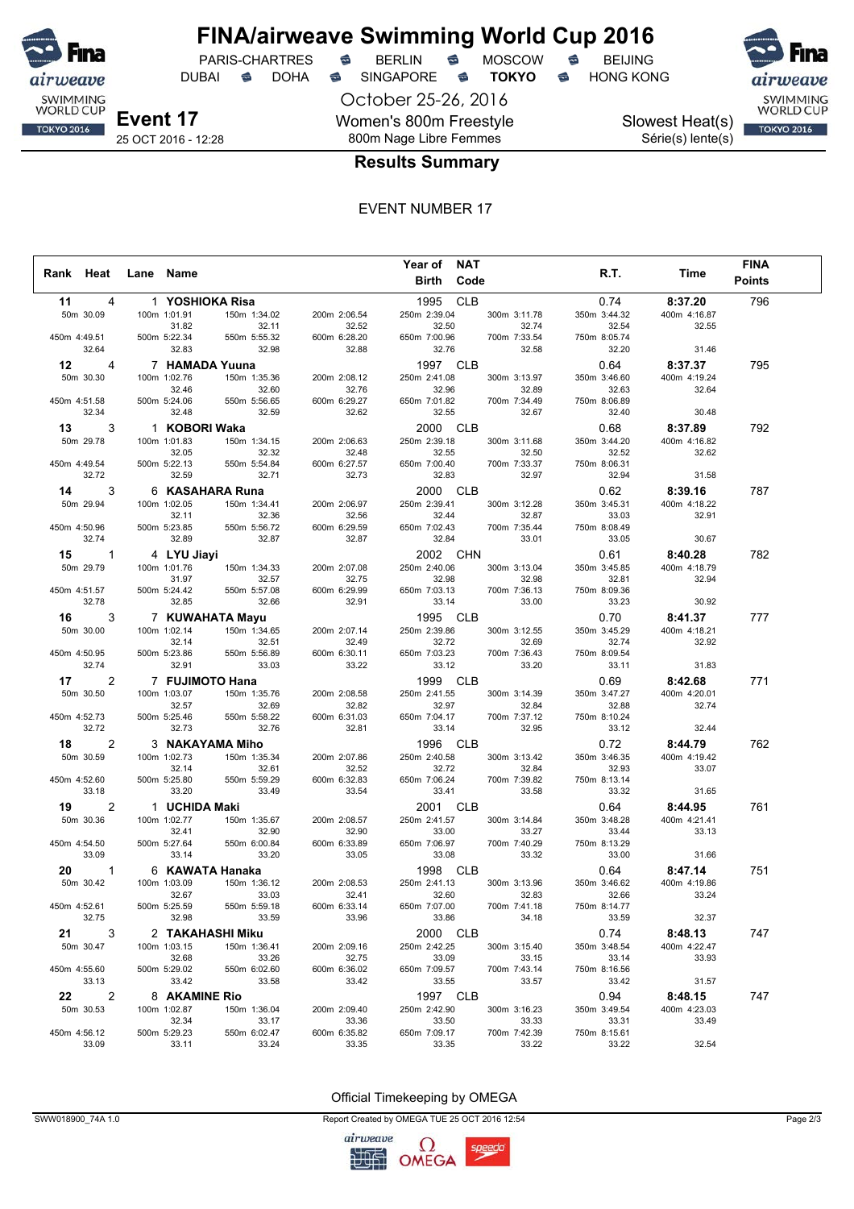# FINA/airweave Swimming World Cup 2016

PARIS-CHARTRES · BERLIN · MOSCOW · BEIJING
DUBAI · DOHA · SINGAPORE · **TOKYO** · HONG KONG

October 25-26, 2016

**Event 17**
25 OCT 2016 - 12:28

Women's 800m Freestyle
800m Nage Libre Femmes

Slowest Heat(s)
Série(s) lente(s)

## Results Summary

EVENT NUMBER 17

| Rank | Heat | Lane | Name | Year of Birth | NAT Code | R.T. | Time | FINA Points |
|---|---|---|---|---|---|---|---|---|
| 11 | 4 | 1 | **YOSHIOKA Risa** | 1995 | CLB | 0.74 | **8:37.20** | 796 |
| | | | 50m 30.09 / 100m 1:01.91 (31.82) / 150m 1:34.02 (32.11) / 200m 2:06.54 (32.52) / 250m 2:39.04 (32.50) / 300m 3:11.78 (32.74) / 350m 3:44.32 (32.54) / 400m 4:16.87 (32.55) / 450m 4:49.51 (32.64) / 500m 5:22.34 (32.83) / 550m 5:55.32 (32.98) / 600m 6:28.20 (32.88) / 650m 7:00.96 (32.76) / 700m 7:33.54 (32.58) / 750m 8:05.74 (32.20) / (31.46) | | | | | |
| 12 | 4 | 7 | **HAMADA Yuuna** | 1997 | CLB | 0.64 | **8:37.37** | 795 |
| | | | 50m 30.30 / 100m 1:02.76 (32.46) / 150m 1:35.36 (32.60) / 200m 2:08.12 (32.76) / 250m 2:41.08 (32.96) / 300m 3:13.97 (32.89) / 350m 3:46.60 (32.63) / 400m 4:19.24 (32.64) / 450m 4:51.58 (32.34) / 500m 5:24.06 (32.48) / 550m 5:56.65 (32.59) / 600m 6:29.27 (32.62) / 650m 7:01.82 (32.55) / 700m 7:34.49 (32.67) / 750m 8:06.89 (32.40) / (30.48) | | | | | |
| 13 | 3 | 1 | **KOBORI Waka** | 2000 | CLB | 0.68 | **8:37.89** | 792 |
| | | | 50m 29.78 / 100m 1:01.83 (32.05) / 150m 1:34.15 (32.32) / 200m 2:06.63 (32.48) / 250m 2:39.18 (32.55) / 300m 3:11.68 (32.50) / 350m 3:44.20 (32.52) / 400m 4:16.82 (32.62) / 450m 4:49.54 (32.72) / 500m 5:22.13 (32.59) / 550m 5:54.84 (32.71) / 600m 6:27.57 (32.73) / 650m 7:00.40 (32.83) / 700m 7:33.37 (32.97) / 750m 8:06.31 (32.94) / (31.58) | | | | | |
| 14 | 3 | 6 | **KASAHARA Runa** | 2000 | CLB | 0.62 | **8:39.16** | 787 |
| | | | 50m 29.94 / 100m 1:02.05 (32.11) / 150m 1:34.41 (32.36) / 200m 2:06.97 (32.56) / 250m 2:39.41 (32.44) / 300m 3:12.28 (32.87) / 350m 3:45.31 (33.03) / 400m 4:18.22 (32.91) / 450m 4:50.96 (32.74) / 500m 5:23.85 (32.89) / 550m 5:56.72 (32.87) / 600m 6:29.59 (32.87) / 650m 7:02.43 (32.84) / 700m 7:35.44 (33.01) / 750m 8:08.49 (33.05) / (30.67) | | | | | |
| 15 | 1 | 4 | **LYU Jiayi** | 2002 | CHN | 0.61 | **8:40.28** | 782 |
| | | | 50m 29.79 / 100m 1:01.76 (31.97) / 150m 1:34.33 (32.57) / 200m 2:07.08 (32.75) / 250m 2:40.06 (32.98) / 300m 3:13.04 (32.98) / 350m 3:45.85 (32.81) / 400m 4:18.79 (32.94) / 450m 4:51.57 (32.78) / 500m 5:24.42 (32.85) / 550m 5:57.08 (32.66) / 600m 6:29.99 (32.91) / 650m 7:03.13 (33.14) / 700m 7:36.13 (33.00) / 750m 8:09.36 (33.23) / (30.92) | | | | | |
| 16 | 3 | 7 | **KUWAHATA Mayu** | 1995 | CLB | 0.70 | **8:41.37** | 777 |
| | | | 50m 30.00 / 100m 1:02.14 (32.14) / 150m 1:34.65 (32.51) / 200m 2:07.14 (32.49) / 250m 2:39.86 (32.72) / 300m 3:12.55 (32.69) / 350m 3:45.29 (32.74) / 400m 4:18.21 (32.92) / 450m 4:50.95 (32.74) / 500m 5:23.86 (32.91) / 550m 5:56.89 (33.03) / 600m 6:30.11 (33.22) / 650m 7:03.23 (33.12) / 700m 7:36.43 (33.20) / 750m 8:09.54 (33.11) / (31.83) | | | | | |
| 17 | 2 | 7 | **FUJIMOTO Hana** | 1999 | CLB | 0.69 | **8:42.68** | 771 |
| | | | 50m 30.50 / 100m 1:03.07 (32.57) / 150m 1:35.76 (32.69) / 200m 2:08.58 (32.82) / 250m 2:41.55 (32.97) / 300m 3:14.39 (32.84) / 350m 3:47.27 (32.88) / 400m 4:20.01 (32.74) / 450m 4:52.73 (32.72) / 500m 5:25.46 (32.73) / 550m 5:58.22 (32.76) / 600m 6:31.03 (32.81) / 650m 7:04.17 (33.14) / 700m 7:37.12 (32.95) / 750m 8:10.24 (33.12) / (32.44) | | | | | |
| 18 | 2 | 3 | **NAKAYAMA Miho** | 1996 | CLB | 0.72 | **8:44.79** | 762 |
| | | | 50m 30.59 / 100m 1:02.73 (32.14) / 150m 1:35.34 (32.61) / 200m 2:07.86 (32.52) / 250m 2:40.58 (32.72) / 300m 3:13.42 (32.84) / 350m 3:46.35 (32.93) / 400m 4:19.42 (33.07) / 450m 4:52.60 (33.18) / 500m 5:25.80 (33.20) / 550m 5:59.29 (33.49) / 600m 6:32.83 (33.54) / 650m 7:06.24 (33.41) / 700m 7:39.82 (33.58) / 750m 8:13.14 (33.32) / (31.65) | | | | | |
| 19 | 2 | 1 | **UCHIDA Maki** | 2001 | CLB | 0.64 | **8:44.95** | 761 |
| | | | 50m 30.36 / 100m 1:02.77 (32.41) / 150m 1:35.67 (32.90) / 200m 2:08.57 (32.90) / 250m 2:41.57 (33.00) / 300m 3:14.84 (33.27) / 350m 3:48.28 (33.44) / 400m 4:21.41 (33.13) / 450m 4:54.50 (33.09) / 500m 5:27.64 (33.14) / 550m 6:00.84 (33.20) / 600m 6:33.89 (33.05) / 650m 7:06.97 (33.08) / 700m 7:40.29 (33.32) / 750m 8:13.29 (33.00) / (31.66) | | | | | |
| 20 | 1 | 6 | **KAWATA Hanaka** | 1998 | CLB | 0.64 | **8:47.14** | 751 |
| | | | 50m 30.42 / 100m 1:03.09 (32.67) / 150m 1:36.12 (33.03) / 200m 2:08.53 (32.41) / 250m 2:41.13 (32.60) / 300m 3:13.96 (32.83) / 350m 3:46.62 (32.66) / 400m 4:19.86 (33.24) / 450m 4:52.61 (32.75) / 500m 5:25.59 (32.98) / 550m 5:59.18 (33.59) / 600m 6:33.14 (33.96) / 650m 7:07.00 (33.86) / 700m 7:41.18 (34.18) / 750m 8:14.77 (33.59) / (32.37) | | | | | |
| 21 | 3 | 2 | **TAKAHASHI Miku** | 2000 | CLB | 0.74 | **8:48.13** | 747 |
| | | | 50m 30.47 / 100m 1:03.15 (32.68) / 150m 1:36.41 (33.26) / 200m 2:09.16 (32.75) / 250m 2:42.25 (33.09) / 300m 3:15.40 (33.15) / 350m 3:48.54 (33.14) / 400m 4:22.47 (33.93) / 450m 4:55.60 (33.13) / 500m 5:29.02 (33.42) / 550m 6:02.60 (33.58) / 600m 6:36.02 (33.42) / 650m 7:09.57 (33.55) / 700m 7:43.14 (33.57) / 750m 8:16.56 (33.42) / (31.57) | | | | | |
| 22 | 2 | 8 | **AKAMINE Rio** | 1997 | CLB | 0.94 | **8:48.15** | 747 |
| | | | 50m 30.53 / 100m 1:02.87 (32.34) / 150m 1:36.04 (33.17) / 200m 2:09.40 (33.36) / 250m 2:42.90 (33.50) / 300m 3:16.23 (33.33) / 350m 3:49.54 (33.31) / 400m 4:23.03 (33.49) / 450m 4:56.12 (33.09) / 500m 5:29.23 (33.11) / 550m 6:02.47 (33.24) / 600m 6:35.82 (33.35) / 650m 7:09.17 (33.35) / 700m 7:42.39 (33.22) / 750m 8:15.61 (33.22) / (32.54) | | | | | |

Official Timekeeping by OMEGA

SWW018900_74A 1.0 — Report Created by OMEGA TUE 25 OCT 2016 12:54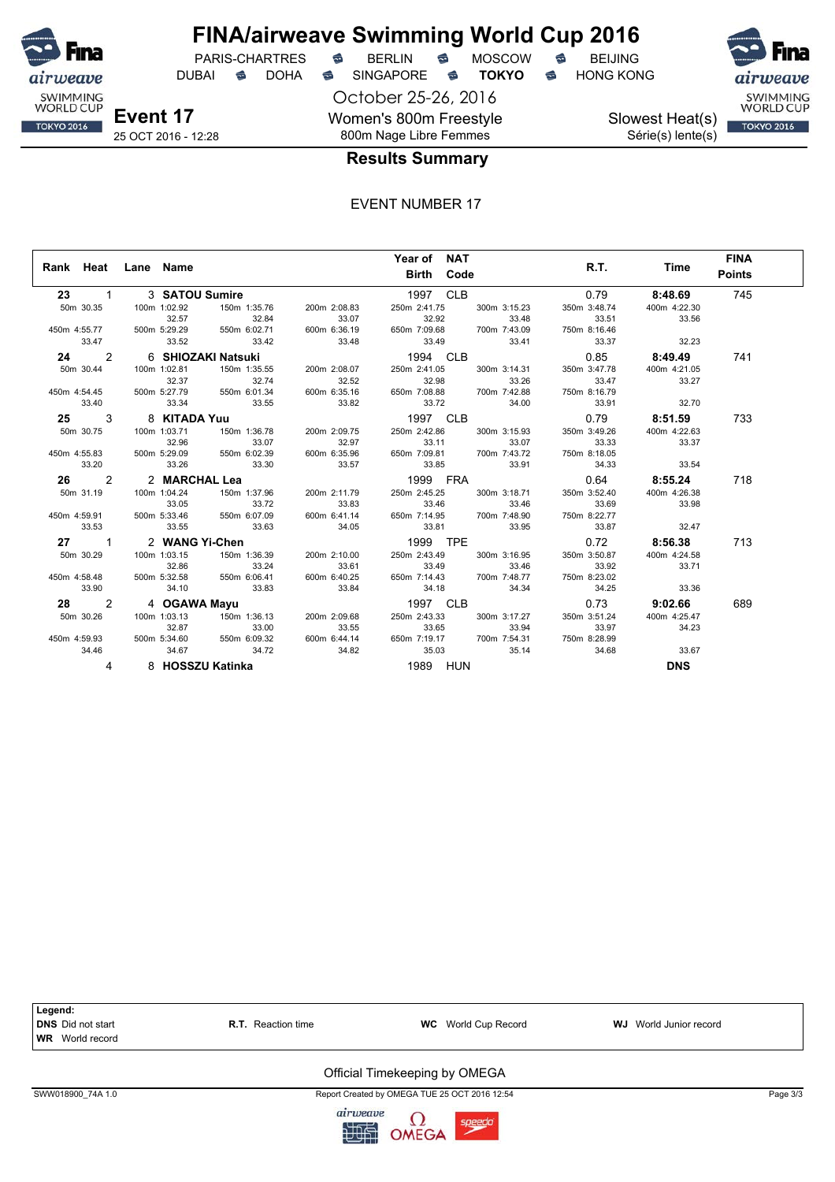# FINA/airweave Swimming World Cup 2016

PARIS-CHARTRES · BERLIN · MOSCOW · BEIJING
DUBAI · DOHA · SINGAPORE · **TOKYO** · HONG KONG

October 25-26, 2016

**Event 17**
25 OCT 2016 - 12:28

Women's 800m Freestyle
800m Nage Libre Femmes

Slowest Heat(s)
Série(s) lente(s)

## Results Summary

EVENT NUMBER 17

| Rank | Heat | Lane | Name | Year of Birth | NAT Code | R.T. | Time | FINA Points |
|---|---|---|---|---|---|---|---|---|
| 23 | 1 | 3 | **SATOU Sumire** | 1997 | CLB | 0.79 | **8:48.69** | 745 |
| | | | 50m 30.35 · 100m 1:02.92 (32.57) · 150m 1:35.76 (32.84) · 200m 2:08.83 (33.07) · 250m 2:41.75 (32.92) · 300m 3:15.23 (33.48) · 350m 3:48.74 (33.51) · 400m 4:22.30 (33.56) · 450m 4:55.77 (33.47) · 500m 5:29.29 (33.52) · 550m 6:02.71 (33.42) · 600m 6:36.19 (33.48) · 650m 7:09.68 (33.49) · 700m 7:43.09 (33.41) · 750m 8:16.46 (33.37) · (32.23) | | | | | |
| 24 | 2 | 6 | **SHIOZAKI Natsuki** | 1994 | CLB | 0.85 | **8:49.49** | 741 |
| | | | 50m 30.44 · 100m 1:02.81 (32.37) · 150m 1:35.55 (32.74) · 200m 2:08.07 (32.52) · 250m 2:41.05 (32.98) · 300m 3:14.31 (33.26) · 350m 3:47.78 (33.47) · 400m 4:21.05 (33.27) · 450m 4:54.45 (33.40) · 500m 5:27.79 (33.34) · 550m 6:01.34 (33.55) · 600m 6:35.16 (33.82) · 650m 7:08.88 (33.72) · 700m 7:42.88 (34.00) · 750m 8:16.79 (33.91) · (32.70) | | | | | |
| 25 | 3 | 8 | **KITADA Yuu** | 1997 | CLB | 0.79 | **8:51.59** | 733 |
| | | | 50m 30.75 · 100m 1:03.71 (32.96) · 150m 1:36.78 (33.07) · 200m 2:09.75 (32.97) · 250m 2:42.86 (33.11) · 300m 3:15.93 (33.07) · 350m 3:49.26 (33.33) · 400m 4:22.63 (33.37) · 450m 4:55.83 (33.20) · 500m 5:29.09 (33.26) · 550m 6:02.39 (33.30) · 600m 6:35.96 (33.57) · 650m 7:09.81 (33.85) · 700m 7:43.72 (33.91) · 750m 8:18.05 (34.33) · (33.54) | | | | | |
| 26 | 2 | 2 | **MARCHAL Lea** | 1999 | FRA | 0.64 | **8:55.24** | 718 |
| | | | 50m 31.19 · 100m 1:04.24 (33.05) · 150m 1:37.96 (33.72) · 200m 2:11.79 (33.83) · 250m 2:45.25 (33.46) · 300m 3:18.71 (33.46) · 350m 3:52.40 (33.69) · 400m 4:26.38 (33.98) · 450m 4:59.91 (33.53) · 500m 5:33.46 (33.55) · 550m 6:07.09 (33.63) · 600m 6:41.14 (34.05) · 650m 7:14.95 (33.81) · 700m 7:48.90 (33.95) · 750m 8:22.77 (33.87) · (32.47) | | | | | |
| 27 | 1 | 2 | **WANG Yi-Chen** | 1999 | TPE | 0.72 | **8:56.38** | 713 |
| | | | 50m 30.29 · 100m 1:03.15 (32.86) · 150m 1:36.39 (33.24) · 200m 2:10.00 (33.61) · 250m 2:43.49 (33.49) · 300m 3:16.95 (33.46) · 350m 3:50.87 (33.92) · 400m 4:24.58 (33.71) · 450m 4:58.48 (33.90) · 500m 5:32.58 (34.10) · 550m 6:06.41 (33.83) · 600m 6:40.25 (33.84) · 650m 7:14.43 (34.18) · 700m 7:48.77 (34.34) · 750m 8:23.02 (34.25) · (33.36) | | | | | |
| 28 | 2 | 4 | **OGAWA Mayu** | 1997 | CLB | 0.73 | **9:02.66** | 689 |
| | | | 50m 30.26 · 100m 1:03.13 (32.87) · 150m 1:36.13 (33.00) · 200m 2:09.68 (33.55) · 250m 2:43.33 (33.65) · 300m 3:17.27 (33.94) · 350m 3:51.24 (33.97) · 400m 4:25.47 (34.23) · 450m 4:59.93 (34.46) · 500m 5:34.60 (34.67) · 550m 6:09.32 (34.72) · 600m 6:44.14 (34.82) · 650m 7:19.17 (35.03) · 700m 7:54.31 (35.14) · 750m 8:28.99 (34.68) · (33.67) | | | | | |
| | 4 | 8 | **HOSSZU Katinka** | 1989 | HUN | | **DNS** | |

**Legend:**
**DNS** Did not start · **R.T.** Reaction time · **WC** World Cup Record · **WJ** World Junior record · **WR** World record

Official Timekeeping by OMEGA

SWW018900_74A 1.0 · Report Created by OMEGA TUE 25 OCT 2016 12:54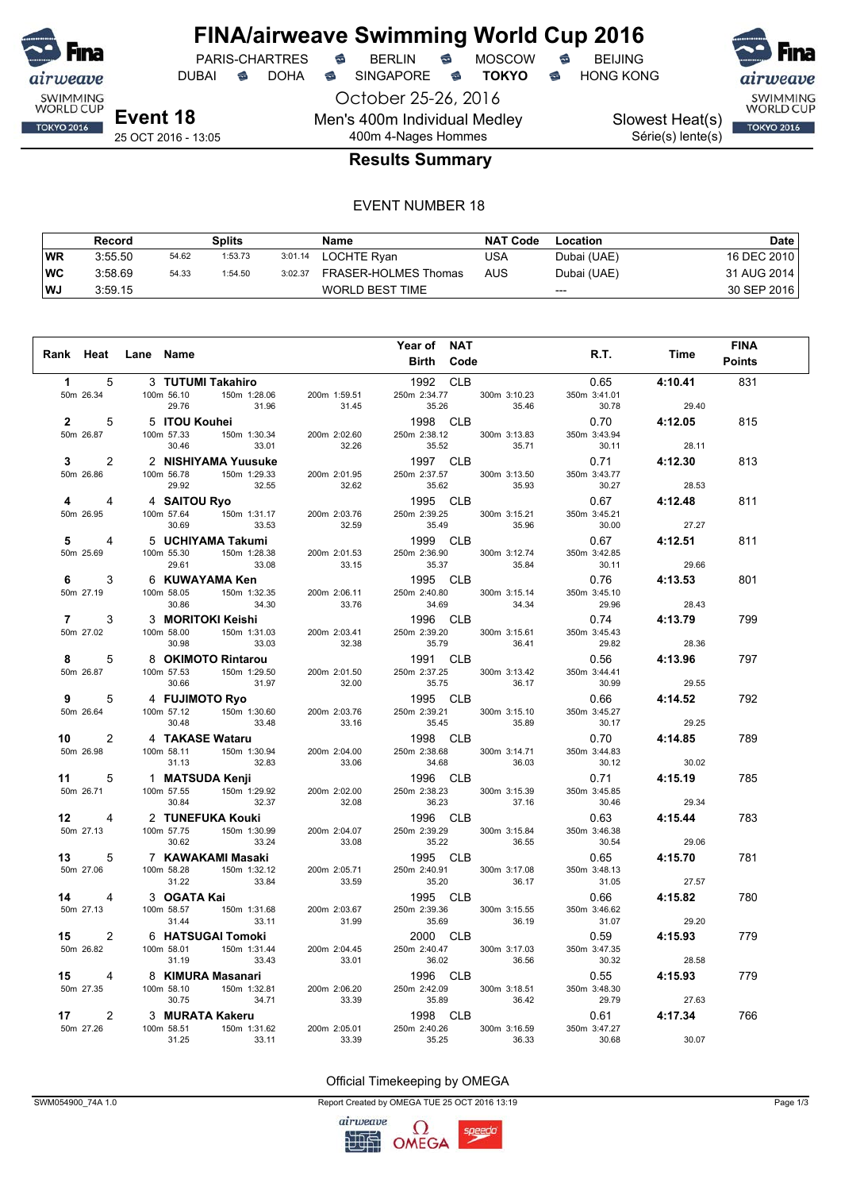# FINA/airweave Swimming World Cup 2016

PARIS-CHARTRES · BERLIN · MOSCOW · BEIJING
DUBAI · DOHA · SINGAPORE · **TOKYO** · HONG KONG

October 25-26, 2016

**Event 18** — Men's 400m Individual Medley / 400m 4-Nages Hommes — Slowest Heat(s) / Série(s) lente(s)

25 OCT 2016 - 13:05

## Results Summary

EVENT NUMBER 18

| | Record | Splits | | | Name | NAT Code | Location | Date |
|---|---|---|---|---|---|---|---|---|
| WR | 3:55.50 | 54.62 | 1:53.73 | 3:01.14 | LOCHTE Ryan | USA | Dubai (UAE) | 16 DEC 2010 |
| WC | 3:58.69 | 54.33 | 1:54.50 | 3:02.37 | FRASER-HOLMES Thomas | AUS | Dubai (UAE) | 31 AUG 2014 |
| WJ | 3:59.15 | | | | WORLD BEST TIME | | --- | 30 SEP 2016 |

| Rank | Heat | Lane | Name | Year of Birth | NAT Code | R.T. | Time | FINA Points |
|---|---|---|---|---|---|---|---|---|
| 1 | 5 | 3 | TUTUMI Takahiro | 1992 | CLB | 0.65 | 4:10.41 | 831 |
| | | | 50m 26.34 · 100m 56.10 (29.76) · 150m 1:28.06 (31.96) · 200m 1:59.51 (31.45) · 250m 2:34.77 (35.26) · 300m 3:10.23 (35.46) · 350m 3:41.01 (30.78) · (29.40) | | | | | |
| 2 | 5 | 5 | ITOU Kouhei | 1998 | CLB | 0.70 | 4:12.05 | 815 |
| | | | 50m 26.87 · 100m 57.33 (30.46) · 150m 1:30.34 (33.01) · 200m 2:02.60 (32.26) · 250m 2:38.12 (35.52) · 300m 3:13.83 (35.71) · 350m 3:43.94 (30.11) · (28.11) | | | | | |
| 3 | 2 | 2 | NISHIYAMA Yuusuke | 1997 | CLB | 0.71 | 4:12.30 | 813 |
| | | | 50m 26.86 · 100m 56.78 (29.92) · 150m 1:29.33 (32.55) · 200m 2:01.95 (32.62) · 250m 2:37.57 (35.62) · 300m 3:13.50 (35.93) · 350m 3:43.77 (30.27) · (28.53) | | | | | |
| 4 | 4 | 4 | SAITOU Ryo | 1995 | CLB | 0.67 | 4:12.48 | 811 |
| | | | 50m 26.95 · 100m 57.64 (30.69) · 150m 1:31.17 (33.53) · 200m 2:03.76 (32.59) · 250m 2:39.25 (35.49) · 300m 3:15.21 (35.96) · 350m 3:45.21 (30.00) · (27.27) | | | | | |
| 5 | 4 | 5 | UCHIYAMA Takumi | 1999 | CLB | 0.67 | 4:12.51 | 811 |
| | | | 50m 25.69 · 100m 55.30 (29.61) · 150m 1:28.38 (33.08) · 200m 2:01.53 (33.15) · 250m 2:36.90 (35.37) · 300m 3:12.74 (35.84) · 350m 3:42.85 (30.11) · (29.66) | | | | | |
| 6 | 3 | 6 | KUWAYAMA Ken | 1995 | CLB | 0.76 | 4:13.53 | 801 |
| | | | 50m 27.19 · 100m 58.05 (30.86) · 150m 1:32.35 (34.30) · 200m 2:06.11 (33.76) · 250m 2:40.80 (34.69) · 300m 3:15.14 (34.34) · 350m 3:45.10 (29.96) · (28.43) | | | | | |
| 7 | 3 | 3 | MORITOKI Keishi | 1996 | CLB | 0.74 | 4:13.79 | 799 |
| | | | 50m 27.02 · 100m 58.00 (30.98) · 150m 1:31.03 (33.03) · 200m 2:03.41 (32.38) · 250m 2:39.20 (35.79) · 300m 3:15.61 (36.41) · 350m 3:45.43 (29.82) · (28.36) | | | | | |
| 8 | 5 | 8 | OKIMOTO Rintarou | 1991 | CLB | 0.56 | 4:13.96 | 797 |
| | | | 50m 26.87 · 100m 57.53 (30.66) · 150m 1:29.50 (31.97) · 200m 2:01.50 (32.00) · 250m 2:37.25 (35.75) · 300m 3:13.42 (36.17) · 350m 3:44.41 (30.99) · (29.55) | | | | | |
| 9 | 5 | 4 | FUJIMOTO Ryo | 1995 | CLB | 0.66 | 4:14.52 | 792 |
| | | | 50m 26.64 · 100m 57.12 (30.48) · 150m 1:30.60 (33.48) · 200m 2:03.76 (33.16) · 250m 2:39.21 (35.45) · 300m 3:15.10 (35.89) · 350m 3:45.27 (30.17) · (29.25) | | | | | |
| 10 | 2 | 4 | TAKASE Wataru | 1998 | CLB | 0.70 | 4:14.85 | 789 |
| | | | 50m 26.98 · 100m 58.11 (31.13) · 150m 1:30.94 (32.83) · 200m 2:04.00 (33.06) · 250m 2:38.68 (34.68) · 300m 3:14.71 (36.03) · 350m 3:44.83 (30.12) · (30.02) | | | | | |
| 11 | 5 | 1 | MATSUDA Kenji | 1996 | CLB | 0.71 | 4:15.19 | 785 |
| | | | 50m 26.71 · 100m 57.55 (30.84) · 150m 1:29.92 (32.37) · 200m 2:02.00 (32.08) · 250m 2:38.23 (36.23) · 300m 3:15.39 (37.16) · 350m 3:45.85 (30.46) · (29.34) | | | | | |
| 12 | 4 | 2 | TUNEFUKA Kouki | 1996 | CLB | 0.63 | 4:15.44 | 783 |
| | | | 50m 27.13 · 100m 57.75 (30.62) · 150m 1:30.99 (33.24) · 200m 2:04.07 (33.08) · 250m 2:39.29 (35.22) · 300m 3:15.84 (36.55) · 350m 3:46.38 (30.54) · (29.06) | | | | | |
| 13 | 5 | 7 | KAWAKAMI Masaki | 1995 | CLB | 0.65 | 4:15.70 | 781 |
| | | | 50m 27.06 · 100m 58.28 (31.22) · 150m 1:32.12 (33.84) · 200m 2:05.71 (33.59) · 250m 2:40.91 (35.20) · 300m 3:17.08 (36.17) · 350m 3:48.13 (31.05) · (27.57) | | | | | |
| 14 | 4 | 3 | OGATA Kai | 1995 | CLB | 0.66 | 4:15.82 | 780 |
| | | | 50m 27.13 · 100m 58.57 (31.44) · 150m 1:31.68 (33.11) · 200m 2:03.67 (31.99) · 250m 2:39.36 (35.69) · 300m 3:15.55 (36.19) · 350m 3:46.62 (31.07) · (29.20) | | | | | |
| 15 | 2 | 6 | HATSUGAI Tomoki | 2000 | CLB | 0.59 | 4:15.93 | 779 |
| | | | 50m 26.82 · 100m 58.01 (31.19) · 150m 1:31.44 (33.43) · 200m 2:04.45 (33.01) · 250m 2:40.47 (36.02) · 300m 3:17.03 (36.56) · 350m 3:47.35 (30.32) · (28.58) | | | | | |
| 15 | 4 | 8 | KIMURA Masanari | 1996 | CLB | 0.55 | 4:15.93 | 779 |
| | | | 50m 27.35 · 100m 58.10 (30.75) · 150m 1:32.81 (34.71) · 200m 2:06.20 (33.39) · 250m 2:42.09 (35.89) · 300m 3:18.51 (36.42) · 350m 3:48.30 (29.79) · (27.63) | | | | | |
| 17 | 2 | 3 | MURATA Kakeru | 1998 | CLB | 0.61 | 4:17.34 | 766 |
| | | | 50m 27.26 · 100m 58.51 (31.25) · 150m 1:31.62 (33.11) · 200m 2:05.01 (33.39) · 250m 2:40.26 (35.25) · 300m 3:16.59 (36.33) · 350m 3:47.27 (30.68) · (30.07) | | | | | |

Official Timekeeping by OMEGA

SWM054900_74A 1.0 — Report Created by OMEGA TUE 25 OCT 2016 13:19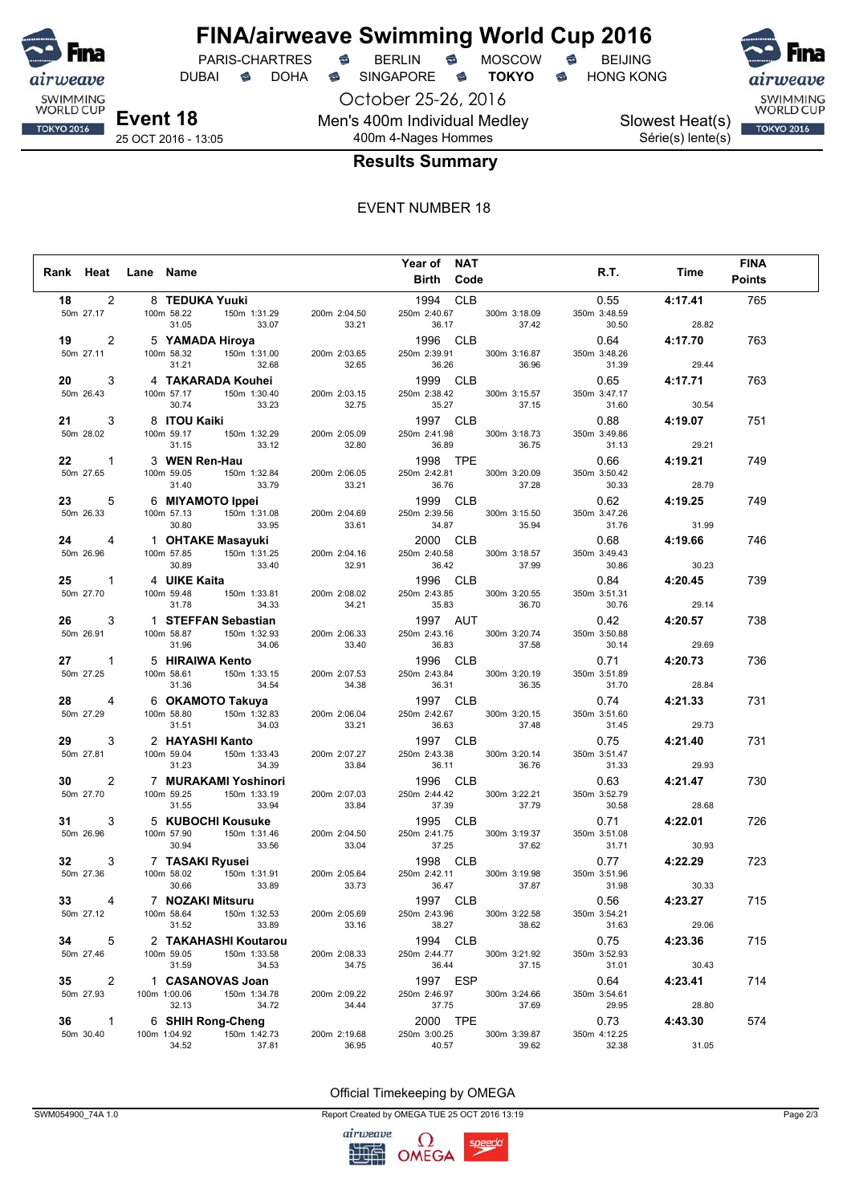# FINA/airweave Swimming World Cup 2016

PARIS-CHARTRES · BERLIN · MOSCOW · BEIJING
DUBAI · DOHA · SINGAPORE · **TOKYO** · HONG KONG

October 25-26, 2016

**Event 18**
25 OCT 2016 - 13:05

Men's 400m Individual Medley
400m 4-Nages Hommes

Slowest Heat(s)
Série(s) lente(s)

## Results Summary

EVENT NUMBER 18

| Rank | Heat | Lane | Name | Year of Birth | NAT Code | R.T. | Time | FINA Points |
|---|---|---|---|---|---|---|---|---|
| 18 | 2 | 8 | TEDUKA Yuuki | 1994 | CLB | 0.55 | 4:17.41 | 765 |
| | | | 50m 27.17 · 100m 58.22 (31.05) · 150m 1:31.29 (33.07) · 200m 2:04.50 (33.21) · 250m 2:40.67 (36.17) · 300m 3:18.09 (37.42) · 350m 3:48.59 (30.50) · (28.82) | | | | | |
| 19 | 2 | 5 | YAMADA Hiroya | 1996 | CLB | 0.64 | 4:17.70 | 763 |
| | | | 50m 27.11 · 100m 58.32 (31.21) · 150m 1:31.00 (32.68) · 200m 2:03.65 (32.65) · 250m 2:39.91 (36.26) · 300m 3:16.87 (36.96) · 350m 3:48.26 (31.39) · (29.44) | | | | | |
| 20 | 3 | 4 | TAKARADA Kouhei | 1999 | CLB | 0.65 | 4:17.71 | 763 |
| | | | 50m 26.43 · 100m 57.17 (30.74) · 150m 1:30.40 (33.23) · 200m 2:03.15 (32.75) · 250m 2:38.42 (35.27) · 300m 3:15.57 (37.15) · 350m 3:47.17 (31.60) · (30.54) | | | | | |
| 21 | 3 | 8 | ITOU Kaiki | 1997 | CLB | 0.88 | 4:19.07 | 751 |
| | | | 50m 28.02 · 100m 59.17 (31.15) · 150m 1:32.29 (33.12) · 200m 2:05.09 (32.80) · 250m 2:41.98 (36.89) · 300m 3:18.73 (36.75) · 350m 3:49.86 (31.13) · (29.21) | | | | | |
| 22 | 1 | 3 | WEN Ren-Hau | 1998 | TPE | 0.66 | 4:19.21 | 749 |
| | | | 50m 27.65 · 100m 59.05 (31.40) · 150m 1:32.84 (33.79) · 200m 2:06.05 (33.21) · 250m 2:42.81 (36.76) · 300m 3:20.09 (37.28) · 350m 3:50.42 (30.33) · (28.79) | | | | | |
| 23 | 5 | 6 | MIYAMOTO Ippei | 1999 | CLB | 0.62 | 4:19.25 | 749 |
| | | | 50m 26.33 · 100m 57.13 (30.80) · 150m 1:31.08 (33.95) · 200m 2:04.69 (33.61) · 250m 2:39.56 (34.87) · 300m 3:15.50 (35.94) · 350m 3:47.26 (31.76) · (31.99) | | | | | |
| 24 | 4 | 1 | OHTAKE Masayuki | 2000 | CLB | 0.68 | 4:19.66 | 746 |
| | | | 50m 26.96 · 100m 57.85 (30.89) · 150m 1:31.25 (33.40) · 200m 2:04.16 (32.91) · 250m 2:40.58 (36.42) · 300m 3:18.57 (37.99) · 350m 3:49.43 (30.86) · (30.23) | | | | | |
| 25 | 1 | 4 | UIKE Kaita | 1996 | CLB | 0.84 | 4:20.45 | 739 |
| | | | 50m 27.70 · 100m 59.48 (31.78) · 150m 1:33.81 (34.33) · 200m 2:08.02 (34.21) · 250m 2:43.85 (35.83) · 300m 3:20.55 (36.70) · 350m 3:51.31 (30.76) · (29.14) | | | | | |
| 26 | 3 | 1 | STEFFAN Sebastian | 1997 | AUT | 0.42 | 4:20.57 | 738 |
| | | | 50m 26.91 · 100m 58.87 (31.96) · 150m 1:32.93 (34.06) · 200m 2:06.33 (33.40) · 250m 2:43.16 (36.83) · 300m 3:20.74 (37.58) · 350m 3:50.88 (30.14) · (29.69) | | | | | |
| 27 | 1 | 5 | HIRAIWA Kento | 1996 | CLB | 0.71 | 4:20.73 | 736 |
| | | | 50m 27.25 · 100m 58.61 (31.36) · 150m 1:33.15 (34.54) · 200m 2:07.53 (34.38) · 250m 2:43.84 (36.31) · 300m 3:20.19 (36.35) · 350m 3:51.89 (31.70) · (28.84) | | | | | |
| 28 | 4 | 6 | OKAMOTO Takuya | 1997 | CLB | 0.74 | 4:21.33 | 731 |
| | | | 50m 27.29 · 100m 58.80 (31.51) · 150m 1:32.83 (34.03) · 200m 2:06.04 (33.21) · 250m 2:42.67 (36.63) · 300m 3:20.15 (37.48) · 350m 3:51.60 (31.45) · (29.73) | | | | | |
| 29 | 3 | 2 | HAYASHI Kanto | 1997 | CLB | 0.75 | 4:21.40 | 731 |
| | | | 50m 27.81 · 100m 59.04 (31.23) · 150m 1:33.43 (34.39) · 200m 2:07.27 (33.84) · 250m 2:43.38 (36.11) · 300m 3:20.14 (36.76) · 350m 3:51.47 (31.33) · (29.93) | | | | | |
| 30 | 2 | 7 | MURAKAMI Yoshinori | 1996 | CLB | 0.63 | 4:21.47 | 730 |
| | | | 50m 27.70 · 100m 59.25 (31.55) · 150m 1:33.19 (33.94) · 200m 2:07.03 (33.84) · 250m 2:44.42 (37.39) · 300m 3:22.21 (37.79) · 350m 3:52.79 (30.58) · (28.68) | | | | | |
| 31 | 3 | 5 | KUBOCHI Kousuke | 1995 | CLB | 0.71 | 4:22.01 | 726 |
| | | | 50m 26.96 · 100m 57.90 (30.94) · 150m 1:31.46 (33.56) · 200m 2:04.50 (33.04) · 250m 2:41.75 (37.25) · 300m 3:19.37 (37.62) · 350m 3:51.08 (31.71) · (30.93) | | | | | |
| 32 | 3 | 7 | TASAKI Ryusei | 1998 | CLB | 0.77 | 4:22.29 | 723 |
| | | | 50m 27.36 · 100m 58.02 (30.66) · 150m 1:31.91 (33.89) · 200m 2:05.64 (33.73) · 250m 2:42.11 (36.47) · 300m 3:19.98 (37.87) · 350m 3:51.96 (31.98) · (30.33) | | | | | |
| 33 | 4 | 7 | NOZAKI Mitsuru | 1997 | CLB | 0.56 | 4:23.27 | 715 |
| | | | 50m 27.12 · 100m 58.64 (31.52) · 150m 1:32.53 (33.89) · 200m 2:05.69 (33.16) · 250m 2:43.96 (38.27) · 300m 3:22.58 (38.62) · 350m 3:54.21 (31.63) · (29.06) | | | | | |
| 34 | 5 | 2 | TAKAHASHI Koutarou | 1994 | CLB | 0.75 | 4:23.36 | 715 |
| | | | 50m 27.46 · 100m 59.05 (31.59) · 150m 1:33.58 (34.53) · 200m 2:08.33 (34.75) · 250m 2:44.77 (36.44) · 300m 3:21.92 (37.15) · 350m 3:52.93 (31.01) · (30.43) | | | | | |
| 35 | 2 | 1 | CASANOVAS Joan | 1997 | ESP | 0.64 | 4:23.41 | 714 |
| | | | 50m 27.93 · 100m 1:00.06 (32.13) · 150m 1:34.78 (34.72) · 200m 2:09.22 (34.44) · 250m 2:46.97 (37.75) · 300m 3:24.66 (37.69) · 350m 3:54.61 (29.95) · (28.80) | | | | | |
| 36 | 1 | 6 | SHIH Rong-Cheng | 2000 | TPE | 0.73 | 4:43.30 | 574 |
| | | | 50m 30.40 · 100m 1:04.92 (34.52) · 150m 1:42.73 (37.81) · 200m 2:19.68 (36.95) · 250m 3:00.25 (40.57) · 300m 3:39.87 (39.62) · 350m 4:12.25 (32.38) · (31.05) | | | | | |

Official Timekeeping by OMEGA

SWM054900_74A 1.0 · Report Created by OMEGA TUE 25 OCT 2016 13:19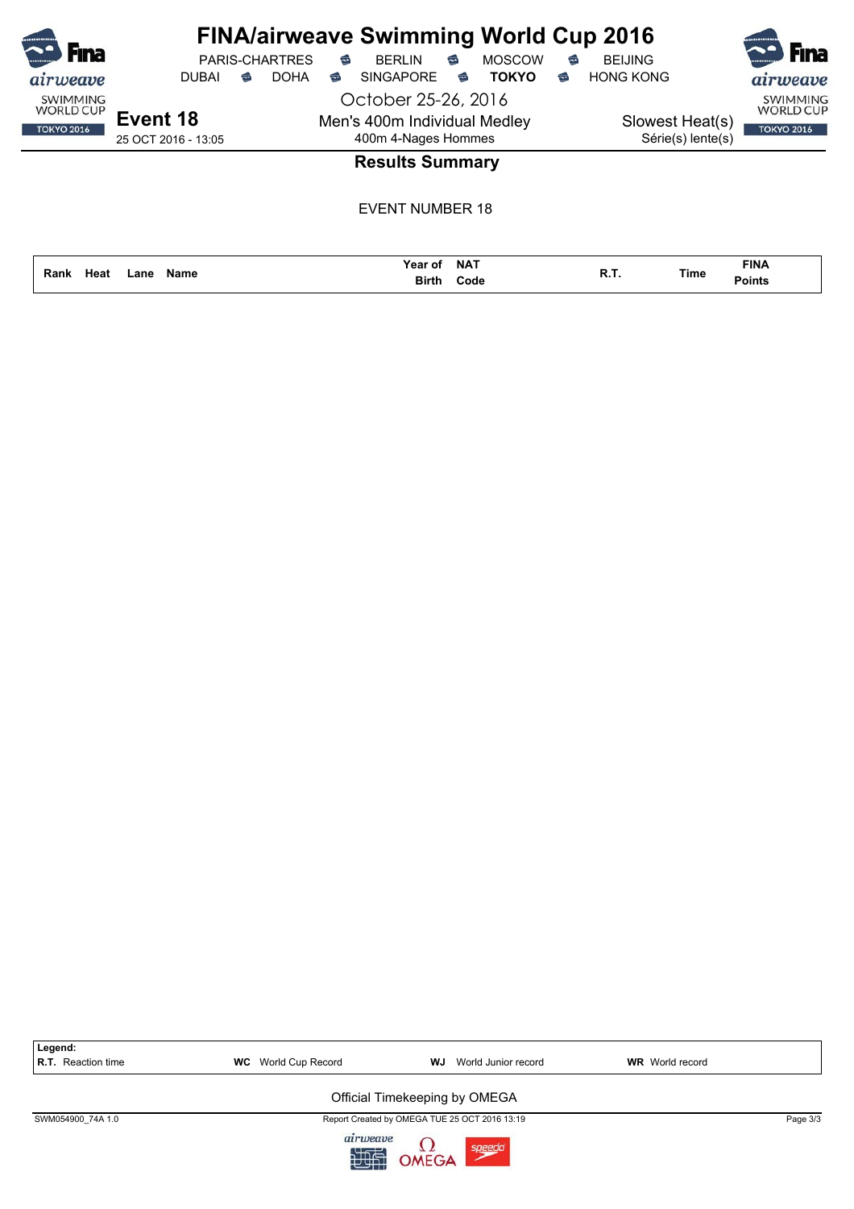# FINA/airweave Swimming World Cup 2016

PARIS-CHARTRES · BERLIN · MOSCOW · BEIJING
DUBAI · DOHA · SINGAPORE · **TOKYO** · HONG KONG

October 25-26, 2016

**Event 18**
25 OCT 2016 - 13:05

Men's 400m Individual Medley
400m 4-Nages Hommes

Slowest Heat(s)
Série(s) lente(s)

## Results Summary

EVENT NUMBER 18

| Rank | Heat | Lane | Name | Year of Birth | NAT Code | R.T. | Time | FINA Points |
|---|---|---|---|---|---|---|---|---|

**Legend:**
**R.T.** Reaction time **WC** World Cup Record **WJ** World Junior record **WR** World record

Official Timekeeping by OMEGA

SWM054900_74A 1.0 Report Created by OMEGA TUE 25 OCT 2016 13:19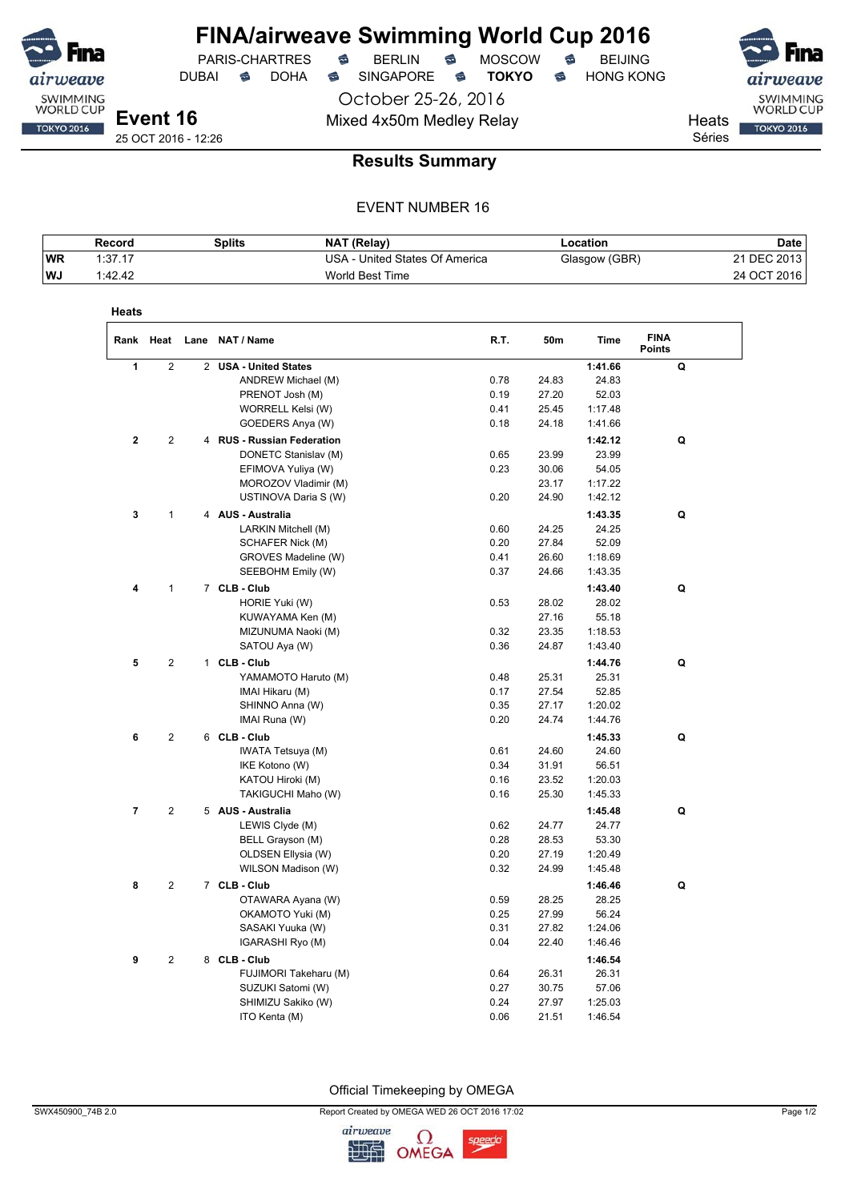# FINA/airweave Swimming World Cup 2016

PARIS-CHARTRES · BERLIN · MOSCOW · BEIJING
DUBAI · DOHA · SINGAPORE · **TOKYO** · HONG KONG

October 25-26, 2016

**Event 16**
25 OCT 2016 - 12:26

Mixed 4x50m Medley Relay

Heats
Séries

## Results Summary

EVENT NUMBER 16

| | Record | Splits | NAT (Relay) | Location | Date |
|---|---|---|---|---|---|
| WR | 1:37.17 | | USA - United States Of America | Glasgow (GBR) | 21 DEC 2013 |
| WJ | 1:42.42 | | World Best Time | | 24 OCT 2016 |

### Heats

| Rank | Heat | Lane | NAT / Name | R.T. | 50m | Time | FINA Points | |
|---|---|---|---|---|---|---|---|---|
| 1 | 2 | 2 | **USA - United States** | | | **1:41.66** | | **Q** |
| | | | ANDREW Michael (M) | 0.78 | 24.83 | 24.83 | | |
| | | | PRENOT Josh (M) | 0.19 | 27.20 | 52.03 | | |
| | | | WORRELL Kelsi (W) | 0.41 | 25.45 | 1:17.48 | | |
| | | | GOEDERS Anya (W) | 0.18 | 24.18 | 1:41.66 | | |
| 2 | 2 | 4 | **RUS - Russian Federation** | | | **1:42.12** | | **Q** |
| | | | DONETC Stanislav (M) | 0.65 | 23.99 | 23.99 | | |
| | | | EFIMOVA Yuliya (W) | 0.23 | 30.06 | 54.05 | | |
| | | | MOROZOV Vladimir (M) | | 23.17 | 1:17.22 | | |
| | | | USTINOVA Daria S (W) | 0.20 | 24.90 | 1:42.12 | | |
| 3 | 1 | 4 | **AUS - Australia** | | | **1:43.35** | | **Q** |
| | | | LARKIN Mitchell (M) | 0.60 | 24.25 | 24.25 | | |
| | | | SCHAFER Nick (M) | 0.20 | 27.84 | 52.09 | | |
| | | | GROVES Madeline (W) | 0.41 | 26.60 | 1:18.69 | | |
| | | | SEEBOHM Emily (W) | 0.37 | 24.66 | 1:43.35 | | |
| 4 | 1 | 7 | **CLB - Club** | | | **1:43.40** | | **Q** |
| | | | HORIE Yuki (W) | 0.53 | 28.02 | 28.02 | | |
| | | | KUWAYAMA Ken (M) | | 27.16 | 55.18 | | |
| | | | MIZUNUMA Naoki (M) | 0.32 | 23.35 | 1:18.53 | | |
| | | | SATOU Aya (W) | 0.36 | 24.87 | 1:43.40 | | |
| 5 | 2 | 1 | **CLB - Club** | | | **1:44.76** | | **Q** |
| | | | YAMAMOTO Haruto (M) | 0.48 | 25.31 | 25.31 | | |
| | | | IMAI Hikaru (M) | 0.17 | 27.54 | 52.85 | | |
| | | | SHINNO Anna (W) | 0.35 | 27.17 | 1:20.02 | | |
| | | | IMAI Runa (W) | 0.20 | 24.74 | 1:44.76 | | |
| 6 | 2 | 6 | **CLB - Club** | | | **1:45.33** | | **Q** |
| | | | IWATA Tetsuya (M) | 0.61 | 24.60 | 24.60 | | |
| | | | IKE Kotono (W) | 0.34 | 31.91 | 56.51 | | |
| | | | KATOU Hiroki (M) | 0.16 | 23.52 | 1:20.03 | | |
| | | | TAKIGUCHI Maho (W) | 0.16 | 25.30 | 1:45.33 | | |
| 7 | 2 | 5 | **AUS - Australia** | | | **1:45.48** | | **Q** |
| | | | LEWIS Clyde (M) | 0.62 | 24.77 | 24.77 | | |
| | | | BELL Grayson (M) | 0.28 | 28.53 | 53.30 | | |
| | | | OLDSEN Ellysia (W) | 0.20 | 27.19 | 1:20.49 | | |
| | | | WILSON Madison (W) | 0.32 | 24.99 | 1:45.48 | | |
| 8 | 2 | 7 | **CLB - Club** | | | **1:46.46** | | **Q** |
| | | | OTAWARA Ayana (W) | 0.59 | 28.25 | 28.25 | | |
| | | | OKAMOTO Yuki (M) | 0.25 | 27.99 | 56.24 | | |
| | | | SASAKI Yuuka (W) | 0.31 | 27.82 | 1:24.06 | | |
| | | | IGARASHI Ryo (M) | 0.04 | 22.40 | 1:46.46 | | |
| 9 | 2 | 8 | **CLB - Club** | | | **1:46.54** | | |
| | | | FUJIMORI Takeharu (M) | 0.64 | 26.31 | 26.31 | | |
| | | | SUZUKI Satomi (W) | 0.27 | 30.75 | 57.06 | | |
| | | | SHIMIZU Sakiko (W) | 0.24 | 27.97 | 1:25.03 | | |
| | | | ITO Kenta (M) | 0.06 | 21.51 | 1:46.54 | | |

Official Timekeeping by OMEGA

SWX450900_74B 2.0 · Report Created by OMEGA WED 26 OCT 2016 17:02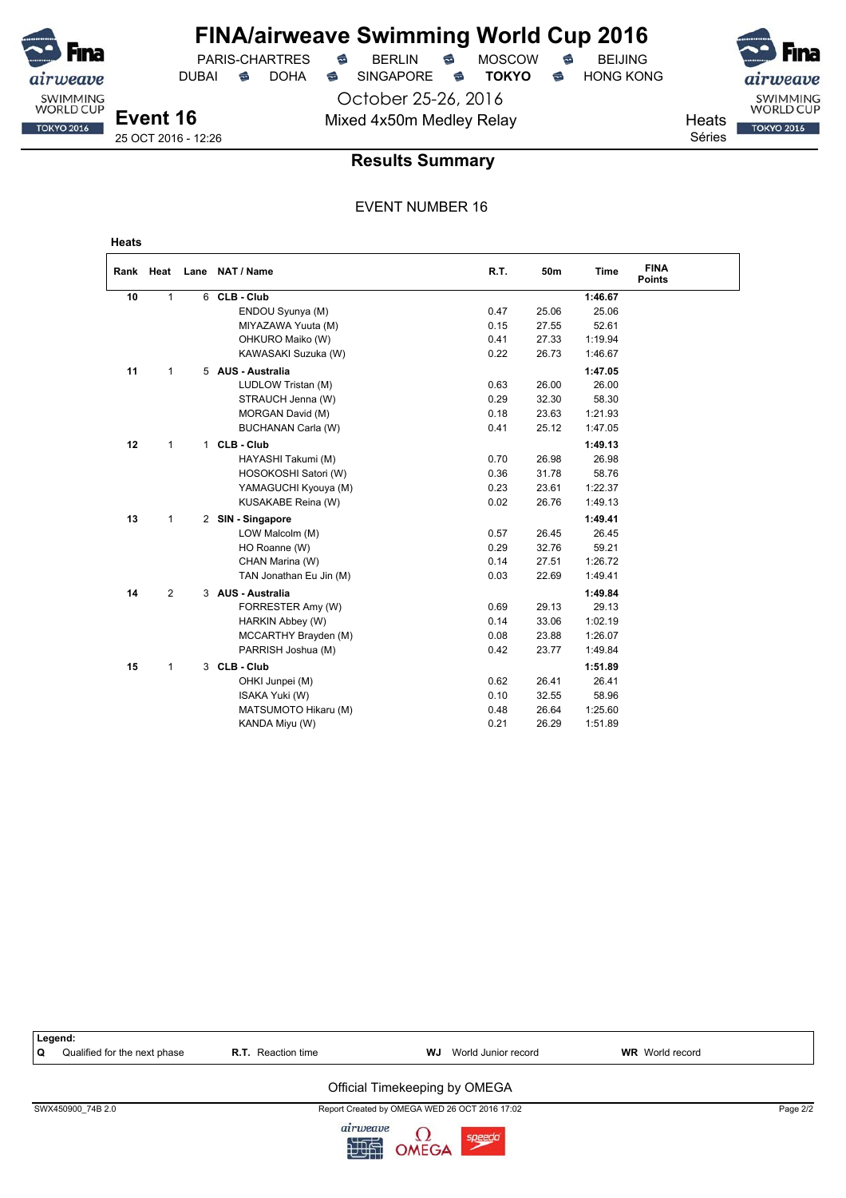# FINA/airweave Swimming World Cup 2016

PARIS-CHARTRES · BERLIN · MOSCOW · BEIJING
DUBAI · DOHA · SINGAPORE · **TOKYO** · HONG KONG

October 25-26, 2016

**Event 16**
25 OCT 2016 - 12:26

Mixed 4x50m Medley Relay

Heats
Séries

## Results Summary

EVENT NUMBER 16

**Heats**

| Rank | Heat | Lane | NAT / Name | R.T. | 50m | Time | FINA Points |
|---|---|---|---|---|---|---|---|
| 10 | 1 | 6 | **CLB - Club** | | | **1:46.67** | |
| | | | ENDOU Syunya (M) | 0.47 | 25.06 | 25.06 | |
| | | | MIYAZAWA Yuuta (M) | 0.15 | 27.55 | 52.61 | |
| | | | OHKURO Maiko (W) | 0.41 | 27.33 | 1:19.94 | |
| | | | KAWASAKI Suzuka (W) | 0.22 | 26.73 | 1:46.67 | |
| 11 | 1 | 5 | **AUS - Australia** | | | **1:47.05** | |
| | | | LUDLOW Tristan (M) | 0.63 | 26.00 | 26.00 | |
| | | | STRAUCH Jenna (W) | 0.29 | 32.30 | 58.30 | |
| | | | MORGAN David (M) | 0.18 | 23.63 | 1:21.93 | |
| | | | BUCHANAN Carla (W) | 0.41 | 25.12 | 1:47.05 | |
| 12 | 1 | 1 | **CLB - Club** | | | **1:49.13** | |
| | | | HAYASHI Takumi (M) | 0.70 | 26.98 | 26.98 | |
| | | | HOSOKOSHI Satori (W) | 0.36 | 31.78 | 58.76 | |
| | | | YAMAGUCHI Kyouya (M) | 0.23 | 23.61 | 1:22.37 | |
| | | | KUSAKABE Reina (W) | 0.02 | 26.76 | 1:49.13 | |
| 13 | 1 | 2 | **SIN - Singapore** | | | **1:49.41** | |
| | | | LOW Malcolm (M) | 0.57 | 26.45 | 26.45 | |
| | | | HO Roanne (W) | 0.29 | 32.76 | 59.21 | |
| | | | CHAN Marina (W) | 0.14 | 27.51 | 1:26.72 | |
| | | | TAN Jonathan Eu Jin (M) | 0.03 | 22.69 | 1:49.41 | |
| 14 | 2 | 3 | **AUS - Australia** | | | **1:49.84** | |
| | | | FORRESTER Amy (W) | 0.69 | 29.13 | 29.13 | |
| | | | HARKIN Abbey (W) | 0.14 | 33.06 | 1:02.19 | |
| | | | MCCARTHY Brayden (M) | 0.08 | 23.88 | 1:26.07 | |
| | | | PARRISH Joshua (M) | 0.42 | 23.77 | 1:49.84 | |
| 15 | 1 | 3 | **CLB - Club** | | | **1:51.89** | |
| | | | OHKI Junpei (M) | 0.62 | 26.41 | 26.41 | |
| | | | ISAKA Yuki (W) | 0.10 | 32.55 | 58.96 | |
| | | | MATSUMOTO Hikaru (M) | 0.48 | 26.64 | 1:25.60 | |
| | | | KANDA Miyu (W) | 0.21 | 26.29 | 1:51.89 | |

**Legend:**

| | | | |
|---|---|---|---|
| **Q** Qualified for the next phase | **R.T.** Reaction time | **WJ** World Junior record | **WR** World record |

Official Timekeeping by OMEGA

SWX450900_74B 2.0 — Report Created by OMEGA WED 26 OCT 2016 17:02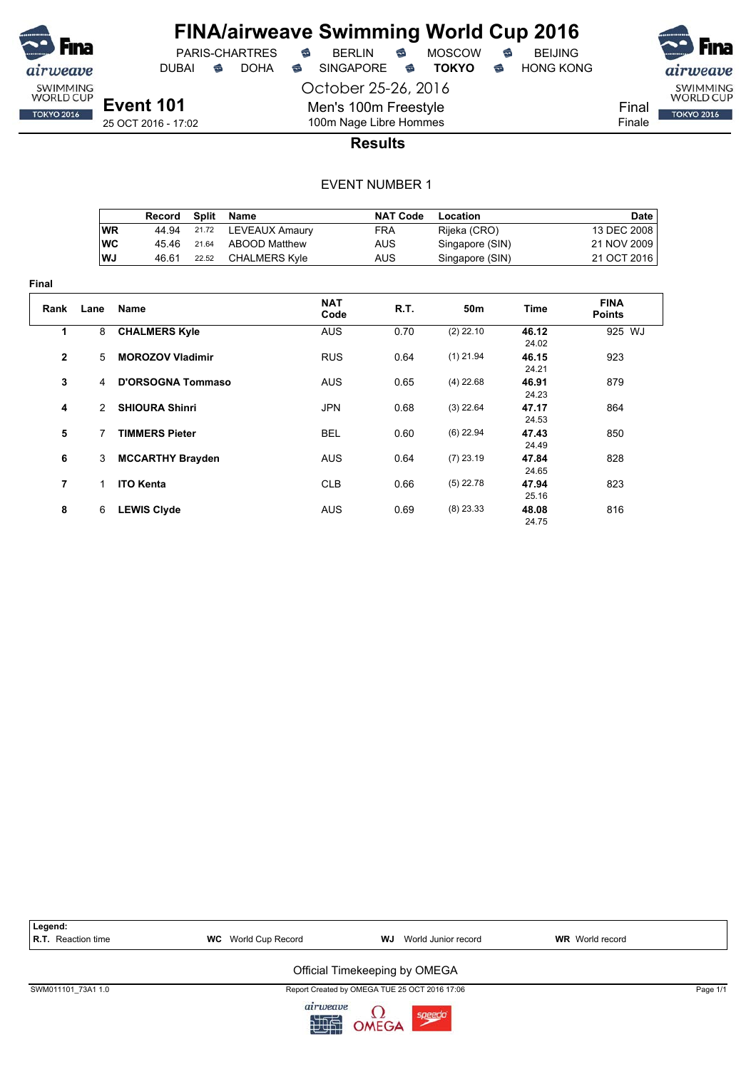# FINA/airweave Swimming World Cup 2016

PARIS-CHARTRES · BERLIN · MOSCOW · BEIJING
DUBAI · DOHA · SINGAPORE · **TOKYO** · HONG KONG

October 25-26, 2016

**Event 101**
25 OCT 2016 - 17:02

Men's 100m Freestyle
100m Nage Libre Hommes

Final
Finale

## Results

EVENT NUMBER 1

| | Record | Split | Name | NAT Code | Location | Date |
|---|---|---|---|---|---|---|
| WR | 44.94 | 21.72 | LEVEAUX Amaury | FRA | Rijeka (CRO) | 13 DEC 2008 |
| WC | 45.46 | 21.64 | ABOOD Matthew | AUS | Singapore (SIN) | 21 NOV 2009 |
| WJ | 46.61 | 22.52 | CHALMERS Kyle | AUS | Singapore (SIN) | 21 OCT 2016 |

**Final**

| Rank | Lane | Name | NAT Code | R.T. | 50m | Time | FINA Points |
|---|---|---|---|---|---|---|---|
| 1 | 8 | **CHALMERS Kyle** | AUS | 0.70 | (2) 22.10 | **46.12** 24.02 | 925 WJ |
| 2 | 5 | **MOROZOV Vladimir** | RUS | 0.64 | (1) 21.94 | **46.15** 24.21 | 923 |
| 3 | 4 | **D'ORSOGNA Tommaso** | AUS | 0.65 | (4) 22.68 | **46.91** 24.23 | 879 |
| 4 | 2 | **SHIOURA Shinri** | JPN | 0.68 | (3) 22.64 | **47.17** 24.53 | 864 |
| 5 | 7 | **TIMMERS Pieter** | BEL | 0.60 | (6) 22.94 | **47.43** 24.49 | 850 |
| 6 | 3 | **MCCARTHY Brayden** | AUS | 0.64 | (7) 23.19 | **47.84** 24.65 | 828 |
| 7 | 1 | **ITO Kenta** | CLB | 0.66 | (5) 22.78 | **47.94** 25.16 | 823 |
| 8 | 6 | **LEWIS Clyde** | AUS | 0.69 | (8) 23.33 | **48.08** 24.75 | 816 |

**Legend:**
**R.T.** Reaction time · **WC** World Cup Record · **WJ** World Junior record · **WR** World record

Official Timekeeping by OMEGA

SWM011101_73A1 1.0 · Report Created by OMEGA TUE 25 OCT 2016 17:06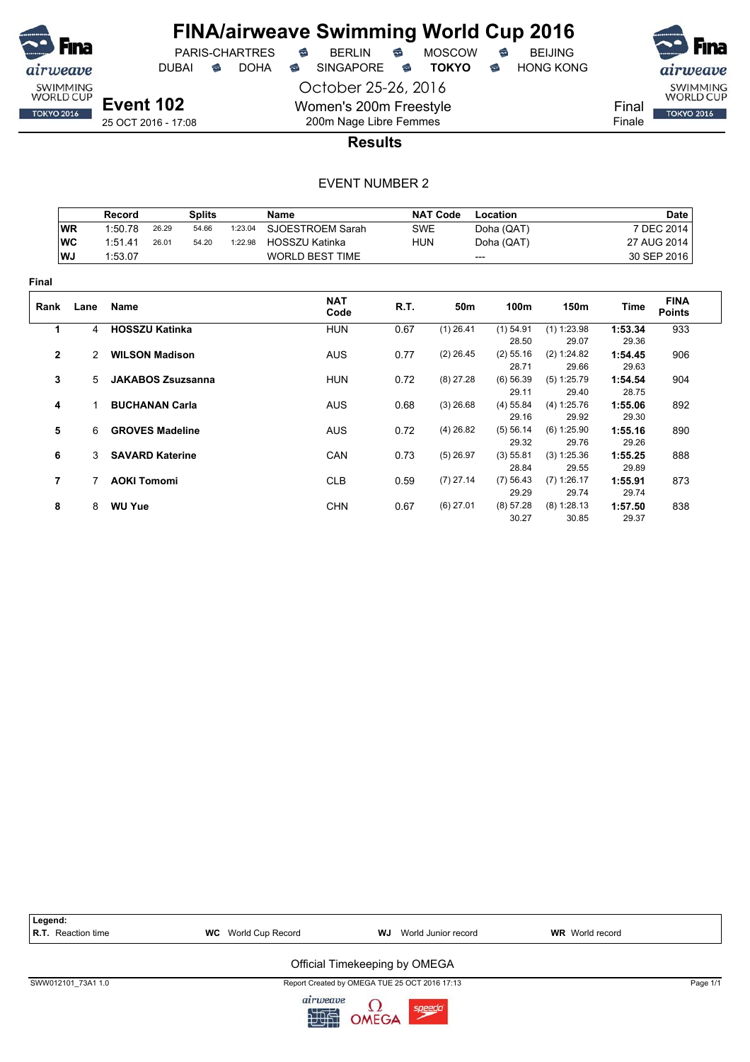# FINA/airweave Swimming World Cup 2016

PARIS-CHARTRES · BERLIN · MOSCOW · BEIJING
DUBAI · DOHA · SINGAPORE · **TOKYO** · HONG KONG

October 25-26, 2016

**Event 102**
25 OCT 2016 - 17:08

Women's 200m Freestyle
200m Nage Libre Femmes

Final
Finale

## Results

EVENT NUMBER 2

| | Record | Splits | | | Name | NAT Code | Location | Date |
|---|---|---|---|---|---|---|---|---|
| WR | 1:50.78 | 26.29 | 54.66 | 1:23.04 | SJOESTROEM Sarah | SWE | Doha (QAT) | 7 DEC 2014 |
| WC | 1:51.41 | 26.01 | 54.20 | 1:22.98 | HOSSZU Katinka | HUN | Doha (QAT) | 27 AUG 2014 |
| WJ | 1:53.07 | | | | WORLD BEST TIME | | --- | 30 SEP 2016 |

**Final**

| Rank | Lane | Name | NAT Code | R.T. | 50m | 100m | 150m | Time | FINA Points |
|---|---|---|---|---|---|---|---|---|---|
| 1 | 4 | **HOSSZU Katinka** | HUN | 0.67 | (1) 26.41 | (1) 54.91<br>28.50 | (1) 1:23.98<br>29.07 | **1:53.34**<br>29.36 | 933 |
| 2 | 2 | **WILSON Madison** | AUS | 0.77 | (2) 26.45 | (2) 55.16<br>28.71 | (2) 1:24.82<br>29.66 | **1:54.45**<br>29.63 | 906 |
| 3 | 5 | **JAKABOS Zsuzsanna** | HUN | 0.72 | (8) 27.28 | (6) 56.39<br>29.11 | (5) 1:25.79<br>29.40 | **1:54.54**<br>28.75 | 904 |
| 4 | 1 | **BUCHANAN Carla** | AUS | 0.68 | (3) 26.68 | (4) 55.84<br>29.16 | (4) 1:25.76<br>29.92 | **1:55.06**<br>29.30 | 892 |
| 5 | 6 | **GROVES Madeline** | AUS | 0.72 | (4) 26.82 | (5) 56.14<br>29.32 | (6) 1:25.90<br>29.76 | **1:55.16**<br>29.26 | 890 |
| 6 | 3 | **SAVARD Katerine** | CAN | 0.73 | (5) 26.97 | (3) 55.81<br>28.84 | (3) 1:25.36<br>29.55 | **1:55.25**<br>29.89 | 888 |
| 7 | 7 | **AOKI Tomomi** | CLB | 0.59 | (7) 27.14 | (7) 56.43<br>29.29 | (7) 1:26.17<br>29.74 | **1:55.91**<br>29.74 | 873 |
| 8 | 8 | **WU Yue** | CHN | 0.67 | (6) 27.01 | (8) 57.28<br>30.27 | (8) 1:28.13<br>30.85 | **1:57.50**<br>29.37 | 838 |

**Legend:**
**R.T.** Reaction time · **WC** World Cup Record · **WJ** World Junior record · **WR** World record

Official Timekeeping by OMEGA

SWW012101_73A1 1.0 · Report Created by OMEGA TUE 25 OCT 2016 17:13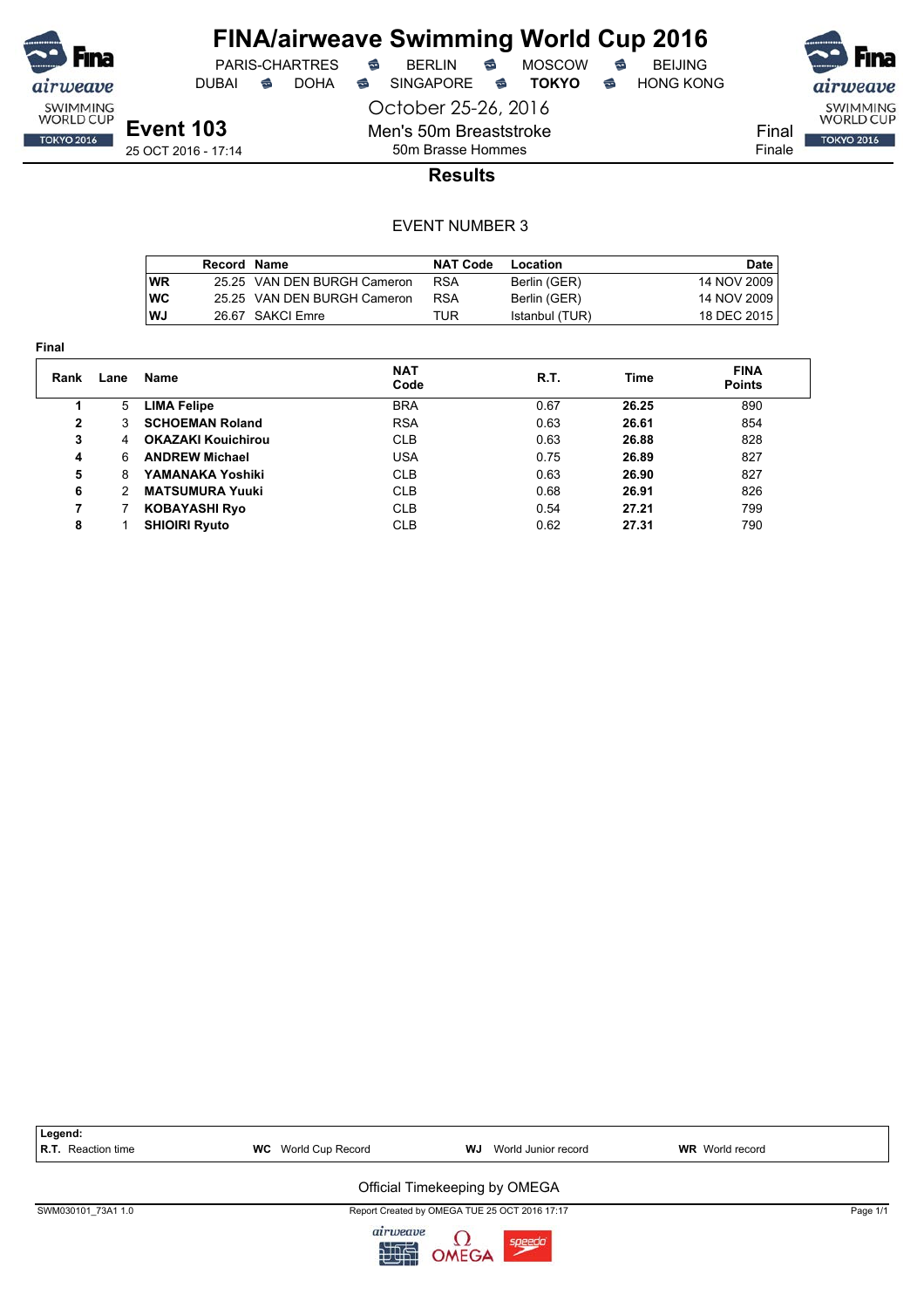# FINA/airweave Swimming World Cup 2016

PARIS-CHARTRES · BERLIN · MOSCOW · BEIJING
DUBAI · DOHA · SINGAPORE · **TOKYO** · HONG KONG

October 25-26, 2016

**Event 103**
25 OCT 2016 - 17:14

Men's 50m Breaststroke
50m Brasse Hommes

Final
Finale

## Results

EVENT NUMBER 3

| | Record | Name | NAT Code | Location | Date |
|---|---|---|---|---|---|
| WR | 25.25 | VAN DEN BURGH Cameron | RSA | Berlin (GER) | 14 NOV 2009 |
| WC | 25.25 | VAN DEN BURGH Cameron | RSA | Berlin (GER) | 14 NOV 2009 |
| WJ | 26.67 | SAKCI Emre | TUR | Istanbul (TUR) | 18 DEC 2015 |

**Final**

| Rank | Lane | Name | NAT Code | R.T. | Time | FINA Points |
|---|---|---|---|---|---|---|
| 1 | 5 | **LIMA Felipe** | BRA | 0.67 | **26.25** | 890 |
| 2 | 3 | **SCHOEMAN Roland** | RSA | 0.63 | **26.61** | 854 |
| 3 | 4 | **OKAZAKI Kouichirou** | CLB | 0.63 | **26.88** | 828 |
| 4 | 6 | **ANDREW Michael** | USA | 0.75 | **26.89** | 827 |
| 5 | 8 | **YAMANAKA Yoshiki** | CLB | 0.63 | **26.90** | 827 |
| 6 | 2 | **MATSUMURA Yuuki** | CLB | 0.68 | **26.91** | 826 |
| 7 | 7 | **KOBAYASHI Ryo** | CLB | 0.54 | **27.21** | 799 |
| 8 | 1 | **SHIOIRI Ryuto** | CLB | 0.62 | **27.31** | 790 |

**Legend:**
**R.T.** Reaction time · **WC** World Cup Record · **WJ** World Junior record · **WR** World record

Official Timekeeping by OMEGA

SWM030101_73A1 1.0 · Report Created by OMEGA TUE 25 OCT 2016 17:17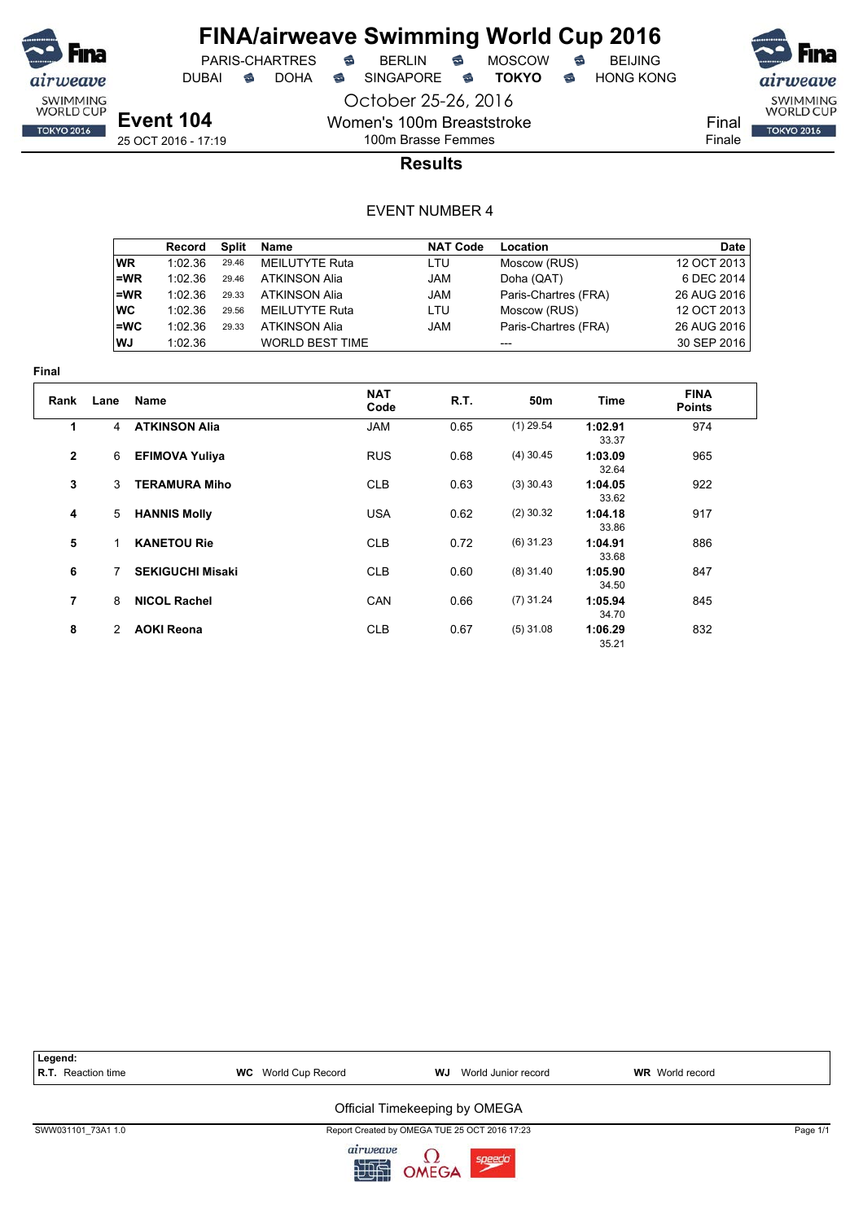# FINA/airweave Swimming World Cup 2016

PARIS-CHARTRES · BERLIN · MOSCOW · BEIJING
DUBAI · DOHA · SINGAPORE · **TOKYO** · HONG KONG

October 25-26, 2016

## Event 104

25 OCT 2016 - 17:19

Women's 100m Breaststroke
100m Brasse Femmes

Final
Finale

### Results

EVENT NUMBER 4

| | Record | Split | Name | NAT Code | Location | Date |
|---|---|---|---|---|---|---|
| WR | 1:02.36 | 29.46 | MEILUTYTE Ruta | LTU | Moscow (RUS) | 12 OCT 2013 |
| =WR | 1:02.36 | 29.46 | ATKINSON Alia | JAM | Doha (QAT) | 6 DEC 2014 |
| =WR | 1:02.36 | 29.33 | ATKINSON Alia | JAM | Paris-Chartres (FRA) | 26 AUG 2016 |
| WC | 1:02.36 | 29.56 | MEILUTYTE Ruta | LTU | Moscow (RUS) | 12 OCT 2013 |
| =WC | 1:02.36 | 29.33 | ATKINSON Alia | JAM | Paris-Chartres (FRA) | 26 AUG 2016 |
| WJ | 1:02.36 | | WORLD BEST TIME | | --- | 30 SEP 2016 |

**Final**

| Rank | Lane | Name | NAT Code | R.T. | 50m | Time | FINA Points |
|---|---|---|---|---|---|---|---|
| 1 | 4 | **ATKINSON Alia** | JAM | 0.65 | (1) 29.54 | **1:02.91** 33.37 | 974 |
| 2 | 6 | **EFIMOVA Yuliya** | RUS | 0.68 | (4) 30.45 | **1:03.09** 32.64 | 965 |
| 3 | 3 | **TERAMURA Miho** | CLB | 0.63 | (3) 30.43 | **1:04.05** 33.62 | 922 |
| 4 | 5 | **HANNIS Molly** | USA | 0.62 | (2) 30.32 | **1:04.18** 33.86 | 917 |
| 5 | 1 | **KANETOU Rie** | CLB | 0.72 | (6) 31.23 | **1:04.91** 33.68 | 886 |
| 6 | 7 | **SEKIGUCHI Misaki** | CLB | 0.60 | (8) 31.40 | **1:05.90** 34.50 | 847 |
| 7 | 8 | **NICOL Rachel** | CAN | 0.66 | (7) 31.24 | **1:05.94** 34.70 | 845 |
| 8 | 2 | **AOKI Reona** | CLB | 0.67 | (5) 31.08 | **1:06.29** 35.21 | 832 |

**Legend:**
**R.T.** Reaction time · **WC** World Cup Record · **WJ** World Junior record · **WR** World record

Official Timekeeping by OMEGA

SWW031101_73A1 1.0 · Report Created by OMEGA TUE 25 OCT 2016 17:23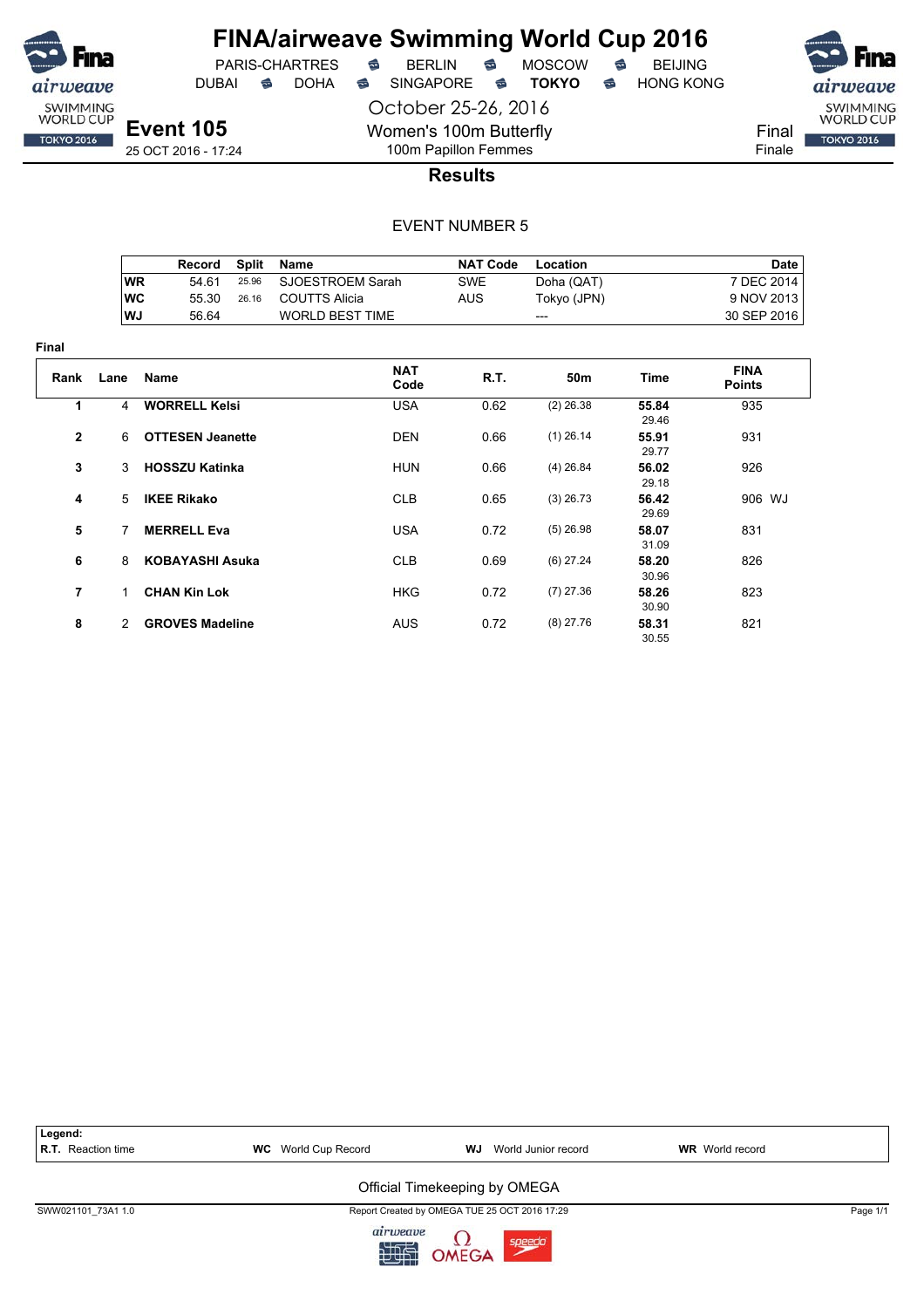# FINA/airweave Swimming World Cup 2016

PARIS-CHARTRES · BERLIN · MOSCOW · BEIJING
DUBAI · DOHA · SINGAPORE · **TOKYO** · HONG KONG

October 25-26, 2016

**Event 105**
25 OCT 2016 - 17:24

Women's 100m Butterfly
100m Papillon Femmes

Final
Finale

## Results

EVENT NUMBER 5

| | Record | Split | Name | NAT Code | Location | Date |
|---|---|---|---|---|---|---|
| WR | 54.61 | 25.96 | SJOESTROEM Sarah | SWE | Doha (QAT) | 7 DEC 2014 |
| WC | 55.30 | 26.16 | COUTTS Alicia | AUS | Tokyo (JPN) | 9 NOV 2013 |
| WJ | 56.64 | | WORLD BEST TIME | | --- | 30 SEP 2016 |

**Final**

| Rank | Lane | Name | NAT Code | R.T. | 50m | Time | FINA Points |
|---|---|---|---|---|---|---|---|
| 1 | 4 | **WORRELL Kelsi** | USA | 0.62 | (2) 26.38 | **55.84** 29.46 | 935 |
| 2 | 6 | **OTTESEN Jeanette** | DEN | 0.66 | (1) 26.14 | **55.91** 29.77 | 931 |
| 3 | 3 | **HOSSZU Katinka** | HUN | 0.66 | (4) 26.84 | **56.02** 29.18 | 926 |
| 4 | 5 | **IKEE Rikako** | CLB | 0.65 | (3) 26.73 | **56.42** 29.69 | 906 WJ |
| 5 | 7 | **MERRELL Eva** | USA | 0.72 | (5) 26.98 | **58.07** 31.09 | 831 |
| 6 | 8 | **KOBAYASHI Asuka** | CLB | 0.69 | (6) 27.24 | **58.20** 30.96 | 826 |
| 7 | 1 | **CHAN Kin Lok** | HKG | 0.72 | (7) 27.36 | **58.26** 30.90 | 823 |
| 8 | 2 | **GROVES Madeline** | AUS | 0.72 | (8) 27.76 | **58.31** 30.55 | 821 |

**Legend:**
**R.T.** Reaction time · **WC** World Cup Record · **WJ** World Junior record · **WR** World record

Official Timekeeping by OMEGA

SWW021101_73A1 1.0 · Report Created by OMEGA TUE 25 OCT 2016 17:29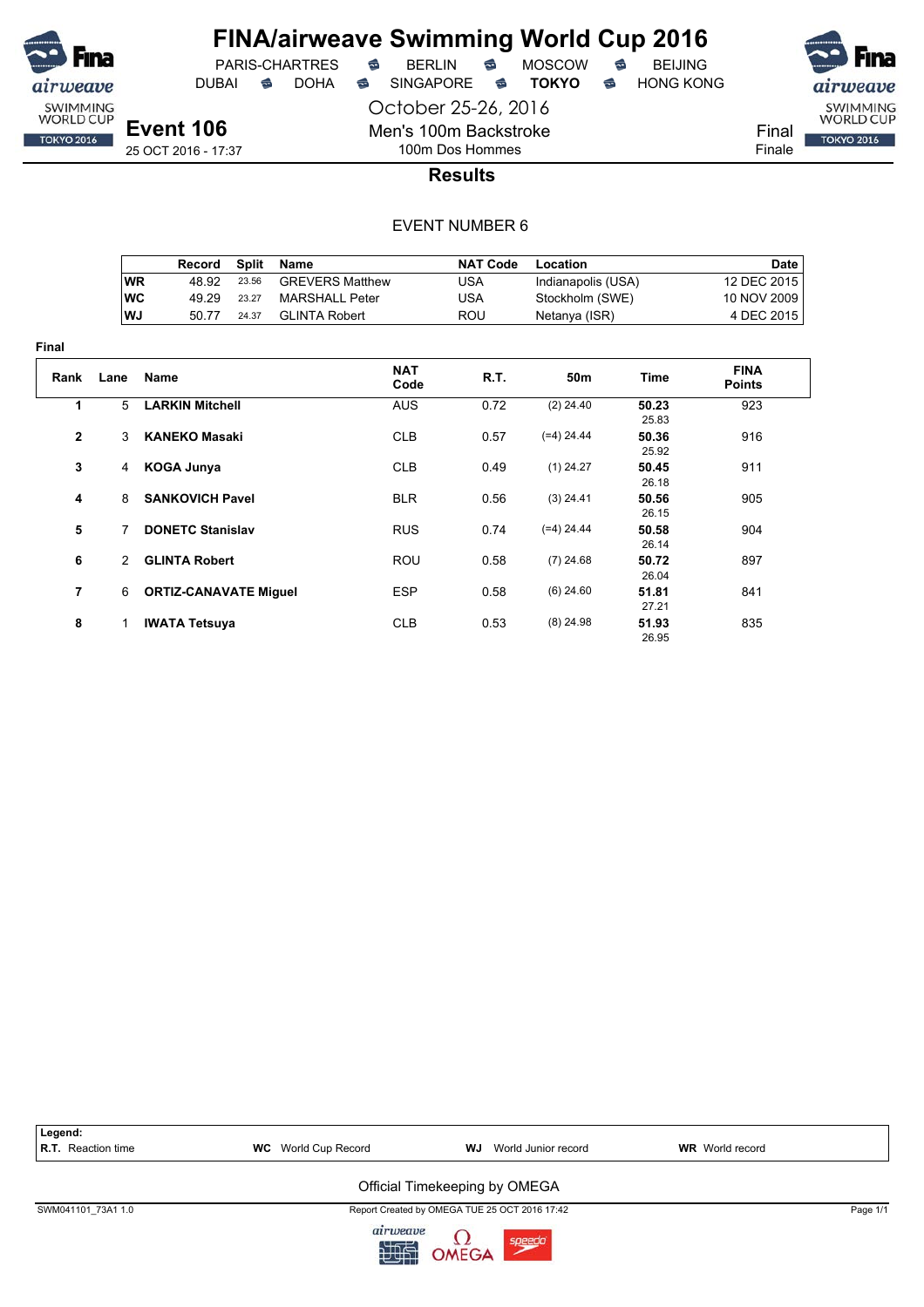# FINA/airweave Swimming World Cup 2016

PARIS-CHARTRES · BERLIN · MOSCOW · BEIJING
DUBAI · DOHA · SINGAPORE · **TOKYO** · HONG KONG

October 25-26, 2016

## Event 106

25 OCT 2016 - 17:37

Men's 100m Backstroke
100m Dos Hommes

Final
Finale

### Results

EVENT NUMBER 6

| | Record | Split | Name | NAT Code | Location | Date |
|---|---|---|---|---|---|---|
| WR | 48.92 | 23.56 | GREVERS Matthew | USA | Indianapolis (USA) | 12 DEC 2015 |
| WC | 49.29 | 23.27 | MARSHALL Peter | USA | Stockholm (SWE) | 10 NOV 2009 |
| WJ | 50.77 | 24.37 | GLINTA Robert | ROU | Netanya (ISR) | 4 DEC 2015 |

**Final**

| Rank | Lane | Name | NAT Code | R.T. | 50m | Time | FINA Points |
|---|---|---|---|---|---|---|---|
| 1 | 5 | **LARKIN Mitchell** | AUS | 0.72 | (2) 24.40 | **50.23** 25.83 | 923 |
| 2 | 3 | **KANEKO Masaki** | CLB | 0.57 | (=4) 24.44 | **50.36** 25.92 | 916 |
| 3 | 4 | **KOGA Junya** | CLB | 0.49 | (1) 24.27 | **50.45** 26.18 | 911 |
| 4 | 8 | **SANKOVICH Pavel** | BLR | 0.56 | (3) 24.41 | **50.56** 26.15 | 905 |
| 5 | 7 | **DONETC Stanislav** | RUS | 0.74 | (=4) 24.44 | **50.58** 26.14 | 904 |
| 6 | 2 | **GLINTA Robert** | ROU | 0.58 | (7) 24.68 | **50.72** 26.04 | 897 |
| 7 | 6 | **ORTIZ-CANAVATE Miguel** | ESP | 0.58 | (6) 24.60 | **51.81** 27.21 | 841 |
| 8 | 1 | **IWATA Tetsuya** | CLB | 0.53 | (8) 24.98 | **51.93** 26.95 | 835 |

**Legend:**
**R.T.** Reaction time · **WC** World Cup Record · **WJ** World Junior record · **WR** World record

Official Timekeeping by OMEGA

SWM041101_73A1 1.0 · Report Created by OMEGA TUE 25 OCT 2016 17:42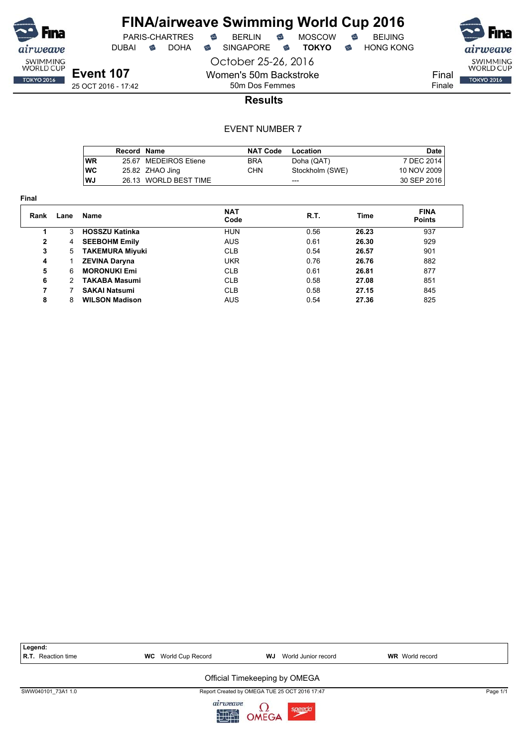# FINA/airweave Swimming World Cup 2016

PARIS-CHARTRES · BERLIN · MOSCOW · BEIJING
DUBAI · DOHA · SINGAPORE · **TOKYO** · HONG KONG

October 25-26, 2016

**Event 107**
25 OCT 2016 - 17:42

Women's 50m Backstroke
50m Dos Femmes

Final
Finale

## Results

EVENT NUMBER 7

| | Record | Name | NAT Code | Location | Date |
|---|---|---|---|---|---|
| WR | 25.67 | MEDEIROS Etiene | BRA | Doha (QAT) | 7 DEC 2014 |
| WC | 25.82 | ZHAO Jing | CHN | Stockholm (SWE) | 10 NOV 2009 |
| WJ | 26.13 | WORLD BEST TIME | | --- | 30 SEP 2016 |

**Final**

| Rank | Lane | Name | NAT Code | R.T. | Time | FINA Points |
|---|---|---|---|---|---|---|
| 1 | 3 | **HOSSZU Katinka** | HUN | 0.56 | **26.23** | 937 |
| 2 | 4 | **SEEBOHM Emily** | AUS | 0.61 | **26.30** | 929 |
| 3 | 5 | **TAKEMURA Miyuki** | CLB | 0.54 | **26.57** | 901 |
| 4 | 1 | **ZEVINA Daryna** | UKR | 0.76 | **26.76** | 882 |
| 5 | 6 | **MORONUKI Emi** | CLB | 0.61 | **26.81** | 877 |
| 6 | 2 | **TAKABA Masumi** | CLB | 0.58 | **27.08** | 851 |
| 7 | 7 | **SAKAI Natsumi** | CLB | 0.58 | **27.15** | 845 |
| 8 | 8 | **WILSON Madison** | AUS | 0.54 | **27.36** | 825 |

**Legend:**
**R.T.** Reaction time · **WC** World Cup Record · **WJ** World Junior record · **WR** World record

Official Timekeeping by OMEGA

SWW040101_73A1 1.0 · Report Created by OMEGA TUE 25 OCT 2016 17:47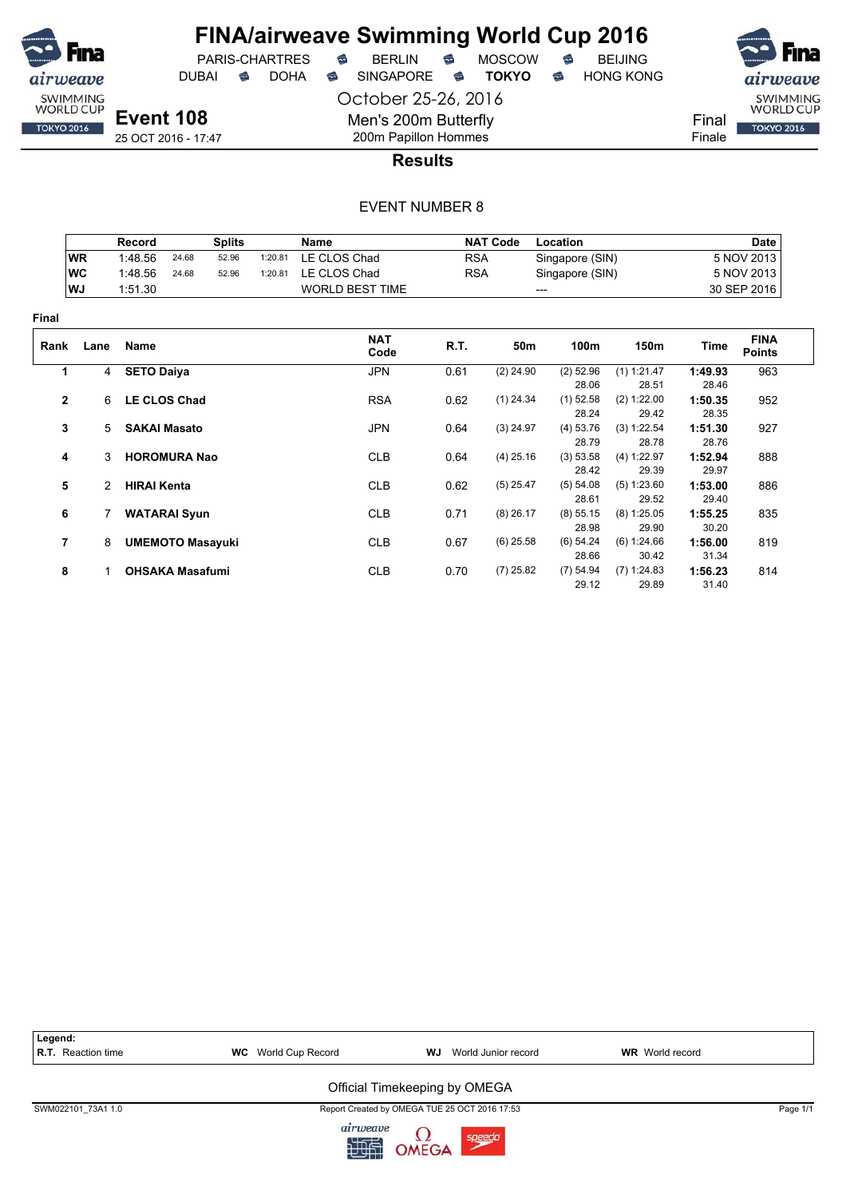# FINA/airweave Swimming World Cup 2016

PARIS-CHARTRES · BERLIN · MOSCOW · BEIJING
DUBAI · DOHA · SINGAPORE · **TOKYO** · HONG KONG

October 25-26, 2016

## Event 108

25 OCT 2016 - 17:47

Men's 200m Butterfly
200m Papillon Hommes

Final
Finale

### Results

EVENT NUMBER 8

| | Record | Splits | | | Name | NAT Code | Location | Date |
|---|---|---|---|---|---|---|---|---|
| WR | 1:48.56 | 24.68 | 52.96 | 1:20.81 | LE CLOS Chad | RSA | Singapore (SIN) | 5 NOV 2013 |
| WC | 1:48.56 | 24.68 | 52.96 | 1:20.81 | LE CLOS Chad | RSA | Singapore (SIN) | 5 NOV 2013 |
| WJ | 1:51.30 | | | | WORLD BEST TIME | | --- | 30 SEP 2016 |

**Final**

| Rank | Lane | Name | NAT Code | R.T. | 50m | 100m | 150m | Time | FINA Points |
|---|---|---|---|---|---|---|---|---|---|
| 1 | 4 | **SETO Daiya** | JPN | 0.61 | (2) 24.90 | (2) 52.96<br>28.06 | (1) 1:21.47<br>28.51 | **1:49.93**<br>28.46 | 963 |
| 2 | 6 | **LE CLOS Chad** | RSA | 0.62 | (1) 24.34 | (1) 52.58<br>28.24 | (2) 1:22.00<br>29.42 | **1:50.35**<br>28.35 | 952 |
| 3 | 5 | **SAKAI Masato** | JPN | 0.64 | (3) 24.97 | (4) 53.76<br>28.79 | (3) 1:22.54<br>28.78 | **1:51.30**<br>28.76 | 927 |
| 4 | 3 | **HOROMURA Nao** | CLB | 0.64 | (4) 25.16 | (3) 53.58<br>28.42 | (4) 1:22.97<br>29.39 | **1:52.94**<br>29.97 | 888 |
| 5 | 2 | **HIRAI Kenta** | CLB | 0.62 | (5) 25.47 | (5) 54.08<br>28.61 | (5) 1:23.60<br>29.52 | **1:53.00**<br>29.40 | 886 |
| 6 | 7 | **WATARAI Syun** | CLB | 0.71 | (8) 26.17 | (8) 55.15<br>28.98 | (8) 1:25.05<br>29.90 | **1:55.25**<br>30.20 | 835 |
| 7 | 8 | **UMEMOTO Masayuki** | CLB | 0.67 | (6) 25.58 | (6) 54.24<br>28.66 | (6) 1:24.66<br>30.42 | **1:56.00**<br>31.34 | 819 |
| 8 | 1 | **OHSAKA Masafumi** | CLB | 0.70 | (7) 25.82 | (7) 54.94<br>29.12 | (7) 1:24.83<br>29.89 | **1:56.23**<br>31.40 | 814 |

**Legend:**
**R.T.** Reaction time · **WC** World Cup Record · **WJ** World Junior record · **WR** World record

Official Timekeeping by OMEGA

SWM022101_73A1 1.0 · Report Created by OMEGA TUE 25 OCT 2016 17:53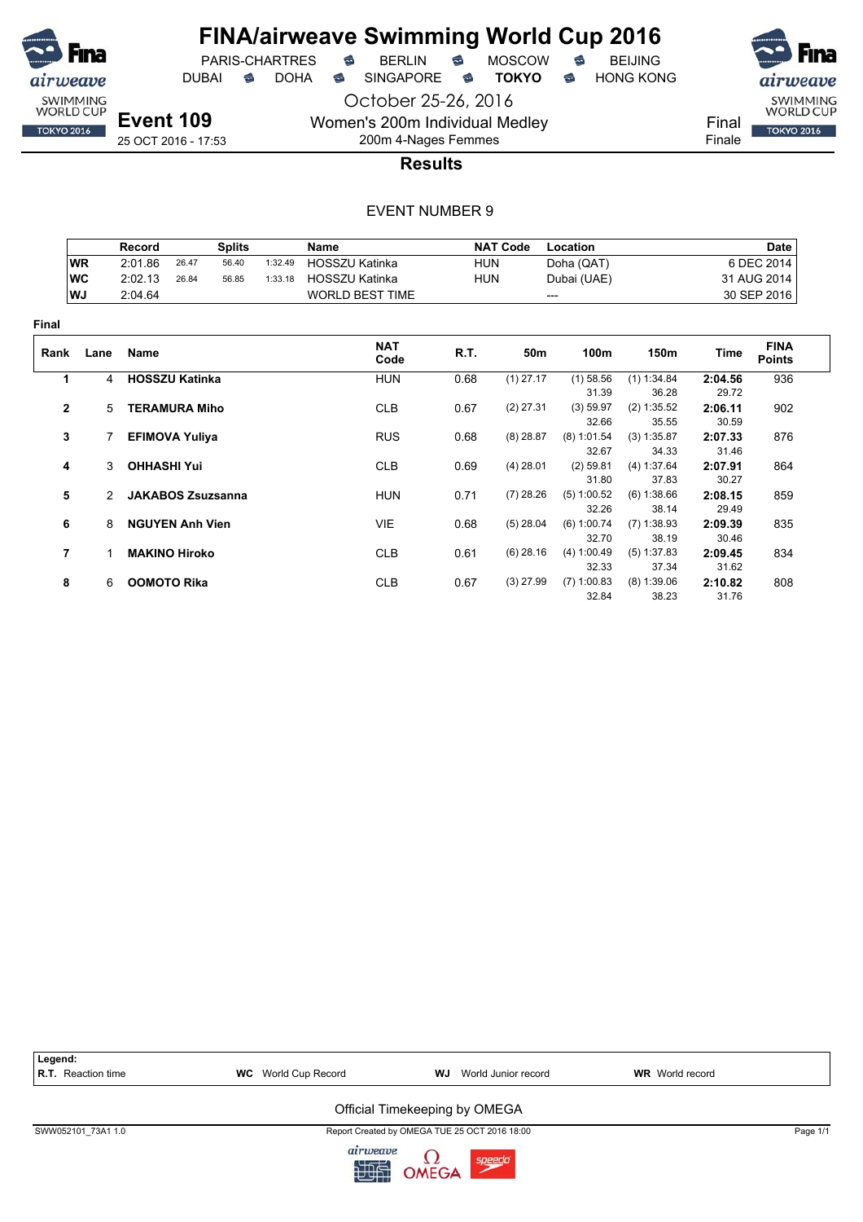# FINA/airweave Swimming World Cup 2016

PARIS-CHARTRES · BERLIN · MOSCOW · BEIJING
DUBAI · DOHA · SINGAPORE · **TOKYO** · HONG KONG

October 25-26, 2016

**Event 109**
25 OCT 2016 - 17:53

Women's 200m Individual Medley
200m 4-Nages Femmes

Final
Finale

## Results

EVENT NUMBER 9

| | Record | Splits | | | Name | NAT Code | Location | Date |
|---|---|---|---|---|---|---|---|---|
| WR | 2:01.86 | 26.47 | 56.40 | 1:32.49 | HOSSZU Katinka | HUN | Doha (QAT) | 6 DEC 2014 |
| WC | 2:02.13 | 26.84 | 56.85 | 1:33.18 | HOSSZU Katinka | HUN | Dubai (UAE) | 31 AUG 2014 |
| WJ | 2:04.64 | | | | WORLD BEST TIME | | --- | 30 SEP 2016 |

**Final**

| Rank | Lane | Name | NAT Code | R.T. | 50m | 100m | 150m | Time | FINA Points |
|---|---|---|---|---|---|---|---|---|---|
| 1 | 4 | **HOSSZU Katinka** | HUN | 0.68 | (1) 27.17 | (1) 58.56<br>31.39 | (1) 1:34.84<br>36.28 | **2:04.56**<br>29.72 | 936 |
| 2 | 5 | **TERAMURA Miho** | CLB | 0.67 | (2) 27.31 | (3) 59.97<br>32.66 | (2) 1:35.52<br>35.55 | **2:06.11**<br>30.59 | 902 |
| 3 | 7 | **EFIMOVA Yuliya** | RUS | 0.68 | (8) 28.87 | (8) 1:01.54<br>32.67 | (3) 1:35.87<br>34.33 | **2:07.33**<br>31.46 | 876 |
| 4 | 3 | **OHHASHI Yui** | CLB | 0.69 | (4) 28.01 | (2) 59.81<br>31.80 | (4) 1:37.64<br>37.83 | **2:07.91**<br>30.27 | 864 |
| 5 | 2 | **JAKABOS Zsuzsanna** | HUN | 0.71 | (7) 28.26 | (5) 1:00.52<br>32.26 | (6) 1:38.66<br>38.14 | **2:08.15**<br>29.49 | 859 |
| 6 | 8 | **NGUYEN Anh Vien** | VIE | 0.68 | (5) 28.04 | (6) 1:00.74<br>32.70 | (7) 1:38.93<br>38.19 | **2:09.39**<br>30.46 | 835 |
| 7 | 1 | **MAKINO Hiroko** | CLB | 0.61 | (6) 28.16 | (4) 1:00.49<br>32.33 | (5) 1:37.83<br>37.34 | **2:09.45**<br>31.62 | 834 |
| 8 | 6 | **OOMOTO Rika** | CLB | 0.67 | (3) 27.99 | (7) 1:00.83<br>32.84 | (8) 1:39.06<br>38.23 | **2:10.82**<br>31.76 | 808 |

**Legend:**
**R.T.** Reaction time · **WC** World Cup Record · **WJ** World Junior record · **WR** World record

Official Timekeeping by OMEGA

SWW052101_73A1 1.0 · Report Created by OMEGA TUE 25 OCT 2016 18:00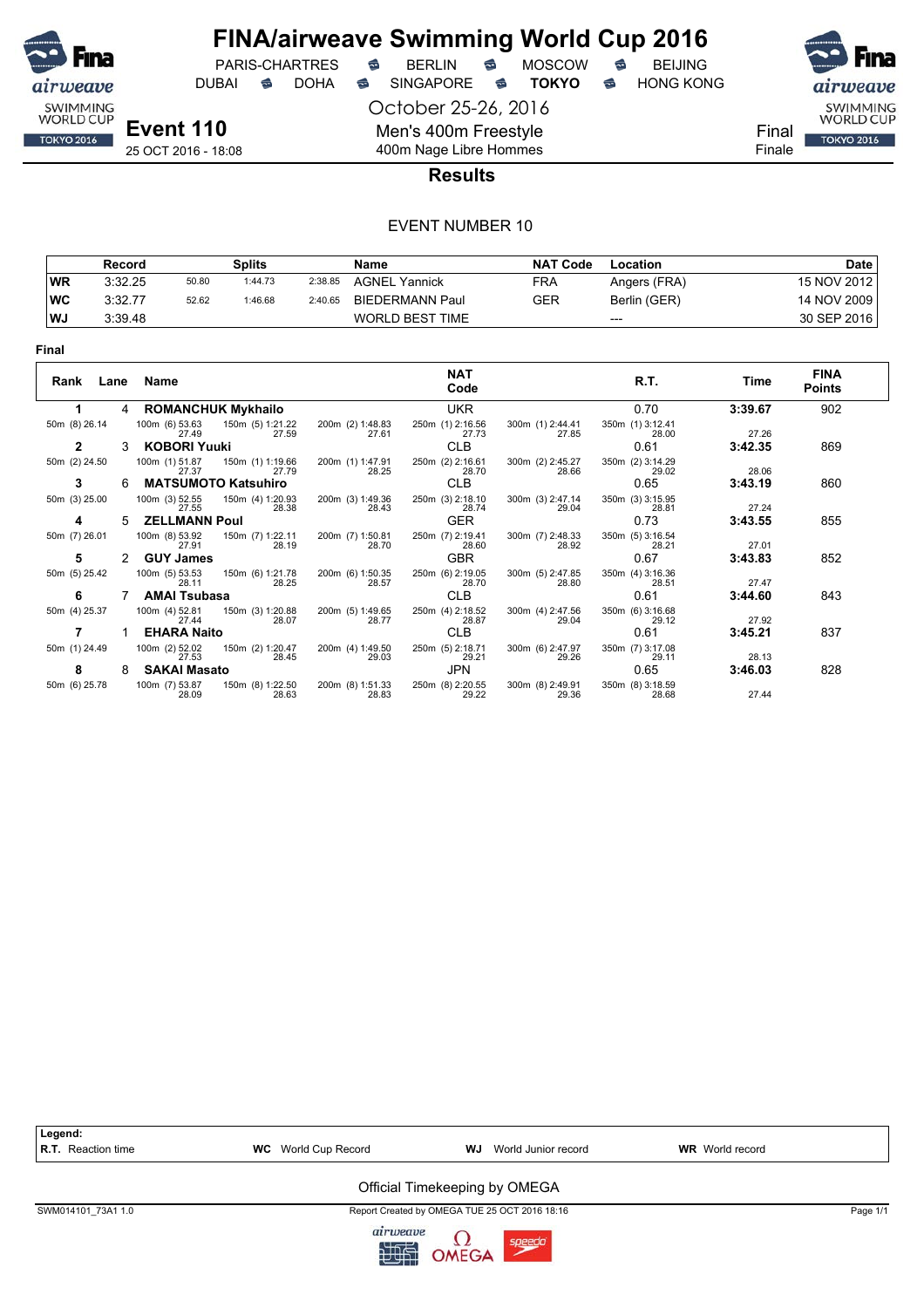# FINA/airweave Swimming World Cup 2016

PARIS-CHARTRES · BERLIN · MOSCOW · BEIJING
DUBAI · DOHA · SINGAPORE · **TOKYO** · HONG KONG

October 25-26, 2016

**Event 110**
25 OCT 2016 - 18:08

Men's 400m Freestyle
400m Nage Libre Hommes

Final
Finale

## Results

EVENT NUMBER 10

| | Record | | Splits | | Name | NAT Code | Location | Date |
|---|---|---|---|---|---|---|---|---|
| WR | 3:32.25 | 50.80 | 1:44.73 | 2:38.85 | AGNEL Yannick | FRA | Angers (FRA) | 15 NOV 2012 |
| WC | 3:32.77 | 52.62 | 1:46.68 | 2:40.65 | BIEDERMANN Paul | GER | Berlin (GER) | 14 NOV 2009 |
| WJ | 3:39.48 | | | | WORLD BEST TIME | | --- | 30 SEP 2016 |

**Final**

| Rank | Lane | Name | NAT Code | R.T. | Time | FINA Points |
|---|---|---|---|---|---|---|
| 1 | 4 | **ROMANCHUK Mykhailo** | UKR | 0.70 | **3:39.67** | 902 |
| 2 | 3 | **KOBORI Yuuki** | CLB | 0.61 | **3:42.35** | 869 |
| 3 | 6 | **MATSUMOTO Katsuhiro** | CLB | 0.65 | **3:43.19** | 860 |
| 4 | 5 | **ZELLMANN Poul** | GER | 0.73 | **3:43.55** | 855 |
| 5 | 2 | **GUY James** | GBR | 0.67 | **3:43.83** | 852 |
| 6 | 7 | **AMAI Tsubasa** | CLB | 0.61 | **3:44.60** | 843 |
| 7 | 1 | **EHARA Naito** | CLB | 0.61 | **3:45.21** | 837 |
| 8 | 8 | **SAKAI Masato** | JPN | 0.65 | **3:46.03** | 828 |

Splits:

| Name | 50m | 100m | 150m | 200m | 250m | 300m | 350m | 400m |
|---|---|---|---|---|---|---|---|---|
| ROMANCHUK Mykhailo | (8) 26.14 | (6) 53.63 / 27.49 | (5) 1:21.22 / 27.59 | (2) 1:48.83 / 27.61 | (1) 2:16.56 / 27.73 | (1) 2:44.41 / 27.85 | (1) 3:12.41 / 28.00 | 27.26 |
| KOBORI Yuuki | (2) 24.50 | (1) 51.87 / 27.37 | (1) 1:19.66 / 27.79 | (1) 1:47.91 / 28.25 | (2) 2:16.61 / 28.70 | (2) 2:45.27 / 28.66 | (2) 3:14.29 / 29.02 | 28.06 |
| MATSUMOTO Katsuhiro | (3) 25.00 | (3) 52.55 / 27.55 | (4) 1:20.93 / 28.38 | (3) 1:49.36 / 28.43 | (3) 2:18.10 / 28.74 | (3) 2:47.14 / 29.04 | (3) 3:15.95 / 28.81 | 27.24 |
| ZELLMANN Poul | (7) 26.01 | (8) 53.92 / 27.91 | (7) 1:22.11 / 28.19 | (7) 1:50.81 / 28.70 | (7) 2:19.41 / 28.60 | (7) 2:48.33 / 28.92 | (5) 3:16.54 / 28.21 | 27.01 |
| GUY James | (5) 25.42 | (5) 53.53 / 28.11 | (6) 1:21.78 / 28.25 | (6) 1:50.35 / 28.57 | (6) 2:19.05 / 28.70 | (5) 2:47.85 / 28.80 | (4) 3:16.36 / 28.51 | 27.47 |
| AMAI Tsubasa | (4) 25.37 | (4) 52.81 / 27.44 | (3) 1:20.88 / 28.07 | (5) 1:49.65 / 28.77 | (4) 2:18.52 / 28.87 | (4) 2:47.56 / 29.04 | (6) 3:16.68 / 29.12 | 27.92 |
| EHARA Naito | (1) 24.49 | (2) 52.02 / 27.53 | (2) 1:20.47 / 28.45 | (4) 1:49.50 / 29.03 | (5) 2:18.71 / 29.21 | (6) 2:47.97 / 29.26 | (7) 3:17.08 / 29.11 | 28.13 |
| SAKAI Masato | (6) 25.78 | (7) 53.87 / 28.09 | (8) 1:22.50 / 28.63 | (8) 1:51.33 / 28.83 | (8) 2:20.55 / 29.22 | (8) 2:49.91 / 29.36 | (8) 3:18.59 / 28.68 | 27.44 |

**Legend:**
**R.T.** Reaction time · **WC** World Cup Record · **WJ** World Junior record · **WR** World record

Official Timekeeping by OMEGA

SWM014101_73A1 1.0 · Report Created by OMEGA TUE 25 OCT 2016 18:16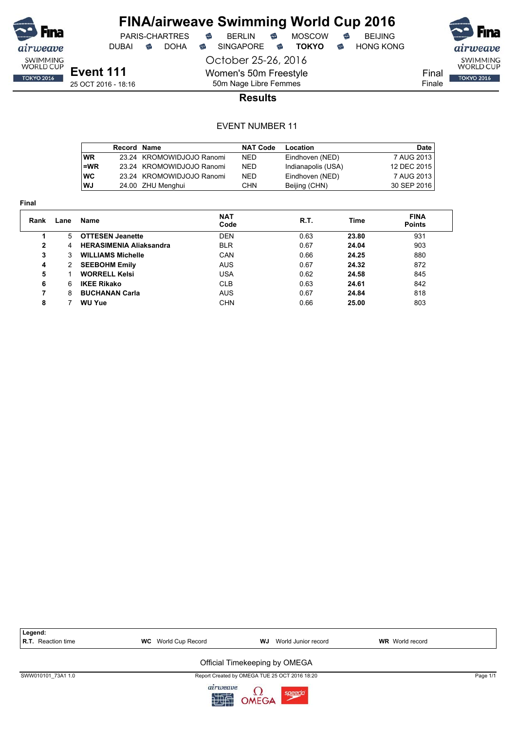# FINA/airweave Swimming World Cup 2016

PARIS-CHARTRES · BERLIN · MOSCOW · BEIJING
DUBAI · DOHA · SINGAPORE · **TOKYO** · HONG KONG

October 25-26, 2016

**Event 111**
25 OCT 2016 - 18:16

Women's 50m Freestyle
50m Nage Libre Femmes

Final
Finale

## Results

EVENT NUMBER 11

| | Record | Name | NAT Code | Location | Date |
|---|---|---|---|---|---|
| **WR** | 23.24 | KROMOWIDJOJO Ranomi | NED | Eindhoven (NED) | 7 AUG 2013 |
| **=WR** | 23.24 | KROMOWIDJOJO Ranomi | NED | Indianapolis (USA) | 12 DEC 2015 |
| **WC** | 23.24 | KROMOWIDJOJO Ranomi | NED | Eindhoven (NED) | 7 AUG 2013 |
| **WJ** | 24.00 | ZHU Menghui | CHN | Beijing (CHN) | 30 SEP 2016 |

**Final**

| Rank | Lane | Name | NAT Code | R.T. | Time | FINA Points |
|---|---|---|---|---|---|---|
| **1** | 5 | **OTTESEN Jeanette** | DEN | 0.63 | **23.80** | 931 |
| **2** | 4 | **HERASIMENIA Aliaksandra** | BLR | 0.67 | **24.04** | 903 |
| **3** | 3 | **WILLIAMS Michelle** | CAN | 0.66 | **24.25** | 880 |
| **4** | 2 | **SEEBOHM Emily** | AUS | 0.67 | **24.32** | 872 |
| **5** | 1 | **WORRELL Kelsi** | USA | 0.62 | **24.58** | 845 |
| **6** | 6 | **IKEE Rikako** | CLB | 0.63 | **24.61** | 842 |
| **7** | 8 | **BUCHANAN Carla** | AUS | 0.67 | **24.84** | 818 |
| **8** | 7 | **WU Yue** | CHN | 0.66 | **25.00** | 803 |

**Legend:**
**R.T.** Reaction time · **WC** World Cup Record · **WJ** World Junior record · **WR** World record

Official Timekeeping by OMEGA

SWW010101_73A1 1.0 · Report Created by OMEGA TUE 25 OCT 2016 18:20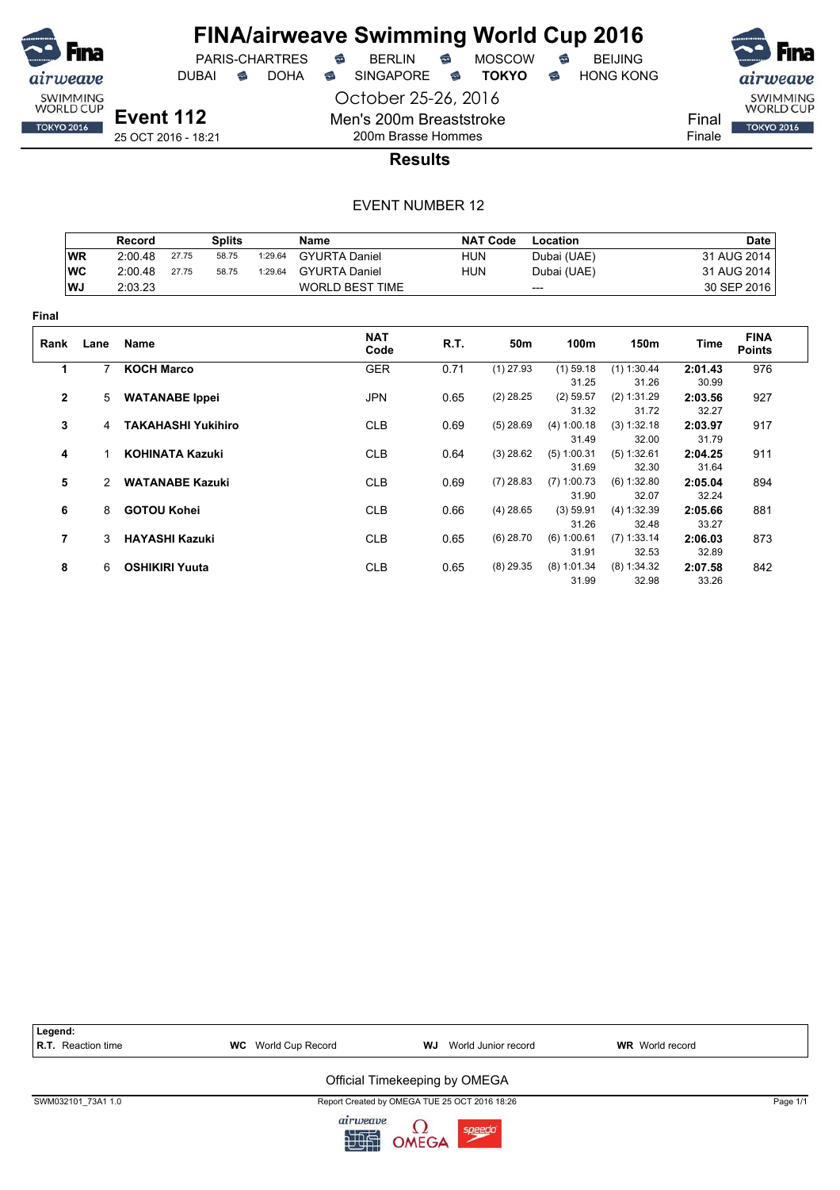# FINA/airweave Swimming World Cup 2016

PARIS-CHARTRES · BERLIN · MOSCOW · BEIJING
DUBAI · DOHA · SINGAPORE · **TOKYO** · HONG KONG

October 25-26, 2016

**Event 112**
25 OCT 2016 - 18:21

Men's 200m Breaststroke
200m Brasse Hommes

Final
Finale

## Results

EVENT NUMBER 12

| | Record | Splits | | | Name | NAT Code | Location | Date |
|---|---|---|---|---|---|---|---|---|
| WR | 2:00.48 | 27.75 | 58.75 | 1:29.64 | GYURTA Daniel | HUN | Dubai (UAE) | 31 AUG 2014 |
| WC | 2:00.48 | 27.75 | 58.75 | 1:29.64 | GYURTA Daniel | HUN | Dubai (UAE) | 31 AUG 2014 |
| WJ | 2:03.23 | | | | WORLD BEST TIME | | --- | 30 SEP 2016 |

**Final**

| Rank | Lane | Name | NAT Code | R.T. | 50m | 100m | 150m | Time | FINA Points |
|---|---|---|---|---|---|---|---|---|---|
| 1 | 7 | **KOCH Marco** | GER | 0.71 | (1) 27.93 | (1) 59.18 / 31.25 | (1) 1:30.44 / 31.26 | **2:01.43** / 30.99 | 976 |
| 2 | 5 | **WATANABE Ippei** | JPN | 0.65 | (2) 28.25 | (2) 59.57 / 31.32 | (2) 1:31.29 / 31.72 | **2:03.56** / 32.27 | 927 |
| 3 | 4 | **TAKAHASHI Yukihiro** | CLB | 0.69 | (5) 28.69 | (4) 1:00.18 / 31.49 | (3) 1:32.18 / 32.00 | **2:03.97** / 31.79 | 917 |
| 4 | 1 | **KOHINATA Kazuki** | CLB | 0.64 | (3) 28.62 | (5) 1:00.31 / 31.69 | (5) 1:32.61 / 32.30 | **2:04.25** / 31.64 | 911 |
| 5 | 2 | **WATANABE Kazuki** | CLB | 0.69 | (7) 28.83 | (7) 1:00.73 / 31.90 | (6) 1:32.80 / 32.07 | **2:05.04** / 32.24 | 894 |
| 6 | 8 | **GOTOU Kohei** | CLB | 0.66 | (4) 28.65 | (3) 59.91 / 31.26 | (4) 1:32.39 / 32.48 | **2:05.66** / 33.27 | 881 |
| 7 | 3 | **HAYASHI Kazuki** | CLB | 0.65 | (6) 28.70 | (6) 1:00.61 / 31.91 | (7) 1:33.14 / 32.53 | **2:06.03** / 32.89 | 873 |
| 8 | 6 | **OSHIKIRI Yuuta** | CLB | 0.65 | (8) 29.35 | (8) 1:01.34 / 31.99 | (8) 1:34.32 / 32.98 | **2:07.58** / 33.26 | 842 |

**Legend:**
**R.T.** Reaction time · **WC** World Cup Record · **WJ** World Junior record · **WR** World record

Official Timekeeping by OMEGA

SWM032101_73A1 1.0 · Report Created by OMEGA TUE 25 OCT 2016 18:26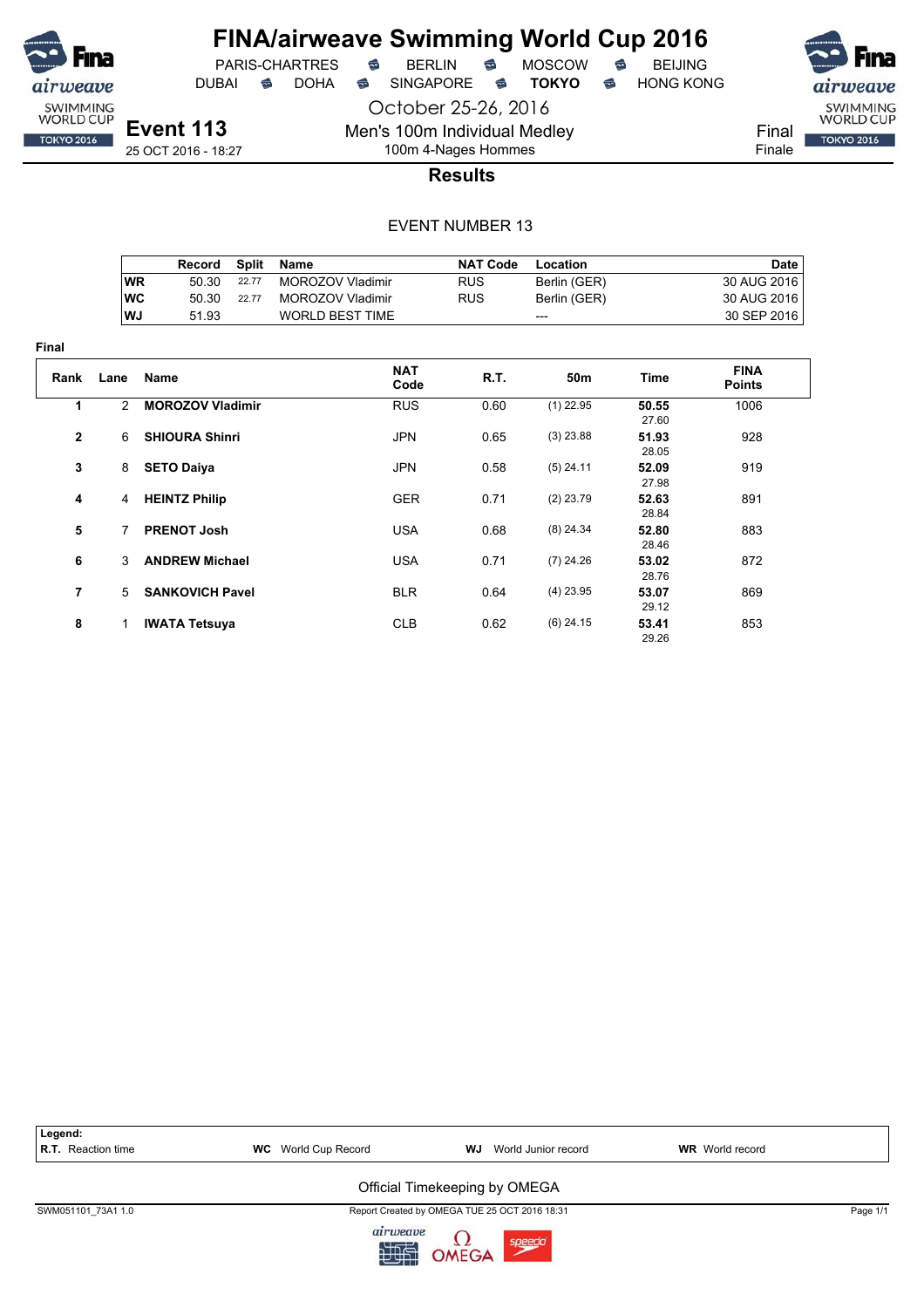# FINA/airweave Swimming World Cup 2016

PARIS-CHARTRES · BERLIN · MOSCOW · BEIJING
DUBAI · DOHA · SINGAPORE · **TOKYO** · HONG KONG

October 25-26, 2016

## Event 113

25 OCT 2016 - 18:27

Men's 100m Individual Medley
100m 4-Nages Hommes

Final
Finale

### Results

EVENT NUMBER 13

| | Record | Split | Name | NAT Code | Location | Date |
|---|---|---|---|---|---|---|
| WR | 50.30 | 22.77 | MOROZOV Vladimir | RUS | Berlin (GER) | 30 AUG 2016 |
| WC | 50.30 | 22.77 | MOROZOV Vladimir | RUS | Berlin (GER) | 30 AUG 2016 |
| WJ | 51.93 | | WORLD BEST TIME | | --- | 30 SEP 2016 |

**Final**

| Rank | Lane | Name | NAT Code | R.T. | 50m | Time | FINA Points |
|---|---|---|---|---|---|---|---|
| 1 | 2 | **MOROZOV Vladimir** | RUS | 0.60 | (1) 22.95 | **50.55** 27.60 | 1006 |
| 2 | 6 | **SHIOURA Shinri** | JPN | 0.65 | (3) 23.88 | **51.93** 28.05 | 928 |
| 3 | 8 | **SETO Daiya** | JPN | 0.58 | (5) 24.11 | **52.09** 27.98 | 919 |
| 4 | 4 | **HEINTZ Philip** | GER | 0.71 | (2) 23.79 | **52.63** 28.84 | 891 |
| 5 | 7 | **PRENOT Josh** | USA | 0.68 | (8) 24.34 | **52.80** 28.46 | 883 |
| 6 | 3 | **ANDREW Michael** | USA | 0.71 | (7) 24.26 | **53.02** 28.76 | 872 |
| 7 | 5 | **SANKOVICH Pavel** | BLR | 0.64 | (4) 23.95 | **53.07** 29.12 | 869 |
| 8 | 1 | **IWATA Tetsuya** | CLB | 0.62 | (6) 24.15 | **53.41** 29.26 | 853 |

**Legend:**
**R.T.** Reaction time · **WC** World Cup Record · **WJ** World Junior record · **WR** World record

Official Timekeeping by OMEGA

SWM051101_73A1 1.0 · Report Created by OMEGA TUE 25 OCT 2016 18:31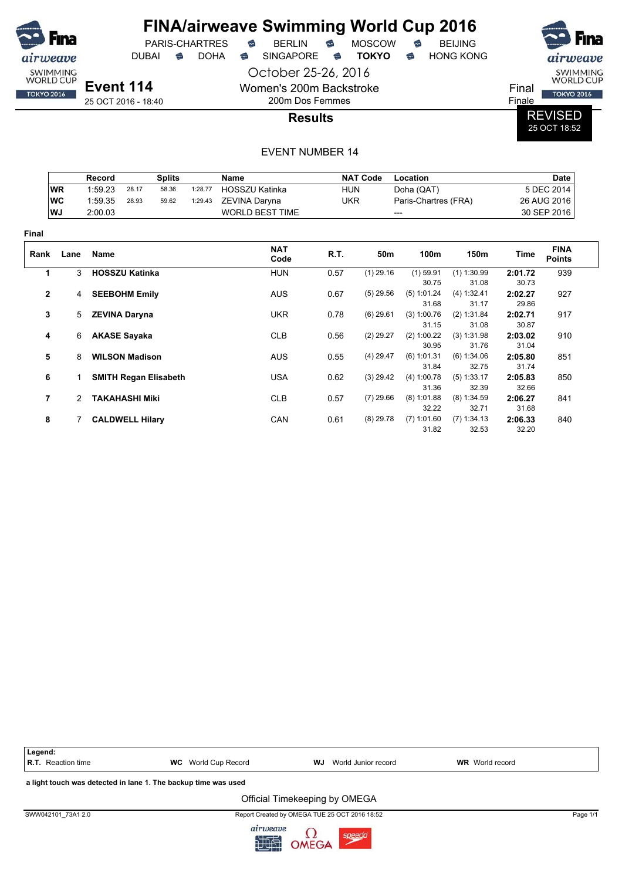# FINA/airweave Swimming World Cup 2016

PARIS-CHARTRES · BERLIN · MOSCOW · BEIJING
DUBAI · DOHA · SINGAPORE · **TOKYO** · HONG KONG

October 25-26, 2016

**Event 114**
25 OCT 2016 - 18:40

Women's 200m Backstroke
200m Dos Femmes

Final
Finale

## Results

REVISED
25 OCT 18:52

EVENT NUMBER 14

| | Record | Splits | | | Name | NAT Code | Location | Date |
|---|---|---|---|---|---|---|---|---|
| WR | 1:59.23 | 28.17 | 58.36 | 1:28.77 | HOSSZU Katinka | HUN | Doha (QAT) | 5 DEC 2014 |
| WC | 1:59.35 | 28.93 | 59.62 | 1:29.43 | ZEVINA Daryna | UKR | Paris-Chartres (FRA) | 26 AUG 2016 |
| WJ | 2:00.03 | | | | WORLD BEST TIME | | --- | 30 SEP 2016 |

**Final**

| Rank | Lane | Name | NAT Code | R.T. | 50m | 100m | 150m | Time | FINA Points |
|---|---|---|---|---|---|---|---|---|---|
| 1 | 3 | **HOSSZU Katinka** | HUN | 0.57 | (1) 29.16 | (1) 59.91<br>30.75 | (1) 1:30.99<br>31.08 | **2:01.72**<br>30.73 | 939 |
| 2 | 4 | **SEEBOHM Emily** | AUS | 0.67 | (5) 29.56 | (5) 1:01.24<br>31.68 | (4) 1:32.41<br>31.17 | **2:02.27**<br>29.86 | 927 |
| 3 | 5 | **ZEVINA Daryna** | UKR | 0.78 | (6) 29.61 | (3) 1:00.76<br>31.15 | (2) 1:31.84<br>31.08 | **2:02.71**<br>30.87 | 917 |
| 4 | 6 | **AKASE Sayaka** | CLB | 0.56 | (2) 29.27 | (2) 1:00.22<br>30.95 | (3) 1:31.98<br>31.76 | **2:03.02**<br>31.04 | 910 |
| 5 | 8 | **WILSON Madison** | AUS | 0.55 | (4) 29.47 | (6) 1:01.31<br>31.84 | (6) 1:34.06<br>32.75 | **2:05.80**<br>31.74 | 851 |
| 6 | 1 | **SMITH Regan Elisabeth** | USA | 0.62 | (3) 29.42 | (4) 1:00.78<br>31.36 | (5) 1:33.17<br>32.39 | **2:05.83**<br>32.66 | 850 |
| 7 | 2 | **TAKAHASHI Miki** | CLB | 0.57 | (7) 29.66 | (8) 1:01.88<br>32.22 | (8) 1:34.59<br>32.71 | **2:06.27**<br>31.68 | 841 |
| 8 | 7 | **CALDWELL Hilary** | CAN | 0.61 | (8) 29.78 | (7) 1:01.60<br>31.82 | (7) 1:34.13<br>32.53 | **2:06.33**<br>32.20 | 840 |

**Legend:**
**R.T.** Reaction time · **WC** World Cup Record · **WJ** World Junior record · **WR** World record

**a light touch was detected in lane 1. The backup time was used**

Official Timekeeping by OMEGA

SWW042101_73A1 2.0 · Report Created by OMEGA TUE 25 OCT 2016 18:52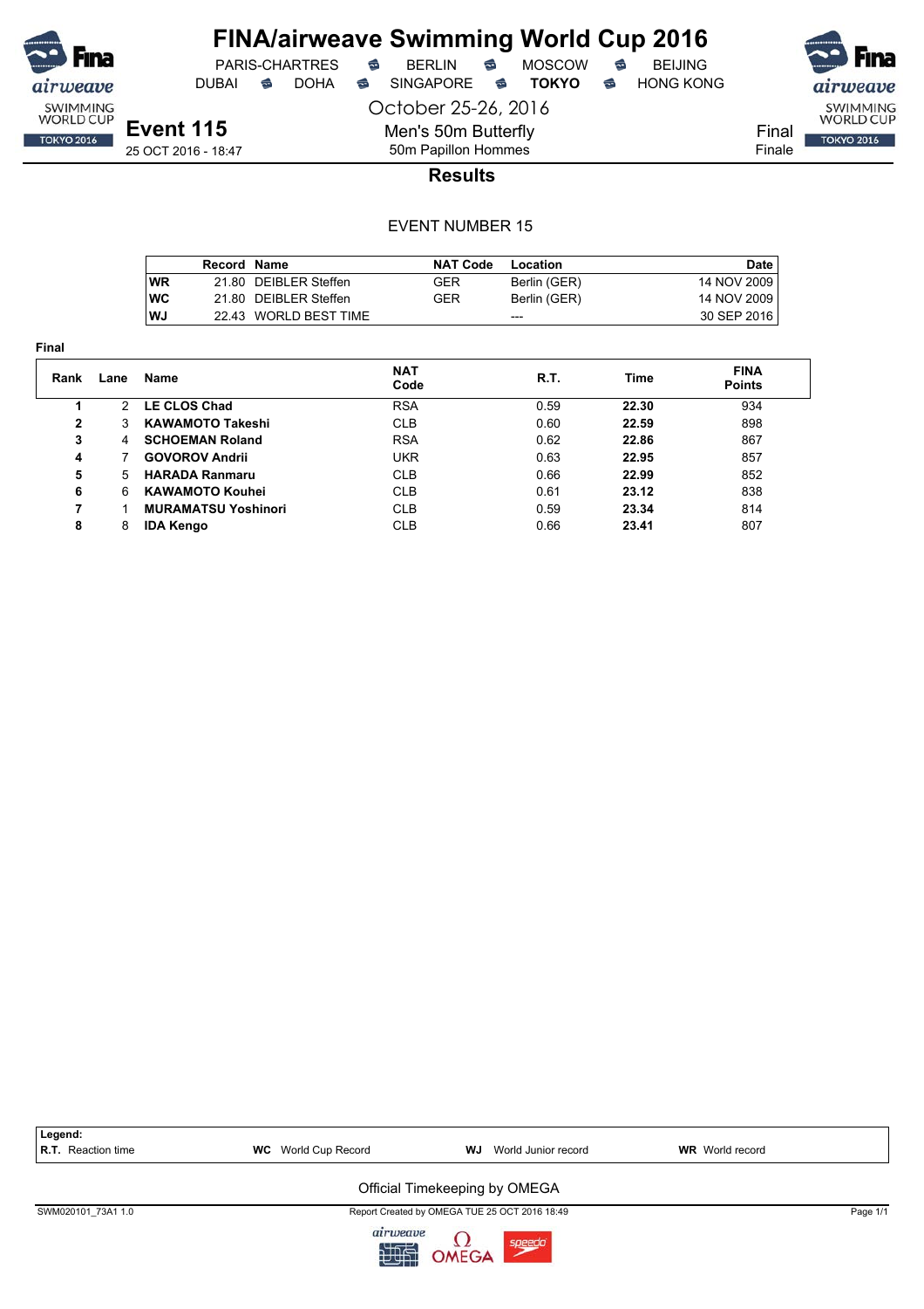# FINA/airweave Swimming World Cup 2016

PARIS-CHARTRES · BERLIN · MOSCOW · BEIJING
DUBAI · DOHA · SINGAPORE · **TOKYO** · HONG KONG

October 25-26, 2016

## Event 115

25 OCT 2016 - 18:47

Men's 50m Butterfly
50m Papillon Hommes

Final
Finale

### Results

EVENT NUMBER 15

| | Record | Name | NAT Code | Location | Date |
|---|---|---|---|---|---|
| WR | 21.80 | DEIBLER Steffen | GER | Berlin (GER) | 14 NOV 2009 |
| WC | 21.80 | DEIBLER Steffen | GER | Berlin (GER) | 14 NOV 2009 |
| WJ | 22.43 | WORLD BEST TIME | | --- | 30 SEP 2016 |

**Final**

| Rank | Lane | Name | NAT Code | R.T. | Time | FINA Points |
|---|---|---|---|---|---|---|
| 1 | 2 | **LE CLOS Chad** | RSA | 0.59 | **22.30** | 934 |
| 2 | 3 | **KAWAMOTO Takeshi** | CLB | 0.60 | **22.59** | 898 |
| 3 | 4 | **SCHOEMAN Roland** | RSA | 0.62 | **22.86** | 867 |
| 4 | 7 | **GOVOROV Andrii** | UKR | 0.63 | **22.95** | 857 |
| 5 | 5 | **HARADA Ranmaru** | CLB | 0.66 | **22.99** | 852 |
| 6 | 6 | **KAWAMOTO Kouhei** | CLB | 0.61 | **23.12** | 838 |
| 7 | 1 | **MURAMATSU Yoshinori** | CLB | 0.59 | **23.34** | 814 |
| 8 | 8 | **IDA Kengo** | CLB | 0.66 | **23.41** | 807 |

**Legend:**
**R.T.** Reaction time · **WC** World Cup Record · **WJ** World Junior record · **WR** World record

Official Timekeeping by OMEGA

SWM020101_73A1 1.0 · Report Created by OMEGA TUE 25 OCT 2016 18:49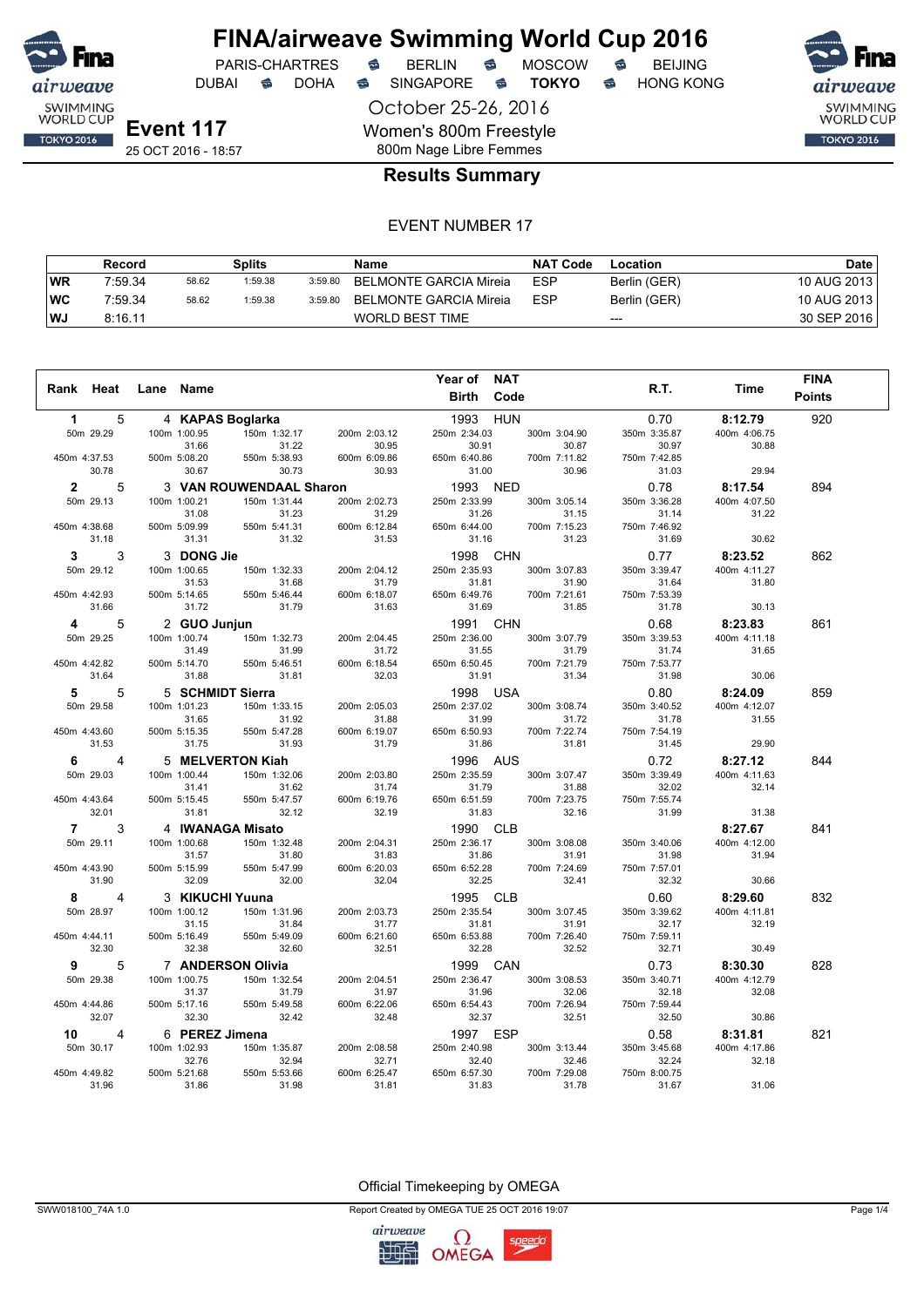# FINA/airweave Swimming World Cup 2016

PARIS-CHARTRES · BERLIN · MOSCOW · BEIJING
DUBAI · DOHA · SINGAPORE · **TOKYO** · HONG KONG

October 25-26, 2016

**Event 117**
25 OCT 2016 - 18:57

Women's 800m Freestyle
800m Nage Libre Femmes

## Results Summary

EVENT NUMBER 17

| | Record | Splits | | | Name | NAT Code | Location | Date |
|---|---|---|---|---|---|---|---|---|
| WR | 7:59.34 | 58.62 | 1:59.38 | 3:59.80 | BELMONTE GARCIA Mireia | ESP | Berlin (GER) | 10 AUG 2013 |
| WC | 7:59.34 | 58.62 | 1:59.38 | 3:59.80 | BELMONTE GARCIA Mireia | ESP | Berlin (GER) | 10 AUG 2013 |
| WJ | 8:16.11 | | | | WORLD BEST TIME | | --- | 30 SEP 2016 |

| Rank | Heat | Lane | Name | Year of Birth | NAT Code | R.T. | Time | FINA Points |
|---|---|---|---|---|---|---|---|---|
| 1 | 5 | 4 | **KAPAS Boglarka** | 1993 | HUN | 0.70 | **8:12.79** | 920 |
| | | | 50m 29.29; 100m 1:00.95 (31.66); 150m 1:32.17 (31.22); 200m 2:03.12 (30.95); 250m 2:34.03 (30.91); 300m 3:04.90 (30.87); 350m 3:35.87 (30.97); 400m 4:06.75 (30.88); 450m 4:37.53 (30.78); 500m 5:08.20 (30.67); 550m 5:38.93 (30.73); 600m 6:09.86 (30.93); 650m 6:40.86 (31.00); 700m 7:11.82 (30.96); 750m 7:42.85 (31.03); 800m (29.94) | | | | | |
| 2 | 5 | 3 | **VAN ROUWENDAAL Sharon** | 1993 | NED | 0.78 | **8:17.54** | 894 |
| | | | 50m 29.13; 100m 1:00.21 (31.08); 150m 1:31.44 (31.23); 200m 2:02.73 (31.29); 250m 2:33.99 (31.26); 300m 3:05.14 (31.15); 350m 3:36.28 (31.14); 400m 4:07.50 (31.22); 450m 4:38.68 (31.18); 500m 5:09.99 (31.31); 550m 5:41.31 (31.32); 600m 6:12.84 (31.53); 650m 6:44.00 (31.16); 700m 7:15.23 (31.23); 750m 7:46.92 (31.69); 800m (30.62) | | | | | |
| 3 | 3 | 3 | **DONG Jie** | 1998 | CHN | 0.77 | **8:23.52** | 862 |
| | | | 50m 29.12; 100m 1:00.65 (31.53); 150m 1:32.33 (31.68); 200m 2:04.12 (31.79); 250m 2:35.93 (31.81); 300m 3:07.83 (31.90); 350m 3:39.47 (31.64); 400m 4:11.27 (31.80); 450m 4:42.93 (31.66); 500m 5:14.65 (31.72); 550m 5:46.44 (31.79); 600m 6:18.07 (31.63); 650m 6:49.76 (31.69); 700m 7:21.61 (31.85); 750m 7:53.39 (31.78); 800m (30.13) | | | | | |
| 4 | 5 | 2 | **GUO Junjun** | 1991 | CHN | 0.68 | **8:23.83** | 861 |
| | | | 50m 29.25; 100m 1:00.74 (31.49); 150m 1:32.73 (31.99); 200m 2:04.45 (31.72); 250m 2:36.00 (31.55); 300m 3:07.79 (31.79); 350m 3:39.53 (31.74); 400m 4:11.18 (31.65); 450m 4:42.82 (31.64); 500m 5:14.70 (31.88); 550m 5:46.51 (31.81); 600m 6:18.54 (32.03); 650m 6:50.45 (31.91); 700m 7:21.79 (31.34); 750m 7:53.77 (31.98); 800m (30.06) | | | | | |
| 5 | 5 | 5 | **SCHMIDT Sierra** | 1998 | USA | 0.80 | **8:24.09** | 859 |
| | | | 50m 29.58; 100m 1:01.23 (31.65); 150m 1:33.15 (31.92); 200m 2:05.03 (31.88); 250m 2:37.02 (31.99); 300m 3:08.74 (31.72); 350m 3:40.52 (31.78); 400m 4:12.07 (31.55); 450m 4:43.60 (31.53); 500m 5:15.35 (31.75); 550m 5:47.28 (31.93); 600m 6:19.07 (31.79); 650m 6:50.93 (31.86); 700m 7:22.74 (31.81); 750m 7:54.19 (31.45); 800m (29.90) | | | | | |
| 6 | 4 | 5 | **MELVERTON Kiah** | 1996 | AUS | 0.72 | **8:27.12** | 844 |
| | | | 50m 29.03; 100m 1:00.44 (31.41); 150m 1:32.06 (31.62); 200m 2:03.80 (31.74); 250m 2:35.59 (31.79); 300m 3:07.47 (31.88); 350m 3:39.49 (32.02); 400m 4:11.63 (32.14); 450m 4:43.64 (32.01); 500m 5:15.45 (31.81); 550m 5:47.57 (32.12); 600m 6:19.76 (32.19); 650m 6:51.59 (31.83); 700m 7:23.75 (32.16); 750m 7:55.74 (31.99); 800m (31.38) | | | | | |
| 7 | 3 | 4 | **IWANAGA Misato** | 1990 | CLB | | **8:27.67** | 841 |
| | | | 50m 29.11; 100m 1:00.68 (31.57); 150m 1:32.48 (31.80); 200m 2:04.31 (31.83); 250m 2:36.17 (31.86); 300m 3:08.08 (31.91); 350m 3:40.06 (31.98); 400m 4:12.00 (31.94); 450m 4:43.90 (31.90); 500m 5:15.99 (32.09); 550m 5:47.99 (32.00); 600m 6:20.03 (32.04); 650m 6:52.28 (32.25); 700m 7:24.69 (32.41); 750m 7:57.01 (32.32); 800m (30.66) | | | | | |
| 8 | 4 | 3 | **KIKUCHI Yuuna** | 1995 | CLB | 0.60 | **8:29.60** | 832 |
| | | | 50m 28.97; 100m 1:00.12 (31.15); 150m 1:31.96 (31.84); 200m 2:03.73 (31.77); 250m 2:35.54 (31.81); 300m 3:07.45 (31.91); 350m 3:39.62 (32.17); 400m 4:11.81 (32.19); 450m 4:44.11 (32.30); 500m 5:16.49 (32.38); 550m 5:49.09 (32.60); 600m 6:21.60 (32.51); 650m 6:53.88 (32.28); 700m 7:26.40 (32.52); 750m 7:59.11 (32.71); 800m (30.49) | | | | | |
| 9 | 5 | 7 | **ANDERSON Olivia** | 1999 | CAN | 0.73 | **8:30.30** | 828 |
| | | | 50m 29.38; 100m 1:00.75 (31.37); 150m 1:32.54 (31.79); 200m 2:04.51 (31.97); 250m 2:36.47 (31.96); 300m 3:08.53 (32.06); 350m 3:40.71 (32.18); 400m 4:12.79 (32.08); 450m 4:44.86 (32.07); 500m 5:17.16 (32.30); 550m 5:49.58 (32.42); 600m 6:22.06 (32.48); 650m 6:54.43 (32.37); 700m 7:26.94 (32.51); 750m 7:59.44 (32.50); 800m (30.86) | | | | | |
| 10 | 4 | 6 | **PEREZ Jimena** | 1997 | ESP | 0.58 | **8:31.81** | 821 |
| | | | 50m 30.17; 100m 1:02.93 (32.76); 150m 1:35.87 (32.94); 200m 2:08.58 (32.71); 250m 2:40.98 (32.40); 300m 3:13.44 (32.46); 350m 3:45.68 (32.24); 400m 4:17.86 (32.18); 450m 4:49.82 (31.96); 500m 5:21.68 (31.86); 550m 5:53.66 (31.98); 600m 6:25.47 (31.81); 650m 6:57.30 (31.83); 700m 7:29.08 (31.78); 750m 8:00.75 (31.67); 800m (31.06) | | | | | |

Official Timekeeping by OMEGA

SWW018100_74A 1.0 · Report Created by OMEGA TUE 25 OCT 2016 19:07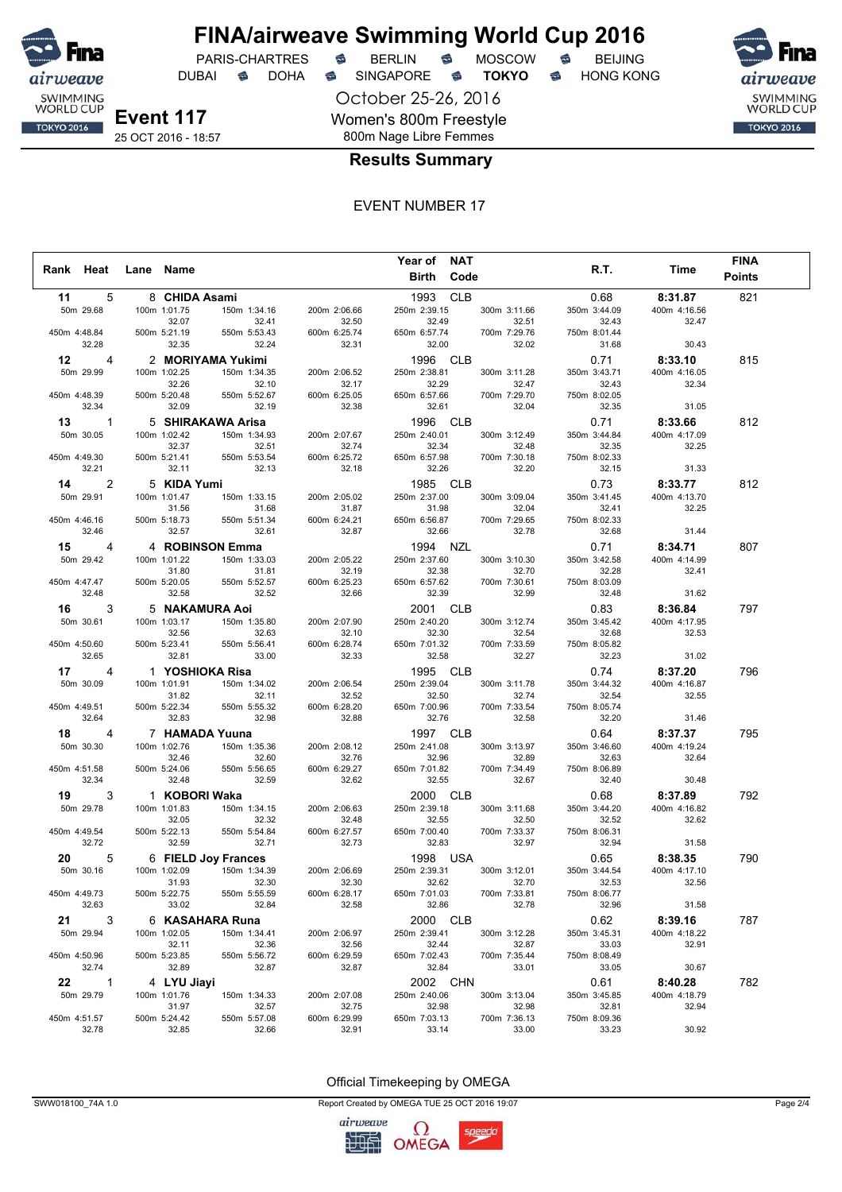# FINA/airweave Swimming World Cup 2016

PARIS-CHARTRES · BERLIN · MOSCOW · BEIJING
DUBAI · DOHA · SINGAPORE · **TOKYO** · HONG KONG

October 25-26, 2016

**Event 117**
25 OCT 2016 - 18:57

Women's 800m Freestyle
800m Nage Libre Femmes

## Results Summary

EVENT NUMBER 17

| Rank | Heat | Lane | Name | Year of Birth | NAT Code | R.T. | Time | FINA Points |
|---|---|---|---|---|---|---|---|---|
| 11 | 5 | 8 | **CHIDA Asami** | 1993 | CLB | 0.68 | **8:31.87** | 821 |
| | | | 50m 29.68 / 100m 1:01.75 (32.07) / 150m 1:34.16 (32.41) / 200m 2:06.66 (32.50) / 250m 2:39.15 (32.49) / 300m 3:11.66 (32.51) / 350m 3:44.09 (32.43) / 400m 4:16.56 (32.47) / 450m 4:48.84 (32.28) / 500m 5:21.19 (32.35) / 550m 5:53.43 (32.24) / 600m 6:25.74 (32.31) / 650m 6:57.74 (32.00) / 700m 7:29.76 (32.02) / 750m 8:01.44 (31.68) / (30.43) | | | | | |
| 12 | 4 | 2 | **MORIYAMA Yukimi** | 1996 | CLB | 0.71 | **8:33.10** | 815 |
| | | | 50m 29.99 / 100m 1:02.25 (32.26) / 150m 1:34.35 (32.10) / 200m 2:06.52 (32.17) / 250m 2:38.81 (32.29) / 300m 3:11.28 (32.47) / 350m 3:43.71 (32.43) / 400m 4:16.05 (32.34) / 450m 4:48.39 (32.34) / 500m 5:20.48 (32.09) / 550m 5:52.67 (32.19) / 600m 6:25.05 (32.38) / 650m 6:57.66 (32.61) / 700m 7:29.70 (32.04) / 750m 8:02.05 (32.35) / (31.05) | | | | | |
| 13 | 1 | 5 | **SHIRAKAWA Arisa** | 1996 | CLB | 0.71 | **8:33.66** | 812 |
| | | | 50m 30.05 / 100m 1:02.42 (32.37) / 150m 1:34.93 (32.51) / 200m 2:07.67 (32.74) / 250m 2:40.01 (32.34) / 300m 3:12.49 (32.48) / 350m 3:44.84 (32.35) / 400m 4:17.09 (32.25) / 450m 4:49.30 (32.21) / 500m 5:21.41 (32.11) / 550m 5:53.54 (32.13) / 600m 6:25.72 (32.18) / 650m 6:57.98 (32.26) / 700m 7:30.18 (32.20) / 750m 8:02.33 (32.15) / (31.33) | | | | | |
| 14 | 2 | 5 | **KIDA Yumi** | 1985 | CLB | 0.73 | **8:33.77** | 812 |
| | | | 50m 29.91 / 100m 1:01.47 (31.56) / 150m 1:33.15 (31.68) / 200m 2:05.02 (31.87) / 250m 2:37.00 (31.98) / 300m 3:09.04 (32.04) / 350m 3:41.45 (32.41) / 400m 4:13.70 (32.25) / 450m 4:46.16 (32.46) / 500m 5:18.73 (32.57) / 550m 5:51.34 (32.61) / 600m 6:24.21 (32.87) / 650m 6:56.87 (32.66) / 700m 7:29.65 (32.78) / 750m 8:02.33 (32.68) / (31.44) | | | | | |
| 15 | 4 | 4 | **ROBINSON Emma** | 1994 | NZL | 0.71 | **8:34.71** | 807 |
| | | | 50m 29.42 / 100m 1:01.22 (31.80) / 150m 1:33.03 (31.81) / 200m 2:05.22 (32.19) / 250m 2:37.60 (32.38) / 300m 3:10.30 (32.70) / 350m 3:42.58 (32.28) / 400m 4:14.99 (32.41) / 450m 4:47.47 (32.48) / 500m 5:20.05 (32.58) / 550m 5:52.57 (32.52) / 600m 6:25.23 (32.66) / 650m 6:57.62 (32.39) / 700m 7:30.61 (32.99) / 750m 8:03.09 (32.48) / (31.62) | | | | | |
| 16 | 3 | 5 | **NAKAMURA Aoi** | 2001 | CLB | 0.83 | **8:36.84** | 797 |
| | | | 50m 30.61 / 100m 1:03.17 (32.56) / 150m 1:35.80 (32.63) / 200m 2:07.90 (32.10) / 250m 2:40.20 (32.30) / 300m 3:12.74 (32.54) / 350m 3:45.42 (32.68) / 400m 4:17.95 (32.53) / 450m 4:50.60 (32.65) / 500m 5:23.41 (32.81) / 550m 5:56.41 (33.00) / 600m 6:28.74 (32.33) / 650m 7:01.32 (32.58) / 700m 7:33.59 (32.27) / 750m 8:05.82 (32.23) / (31.02) | | | | | |
| 17 | 4 | 1 | **YOSHIOKA Risa** | 1995 | CLB | 0.74 | **8:37.20** | 796 |
| | | | 50m 30.09 / 100m 1:01.91 (31.82) / 150m 1:34.02 (32.11) / 200m 2:06.54 (32.52) / 250m 2:39.04 (32.50) / 300m 3:11.78 (32.74) / 350m 3:44.32 (32.54) / 400m 4:16.87 (32.55) / 450m 4:49.51 (32.64) / 500m 5:22.34 (32.83) / 550m 5:55.32 (32.98) / 600m 6:28.20 (32.88) / 650m 7:00.96 (32.76) / 700m 7:33.54 (32.58) / 750m 8:05.74 (32.20) / (31.46) | | | | | |
| 18 | 4 | 7 | **HAMADA Yuuna** | 1997 | CLB | 0.64 | **8:37.37** | 795 |
| | | | 50m 30.30 / 100m 1:02.76 (32.46) / 150m 1:35.36 (32.60) / 200m 2:08.12 (32.76) / 250m 2:41.08 (32.96) / 300m 3:13.97 (32.89) / 350m 3:46.60 (32.63) / 400m 4:19.24 (32.64) / 450m 4:51.58 (32.34) / 500m 5:24.06 (32.48) / 550m 5:56.65 (32.59) / 600m 6:29.27 (32.62) / 650m 7:01.82 (32.55) / 700m 7:34.49 (32.67) / 750m 8:06.89 (32.40) / (30.48) | | | | | |
| 19 | 3 | 1 | **KOBORI Waka** | 2000 | CLB | 0.68 | **8:37.89** | 792 |
| | | | 50m 29.78 / 100m 1:01.83 (32.05) / 150m 1:34.15 (32.32) / 200m 2:06.63 (32.48) / 250m 2:39.18 (32.55) / 300m 3:11.68 (32.50) / 350m 3:44.20 (32.52) / 400m 4:16.82 (32.62) / 450m 4:49.54 (32.72) / 500m 5:22.13 (32.59) / 550m 5:54.84 (32.71) / 600m 6:27.57 (32.73) / 650m 7:00.40 (32.83) / 700m 7:33.37 (32.97) / 750m 8:06.31 (32.94) / (31.58) | | | | | |
| 20 | 5 | 6 | **FIELD Joy Frances** | 1998 | USA | 0.65 | **8:38.35** | 790 |
| | | | 50m 30.16 / 100m 1:02.09 (31.93) / 150m 1:34.39 (32.30) / 200m 2:06.69 (32.30) / 250m 2:39.31 (32.62) / 300m 3:12.01 (32.70) / 350m 3:44.54 (32.53) / 400m 4:17.10 (32.56) / 450m 4:49.73 (32.63) / 500m 5:22.75 (33.02) / 550m 5:55.59 (32.84) / 600m 6:28.17 (32.58) / 650m 7:01.03 (32.86) / 700m 7:33.81 (32.78) / 750m 8:06.77 (32.96) / (31.58) | | | | | |
| 21 | 3 | 6 | **KASAHARA Runa** | 2000 | CLB | 0.62 | **8:39.16** | 787 |
| | | | 50m 29.94 / 100m 1:02.05 (32.11) / 150m 1:34.41 (32.36) / 200m 2:06.97 (32.56) / 250m 2:39.41 (32.44) / 300m 3:12.28 (32.87) / 350m 3:45.31 (33.03) / 400m 4:18.22 (32.91) / 450m 4:50.96 (32.74) / 500m 5:23.85 (32.89) / 550m 5:56.72 (32.87) / 600m 6:29.59 (32.87) / 650m 7:02.43 (32.84) / 700m 7:35.44 (33.01) / 750m 8:08.49 (33.05) / (30.67) | | | | | |
| 22 | 1 | 4 | **LYU Jiayi** | 2002 | CHN | 0.61 | **8:40.28** | 782 |
| | | | 50m 29.79 / 100m 1:01.76 (31.97) / 150m 1:34.33 (32.57) / 200m 2:07.08 (32.75) / 250m 2:40.06 (32.98) / 300m 3:13.04 (32.98) / 350m 3:45.85 (32.81) / 400m 4:18.79 (32.94) / 450m 4:51.57 (32.78) / 500m 5:24.42 (32.85) / 550m 5:57.08 (32.66) / 600m 6:29.99 (32.91) / 650m 7:03.13 (33.14) / 700m 7:36.13 (33.00) / 750m 8:09.36 (33.23) / (30.92) | | | | | |

Official Timekeeping by OMEGA

SWW018100_74A 1.0 · Report Created by OMEGA TUE 25 OCT 2016 19:07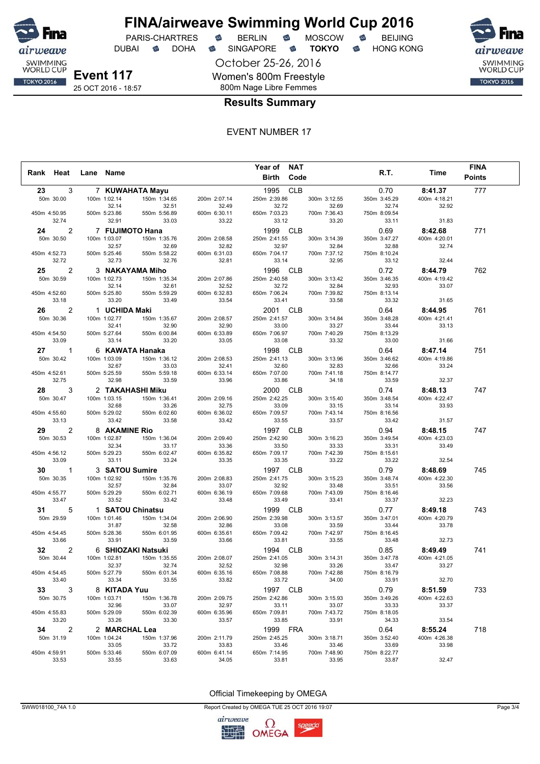# FINA/airweave Swimming World Cup 2016

PARIS-CHARTRES · BERLIN · MOSCOW · BEIJING
DUBAI · DOHA · SINGAPORE · **TOKYO** · HONG KONG

October 25-26, 2016

**Event 117**
25 OCT 2016 - 18:57

Women's 800m Freestyle
800m Nage Libre Femmes

## Results Summary

EVENT NUMBER 17

| Rank | Heat | Lane | Name | Year of Birth | NAT Code | R.T. | Time | FINA Points |
|---|---|---|---|---|---|---|---|---|
| 23 | 3 | 7 | **KUWAHATA Mayu** | 1995 | CLB | 0.70 | **8:41.37** | 777 |
| | | | 50m 30.00; 100m 1:02.14 (32.14); 150m 1:34.65 (32.51); 200m 2:07.14 (32.49); 250m 2:39.86 (32.72); 300m 3:12.55 (32.69); 350m 3:45.29 (32.74); 400m 4:18.21 (32.92); 450m 4:50.95 (32.74); 500m 5:23.86 (32.91); 550m 5:56.89 (33.03); 600m 6:30.11 (33.22); 650m 7:03.23 (33.12); 700m 7:36.43 (33.20); 750m 8:09.54 (33.11); 800m (31.83) | | | | | |
| 24 | 2 | 7 | **FUJIMOTO Hana** | 1999 | CLB | 0.69 | **8:42.68** | 771 |
| | | | 50m 30.50; 100m 1:03.07 (32.57); 150m 1:35.76 (32.69); 200m 2:08.58 (32.82); 250m 2:41.55 (32.97); 300m 3:14.39 (32.84); 350m 3:47.27 (32.88); 400m 4:20.01 (32.74); 450m 4:52.73 (32.72); 500m 5:25.46 (32.73); 550m 5:58.22 (32.76); 600m 6:31.03 (32.81); 650m 7:04.17 (33.14); 700m 7:37.12 (32.95); 750m 8:10.24 (33.12); 800m (32.44) | | | | | |
| 25 | 2 | 3 | **NAKAYAMA Miho** | 1996 | CLB | 0.72 | **8:44.79** | 762 |
| | | | 50m 30.59; 100m 1:02.73 (32.14); 150m 1:35.34 (32.61); 200m 2:07.86 (32.52); 250m 2:40.58 (32.72); 300m 3:13.42 (32.84); 350m 3:46.35 (32.93); 400m 4:19.42 (33.07); 450m 4:52.60 (33.18); 500m 5:25.80 (33.20); 550m 5:59.29 (33.49); 600m 6:32.83 (33.54); 650m 7:06.24 (33.41); 700m 7:39.82 (33.58); 750m 8:13.14 (33.32); 800m (31.65) | | | | | |
| 26 | 2 | 1 | **UCHIDA Maki** | 2001 | CLB | 0.64 | **8:44.95** | 761 |
| | | | 50m 30.36; 100m 1:02.77 (32.41); 150m 1:35.67 (32.90); 200m 2:08.57 (32.90); 250m 2:41.57 (33.00); 300m 3:14.84 (33.27); 350m 3:48.28 (33.44); 400m 4:21.41 (33.13); 450m 4:54.50 (33.09); 500m 5:27.64 (33.14); 550m 6:00.84 (33.20); 600m 6:33.89 (33.05); 650m 7:06.97 (33.08); 700m 7:40.29 (33.32); 750m 8:13.29 (33.00); 800m (31.66) | | | | | |
| 27 | 1 | 6 | **KAWATA Hanaka** | 1998 | CLB | 0.64 | **8:47.14** | 751 |
| | | | 50m 30.42; 100m 1:03.09 (32.67); 150m 1:36.12 (33.03); 200m 2:08.53 (32.41); 250m 2:41.13 (32.60); 300m 3:13.96 (32.83); 350m 3:46.62 (32.66); 400m 4:19.86 (33.24); 450m 4:52.61 (32.75); 500m 5:25.59 (32.98); 550m 5:59.18 (33.59); 600m 6:33.14 (33.96); 650m 7:07.00 (33.86); 700m 7:41.18 (34.18); 750m 8:14.77 (33.59); 800m (32.37) | | | | | |
| 28 | 3 | 2 | **TAKAHASHI Miku** | 2000 | CLB | 0.74 | **8:48.13** | 747 |
| | | | 50m 30.47; 100m 1:03.15 (32.68); 150m 1:36.41 (33.26); 200m 2:09.16 (32.75); 250m 2:42.25 (33.09); 300m 3:15.40 (33.15); 350m 3:48.54 (33.14); 400m 4:22.47 (33.93); 450m 4:55.60 (33.13); 500m 5:29.02 (33.42); 550m 6:02.60 (33.58); 600m 6:36.02 (33.42); 650m 7:09.57 (33.55); 700m 7:43.14 (33.57); 750m 8:16.56 (33.42); 800m (31.57) | | | | | |
| 29 | 2 | 8 | **AKAMINE Rio** | 1997 | CLB | 0.94 | **8:48.15** | 747 |
| | | | 50m 30.53; 100m 1:02.87 (32.34); 150m 1:36.04 (33.17); 200m 2:09.40 (33.36); 250m 2:42.90 (33.50); 300m 3:16.23 (33.33); 350m 3:49.54 (33.31); 400m 4:23.03 (33.49); 450m 4:56.12 (33.09); 500m 5:29.23 (33.11); 550m 6:02.47 (33.24); 600m 6:35.82 (33.35); 650m 7:09.17 (33.35); 700m 7:42.39 (33.22); 750m 8:15.61 (33.22); 800m (32.54) | | | | | |
| 30 | 1 | 3 | **SATOU Sumire** | 1997 | CLB | 0.79 | **8:48.69** | 745 |
| | | | 50m 30.35; 100m 1:02.92 (32.57); 150m 1:35.76 (32.84); 200m 2:08.83 (33.07); 250m 2:41.75 (32.92); 300m 3:15.23 (33.48); 350m 3:48.74 (33.51); 400m 4:22.30 (33.56); 450m 4:55.77 (33.47); 500m 5:29.29 (33.52); 550m 6:02.71 (33.42); 600m 6:36.19 (33.48); 650m 7:09.68 (33.49); 700m 7:43.09 (33.41); 750m 8:16.46 (33.37); 800m (32.23) | | | | | |
| 31 | 5 | 1 | **SATOU Chinatsu** | 1999 | CLB | 0.77 | **8:49.18** | 743 |
| | | | 50m 29.59; 100m 1:01.46 (31.87); 150m 1:34.04 (32.58); 200m 2:06.90 (32.86); 250m 2:39.98 (33.08); 300m 3:13.57 (33.59); 350m 3:47.01 (33.44); 400m 4:20.79 (33.78); 450m 4:54.45 (33.66); 500m 5:28.36 (33.91); 550m 6:01.95 (33.59); 600m 6:35.61 (33.66); 650m 7:09.42 (33.81); 700m 7:42.97 (33.55); 750m 8:16.45 (33.48); 800m (32.73) | | | | | |
| 32 | 2 | 6 | **SHIOZAKI Natsuki** | 1994 | CLB | 0.85 | **8:49.49** | 741 |
| | | | 50m 30.44; 100m 1:02.81 (32.37); 150m 1:35.55 (32.74); 200m 2:08.07 (32.52); 250m 2:41.05 (32.98); 300m 3:14.31 (33.26); 350m 3:47.78 (33.47); 400m 4:21.05 (33.27); 450m 4:54.45 (33.40); 500m 5:27.79 (33.34); 550m 6:01.34 (33.55); 600m 6:35.16 (33.82); 650m 7:08.88 (33.72); 700m 7:42.88 (34.00); 750m 8:16.79 (33.91); 800m (32.70) | | | | | |
| 33 | 3 | 8 | **KITADA Yuu** | 1997 | CLB | 0.79 | **8:51.59** | 733 |
| | | | 50m 30.75; 100m 1:03.71 (32.96); 150m 1:36.78 (33.07); 200m 2:09.75 (32.97); 250m 2:42.86 (33.11); 300m 3:15.93 (33.07); 350m 3:49.26 (33.33); 400m 4:22.63 (33.37); 450m 4:55.83 (33.20); 500m 5:29.09 (33.26); 550m 6:02.39 (33.30); 600m 6:35.96 (33.57); 650m 7:09.81 (33.85); 700m 7:43.72 (33.91); 750m 8:18.05 (34.33); 800m (33.54) | | | | | |
| 34 | 2 | 2 | **MARCHAL Lea** | 1999 | FRA | 0.64 | **8:55.24** | 718 |
| | | | 50m 31.19; 100m 1:04.24 (33.05); 150m 1:37.96 (33.72); 200m 2:11.79 (33.83); 250m 2:45.25 (33.46); 300m 3:18.71 (33.46); 350m 3:52.40 (33.69); 400m 4:26.38 (33.98); 450m 4:59.91 (33.53); 500m 5:33.46 (33.55); 550m 6:07.09 (33.63); 600m 6:41.14 (34.05); 650m 7:14.95 (33.81); 700m 7:48.90 (33.95); 750m 8:22.77 (33.87); 800m (32.47) | | | | | |

Official Timekeeping by OMEGA

SWW018100_74A 1.0 — Report Created by OMEGA TUE 25 OCT 2016 19:07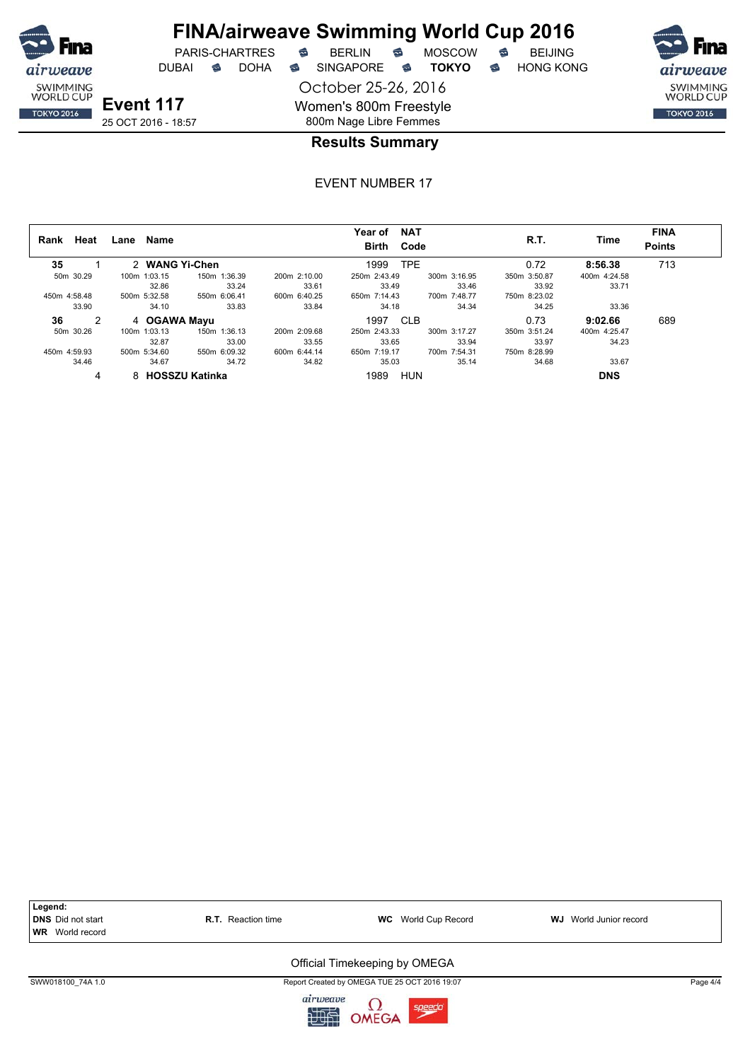# FINA/airweave Swimming World Cup 2016

PARIS-CHARTRES · BERLIN · MOSCOW · BEIJING
DUBAI · DOHA · SINGAPORE · **TOKYO** · HONG KONG

October 25-26, 2016

**Event 117**
25 OCT 2016 - 18:57

Women's 800m Freestyle
800m Nage Libre Femmes

## Results Summary

EVENT NUMBER 17

| Rank | Heat | Lane | Name | Year of Birth | NAT Code | R.T. | Time | FINA Points |
|---|---|---|---|---|---|---|---|---|
| **35** | 1 | 2 | **WANG Yi-Chen** | 1999 | TPE | 0.72 | **8:56.38** | 713 |
| | | | 50m 30.29 / 100m 1:03.15 (32.86) / 150m 1:36.39 (33.24) / 200m 2:10.00 (33.61) / 250m 2:43.49 (33.49) / 300m 3:16.95 (33.46) / 350m 3:50.87 (33.92) / 400m 4:24.58 (33.71) | | | | | |
| | | | 450m 4:58.48 (33.90) / 500m 5:32.58 (34.10) / 550m 6:06.41 (33.83) / 600m 6:40.25 (33.84) / 650m 7:14.43 (34.18) / 700m 7:48.77 (34.34) / 750m 8:23.02 (34.25) / (33.36) | | | | | |
| **36** | 2 | 4 | **OGAWA Mayu** | 1997 | CLB | 0.73 | **9:02.66** | 689 |
| | | | 50m 30.26 / 100m 1:03.13 (32.87) / 150m 1:36.13 (33.00) / 200m 2:09.68 (33.55) / 250m 2:43.33 (33.65) / 300m 3:17.27 (33.94) / 350m 3:51.24 (33.97) / 400m 4:25.47 (34.23) | | | | | |
| | | | 450m 4:59.93 (34.46) / 500m 5:34.60 (34.67) / 550m 6:09.32 (34.72) / 600m 6:44.14 (34.82) / 650m 7:19.17 (35.03) / 700m 7:54.31 (35.14) / 750m 8:28.99 (34.68) / (33.67) | | | | | |
| | 4 | 8 | **HOSSZU Katinka** | 1989 | HUN | | **DNS** | |

**Legend:**
**DNS** Did not start
**WR** World record
**R.T.** Reaction time
**WC** World Cup Record
**WJ** World Junior record

Official Timekeeping by OMEGA

SWW018100_74A 1.0 — Report Created by OMEGA TUE 25 OCT 2016 19:07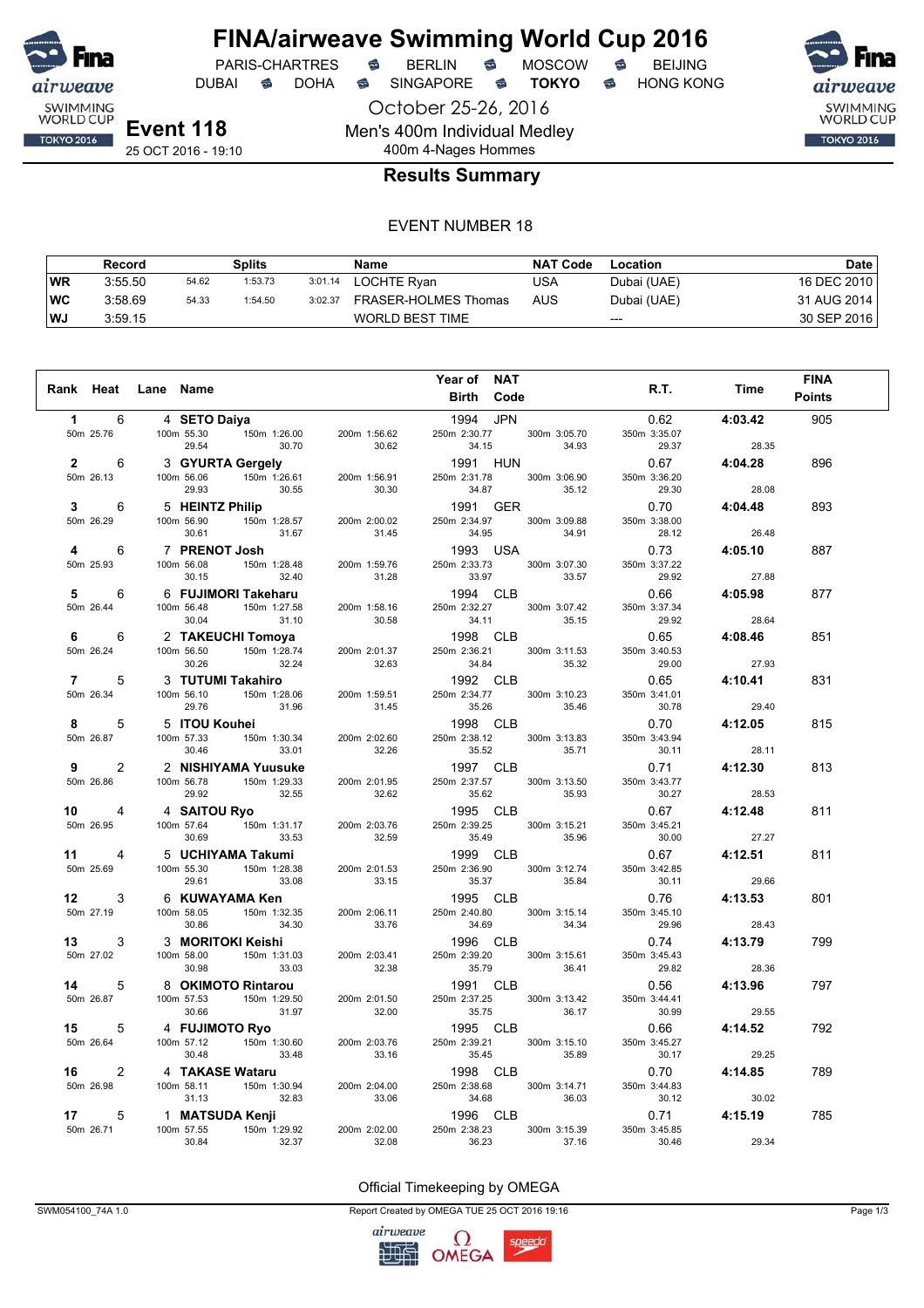# FINA/airweave Swimming World Cup 2016

PARIS-CHARTRES · BERLIN · MOSCOW · BEIJING
DUBAI · DOHA · SINGAPORE · **TOKYO** · HONG KONG

October 25-26, 2016

**Event 118**
25 OCT 2016 - 19:10

Men's 400m Individual Medley
400m 4-Nages Hommes

## Results Summary

EVENT NUMBER 18

| | Record | Splits | | | Name | NAT Code | Location | Date |
|---|---|---|---|---|---|---|---|---|
| WR | 3:55.50 | 54.62 | 1:53.73 | 3:01.14 | LOCHTE Ryan | USA | Dubai (UAE) | 16 DEC 2010 |
| WC | 3:58.69 | 54.33 | 1:54.50 | 3:02.37 | FRASER-HOLMES Thomas | AUS | Dubai (UAE) | 31 AUG 2014 |
| WJ | 3:59.15 | | | | WORLD BEST TIME | | --- | 30 SEP 2016 |

| Rank | Heat | Lane | Name | Year of Birth | NAT Code | R.T. | Time | FINA Points |
|---|---|---|---|---|---|---|---|---|
| 1 | 6 | 4 | SETO Daiya | 1994 | JPN | 0.62 | 4:03.42 | 905 |
| | 50m 25.76 | 100m 55.30 (29.54) | 150m 1:26.00 (30.70) | 200m 1:56.62 (30.62) | 250m 2:30.77 (34.15) | 300m 3:05.70 (34.93) | 350m 3:35.07 (29.37) | 28.35 |
| 2 | 6 | 3 | GYURTA Gergely | 1991 | HUN | 0.67 | 4:04.28 | 896 |
| | 50m 26.13 | 100m 56.06 (29.93) | 150m 1:26.61 (30.55) | 200m 1:56.91 (30.30) | 250m 2:31.78 (34.87) | 300m 3:06.90 (35.12) | 350m 3:36.20 (29.30) | 28.08 |
| 3 | 6 | 5 | HEINTZ Philip | 1991 | GER | 0.70 | 4:04.48 | 893 |
| | 50m 26.29 | 100m 56.90 (30.61) | 150m 1:28.57 (31.67) | 200m 2:00.02 (31.45) | 250m 2:34.97 (34.95) | 300m 3:09.88 (34.91) | 350m 3:38.00 (28.12) | 26.48 |
| 4 | 6 | 7 | PRENOT Josh | 1993 | USA | 0.73 | 4:05.10 | 887 |
| | 50m 25.93 | 100m 56.08 (30.15) | 150m 1:28.48 (32.40) | 200m 1:59.76 (31.28) | 250m 2:33.73 (33.97) | 300m 3:07.30 (33.57) | 350m 3:37.22 (29.92) | 27.88 |
| 5 | 6 | 6 | FUJIMORI Takeharu | 1994 | CLB | 0.66 | 4:05.98 | 877 |
| | 50m 26.44 | 100m 56.48 (30.04) | 150m 1:27.58 (31.10) | 200m 1:58.16 (30.58) | 250m 2:32.27 (34.11) | 300m 3:07.42 (35.15) | 350m 3:37.34 (29.92) | 28.64 |
| 6 | 6 | 2 | TAKEUCHI Tomoya | 1998 | CLB | 0.65 | 4:08.46 | 851 |
| | 50m 26.24 | 100m 56.50 (30.26) | 150m 1:28.74 (32.24) | 200m 2:01.37 (32.63) | 250m 2:36.21 (34.84) | 300m 3:11.53 (35.32) | 350m 3:40.53 (29.00) | 27.93 |
| 7 | 5 | 3 | TUTUMI Takahiro | 1992 | CLB | 0.65 | 4:10.41 | 831 |
| | 50m 26.34 | 100m 56.10 (29.76) | 150m 1:28.06 (31.96) | 200m 1:59.51 (31.45) | 250m 2:34.77 (35.26) | 300m 3:10.23 (35.46) | 350m 3:41.01 (30.78) | 29.40 |
| 8 | 5 | 5 | ITOU Kouhei | 1998 | CLB | 0.70 | 4:12.05 | 815 |
| | 50m 26.87 | 100m 57.33 (30.46) | 150m 1:30.34 (33.01) | 200m 2:02.60 (32.26) | 250m 2:38.12 (35.52) | 300m 3:13.83 (35.71) | 350m 3:43.94 (30.11) | 28.11 |
| 9 | 2 | 2 | NISHIYAMA Yuusuke | 1997 | CLB | 0.71 | 4:12.30 | 813 |
| | 50m 26.86 | 100m 56.78 (29.92) | 150m 1:29.33 (32.55) | 200m 2:01.95 (32.62) | 250m 2:37.57 (35.62) | 300m 3:13.50 (35.93) | 350m 3:43.77 (30.27) | 28.53 |
| 10 | 4 | 4 | SAITOU Ryo | 1995 | CLB | 0.67 | 4:12.48 | 811 |
| | 50m 26.95 | 100m 57.64 (30.69) | 150m 1:31.17 (33.53) | 200m 2:03.76 (32.59) | 250m 2:39.25 (35.49) | 300m 3:15.21 (35.96) | 350m 3:45.21 (30.00) | 27.27 |
| 11 | 4 | 5 | UCHIYAMA Takumi | 1999 | CLB | 0.67 | 4:12.51 | 811 |
| | 50m 25.69 | 100m 55.30 (29.61) | 150m 1:28.38 (33.08) | 200m 2:01.53 (33.15) | 250m 2:36.90 (35.37) | 300m 3:12.74 (35.84) | 350m 3:42.85 (30.11) | 29.66 |
| 12 | 3 | 6 | KUWAYAMA Ken | 1995 | CLB | 0.76 | 4:13.53 | 801 |
| | 50m 27.19 | 100m 58.05 (30.86) | 150m 1:32.35 (34.30) | 200m 2:06.11 (33.76) | 250m 2:40.80 (34.69) | 300m 3:15.14 (34.34) | 350m 3:45.10 (29.96) | 28.43 |
| 13 | 3 | 3 | MORITOKI Keishi | 1996 | CLB | 0.74 | 4:13.79 | 799 |
| | 50m 27.02 | 100m 58.00 (30.98) | 150m 1:31.03 (33.03) | 200m 2:03.41 (32.38) | 250m 2:39.20 (35.79) | 300m 3:15.61 (36.41) | 350m 3:45.43 (29.82) | 28.36 |
| 14 | 5 | 8 | OKIMOTO Rintarou | 1991 | CLB | 0.56 | 4:13.96 | 797 |
| | 50m 26.87 | 100m 57.53 (30.66) | 150m 1:29.50 (31.97) | 200m 2:01.50 (32.00) | 250m 2:37.25 (35.75) | 300m 3:13.42 (36.17) | 350m 3:44.41 (30.99) | 29.55 |
| 15 | 5 | 4 | FUJIMOTO Ryo | 1995 | CLB | 0.66 | 4:14.52 | 792 |
| | 50m 26.64 | 100m 57.12 (30.48) | 150m 1:30.60 (33.48) | 200m 2:03.76 (33.16) | 250m 2:39.21 (35.45) | 300m 3:15.10 (35.89) | 350m 3:45.27 (30.17) | 29.25 |
| 16 | 2 | 4 | TAKASE Wataru | 1998 | CLB | 0.70 | 4:14.85 | 789 |
| | 50m 26.98 | 100m 58.11 (31.13) | 150m 1:30.94 (32.83) | 200m 2:04.00 (33.06) | 250m 2:38.68 (34.68) | 300m 3:14.71 (36.03) | 350m 3:44.83 (30.12) | 30.02 |
| 17 | 5 | 1 | MATSUDA Kenji | 1996 | CLB | 0.71 | 4:15.19 | 785 |
| | 50m 26.71 | 100m 57.55 (30.84) | 150m 1:29.92 (32.37) | 200m 2:02.00 (32.08) | 250m 2:38.23 (36.23) | 300m 3:15.39 (37.16) | 350m 3:45.85 (30.46) | 29.34 |

Official Timekeeping by OMEGA

SWM054100_74A 1.0 — Report Created by OMEGA TUE 25 OCT 2016 19:16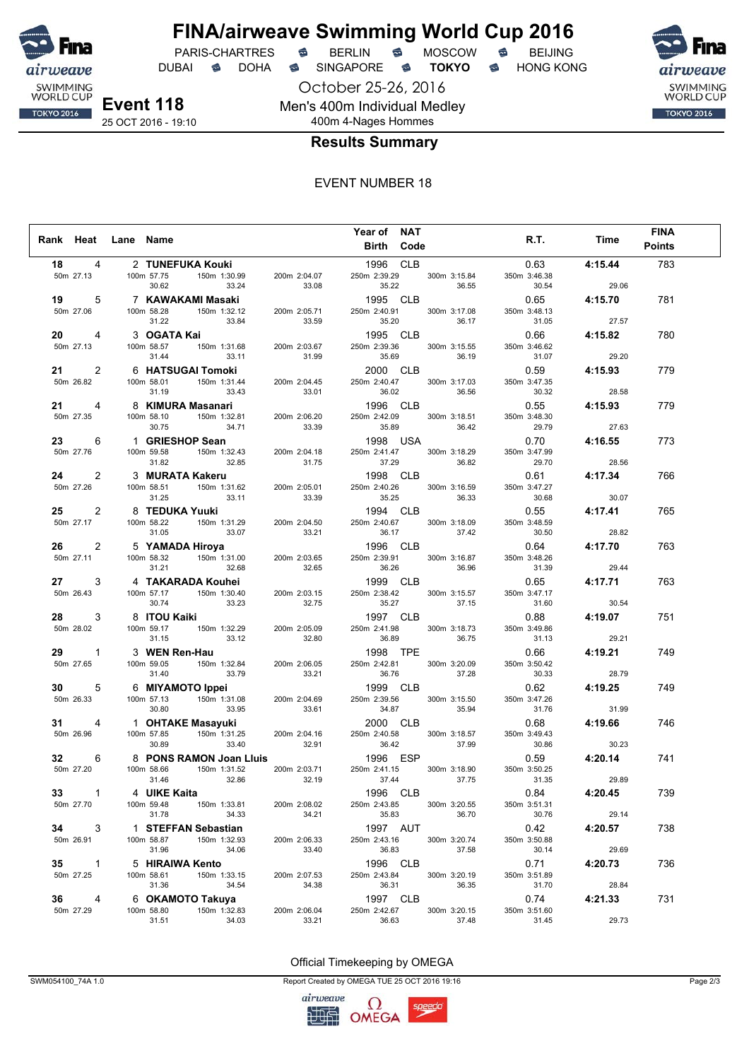# FINA/airweave Swimming World Cup 2016

PARIS-CHARTRES · BERLIN · MOSCOW · BEIJING
DUBAI · DOHA · SINGAPORE · **TOKYO** · HONG KONG

October 25-26, 2016

**Event 118**
25 OCT 2016 - 19:10

Men's 400m Individual Medley
400m 4-Nages Hommes

## Results Summary

EVENT NUMBER 18

| Rank | Heat | Lane | Name | Year of Birth | NAT Code | R.T. | Time | FINA Points |
|---|---|---|---|---|---|---|---|---|
| 18 | 4 | 2 | **TUNEFUKA Kouki** | 1996 | CLB | 0.63 | **4:15.44** | 783 |
| | | | 50m 27.13 / 100m 57.75 (30.62) / 150m 1:30.99 (33.24) / 200m 2:04.07 (33.08) / 250m 2:39.29 (35.22) / 300m 3:15.84 (36.55) / 350m 3:46.38 (30.54) / (29.06) | | | | | |
| 19 | 5 | 7 | **KAWAKAMI Masaki** | 1995 | CLB | 0.65 | **4:15.70** | 781 |
| | | | 50m 27.06 / 100m 58.28 (31.22) / 150m 1:32.12 (33.84) / 200m 2:05.71 (33.59) / 250m 2:40.91 (35.20) / 300m 3:17.08 (36.17) / 350m 3:48.13 (31.05) / (27.57) | | | | | |
| 20 | 4 | 3 | **OGATA Kai** | 1995 | CLB | 0.66 | **4:15.82** | 780 |
| | | | 50m 27.13 / 100m 58.57 (31.44) / 150m 1:31.68 (33.11) / 200m 2:03.67 (31.99) / 250m 2:39.36 (35.69) / 300m 3:15.55 (36.19) / 350m 3:46.62 (31.07) / (29.20) | | | | | |
| 21 | 2 | 6 | **HATSUGAI Tomoki** | 2000 | CLB | 0.59 | **4:15.93** | 779 |
| | | | 50m 26.82 / 100m 58.01 (31.19) / 150m 1:31.44 (33.43) / 200m 2:04.45 (33.01) / 250m 2:40.47 (36.02) / 300m 3:17.03 (36.56) / 350m 3:47.35 (30.32) / (28.58) | | | | | |
| 21 | 4 | 8 | **KIMURA Masanari** | 1996 | CLB | 0.55 | **4:15.93** | 779 |
| | | | 50m 27.35 / 100m 58.10 (30.75) / 150m 1:32.81 (34.71) / 200m 2:06.20 (33.39) / 250m 2:42.09 (35.89) / 300m 3:18.51 (36.42) / 350m 3:48.30 (29.79) / (27.63) | | | | | |
| 23 | 6 | 1 | **GRIESHOP Sean** | 1998 | USA | 0.70 | **4:16.55** | 773 |
| | | | 50m 27.76 / 100m 59.58 (31.82) / 150m 1:32.43 (32.85) / 200m 2:04.18 (31.75) / 250m 2:41.47 (37.29) / 300m 3:18.29 (36.82) / 350m 3:47.99 (29.70) / (28.56) | | | | | |
| 24 | 2 | 3 | **MURATA Kakeru** | 1998 | CLB | 0.61 | **4:17.34** | 766 |
| | | | 50m 27.26 / 100m 58.51 (31.25) / 150m 1:31.62 (33.11) / 200m 2:05.01 (33.39) / 250m 2:40.26 (35.25) / 300m 3:16.59 (36.33) / 350m 3:47.27 (30.68) / (30.07) | | | | | |
| 25 | 2 | 8 | **TEDUKA Yuuki** | 1994 | CLB | 0.55 | **4:17.41** | 765 |
| | | | 50m 27.17 / 100m 58.22 (31.05) / 150m 1:31.29 (33.07) / 200m 2:04.50 (33.21) / 250m 2:40.67 (36.17) / 300m 3:18.09 (37.42) / 350m 3:48.59 (30.50) / (28.82) | | | | | |
| 26 | 2 | 5 | **YAMADA Hiroya** | 1996 | CLB | 0.64 | **4:17.70** | 763 |
| | | | 50m 27.11 / 100m 58.32 (31.21) / 150m 1:31.00 (32.68) / 200m 2:03.65 (32.65) / 250m 2:39.91 (36.26) / 300m 3:16.87 (36.96) / 350m 3:48.26 (31.39) / (29.44) | | | | | |
| 27 | 3 | 4 | **TAKARADA Kouhei** | 1999 | CLB | 0.65 | **4:17.71** | 763 |
| | | | 50m 26.43 / 100m 57.17 (30.74) / 150m 1:30.40 (33.23) / 200m 2:03.15 (32.75) / 250m 2:38.42 (35.27) / 300m 3:15.57 (37.15) / 350m 3:47.17 (31.60) / (30.54) | | | | | |
| 28 | 3 | 8 | **ITOU Kaiki** | 1997 | CLB | 0.88 | **4:19.07** | 751 |
| | | | 50m 28.02 / 100m 59.17 (31.15) / 150m 1:32.29 (33.12) / 200m 2:05.09 (32.80) / 250m 2:41.98 (36.89) / 300m 3:18.73 (36.75) / 350m 3:49.86 (31.13) / (29.21) | | | | | |
| 29 | 1 | 3 | **WEN Ren-Hau** | 1998 | TPE | 0.66 | **4:19.21** | 749 |
| | | | 50m 27.65 / 100m 59.05 (31.40) / 150m 1:32.84 (33.79) / 200m 2:06.05 (33.21) / 250m 2:42.81 (36.76) / 300m 3:20.09 (37.28) / 350m 3:50.42 (30.33) / (28.79) | | | | | |
| 30 | 5 | 6 | **MIYAMOTO Ippei** | 1999 | CLB | 0.62 | **4:19.25** | 749 |
| | | | 50m 26.33 / 100m 57.13 (30.80) / 150m 1:31.08 (33.95) / 200m 2:04.69 (33.61) / 250m 2:39.56 (34.87) / 300m 3:15.50 (35.94) / 350m 3:47.26 (31.76) / (31.99) | | | | | |
| 31 | 4 | 1 | **OHTAKE Masayuki** | 2000 | CLB | 0.68 | **4:19.66** | 746 |
| | | | 50m 26.96 / 100m 57.85 (30.89) / 150m 1:31.25 (33.40) / 200m 2:04.16 (32.91) / 250m 2:40.58 (36.42) / 300m 3:18.57 (37.99) / 350m 3:49.43 (30.86) / (30.23) | | | | | |
| 32 | 6 | 8 | **PONS RAMON Joan Lluis** | 1996 | ESP | 0.59 | **4:20.14** | 741 |
| | | | 50m 27.20 / 100m 58.66 (31.46) / 150m 1:31.52 (32.86) / 200m 2:03.71 (32.19) / 250m 2:41.15 (37.44) / 300m 3:18.90 (37.75) / 350m 3:50.25 (31.35) / (29.89) | | | | | |
| 33 | 1 | 4 | **UIKE Kaita** | 1996 | CLB | 0.84 | **4:20.45** | 739 |
| | | | 50m 27.70 / 100m 59.48 (31.78) / 150m 1:33.81 (34.33) / 200m 2:08.02 (34.21) / 250m 2:43.85 (35.83) / 300m 3:20.55 (36.70) / 350m 3:51.31 (30.76) / (29.14) | | | | | |
| 34 | 3 | 1 | **STEFFAN Sebastian** | 1997 | AUT | 0.42 | **4:20.57** | 738 |
| | | | 50m 26.91 / 100m 58.87 (31.96) / 150m 1:32.93 (34.06) / 200m 2:06.33 (33.40) / 250m 2:43.16 (36.83) / 300m 3:20.74 (37.58) / 350m 3:50.88 (30.14) / (29.69) | | | | | |
| 35 | 1 | 5 | **HIRAIWA Kento** | 1996 | CLB | 0.71 | **4:20.73** | 736 |
| | | | 50m 27.25 / 100m 58.61 (31.36) / 150m 1:33.15 (34.54) / 200m 2:07.53 (34.38) / 250m 2:43.84 (36.31) / 300m 3:20.19 (36.35) / 350m 3:51.89 (31.70) / (28.84) | | | | | |
| 36 | 4 | 6 | **OKAMOTO Takuya** | 1997 | CLB | 0.74 | **4:21.33** | 731 |
| | | | 50m 27.29 / 100m 58.80 (31.51) / 150m 1:32.83 (34.03) / 200m 2:06.04 (33.21) / 250m 2:42.67 (36.63) / 300m 3:20.15 (37.48) / 350m 3:51.60 (31.45) / (29.73) | | | | | |

Official Timekeeping by OMEGA

SWM054100_74A 1.0 — Report Created by OMEGA TUE 25 OCT 2016 19:16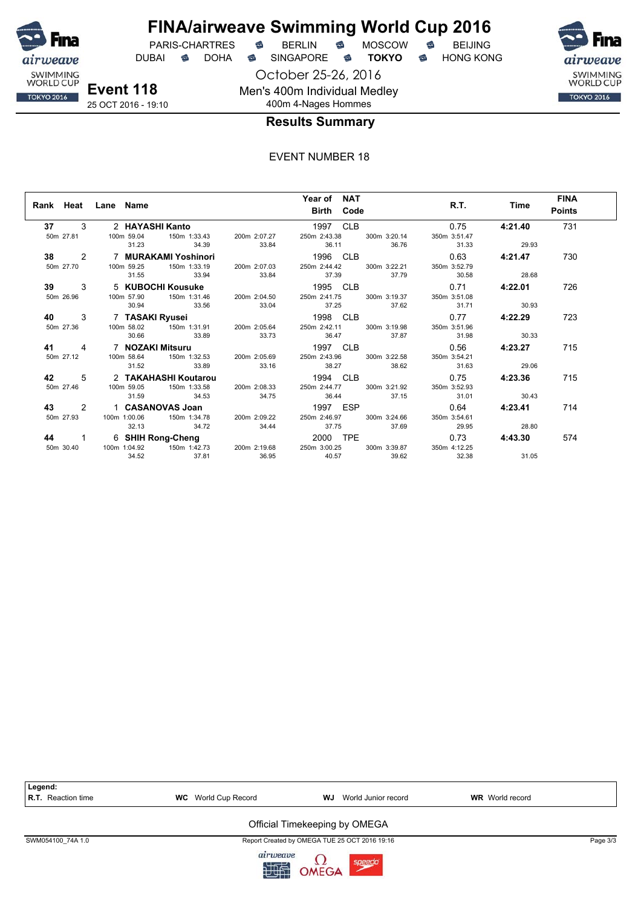# FINA/airweave Swimming World Cup 2016

PARIS-CHARTRES · BERLIN · MOSCOW · BEIJING
DUBAI · DOHA · SINGAPORE · **TOKYO** · HONG KONG

October 25-26, 2016

**Event 118**
25 OCT 2016 - 19:10

Men's 400m Individual Medley
400m 4-Nages Hommes

## Results Summary

EVENT NUMBER 18

| Rank | Heat | Lane | Name | Year of Birth | NAT Code | R.T. | Time | FINA Points |
|---|---|---|---|---|---|---|---|---|
| **37** | 3 | 2 | **HAYASHI Kanto** | 1997 | CLB | 0.75 | **4:21.40** | 731 |
| | | | 50m 27.81 · 100m 59.04 (31.23) · 150m 1:33.43 (34.39) · 200m 2:07.27 (33.84) · 250m 2:43.38 (36.11) · 300m 3:20.14 (36.76) · 350m 3:51.47 (31.33) · (29.93) | | | | | |
| **38** | 2 | 7 | **MURAKAMI Yoshinori** | 1996 | CLB | 0.63 | **4:21.47** | 730 |
| | | | 50m 27.70 · 100m 59.25 (31.55) · 150m 1:33.19 (33.94) · 200m 2:07.03 (33.84) · 250m 2:44.42 (37.39) · 300m 3:22.21 (37.79) · 350m 3:52.79 (30.58) · (28.68) | | | | | |
| **39** | 3 | 5 | **KUBOCHI Kousuke** | 1995 | CLB | 0.71 | **4:22.01** | 726 |
| | | | 50m 26.96 · 100m 57.90 (30.94) · 150m 1:31.46 (33.56) · 200m 2:04.50 (33.04) · 250m 2:41.75 (37.25) · 300m 3:19.37 (37.62) · 350m 3:51.08 (31.71) · (30.93) | | | | | |
| **40** | 3 | 7 | **TASAKI Ryusei** | 1998 | CLB | 0.77 | **4:22.29** | 723 |
| | | | 50m 27.36 · 100m 58.02 (30.66) · 150m 1:31.91 (33.89) · 200m 2:05.64 (33.73) · 250m 2:42.11 (36.47) · 300m 3:19.98 (37.87) · 350m 3:51.96 (31.98) · (30.33) | | | | | |
| **41** | 4 | 7 | **NOZAKI Mitsuru** | 1997 | CLB | 0.56 | **4:23.27** | 715 |
| | | | 50m 27.12 · 100m 58.64 (31.52) · 150m 1:32.53 (33.89) · 200m 2:05.69 (33.16) · 250m 2:43.96 (38.27) · 300m 3:22.58 (38.62) · 350m 3:54.21 (31.63) · (29.06) | | | | | |
| **42** | 5 | 2 | **TAKAHASHI Koutarou** | 1994 | CLB | 0.75 | **4:23.36** | 715 |
| | | | 50m 27.46 · 100m 59.05 (31.59) · 150m 1:33.58 (34.53) · 200m 2:08.33 (34.75) · 250m 2:44.77 (36.44) · 300m 3:21.92 (37.15) · 350m 3:52.93 (31.01) · (30.43) | | | | | |
| **43** | 2 | 1 | **CASANOVAS Joan** | 1997 | ESP | 0.64 | **4:23.41** | 714 |
| | | | 50m 27.93 · 100m 1:00.06 (32.13) · 150m 1:34.78 (34.72) · 200m 2:09.22 (34.44) · 250m 2:46.97 (37.75) · 300m 3:24.66 (37.69) · 350m 3:54.61 (29.95) · (28.80) | | | | | |
| **44** | 1 | 6 | **SHIH Rong-Cheng** | 2000 | TPE | 0.73 | **4:43.30** | 574 |
| | | | 50m 30.40 · 100m 1:04.92 (34.52) · 150m 1:42.73 (37.81) · 200m 2:19.68 (36.95) · 250m 3:00.25 (40.57) · 300m 3:39.87 (39.62) · 350m 4:12.25 (32.38) · (31.05) | | | | | |

**Legend:**
**R.T.** Reaction time · **WC** World Cup Record · **WJ** World Junior record · **WR** World record

Official Timekeeping by OMEGA

SWM054100_74A 1.0 · Report Created by OMEGA TUE 25 OCT 2016 19:16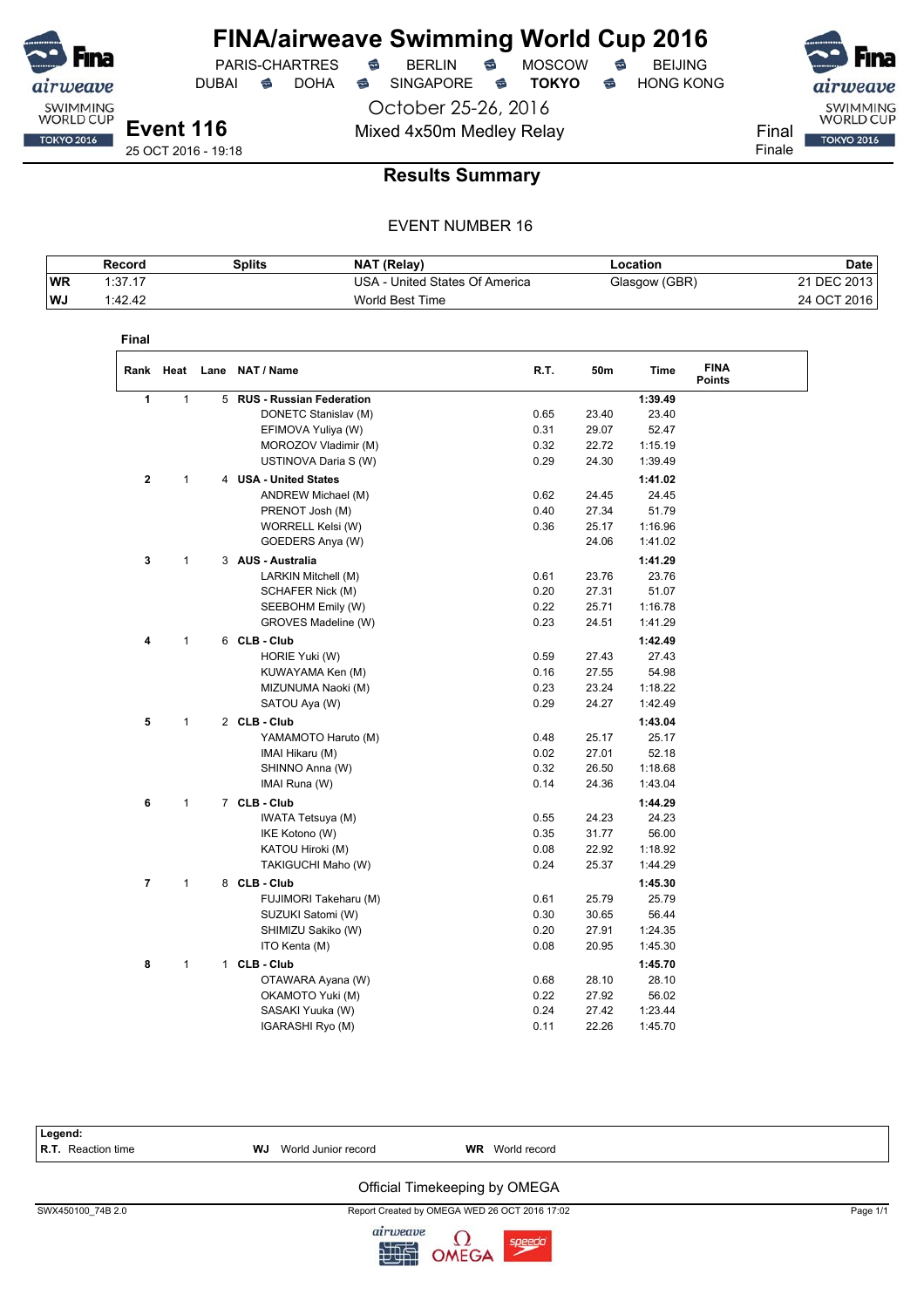# FINA/airweave Swimming World Cup 2016

PARIS-CHARTRES · BERLIN · MOSCOW · BEIJING
DUBAI · DOHA · SINGAPORE · **TOKYO** · HONG KONG

October 25-26, 2016

**Event 116**
25 OCT 2016 - 19:18

Mixed 4x50m Medley Relay

Final
Finale

## Results Summary

EVENT NUMBER 16

| | Record | Splits | NAT (Relay) | Location | Date |
|---|---|---|---|---|---|
| WR | 1:37.17 | | USA - United States Of America | Glasgow (GBR) | 21 DEC 2013 |
| WJ | 1:42.42 | | World Best Time | | 24 OCT 2016 |

### Final

| Rank | Heat | Lane | NAT / Name | R.T. | 50m | Time | FINA Points |
|---|---|---|---|---|---|---|---|
| 1 | 1 | 5 | **RUS - Russian Federation** | | | **1:39.49** | |
| | | | DONETC Stanislav (M) | 0.65 | 23.40 | 23.40 | |
| | | | EFIMOVA Yuliya (W) | 0.31 | 29.07 | 52.47 | |
| | | | MOROZOV Vladimir (M) | 0.32 | 22.72 | 1:15.19 | |
| | | | USTINOVA Daria S (W) | 0.29 | 24.30 | 1:39.49 | |
| 2 | 1 | 4 | **USA - United States** | | | **1:41.02** | |
| | | | ANDREW Michael (M) | 0.62 | 24.45 | 24.45 | |
| | | | PRENOT Josh (M) | 0.40 | 27.34 | 51.79 | |
| | | | WORRELL Kelsi (W) | 0.36 | 25.17 | 1:16.96 | |
| | | | GOEDERS Anya (W) | | 24.06 | 1:41.02 | |
| 3 | 1 | 3 | **AUS - Australia** | | | **1:41.29** | |
| | | | LARKIN Mitchell (M) | 0.61 | 23.76 | 23.76 | |
| | | | SCHAFER Nick (M) | 0.20 | 27.31 | 51.07 | |
| | | | SEEBOHM Emily (W) | 0.22 | 25.71 | 1:16.78 | |
| | | | GROVES Madeline (W) | 0.23 | 24.51 | 1:41.29 | |
| 4 | 1 | 6 | **CLB - Club** | | | **1:42.49** | |
| | | | HORIE Yuki (W) | 0.59 | 27.43 | 27.43 | |
| | | | KUWAYAMA Ken (M) | 0.16 | 27.55 | 54.98 | |
| | | | MIZUNUMA Naoki (M) | 0.23 | 23.24 | 1:18.22 | |
| | | | SATOU Aya (W) | 0.29 | 24.27 | 1:42.49 | |
| 5 | 1 | 2 | **CLB - Club** | | | **1:43.04** | |
| | | | YAMAMOTO Haruto (M) | 0.48 | 25.17 | 25.17 | |
| | | | IMAI Hikaru (M) | 0.02 | 27.01 | 52.18 | |
| | | | SHINNO Anna (W) | 0.32 | 26.50 | 1:18.68 | |
| | | | IMAI Runa (W) | 0.14 | 24.36 | 1:43.04 | |
| 6 | 1 | 7 | **CLB - Club** | | | **1:44.29** | |
| | | | IWATA Tetsuya (M) | 0.55 | 24.23 | 24.23 | |
| | | | IKE Kotono (W) | 0.35 | 31.77 | 56.00 | |
| | | | KATOU Hiroki (M) | 0.08 | 22.92 | 1:18.92 | |
| | | | TAKIGUCHI Maho (W) | 0.24 | 25.37 | 1:44.29 | |
| 7 | 1 | 8 | **CLB - Club** | | | **1:45.30** | |
| | | | FUJIMORI Takeharu (M) | 0.61 | 25.79 | 25.79 | |
| | | | SUZUKI Satomi (W) | 0.30 | 30.65 | 56.44 | |
| | | | SHIMIZU Sakiko (W) | 0.20 | 27.91 | 1:24.35 | |
| | | | ITO Kenta (M) | 0.08 | 20.95 | 1:45.30 | |
| 8 | 1 | 1 | **CLB - Club** | | | **1:45.70** | |
| | | | OTAWARA Ayana (W) | 0.68 | 28.10 | 28.10 | |
| | | | OKAMOTO Yuki (M) | 0.22 | 27.92 | 56.02 | |
| | | | SASAKI Yuuka (W) | 0.24 | 27.42 | 1:23.44 | |
| | | | IGARASHI Ryo (M) | 0.11 | 22.26 | 1:45.70 | |

**Legend:**
**R.T.** Reaction time — **WJ** World Junior record — **WR** World record

Official Timekeeping by OMEGA

SWX450100_74B 2.0 — Report Created by OMEGA WED 26 OCT 2016 17:02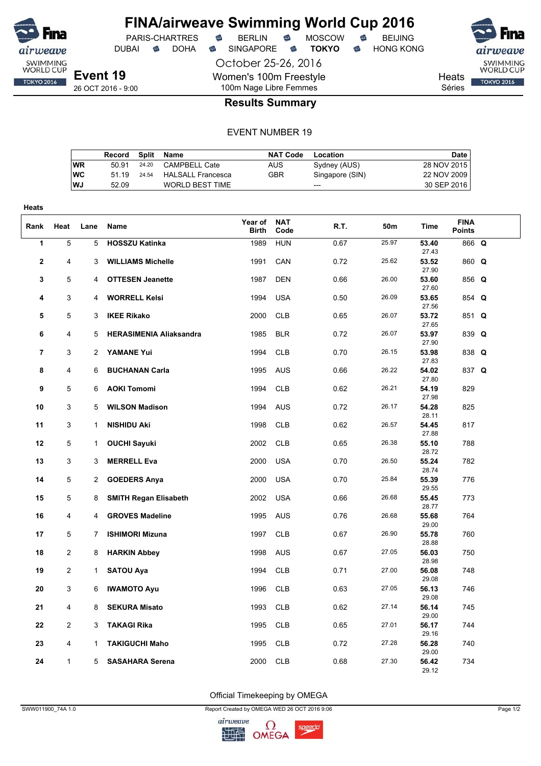# FINA/airweave Swimming World Cup 2016

PARIS-CHARTRES · BERLIN · MOSCOW · BEIJING
DUBAI · DOHA · SINGAPORE · **TOKYO** · HONG KONG

October 25-26, 2016

**Event 19**
26 OCT 2016 - 9:00

Women's 100m Freestyle
100m Nage Libre Femmes

Heats
Séries

## Results Summary

EVENT NUMBER 19

| | Record | Split | Name | NAT Code | Location | Date |
|---|---|---|---|---|---|---|
| WR | 50.91 | 24.20 | CAMPBELL Cate | AUS | Sydney (AUS) | 28 NOV 2015 |
| WC | 51.19 | 24.54 | HALSALL Francesca | GBR | Singapore (SIN) | 22 NOV 2009 |
| WJ | 52.09 | | WORLD BEST TIME | | --- | 30 SEP 2016 |

Heats

| Rank | Heat | Lane | Name | Year of Birth | NAT Code | R.T. | 50m | Time | FINA Points | |
|---|---|---|---|---|---|---|---|---|---|---|
| 1 | 5 | 5 | **HOSSZU Katinka** | 1989 | HUN | 0.67 | 25.97 | **53.40** 27.43 | 866 | **Q** |
| 2 | 4 | 3 | **WILLIAMS Michelle** | 1991 | CAN | 0.72 | 25.62 | **53.52** 27.90 | 860 | **Q** |
| 3 | 5 | 4 | **OTTESEN Jeanette** | 1987 | DEN | 0.66 | 26.00 | **53.60** 27.60 | 856 | **Q** |
| 4 | 3 | 4 | **WORRELL Kelsi** | 1994 | USA | 0.50 | 26.09 | **53.65** 27.56 | 854 | **Q** |
| 5 | 5 | 3 | **IKEE Rikako** | 2000 | CLB | 0.65 | 26.07 | **53.72** 27.65 | 851 | **Q** |
| 6 | 4 | 5 | **HERASIMENIA Aliaksandra** | 1985 | BLR | 0.72 | 26.07 | **53.97** 27.90 | 839 | **Q** |
| 7 | 3 | 2 | **YAMANE Yui** | 1994 | CLB | 0.70 | 26.15 | **53.98** 27.83 | 838 | **Q** |
| 8 | 4 | 6 | **BUCHANAN Carla** | 1995 | AUS | 0.66 | 26.22 | **54.02** 27.80 | 837 | **Q** |
| 9 | 5 | 6 | **AOKI Tomomi** | 1994 | CLB | 0.62 | 26.21 | **54.19** 27.98 | 829 | |
| 10 | 3 | 5 | **WILSON Madison** | 1994 | AUS | 0.72 | 26.17 | **54.28** 28.11 | 825 | |
| 11 | 3 | 1 | **NISHIDU Aki** | 1998 | CLB | 0.62 | 26.57 | **54.45** 27.88 | 817 | |
| 12 | 5 | 1 | **OUCHI Sayuki** | 2002 | CLB | 0.65 | 26.38 | **55.10** 28.72 | 788 | |
| 13 | 3 | 3 | **MERRELL Eva** | 2000 | USA | 0.70 | 26.50 | **55.24** 28.74 | 782 | |
| 14 | 5 | 2 | **GOEDERS Anya** | 2000 | USA | 0.70 | 25.84 | **55.39** 29.55 | 776 | |
| 15 | 5 | 8 | **SMITH Regan Elisabeth** | 2002 | USA | 0.66 | 26.68 | **55.45** 28.77 | 773 | |
| 16 | 4 | 4 | **GROVES Madeline** | 1995 | AUS | 0.76 | 26.68 | **55.68** 29.00 | 764 | |
| 17 | 5 | 7 | **ISHIMORI Mizuna** | 1997 | CLB | 0.67 | 26.90 | **55.78** 28.88 | 760 | |
| 18 | 2 | 8 | **HARKIN Abbey** | 1998 | AUS | 0.67 | 27.05 | **56.03** 28.98 | 750 | |
| 19 | 2 | 1 | **SATOU Aya** | 1994 | CLB | 0.71 | 27.00 | **56.08** 29.08 | 748 | |
| 20 | 3 | 6 | **IWAMOTO Ayu** | 1996 | CLB | 0.63 | 27.05 | **56.13** 29.08 | 746 | |
| 21 | 4 | 8 | **SEKURA Misato** | 1993 | CLB | 0.62 | 27.14 | **56.14** 29.00 | 745 | |
| 22 | 2 | 3 | **TAKAGI Rika** | 1995 | CLB | 0.65 | 27.01 | **56.17** 29.16 | 744 | |
| 23 | 4 | 1 | **TAKIGUCHI Maho** | 1995 | CLB | 0.72 | 27.28 | **56.28** 29.00 | 740 | |
| 24 | 1 | 5 | **SASAHARA Serena** | 2000 | CLB | 0.68 | 27.30 | **56.42** 29.12 | 734 | |

Official Timekeeping by OMEGA

SWW011900_74A 1.0 — Report Created by OMEGA WED 26 OCT 2016 9:06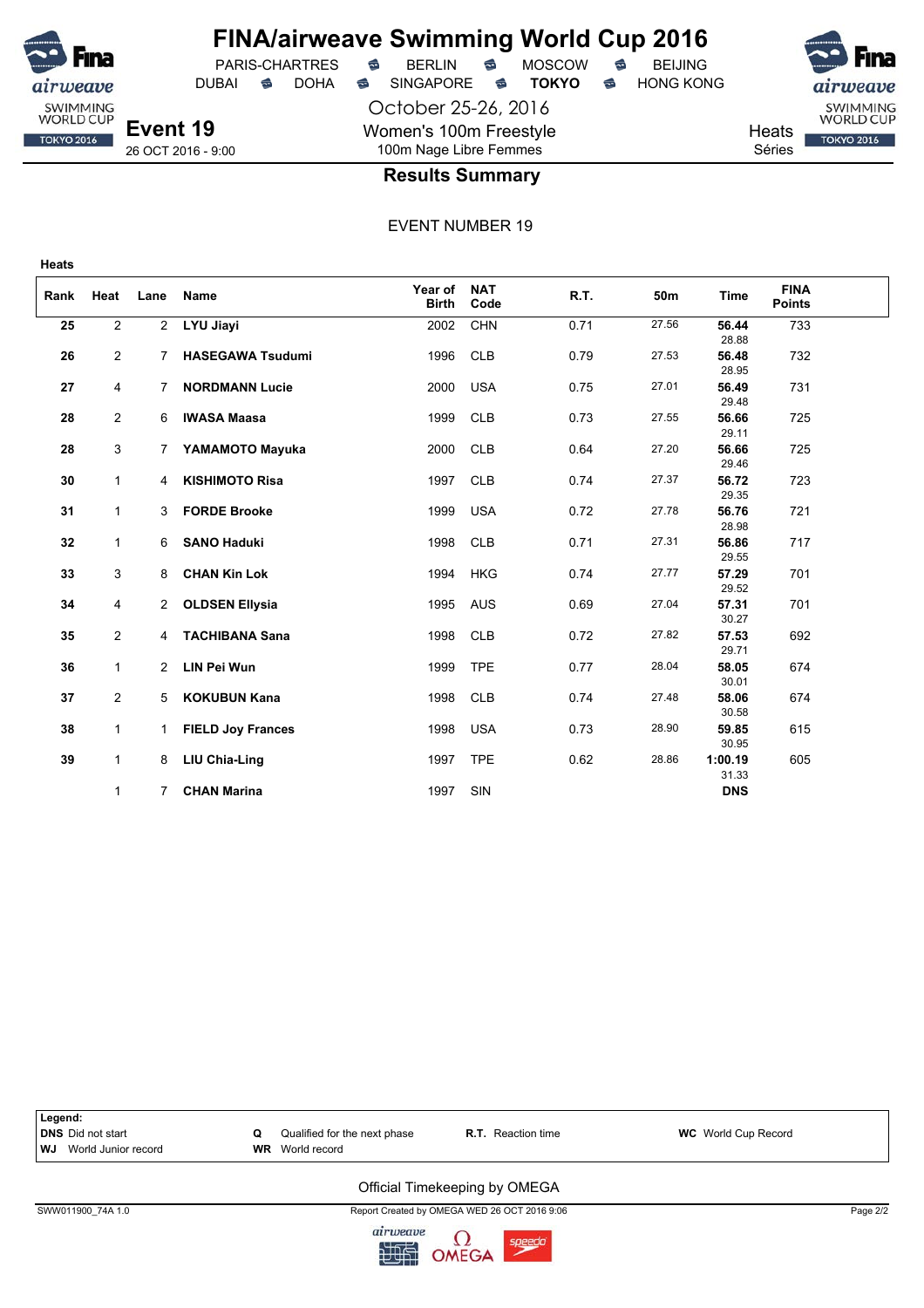# FINA/airweave Swimming World Cup 2016

PARIS-CHARTRES · BERLIN · MOSCOW · BEIJING
DUBAI · DOHA · SINGAPORE · **TOKYO** · HONG KONG

October 25-26, 2016

**Event 19**
26 OCT 2016 - 9:00

Women's 100m Freestyle
100m Nage Libre Femmes

Heats
Séries

## Results Summary

EVENT NUMBER 19

**Heats**

| Rank | Heat | Lane | Name | Year of Birth | NAT Code | R.T. | 50m | Time | FINA Points |
|---|---|---|---|---|---|---|---|---|---|
| **25** | 2 | 2 | **LYU Jiayi** | 2002 | CHN | 0.71 | 27.56 | **56.44** 28.88 | 733 |
| **26** | 2 | 7 | **HASEGAWA Tsudumi** | 1996 | CLB | 0.79 | 27.53 | **56.48** 28.95 | 732 |
| **27** | 4 | 7 | **NORDMANN Lucie** | 2000 | USA | 0.75 | 27.01 | **56.49** 29.48 | 731 |
| **28** | 2 | 6 | **IWASA Maasa** | 1999 | CLB | 0.73 | 27.55 | **56.66** 29.11 | 725 |
| **28** | 3 | 7 | **YAMAMOTO Mayuka** | 2000 | CLB | 0.64 | 27.20 | **56.66** 29.46 | 725 |
| **30** | 1 | 4 | **KISHIMOTO Risa** | 1997 | CLB | 0.74 | 27.37 | **56.72** 29.35 | 723 |
| **31** | 1 | 3 | **FORDE Brooke** | 1999 | USA | 0.72 | 27.78 | **56.76** 28.98 | 721 |
| **32** | 1 | 6 | **SANO Haduki** | 1998 | CLB | 0.71 | 27.31 | **56.86** 29.55 | 717 |
| **33** | 3 | 8 | **CHAN Kin Lok** | 1994 | HKG | 0.74 | 27.77 | **57.29** 29.52 | 701 |
| **34** | 4 | 2 | **OLDSEN Ellysia** | 1995 | AUS | 0.69 | 27.04 | **57.31** 30.27 | 701 |
| **35** | 2 | 4 | **TACHIBANA Sana** | 1998 | CLB | 0.72 | 27.82 | **57.53** 29.71 | 692 |
| **36** | 1 | 2 | **LIN Pei Wun** | 1999 | TPE | 0.77 | 28.04 | **58.05** 30.01 | 674 |
| **37** | 2 | 5 | **KOKUBUN Kana** | 1998 | CLB | 0.74 | 27.48 | **58.06** 30.58 | 674 |
| **38** | 1 | 1 | **FIELD Joy Frances** | 1998 | USA | 0.73 | 28.90 | **59.85** 30.95 | 615 |
| **39** | 1 | 8 | **LIU Chia-Ling** | 1997 | TPE | 0.62 | 28.86 | **1:00.19** 31.33 | 605 |
| | 1 | 7 | **CHAN Marina** | 1997 | SIN | | | **DNS** | |

**Legend:**

| | | | |
|---|---|---|---|
| **DNS** Did not start | **Q** Qualified for the next phase | **R.T.** Reaction time | **WC** World Cup Record |
| **WJ** World Junior record | **WR** World record | | |

Official Timekeeping by OMEGA

SWW011900_74A 1.0 — Report Created by OMEGA WED 26 OCT 2016 9:06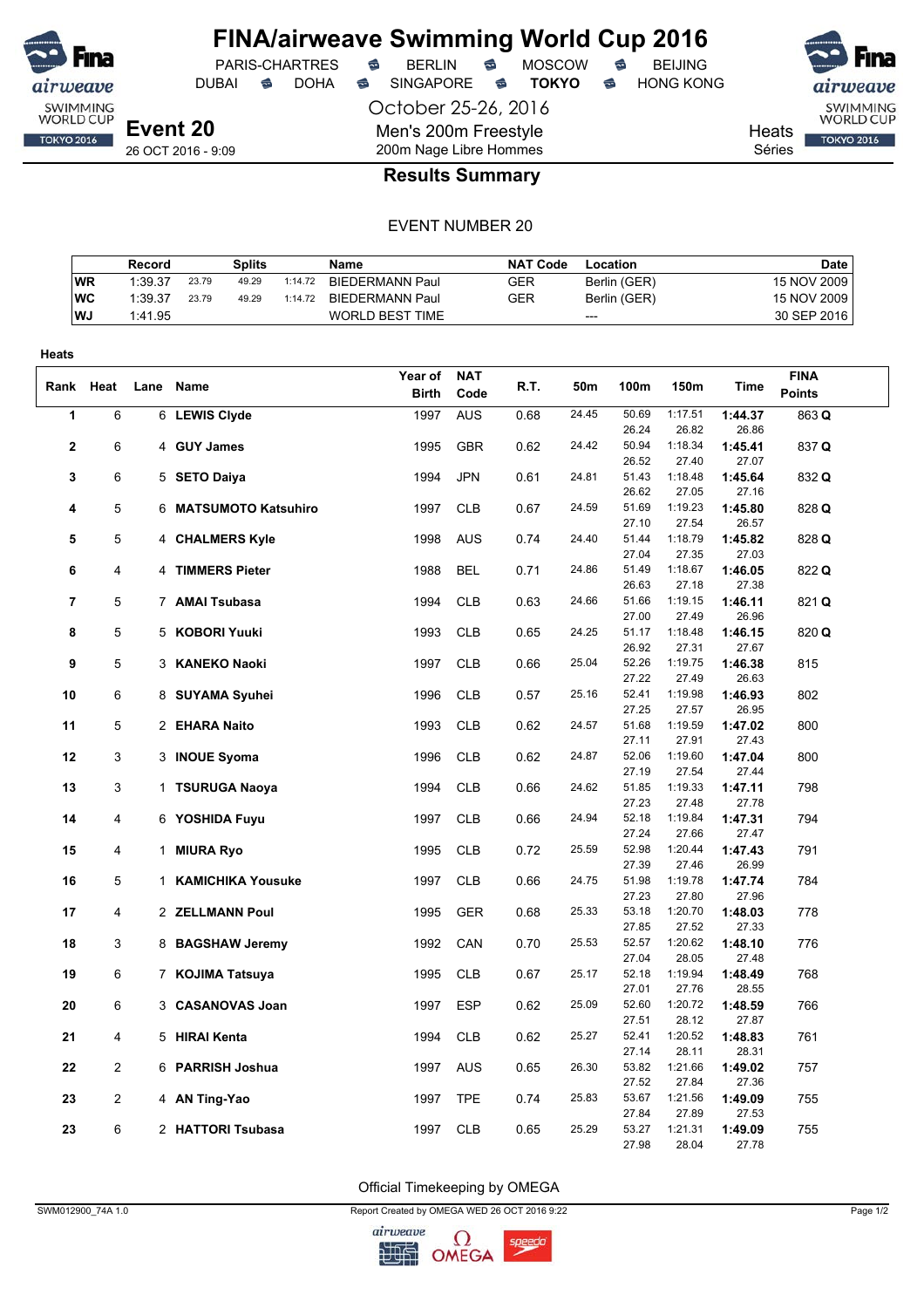# FINA/airweave Swimming World Cup 2016

PARIS-CHARTRES · BERLIN · MOSCOW · BEIJING
DUBAI · DOHA · SINGAPORE · **TOKYO** · HONG KONG

October 25-26, 2016

## Event 20

26 OCT 2016 - 9:09

Men's 200m Freestyle
200m Nage Libre Hommes

Heats
Séries

## Results Summary

EVENT NUMBER 20

| | Record | Splits | | | Name | NAT Code | Location | Date |
|---|---|---|---|---|---|---|---|---|
| WR | 1:39.37 | 23.79 | 49.29 | 1:14.72 | BIEDERMANN Paul | GER | Berlin (GER) | 15 NOV 2009 |
| WC | 1:39.37 | 23.79 | 49.29 | 1:14.72 | BIEDERMANN Paul | GER | Berlin (GER) | 15 NOV 2009 |
| WJ | 1:41.95 | | | | WORLD BEST TIME | | --- | 30 SEP 2016 |

**Heats**

| Rank | Heat | Lane | Name | Year of Birth | NAT Code | R.T. | 50m | 100m | 150m | Time | FINA Points |
|---|---|---|---|---|---|---|---|---|---|---|---|
| 1 | 6 | 6 | **LEWIS Clyde** | 1997 | AUS | 0.68 | 24.45 | 50.69 / 26.24 | 1:17.51 / 26.82 | **1:44.37** / 26.86 | 863 **Q** |
| 2 | 6 | 4 | **GUY James** | 1995 | GBR | 0.62 | 24.42 | 50.94 / 26.52 | 1:18.34 / 27.40 | **1:45.41** / 27.07 | 837 **Q** |
| 3 | 6 | 5 | **SETO Daiya** | 1994 | JPN | 0.61 | 24.81 | 51.43 / 26.62 | 1:18.48 / 27.05 | **1:45.64** / 27.16 | 832 **Q** |
| 4 | 5 | 6 | **MATSUMOTO Katsuhiro** | 1997 | CLB | 0.67 | 24.59 | 51.69 / 27.10 | 1:19.23 / 27.54 | **1:45.80** / 26.57 | 828 **Q** |
| 5 | 5 | 4 | **CHALMERS Kyle** | 1998 | AUS | 0.74 | 24.40 | 51.44 / 27.04 | 1:18.79 / 27.35 | **1:45.82** / 27.03 | 828 **Q** |
| 6 | 4 | 4 | **TIMMERS Pieter** | 1988 | BEL | 0.71 | 24.86 | 51.49 / 26.63 | 1:18.67 / 27.18 | **1:46.05** / 27.38 | 822 **Q** |
| 7 | 5 | 7 | **AMAI Tsubasa** | 1994 | CLB | 0.63 | 24.66 | 51.66 / 27.00 | 1:19.15 / 27.49 | **1:46.11** / 26.96 | 821 **Q** |
| 8 | 5 | 5 | **KOBORI Yuuki** | 1993 | CLB | 0.65 | 24.25 | 51.17 / 26.92 | 1:18.48 / 27.31 | **1:46.15** / 27.67 | 820 **Q** |
| 9 | 5 | 3 | **KANEKO Naoki** | 1997 | CLB | 0.66 | 25.04 | 52.26 / 27.22 | 1:19.75 / 27.49 | **1:46.38** / 26.63 | 815 |
| 10 | 6 | 8 | **SUYAMA Syuhei** | 1996 | CLB | 0.57 | 25.16 | 52.41 / 27.25 | 1:19.98 / 27.57 | **1:46.93** / 26.95 | 802 |
| 11 | 5 | 2 | **EHARA Naito** | 1993 | CLB | 0.62 | 24.57 | 51.68 / 27.11 | 1:19.59 / 27.91 | **1:47.02** / 27.43 | 800 |
| 12 | 3 | 3 | **INOUE Syoma** | 1996 | CLB | 0.62 | 24.87 | 52.06 / 27.19 | 1:19.60 / 27.54 | **1:47.04** / 27.44 | 800 |
| 13 | 3 | 1 | **TSURUGA Naoya** | 1994 | CLB | 0.66 | 24.62 | 51.85 / 27.23 | 1:19.33 / 27.48 | **1:47.11** / 27.78 | 798 |
| 14 | 4 | 6 | **YOSHIDA Fuyu** | 1997 | CLB | 0.66 | 24.94 | 52.18 / 27.24 | 1:19.84 / 27.66 | **1:47.31** / 27.47 | 794 |
| 15 | 4 | 1 | **MIURA Ryo** | 1995 | CLB | 0.72 | 25.59 | 52.98 / 27.39 | 1:20.44 / 27.46 | **1:47.43** / 26.99 | 791 |
| 16 | 5 | 1 | **KAMICHIKA Yousuke** | 1997 | CLB | 0.66 | 24.75 | 51.98 / 27.23 | 1:19.78 / 27.80 | **1:47.74** / 27.96 | 784 |
| 17 | 4 | 2 | **ZELLMANN Poul** | 1995 | GER | 0.68 | 25.33 | 53.18 / 27.85 | 1:20.70 / 27.52 | **1:48.03** / 27.33 | 778 |
| 18 | 3 | 8 | **BAGSHAW Jeremy** | 1992 | CAN | 0.70 | 25.53 | 52.57 / 27.04 | 1:20.62 / 28.05 | **1:48.10** / 27.48 | 776 |
| 19 | 6 | 7 | **KOJIMA Tatsuya** | 1995 | CLB | 0.67 | 25.17 | 52.18 / 27.01 | 1:19.94 / 27.76 | **1:48.49** / 28.55 | 768 |
| 20 | 6 | 3 | **CASANOVAS Joan** | 1997 | ESP | 0.62 | 25.09 | 52.60 / 27.51 | 1:20.72 / 28.12 | **1:48.59** / 27.87 | 766 |
| 21 | 4 | 5 | **HIRAI Kenta** | 1994 | CLB | 0.62 | 25.27 | 52.41 / 27.14 | 1:20.52 / 28.11 | **1:48.83** / 28.31 | 761 |
| 22 | 2 | 6 | **PARRISH Joshua** | 1997 | AUS | 0.65 | 26.30 | 53.82 / 27.52 | 1:21.66 / 27.84 | **1:49.02** / 27.36 | 757 |
| 23 | 2 | 4 | **AN Ting-Yao** | 1997 | TPE | 0.74 | 25.83 | 53.67 / 27.84 | 1:21.56 / 27.89 | **1:49.09** / 27.53 | 755 |
| 23 | 6 | 2 | **HATTORI Tsubasa** | 1997 | CLB | 0.65 | 25.29 | 53.27 / 27.98 | 1:21.31 / 28.04 | **1:49.09** / 27.78 | 755 |

Official Timekeeping by OMEGA

SWM012900_74A 1.0 — Report Created by OMEGA WED 26 OCT 2016 9:22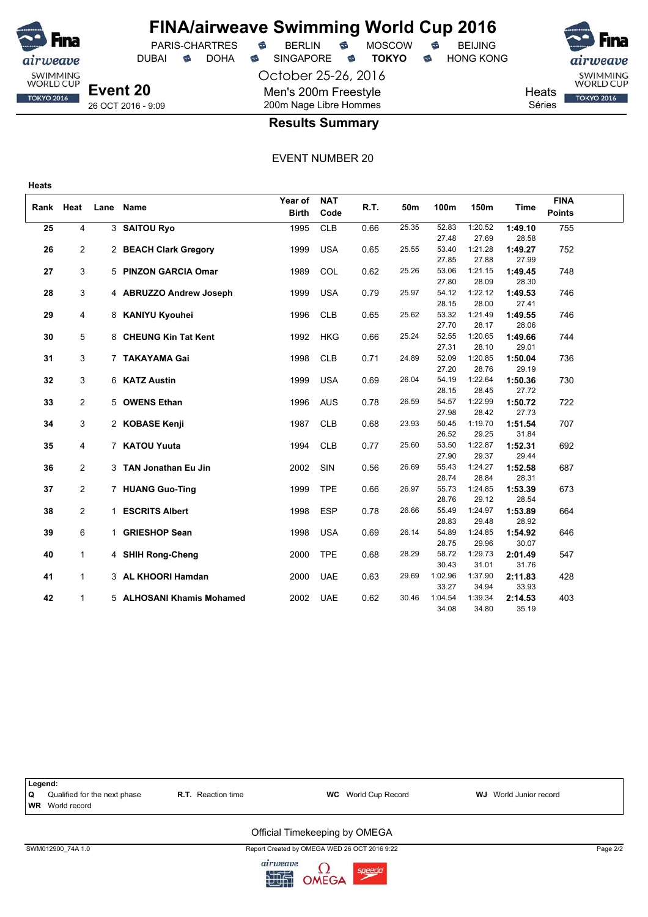# FINA/airweave Swimming World Cup 2016

PARIS-CHARTRES · BERLIN · MOSCOW · BEIJING
DUBAI · DOHA · SINGAPORE · **TOKYO** · HONG KONG

October 25-26, 2016

**Event 20**
26 OCT 2016 - 9:09

Men's 200m Freestyle
200m Nage Libre Hommes

Heats
Séries

## Results Summary

EVENT NUMBER 20

**Heats**

| Rank | Heat | Lane | Name | Year of Birth | NAT Code | R.T. | 50m | 100m | 150m | Time | FINA Points |
|---|---|---|---|---|---|---|---|---|---|---|---|
| **25** | 4 | 3 | **SAITOU Ryo** | 1995 | CLB | 0.66 | 25.35 | 52.83<br>27.48 | 1:20.52<br>27.69 | **1:49.10**<br>28.58 | 755 |
| **26** | 2 | 2 | **BEACH Clark Gregory** | 1999 | USA | 0.65 | 25.55 | 53.40<br>27.85 | 1:21.28<br>27.88 | **1:49.27**<br>27.99 | 752 |
| **27** | 3 | 5 | **PINZON GARCIA Omar** | 1989 | COL | 0.62 | 25.26 | 53.06<br>27.80 | 1:21.15<br>28.09 | **1:49.45**<br>28.30 | 748 |
| **28** | 3 | 4 | **ABRUZZO Andrew Joseph** | 1999 | USA | 0.79 | 25.97 | 54.12<br>28.15 | 1:22.12<br>28.00 | **1:49.53**<br>27.41 | 746 |
| **29** | 4 | 8 | **KANIYU Kyouhei** | 1996 | CLB | 0.65 | 25.62 | 53.32<br>27.70 | 1:21.49<br>28.17 | **1:49.55**<br>28.06 | 746 |
| **30** | 5 | 8 | **CHEUNG Kin Tat Kent** | 1992 | HKG | 0.66 | 25.24 | 52.55<br>27.31 | 1:20.65<br>28.10 | **1:49.66**<br>29.01 | 744 |
| **31** | 3 | 7 | **TAKAYAMA Gai** | 1998 | CLB | 0.71 | 24.89 | 52.09<br>27.20 | 1:20.85<br>28.76 | **1:50.04**<br>29.19 | 736 |
| **32** | 3 | 6 | **KATZ Austin** | 1999 | USA | 0.69 | 26.04 | 54.19<br>28.15 | 1:22.64<br>28.45 | **1:50.36**<br>27.72 | 730 |
| **33** | 2 | 5 | **OWENS Ethan** | 1996 | AUS | 0.78 | 26.59 | 54.57<br>27.98 | 1:22.99<br>28.42 | **1:50.72**<br>27.73 | 722 |
| **34** | 3 | 2 | **KOBASE Kenji** | 1987 | CLB | 0.68 | 23.93 | 50.45<br>26.52 | 1:19.70<br>29.25 | **1:51.54**<br>31.84 | 707 |
| **35** | 4 | 7 | **KATOU Yuuta** | 1994 | CLB | 0.77 | 25.60 | 53.50<br>27.90 | 1:22.87<br>29.37 | **1:52.31**<br>29.44 | 692 |
| **36** | 2 | 3 | **TAN Jonathan Eu Jin** | 2002 | SIN | 0.56 | 26.69 | 55.43<br>28.74 | 1:24.27<br>28.84 | **1:52.58**<br>28.31 | 687 |
| **37** | 2 | 7 | **HUANG Guo-Ting** | 1999 | TPE | 0.66 | 26.97 | 55.73<br>28.76 | 1:24.85<br>29.12 | **1:53.39**<br>28.54 | 673 |
| **38** | 2 | 1 | **ESCRITS Albert** | 1998 | ESP | 0.78 | 26.66 | 55.49<br>28.83 | 1:24.97<br>29.48 | **1:53.89**<br>28.92 | 664 |
| **39** | 6 | 1 | **GRIESHOP Sean** | 1998 | USA | 0.69 | 26.14 | 54.89<br>28.75 | 1:24.85<br>29.96 | **1:54.92**<br>30.07 | 646 |
| **40** | 1 | 4 | **SHIH Rong-Cheng** | 2000 | TPE | 0.68 | 28.29 | 58.72<br>30.43 | 1:29.73<br>31.01 | **2:01.49**<br>31.76 | 547 |
| **41** | 1 | 3 | **AL KHOORI Hamdan** | 2000 | UAE | 0.63 | 29.69 | 1:02.96<br>33.27 | 1:37.90<br>34.94 | **2:11.83**<br>33.93 | 428 |
| **42** | 1 | 5 | **ALHOSANI Khamis Mohamed** | 2002 | UAE | 0.62 | 30.46 | 1:04.54<br>34.08 | 1:39.34<br>34.80 | **2:14.53**<br>35.19 | 403 |

**Legend:**
**Q** Qualified for the next phase · **R.T.** Reaction time · **WC** World Cup Record · **WJ** World Junior record
**WR** World record

Official Timekeeping by OMEGA

SWM012900_74A 1.0 · Report Created by OMEGA WED 26 OCT 2016 9:22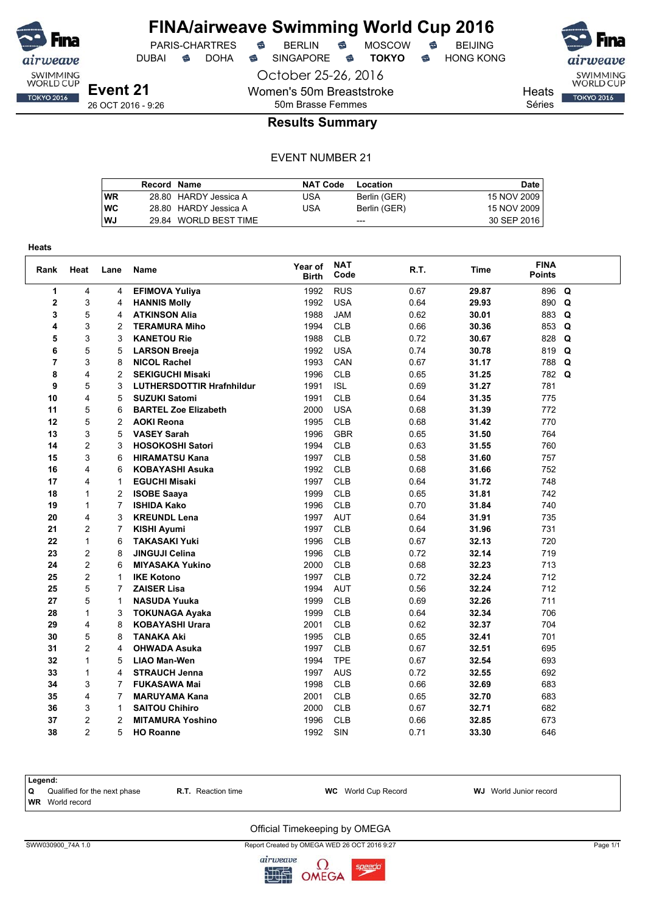# FINA/airweave Swimming World Cup 2016

PARIS-CHARTRES · BERLIN · MOSCOW · BEIJING
DUBAI · DOHA · SINGAPORE · **TOKYO** · HONG KONG

October 25-26, 2016

**Event 21**
26 OCT 2016 - 9:26

Women's 50m Breaststroke
50m Brasse Femmes

Heats
Séries

## Results Summary

EVENT NUMBER 21

| | Record | Name | NAT Code | Location | Date |
|---|---|---|---|---|---|
| WR | 28.80 | HARDY Jessica A | USA | Berlin (GER) | 15 NOV 2009 |
| WC | 28.80 | HARDY Jessica A | USA | Berlin (GER) | 15 NOV 2009 |
| WJ | 29.84 | WORLD BEST TIME | | --- | 30 SEP 2016 |

**Heats**

| Rank | Heat | Lane | Name | Year of Birth | NAT Code | R.T. | Time | FINA Points | |
|---|---|---|---|---|---|---|---|---|---|
| 1 | 4 | 4 | **EFIMOVA Yuliya** | 1992 | RUS | 0.67 | **29.87** | 896 | **Q** |
| 2 | 3 | 4 | **HANNIS Molly** | 1992 | USA | 0.64 | **29.93** | 890 | **Q** |
| 3 | 5 | 4 | **ATKINSON Alia** | 1988 | JAM | 0.62 | **30.01** | 883 | **Q** |
| 4 | 3 | 2 | **TERAMURA Miho** | 1994 | CLB | 0.66 | **30.36** | 853 | **Q** |
| 5 | 3 | 3 | **KANETOU Rie** | 1988 | CLB | 0.72 | **30.67** | 828 | **Q** |
| 6 | 5 | 5 | **LARSON Breeja** | 1992 | USA | 0.74 | **30.78** | 819 | **Q** |
| 7 | 3 | 8 | **NICOL Rachel** | 1993 | CAN | 0.67 | **31.17** | 788 | **Q** |
| 8 | 4 | 2 | **SEKIGUCHI Misaki** | 1996 | CLB | 0.65 | **31.25** | 782 | **Q** |
| 9 | 5 | 3 | **LUTHERSDOTTIR Hrafnhildur** | 1991 | ISL | 0.69 | **31.27** | 781 | |
| 10 | 4 | 5 | **SUZUKI Satomi** | 1991 | CLB | 0.64 | **31.35** | 775 | |
| 11 | 5 | 6 | **BARTEL Zoe Elizabeth** | 2000 | USA | 0.68 | **31.39** | 772 | |
| 12 | 5 | 2 | **AOKI Reona** | 1995 | CLB | 0.68 | **31.42** | 770 | |
| 13 | 3 | 5 | **VASEY Sarah** | 1996 | GBR | 0.65 | **31.50** | 764 | |
| 14 | 2 | 3 | **HOSOKOSHI Satori** | 1994 | CLB | 0.63 | **31.55** | 760 | |
| 15 | 3 | 6 | **HIRAMATSU Kana** | 1997 | CLB | 0.58 | **31.60** | 757 | |
| 16 | 4 | 6 | **KOBAYASHI Asuka** | 1992 | CLB | 0.68 | **31.66** | 752 | |
| 17 | 4 | 1 | **EGUCHI Misaki** | 1997 | CLB | 0.64 | **31.72** | 748 | |
| 18 | 1 | 2 | **ISOBE Saaya** | 1999 | CLB | 0.65 | **31.81** | 742 | |
| 19 | 1 | 7 | **ISHIDA Kako** | 1996 | CLB | 0.70 | **31.84** | 740 | |
| 20 | 4 | 3 | **KREUNDL Lena** | 1997 | AUT | 0.64 | **31.91** | 735 | |
| 21 | 2 | 7 | **KISHI Ayumi** | 1997 | CLB | 0.64 | **31.96** | 731 | |
| 22 | 1 | 6 | **TAKASAKI Yuki** | 1996 | CLB | 0.67 | **32.13** | 720 | |
| 23 | 2 | 8 | **JINGUJI Celina** | 1996 | CLB | 0.72 | **32.14** | 719 | |
| 24 | 2 | 6 | **MIYASAKA Yukino** | 2000 | CLB | 0.68 | **32.23** | 713 | |
| 25 | 2 | 1 | **IKE Kotono** | 1997 | CLB | 0.72 | **32.24** | 712 | |
| 25 | 5 | 7 | **ZAISER Lisa** | 1994 | AUT | 0.56 | **32.24** | 712 | |
| 27 | 5 | 1 | **NASUDA Yuuka** | 1999 | CLB | 0.69 | **32.26** | 711 | |
| 28 | 1 | 3 | **TOKUNAGA Ayaka** | 1999 | CLB | 0.64 | **32.34** | 706 | |
| 29 | 4 | 8 | **KOBAYASHI Urara** | 2001 | CLB | 0.62 | **32.37** | 704 | |
| 30 | 5 | 8 | **TANAKA Aki** | 1995 | CLB | 0.65 | **32.41** | 701 | |
| 31 | 2 | 4 | **OHWADA Asuka** | 1997 | CLB | 0.67 | **32.51** | 695 | |
| 32 | 1 | 5 | **LIAO Man-Wen** | 1994 | TPE | 0.67 | **32.54** | 693 | |
| 33 | 1 | 4 | **STRAUCH Jenna** | 1997 | AUS | 0.72 | **32.55** | 692 | |
| 34 | 3 | 7 | **FUKASAWA Mai** | 1998 | CLB | 0.66 | **32.69** | 683 | |
| 35 | 4 | 7 | **MARUYAMA Kana** | 2001 | CLB | 0.65 | **32.70** | 683 | |
| 36 | 3 | 1 | **SAITOU Chihiro** | 2000 | CLB | 0.67 | **32.71** | 682 | |
| 37 | 2 | 2 | **MITAMURA Yoshino** | 1996 | CLB | 0.66 | **32.85** | 673 | |
| 38 | 2 | 5 | **HO Roanne** | 1992 | SIN | 0.71 | **33.30** | 646 | |

**Legend:**
**Q** Qualified for the next phase · **R.T.** Reaction time · **WC** World Cup Record · **WJ** World Junior record
**WR** World record

Official Timekeeping by OMEGA

SWW030900_74A 1.0 · Report Created by OMEGA WED 26 OCT 2016 9:27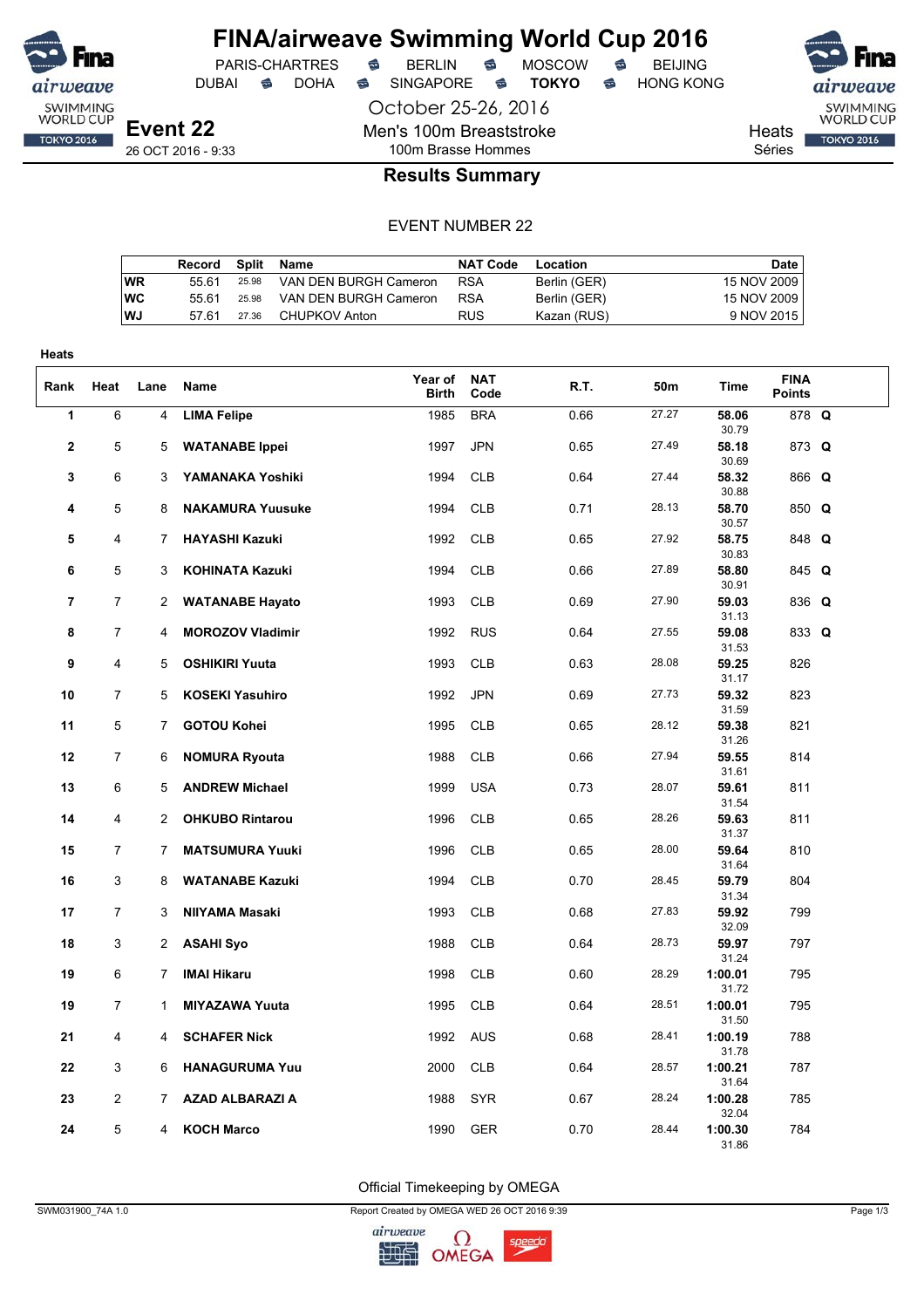# FINA/airweave Swimming World Cup 2016

PARIS-CHARTRES · BERLIN · MOSCOW · BEIJING
DUBAI · DOHA · SINGAPORE · **TOKYO** · HONG KONG

October 25-26, 2016

**Event 22**
26 OCT 2016 - 9:33

Men's 100m Breaststroke
100m Brasse Hommes

Heats
Séries

## Results Summary

EVENT NUMBER 22

| | Record | Split | Name | NAT Code | Location | Date |
|---|---|---|---|---|---|---|
| WR | 55.61 | 25.98 | VAN DEN BURGH Cameron | RSA | Berlin (GER) | 15 NOV 2009 |
| WC | 55.61 | 25.98 | VAN DEN BURGH Cameron | RSA | Berlin (GER) | 15 NOV 2009 |
| WJ | 57.61 | 27.36 | CHUPKOV Anton | RUS | Kazan (RUS) | 9 NOV 2015 |

**Heats**

| Rank | Heat | Lane | Name | Year of Birth | NAT Code | R.T. | 50m | Time | FINA Points | |
|---|---|---|---|---|---|---|---|---|---|---|
| 1 | 6 | 4 | **LIMA Felipe** | 1985 | BRA | 0.66 | 27.27 | **58.06** (30.79) | 878 | **Q** |
| 2 | 5 | 5 | **WATANABE Ippei** | 1997 | JPN | 0.65 | 27.49 | **58.18** (30.69) | 873 | **Q** |
| 3 | 6 | 3 | **YAMANAKA Yoshiki** | 1994 | CLB | 0.64 | 27.44 | **58.32** (30.88) | 866 | **Q** |
| 4 | 5 | 8 | **NAKAMURA Yuusuke** | 1994 | CLB | 0.71 | 28.13 | **58.70** (30.57) | 850 | **Q** |
| 5 | 4 | 7 | **HAYASHI Kazuki** | 1992 | CLB | 0.65 | 27.92 | **58.75** (30.83) | 848 | **Q** |
| 6 | 5 | 3 | **KOHINATA Kazuki** | 1994 | CLB | 0.66 | 27.89 | **58.80** (30.91) | 845 | **Q** |
| 7 | 7 | 2 | **WATANABE Hayato** | 1993 | CLB | 0.69 | 27.90 | **59.03** (31.13) | 836 | **Q** |
| 8 | 7 | 4 | **MOROZOV Vladimir** | 1992 | RUS | 0.64 | 27.55 | **59.08** (31.53) | 833 | **Q** |
| 9 | 4 | 5 | **OSHIKIRI Yuuta** | 1993 | CLB | 0.63 | 28.08 | **59.25** (31.17) | 826 | |
| 10 | 7 | 5 | **KOSEKI Yasuhiro** | 1992 | JPN | 0.69 | 27.73 | **59.32** (31.59) | 823 | |
| 11 | 5 | 7 | **GOTOU Kohei** | 1995 | CLB | 0.65 | 28.12 | **59.38** (31.26) | 821 | |
| 12 | 7 | 6 | **NOMURA Ryouta** | 1988 | CLB | 0.66 | 27.94 | **59.55** (31.61) | 814 | |
| 13 | 6 | 5 | **ANDREW Michael** | 1999 | USA | 0.73 | 28.07 | **59.61** (31.54) | 811 | |
| 14 | 4 | 2 | **OHKUBO Rintarou** | 1996 | CLB | 0.65 | 28.26 | **59.63** (31.37) | 811 | |
| 15 | 7 | 7 | **MATSUMURA Yuuki** | 1996 | CLB | 0.65 | 28.00 | **59.64** (31.64) | 810 | |
| 16 | 3 | 8 | **WATANABE Kazuki** | 1994 | CLB | 0.70 | 28.45 | **59.79** (31.34) | 804 | |
| 17 | 7 | 3 | **NIIYAMA Masaki** | 1993 | CLB | 0.68 | 27.83 | **59.92** (32.09) | 799 | |
| 18 | 3 | 2 | **ASAHI Syo** | 1988 | CLB | 0.64 | 28.73 | **59.97** (31.24) | 797 | |
| 19 | 6 | 7 | **IMAI Hikaru** | 1998 | CLB | 0.60 | 28.29 | **1:00.01** (31.72) | 795 | |
| 19 | 7 | 1 | **MIYAZAWA Yuuta** | 1995 | CLB | 0.64 | 28.51 | **1:00.01** (31.50) | 795 | |
| 21 | 4 | 4 | **SCHAFER Nick** | 1992 | AUS | 0.68 | 28.41 | **1:00.19** (31.78) | 788 | |
| 22 | 3 | 6 | **HANAGURUMA Yuu** | 2000 | CLB | 0.64 | 28.57 | **1:00.21** (31.64) | 787 | |
| 23 | 2 | 7 | **AZAD ALBARAZI A** | 1988 | SYR | 0.67 | 28.24 | **1:00.28** (32.04) | 785 | |
| 24 | 5 | 4 | **KOCH Marco** | 1990 | GER | 0.70 | 28.44 | **1:00.30** (31.86) | 784 | |

Official Timekeeping by OMEGA

SWM031900_74A 1.0 — Report Created by OMEGA WED 26 OCT 2016 9:39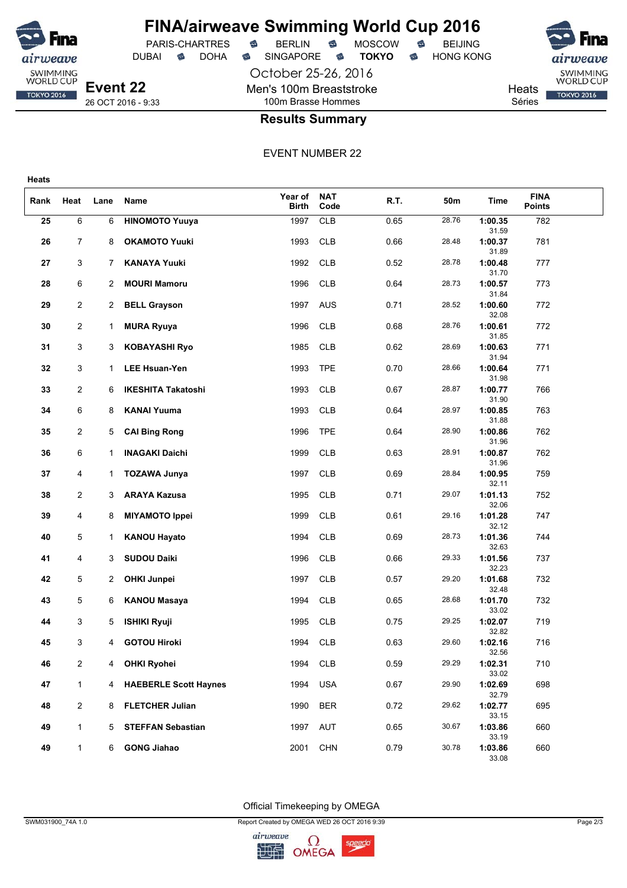# FINA/airweave Swimming World Cup 2016

PARIS-CHARTRES · BERLIN · MOSCOW · BEIJING
DUBAI · DOHA · SINGAPORE · **TOKYO** · HONG KONG

October 25-26, 2016

**Event 22**
26 OCT 2016 - 9:33

Men's 100m Breaststroke
100m Brasse Hommes

Heats
Séries

## Results Summary

EVENT NUMBER 22

**Heats**

| Rank | Heat | Lane | Name | Year of Birth | NAT Code | R.T. | 50m | Time | FINA Points |
|---|---|---|---|---|---|---|---|---|---|
| **25** | 6 | 6 | **HINOMOTO Yuuya** | 1997 | CLB | 0.65 | 28.76 | **1:00.35** 31.59 | 782 |
| **26** | 7 | 8 | **OKAMOTO Yuuki** | 1993 | CLB | 0.66 | 28.48 | **1:00.37** 31.89 | 781 |
| **27** | 3 | 7 | **KANAYA Yuuki** | 1992 | CLB | 0.52 | 28.78 | **1:00.48** 31.70 | 777 |
| **28** | 6 | 2 | **MOURI Mamoru** | 1996 | CLB | 0.64 | 28.73 | **1:00.57** 31.84 | 773 |
| **29** | 2 | 2 | **BELL Grayson** | 1997 | AUS | 0.71 | 28.52 | **1:00.60** 32.08 | 772 |
| **30** | 2 | 1 | **MURA Ryuya** | 1996 | CLB | 0.68 | 28.76 | **1:00.61** 31.85 | 772 |
| **31** | 3 | 3 | **KOBAYASHI Ryo** | 1985 | CLB | 0.62 | 28.69 | **1:00.63** 31.94 | 771 |
| **32** | 3 | 1 | **LEE Hsuan-Yen** | 1993 | TPE | 0.70 | 28.66 | **1:00.64** 31.98 | 771 |
| **33** | 2 | 6 | **IKESHITA Takatoshi** | 1993 | CLB | 0.67 | 28.87 | **1:00.77** 31.90 | 766 |
| **34** | 6 | 8 | **KANAI Yuuma** | 1993 | CLB | 0.64 | 28.97 | **1:00.85** 31.88 | 763 |
| **35** | 2 | 5 | **CAI Bing Rong** | 1996 | TPE | 0.64 | 28.90 | **1:00.86** 31.96 | 762 |
| **36** | 6 | 1 | **INAGAKI Daichi** | 1999 | CLB | 0.63 | 28.91 | **1:00.87** 31.96 | 762 |
| **37** | 4 | 1 | **TOZAWA Junya** | 1997 | CLB | 0.69 | 28.84 | **1:00.95** 32.11 | 759 |
| **38** | 2 | 3 | **ARAYA Kazusa** | 1995 | CLB | 0.71 | 29.07 | **1:01.13** 32.06 | 752 |
| **39** | 4 | 8 | **MIYAMOTO Ippei** | 1999 | CLB | 0.61 | 29.16 | **1:01.28** 32.12 | 747 |
| **40** | 5 | 1 | **KANOU Hayato** | 1994 | CLB | 0.69 | 28.73 | **1:01.36** 32.63 | 744 |
| **41** | 4 | 3 | **SUDOU Daiki** | 1996 | CLB | 0.66 | 29.33 | **1:01.56** 32.23 | 737 |
| **42** | 5 | 2 | **OHKI Junpei** | 1997 | CLB | 0.57 | 29.20 | **1:01.68** 32.48 | 732 |
| **43** | 5 | 6 | **KANOU Masaya** | 1994 | CLB | 0.65 | 28.68 | **1:01.70** 33.02 | 732 |
| **44** | 3 | 5 | **ISHIKI Ryuji** | 1995 | CLB | 0.75 | 29.25 | **1:02.07** 32.82 | 719 |
| **45** | 3 | 4 | **GOTOU Hiroki** | 1994 | CLB | 0.63 | 29.60 | **1:02.16** 32.56 | 716 |
| **46** | 2 | 4 | **OHKI Ryohei** | 1994 | CLB | 0.59 | 29.29 | **1:02.31** 33.02 | 710 |
| **47** | 1 | 4 | **HAEBERLE Scott Haynes** | 1994 | USA | 0.67 | 29.90 | **1:02.69** 32.79 | 698 |
| **48** | 2 | 8 | **FLETCHER Julian** | 1990 | BER | 0.72 | 29.62 | **1:02.77** 33.15 | 695 |
| **49** | 1 | 5 | **STEFFAN Sebastian** | 1997 | AUT | 0.65 | 30.67 | **1:03.86** 33.19 | 660 |
| **49** | 1 | 6 | **GONG Jiahao** | 2001 | CHN | 0.79 | 30.78 | **1:03.86** 33.08 | 660 |

Official Timekeeping by OMEGA

SWM031900_74A 1.0 — Report Created by OMEGA WED 26 OCT 2016 9:39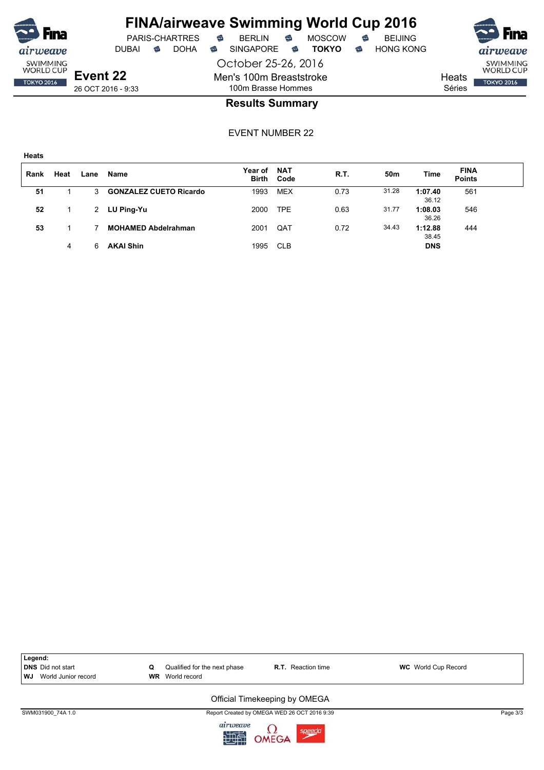# FINA/airweave Swimming World Cup 2016

PARIS-CHARTRES · BERLIN · MOSCOW · BEIJING
DUBAI · DOHA · SINGAPORE · **TOKYO** · HONG KONG

October 25-26, 2016

**Event 22**
26 OCT 2016 - 9:33

Men's 100m Breaststroke
100m Brasse Hommes

Heats
Séries

## Results Summary

EVENT NUMBER 22

**Heats**

| Rank | Heat | Lane | Name | Year of Birth | NAT Code | R.T. | 50m | Time | FINA Points |
|---|---|---|---|---|---|---|---|---|---|
| **51** | 1 | 3 | **GONZALEZ CUETO Ricardo** | 1993 | MEX | 0.73 | 31.28 | **1:07.40** 36.12 | 561 |
| **52** | 1 | 2 | **LU Ping-Yu** | 2000 | TPE | 0.63 | 31.77 | **1:08.03** 36.26 | 546 |
| **53** | 1 | 7 | **MOHAMED Abdelrahman** | 2001 | QAT | 0.72 | 34.43 | **1:12.88** 38.45 | 444 |
| | 4 | 6 | **AKAI Shin** | 1995 | CLB | | | **DNS** | |

**Legend:**

| | | | |
|---|---|---|---|
| **DNS** Did not start | **Q** Qualified for the next phase | **R.T.** Reaction time | **WC** World Cup Record |
| **WJ** World Junior record | **WR** World record | | |

Official Timekeeping by OMEGA

SWM031900_74A 1.0 — Report Created by OMEGA WED 26 OCT 2016 9:39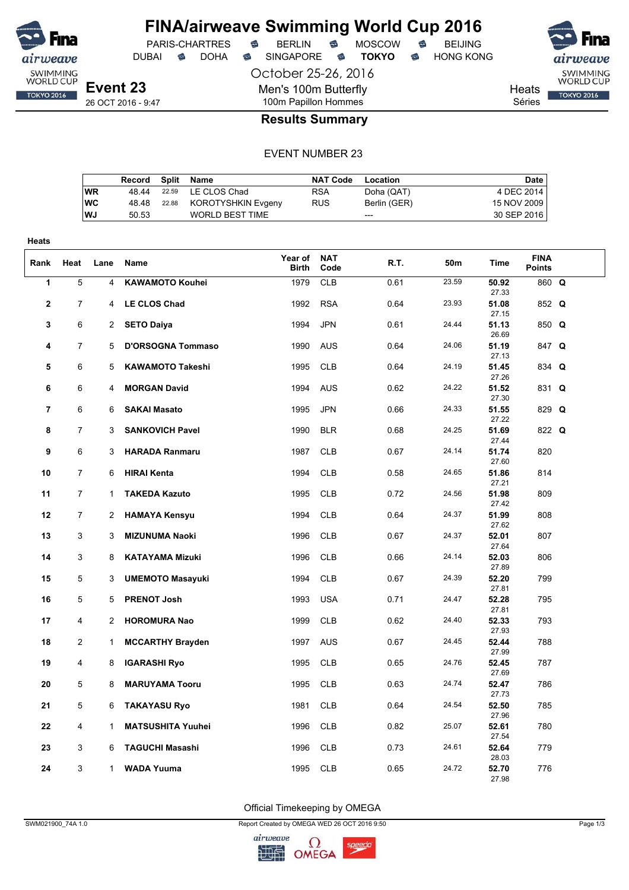# FINA/airweave Swimming World Cup 2016

PARIS-CHARTRES · BERLIN · MOSCOW · BEIJING
DUBAI · DOHA · SINGAPORE · **TOKYO** · HONG KONG

October 25-26, 2016

## Event 23

26 OCT 2016 - 9:47

Men's 100m Butterfly
100m Papillon Hommes

Heats
Séries

### Results Summary

EVENT NUMBER 23

| | Record | Split | Name | NAT Code | Location | Date |
|---|---|---|---|---|---|---|
| WR | 48.44 | 22.59 | LE CLOS Chad | RSA | Doha (QAT) | 4 DEC 2014 |
| WC | 48.48 | 22.88 | KOROTYSHKIN Evgeny | RUS | Berlin (GER) | 15 NOV 2009 |
| WJ | 50.53 | | WORLD BEST TIME | | --- | 30 SEP 2016 |

Heats

| Rank | Heat | Lane | Name | Year of Birth | NAT Code | R.T. | 50m | Time | FINA Points | |
|---|---|---|---|---|---|---|---|---|---|---|
| 1 | 5 | 4 | KAWAMOTO Kouhei | 1979 | CLB | 0.61 | 23.59 | 50.92 (27.33) | 860 | Q |
| 2 | 7 | 4 | LE CLOS Chad | 1992 | RSA | 0.64 | 23.93 | 51.08 (27.15) | 852 | Q |
| 3 | 6 | 2 | SETO Daiya | 1994 | JPN | 0.61 | 24.44 | 51.13 (26.69) | 850 | Q |
| 4 | 7 | 5 | D'ORSOGNA Tommaso | 1990 | AUS | 0.64 | 24.06 | 51.19 (27.13) | 847 | Q |
| 5 | 6 | 5 | KAWAMOTO Takeshi | 1995 | CLB | 0.64 | 24.19 | 51.45 (27.26) | 834 | Q |
| 6 | 6 | 4 | MORGAN David | 1994 | AUS | 0.62 | 24.22 | 51.52 (27.30) | 831 | Q |
| 7 | 6 | 6 | SAKAI Masato | 1995 | JPN | 0.66 | 24.33 | 51.55 (27.22) | 829 | Q |
| 8 | 7 | 3 | SANKOVICH Pavel | 1990 | BLR | 0.68 | 24.25 | 51.69 (27.44) | 822 | Q |
| 9 | 6 | 3 | HARADA Ranmaru | 1987 | CLB | 0.67 | 24.14 | 51.74 (27.60) | 820 | |
| 10 | 7 | 6 | HIRAI Kenta | 1994 | CLB | 0.58 | 24.65 | 51.86 (27.21) | 814 | |
| 11 | 7 | 1 | TAKEDA Kazuto | 1995 | CLB | 0.72 | 24.56 | 51.98 (27.42) | 809 | |
| 12 | 7 | 2 | HAMAYA Kensyu | 1994 | CLB | 0.64 | 24.37 | 51.99 (27.62) | 808 | |
| 13 | 3 | 3 | MIZUNUMA Naoki | 1996 | CLB | 0.67 | 24.37 | 52.01 (27.64) | 807 | |
| 14 | 3 | 8 | KATAYAMA Mizuki | 1996 | CLB | 0.66 | 24.14 | 52.03 (27.89) | 806 | |
| 15 | 5 | 3 | UMEMOTO Masayuki | 1994 | CLB | 0.67 | 24.39 | 52.20 (27.81) | 799 | |
| 16 | 5 | 5 | PRENOT Josh | 1993 | USA | 0.71 | 24.47 | 52.28 (27.81) | 795 | |
| 17 | 4 | 2 | HOROMURA Nao | 1999 | CLB | 0.62 | 24.40 | 52.33 (27.93) | 793 | |
| 18 | 2 | 1 | MCCARTHY Brayden | 1997 | AUS | 0.67 | 24.45 | 52.44 (27.99) | 788 | |
| 19 | 4 | 8 | IGARASHI Ryo | 1995 | CLB | 0.65 | 24.76 | 52.45 (27.69) | 787 | |
| 20 | 5 | 8 | MARUYAMA Tooru | 1995 | CLB | 0.63 | 24.74 | 52.47 (27.73) | 786 | |
| 21 | 5 | 6 | TAKAYASU Ryo | 1981 | CLB | 0.64 | 24.54 | 52.50 (27.96) | 785 | |
| 22 | 4 | 1 | MATSUSHITA Yuuhei | 1996 | CLB | 0.82 | 25.07 | 52.61 (27.54) | 780 | |
| 23 | 3 | 6 | TAGUCHI Masashi | 1996 | CLB | 0.73 | 24.61 | 52.64 (28.03) | 779 | |
| 24 | 3 | 1 | WADA Yuuma | 1995 | CLB | 0.65 | 24.72 | 52.70 (27.98) | 776 | |

Official Timekeeping by OMEGA

SWM021900_74A 1.0 — Report Created by OMEGA WED 26 OCT 2016 9:50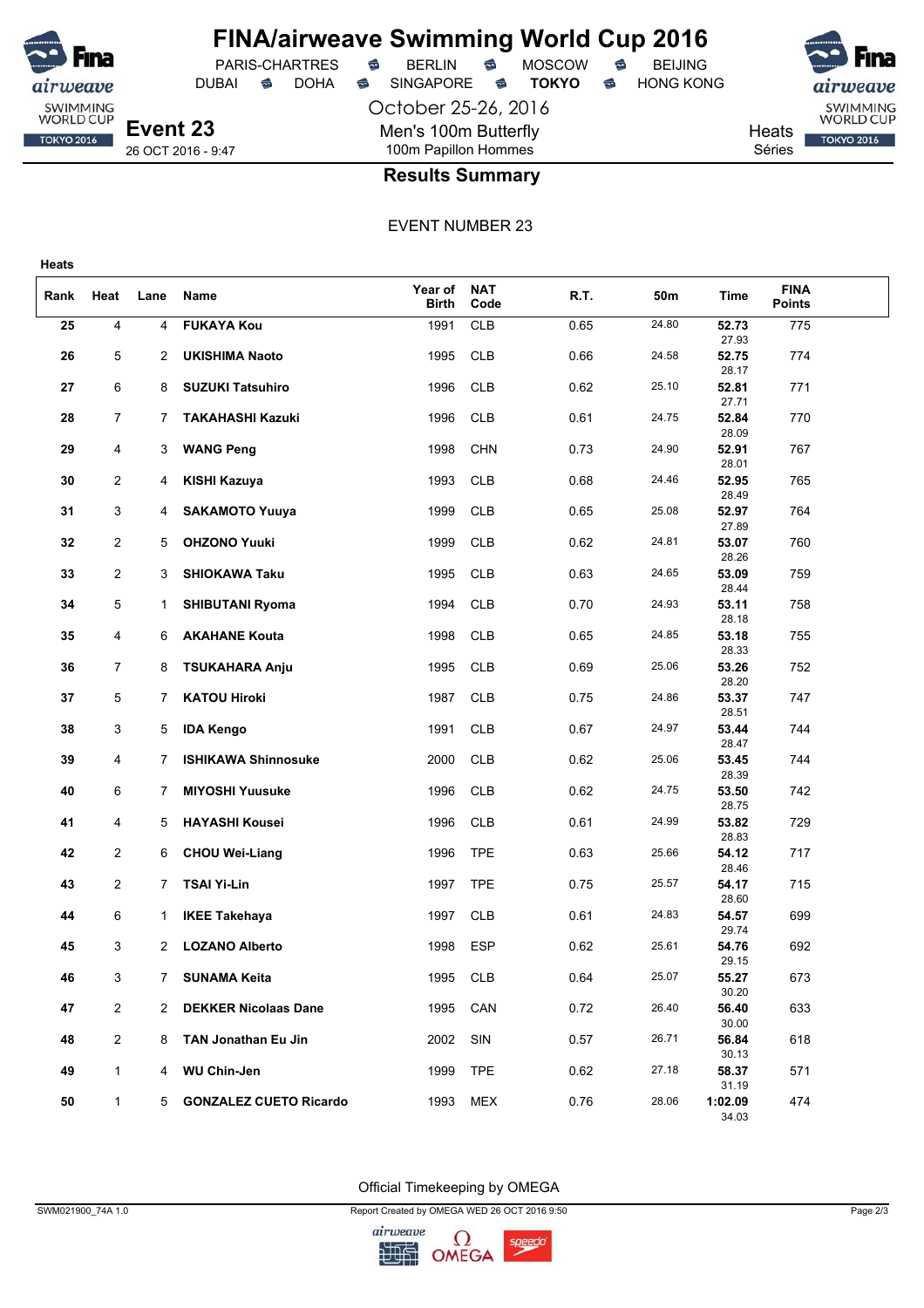# FINA/airweave Swimming World Cup 2016

PARIS-CHARTRES · BERLIN · MOSCOW · BEIJING
DUBAI · DOHA · SINGAPORE · **TOKYO** · HONG KONG

October 25-26, 2016

## Event 23

26 OCT 2016 - 9:47

Men's 100m Butterfly
100m Papillon Hommes

Heats
Séries

### Results Summary

EVENT NUMBER 23

**Heats**

| Rank | Heat | Lane | Name | Year of Birth | NAT Code | R.T. | 50m | Time | FINA Points |
|---|---|---|---|---|---|---|---|---|---|
| 25 | 4 | 4 | FUKAYA Kou | 1991 | CLB | 0.65 | 24.80 | 52.73<br>27.93 | 775 |
| 26 | 5 | 2 | UKISHIMA Naoto | 1995 | CLB | 0.66 | 24.58 | 52.75<br>28.17 | 774 |
| 27 | 6 | 8 | SUZUKI Tatsuhiro | 1996 | CLB | 0.62 | 25.10 | 52.81<br>27.71 | 771 |
| 28 | 7 | 7 | TAKAHASHI Kazuki | 1996 | CLB | 0.61 | 24.75 | 52.84<br>28.09 | 770 |
| 29 | 4 | 3 | WANG Peng | 1998 | CHN | 0.73 | 24.90 | 52.91<br>28.01 | 767 |
| 30 | 2 | 4 | KISHI Kazuya | 1993 | CLB | 0.68 | 24.46 | 52.95<br>28.49 | 765 |
| 31 | 3 | 4 | SAKAMOTO Yuuya | 1999 | CLB | 0.65 | 25.08 | 52.97<br>27.89 | 764 |
| 32 | 2 | 5 | OHZONO Yuuki | 1999 | CLB | 0.62 | 24.81 | 53.07<br>28.26 | 760 |
| 33 | 2 | 3 | SHIOKAWA Taku | 1995 | CLB | 0.63 | 24.65 | 53.09<br>28.44 | 759 |
| 34 | 5 | 1 | SHIBUTANI Ryoma | 1994 | CLB | 0.70 | 24.93 | 53.11<br>28.18 | 758 |
| 35 | 4 | 6 | AKAHANE Kouta | 1998 | CLB | 0.65 | 24.85 | 53.18<br>28.33 | 755 |
| 36 | 7 | 8 | TSUKAHARA Anju | 1995 | CLB | 0.69 | 25.06 | 53.26<br>28.20 | 752 |
| 37 | 5 | 7 | KATOU Hiroki | 1987 | CLB | 0.75 | 24.86 | 53.37<br>28.51 | 747 |
| 38 | 3 | 5 | IDA Kengo | 1991 | CLB | 0.67 | 24.97 | 53.44<br>28.47 | 744 |
| 39 | 4 | 7 | ISHIKAWA Shinnosuke | 2000 | CLB | 0.62 | 25.06 | 53.45<br>28.39 | 744 |
| 40 | 6 | 7 | MIYOSHI Yuusuke | 1996 | CLB | 0.62 | 24.75 | 53.50<br>28.75 | 742 |
| 41 | 4 | 5 | HAYASHI Kousei | 1996 | CLB | 0.61 | 24.99 | 53.82<br>28.83 | 729 |
| 42 | 2 | 6 | CHOU Wei-Liang | 1996 | TPE | 0.63 | 25.66 | 54.12<br>28.46 | 717 |
| 43 | 2 | 7 | TSAI Yi-Lin | 1997 | TPE | 0.75 | 25.57 | 54.17<br>28.60 | 715 |
| 44 | 6 | 1 | IKEE Takehaya | 1997 | CLB | 0.61 | 24.83 | 54.57<br>29.74 | 699 |
| 45 | 3 | 2 | LOZANO Alberto | 1998 | ESP | 0.62 | 25.61 | 54.76<br>29.15 | 692 |
| 46 | 3 | 7 | SUNAMA Keita | 1995 | CLB | 0.64 | 25.07 | 55.27<br>30.20 | 673 |
| 47 | 2 | 2 | DEKKER Nicolaas Dane | 1995 | CAN | 0.72 | 26.40 | 56.40<br>30.00 | 633 |
| 48 | 2 | 8 | TAN Jonathan Eu Jin | 2002 | SIN | 0.57 | 26.71 | 56.84<br>30.13 | 618 |
| 49 | 1 | 4 | WU Chin-Jen | 1999 | TPE | 0.62 | 27.18 | 58.37<br>31.19 | 571 |
| 50 | 1 | 5 | GONZALEZ CUETO Ricardo | 1993 | MEX | 0.76 | 28.06 | 1:02.09<br>34.03 | 474 |

Official Timekeeping by OMEGA

SWM021900_74A 1.0 · Report Created by OMEGA WED 26 OCT 2016 9:50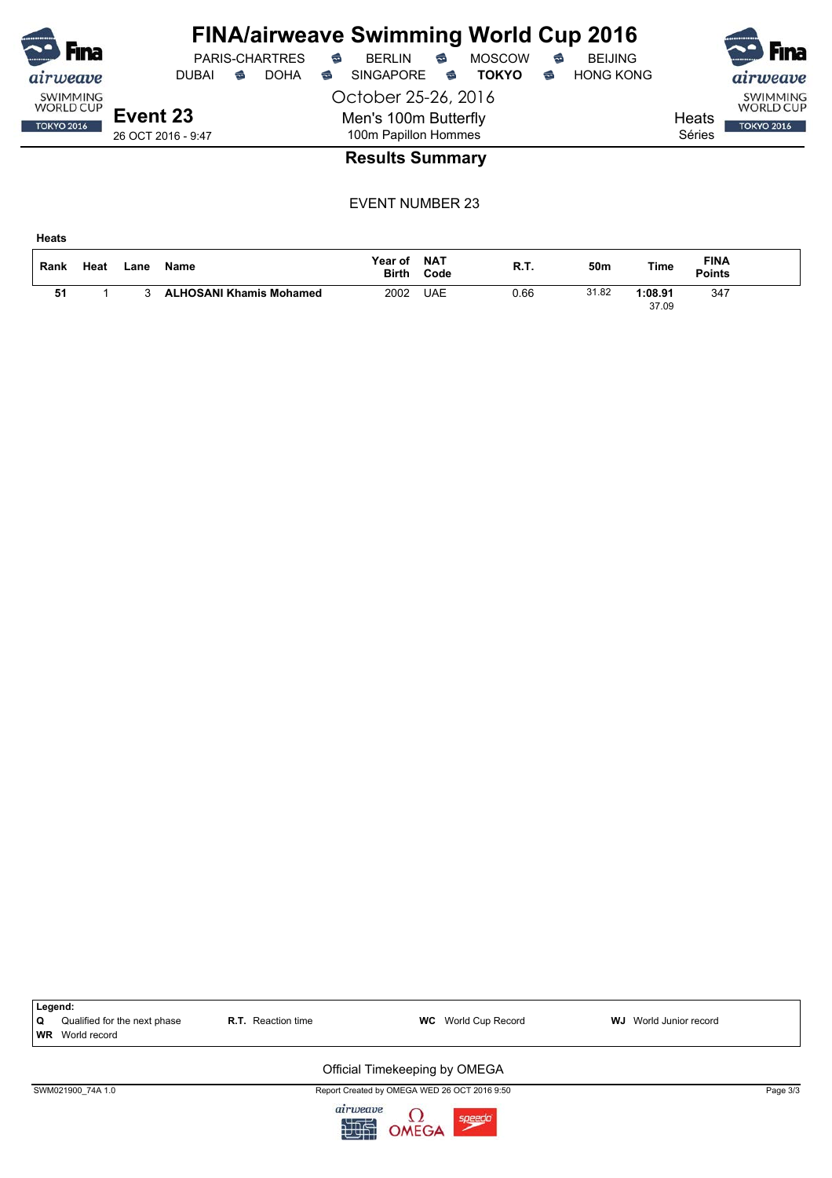# FINA/airweave Swimming World Cup 2016

PARIS-CHARTRES • BERLIN • MOSCOW • BEIJING
DUBAI • DOHA • SINGAPORE • **TOKYO** • HONG KONG

October 25-26, 2016

**Event 23**
26 OCT 2016 - 9:47

Men's 100m Butterfly
100m Papillon Hommes

Heats
Séries

## Results Summary

EVENT NUMBER 23

**Heats**

| Rank | Heat | Lane | Name | Year of Birth | NAT Code | R.T. | 50m | Time | FINA Points |
|---|---|---|---|---|---|---|---|---|---|
| 51 | 1 | 3 | **ALHOSANI Khamis Mohamed** | 2002 | UAE | 0.66 | 31.82 | **1:08.91** | 347 |
| | | | | | | | | 37.09 | |

**Legend:**
**Q** Qualified for the next phase
**R.T.** Reaction time
**WC** World Cup Record
**WJ** World Junior record
**WR** World record

Official Timekeeping by OMEGA

SWM021900_74A 1.0 — Report Created by OMEGA WED 26 OCT 2016 9:50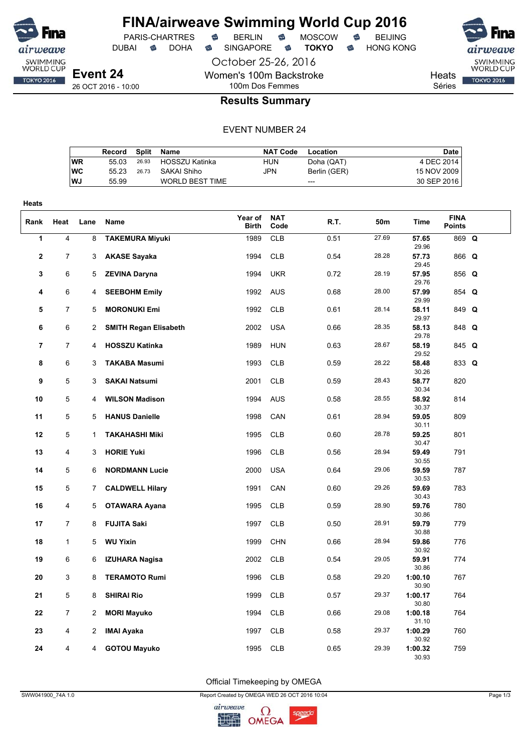# FINA/airweave Swimming World Cup 2016

PARIS-CHARTRES · BERLIN · MOSCOW · BEIJING
DUBAI · DOHA · SINGAPORE · **TOKYO** · HONG KONG

October 25-26, 2016

**Event 24**
26 OCT 2016 - 10:00

Women's 100m Backstroke
100m Dos Femmes

Heats
Séries

## Results Summary

EVENT NUMBER 24

| | Record | Split | Name | NAT Code | Location | Date |
|---|---|---|---|---|---|---|
| WR | 55.03 | 26.93 | HOSSZU Katinka | HUN | Doha (QAT) | 4 DEC 2014 |
| WC | 55.23 | 26.73 | SAKAI Shiho | JPN | Berlin (GER) | 15 NOV 2009 |
| WJ | 55.99 | | WORLD BEST TIME | | --- | 30 SEP 2016 |

**Heats**

| Rank | Heat | Lane | Name | Year of Birth | NAT Code | R.T. | 50m | Time | FINA Points | |
|---|---|---|---|---|---|---|---|---|---|---|
| 1 | 4 | 8 | **TAKEMURA Miyuki** | 1989 | CLB | 0.51 | 27.69 | **57.65** 29.96 | 869 | **Q** |
| 2 | 7 | 3 | **AKASE Sayaka** | 1994 | CLB | 0.54 | 28.28 | **57.73** 29.45 | 866 | **Q** |
| 3 | 6 | 5 | **ZEVINA Daryna** | 1994 | UKR | 0.72 | 28.19 | **57.95** 29.76 | 856 | **Q** |
| 4 | 6 | 4 | **SEEBOHM Emily** | 1992 | AUS | 0.68 | 28.00 | **57.99** 29.99 | 854 | **Q** |
| 5 | 7 | 5 | **MORONUKI Emi** | 1992 | CLB | 0.61 | 28.14 | **58.11** 29.97 | 849 | **Q** |
| 6 | 6 | 2 | **SMITH Regan Elisabeth** | 2002 | USA | 0.66 | 28.35 | **58.13** 29.78 | 848 | **Q** |
| 7 | 7 | 4 | **HOSSZU Katinka** | 1989 | HUN | 0.63 | 28.67 | **58.19** 29.52 | 845 | **Q** |
| 8 | 6 | 3 | **TAKABA Masumi** | 1993 | CLB | 0.59 | 28.22 | **58.48** 30.26 | 833 | **Q** |
| 9 | 5 | 3 | **SAKAI Natsumi** | 2001 | CLB | 0.59 | 28.43 | **58.77** 30.34 | 820 | |
| 10 | 5 | 4 | **WILSON Madison** | 1994 | AUS | 0.58 | 28.55 | **58.92** 30.37 | 814 | |
| 11 | 5 | 5 | **HANUS Danielle** | 1998 | CAN | 0.61 | 28.94 | **59.05** 30.11 | 809 | |
| 12 | 5 | 1 | **TAKAHASHI Miki** | 1995 | CLB | 0.60 | 28.78 | **59.25** 30.47 | 801 | |
| 13 | 4 | 3 | **HORIE Yuki** | 1996 | CLB | 0.56 | 28.94 | **59.49** 30.55 | 791 | |
| 14 | 5 | 6 | **NORDMANN Lucie** | 2000 | USA | 0.64 | 29.06 | **59.59** 30.53 | 787 | |
| 15 | 5 | 7 | **CALDWELL Hilary** | 1991 | CAN | 0.60 | 29.26 | **59.69** 30.43 | 783 | |
| 16 | 4 | 5 | **OTAWARA Ayana** | 1995 | CLB | 0.59 | 28.90 | **59.76** 30.86 | 780 | |
| 17 | 7 | 8 | **FUJITA Saki** | 1997 | CLB | 0.50 | 28.91 | **59.79** 30.88 | 779 | |
| 18 | 1 | 5 | **WU Yixin** | 1999 | CHN | 0.66 | 28.94 | **59.86** 30.92 | 776 | |
| 19 | 6 | 6 | **IZUHARA Nagisa** | 2002 | CLB | 0.54 | 29.05 | **59.91** 30.86 | 774 | |
| 20 | 3 | 8 | **TERAMOTO Rumi** | 1996 | CLB | 0.58 | 29.20 | **1:00.10** 30.90 | 767 | |
| 21 | 5 | 8 | **SHIRAI Rio** | 1999 | CLB | 0.57 | 29.37 | **1:00.17** 30.80 | 764 | |
| 22 | 7 | 2 | **MORI Mayuko** | 1994 | CLB | 0.66 | 29.08 | **1:00.18** 31.10 | 764 | |
| 23 | 4 | 2 | **IMAI Ayaka** | 1997 | CLB | 0.58 | 29.37 | **1:00.29** 30.92 | 760 | |
| 24 | 4 | 4 | **GOTOU Mayuko** | 1995 | CLB | 0.65 | 29.39 | **1:00.32** 30.93 | 759 | |

Official Timekeeping by OMEGA

SWW041900_74A 1.0 · Report Created by OMEGA WED 26 OCT 2016 10:04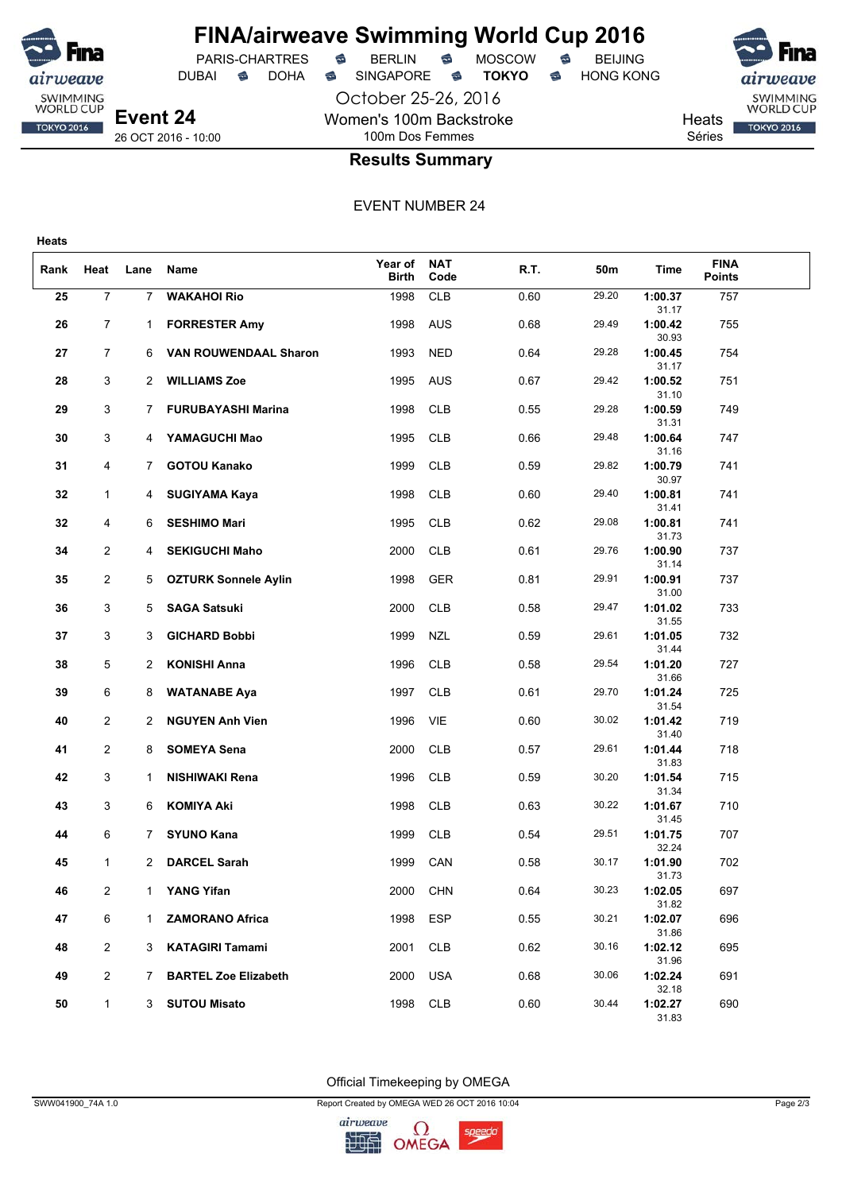# FINA/airweave Swimming World Cup 2016

PARIS-CHARTRES · BERLIN · MOSCOW · BEIJING
DUBAI · DOHA · SINGAPORE · **TOKYO** · HONG KONG

October 25-26, 2016

**Event 24**
26 OCT 2016 - 10:00

Women's 100m Backstroke
100m Dos Femmes

Heats
Séries

## Results Summary

EVENT NUMBER 24

**Heats**

| Rank | Heat | Lane | Name | Year of Birth | NAT Code | R.T. | 50m | Time | FINA Points |
|---|---|---|---|---|---|---|---|---|---|
| 25 | 7 | 7 | WAKAHOI Rio | 1998 | CLB | 0.60 | 29.20 | 1:00.37 (31.17) | 757 |
| 26 | 7 | 1 | FORRESTER Amy | 1998 | AUS | 0.68 | 29.49 | 1:00.42 (30.93) | 755 |
| 27 | 7 | 6 | VAN ROUWENDAAL Sharon | 1993 | NED | 0.64 | 29.28 | 1:00.45 (31.17) | 754 |
| 28 | 3 | 2 | WILLIAMS Zoe | 1995 | AUS | 0.67 | 29.42 | 1:00.52 (31.10) | 751 |
| 29 | 3 | 7 | FURUBAYASHI Marina | 1998 | CLB | 0.55 | 29.28 | 1:00.59 (31.31) | 749 |
| 30 | 3 | 4 | YAMAGUCHI Mao | 1995 | CLB | 0.66 | 29.48 | 1:00.64 (31.16) | 747 |
| 31 | 4 | 7 | GOTOU Kanako | 1999 | CLB | 0.59 | 29.82 | 1:00.79 (30.97) | 741 |
| 32 | 1 | 4 | SUGIYAMA Kaya | 1998 | CLB | 0.60 | 29.40 | 1:00.81 (31.41) | 741 |
| 32 | 4 | 6 | SESHIMO Mari | 1995 | CLB | 0.62 | 29.08 | 1:00.81 (31.73) | 741 |
| 34 | 2 | 4 | SEKIGUCHI Maho | 2000 | CLB | 0.61 | 29.76 | 1:00.90 (31.14) | 737 |
| 35 | 2 | 5 | OZTURK Sonnele Aylin | 1998 | GER | 0.81 | 29.91 | 1:00.91 (31.00) | 737 |
| 36 | 3 | 5 | SAGA Satsuki | 2000 | CLB | 0.58 | 29.47 | 1:01.02 (31.55) | 733 |
| 37 | 3 | 3 | GICHARD Bobbi | 1999 | NZL | 0.59 | 29.61 | 1:01.05 (31.44) | 732 |
| 38 | 5 | 2 | KONISHI Anna | 1996 | CLB | 0.58 | 29.54 | 1:01.20 (31.66) | 727 |
| 39 | 6 | 8 | WATANABE Aya | 1997 | CLB | 0.61 | 29.70 | 1:01.24 (31.54) | 725 |
| 40 | 2 | 2 | NGUYEN Anh Vien | 1996 | VIE | 0.60 | 30.02 | 1:01.42 (31.40) | 719 |
| 41 | 2 | 8 | SOMEYA Sena | 2000 | CLB | 0.57 | 29.61 | 1:01.44 (31.83) | 718 |
| 42 | 3 | 1 | NISHIWAKI Rena | 1996 | CLB | 0.59 | 30.20 | 1:01.54 (31.34) | 715 |
| 43 | 3 | 6 | KOMIYA Aki | 1998 | CLB | 0.63 | 30.22 | 1:01.67 (31.45) | 710 |
| 44 | 6 | 7 | SYUNO Kana | 1999 | CLB | 0.54 | 29.51 | 1:01.75 (32.24) | 707 |
| 45 | 1 | 2 | DARCEL Sarah | 1999 | CAN | 0.58 | 30.17 | 1:01.90 (31.73) | 702 |
| 46 | 2 | 1 | YANG Yifan | 2000 | CHN | 0.64 | 30.23 | 1:02.05 (31.82) | 697 |
| 47 | 6 | 1 | ZAMORANO Africa | 1998 | ESP | 0.55 | 30.21 | 1:02.07 (31.86) | 696 |
| 48 | 2 | 3 | KATAGIRI Tamami | 2001 | CLB | 0.62 | 30.16 | 1:02.12 (31.96) | 695 |
| 49 | 2 | 7 | BARTEL Zoe Elizabeth | 2000 | USA | 0.68 | 30.06 | 1:02.24 (32.18) | 691 |
| 50 | 1 | 3 | SUTOU Misato | 1998 | CLB | 0.60 | 30.44 | 1:02.27 (31.83) | 690 |

Official Timekeeping by OMEGA

SWW041900_74A 1.0 — Report Created by OMEGA WED 26 OCT 2016 10:04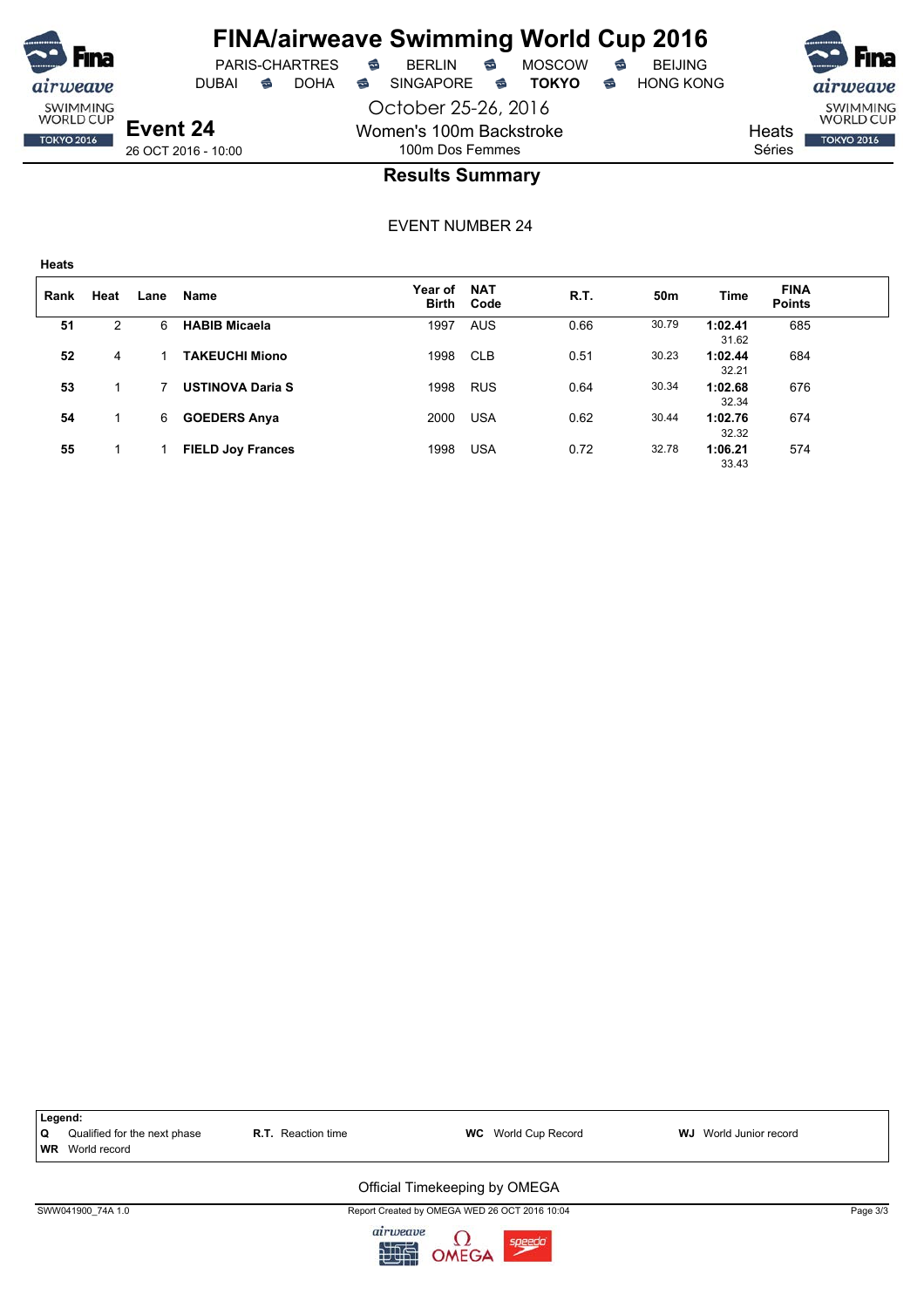# FINA/airweave Swimming World Cup 2016

PARIS-CHARTRES · BERLIN · MOSCOW · BEIJING
DUBAI · DOHA · SINGAPORE · **TOKYO** · HONG KONG

October 25-26, 2016

**Event 24**
26 OCT 2016 - 10:00

Women's 100m Backstroke
100m Dos Femmes

Heats
Séries

## Results Summary

EVENT NUMBER 24

**Heats**

| Rank | Heat | Lane | Name | Year of Birth | NAT Code | R.T. | 50m | Time | FINA Points |
|---|---|---|---|---|---|---|---|---|---|
| **51** | 2 | 6 | **HABIB Micaela** | 1997 | AUS | 0.66 | 30.79 | **1:02.41** 31.62 | 685 |
| **52** | 4 | 1 | **TAKEUCHI Miono** | 1998 | CLB | 0.51 | 30.23 | **1:02.44** 32.21 | 684 |
| **53** | 1 | 7 | **USTINOVA Daria S** | 1998 | RUS | 0.64 | 30.34 | **1:02.68** 32.34 | 676 |
| **54** | 1 | 6 | **GOEDERS Anya** | 2000 | USA | 0.62 | 30.44 | **1:02.76** 32.32 | 674 |
| **55** | 1 | 1 | **FIELD Joy Frances** | 1998 | USA | 0.72 | 32.78 | **1:06.21** 33.43 | 574 |

**Legend:**
**Q** Qualified for the next phase · **R.T.** Reaction time · **WC** World Cup Record · **WJ** World Junior record
**WR** World record

Official Timekeeping by OMEGA

SWW041900_74A 1.0 · Report Created by OMEGA WED 26 OCT 2016 10:04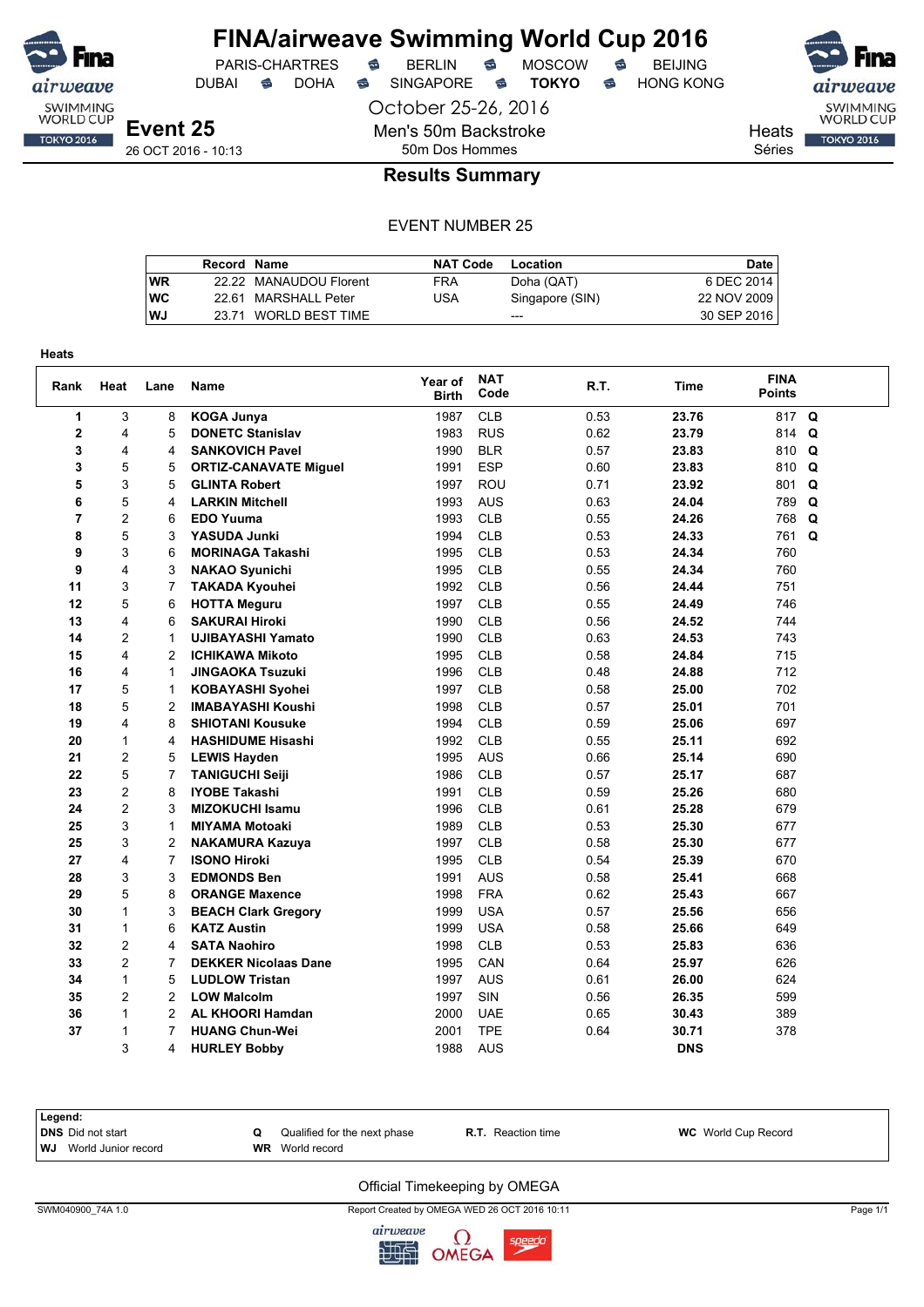# FINA/airweave Swimming World Cup 2016

PARIS-CHARTRES · BERLIN · MOSCOW · BEIJING
DUBAI · DOHA · SINGAPORE · **TOKYO** · HONG KONG

October 25-26, 2016

**Event 25**
26 OCT 2016 - 10:13

Men's 50m Backstroke
50m Dos Hommes

Heats
Séries

## Results Summary

EVENT NUMBER 25

| | Record | Name | NAT Code | Location | Date |
|---|---|---|---|---|---|
| WR | 22.22 | MANAUDOU Florent | FRA | Doha (QAT) | 6 DEC 2014 |
| WC | 22.61 | MARSHALL Peter | USA | Singapore (SIN) | 22 NOV 2009 |
| WJ | 23.71 | WORLD BEST TIME | | --- | 30 SEP 2016 |

**Heats**

| Rank | Heat | Lane | Name | Year of Birth | NAT Code | R.T. | Time | FINA Points | |
|---|---|---|---|---|---|---|---|---|---|
| 1 | 3 | 8 | **KOGA Junya** | 1987 | CLB | 0.53 | **23.76** | 817 | **Q** |
| 2 | 4 | 5 | **DONETC Stanislav** | 1983 | RUS | 0.62 | **23.79** | 814 | **Q** |
| 3 | 4 | 4 | **SANKOVICH Pavel** | 1990 | BLR | 0.57 | **23.83** | 810 | **Q** |
| 3 | 5 | 5 | **ORTIZ-CANAVATE Miguel** | 1991 | ESP | 0.60 | **23.83** | 810 | **Q** |
| 5 | 3 | 5 | **GLINTA Robert** | 1997 | ROU | 0.71 | **23.92** | 801 | **Q** |
| 6 | 5 | 4 | **LARKIN Mitchell** | 1993 | AUS | 0.63 | **24.04** | 789 | **Q** |
| 7 | 2 | 6 | **EDO Yuuma** | 1993 | CLB | 0.55 | **24.26** | 768 | **Q** |
| 8 | 5 | 3 | **YASUDA Junki** | 1994 | CLB | 0.53 | **24.33** | 761 | **Q** |
| 9 | 3 | 6 | **MORINAGA Takashi** | 1995 | CLB | 0.53 | **24.34** | 760 | |
| 9 | 4 | 3 | **NAKAO Syunichi** | 1995 | CLB | 0.55 | **24.34** | 760 | |
| 11 | 3 | 7 | **TAKADA Kyouhei** | 1992 | CLB | 0.56 | **24.44** | 751 | |
| 12 | 5 | 6 | **HOTTA Meguru** | 1997 | CLB | 0.55 | **24.49** | 746 | |
| 13 | 4 | 6 | **SAKURAI Hiroki** | 1990 | CLB | 0.56 | **24.52** | 744 | |
| 14 | 2 | 1 | **UJIBAYASHI Yamato** | 1990 | CLB | 0.63 | **24.53** | 743 | |
| 15 | 4 | 2 | **ICHIKAWA Mikoto** | 1995 | CLB | 0.58 | **24.84** | 715 | |
| 16 | 4 | 1 | **JINGAOKA Tsuzuki** | 1996 | CLB | 0.48 | **24.88** | 712 | |
| 17 | 5 | 1 | **KOBAYASHI Syohei** | 1997 | CLB | 0.58 | **25.00** | 702 | |
| 18 | 5 | 2 | **IMABAYASHI Koushi** | 1998 | CLB | 0.57 | **25.01** | 701 | |
| 19 | 4 | 8 | **SHIOTANI Kousuke** | 1994 | CLB | 0.59 | **25.06** | 697 | |
| 20 | 1 | 4 | **HASHIDUME Hisashi** | 1992 | CLB | 0.55 | **25.11** | 692 | |
| 21 | 2 | 5 | **LEWIS Hayden** | 1995 | AUS | 0.66 | **25.14** | 690 | |
| 22 | 5 | 7 | **TANIGUCHI Seiji** | 1986 | CLB | 0.57 | **25.17** | 687 | |
| 23 | 2 | 8 | **IYOBE Takashi** | 1991 | CLB | 0.59 | **25.26** | 680 | |
| 24 | 2 | 3 | **MIZOKUCHI Isamu** | 1996 | CLB | 0.61 | **25.28** | 679 | |
| 25 | 3 | 1 | **MIYAMA Motoaki** | 1989 | CLB | 0.53 | **25.30** | 677 | |
| 25 | 3 | 2 | **NAKAMURA Kazuya** | 1997 | CLB | 0.58 | **25.30** | 677 | |
| 27 | 4 | 7 | **ISONO Hiroki** | 1995 | CLB | 0.54 | **25.39** | 670 | |
| 28 | 3 | 3 | **EDMONDS Ben** | 1991 | AUS | 0.58 | **25.41** | 668 | |
| 29 | 5 | 8 | **ORANGE Maxence** | 1998 | FRA | 0.62 | **25.43** | 667 | |
| 30 | 1 | 3 | **BEACH Clark Gregory** | 1999 | USA | 0.57 | **25.56** | 656 | |
| 31 | 1 | 6 | **KATZ Austin** | 1999 | USA | 0.58 | **25.66** | 649 | |
| 32 | 2 | 4 | **SATA Naohiro** | 1998 | CLB | 0.53 | **25.83** | 636 | |
| 33 | 2 | 7 | **DEKKER Nicolaas Dane** | 1995 | CAN | 0.64 | **25.97** | 626 | |
| 34 | 1 | 5 | **LUDLOW Tristan** | 1997 | AUS | 0.61 | **26.00** | 624 | |
| 35 | 2 | 2 | **LOW Malcolm** | 1997 | SIN | 0.56 | **26.35** | 599 | |
| 36 | 1 | 2 | **AL KHOORI Hamdan** | 2000 | UAE | 0.65 | **30.43** | 389 | |
| 37 | 1 | 7 | **HUANG Chun-Wei** | 2001 | TPE | 0.64 | **30.71** | 378 | |
| | 3 | 4 | **HURLEY Bobby** | 1988 | AUS | | **DNS** | | |

**Legend:**

| | | | |
|---|---|---|---|
| **DNS** Did not start | **Q** Qualified for the next phase | **R.T.** Reaction time | **WC** World Cup Record |
| **WJ** World Junior record | **WR** World record | | |

Official Timekeeping by OMEGA

SWM040900_74A 1.0 — Report Created by OMEGA WED 26 OCT 2016 10:11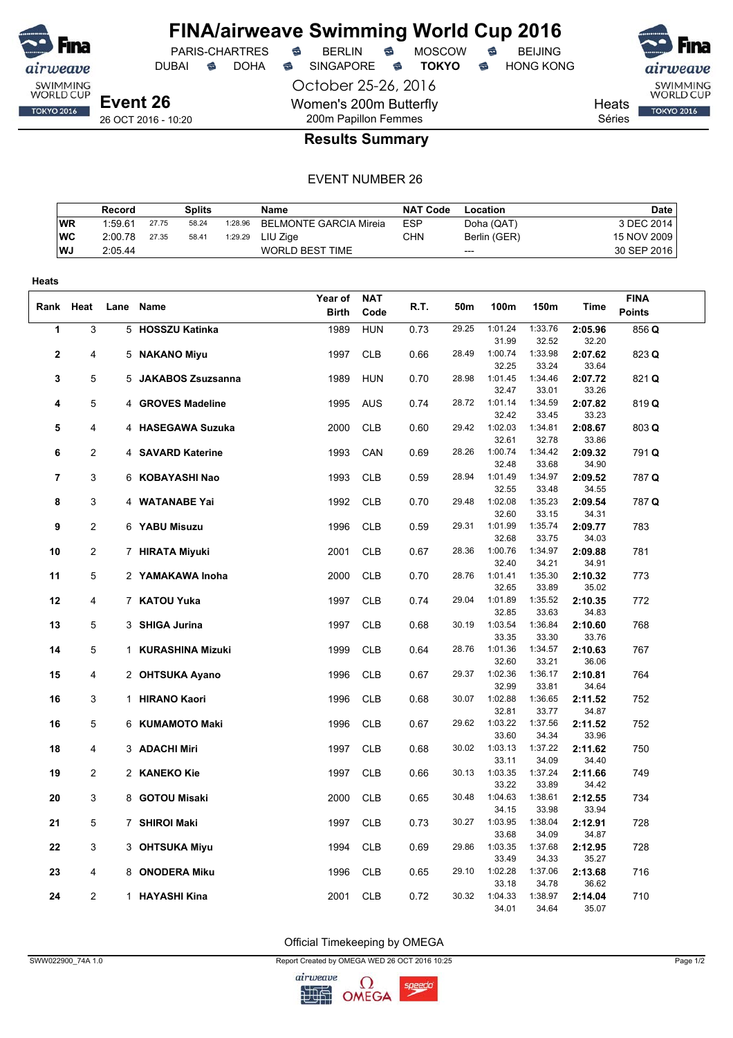# FINA/airweave Swimming World Cup 2016

PARIS-CHARTRES · BERLIN · MOSCOW · BEIJING
DUBAI · DOHA · SINGAPORE · **TOKYO** · HONG KONG

October 25-26, 2016

**Event 26**
26 OCT 2016 - 10:20

Women's 200m Butterfly
200m Papillon Femmes

Heats
Séries

## Results Summary

EVENT NUMBER 26

| | Record | Splits | | | Name | NAT Code | Location | Date |
|---|---|---|---|---|---|---|---|---|
| WR | 1:59.61 | 27.75 | 58.24 | 1:28.96 | BELMONTE GARCIA Mireia | ESP | Doha (QAT) | 3 DEC 2014 |
| WC | 2:00.78 | 27.35 | 58.41 | 1:29.29 | LIU Zige | CHN | Berlin (GER) | 15 NOV 2009 |
| WJ | 2:05.44 | | | | WORLD BEST TIME | | --- | 30 SEP 2016 |

**Heats**

| Rank | Heat | Lane | Name | Year of Birth | NAT Code | R.T. | 50m | 100m | 150m | Time | FINA Points |
|---|---|---|---|---|---|---|---|---|---|---|---|
| 1 | 3 | 5 | **HOSSZU Katinka** | 1989 | HUN | 0.73 | 29.25 | 1:01.24 / 31.99 | 1:33.76 / 32.52 | **2:05.96** / 32.20 | 856 **Q** |
| 2 | 4 | 5 | **NAKANO Miyu** | 1997 | CLB | 0.66 | 28.49 | 1:00.74 / 32.25 | 1:33.98 / 33.24 | **2:07.62** / 33.64 | 823 **Q** |
| 3 | 5 | 5 | **JAKABOS Zsuzsanna** | 1989 | HUN | 0.70 | 28.98 | 1:01.45 / 32.47 | 1:34.46 / 33.01 | **2:07.72** / 33.26 | 821 **Q** |
| 4 | 5 | 4 | **GROVES Madeline** | 1995 | AUS | 0.74 | 28.72 | 1:01.14 / 32.42 | 1:34.59 / 33.45 | **2:07.82** / 33.23 | 819 **Q** |
| 5 | 4 | 4 | **HASEGAWA Suzuka** | 2000 | CLB | 0.60 | 29.42 | 1:02.03 / 32.61 | 1:34.81 / 32.78 | **2:08.67** / 33.86 | 803 **Q** |
| 6 | 2 | 4 | **SAVARD Katerine** | 1993 | CAN | 0.69 | 28.26 | 1:00.74 / 32.48 | 1:34.42 / 33.68 | **2:09.32** / 34.90 | 791 **Q** |
| 7 | 3 | 6 | **KOBAYASHI Nao** | 1993 | CLB | 0.59 | 28.94 | 1:01.49 / 32.55 | 1:34.97 / 33.48 | **2:09.52** / 34.55 | 787 **Q** |
| 8 | 3 | 4 | **WATANABE Yai** | 1992 | CLB | 0.70 | 29.48 | 1:02.08 / 32.60 | 1:35.23 / 33.15 | **2:09.54** / 34.31 | 787 **Q** |
| 9 | 2 | 6 | **YABU Misuzu** | 1996 | CLB | 0.59 | 29.31 | 1:01.99 / 32.68 | 1:35.74 / 33.75 | **2:09.77** / 34.03 | 783 |
| 10 | 2 | 7 | **HIRATA Miyuki** | 2001 | CLB | 0.67 | 28.36 | 1:00.76 / 32.40 | 1:34.97 / 34.21 | **2:09.88** / 34.91 | 781 |
| 11 | 5 | 2 | **YAMAKAWA Inoha** | 2000 | CLB | 0.70 | 28.76 | 1:01.41 / 32.65 | 1:35.30 / 33.89 | **2:10.32** / 35.02 | 773 |
| 12 | 4 | 7 | **KATOU Yuka** | 1997 | CLB | 0.74 | 29.04 | 1:01.89 / 32.85 | 1:35.52 / 33.63 | **2:10.35** / 34.83 | 772 |
| 13 | 5 | 3 | **SHIGA Jurina** | 1997 | CLB | 0.68 | 30.19 | 1:03.54 / 33.35 | 1:36.84 / 33.30 | **2:10.60** / 33.76 | 768 |
| 14 | 5 | 1 | **KURASHINA Mizuki** | 1999 | CLB | 0.64 | 28.76 | 1:01.36 / 32.60 | 1:34.57 / 33.21 | **2:10.63** / 36.06 | 767 |
| 15 | 4 | 2 | **OHTSUKA Ayano** | 1996 | CLB | 0.67 | 29.37 | 1:02.36 / 32.99 | 1:36.17 / 33.81 | **2:10.81** / 34.64 | 764 |
| 16 | 3 | 1 | **HIRANO Kaori** | 1996 | CLB | 0.68 | 30.07 | 1:02.88 / 32.81 | 1:36.65 / 33.77 | **2:11.52** / 34.87 | 752 |
| 16 | 5 | 6 | **KUMAMOTO Maki** | 1996 | CLB | 0.67 | 29.62 | 1:03.22 / 33.60 | 1:37.56 / 34.34 | **2:11.52** / 33.96 | 752 |
| 18 | 4 | 3 | **ADACHI Miri** | 1997 | CLB | 0.68 | 30.02 | 1:03.13 / 33.11 | 1:37.22 / 34.09 | **2:11.62** / 34.40 | 750 |
| 19 | 2 | 2 | **KANEKO Kie** | 1997 | CLB | 0.66 | 30.13 | 1:03.35 / 33.22 | 1:37.24 / 33.89 | **2:11.66** / 34.42 | 749 |
| 20 | 3 | 8 | **GOTOU Misaki** | 2000 | CLB | 0.65 | 30.48 | 1:04.63 / 34.15 | 1:38.61 / 33.98 | **2:12.55** / 33.94 | 734 |
| 21 | 5 | 7 | **SHIROI Maki** | 1997 | CLB | 0.73 | 30.27 | 1:03.95 / 33.68 | 1:38.04 / 34.09 | **2:12.91** / 34.87 | 728 |
| 22 | 3 | 3 | **OHTSUKA Miyu** | 1994 | CLB | 0.69 | 29.86 | 1:03.35 / 33.49 | 1:37.68 / 34.33 | **2:12.95** / 35.27 | 728 |
| 23 | 4 | 8 | **ONODERA Miku** | 1996 | CLB | 0.65 | 29.10 | 1:02.28 / 33.18 | 1:37.06 / 34.78 | **2:13.68** / 36.62 | 716 |
| 24 | 2 | 1 | **HAYASHI Kina** | 2001 | CLB | 0.72 | 30.32 | 1:04.33 / 34.01 | 1:38.97 / 34.64 | **2:14.04** / 35.07 | 710 |

Official Timekeeping by OMEGA

SWW022900_74A 1.0 · Report Created by OMEGA WED 26 OCT 2016 10:25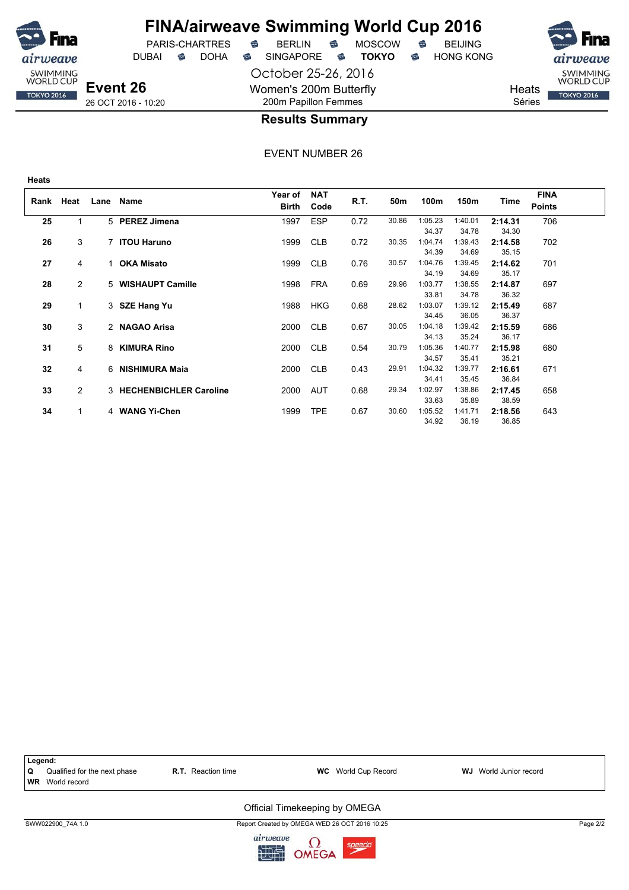# FINA/airweave Swimming World Cup 2016

PARIS-CHARTRES · BERLIN · MOSCOW · BEIJING
DUBAI · DOHA · SINGAPORE · **TOKYO** · HONG KONG

October 25-26, 2016

**Event 26**
26 OCT 2016 - 10:20

Women's 200m Butterfly
200m Papillon Femmes

Heats
Séries

## Results Summary

EVENT NUMBER 26

**Heats**

| Rank | Heat | Lane | Name | Year of Birth | NAT Code | R.T. | 50m | 100m | 150m | Time | FINA Points |
|---|---|---|---|---|---|---|---|---|---|---|---|
| 25 | 1 | 5 | **PEREZ Jimena** | 1997 | ESP | 0.72 | 30.86 | 1:05.23<br>34.37 | 1:40.01<br>34.78 | **2:14.31**<br>34.30 | 706 |
| 26 | 3 | 7 | **ITOU Haruno** | 1999 | CLB | 0.72 | 30.35 | 1:04.74<br>34.39 | 1:39.43<br>34.69 | **2:14.58**<br>35.15 | 702 |
| 27 | 4 | 1 | **OKA Misato** | 1999 | CLB | 0.76 | 30.57 | 1:04.76<br>34.19 | 1:39.45<br>34.69 | **2:14.62**<br>35.17 | 701 |
| 28 | 2 | 5 | **WISHAUPT Camille** | 1998 | FRA | 0.69 | 29.96 | 1:03.77<br>33.81 | 1:38.55<br>34.78 | **2:14.87**<br>36.32 | 697 |
| 29 | 1 | 3 | **SZE Hang Yu** | 1988 | HKG | 0.68 | 28.62 | 1:03.07<br>34.45 | 1:39.12<br>36.05 | **2:15.49**<br>36.37 | 687 |
| 30 | 3 | 2 | **NAGAO Arisa** | 2000 | CLB | 0.67 | 30.05 | 1:04.18<br>34.13 | 1:39.42<br>35.24 | **2:15.59**<br>36.17 | 686 |
| 31 | 5 | 8 | **KIMURA Rino** | 2000 | CLB | 0.54 | 30.79 | 1:05.36<br>34.57 | 1:40.77<br>35.41 | **2:15.98**<br>35.21 | 680 |
| 32 | 4 | 6 | **NISHIMURA Maia** | 2000 | CLB | 0.43 | 29.91 | 1:04.32<br>34.41 | 1:39.77<br>35.45 | **2:16.61**<br>36.84 | 671 |
| 33 | 2 | 3 | **HECHENBICHLER Caroline** | 2000 | AUT | 0.68 | 29.34 | 1:02.97<br>33.63 | 1:38.86<br>35.89 | **2:17.45**<br>38.59 | 658 |
| 34 | 1 | 4 | **WANG Yi-Chen** | 1999 | TPE | 0.67 | 30.60 | 1:05.52<br>34.92 | 1:41.71<br>36.19 | **2:18.56**<br>36.85 | 643 |

**Legend:**

| | | | |
|---|---|---|---|
| **Q** Qualified for the next phase | **R.T.** Reaction time | **WC** World Cup Record | **WJ** World Junior record |
| **WR** World record | | | |

Official Timekeeping by OMEGA

SWW022900_74A 1.0 — Report Created by OMEGA WED 26 OCT 2016 10:25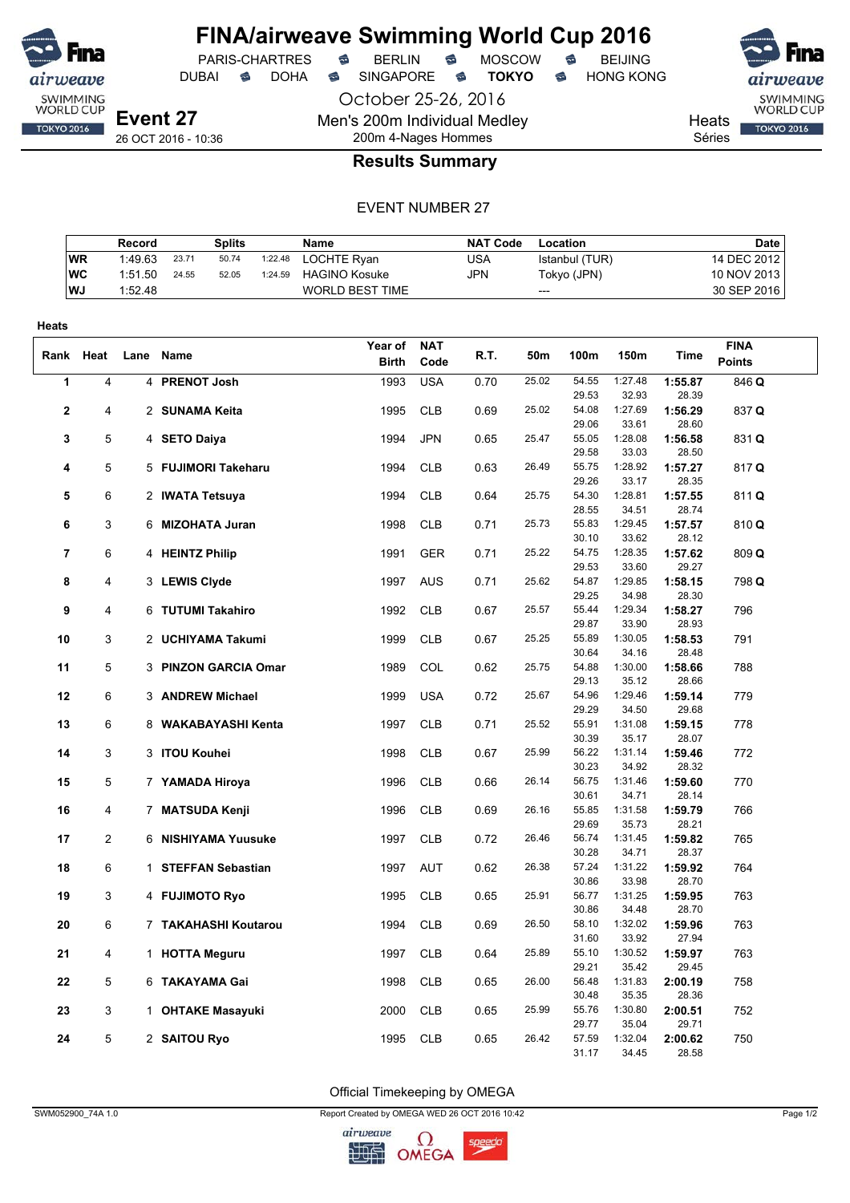# FINA/airweave Swimming World Cup 2016

PARIS-CHARTRES · BERLIN · MOSCOW · BEIJING
DUBAI · DOHA · SINGAPORE · **TOKYO** · HONG KONG

October 25-26, 2016

**Event 27**
26 OCT 2016 - 10:36

Men's 200m Individual Medley
200m 4-Nages Hommes

Heats
Séries

## Results Summary

EVENT NUMBER 27

| | Record | Splits | | | Name | NAT Code | Location | Date |
|---|---|---|---|---|---|---|---|---|
| WR | 1:49.63 | 23.71 | 50.74 | 1:22.48 | LOCHTE Ryan | USA | Istanbul (TUR) | 14 DEC 2012 |
| WC | 1:51.50 | 24.55 | 52.05 | 1:24.59 | HAGINO Kosuke | JPN | Tokyo (JPN) | 10 NOV 2013 |
| WJ | 1:52.48 | | | | WORLD BEST TIME | | --- | 30 SEP 2016 |

**Heats**

| Rank | Heat | Lane | Name | Year of Birth | NAT Code | R.T. | 50m | 100m | 150m | Time | FINA Points |
|---|---|---|---|---|---|---|---|---|---|---|---|
| 1 | 4 | 4 | **PRENOT Josh** | 1993 | USA | 0.70 | 25.02 | 54.55<br>29.53 | 1:27.48<br>32.93 | **1:55.87**<br>28.39 | 846 **Q** |
| 2 | 4 | 2 | **SUNAMA Keita** | 1995 | CLB | 0.69 | 25.02 | 54.08<br>29.06 | 1:27.69<br>33.61 | **1:56.29**<br>28.60 | 837 **Q** |
| 3 | 5 | 4 | **SETO Daiya** | 1994 | JPN | 0.65 | 25.47 | 55.05<br>29.58 | 1:28.08<br>33.03 | **1:56.58**<br>28.50 | 831 **Q** |
| 4 | 5 | 5 | **FUJIMORI Takeharu** | 1994 | CLB | 0.63 | 26.49 | 55.75<br>29.26 | 1:28.92<br>33.17 | **1:57.27**<br>28.35 | 817 **Q** |
| 5 | 6 | 2 | **IWATA Tetsuya** | 1994 | CLB | 0.64 | 25.75 | 54.30<br>28.55 | 1:28.81<br>34.51 | **1:57.55**<br>28.74 | 811 **Q** |
| 6 | 3 | 6 | **MIZOHATA Juran** | 1998 | CLB | 0.71 | 25.73 | 55.83<br>30.10 | 1:29.45<br>33.62 | **1:57.57**<br>28.12 | 810 **Q** |
| 7 | 6 | 4 | **HEINTZ Philip** | 1991 | GER | 0.71 | 25.22 | 54.75<br>29.53 | 1:28.35<br>33.60 | **1:57.62**<br>29.27 | 809 **Q** |
| 8 | 4 | 3 | **LEWIS Clyde** | 1997 | AUS | 0.71 | 25.62 | 54.87<br>29.25 | 1:29.85<br>34.98 | **1:58.15**<br>28.30 | 798 **Q** |
| 9 | 4 | 6 | **TUTUMI Takahiro** | 1992 | CLB | 0.67 | 25.57 | 55.44<br>29.87 | 1:29.34<br>33.90 | **1:58.27**<br>28.93 | 796 |
| 10 | 3 | 2 | **UCHIYAMA Takumi** | 1999 | CLB | 0.67 | 25.25 | 55.89<br>30.64 | 1:30.05<br>34.16 | **1:58.53**<br>28.48 | 791 |
| 11 | 5 | 3 | **PINZON GARCIA Omar** | 1989 | COL | 0.62 | 25.75 | 54.88<br>29.13 | 1:30.00<br>35.12 | **1:58.66**<br>28.66 | 788 |
| 12 | 6 | 3 | **ANDREW Michael** | 1999 | USA | 0.72 | 25.67 | 54.96<br>29.29 | 1:29.46<br>34.50 | **1:59.14**<br>29.68 | 779 |
| 13 | 6 | 8 | **WAKABAYASHI Kenta** | 1997 | CLB | 0.71 | 25.52 | 55.91<br>30.39 | 1:31.08<br>35.17 | **1:59.15**<br>28.07 | 778 |
| 14 | 3 | 3 | **ITOU Kouhei** | 1998 | CLB | 0.67 | 25.99 | 56.22<br>30.23 | 1:31.14<br>34.92 | **1:59.46**<br>28.32 | 772 |
| 15 | 5 | 7 | **YAMADA Hiroya** | 1996 | CLB | 0.66 | 26.14 | 56.75<br>30.61 | 1:31.46<br>34.71 | **1:59.60**<br>28.14 | 770 |
| 16 | 4 | 7 | **MATSUDA Kenji** | 1996 | CLB | 0.69 | 26.16 | 55.85<br>29.69 | 1:31.58<br>35.73 | **1:59.79**<br>28.21 | 766 |
| 17 | 2 | 6 | **NISHIYAMA Yuusuke** | 1997 | CLB | 0.72 | 26.46 | 56.74<br>30.28 | 1:31.45<br>34.71 | **1:59.82**<br>28.37 | 765 |
| 18 | 6 | 1 | **STEFFAN Sebastian** | 1997 | AUT | 0.62 | 26.38 | 57.24<br>30.86 | 1:31.22<br>33.98 | **1:59.92**<br>28.70 | 764 |
| 19 | 3 | 4 | **FUJIMOTO Ryo** | 1995 | CLB | 0.65 | 25.91 | 56.77<br>30.86 | 1:31.25<br>34.48 | **1:59.95**<br>28.70 | 763 |
| 20 | 6 | 7 | **TAKAHASHI Koutarou** | 1994 | CLB | 0.69 | 26.50 | 58.10<br>31.60 | 1:32.02<br>33.92 | **1:59.96**<br>27.94 | 763 |
| 21 | 4 | 1 | **HOTTA Meguru** | 1997 | CLB | 0.64 | 25.89 | 55.10<br>29.21 | 1:30.52<br>35.42 | **1:59.97**<br>29.45 | 763 |
| 22 | 5 | 6 | **TAKAYAMA Gai** | 1998 | CLB | 0.65 | 26.00 | 56.48<br>30.48 | 1:31.83<br>35.35 | **2:00.19**<br>28.36 | 758 |
| 23 | 3 | 1 | **OHTAKE Masayuki** | 2000 | CLB | 0.65 | 25.99 | 55.76<br>29.77 | 1:30.80<br>35.04 | **2:00.51**<br>29.71 | 752 |
| 24 | 5 | 2 | **SAITOU Ryo** | 1995 | CLB | 0.65 | 26.42 | 57.59<br>31.17 | 1:32.04<br>34.45 | **2:00.62**<br>28.58 | 750 |

Official Timekeeping by OMEGA

SWM052900_74A 1.0 · Report Created by OMEGA WED 26 OCT 2016 10:42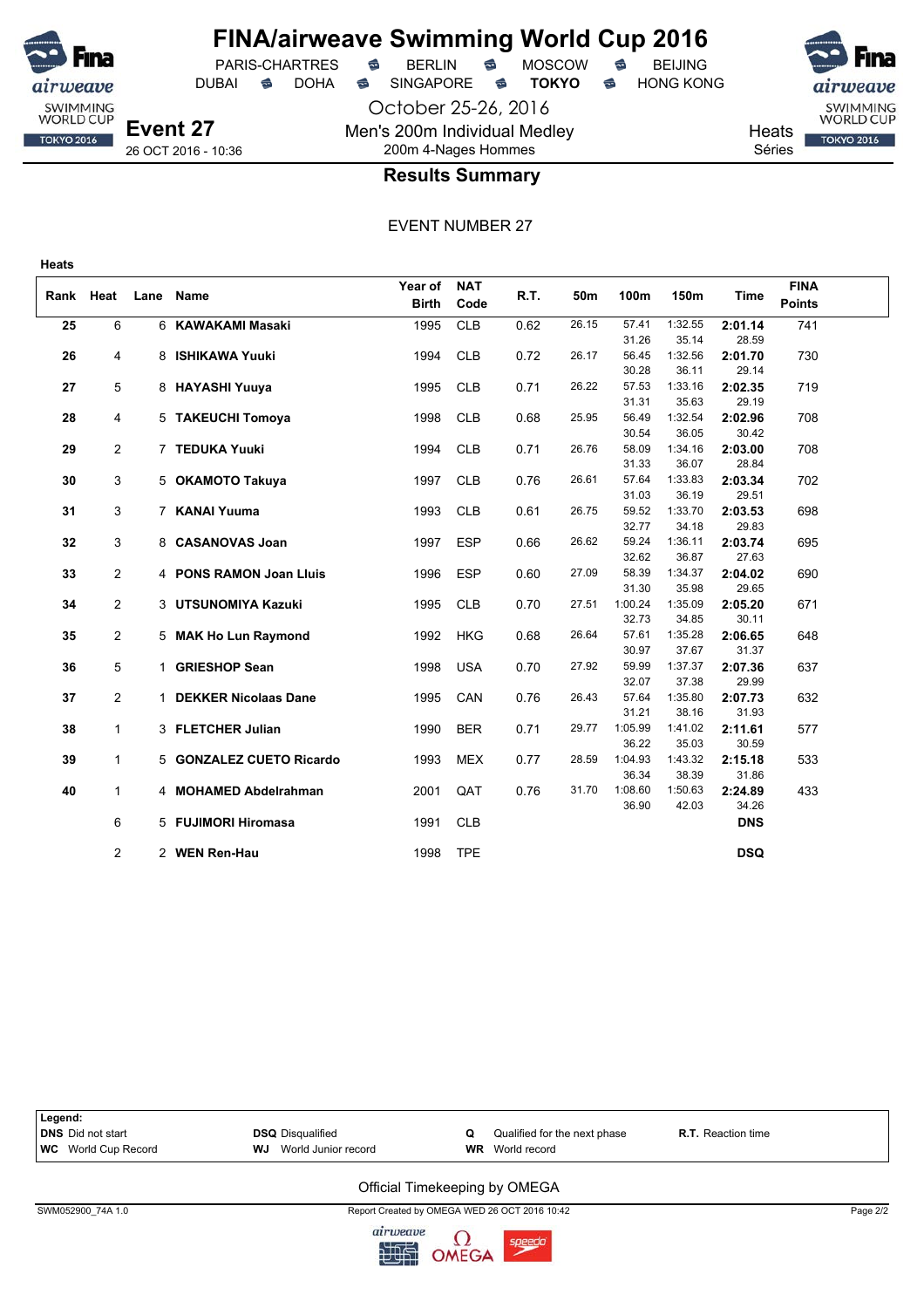# FINA/airweave Swimming World Cup 2016

PARIS-CHARTRES · BERLIN · MOSCOW · BEIJING
DUBAI · DOHA · SINGAPORE · **TOKYO** · HONG KONG

October 25-26, 2016

**Event 27**
26 OCT 2016 - 10:36

Men's 200m Individual Medley
200m 4-Nages Hommes

Heats
Séries

## Results Summary

EVENT NUMBER 27

**Heats**

| Rank | Heat | Lane | Name | Year of Birth | NAT Code | R.T. | 50m | 100m | 150m | Time | FINA Points |
|---|---|---|---|---|---|---|---|---|---|---|---|
| 25 | 6 | 6 | **KAWAKAMI Masaki** | 1995 | CLB | 0.62 | 26.15 | 57.41 / 31.26 | 1:32.55 / 35.14 | **2:01.14** / 28.59 | 741 |
| 26 | 4 | 8 | **ISHIKAWA Yuuki** | 1994 | CLB | 0.72 | 26.17 | 56.45 / 30.28 | 1:32.56 / 36.11 | **2:01.70** / 29.14 | 730 |
| 27 | 5 | 8 | **HAYASHI Yuuya** | 1995 | CLB | 0.71 | 26.22 | 57.53 / 31.31 | 1:33.16 / 35.63 | **2:02.35** / 29.19 | 719 |
| 28 | 4 | 5 | **TAKEUCHI Tomoya** | 1998 | CLB | 0.68 | 25.95 | 56.49 / 30.54 | 1:32.54 / 36.05 | **2:02.96** / 30.42 | 708 |
| 29 | 2 | 7 | **TEDUKA Yuuki** | 1994 | CLB | 0.71 | 26.76 | 58.09 / 31.33 | 1:34.16 / 36.07 | **2:03.00** / 28.84 | 708 |
| 30 | 3 | 5 | **OKAMOTO Takuya** | 1997 | CLB | 0.76 | 26.61 | 57.64 / 31.03 | 1:33.83 / 36.19 | **2:03.34** / 29.51 | 702 |
| 31 | 3 | 7 | **KANAI Yuuma** | 1993 | CLB | 0.61 | 26.75 | 59.52 / 32.77 | 1:33.70 / 34.18 | **2:03.53** / 29.83 | 698 |
| 32 | 3 | 8 | **CASANOVAS Joan** | 1997 | ESP | 0.66 | 26.62 | 59.24 / 32.62 | 1:36.11 / 36.87 | **2:03.74** / 27.63 | 695 |
| 33 | 2 | 4 | **PONS RAMON Joan Lluis** | 1996 | ESP | 0.60 | 27.09 | 58.39 / 31.30 | 1:34.37 / 35.98 | **2:04.02** / 29.65 | 690 |
| 34 | 2 | 3 | **UTSUNOMIYA Kazuki** | 1995 | CLB | 0.70 | 27.51 | 1:00.24 / 32.73 | 1:35.09 / 34.85 | **2:05.20** / 30.11 | 671 |
| 35 | 2 | 5 | **MAK Ho Lun Raymond** | 1992 | HKG | 0.68 | 26.64 | 57.61 / 30.97 | 1:35.28 / 37.67 | **2:06.65** / 31.37 | 648 |
| 36 | 5 | 1 | **GRIESHOP Sean** | 1998 | USA | 0.70 | 27.92 | 59.99 / 32.07 | 1:37.37 / 37.38 | **2:07.36** / 29.99 | 637 |
| 37 | 2 | 1 | **DEKKER Nicolaas Dane** | 1995 | CAN | 0.76 | 26.43 | 57.64 / 31.21 | 1:35.80 / 38.16 | **2:07.73** / 31.93 | 632 |
| 38 | 1 | 3 | **FLETCHER Julian** | 1990 | BER | 0.71 | 29.77 | 1:05.99 / 36.22 | 1:41.02 / 35.03 | **2:11.61** / 30.59 | 577 |
| 39 | 1 | 5 | **GONZALEZ CUETO Ricardo** | 1993 | MEX | 0.77 | 28.59 | 1:04.93 / 36.34 | 1:43.32 / 38.39 | **2:15.18** / 31.86 | 533 |
| 40 | 1 | 4 | **MOHAMED Abdelrahman** | 2001 | QAT | 0.76 | 31.70 | 1:08.60 / 36.90 | 1:50.63 / 42.03 | **2:24.89** / 34.26 | 433 |
| | 6 | 5 | **FUJIMORI Hiromasa** | 1991 | CLB | | | | | **DNS** | |
| | 2 | 2 | **WEN Ren-Hau** | 1998 | TPE | | | | | **DSQ** | |

**Legend:**

| | | | |
|---|---|---|---|
| **DNS** Did not start | **DSQ** Disqualified | **Q** Qualified for the next phase | **R.T.** Reaction time |
| **WC** World Cup Record | **WJ** World Junior record | **WR** World record | |

Official Timekeeping by OMEGA

SWM052900_74A 1.0 — Report Created by OMEGA WED 26 OCT 2016 10:42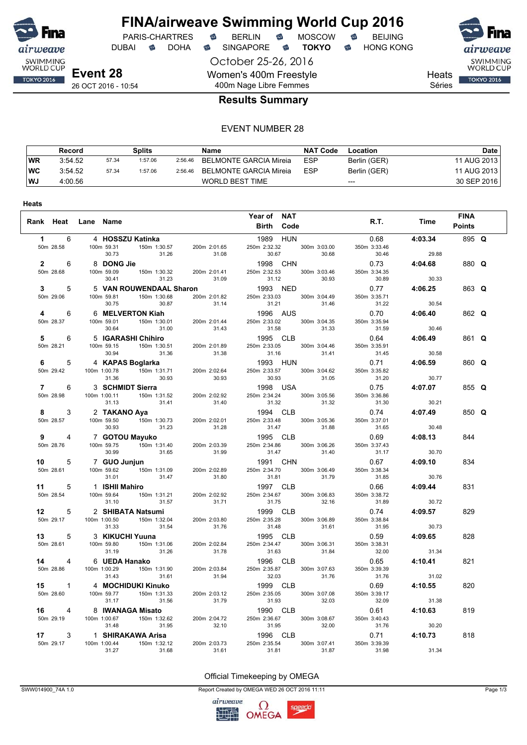# FINA/airweave Swimming World Cup 2016

PARIS-CHARTRES · BERLIN · MOSCOW · BEIJING
DUBAI · DOHA · SINGAPORE · **TOKYO** · HONG KONG

October 25-26, 2016

**Event 28** — 26 OCT 2016 - 10:54

Women's 400m Freestyle
400m Nage Libre Femmes

Heats / Séries

## Results Summary

EVENT NUMBER 28

| | Record | Splits | | | Name | NAT Code | Location | Date |
|---|---|---|---|---|---|---|---|---|
| WR | 3:54.52 | 57.34 | 1:57.06 | 2:56.46 | BELMONTE GARCIA Mireia | ESP | Berlin (GER) | 11 AUG 2013 |
| WC | 3:54.52 | 57.34 | 1:57.06 | 2:56.46 | BELMONTE GARCIA Mireia | ESP | Berlin (GER) | 11 AUG 2013 |
| WJ | 4:00.56 | | | | WORLD BEST TIME | | --- | 30 SEP 2016 |

**Heats**

| Rank | Heat | Lane | Name | Year of Birth | NAT Code | R.T. | Time | FINA Points | |
|---|---|---|---|---|---|---|---|---|---|
| 1 | 6 | 4 | **HOSSZU Katinka** | 1989 | HUN | 0.68 | **4:03.34** | 895 | **Q** |
| | | | 50m 28.58 · 100m 59.31 (30.73) · 150m 1:30.57 (31.26) · 200m 2:01.65 (31.08) · 250m 2:32.32 (30.67) · 300m 3:03.00 (30.68) · 350m 3:33.46 (30.46) · (29.88) | | | | | | |
| 2 | 6 | 8 | **DONG Jie** | 1998 | CHN | 0.73 | **4:04.68** | 880 | **Q** |
| | | | 50m 28.68 · 100m 59.09 (30.41) · 150m 1:30.32 (31.23) · 200m 2:01.41 (31.09) · 250m 2:32.53 (31.12) · 300m 3:03.46 (30.93) · 350m 3:34.35 (30.89) · (30.33) | | | | | | |
| 3 | 5 | 5 | **VAN ROUWENDAAL Sharon** | 1993 | NED | 0.77 | **4:06.25** | 863 | **Q** |
| | | | 50m 29.06 · 100m 59.81 (30.75) · 150m 1:30.68 (30.87) · 200m 2:01.82 (31.14) · 250m 2:33.03 (31.21) · 300m 3:04.49 (31.46) · 350m 3:35.71 (31.22) · (30.54) | | | | | | |
| 4 | 6 | 6 | **MELVERTON Kiah** | 1996 | AUS | 0.70 | **4:06.40** | 862 | **Q** |
| | | | 50m 28.37 · 100m 59.01 (30.64) · 150m 1:30.01 (31.00) · 200m 2:01.44 (31.43) · 250m 2:33.02 (31.58) · 300m 3:04.35 (31.33) · 350m 3:35.94 (31.59) · (30.46) | | | | | | |
| 5 | 6 | 5 | **IGARASHI Chihiro** | 1995 | CLB | 0.64 | **4:06.49** | 861 | **Q** |
| | | | 50m 28.21 · 100m 59.15 (30.94) · 150m 1:30.51 (31.36) · 200m 2:01.89 (31.38) · 250m 2:33.05 (31.16) · 300m 3:04.46 (31.41) · 350m 3:35.91 (31.45) · (30.58) | | | | | | |
| 6 | 5 | 4 | **KAPAS Boglarka** | 1993 | HUN | 0.71 | **4:06.59** | 860 | **Q** |
| | | | 50m 29.42 · 100m 1:00.78 (31.36) · 150m 1:31.71 (30.93) · 200m 2:02.64 (30.93) · 250m 2:33.57 (30.93) · 300m 3:04.62 (31.05) · 350m 3:35.82 (31.20) · (30.77) | | | | | | |
| 7 | 6 | 3 | **SCHMIDT Sierra** | 1998 | USA | 0.75 | **4:07.07** | 855 | **Q** |
| | | | 50m 28.98 · 100m 1:00.11 (31.13) · 150m 1:31.52 (31.41) · 200m 2:02.92 (31.40) · 250m 2:34.24 (31.32) · 300m 3:05.56 (31.32) · 350m 3:36.86 (31.30) · (30.21) | | | | | | |
| 8 | 3 | 2 | **TAKANO Aya** | 1994 | CLB | 0.74 | **4:07.49** | 850 | **Q** |
| | | | 50m 28.57 · 100m 59.50 (30.93) · 150m 1:30.73 (31.23) · 200m 2:02.01 (31.28) · 250m 2:33.48 (31.47) · 300m 3:05.36 (31.88) · 350m 3:37.01 (31.65) · (30.48) | | | | | | |
| 9 | 4 | 7 | **GOTOU Mayuko** | 1995 | CLB | 0.69 | **4:08.13** | 844 | |
| | | | 50m 28.76 · 100m 59.75 (30.99) · 150m 1:31.40 (31.65) · 200m 2:03.39 (31.99) · 250m 2:34.86 (31.47) · 300m 3:06.26 (31.40) · 350m 3:37.43 (31.17) · (30.70) | | | | | | |
| 10 | 5 | 7 | **GUO Junjun** | 1991 | CHN | 0.67 | **4:09.10** | 834 | |
| | | | 50m 28.61 · 100m 59.62 (31.01) · 150m 1:31.09 (31.47) · 200m 2:02.89 (31.80) · 250m 2:34.70 (31.81) · 300m 3:06.49 (31.79) · 350m 3:38.34 (31.85) · (30.76) | | | | | | |
| 11 | 5 | 1 | **ISHII Mahiro** | 1997 | CLB | 0.66 | **4:09.44** | 831 | |
| | | | 50m 28.54 · 100m 59.64 (31.10) · 150m 1:31.21 (31.57) · 200m 2:02.92 (31.71) · 250m 2:34.67 (31.75) · 300m 3:06.83 (32.16) · 350m 3:38.72 (31.89) · (30.72) | | | | | | |
| 12 | 5 | 2 | **SHIBATA Natsumi** | 1999 | CLB | 0.74 | **4:09.57** | 829 | |
| | | | 50m 29.17 · 100m 1:00.50 (31.33) · 150m 1:32.04 (31.54) · 200m 2:03.80 (31.76) · 250m 2:35.28 (31.48) · 300m 3:06.89 (31.61) · 350m 3:38.84 (31.95) · (30.73) | | | | | | |
| 13 | 5 | 3 | **KIKUCHI Yuuna** | 1995 | CLB | 0.59 | **4:09.65** | 828 | |
| | | | 50m 28.61 · 100m 59.80 (31.19) · 150m 1:31.06 (31.26) · 200m 2:02.84 (31.78) · 250m 2:34.47 (31.63) · 300m 3:06.31 (31.84) · 350m 3:38.31 (32.00) · (31.34) | | | | | | |
| 14 | 4 | 6 | **UEDA Hanako** | 1996 | CLB | 0.65 | **4:10.41** | 821 | |
| | | | 50m 28.86 · 100m 1:00.29 (31.43) · 150m 1:31.90 (31.61) · 200m 2:03.84 (31.94) · 250m 2:35.87 (32.03) · 300m 3:07.63 (31.76) · 350m 3:39.39 (31.76) · (31.02) | | | | | | |
| 15 | 1 | 4 | **MOCHIDUKI Kinuko** | 1999 | CLB | 0.69 | **4:10.55** | 820 | |
| | | | 50m 28.60 · 100m 59.77 (31.17) · 150m 1:31.33 (31.56) · 200m 2:03.12 (31.79) · 250m 2:35.05 (31.93) · 300m 3:07.08 (32.03) · 350m 3:39.17 (32.09) · (31.38) | | | | | | |
| 16 | 4 | 8 | **IWANAGA Misato** | 1990 | CLB | 0.61 | **4:10.63** | 819 | |
| | | | 50m 29.19 · 100m 1:00.67 (31.48) · 150m 1:32.62 (31.95) · 200m 2:04.72 (32.10) · 250m 2:36.67 (31.95) · 300m 3:08.67 (32.00) · 350m 3:40.43 (31.76) · (30.20) | | | | | | |
| 17 | 3 | 1 | **SHIRAKAWA Arisa** | 1996 | CLB | 0.71 | **4:10.73** | 818 | |
| | | | 50m 29.17 · 100m 1:00.44 (31.27) · 150m 1:32.12 (31.68) · 200m 2:03.73 (31.61) · 250m 2:35.54 (31.81) · 300m 3:07.41 (31.87) · 350m 3:39.39 (31.98) · (31.34) | | | | | | |

Official Timekeeping by OMEGA

SWW014900_74A 1.0 — Report Created by OMEGA WED 26 OCT 2016 11:11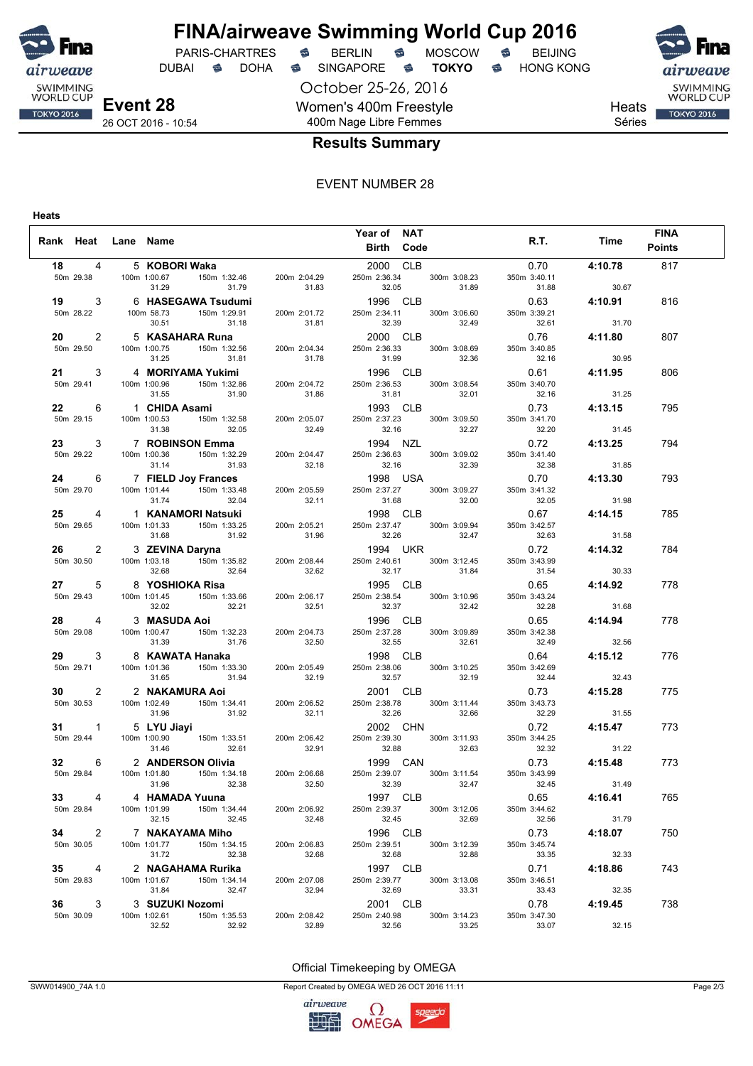# FINA/airweave Swimming World Cup 2016

PARIS-CHARTRES · BERLIN · MOSCOW · BEIJING
DUBAI · DOHA · SINGAPORE · **TOKYO** · HONG KONG

October 25-26, 2016

**Event 28**
26 OCT 2016 - 10:54

Women's 400m Freestyle
400m Nage Libre Femmes

Heats
Séries

## Results Summary

EVENT NUMBER 28

**Heats**

| Rank | Heat | Lane | Name | Year of Birth | NAT Code | R.T. | Time | FINA Points |
|---|---|---|---|---|---|---|---|---|
| 18 | 4 | 5 | **KOBORI Waka** | 2000 | CLB | 0.70 | **4:10.78** | 817 |
| | | | 50m 29.38 / 100m 1:00.67 (31.29) / 150m 1:32.46 (31.79) / 200m 2:04.29 (31.83) / 250m 2:36.34 (32.05) / 300m 3:08.23 (31.89) / 350m 3:40.11 (31.88) / (30.67) | | | | | |
| 19 | 3 | 6 | **HASEGAWA Tsudumi** | 1996 | CLB | 0.63 | **4:10.91** | 816 |
| | | | 50m 28.22 / 100m 58.73 (30.51) / 150m 1:29.91 (31.18) / 200m 2:01.72 (31.81) / 250m 2:34.11 (32.39) / 300m 3:06.60 (32.49) / 350m 3:39.21 (32.61) / (31.70) | | | | | |
| 20 | 2 | 5 | **KASAHARA Runa** | 2000 | CLB | 0.76 | **4:11.80** | 807 |
| | | | 50m 29.50 / 100m 1:00.75 (31.25) / 150m 1:32.56 (31.81) / 200m 2:04.34 (31.78) / 250m 2:36.33 (31.99) / 300m 3:08.69 (32.36) / 350m 3:40.85 (32.16) / (30.95) | | | | | |
| 21 | 3 | 4 | **MORIYAMA Yukimi** | 1996 | CLB | 0.61 | **4:11.95** | 806 |
| | | | 50m 29.41 / 100m 1:00.96 (31.55) / 150m 1:32.86 (31.90) / 200m 2:04.72 (31.86) / 250m 2:36.53 (31.81) / 300m 3:08.54 (32.01) / 350m 3:40.70 (32.16) / (31.25) | | | | | |
| 22 | 6 | 1 | **CHIDA Asami** | 1993 | CLB | 0.73 | **4:13.15** | 795 |
| | | | 50m 29.15 / 100m 1:00.53 (31.38) / 150m 1:32.58 (32.05) / 200m 2:05.07 (32.49) / 250m 2:37.23 (32.16) / 300m 3:09.50 (32.27) / 350m 3:41.70 (32.20) / (31.45) | | | | | |
| 23 | 3 | 7 | **ROBINSON Emma** | 1994 | NZL | 0.72 | **4:13.25** | 794 |
| | | | 50m 29.22 / 100m 1:00.36 (31.14) / 150m 1:32.29 (31.93) / 200m 2:04.47 (32.18) / 250m 2:36.63 (32.16) / 300m 3:09.02 (32.39) / 350m 3:41.40 (32.38) / (31.85) | | | | | |
| 24 | 6 | 7 | **FIELD Joy Frances** | 1998 | USA | 0.70 | **4:13.30** | 793 |
| | | | 50m 29.70 / 100m 1:01.44 (31.74) / 150m 1:33.48 (32.04) / 200m 2:05.59 (32.11) / 250m 2:37.27 (31.68) / 300m 3:09.27 (32.00) / 350m 3:41.32 (32.05) / (31.98) | | | | | |
| 25 | 4 | 1 | **KANAMORI Natsuki** | 1998 | CLB | 0.67 | **4:14.15** | 785 |
| | | | 50m 29.65 / 100m 1:01.33 (31.68) / 150m 1:33.25 (31.92) / 200m 2:05.21 (31.96) / 250m 2:37.47 (32.26) / 300m 3:09.94 (32.47) / 350m 3:42.57 (32.63) / (31.58) | | | | | |
| 26 | 2 | 3 | **ZEVINA Daryna** | 1994 | UKR | 0.72 | **4:14.32** | 784 |
| | | | 50m 30.50 / 100m 1:03.18 (32.68) / 150m 1:35.82 (32.64) / 200m 2:08.44 (32.62) / 250m 2:40.61 (32.17) / 300m 3:12.45 (31.84) / 350m 3:43.99 (31.54) / (30.33) | | | | | |
| 27 | 5 | 8 | **YOSHIOKA Risa** | 1995 | CLB | 0.65 | **4:14.92** | 778 |
| | | | 50m 29.43 / 100m 1:01.45 (32.02) / 150m 1:33.66 (32.21) / 200m 2:06.17 (32.51) / 250m 2:38.54 (32.37) / 300m 3:10.96 (32.42) / 350m 3:43.24 (32.28) / (31.68) | | | | | |
| 28 | 4 | 3 | **MASUDA Aoi** | 1996 | CLB | 0.65 | **4:14.94** | 778 |
| | | | 50m 29.08 / 100m 1:00.47 (31.39) / 150m 1:32.23 (31.76) / 200m 2:04.73 (32.50) / 250m 2:37.28 (32.55) / 300m 3:09.89 (32.61) / 350m 3:42.38 (32.49) / (32.56) | | | | | |
| 29 | 3 | 8 | **KAWATA Hanaka** | 1998 | CLB | 0.64 | **4:15.12** | 776 |
| | | | 50m 29.71 / 100m 1:01.36 (31.65) / 150m 1:33.30 (31.94) / 200m 2:05.49 (32.19) / 250m 2:38.06 (32.57) / 300m 3:10.25 (32.19) / 350m 3:42.69 (32.44) / (32.43) | | | | | |
| 30 | 2 | 2 | **NAKAMURA Aoi** | 2001 | CLB | 0.73 | **4:15.28** | 775 |
| | | | 50m 30.53 / 100m 1:02.49 (31.96) / 150m 1:34.41 (31.92) / 200m 2:06.52 (32.11) / 250m 2:38.78 (32.26) / 300m 3:11.44 (32.66) / 350m 3:43.73 (32.29) / (31.55) | | | | | |
| 31 | 1 | 5 | **LYU Jiayi** | 2002 | CHN | 0.72 | **4:15.47** | 773 |
| | | | 50m 29.44 / 100m 1:00.90 (31.46) / 150m 1:33.51 (32.61) / 200m 2:06.42 (32.91) / 250m 2:39.30 (32.88) / 300m 3:11.93 (32.63) / 350m 3:44.25 (32.32) / (31.22) | | | | | |
| 32 | 6 | 2 | **ANDERSON Olivia** | 1999 | CAN | 0.73 | **4:15.48** | 773 |
| | | | 50m 29.84 / 100m 1:01.80 (31.96) / 150m 1:34.18 (32.38) / 200m 2:06.68 (32.50) / 250m 2:39.07 (32.39) / 300m 3:11.54 (32.47) / 350m 3:43.99 (32.45) / (31.49) | | | | | |
| 33 | 4 | 4 | **HAMADA Yuuna** | 1997 | CLB | 0.65 | **4:16.41** | 765 |
| | | | 50m 29.84 / 100m 1:01.99 (32.15) / 150m 1:34.44 (32.45) / 200m 2:06.92 (32.48) / 250m 2:39.37 (32.45) / 300m 3:12.06 (32.69) / 350m 3:44.62 (32.56) / (31.79) | | | | | |
| 34 | 2 | 7 | **NAKAYAMA Miho** | 1996 | CLB | 0.73 | **4:18.07** | 750 |
| | | | 50m 30.05 / 100m 1:01.77 (31.72) / 150m 1:34.15 (32.38) / 200m 2:06.83 (32.68) / 250m 2:39.51 (32.68) / 300m 3:12.39 (32.88) / 350m 3:45.74 (33.35) / (32.33) | | | | | |
| 35 | 4 | 2 | **NAGAHAMA Rurika** | 1997 | CLB | 0.71 | **4:18.86** | 743 |
| | | | 50m 29.83 / 100m 1:01.67 (31.84) / 150m 1:34.14 (32.47) / 200m 2:07.08 (32.94) / 250m 2:39.77 (32.69) / 300m 3:13.08 (33.31) / 350m 3:46.51 (33.43) / (32.35) | | | | | |
| 36 | 3 | 3 | **SUZUKI Nozomi** | 2001 | CLB | 0.78 | **4:19.45** | 738 |
| | | | 50m 30.09 / 100m 1:02.61 (32.52) / 150m 1:35.53 (32.92) / 200m 2:08.42 (32.89) / 250m 2:40.98 (32.56) / 300m 3:14.23 (33.25) / 350m 3:47.30 (33.07) / (32.15) | | | | | |

Official Timekeeping by OMEGA

SWW014900_74A 1.0 · Report Created by OMEGA WED 26 OCT 2016 11:11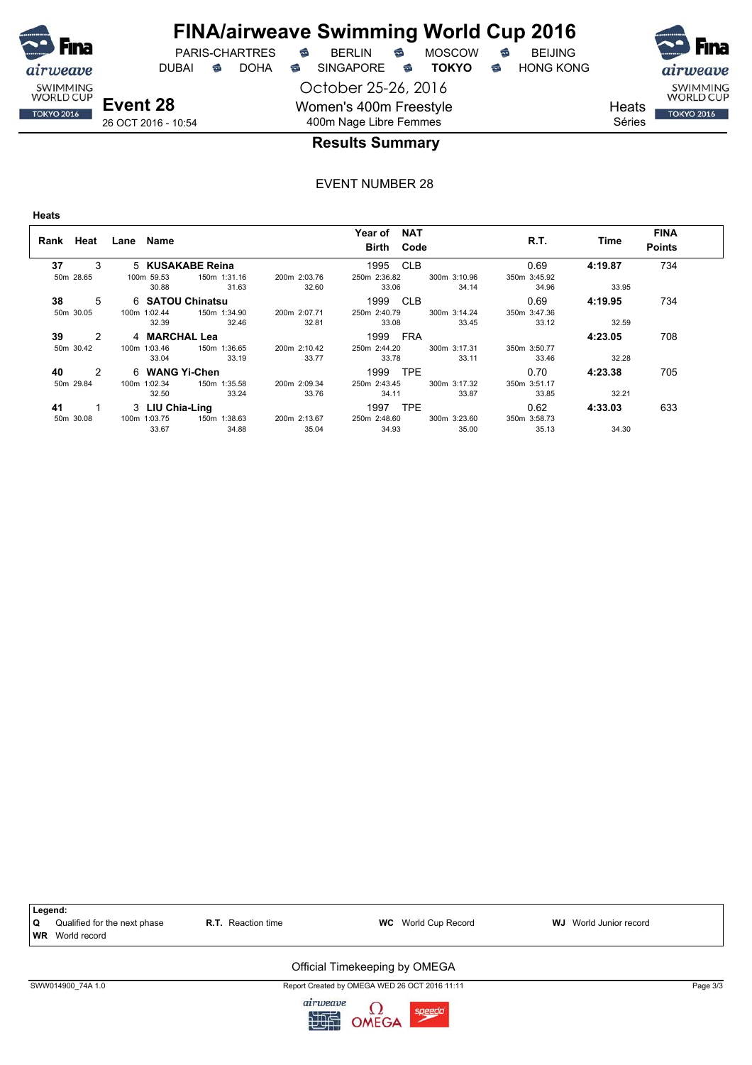# FINA/airweave Swimming World Cup 2016

PARIS-CHARTRES · BERLIN · MOSCOW · BEIJING
DUBAI · DOHA · SINGAPORE · **TOKYO** · HONG KONG

October 25-26, 2016

**Event 28**
26 OCT 2016 - 10:54

Women's 400m Freestyle
400m Nage Libre Femmes

Heats
Séries

## Results Summary

EVENT NUMBER 28

**Heats**

| Rank | Heat | Lane | Name | Year of Birth | NAT Code | R.T. | Time | FINA Points |
|---|---|---|---|---|---|---|---|---|
| **37** | 3 | 5 | **KUSAKABE Reina** | 1995 | CLB | 0.69 | **4:19.87** | 734 |
| | | | 50m 28.65 / 100m 59.53 (30.88) / 150m 1:31.16 (31.63) / 200m 2:03.76 (32.60) / 250m 2:36.82 (33.06) / 300m 3:10.96 (34.14) / 350m 3:45.92 (34.96) / (33.95) | | | | | |
| **38** | 5 | 6 | **SATOU Chinatsu** | 1999 | CLB | 0.69 | **4:19.95** | 734 |
| | | | 50m 30.05 / 100m 1:02.44 (32.39) / 150m 1:34.90 (32.46) / 200m 2:07.71 (32.81) / 250m 2:40.79 (33.08) / 300m 3:14.24 (33.45) / 350m 3:47.36 (33.12) / (32.59) | | | | | |
| **39** | 2 | 4 | **MARCHAL Lea** | 1999 | FRA | | **4:23.05** | 708 |
| | | | 50m 30.42 / 100m 1:03.46 (33.04) / 150m 1:36.65 (33.19) / 200m 2:10.42 (33.77) / 250m 2:44.20 (33.78) / 300m 3:17.31 (33.11) / 350m 3:50.77 (33.46) / (32.28) | | | | | |
| **40** | 2 | 6 | **WANG Yi-Chen** | 1999 | TPE | 0.70 | **4:23.38** | 705 |
| | | | 50m 29.84 / 100m 1:02.34 (32.50) / 150m 1:35.58 (33.24) / 200m 2:09.34 (33.76) / 250m 2:43.45 (34.11) / 300m 3:17.32 (33.87) / 350m 3:51.17 (33.85) / (32.21) | | | | | |
| **41** | 1 | 3 | **LIU Chia-Ling** | 1997 | TPE | 0.62 | **4:33.03** | 633 |
| | | | 50m 30.08 / 100m 1:03.75 (33.67) / 150m 1:38.63 (34.88) / 200m 2:13.67 (35.04) / 250m 2:48.60 (34.93) / 300m 3:23.60 (35.00) / 350m 3:58.73 (35.13) / (34.30) | | | | | |

**Legend:**
**Q** Qualified for the next phase · **R.T.** Reaction time · **WC** World Cup Record · **WJ** World Junior record
**WR** World record

Official Timekeeping by OMEGA

SWW014900_74A 1.0 · Report Created by OMEGA WED 26 OCT 2016 11:11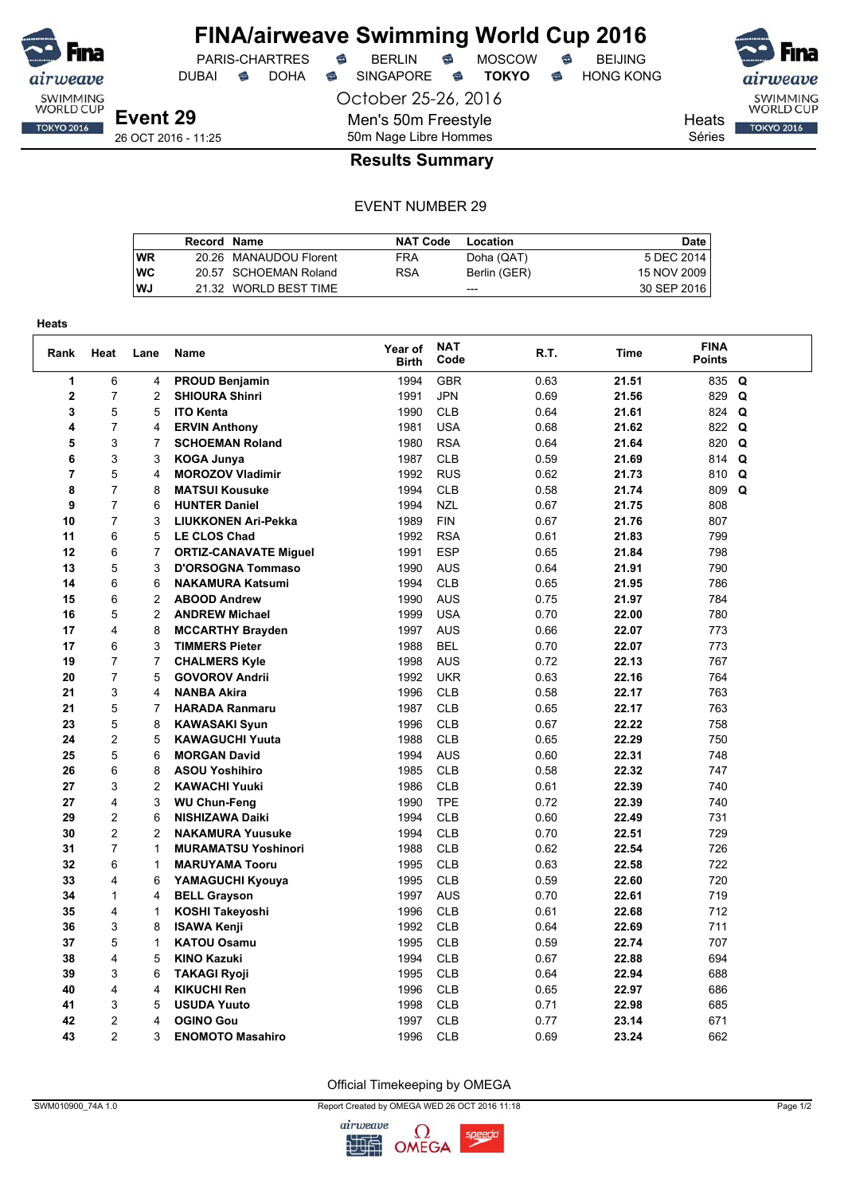# FINA/airweave Swimming World Cup 2016

PARIS-CHARTRES · BERLIN · MOSCOW · BEIJING
DUBAI · DOHA · SINGAPORE · **TOKYO** · HONG KONG

October 25-26, 2016

**Event 29**
26 OCT 2016 - 11:25

Men's 50m Freestyle
50m Nage Libre Hommes

Heats
Séries

## Results Summary

EVENT NUMBER 29

| | Record | Name | NAT Code | Location | Date |
|---|---|---|---|---|---|
| WR | 20.26 | MANAUDOU Florent | FRA | Doha (QAT) | 5 DEC 2014 |
| WC | 20.57 | SCHOEMAN Roland | RSA | Berlin (GER) | 15 NOV 2009 |
| WJ | 21.32 | WORLD BEST TIME | | --- | 30 SEP 2016 |

**Heats**

| Rank | Heat | Lane | Name | Year of Birth | NAT Code | R.T. | Time | FINA Points | |
|---|---|---|---|---|---|---|---|---|---|
| 1 | 6 | 4 | **PROUD Benjamin** | 1994 | GBR | 0.63 | **21.51** | 835 | **Q** |
| 2 | 7 | 2 | **SHIOURA Shinri** | 1991 | JPN | 0.69 | **21.56** | 829 | **Q** |
| 3 | 5 | 5 | **ITO Kenta** | 1990 | CLB | 0.64 | **21.61** | 824 | **Q** |
| 4 | 7 | 4 | **ERVIN Anthony** | 1981 | USA | 0.68 | **21.62** | 822 | **Q** |
| 5 | 3 | 7 | **SCHOEMAN Roland** | 1980 | RSA | 0.64 | **21.64** | 820 | **Q** |
| 6 | 3 | 3 | **KOGA Junya** | 1987 | CLB | 0.59 | **21.69** | 814 | **Q** |
| 7 | 5 | 4 | **MOROZOV Vladimir** | 1992 | RUS | 0.62 | **21.73** | 810 | **Q** |
| 8 | 7 | 8 | **MATSUI Kousuke** | 1994 | CLB | 0.58 | **21.74** | 809 | **Q** |
| 9 | 7 | 6 | **HUNTER Daniel** | 1994 | NZL | 0.67 | **21.75** | 808 | |
| 10 | 7 | 3 | **LIUKKONEN Ari-Pekka** | 1989 | FIN | 0.67 | **21.76** | 807 | |
| 11 | 6 | 5 | **LE CLOS Chad** | 1992 | RSA | 0.61 | **21.83** | 799 | |
| 12 | 6 | 7 | **ORTIZ-CANAVATE Miguel** | 1991 | ESP | 0.65 | **21.84** | 798 | |
| 13 | 5 | 3 | **D'ORSOGNA Tommaso** | 1990 | AUS | 0.64 | **21.91** | 790 | |
| 14 | 6 | 6 | **NAKAMURA Katsumi** | 1994 | CLB | 0.65 | **21.95** | 786 | |
| 15 | 6 | 2 | **ABOOD Andrew** | 1990 | AUS | 0.75 | **21.97** | 784 | |
| 16 | 5 | 2 | **ANDREW Michael** | 1999 | USA | 0.70 | **22.00** | 780 | |
| 17 | 4 | 8 | **MCCARTHY Brayden** | 1997 | AUS | 0.66 | **22.07** | 773 | |
| 17 | 6 | 3 | **TIMMERS Pieter** | 1988 | BEL | 0.70 | **22.07** | 773 | |
| 19 | 7 | 7 | **CHALMERS Kyle** | 1998 | AUS | 0.72 | **22.13** | 767 | |
| 20 | 7 | 5 | **GOVOROV Andrii** | 1992 | UKR | 0.63 | **22.16** | 764 | |
| 21 | 3 | 4 | **NANBA Akira** | 1996 | CLB | 0.58 | **22.17** | 763 | |
| 21 | 5 | 7 | **HARADA Ranmaru** | 1987 | CLB | 0.65 | **22.17** | 763 | |
| 23 | 5 | 8 | **KAWASAKI Syun** | 1996 | CLB | 0.67 | **22.22** | 758 | |
| 24 | 2 | 5 | **KAWAGUCHI Yuuta** | 1988 | CLB | 0.65 | **22.29** | 750 | |
| 25 | 5 | 6 | **MORGAN David** | 1994 | AUS | 0.60 | **22.31** | 748 | |
| 26 | 6 | 8 | **ASOU Yoshihiro** | 1985 | CLB | 0.58 | **22.32** | 747 | |
| 27 | 3 | 2 | **KAWACHI Yuuki** | 1986 | CLB | 0.61 | **22.39** | 740 | |
| 27 | 4 | 3 | **WU Chun-Feng** | 1990 | TPE | 0.72 | **22.39** | 740 | |
| 29 | 2 | 6 | **NISHIZAWA Daiki** | 1994 | CLB | 0.60 | **22.49** | 731 | |
| 30 | 2 | 2 | **NAKAMURA Yuusuke** | 1994 | CLB | 0.70 | **22.51** | 729 | |
| 31 | 7 | 1 | **MURAMATSU Yoshinori** | 1988 | CLB | 0.62 | **22.54** | 726 | |
| 32 | 6 | 1 | **MARUYAMA Tooru** | 1995 | CLB | 0.63 | **22.58** | 722 | |
| 33 | 4 | 6 | **YAMAGUCHI Kyouya** | 1995 | CLB | 0.59 | **22.60** | 720 | |
| 34 | 1 | 4 | **BELL Grayson** | 1997 | AUS | 0.70 | **22.61** | 719 | |
| 35 | 4 | 1 | **KOSHI Takeyoshi** | 1996 | CLB | 0.61 | **22.68** | 712 | |
| 36 | 3 | 8 | **ISAWA Kenji** | 1992 | CLB | 0.64 | **22.69** | 711 | |
| 37 | 5 | 1 | **KATOU Osamu** | 1995 | CLB | 0.59 | **22.74** | 707 | |
| 38 | 4 | 5 | **KINO Kazuki** | 1994 | CLB | 0.67 | **22.88** | 694 | |
| 39 | 3 | 6 | **TAKAGI Ryoji** | 1995 | CLB | 0.64 | **22.94** | 688 | |
| 40 | 4 | 4 | **KIKUCHI Ren** | 1996 | CLB | 0.65 | **22.97** | 686 | |
| 41 | 3 | 5 | **USUDA Yuuto** | 1998 | CLB | 0.71 | **22.98** | 685 | |
| 42 | 2 | 4 | **OGINO Gou** | 1997 | CLB | 0.77 | **23.14** | 671 | |
| 43 | 2 | 3 | **ENOMOTO Masahiro** | 1996 | CLB | 0.69 | **23.24** | 662 | |

Official Timekeeping by OMEGA

SWM010900_74A 1.0 · Report Created by OMEGA WED 26 OCT 2016 11:18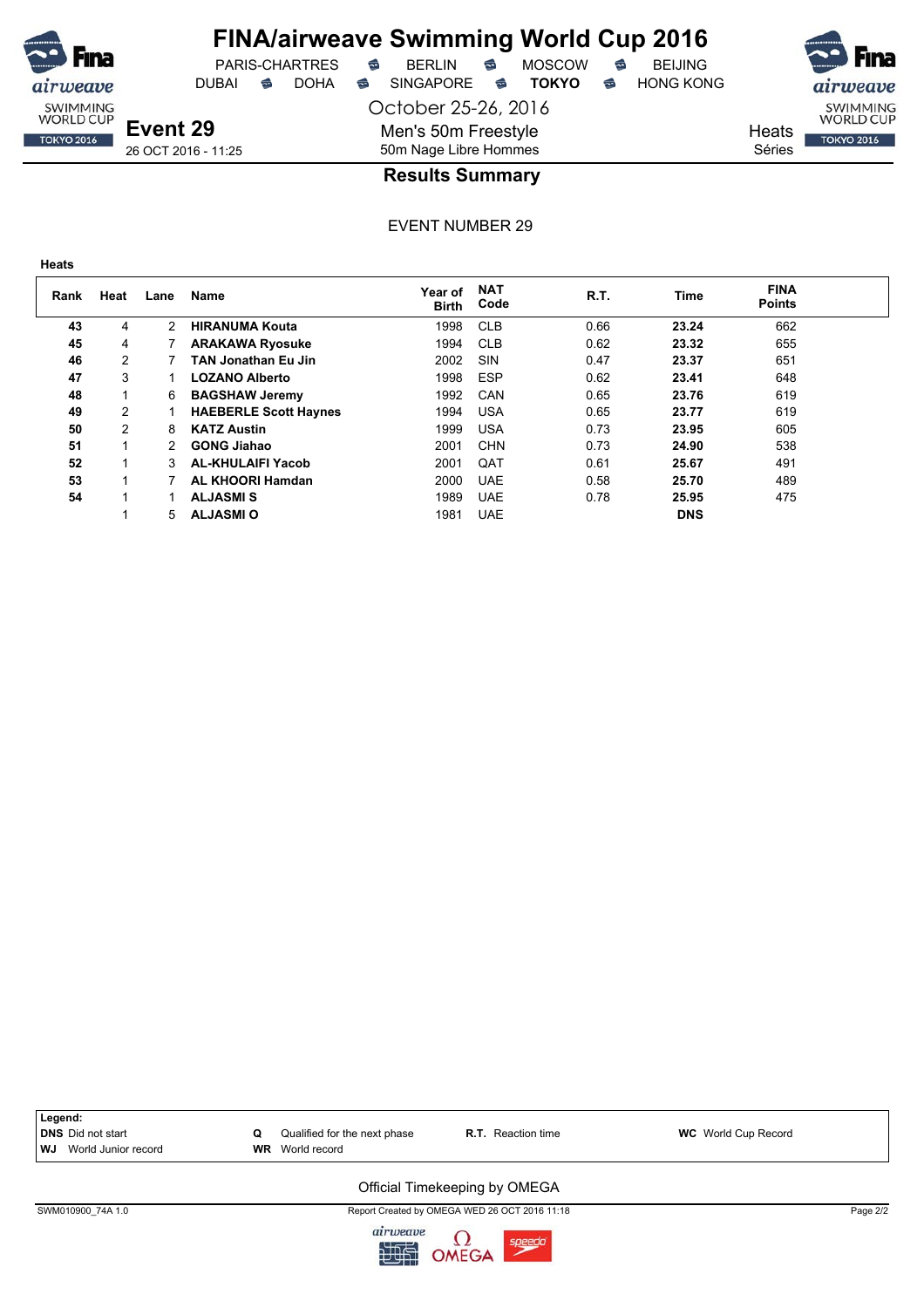# FINA/airweave Swimming World Cup 2016

PARIS-CHARTRES • BERLIN • MOSCOW • BEIJING
DUBAI • DOHA • SINGAPORE • **TOKYO** • HONG KONG

October 25-26, 2016

**Event 29**
26 OCT 2016 - 11:25

Men's 50m Freestyle
50m Nage Libre Hommes

Heats
Séries

## Results Summary

EVENT NUMBER 29

**Heats**

| Rank | Heat | Lane | Name | Year of Birth | NAT Code | R.T. | Time | FINA Points |
|---|---|---|---|---|---|---|---|---|
| **43** | 4 | 2 | **HIRANUMA Kouta** | 1998 | CLB | 0.66 | **23.24** | 662 |
| **45** | 4 | 7 | **ARAKAWA Ryosuke** | 1994 | CLB | 0.62 | **23.32** | 655 |
| **46** | 2 | 7 | **TAN Jonathan Eu Jin** | 2002 | SIN | 0.47 | **23.37** | 651 |
| **47** | 3 | 1 | **LOZANO Alberto** | 1998 | ESP | 0.62 | **23.41** | 648 |
| **48** | 1 | 6 | **BAGSHAW Jeremy** | 1992 | CAN | 0.65 | **23.76** | 619 |
| **49** | 2 | 1 | **HAEBERLE Scott Haynes** | 1994 | USA | 0.65 | **23.77** | 619 |
| **50** | 2 | 8 | **KATZ Austin** | 1999 | USA | 0.73 | **23.95** | 605 |
| **51** | 1 | 2 | **GONG Jiahao** | 2001 | CHN | 0.73 | **24.90** | 538 |
| **52** | 1 | 3 | **AL-KHULAIFI Yacob** | 2001 | QAT | 0.61 | **25.67** | 491 |
| **53** | 1 | 7 | **AL KHOORI Hamdan** | 2000 | UAE | 0.58 | **25.70** | 489 |
| **54** | 1 | 1 | **ALJASMI S** | 1989 | UAE | 0.78 | **25.95** | 475 |
| | 1 | 5 | **ALJASMI O** | 1981 | UAE | | **DNS** | |

**Legend:**
**DNS** Did not start — **Q** Qualified for the next phase — **R.T.** Reaction time — **WC** World Cup Record
**WJ** World Junior record — **WR** World record

Official Timekeeping by OMEGA

SWM010900_74A 1.0 — Report Created by OMEGA WED 26 OCT 2016 11:18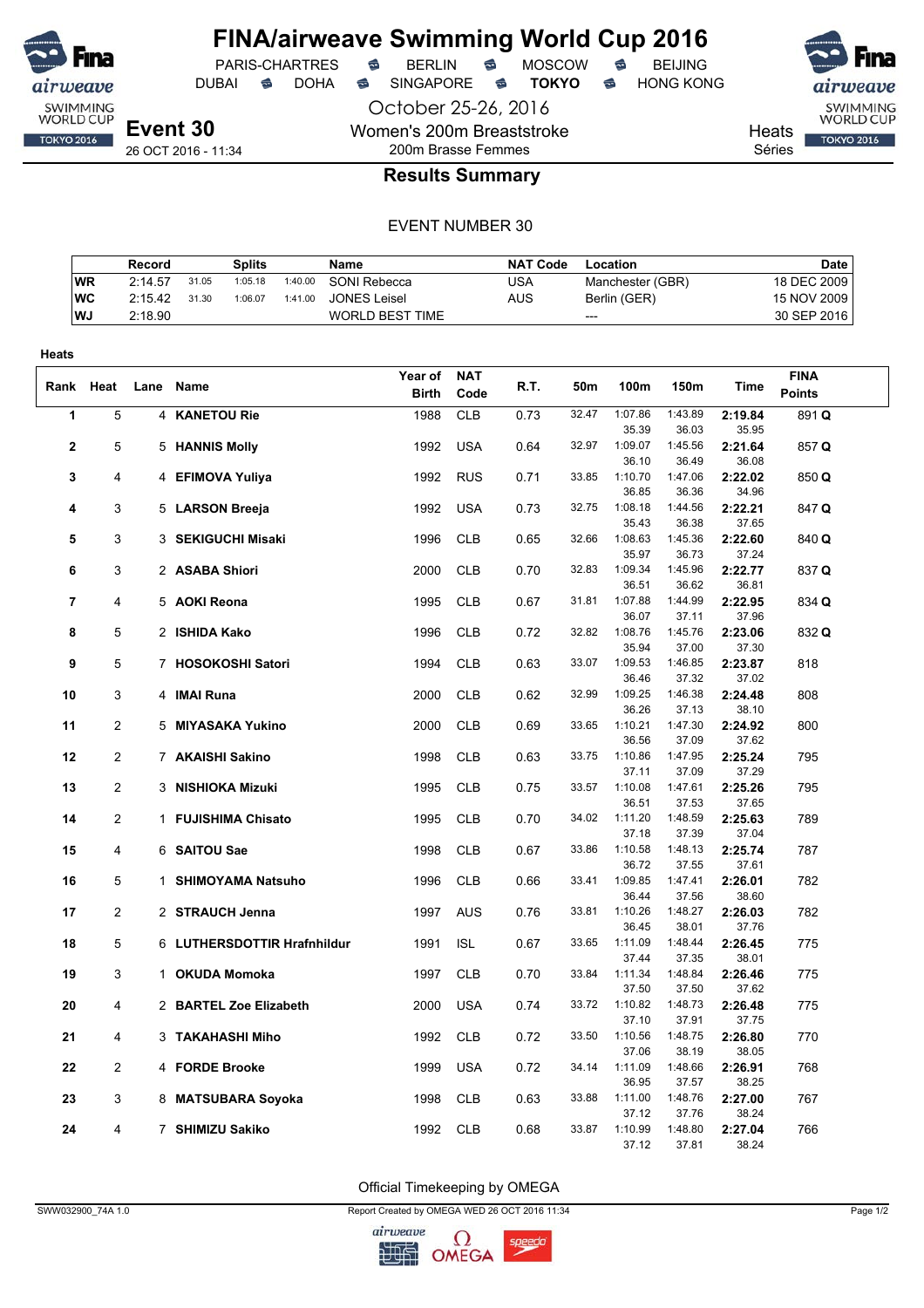# FINA/airweave Swimming World Cup 2016

PARIS-CHARTRES · BERLIN · MOSCOW · BEIJING
DUBAI · DOHA · SINGAPORE · **TOKYO** · HONG KONG

October 25-26, 2016

**Event 30**
26 OCT 2016 - 11:34

Women's 200m Breaststroke
200m Brasse Femmes

Heats
Séries

## Results Summary

EVENT NUMBER 30

| | Record | Splits | | | Name | NAT Code | Location | Date |
|---|---|---|---|---|---|---|---|---|
| WR | 2:14.57 | 31.05 | 1:05.18 | 1:40.00 | SONI Rebecca | USA | Manchester (GBR) | 18 DEC 2009 |
| WC | 2:15.42 | 31.30 | 1:06.07 | 1:41.00 | JONES Leisel | AUS | Berlin (GER) | 15 NOV 2009 |
| WJ | 2:18.90 | | | | WORLD BEST TIME | | --- | 30 SEP 2016 |

**Heats**

| Rank | Heat | Lane | Name | Year of Birth | NAT Code | R.T. | 50m | 100m | 150m | Time | FINA Points |
|---|---|---|---|---|---|---|---|---|---|---|---|
| 1 | 5 | 4 | **KANETOU Rie** | 1988 | CLB | 0.73 | 32.47 | 1:07.86 / 35.39 | 1:43.89 / 36.03 | **2:19.84** / 35.95 | 891 **Q** |
| 2 | 5 | 5 | **HANNIS Molly** | 1992 | USA | 0.64 | 32.97 | 1:09.07 / 36.10 | 1:45.56 / 36.49 | **2:21.64** / 36.08 | 857 **Q** |
| 3 | 4 | 4 | **EFIMOVA Yuliya** | 1992 | RUS | 0.71 | 33.85 | 1:10.70 / 36.85 | 1:47.06 / 36.36 | **2:22.02** / 34.96 | 850 **Q** |
| 4 | 3 | 5 | **LARSON Breeja** | 1992 | USA | 0.73 | 32.75 | 1:08.18 / 35.43 | 1:44.56 / 36.38 | **2:22.21** / 37.65 | 847 **Q** |
| 5 | 3 | 3 | **SEKIGUCHI Misaki** | 1996 | CLB | 0.65 | 32.66 | 1:08.63 / 35.97 | 1:45.36 / 36.73 | **2:22.60** / 37.24 | 840 **Q** |
| 6 | 3 | 2 | **ASABA Shiori** | 2000 | CLB | 0.70 | 32.83 | 1:09.34 / 36.51 | 1:45.96 / 36.62 | **2:22.77** / 36.81 | 837 **Q** |
| 7 | 4 | 5 | **AOKI Reona** | 1995 | CLB | 0.67 | 31.81 | 1:07.88 / 36.07 | 1:44.99 / 37.11 | **2:22.95** / 37.96 | 834 **Q** |
| 8 | 5 | 2 | **ISHIDA Kako** | 1996 | CLB | 0.72 | 32.82 | 1:08.76 / 35.94 | 1:45.76 / 37.00 | **2:23.06** / 37.30 | 832 **Q** |
| 9 | 5 | 7 | **HOSOKOSHI Satori** | 1994 | CLB | 0.63 | 33.07 | 1:09.53 / 36.46 | 1:46.85 / 37.32 | **2:23.87** / 37.02 | 818 |
| 10 | 3 | 4 | **IMAI Runa** | 2000 | CLB | 0.62 | 32.99 | 1:09.25 / 36.26 | 1:46.38 / 37.13 | **2:24.48** / 38.10 | 808 |
| 11 | 2 | 5 | **MIYASAKA Yukino** | 2000 | CLB | 0.69 | 33.65 | 1:10.21 / 36.56 | 1:47.30 / 37.09 | **2:24.92** / 37.62 | 800 |
| 12 | 2 | 7 | **AKAISHI Sakino** | 1998 | CLB | 0.63 | 33.75 | 1:10.86 / 37.11 | 1:47.95 / 37.09 | **2:25.24** / 37.29 | 795 |
| 13 | 2 | 3 | **NISHIOKA Mizuki** | 1995 | CLB | 0.75 | 33.57 | 1:10.08 / 36.51 | 1:47.61 / 37.53 | **2:25.26** / 37.65 | 795 |
| 14 | 2 | 1 | **FUJISHIMA Chisato** | 1995 | CLB | 0.70 | 34.02 | 1:11.20 / 37.18 | 1:48.59 / 37.39 | **2:25.63** / 37.04 | 789 |
| 15 | 4 | 6 | **SAITOU Sae** | 1998 | CLB | 0.67 | 33.86 | 1:10.58 / 36.72 | 1:48.13 / 37.55 | **2:25.74** / 37.61 | 787 |
| 16 | 5 | 1 | **SHIMOYAMA Natsuho** | 1996 | CLB | 0.66 | 33.41 | 1:09.85 / 36.44 | 1:47.41 / 37.56 | **2:26.01** / 38.60 | 782 |
| 17 | 2 | 2 | **STRAUCH Jenna** | 1997 | AUS | 0.76 | 33.81 | 1:10.26 / 36.45 | 1:48.27 / 38.01 | **2:26.03** / 37.76 | 782 |
| 18 | 5 | 6 | **LUTHERSDOTTIR Hrafnhildur** | 1991 | ISL | 0.67 | 33.65 | 1:11.09 / 37.44 | 1:48.44 / 37.35 | **2:26.45** / 38.01 | 775 |
| 19 | 3 | 1 | **OKUDA Momoka** | 1997 | CLB | 0.70 | 33.84 | 1:11.34 / 37.50 | 1:48.84 / 37.50 | **2:26.46** / 37.62 | 775 |
| 20 | 4 | 2 | **BARTEL Zoe Elizabeth** | 2000 | USA | 0.74 | 33.72 | 1:10.82 / 37.10 | 1:48.73 / 37.91 | **2:26.48** / 37.75 | 775 |
| 21 | 4 | 3 | **TAKAHASHI Miho** | 1992 | CLB | 0.72 | 33.50 | 1:10.56 / 37.06 | 1:48.75 / 38.19 | **2:26.80** / 38.05 | 770 |
| 22 | 2 | 4 | **FORDE Brooke** | 1999 | USA | 0.72 | 34.14 | 1:11.09 / 36.95 | 1:48.66 / 37.57 | **2:26.91** / 38.25 | 768 |
| 23 | 3 | 8 | **MATSUBARA Soyoka** | 1998 | CLB | 0.63 | 33.88 | 1:11.00 / 37.12 | 1:48.76 / 37.76 | **2:27.00** / 38.24 | 767 |
| 24 | 4 | 7 | **SHIMIZU Sakiko** | 1992 | CLB | 0.68 | 33.87 | 1:10.99 / 37.12 | 1:48.80 / 37.81 | **2:27.04** / 38.24 | 766 |

Official Timekeeping by OMEGA

SWW032900_74A 1.0 — Report Created by OMEGA WED 26 OCT 2016 11:34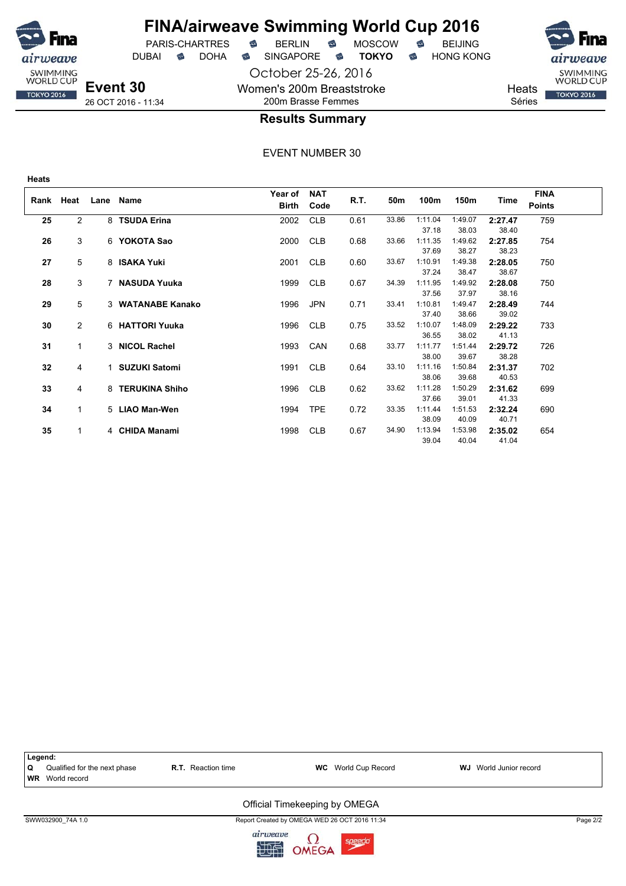# FINA/airweave Swimming World Cup 2016

PARIS-CHARTRES · BERLIN · MOSCOW · BEIJING
DUBAI · DOHA · SINGAPORE · **TOKYO** · HONG KONG

October 25-26, 2016

**Event 30**
26 OCT 2016 - 11:34

Women's 200m Breaststroke
200m Brasse Femmes

Heats
Séries

## Results Summary

EVENT NUMBER 30

**Heats**

| Rank | Heat | Lane | Name | Year of Birth | NAT Code | R.T. | 50m | 100m | 150m | Time | FINA Points |
|---|---|---|---|---|---|---|---|---|---|---|---|
| 25 | 2 | 8 | **TSUDA Erina** | 2002 | CLB | 0.61 | 33.86 | 1:11.04 | 1:49.07 | **2:27.47** | 759 |
| | | | | | | | | 37.18 | 38.03 | 38.40 | |
| 26 | 3 | 6 | **YOKOTA Sao** | 2000 | CLB | 0.68 | 33.66 | 1:11.35 | 1:49.62 | **2:27.85** | 754 |
| | | | | | | | | 37.69 | 38.27 | 38.23 | |
| 27 | 5 | 8 | **ISAKA Yuki** | 2001 | CLB | 0.60 | 33.67 | 1:10.91 | 1:49.38 | **2:28.05** | 750 |
| | | | | | | | | 37.24 | 38.47 | 38.67 | |
| 28 | 3 | 7 | **NASUDA Yuuka** | 1999 | CLB | 0.67 | 34.39 | 1:11.95 | 1:49.92 | **2:28.08** | 750 |
| | | | | | | | | 37.56 | 37.97 | 38.16 | |
| 29 | 5 | 3 | **WATANABE Kanako** | 1996 | JPN | 0.71 | 33.41 | 1:10.81 | 1:49.47 | **2:28.49** | 744 |
| | | | | | | | | 37.40 | 38.66 | 39.02 | |
| 30 | 2 | 6 | **HATTORI Yuuka** | 1996 | CLB | 0.75 | 33.52 | 1:10.07 | 1:48.09 | **2:29.22** | 733 |
| | | | | | | | | 36.55 | 38.02 | 41.13 | |
| 31 | 1 | 3 | **NICOL Rachel** | 1993 | CAN | 0.68 | 33.77 | 1:11.77 | 1:51.44 | **2:29.72** | 726 |
| | | | | | | | | 38.00 | 39.67 | 38.28 | |
| 32 | 4 | 1 | **SUZUKI Satomi** | 1991 | CLB | 0.64 | 33.10 | 1:11.16 | 1:50.84 | **2:31.37** | 702 |
| | | | | | | | | 38.06 | 39.68 | 40.53 | |
| 33 | 4 | 8 | **TERUKINA Shiho** | 1996 | CLB | 0.62 | 33.62 | 1:11.28 | 1:50.29 | **2:31.62** | 699 |
| | | | | | | | | 37.66 | 39.01 | 41.33 | |
| 34 | 1 | 5 | **LIAO Man-Wen** | 1994 | TPE | 0.72 | 33.35 | 1:11.44 | 1:51.53 | **2:32.24** | 690 |
| | | | | | | | | 38.09 | 40.09 | 40.71 | |
| 35 | 1 | 4 | **CHIDA Manami** | 1998 | CLB | 0.67 | 34.90 | 1:13.94 | 1:53.98 | **2:35.02** | 654 |
| | | | | | | | | 39.04 | 40.04 | 41.04 | |

**Legend:**

| | | | |
|---|---|---|---|
| **Q** Qualified for the next phase | **R.T.** Reaction time | **WC** World Cup Record | **WJ** World Junior record |
| **WR** World record | | | |

Official Timekeeping by OMEGA

SWW032900_74A 1.0 — Report Created by OMEGA WED 26 OCT 2016 11:34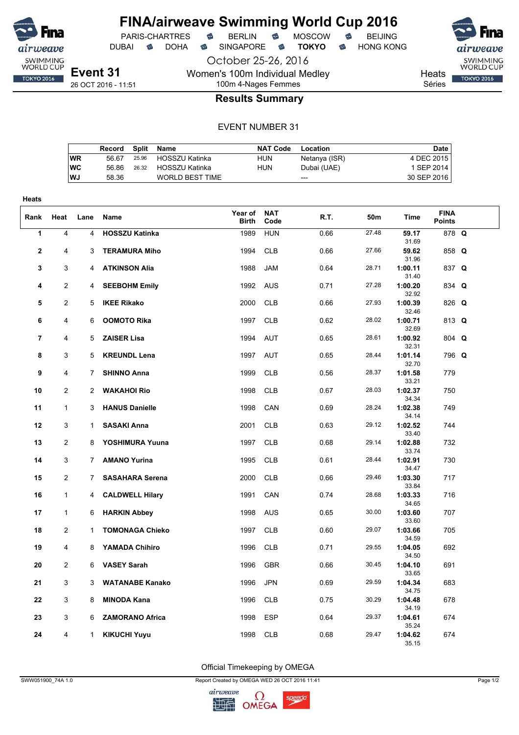# FINA/airweave Swimming World Cup 2016

PARIS-CHARTRES • BERLIN • MOSCOW • BEIJING
DUBAI • DOHA • SINGAPORE • **TOKYO** • HONG KONG

October 25-26, 2016

**Event 31** — 26 OCT 2016 - 11:51

Women's 100m Individual Medley
100m 4-Nages Femmes

Heats
Séries

## Results Summary

EVENT NUMBER 31

| | Record | Split | Name | NAT Code | Location | Date |
|---|---|---|---|---|---|---|
| WR | 56.67 | 25.96 | HOSSZU Katinka | HUN | Netanya (ISR) | 4 DEC 2015 |
| WC | 56.86 | 26.32 | HOSSZU Katinka | HUN | Dubai (UAE) | 1 SEP 2014 |
| WJ | 58.36 | | WORLD BEST TIME | | --- | 30 SEP 2016 |

**Heats**

| Rank | Heat | Lane | Name | Year of Birth | NAT Code | R.T. | 50m | Time | FINA Points | |
|---|---|---|---|---|---|---|---|---|---|---|
| 1 | 4 | 4 | **HOSSZU Katinka** | 1989 | HUN | 0.66 | 27.48 | **59.17** 31.69 | 878 | **Q** |
| 2 | 4 | 3 | **TERAMURA Miho** | 1994 | CLB | 0.66 | 27.66 | **59.62** 31.96 | 858 | **Q** |
| 3 | 3 | 4 | **ATKINSON Alia** | 1988 | JAM | 0.64 | 28.71 | **1:00.11** 31.40 | 837 | **Q** |
| 4 | 2 | 4 | **SEEBOHM Emily** | 1992 | AUS | 0.71 | 27.28 | **1:00.20** 32.92 | 834 | **Q** |
| 5 | 2 | 5 | **IKEE Rikako** | 2000 | CLB | 0.66 | 27.93 | **1:00.39** 32.46 | 826 | **Q** |
| 6 | 4 | 6 | **OOMOTO Rika** | 1997 | CLB | 0.62 | 28.02 | **1:00.71** 32.69 | 813 | **Q** |
| 7 | 4 | 5 | **ZAISER Lisa** | 1994 | AUT | 0.65 | 28.61 | **1:00.92** 32.31 | 804 | **Q** |
| 8 | 3 | 5 | **KREUNDL Lena** | 1997 | AUT | 0.65 | 28.44 | **1:01.14** 32.70 | 796 | **Q** |
| 9 | 4 | 7 | **SHINNO Anna** | 1999 | CLB | 0.56 | 28.37 | **1:01.58** 33.21 | 779 | |
| 10 | 2 | 2 | **WAKAHOI Rio** | 1998 | CLB | 0.67 | 28.03 | **1:02.37** 34.34 | 750 | |
| 11 | 1 | 3 | **HANUS Danielle** | 1998 | CAN | 0.69 | 28.24 | **1:02.38** 34.14 | 749 | |
| 12 | 3 | 1 | **SASAKI Anna** | 2001 | CLB | 0.63 | 29.12 | **1:02.52** 33.40 | 744 | |
| 13 | 2 | 8 | **YOSHIMURA Yuuna** | 1997 | CLB | 0.68 | 29.14 | **1:02.88** 33.74 | 732 | |
| 14 | 3 | 7 | **AMANO Yurina** | 1995 | CLB | 0.61 | 28.44 | **1:02.91** 34.47 | 730 | |
| 15 | 2 | 7 | **SASAHARA Serena** | 2000 | CLB | 0.66 | 29.46 | **1:03.30** 33.84 | 717 | |
| 16 | 1 | 4 | **CALDWELL Hilary** | 1991 | CAN | 0.74 | 28.68 | **1:03.33** 34.65 | 716 | |
| 17 | 1 | 6 | **HARKIN Abbey** | 1998 | AUS | 0.65 | 30.00 | **1:03.60** 33.60 | 707 | |
| 18 | 2 | 1 | **TOMONAGA Chieko** | 1997 | CLB | 0.60 | 29.07 | **1:03.66** 34.59 | 705 | |
| 19 | 4 | 8 | **YAMADA Chihiro** | 1996 | CLB | 0.71 | 29.55 | **1:04.05** 34.50 | 692 | |
| 20 | 2 | 6 | **VASEY Sarah** | 1996 | GBR | 0.66 | 30.45 | **1:04.10** 33.65 | 691 | |
| 21 | 3 | 3 | **WATANABE Kanako** | 1996 | JPN | 0.69 | 29.59 | **1:04.34** 34.75 | 683 | |
| 22 | 3 | 8 | **MINODA Kana** | 1996 | CLB | 0.75 | 30.29 | **1:04.48** 34.19 | 678 | |
| 23 | 3 | 6 | **ZAMORANO Africa** | 1998 | ESP | 0.64 | 29.37 | **1:04.61** 35.24 | 674 | |
| 24 | 4 | 1 | **KIKUCHI Yuyu** | 1998 | CLB | 0.68 | 29.47 | **1:04.62** 35.15 | 674 | |

Official Timekeeping by OMEGA

SWW051900_74A 1.0 — Report Created by OMEGA WED 26 OCT 2016 11:41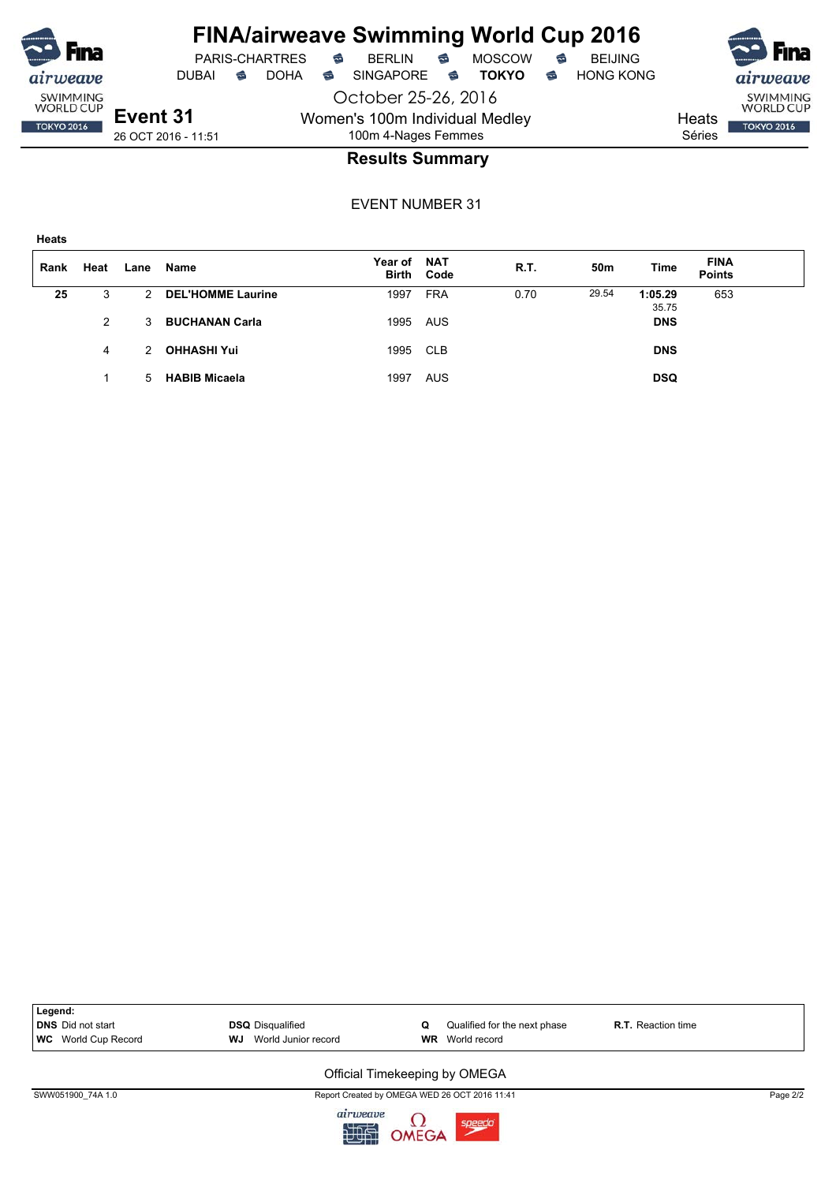# FINA/airweave Swimming World Cup 2016

PARIS-CHARTRES · BERLIN · MOSCOW · BEIJING
DUBAI · DOHA · SINGAPORE · **TOKYO** · HONG KONG

October 25-26, 2016

## Event 31

26 OCT 2016 - 11:51

Women's 100m Individual Medley
100m 4-Nages Femmes

Heats
Séries

### Results Summary

EVENT NUMBER 31

**Heats**

| Rank | Heat | Lane | Name | Year of Birth | NAT Code | R.T. | 50m | Time | FINA Points |
|---|---|---|---|---|---|---|---|---|---|
| **25** | 3 | 2 | **DEL'HOMME Laurine** | 1997 | FRA | 0.70 | 29.54 | **1:05.29** | 653 |
| | | | | | | | | 35.75 | |
| | 2 | 3 | **BUCHANAN Carla** | 1995 | AUS | | | **DNS** | |
| | 4 | 2 | **OHHASHI Yui** | 1995 | CLB | | | **DNS** | |
| | 1 | 5 | **HABIB Micaela** | 1997 | AUS | | | **DSQ** | |

**Legend:**

| | | | |
|---|---|---|---|
| **DNS** Did not start | **DSQ** Disqualified | **Q** Qualified for the next phase | **R.T.** Reaction time |
| **WC** World Cup Record | **WJ** World Junior record | **WR** World record | |

Official Timekeeping by OMEGA

SWW051900_74A 1.0 — Report Created by OMEGA WED 26 OCT 2016 11:41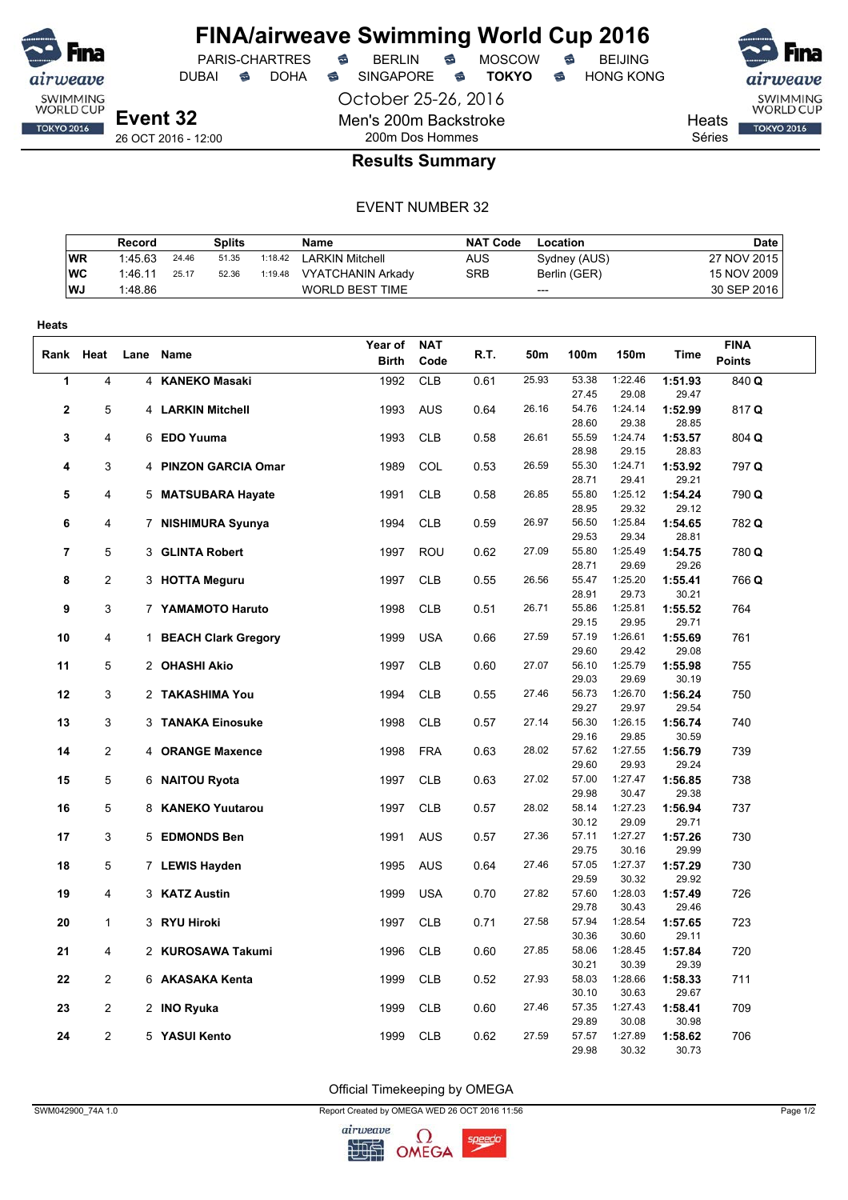# FINA/airweave Swimming World Cup 2016

PARIS-CHARTRES · BERLIN · MOSCOW · BEIJING
DUBAI · DOHA · SINGAPORE · **TOKYO** · HONG KONG

October 25-26, 2016

**Event 32**
26 OCT 2016 - 12:00

Men's 200m Backstroke
200m Dos Hommes

Heats
Séries

## Results Summary

EVENT NUMBER 32

| | Record | Splits | | | Name | NAT Code | Location | Date |
|---|---|---|---|---|---|---|---|---|
| WR | 1:45.63 | 24.46 | 51.35 | 1:18.42 | LARKIN Mitchell | AUS | Sydney (AUS) | 27 NOV 2015 |
| WC | 1:46.11 | 25.17 | 52.36 | 1:19.48 | VYATCHANIN Arkady | SRB | Berlin (GER) | 15 NOV 2009 |
| WJ | 1:48.86 | | | | WORLD BEST TIME | | --- | 30 SEP 2016 |

**Heats**

| Rank | Heat | Lane | Name | Year of Birth | NAT Code | R.T. | 50m | 100m | 150m | Time | FINA Points |
|---|---|---|---|---|---|---|---|---|---|---|---|
| 1 | 4 | 4 | **KANEKO Masaki** | 1992 | CLB | 0.61 | 25.93 | 53.38 / 27.45 | 1:22.46 / 29.08 | **1:51.93** / 29.47 | 840 **Q** |
| 2 | 5 | 4 | **LARKIN Mitchell** | 1993 | AUS | 0.64 | 26.16 | 54.76 / 28.60 | 1:24.14 / 29.38 | **1:52.99** / 28.85 | 817 **Q** |
| 3 | 4 | 6 | **EDO Yuuma** | 1993 | CLB | 0.58 | 26.61 | 55.59 / 28.98 | 1:24.74 / 29.15 | **1:53.57** / 28.83 | 804 **Q** |
| 4 | 3 | 4 | **PINZON GARCIA Omar** | 1989 | COL | 0.53 | 26.59 | 55.30 / 28.71 | 1:24.71 / 29.41 | **1:53.92** / 29.21 | 797 **Q** |
| 5 | 4 | 5 | **MATSUBARA Hayate** | 1991 | CLB | 0.58 | 26.85 | 55.80 / 28.95 | 1:25.12 / 29.32 | **1:54.24** / 29.12 | 790 **Q** |
| 6 | 4 | 7 | **NISHIMURA Syunya** | 1994 | CLB | 0.59 | 26.97 | 56.50 / 29.53 | 1:25.84 / 29.34 | **1:54.65** / 28.81 | 782 **Q** |
| 7 | 5 | 3 | **GLINTA Robert** | 1997 | ROU | 0.62 | 27.09 | 55.80 / 28.71 | 1:25.49 / 29.69 | **1:54.75** / 29.26 | 780 **Q** |
| 8 | 2 | 3 | **HOTTA Meguru** | 1997 | CLB | 0.55 | 26.56 | 55.47 / 28.91 | 1:25.20 / 29.73 | **1:55.41** / 30.21 | 766 **Q** |
| 9 | 3 | 7 | **YAMAMOTO Haruto** | 1998 | CLB | 0.51 | 26.71 | 55.86 / 29.15 | 1:25.81 / 29.95 | **1:55.52** / 29.71 | 764 |
| 10 | 4 | 1 | **BEACH Clark Gregory** | 1999 | USA | 0.66 | 27.59 | 57.19 / 29.60 | 1:26.61 / 29.42 | **1:55.69** / 29.08 | 761 |
| 11 | 5 | 2 | **OHASHI Akio** | 1997 | CLB | 0.60 | 27.07 | 56.10 / 29.03 | 1:25.79 / 29.69 | **1:55.98** / 30.19 | 755 |
| 12 | 3 | 2 | **TAKASHIMA You** | 1994 | CLB | 0.55 | 27.46 | 56.73 / 29.27 | 1:26.70 / 29.97 | **1:56.24** / 29.54 | 750 |
| 13 | 3 | 3 | **TANAKA Einosuke** | 1998 | CLB | 0.57 | 27.14 | 56.30 / 29.16 | 1:26.15 / 29.85 | **1:56.74** / 30.59 | 740 |
| 14 | 2 | 4 | **ORANGE Maxence** | 1998 | FRA | 0.63 | 28.02 | 57.62 / 29.60 | 1:27.55 / 29.93 | **1:56.79** / 29.24 | 739 |
| 15 | 5 | 6 | **NAITOU Ryota** | 1997 | CLB | 0.63 | 27.02 | 57.00 / 29.98 | 1:27.47 / 30.47 | **1:56.85** / 29.38 | 738 |
| 16 | 5 | 8 | **KANEKO Yuutarou** | 1997 | CLB | 0.57 | 28.02 | 58.14 / 30.12 | 1:27.23 / 29.09 | **1:56.94** / 29.71 | 737 |
| 17 | 3 | 5 | **EDMONDS Ben** | 1991 | AUS | 0.57 | 27.36 | 57.11 / 29.75 | 1:27.27 / 30.16 | **1:57.26** / 29.99 | 730 |
| 18 | 5 | 7 | **LEWIS Hayden** | 1995 | AUS | 0.64 | 27.46 | 57.05 / 29.59 | 1:27.37 / 30.32 | **1:57.29** / 29.92 | 730 |
| 19 | 4 | 3 | **KATZ Austin** | 1999 | USA | 0.70 | 27.82 | 57.60 / 29.78 | 1:28.03 / 30.43 | **1:57.49** / 29.46 | 726 |
| 20 | 1 | 3 | **RYU Hiroki** | 1997 | CLB | 0.71 | 27.58 | 57.94 / 30.36 | 1:28.54 / 30.60 | **1:57.65** / 29.11 | 723 |
| 21 | 4 | 2 | **KUROSAWA Takumi** | 1996 | CLB | 0.60 | 27.85 | 58.06 / 30.21 | 1:28.45 / 30.39 | **1:57.84** / 29.39 | 720 |
| 22 | 2 | 6 | **AKASAKA Kenta** | 1999 | CLB | 0.52 | 27.93 | 58.03 / 30.10 | 1:28.66 / 30.63 | **1:58.33** / 29.67 | 711 |
| 23 | 2 | 2 | **INO Ryuka** | 1999 | CLB | 0.60 | 27.46 | 57.35 / 29.89 | 1:27.43 / 30.08 | **1:58.41** / 30.98 | 709 |
| 24 | 2 | 5 | **YASUI Kento** | 1999 | CLB | 0.62 | 27.59 | 57.57 / 29.98 | 1:27.89 / 30.32 | **1:58.62** / 30.73 | 706 |

Official Timekeeping by OMEGA

SWM042900_74A 1.0 — Report Created by OMEGA WED 26 OCT 2016 11:56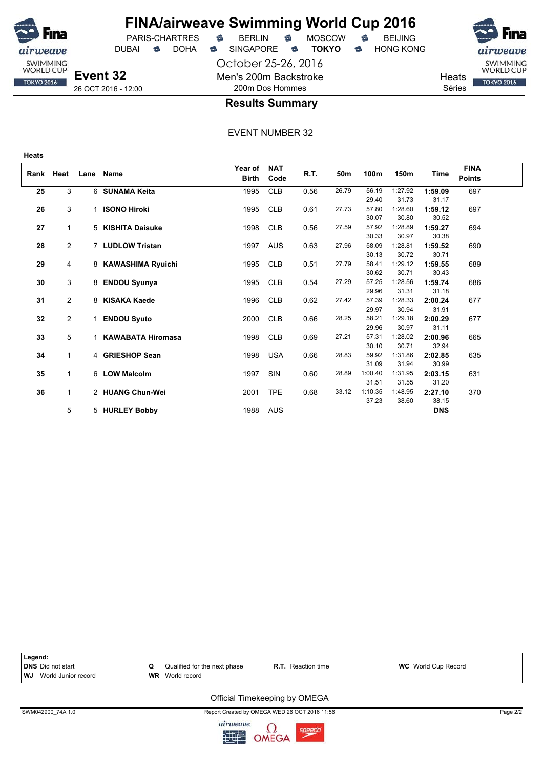# FINA/airweave Swimming World Cup 2016

PARIS-CHARTRES · BERLIN · MOSCOW · BEIJING
DUBAI · DOHA · SINGAPORE · **TOKYO** · HONG KONG

October 25-26, 2016

**Event 32**
26 OCT 2016 - 12:00

Men's 200m Backstroke
200m Dos Hommes

Heats
Séries

## Results Summary

EVENT NUMBER 32

**Heats**

| Rank | Heat | Lane | Name | Year of Birth | NAT Code | R.T. | 50m | 100m | 150m | Time | FINA Points |
|---|---|---|---|---|---|---|---|---|---|---|---|
| **25** | 3 | 6 | **SUNAMA Keita** | 1995 | CLB | 0.56 | 26.79 | 56.19 | 1:27.92 | **1:59.09** | 697 |
| | | | | | | | | 29.40 | 31.73 | 31.17 | |
| **26** | 3 | 1 | **ISONO Hiroki** | 1995 | CLB | 0.61 | 27.73 | 57.80 | 1:28.60 | **1:59.12** | 697 |
| | | | | | | | | 30.07 | 30.80 | 30.52 | |
| **27** | 1 | 5 | **KISHITA Daisuke** | 1998 | CLB | 0.56 | 27.59 | 57.92 | 1:28.89 | **1:59.27** | 694 |
| | | | | | | | | 30.33 | 30.97 | 30.38 | |
| **28** | 2 | 7 | **LUDLOW Tristan** | 1997 | AUS | 0.63 | 27.96 | 58.09 | 1:28.81 | **1:59.52** | 690 |
| | | | | | | | | 30.13 | 30.72 | 30.71 | |
| **29** | 4 | 8 | **KAWASHIMA Ryuichi** | 1995 | CLB | 0.51 | 27.79 | 58.41 | 1:29.12 | **1:59.55** | 689 |
| | | | | | | | | 30.62 | 30.71 | 30.43 | |
| **30** | 3 | 8 | **ENDOU Syunya** | 1995 | CLB | 0.54 | 27.29 | 57.25 | 1:28.56 | **1:59.74** | 686 |
| | | | | | | | | 29.96 | 31.31 | 31.18 | |
| **31** | 2 | 8 | **KISAKA Kaede** | 1996 | CLB | 0.62 | 27.42 | 57.39 | 1:28.33 | **2:00.24** | 677 |
| | | | | | | | | 29.97 | 30.94 | 31.91 | |
| **32** | 2 | 1 | **ENDOU Syuto** | 2000 | CLB | 0.66 | 28.25 | 58.21 | 1:29.18 | **2:00.29** | 677 |
| | | | | | | | | 29.96 | 30.97 | 31.11 | |
| **33** | 5 | 1 | **KAWABATA Hiromasa** | 1998 | CLB | 0.69 | 27.21 | 57.31 | 1:28.02 | **2:00.96** | 665 |
| | | | | | | | | 30.10 | 30.71 | 32.94 | |
| **34** | 1 | 4 | **GRIESHOP Sean** | 1998 | USA | 0.66 | 28.83 | 59.92 | 1:31.86 | **2:02.85** | 635 |
| | | | | | | | | 31.09 | 31.94 | 30.99 | |
| **35** | 1 | 6 | **LOW Malcolm** | 1997 | SIN | 0.60 | 28.89 | 1:00.40 | 1:31.95 | **2:03.15** | 631 |
| | | | | | | | | 31.51 | 31.55 | 31.20 | |
| **36** | 1 | 2 | **HUANG Chun-Wei** | 2001 | TPE | 0.68 | 33.12 | 1:10.35 | 1:48.95 | **2:27.10** | 370 |
| | | | | | | | | 37.23 | 38.60 | 38.15 | |
| | 5 | 5 | **HURLEY Bobby** | 1988 | AUS | | | | | **DNS** | |

**Legend:**
**DNS** Did not start
**WJ** World Junior record
**Q** Qualified for the next phase
**WR** World record
**R.T.** Reaction time
**WC** World Cup Record

Official Timekeeping by OMEGA

SWM042900_74A 1.0 — Report Created by OMEGA WED 26 OCT 2016 11:56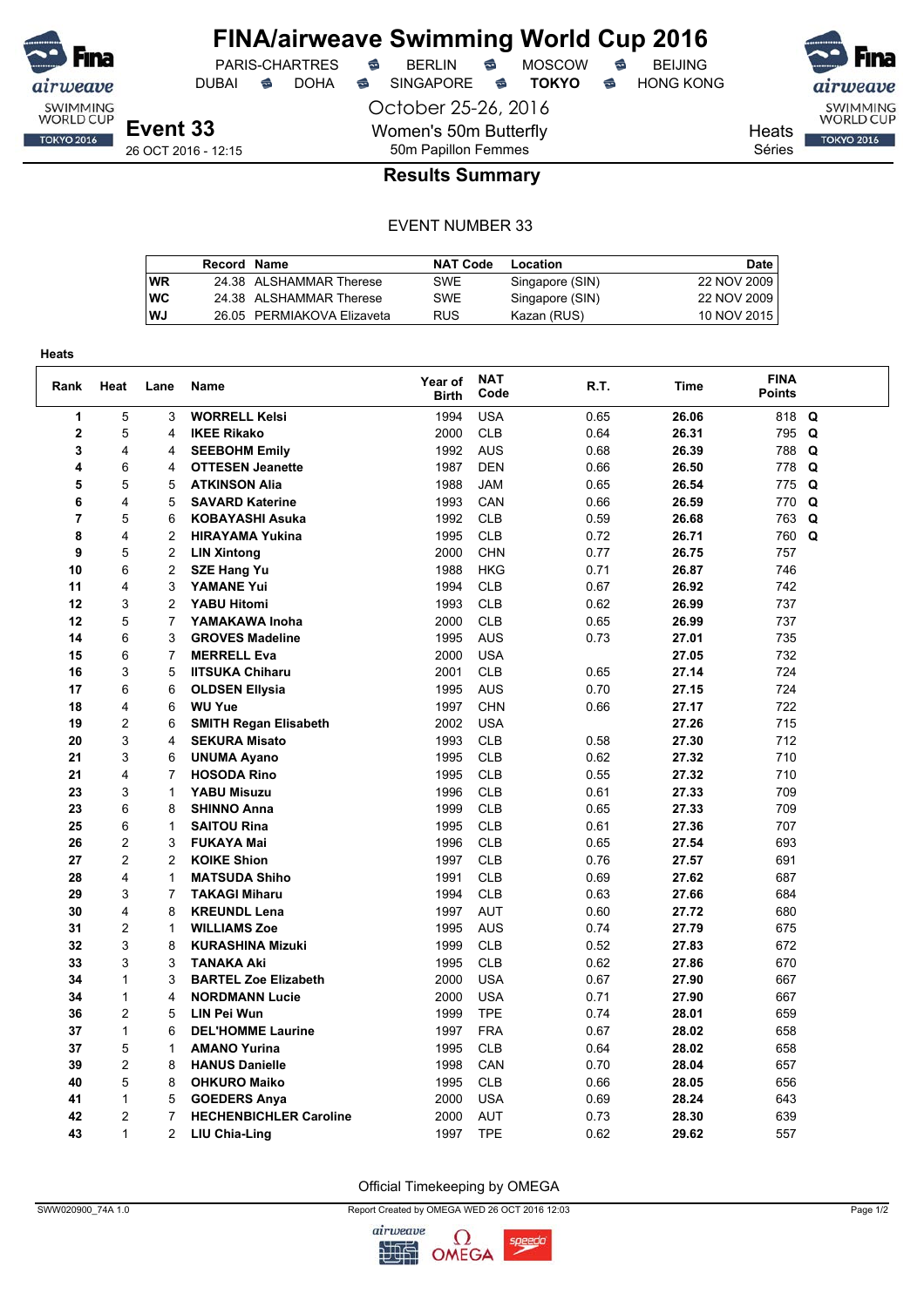# FINA/airweave Swimming World Cup 2016

PARIS-CHARTRES · BERLIN · MOSCOW · BEIJING
DUBAI · DOHA · SINGAPORE · **TOKYO** · HONG KONG

October 25-26, 2016

**Event 33**
26 OCT 2016 - 12:15

Women's 50m Butterfly
50m Papillon Femmes

Heats
Séries

## Results Summary

EVENT NUMBER 33

| | Record | Name | NAT Code | Location | Date |
|---|---|---|---|---|---|
| WR | 24.38 | ALSHAMMAR Therese | SWE | Singapore (SIN) | 22 NOV 2009 |
| WC | 24.38 | ALSHAMMAR Therese | SWE | Singapore (SIN) | 22 NOV 2009 |
| WJ | 26.05 | PERMIAKOVA Elizaveta | RUS | Kazan (RUS) | 10 NOV 2015 |

### Heats

| Rank | Heat | Lane | Name | Year of Birth | NAT Code | R.T. | Time | FINA Points | |
|---|---|---|---|---|---|---|---|---|---|
| 1 | 5 | 3 | **WORRELL Kelsi** | 1994 | USA | 0.65 | **26.06** | 818 | **Q** |
| 2 | 5 | 4 | **IKEE Rikako** | 2000 | CLB | 0.64 | **26.31** | 795 | **Q** |
| 3 | 4 | 4 | **SEEBOHM Emily** | 1992 | AUS | 0.68 | **26.39** | 788 | **Q** |
| 4 | 6 | 4 | **OTTESEN Jeanette** | 1987 | DEN | 0.66 | **26.50** | 778 | **Q** |
| 5 | 5 | 5 | **ATKINSON Alia** | 1988 | JAM | 0.65 | **26.54** | 775 | **Q** |
| 6 | 4 | 5 | **SAVARD Katerine** | 1993 | CAN | 0.66 | **26.59** | 770 | **Q** |
| 7 | 5 | 6 | **KOBAYASHI Asuka** | 1992 | CLB | 0.59 | **26.68** | 763 | **Q** |
| 8 | 4 | 2 | **HIRAYAMA Yukina** | 1995 | CLB | 0.72 | **26.71** | 760 | **Q** |
| 9 | 5 | 2 | **LIN Xintong** | 2000 | CHN | 0.77 | **26.75** | 757 | |
| 10 | 6 | 2 | **SZE Hang Yu** | 1988 | HKG | 0.71 | **26.87** | 746 | |
| 11 | 4 | 3 | **YAMANE Yui** | 1994 | CLB | 0.67 | **26.92** | 742 | |
| 12 | 3 | 2 | **YABU Hitomi** | 1993 | CLB | 0.62 | **26.99** | 737 | |
| 12 | 5 | 7 | **YAMAKAWA Inoha** | 2000 | CLB | 0.65 | **26.99** | 737 | |
| 14 | 6 | 3 | **GROVES Madeline** | 1995 | AUS | 0.73 | **27.01** | 735 | |
| 15 | 6 | 7 | **MERRELL Eva** | 2000 | USA | | **27.05** | 732 | |
| 16 | 3 | 5 | **IITSUKA Chiharu** | 2001 | CLB | 0.65 | **27.14** | 724 | |
| 17 | 6 | 6 | **OLDSEN Ellysia** | 1995 | AUS | 0.70 | **27.15** | 724 | |
| 18 | 4 | 6 | **WU Yue** | 1997 | CHN | 0.66 | **27.17** | 722 | |
| 19 | 2 | 6 | **SMITH Regan Elisabeth** | 2002 | USA | | **27.26** | 715 | |
| 20 | 3 | 4 | **SEKURA Misato** | 1993 | CLB | 0.58 | **27.30** | 712 | |
| 21 | 3 | 6 | **UNUMA Ayano** | 1995 | CLB | 0.62 | **27.32** | 710 | |
| 21 | 4 | 7 | **HOSODA Rino** | 1995 | CLB | 0.55 | **27.32** | 710 | |
| 23 | 3 | 1 | **YABU Misuzu** | 1996 | CLB | 0.61 | **27.33** | 709 | |
| 23 | 6 | 8 | **SHINNO Anna** | 1999 | CLB | 0.65 | **27.33** | 709 | |
| 25 | 6 | 1 | **SAITOU Rina** | 1995 | CLB | 0.61 | **27.36** | 707 | |
| 26 | 2 | 3 | **FUKAYA Mai** | 1996 | CLB | 0.65 | **27.54** | 693 | |
| 27 | 2 | 2 | **KOIKE Shion** | 1997 | CLB | 0.76 | **27.57** | 691 | |
| 28 | 4 | 1 | **MATSUDA Shiho** | 1991 | CLB | 0.69 | **27.62** | 687 | |
| 29 | 3 | 7 | **TAKAGI Miharu** | 1994 | CLB | 0.63 | **27.66** | 684 | |
| 30 | 4 | 8 | **KREUNDL Lena** | 1997 | AUT | 0.60 | **27.72** | 680 | |
| 31 | 2 | 1 | **WILLIAMS Zoe** | 1995 | AUS | 0.74 | **27.79** | 675 | |
| 32 | 3 | 8 | **KURASHINA Mizuki** | 1999 | CLB | 0.52 | **27.83** | 672 | |
| 33 | 3 | 3 | **TANAKA Aki** | 1995 | CLB | 0.62 | **27.86** | 670 | |
| 34 | 1 | 3 | **BARTEL Zoe Elizabeth** | 2000 | USA | 0.67 | **27.90** | 667 | |
| 34 | 1 | 4 | **NORDMANN Lucie** | 2000 | USA | 0.71 | **27.90** | 667 | |
| 36 | 2 | 5 | **LIN Pei Wun** | 1999 | TPE | 0.74 | **28.01** | 659 | |
| 37 | 1 | 6 | **DEL'HOMME Laurine** | 1997 | FRA | 0.67 | **28.02** | 658 | |
| 37 | 5 | 1 | **AMANO Yurina** | 1995 | CLB | 0.64 | **28.02** | 658 | |
| 39 | 2 | 8 | **HANUS Danielle** | 1998 | CAN | 0.70 | **28.04** | 657 | |
| 40 | 5 | 8 | **OHKURO Maiko** | 1995 | CLB | 0.66 | **28.05** | 656 | |
| 41 | 1 | 5 | **GOEDERS Anya** | 2000 | USA | 0.69 | **28.24** | 643 | |
| 42 | 2 | 7 | **HECHENBICHLER Caroline** | 2000 | AUT | 0.73 | **28.30** | 639 | |
| 43 | 1 | 2 | **LIU Chia-Ling** | 1997 | TPE | 0.62 | **29.62** | 557 | |

Official Timekeeping by OMEGA

SWW020900_74A 1.0 · Report Created by OMEGA WED 26 OCT 2016 12:03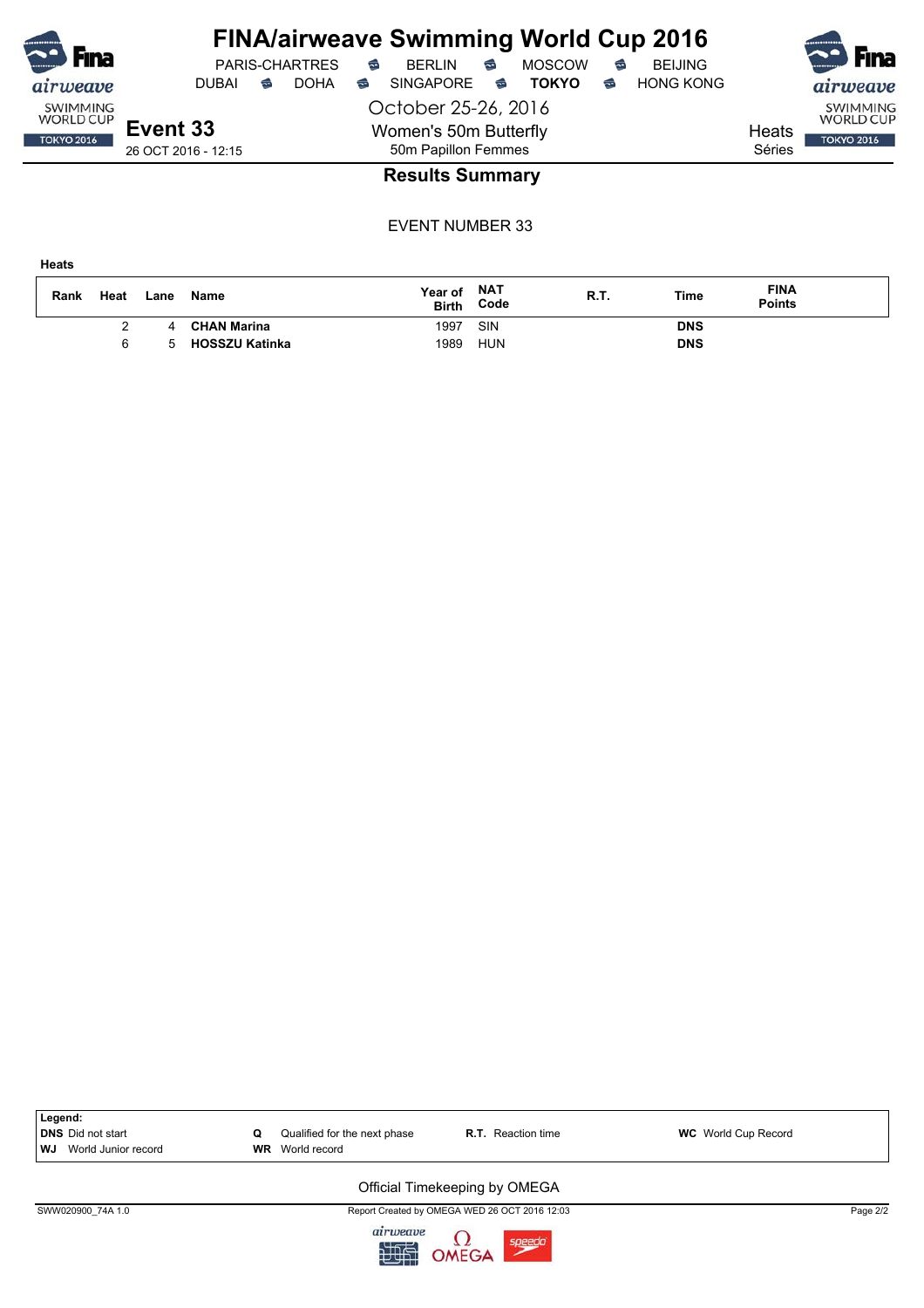# FINA/airweave Swimming World Cup 2016

PARIS-CHARTRES · BERLIN · MOSCOW · BEIJING
DUBAI · DOHA · SINGAPORE · **TOKYO** · HONG KONG

October 25-26, 2016

**Event 33**
26 OCT 2016 - 12:15

Women's 50m Butterfly
50m Papillon Femmes

Heats
Séries

## Results Summary

EVENT NUMBER 33

**Heats**

| Rank | Heat | Lane | Name | Year of Birth | NAT Code | R.T. | Time | FINA Points |
|---|---|---|---|---|---|---|---|---|
| | 2 | 4 | **CHAN Marina** | 1997 | SIN | | **DNS** | |
| | 6 | 5 | **HOSSZU Katinka** | 1989 | HUN | | **DNS** | |

**Legend:**

| | | | |
|---|---|---|---|
| **DNS** Did not start | **Q** Qualified for the next phase | **R.T.** Reaction time | **WC** World Cup Record |
| **WJ** World Junior record | **WR** World record | | |

Official Timekeeping by OMEGA

SWW020900_74A 1.0 — Report Created by OMEGA WED 26 OCT 2016 12:03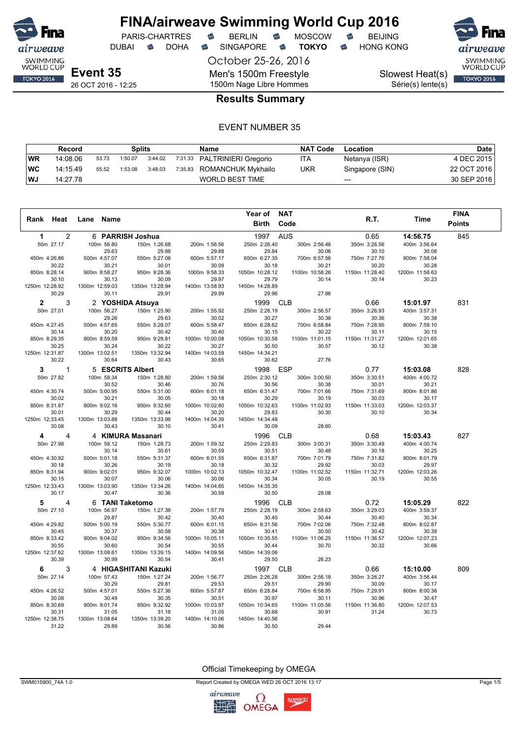# FINA/airweave Swimming World Cup 2016

PARIS-CHARTRES · BERLIN · MOSCOW · BEIJING
DUBAI · DOHA · SINGAPORE · **TOKYO** · HONG KONG

October 25-26, 2016

**Event 35** — 26 OCT 2016 - 12:25

Men's 1500m Freestyle
1500m Nage Libre Hommes

Slowest Heat(s)
Série(s) lente(s)

## Results Summary

EVENT NUMBER 35

| Record | | Splits | | | | Name | NAT Code | Location | Date |
|---|---|---|---|---|---|---|---|---|---|
| WR | 14:08.06 | 53.73 | 1:50.07 | 3:44.02 | 7:31.33 | PALTRINIERI Gregorio | ITA | Netanya (ISR) | 4 DEC 2015 |
| WC | 14:15.49 | 55.52 | 1:53.08 | 3:48.03 | 7:35.83 | ROMANCHUK Mykhailo | UKR | Singapore (SIN) | 22 OCT 2016 |
| WJ | 14:27.78 | | | | | WORLD BEST TIME | | --- | 30 SEP 2016 |

| Rank | Heat | Lane | Name | Year of Birth | NAT Code | R.T. | Time | FINA Points |
|---|---|---|---|---|---|---|---|---|
| 1 | 2 | 6 | PARRISH Joshua | 1997 | AUS | 0.65 | 14:56.75 | 845 |
| 2 | 3 | 2 | YOSHIDA Atsuya | 1999 | CLB | 0.66 | 15:01.97 | 831 |
| 3 | 1 | 5 | ESCRITS Albert | 1998 | ESP | 0.77 | 15:03.08 | 828 |
| 4 | 4 | 4 | KIMURA Masanari | 1996 | CLB | 0.68 | 15:03.43 | 827 |
| 5 | 4 | 6 | TANI Taketomo | 1996 | CLB | 0.72 | 15:05.29 | 822 |
| 6 | 3 | 4 | HIGASHITANI Kazuki | 1997 | CLB | 0.66 | 15:10.00 | 809 |

### Splits

**1 PARRISH Joshua**

| Distance | Time | Split | Distance | Time | Split | Distance | Time | Split |
|---|---|---|---|---|---|---|---|---|
| 50m | 27.17 | | 100m | 56.80 | 29.63 | 150m | 1:26.68 | 29.88 |
| 200m | 1:56.56 | 29.88 | 250m | 2:26.40 | 29.84 | 300m | 2:56.46 | 30.06 |
| 350m | 3:26.56 | 30.10 | 400m | 3:56.64 | 30.08 | 450m | 4:26.86 | 30.22 |
| 500m | 4:57.07 | 30.21 | 550m | 5:27.08 | 30.01 | 600m | 5:57.17 | 30.09 |
| 650m | 6:27.35 | 30.18 | 700m | 6:57.56 | 30.21 | 750m | 7:27.76 | 30.20 |
| 800m | 7:58.04 | 30.28 | 850m | 8:28.14 | 30.10 | 900m | 8:58.27 | 30.13 |
| 950m | 9:28.36 | 30.09 | 1000m | 9:58.33 | 29.97 | 1050m | 10:28.12 | 29.79 |
| 1100m | 10:58.26 | 30.14 | 1150m | 11:28.40 | 30.14 | 1200m | 11:58.63 | 30.23 |
| 1250m | 12:28.92 | 30.29 | 1300m | 12:59.03 | 30.11 | 1350m | 13:28.94 | 29.91 |
| 1400m | 13:58.93 | 29.99 | 1450m | 14:28.89 | 29.96 | 1500m | 14:56.75 | 27.86 |

**2 YOSHIDA Atsuya**

| Distance | Time | Split | Distance | Time | Split | Distance | Time | Split |
|---|---|---|---|---|---|---|---|---|
| 50m | 27.01 | | 100m | 56.27 | 29.26 | 150m | 1:25.90 | 29.63 |
| 200m | 1:55.92 | 30.02 | 250m | 2:26.19 | 30.27 | 300m | 2:56.57 | 30.38 |
| 350m | 3:26.93 | 30.36 | 400m | 3:57.31 | 30.38 | 450m | 4:27.45 | 30.14 |
| 500m | 4:57.65 | 30.20 | 550m | 5:28.07 | 30.42 | 600m | 5:58.47 | 30.40 |
| 650m | 6:28.62 | 30.15 | 700m | 6:58.84 | 30.22 | 750m | 7:28.95 | 30.11 |
| 800m | 7:59.10 | 30.15 | 850m | 8:29.35 | 30.25 | 900m | 8:59.59 | 30.24 |
| 950m | 9:29.81 | 30.22 | 1000m | 10:00.08 | 30.27 | 1050m | 10:30.58 | 30.50 |
| 1100m | 11:01.15 | 30.57 | 1150m | 11:31.27 | 30.12 | 1200m | 12:01.65 | 30.38 |
| 1250m | 12:31.87 | 30.22 | 1300m | 13:02.51 | 30.64 | 1350m | 13:32.94 | 30.43 |
| 1400m | 14:03.59 | 30.65 | 1450m | 14:34.21 | 30.62 | 1500m | 15:01.97 | 27.76 |

**3 ESCRITS Albert**

| Distance | Time | Split | Distance | Time | Split | Distance | Time | Split |
|---|---|---|---|---|---|---|---|---|
| 50m | 27.82 | | 100m | 58.34 | 30.52 | 150m | 1:28.80 | 30.46 |
| 200m | 1:59.56 | 30.76 | 250m | 2:30.12 | 30.56 | 300m | 3:00.50 | 30.38 |
| 350m | 3:30.51 | 30.01 | 400m | 4:00.72 | 30.21 | 450m | 4:30.74 | 30.02 |
| 500m | 5:00.95 | 30.21 | 550m | 5:31.00 | 30.05 | 600m | 6:01.18 | 30.18 |
| 650m | 6:31.47 | 30.29 | 700m | 7:01.66 | 30.19 | 750m | 7:31.69 | 30.03 |
| 800m | 8:01.86 | 30.17 | 850m | 8:31.87 | 30.01 | 900m | 9:02.16 | 30.29 |
| 950m | 9:32.60 | 30.44 | 1000m | 10:02.80 | 30.20 | 1050m | 10:32.63 | 29.83 |
| 1100m | 11:02.93 | 30.30 | 1150m | 11:33.03 | 30.10 | 1200m | 12:03.37 | 30.34 |
| 1250m | 12:33.45 | 30.08 | 1300m | 13:03.88 | 30.43 | 1350m | 13:33.98 | 30.10 |
| 1400m | 14:04.39 | 30.41 | 1450m | 14:34.48 | 30.09 | 1500m | 15:03.08 | 28.60 |

**4 KIMURA Masanari**

| Distance | Time | Split | Distance | Time | Split | Distance | Time | Split |
|---|---|---|---|---|---|---|---|---|
| 50m | 27.98 | | 100m | 58.12 | 30.14 | 150m | 1:28.73 | 30.61 |
| 200m | 1:59.32 | 30.59 | 250m | 2:29.83 | 30.51 | 300m | 3:00.31 | 30.48 |
| 350m | 3:30.49 | 30.18 | 400m | 4:00.74 | 30.25 | 450m | 4:30.92 | 30.18 |
| 500m | 5:01.18 | 30.26 | 550m | 5:31.37 | 30.19 | 600m | 6:01.55 | 30.18 |
| 650m | 6:31.87 | 30.32 | 700m | 7:01.79 | 29.92 | 750m | 7:31.82 | 30.03 |
| 800m | 8:01.79 | 29.97 | 850m | 8:31.94 | 30.15 | 900m | 9:02.01 | 30.07 |
| 950m | 9:32.07 | 30.06 | 1000m | 10:02.13 | 30.06 | 1050m | 10:32.47 | 30.34 |
| 1100m | 11:02.52 | 30.05 | 1150m | 11:32.71 | 30.19 | 1200m | 12:03.26 | 30.55 |
| 1250m | 12:33.43 | 30.17 | 1300m | 13:03.90 | 30.47 | 1350m | 13:34.26 | 30.36 |
| 1400m | 14:04.85 | 30.59 | 1450m | 14:35.35 | 30.50 | 1500m | 15:03.43 | 28.08 |

**5 TANI Taketomo**

| Distance | Time | Split | Distance | Time | Split | Distance | Time | Split |
|---|---|---|---|---|---|---|---|---|
| 50m | 27.10 | | 100m | 56.97 | 29.87 | 150m | 1:27.39 | 30.42 |
| 200m | 1:57.79 | 30.40 | 250m | 2:28.19 | 30.40 | 300m | 2:58.63 | 30.44 |
| 350m | 3:29.03 | 30.40 | 400m | 3:59.37 | 30.34 | 450m | 4:29.82 | 30.45 |
| 500m | 5:00.19 | 30.37 | 550m | 5:30.77 | 30.58 | 600m | 6:01.15 | 30.38 |
| 650m | 6:31.56 | 30.41 | 700m | 7:02.06 | 30.50 | 750m | 7:32.48 | 30.42 |
| 800m | 8:02.87 | 30.39 | 850m | 8:33.42 | 30.55 | 900m | 9:04.02 | 30.60 |
| 950m | 9:34.56 | 30.54 | 1000m | 10:05.11 | 30.55 | 1050m | 10:35.55 | 30.44 |
| 1100m | 11:06.25 | 30.70 | 1150m | 11:36.57 | 30.32 | 1200m | 12:07.23 | 30.66 |
| 1250m | 12:37.62 | 30.39 | 1300m | 13:08.61 | 30.99 | 1350m | 13:39.15 | 30.54 |
| 1400m | 14:09.56 | 30.41 | 1450m | 14:39.06 | 29.50 | 1500m | 15:05.29 | 26.23 |

**6 HIGASHITANI Kazuki**

| Distance | Time | Split | Distance | Time | Split | Distance | Time | Split |
|---|---|---|---|---|---|---|---|---|
| 50m | 27.14 | | 100m | 57.43 | 30.29 | 150m | 1:27.24 | 29.81 |
| 200m | 1:56.77 | 29.53 | 250m | 2:26.28 | 29.51 | 300m | 2:56.18 | 29.90 |
| 350m | 3:26.27 | 30.09 | 400m | 3:56.44 | 30.17 | 450m | 4:26.52 | 30.08 |
| 500m | 4:57.01 | 30.49 | 550m | 5:27.36 | 30.35 | 600m | 5:57.87 | 30.51 |
| 650m | 6:28.84 | 30.97 | 700m | 6:58.95 | 30.11 | 750m | 7:29.91 | 30.96 |
| 800m | 8:00.38 | 30.47 | 850m | 8:30.69 | 30.31 | 900m | 9:01.74 | 31.05 |
| 950m | 9:32.92 | 31.18 | 1000m | 10:03.97 | 31.05 | 1050m | 10:34.65 | 30.68 |
| 1100m | 11:05.56 | 30.91 | 1150m | 11:36.80 | 31.24 | 1200m | 12:07.53 | 30.73 |
| 1250m | 12:38.75 | 31.22 | 1300m | 13:08.64 | 29.89 | 1350m | 13:39.20 | 30.56 |
| 1400m | 14:10.06 | 30.86 | 1450m | 14:40.56 | 30.50 | 1500m | 15:10.00 | 29.44 |

Official Timekeeping by OMEGA

SWM015900_74A 1.0 — Report Created by OMEGA WED 26 OCT 2016 13:17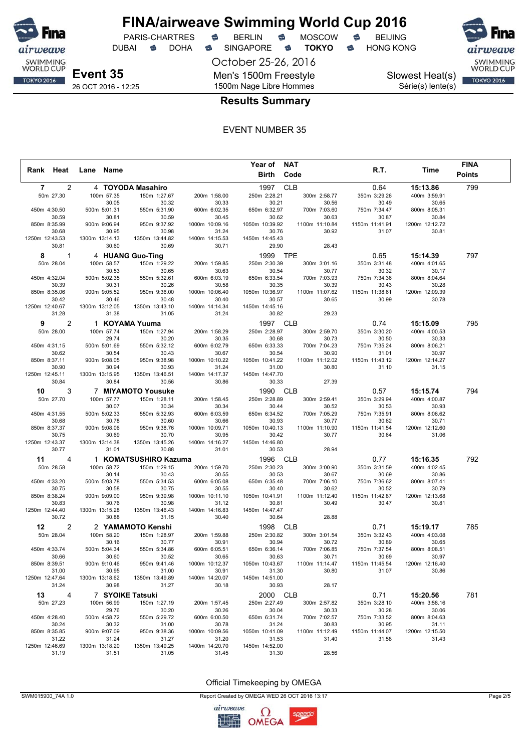# FINA/airweave Swimming World Cup 2016

PARIS-CHARTRES • BERLIN • MOSCOW • BEIJING
DUBAI • DOHA • SINGAPORE • **TOKYO** • HONG KONG

October 25-26, 2016

**Event 35** — 26 OCT 2016 - 12:25

Men's 1500m Freestyle
1500m Nage Libre Hommes

Slowest Heat(s)
Série(s) lente(s)

## Results Summary

EVENT NUMBER 35

| Rank | Heat | Lane | Name | Year of Birth | NAT Code | R.T. | Time | FINA Points |
|---|---|---|---|---|---|---|---|---|
| 7 | 2 | 4 | **TOYODA Masahiro** | 1997 | CLB | 0.64 | **15:13.86** | 799 |
| 8 | 1 | 4 | **HUANG Guo-Ting** | 1999 | TPE | 0.65 | **15:14.39** | 797 |
| 9 | 2 | 1 | **KOYAMA Yuuma** | 1997 | CLB | 0.74 | **15:15.09** | 795 |
| 10 | 3 | 7 | **MIYAMOTO Yousuke** | 1990 | CLB | 0.57 | **15:15.74** | 794 |
| 11 | 4 | 1 | **KOMATSUSHIRO Kazuma** | 1996 | CLB | 0.77 | **15:16.35** | 792 |
| 12 | 2 | 2 | **YAMAMOTO Kenshi** | 1998 | CLB | 0.71 | **15:19.17** | 785 |
| 13 | 4 | 7 | **SYOIKE Tatsuki** | 2000 | CLB | 0.71 | **15:20.56** | 781 |

### Splits

**7 — TOYODA Masahiro**

| Dist | Time | Split | Dist | Time | Split | Dist | Time | Split | Dist | Time | Split |
|---|---|---|---|---|---|---|---|---|---|---|---|
| 50m | 27.30 | | 100m | 57.35 | 30.05 | 150m | 1:27.67 | 30.32 | 200m | 1:58.00 | 30.33 |
| 250m | 2:28.21 | 30.21 | 300m | 2:58.77 | 30.56 | 350m | 3:29.26 | 30.49 | 400m | 3:59.91 | 30.65 |
| 450m | 4:30.50 | 30.59 | 500m | 5:01.31 | 30.81 | 550m | 5:31.90 | 30.59 | 600m | 6:02.35 | 30.45 |
| 650m | 6:32.97 | 30.62 | 700m | 7:03.60 | 30.63 | 750m | 7:34.47 | 30.87 | 800m | 8:05.31 | 30.84 |
| 850m | 8:35.99 | 30.68 | 900m | 9:06.94 | 30.95 | 950m | 9:37.92 | 30.98 | 1000m | 10:09.16 | 31.24 |
| 1050m | 10:39.92 | 30.76 | 1100m | 11:10.84 | 30.92 | 1150m | 11:41.91 | 31.07 | 1200m | 12:12.72 | 30.81 |
| 1250m | 12:43.53 | 30.81 | 1300m | 13:14.13 | 30.60 | 1350m | 13:44.82 | 30.69 | 1400m | 14:15.53 | 30.71 |
| 1450m | 14:45.43 | 29.90 | 1500m | 15:13.86 | 28.43 | | | | | | |

**8 — HUANG Guo-Ting**

| Dist | Time | Split | Dist | Time | Split | Dist | Time | Split | Dist | Time | Split |
|---|---|---|---|---|---|---|---|---|---|---|---|
| 50m | 28.04 | | 100m | 58.57 | 30.53 | 150m | 1:29.22 | 30.65 | 200m | 1:59.85 | 30.63 |
| 250m | 2:30.39 | 30.54 | 300m | 3:01.16 | 30.77 | 350m | 3:31.48 | 30.32 | 400m | 4:01.65 | 30.17 |
| 450m | 4:32.04 | 30.39 | 500m | 5:02.35 | 30.31 | 550m | 5:32.61 | 30.26 | 600m | 6:03.19 | 30.58 |
| 650m | 6:33.54 | 30.35 | 700m | 7:03.93 | 30.39 | 750m | 7:34.36 | 30.43 | 800m | 8:04.64 | 30.28 |
| 850m | 8:35.06 | 30.42 | 900m | 9:05.52 | 30.46 | 950m | 9:36.00 | 30.48 | 1000m | 10:06.40 | 30.40 |
| 1050m | 10:36.97 | 30.57 | 1100m | 11:07.62 | 30.65 | 1150m | 11:38.61 | 30.99 | 1200m | 12:09.39 | 30.78 |
| 1250m | 12:40.67 | 31.28 | 1300m | 13:12.05 | 31.38 | 1350m | 13:43.10 | 31.05 | 1400m | 14:14.34 | 31.24 |
| 1450m | 14:45.16 | 30.82 | 1500m | 15:14.39 | 29.23 | | | | | | |

**9 — KOYAMA Yuuma**

| Dist | Time | Split | Dist | Time | Split | Dist | Time | Split | Dist | Time | Split |
|---|---|---|---|---|---|---|---|---|---|---|---|
| 50m | 28.00 | | 100m | 57.74 | 29.74 | 150m | 1:27.94 | 30.20 | 200m | 1:58.29 | 30.35 |
| 250m | 2:28.97 | 30.68 | 300m | 2:59.70 | 30.73 | 350m | 3:30.20 | 30.50 | 400m | 4:00.53 | 30.33 |
| 450m | 4:31.15 | 30.62 | 500m | 5:01.69 | 30.54 | 550m | 5:32.12 | 30.43 | 600m | 6:02.79 | 30.67 |
| 650m | 6:33.33 | 30.54 | 700m | 7:04.23 | 30.90 | 750m | 7:35.24 | 31.01 | 800m | 8:06.21 | 30.97 |
| 850m | 8:37.11 | 30.90 | 900m | 9:08.05 | 30.94 | 950m | 9:38.98 | 30.93 | 1000m | 10:10.22 | 31.24 |
| 1050m | 10:41.22 | 31.00 | 1100m | 11:12.02 | 30.80 | 1150m | 11:43.12 | 31.10 | 1200m | 12:14.27 | 31.15 |
| 1250m | 12:45.11 | 30.84 | 1300m | 13:15.95 | 30.84 | 1350m | 13:46.51 | 30.56 | 1400m | 14:17.37 | 30.86 |
| 1450m | 14:47.70 | 30.33 | 1500m | 15:15.09 | 27.39 | | | | | | |

**10 — MIYAMOTO Yousuke**

| Dist | Time | Split | Dist | Time | Split | Dist | Time | Split | Dist | Time | Split |
|---|---|---|---|---|---|---|---|---|---|---|---|
| 50m | 27.70 | | 100m | 57.77 | 30.07 | 150m | 1:28.11 | 30.34 | 200m | 1:58.45 | 30.34 |
| 250m | 2:28.89 | 30.44 | 300m | 2:59.41 | 30.52 | 350m | 3:29.94 | 30.53 | 400m | 4:00.87 | 30.93 |
| 450m | 4:31.55 | 30.68 | 500m | 5:02.33 | 30.78 | 550m | 5:32.93 | 30.60 | 600m | 6:03.59 | 30.66 |
| 650m | 6:34.52 | 30.93 | 700m | 7:05.29 | 30.77 | 750m | 7:35.91 | 30.62 | 800m | 8:06.62 | 30.71 |
| 850m | 8:37.37 | 30.75 | 900m | 9:08.06 | 30.69 | 950m | 9:38.76 | 30.70 | 1000m | 10:09.71 | 30.95 |
| 1050m | 10:40.13 | 30.42 | 1100m | 11:10.90 | 30.77 | 1150m | 11:41.54 | 30.64 | 1200m | 12:12.60 | 31.06 |
| 1250m | 12:43.37 | 30.77 | 1300m | 13:14.38 | 31.01 | 1350m | 13:45.26 | 30.88 | 1400m | 14:16.27 | 31.01 |
| 1450m | 14:46.80 | 30.53 | 1500m | 15:15.74 | 28.94 | | | | | | |

**11 — KOMATSUSHIRO Kazuma**

| Dist | Time | Split | Dist | Time | Split | Dist | Time | Split | Dist | Time | Split |
|---|---|---|---|---|---|---|---|---|---|---|---|
| 50m | 28.58 | | 100m | 58.72 | 30.14 | 150m | 1:29.15 | 30.43 | 200m | 1:59.70 | 30.55 |
| 250m | 2:30.23 | 30.53 | 300m | 3:00.90 | 30.67 | 350m | 3:31.59 | 30.69 | 400m | 4:02.45 | 30.86 |
| 450m | 4:33.20 | 30.75 | 500m | 5:03.78 | 30.58 | 550m | 5:34.53 | 30.75 | 600m | 6:05.08 | 30.55 |
| 650m | 6:35.48 | 30.40 | 700m | 7:06.10 | 30.62 | 750m | 7:36.62 | 30.52 | 800m | 8:07.41 | 30.79 |
| 850m | 8:38.24 | 30.83 | 900m | 9:09.00 | 30.76 | 950m | 9:39.98 | 30.98 | 1000m | 10:11.10 | 31.12 |
| 1050m | 10:41.91 | 30.81 | 1100m | 11:12.40 | 30.49 | 1150m | 11:42.87 | 30.47 | 1200m | 12:13.68 | 30.81 |
| 1250m | 12:44.40 | 30.72 | 1300m | 13:15.28 | 30.88 | 1350m | 13:46.43 | 31.15 | 1400m | 14:16.83 | 30.40 |
| 1450m | 14:47.47 | 30.64 | 1500m | 15:16.35 | 28.88 | | | | | | |

**12 — YAMAMOTO Kenshi**

| Dist | Time | Split | Dist | Time | Split | Dist | Time | Split | Dist | Time | Split |
|---|---|---|---|---|---|---|---|---|---|---|---|
| 50m | 28.04 | | 100m | 58.20 | 30.16 | 150m | 1:28.97 | 30.77 | 200m | 1:59.88 | 30.91 |
| 250m | 2:30.82 | 30.94 | 300m | 3:01.54 | 30.72 | 350m | 3:32.43 | 30.89 | 400m | 4:03.08 | 30.65 |
| 450m | 4:33.74 | 30.66 | 500m | 5:04.34 | 30.60 | 550m | 5:34.86 | 30.52 | 600m | 6:05.51 | 30.65 |
| 650m | 6:36.14 | 30.63 | 700m | 7:06.85 | 30.71 | 750m | 7:37.54 | 30.69 | 800m | 8:08.51 | 30.97 |
| 850m | 8:39.51 | 31.00 | 900m | 9:10.46 | 30.95 | 950m | 9:41.46 | 31.00 | 1000m | 10:12.37 | 30.91 |
| 1050m | 10:43.67 | 31.30 | 1100m | 11:14.47 | 30.80 | 1150m | 11:45.54 | 31.07 | 1200m | 12:16.40 | 30.86 |
| 1250m | 12:47.64 | 31.24 | 1300m | 13:18.62 | 30.98 | 1350m | 13:49.89 | 31.27 | 1400m | 14:20.07 | 30.18 |
| 1450m | 14:51.00 | 30.93 | 1500m | 15:19.17 | 28.17 | | | | | | |

**13 — SYOIKE Tatsuki**

| Dist | Time | Split | Dist | Time | Split | Dist | Time | Split | Dist | Time | Split |
|---|---|---|---|---|---|---|---|---|---|---|---|
| 50m | 27.23 | | 100m | 56.99 | 29.76 | 150m | 1:27.19 | 30.20 | 200m | 1:57.45 | 30.26 |
| 250m | 2:27.49 | 30.04 | 300m | 2:57.82 | 30.33 | 350m | 3:28.10 | 30.28 | 400m | 3:58.16 | 30.06 |
| 450m | 4:28.40 | 30.24 | 500m | 4:58.72 | 30.32 | 550m | 5:29.72 | 31.00 | 600m | 6:00.50 | 30.78 |
| 650m | 6:31.74 | 31.24 | 700m | 7:02.57 | 30.83 | 750m | 7:33.52 | 30.95 | 800m | 8:04.63 | 31.11 |
| 850m | 8:35.85 | 31.22 | 900m | 9:07.09 | 31.24 | 950m | 9:38.36 | 31.27 | 1000m | 10:09.56 | 31.20 |
| 1050m | 10:41.09 | 31.53 | 1100m | 11:12.49 | 31.40 | 1150m | 11:44.07 | 31.58 | 1200m | 12:15.50 | 31.43 |
| 1250m | 12:46.69 | 31.19 | 1300m | 13:18.20 | 31.51 | 1350m | 13:49.25 | 31.05 | 1400m | 14:20.70 | 31.45 |
| 1450m | 14:52.00 | 31.30 | 1500m | 15:20.56 | 28.56 | | | | | | |

Official Timekeeping by OMEGA

SWM015900_74A 1.0 — Report Created by OMEGA WED 26 OCT 2016 13:17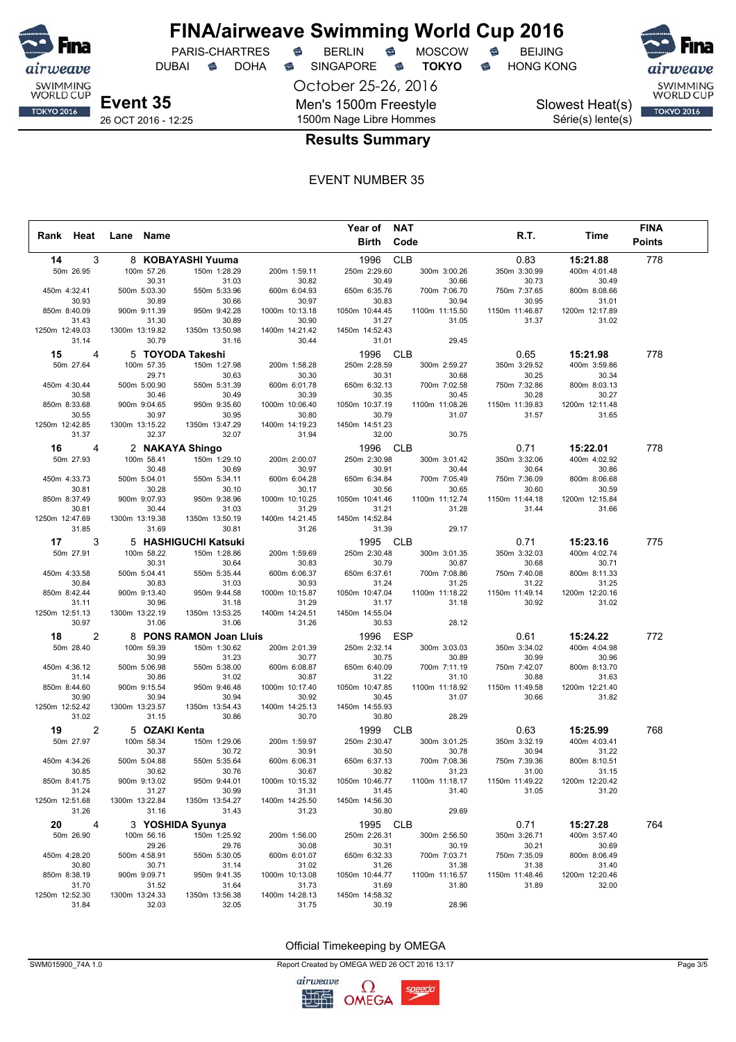# FINA/airweave Swimming World Cup 2016

PARIS-CHARTRES · BERLIN · MOSCOW · BEIJING
DUBAI · DOHA · SINGAPORE · **TOKYO** · HONG KONG

October 25-26, 2016

**Event 35** — 26 OCT 2016 - 12:25

Men's 1500m Freestyle
1500m Nage Libre Hommes

Slowest Heat(s)
Série(s) lente(s)

## Results Summary

EVENT NUMBER 35

| Rank | Heat | Lane | Name | Year of Birth | NAT Code | R.T. | Time | FINA Points |
|---|---|---|---|---|---|---|---|---|
| 14 | 3 | 8 | **KOBAYASHI Yuuma** | 1996 | CLB | 0.83 | **15:21.88** | 778 |
| 15 | 4 | 5 | **TOYODA Takeshi** | 1996 | CLB | 0.65 | **15:21.98** | 778 |
| 16 | 4 | 2 | **NAKAYA Shingo** | 1996 | CLB | 0.71 | **15:22.01** | 778 |
| 17 | 3 | 5 | **HASHIGUCHI Katsuki** | 1995 | CLB | 0.71 | **15:23.16** | 775 |
| 18 | 2 | 8 | **PONS RAMON Joan Lluis** | 1996 | ESP | 0.61 | **15:24.22** | 772 |
| 19 | 2 | 5 | **OZAKI Kenta** | 1999 | CLB | 0.63 | **15:25.99** | 768 |
| 20 | 4 | 3 | **YOSHIDA Syunya** | 1995 | CLB | 0.71 | **15:27.28** | 764 |

### Splits

**14 KOBAYASHI Yuuma**

| 50m 26.95 | 100m 57.26 | 150m 1:28.29 | 200m 1:59.11 | 250m 2:29.60 | 300m 3:00.26 | 350m 3:30.99 | 400m 4:01.48 |
|---|---|---|---|---|---|---|---|
| | 30.31 | 31.03 | 30.82 | 30.49 | 30.66 | 30.73 | 30.49 |
| 450m 4:32.41 | 500m 5:03.30 | 550m 5:33.96 | 600m 6:04.93 | 650m 6:35.76 | 700m 7:06.70 | 750m 7:37.65 | 800m 8:08.66 |
| 30.93 | 30.89 | 30.66 | 30.97 | 30.83 | 30.94 | 30.95 | 31.01 |
| 850m 8:40.09 | 900m 9:11.39 | 950m 9:42.28 | 1000m 10:13.18 | 1050m 10:44.45 | 1100m 11:15.50 | 1150m 11:46.87 | 1200m 12:17.89 |
| 31.43 | 31.30 | 30.89 | 30.90 | 31.27 | 31.05 | 31.37 | 31.02 |
| 1250m 12:49.03 | 1300m 13:19.82 | 1350m 13:50.98 | 1400m 14:21.42 | 1450m 14:52.43 | | | |
| 31.14 | 30.79 | 31.16 | 30.44 | 31.01 | 29.45 | | |

**15 TOYODA Takeshi**

| 50m 27.64 | 100m 57.35 | 150m 1:27.98 | 200m 1:58.28 | 250m 2:28.59 | 300m 2:59.27 | 350m 3:29.52 | 400m 3:59.86 |
|---|---|---|---|---|---|---|---|
| | 29.71 | 30.63 | 30.30 | 30.31 | 30.68 | 30.25 | 30.34 |
| 450m 4:30.44 | 500m 5:00.90 | 550m 5:31.39 | 600m 6:01.78 | 650m 6:32.13 | 700m 7:02.58 | 750m 7:32.86 | 800m 8:03.13 |
| 30.58 | 30.46 | 30.49 | 30.39 | 30.35 | 30.45 | 30.28 | 30.27 |
| 850m 8:33.68 | 900m 9:04.65 | 950m 9:35.60 | 1000m 10:06.40 | 1050m 10:37.19 | 1100m 11:08.26 | 1150m 11:39.83 | 1200m 12:11.48 |
| 30.55 | 30.97 | 30.95 | 30.80 | 30.79 | 31.07 | 31.57 | 31.65 |
| 1250m 12:42.85 | 1300m 13:15.22 | 1350m 13:47.29 | 1400m 14:19.23 | 1450m 14:51.23 | | | |
| 31.37 | 32.37 | 32.07 | 31.94 | 32.00 | 30.75 | | |

**16 NAKAYA Shingo**

| 50m 27.93 | 100m 58.41 | 150m 1:29.10 | 200m 2:00.07 | 250m 2:30.98 | 300m 3:01.42 | 350m 3:32.06 | 400m 4:02.92 |
|---|---|---|---|---|---|---|---|
| | 30.48 | 30.69 | 30.97 | 30.91 | 30.44 | 30.64 | 30.86 |
| 450m 4:33.73 | 500m 5:04.01 | 550m 5:34.11 | 600m 6:04.28 | 650m 6:34.84 | 700m 7:05.49 | 750m 7:36.09 | 800m 8:06.68 |
| 30.81 | 30.28 | 30.10 | 30.17 | 30.56 | 30.65 | 30.60 | 30.59 |
| 850m 8:37.49 | 900m 9:07.93 | 950m 9:38.96 | 1000m 10:10.25 | 1050m 10:41.46 | 1100m 11:12.74 | 1150m 11:44.18 | 1200m 12:15.84 |
| 30.81 | 30.44 | 31.03 | 31.29 | 31.21 | 31.28 | 31.44 | 31.66 |
| 1250m 12:47.69 | 1300m 13:19.38 | 1350m 13:50.19 | 1400m 14:21.45 | 1450m 14:52.84 | | | |
| 31.85 | 31.69 | 30.81 | 31.26 | 31.39 | 29.17 | | |

**17 HASHIGUCHI Katsuki**

| 50m 27.91 | 100m 58.22 | 150m 1:28.86 | 200m 1:59.69 | 250m 2:30.48 | 300m 3:01.35 | 350m 3:32.03 | 400m 4:02.74 |
|---|---|---|---|---|---|---|---|
| | 30.31 | 30.64 | 30.83 | 30.79 | 30.87 | 30.68 | 30.71 |
| 450m 4:33.58 | 500m 5:04.41 | 550m 5:35.44 | 600m 6:06.37 | 650m 6:37.61 | 700m 7:08.86 | 750m 7:40.08 | 800m 8:11.33 |
| 30.84 | 30.83 | 31.03 | 30.93 | 31.24 | 31.25 | 31.22 | 31.25 |
| 850m 8:42.44 | 900m 9:13.40 | 950m 9:44.58 | 1000m 10:15.87 | 1050m 10:47.04 | 1100m 11:18.22 | 1150m 11:49.14 | 1200m 12:20.16 |
| 31.11 | 30.96 | 31.18 | 31.29 | 31.17 | 31.18 | 30.92 | 31.02 |
| 1250m 12:51.13 | 1300m 13:22.19 | 1350m 13:53.25 | 1400m 14:24.51 | 1450m 14:55.04 | | | |
| 30.97 | 31.06 | 31.06 | 31.26 | 30.53 | 28.12 | | |

**18 PONS RAMON Joan Lluis**

| 50m 28.40 | 100m 59.39 | 150m 1:30.62 | 200m 2:01.39 | 250m 2:32.14 | 300m 3:03.03 | 350m 3:34.02 | 400m 4:04.98 |
|---|---|---|---|---|---|---|---|
| | 30.99 | 31.23 | 30.77 | 30.75 | 30.89 | 30.99 | 30.96 |
| 450m 4:36.12 | 500m 5:06.98 | 550m 5:38.00 | 600m 6:08.87 | 650m 6:40.09 | 700m 7:11.19 | 750m 7:42.07 | 800m 8:13.70 |
| 31.14 | 30.86 | 31.02 | 30.87 | 31.22 | 31.10 | 30.88 | 31.63 |
| 850m 8:44.60 | 900m 9:15.54 | 950m 9:46.48 | 1000m 10:17.40 | 1050m 10:47.85 | 1100m 11:18.92 | 1150m 11:49.58 | 1200m 12:21.40 |
| 30.90 | 30.94 | 30.94 | 30.92 | 30.45 | 31.07 | 30.66 | 31.82 |
| 1250m 12:52.42 | 1300m 13:23.57 | 1350m 13:54.43 | 1400m 14:25.13 | 1450m 14:55.93 | | | |
| 31.02 | 31.15 | 30.86 | 30.70 | 30.80 | 28.29 | | |

**19 OZAKI Kenta**

| 50m 27.97 | 100m 58.34 | 150m 1:29.06 | 200m 1:59.97 | 250m 2:30.47 | 300m 3:01.25 | 350m 3:32.19 | 400m 4:03.41 |
|---|---|---|---|---|---|---|---|
| | 30.37 | 30.72 | 30.91 | 30.50 | 30.78 | 30.94 | 31.22 |
| 450m 4:34.26 | 500m 5:04.88 | 550m 5:35.64 | 600m 6:06.31 | 650m 6:37.13 | 700m 7:08.36 | 750m 7:39.36 | 800m 8:10.51 |
| 30.85 | 30.62 | 30.76 | 30.67 | 30.82 | 31.23 | 31.00 | 31.15 |
| 850m 8:41.75 | 900m 9:13.02 | 950m 9:44.01 | 1000m 10:15.32 | 1050m 10:46.77 | 1100m 11:18.17 | 1150m 11:49.22 | 1200m 12:20.42 |
| 31.24 | 31.27 | 30.99 | 31.31 | 31.45 | 31.40 | 31.05 | 31.20 |
| 1250m 12:51.68 | 1300m 13:22.84 | 1350m 13:54.27 | 1400m 14:25.50 | 1450m 14:56.30 | | | |
| 31.26 | 31.16 | 31.43 | 31.23 | 30.80 | 29.69 | | |

**20 YOSHIDA Syunya**

| 50m 26.90 | 100m 56.16 | 150m 1:25.92 | 200m 1:56.00 | 250m 2:26.31 | 300m 2:56.50 | 350m 3:26.71 | 400m 3:57.40 |
|---|---|---|---|---|---|---|---|
| | 29.26 | 29.76 | 30.08 | 30.31 | 30.19 | 30.21 | 30.69 |
| 450m 4:28.20 | 500m 4:58.91 | 550m 5:30.05 | 600m 6:01.07 | 650m 6:32.33 | 700m 7:03.71 | 750m 7:35.09 | 800m 8:06.49 |
| 30.80 | 30.71 | 31.14 | 31.02 | 31.26 | 31.38 | 31.38 | 31.40 |
| 850m 8:38.19 | 900m 9:09.71 | 950m 9:41.35 | 1000m 10:13.08 | 1050m 10:44.77 | 1100m 11:16.57 | 1150m 11:48.46 | 1200m 12:20.46 |
| 31.70 | 31.52 | 31.64 | 31.73 | 31.69 | 31.80 | 31.89 | 32.00 |
| 1250m 12:52.30 | 1300m 13:24.33 | 1350m 13:56.38 | 1400m 14:28.13 | 1450m 14:58.32 | | | |
| 31.84 | 32.03 | 32.05 | 31.75 | 30.19 | 28.96 | | |

Official Timekeeping by OMEGA

SWM015900_74A 1.0 — Report Created by OMEGA WED 26 OCT 2016 13:17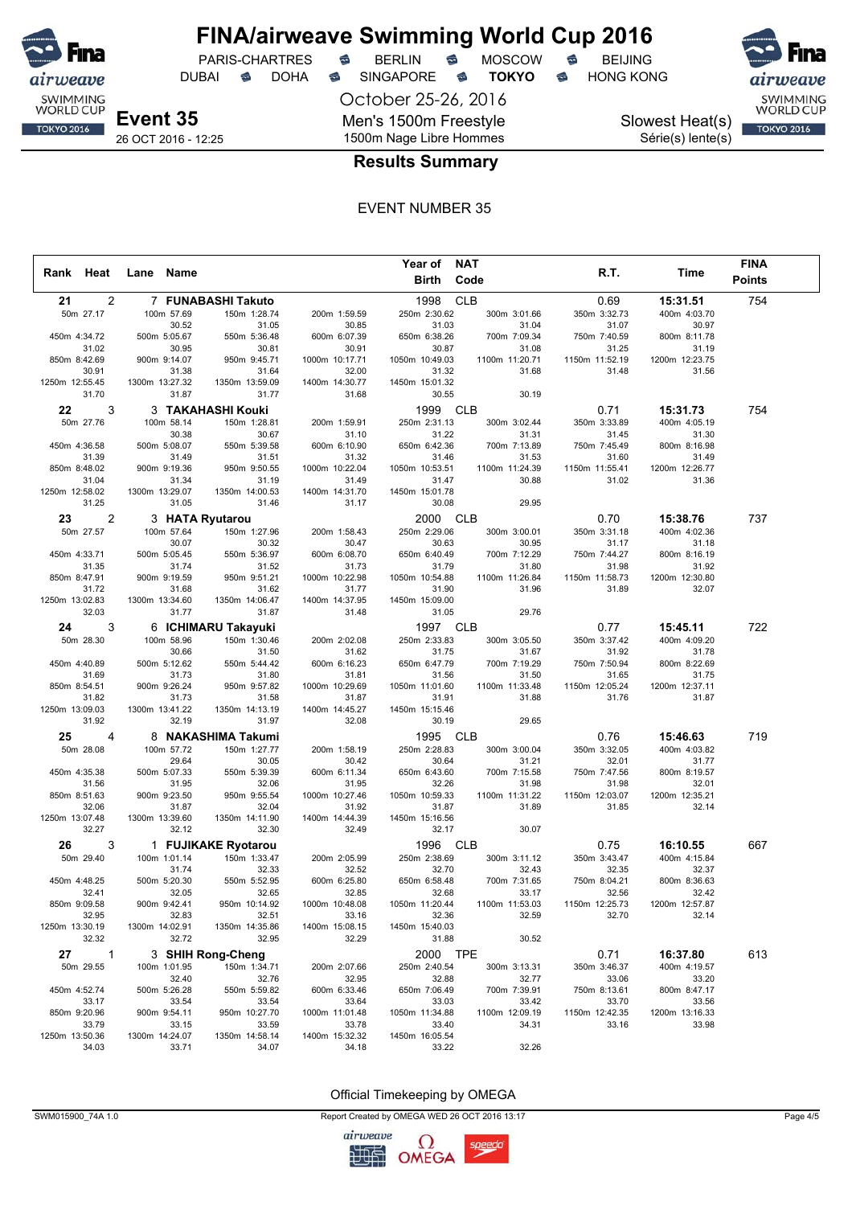# FINA/airweave Swimming World Cup 2016

PARIS-CHARTRES · BERLIN · MOSCOW · BEIJING
DUBAI · DOHA · SINGAPORE · **TOKYO** · HONG KONG

October 25-26, 2016

**Event 35**
26 OCT 2016 - 12:25

Men's 1500m Freestyle
1500m Nage Libre Hommes

Slowest Heat(s)
Série(s) lente(s)

## Results Summary

EVENT NUMBER 35

| Rank | Heat | Lane | Name | Year of Birth | NAT Code | R.T. | Time | FINA Points |
|---|---|---|---|---|---|---|---|---|
| 21 | 2 | 7 | FUNABASHI Takuto | 1998 | CLB | 0.69 | 15:31.51 | 754 |
| 22 | 3 | 3 | TAKAHASHI Kouki | 1999 | CLB | 0.71 | 15:31.73 | 754 |
| 23 | 2 | 3 | HATA Ryutarou | 2000 | CLB | 0.70 | 15:38.76 | 737 |
| 24 | 3 | 6 | ICHIMARU Takayuki | 1997 | CLB | 0.77 | 15:45.11 | 722 |
| 25 | 4 | 8 | NAKASHIMA Takumi | 1995 | CLB | 0.76 | 15:46.63 | 719 |
| 26 | 3 | 1 | FUJIKAKE Ryotarou | 1996 | CLB | 0.75 | 16:10.55 | 667 |
| 27 | 1 | 3 | SHIH Rong-Cheng | 2000 | TPE | 0.71 | 16:37.80 | 613 |

**Splits — 21 FUNABASHI Takuto**

| Distance | 50m | 100m | 150m | 200m | 250m | 300m | 350m | 400m |
|---|---|---|---|---|---|---|---|---|
| Time | 27.17 | 57.69 | 1:28.74 | 1:59.59 | 2:30.62 | 3:01.66 | 3:32.73 | 4:03.70 |
| Split | | 30.52 | 31.05 | 30.85 | 31.03 | 31.04 | 31.07 | 30.97 |

| Distance | 450m | 500m | 550m | 600m | 650m | 700m | 750m | 800m |
|---|---|---|---|---|---|---|---|---|
| Time | 4:34.72 | 5:05.67 | 5:36.48 | 6:07.39 | 6:38.26 | 7:09.34 | 7:40.59 | 8:11.78 |
| Split | 31.02 | 30.95 | 30.81 | 30.91 | 30.87 | 31.08 | 31.25 | 31.19 |

| Distance | 850m | 900m | 950m | 1000m | 1050m | 1100m | 1150m | 1200m |
|---|---|---|---|---|---|---|---|---|
| Time | 8:42.69 | 9:14.07 | 9:45.71 | 10:17.71 | 10:49.03 | 11:20.71 | 11:52.19 | 12:23.75 |
| Split | 30.91 | 31.38 | 31.64 | 32.00 | 31.32 | 31.68 | 31.48 | 31.56 |

| Distance | 1250m | 1300m | 1350m | 1400m | 1450m | 1500m |
|---|---|---|---|---|---|---|
| Time | 12:55.45 | 13:27.32 | 13:59.09 | 14:30.77 | 15:01.32 | 15:31.51 |
| Split | 31.70 | 31.87 | 31.77 | 31.68 | 30.55 | 30.19 |

**Splits — 22 TAKAHASHI Kouki**

| Distance | 50m | 100m | 150m | 200m | 250m | 300m | 350m | 400m |
|---|---|---|---|---|---|---|---|---|
| Time | 27.76 | 58.14 | 1:28.81 | 1:59.91 | 2:31.13 | 3:02.44 | 3:33.89 | 4:05.19 |
| Split | | 30.38 | 30.67 | 31.10 | 31.22 | 31.31 | 31.45 | 31.30 |

| Distance | 450m | 500m | 550m | 600m | 650m | 700m | 750m | 800m |
|---|---|---|---|---|---|---|---|---|
| Time | 4:36.58 | 5:08.07 | 5:39.58 | 6:10.90 | 6:42.36 | 7:13.89 | 7:45.49 | 8:16.98 |
| Split | 31.39 | 31.49 | 31.51 | 31.32 | 31.46 | 31.53 | 31.60 | 31.49 |

| Distance | 850m | 900m | 950m | 1000m | 1050m | 1100m | 1150m | 1200m |
|---|---|---|---|---|---|---|---|---|
| Time | 8:48.02 | 9:19.36 | 9:50.55 | 10:22.04 | 10:53.51 | 11:24.39 | 11:55.41 | 12:26.77 |
| Split | 31.04 | 31.34 | 31.19 | 31.49 | 31.47 | 30.88 | 31.02 | 31.36 |

| Distance | 1250m | 1300m | 1350m | 1400m | 1450m | 1500m |
|---|---|---|---|---|---|---|
| Time | 12:58.02 | 13:29.07 | 14:00.53 | 14:31.70 | 15:01.78 | 15:31.73 |
| Split | 31.25 | 31.05 | 31.46 | 31.17 | 30.08 | 29.95 |

**Splits — 23 HATA Ryutarou**

| Distance | 50m | 100m | 150m | 200m | 250m | 300m | 350m | 400m |
|---|---|---|---|---|---|---|---|---|
| Time | 27.57 | 57.64 | 1:27.96 | 1:58.43 | 2:29.06 | 3:00.01 | 3:31.18 | 4:02.36 |
| Split | | 30.07 | 30.32 | 30.47 | 30.63 | 30.95 | 31.17 | 31.18 |

| Distance | 450m | 500m | 550m | 600m | 650m | 700m | 750m | 800m |
|---|---|---|---|---|---|---|---|---|
| Time | 4:33.71 | 5:05.45 | 5:36.97 | 6:08.70 | 6:40.49 | 7:12.29 | 7:44.27 | 8:16.19 |
| Split | 31.35 | 31.74 | 31.52 | 31.73 | 31.79 | 31.80 | 31.98 | 31.92 |

| Distance | 850m | 900m | 950m | 1000m | 1050m | 1100m | 1150m | 1200m |
|---|---|---|---|---|---|---|---|---|
| Time | 8:47.91 | 9:19.59 | 9:51.21 | 10:22.98 | 10:54.88 | 11:26.84 | 11:58.73 | 12:30.80 |
| Split | 31.72 | 31.68 | 31.62 | 31.77 | 31.90 | 31.96 | 31.89 | 32.07 |

| Distance | 1250m | 1300m | 1350m | 1400m | 1450m | 1500m |
|---|---|---|---|---|---|---|
| Time | 13:02.83 | 13:34.60 | 14:06.47 | 14:37.95 | 15:09.00 | 15:38.76 |
| Split | 32.03 | 31.77 | 31.87 | 31.48 | 31.05 | 29.76 |

**Splits — 24 ICHIMARU Takayuki**

| Distance | 50m | 100m | 150m | 200m | 250m | 300m | 350m | 400m |
|---|---|---|---|---|---|---|---|---|
| Time | 28.30 | 58.96 | 1:30.46 | 2:02.08 | 2:33.83 | 3:05.50 | 3:37.42 | 4:09.20 |
| Split | | 30.66 | 31.50 | 31.62 | 31.75 | 31.67 | 31.92 | 31.78 |

| Distance | 450m | 500m | 550m | 600m | 650m | 700m | 750m | 800m |
|---|---|---|---|---|---|---|---|---|
| Time | 4:40.89 | 5:12.62 | 5:44.42 | 6:16.23 | 6:47.79 | 7:19.29 | 7:50.94 | 8:22.69 |
| Split | 31.69 | 31.73 | 31.80 | 31.81 | 31.56 | 31.50 | 31.65 | 31.75 |

| Distance | 850m | 900m | 950m | 1000m | 1050m | 1100m | 1150m | 1200m |
|---|---|---|---|---|---|---|---|---|
| Time | 8:54.51 | 9:26.24 | 9:57.82 | 10:29.69 | 11:01.60 | 11:33.48 | 12:05.24 | 12:37.11 |
| Split | 31.82 | 31.73 | 31.58 | 31.87 | 31.91 | 31.88 | 31.76 | 31.87 |

| Distance | 1250m | 1300m | 1350m | 1400m | 1450m | 1500m |
|---|---|---|---|---|---|---|
| Time | 13:09.03 | 13:41.22 | 14:13.19 | 14:45.27 | 15:15.46 | 15:45.11 |
| Split | 31.92 | 32.19 | 31.97 | 32.08 | 30.19 | 29.65 |

**Splits — 25 NAKASHIMA Takumi**

| Distance | 50m | 100m | 150m | 200m | 250m | 300m | 350m | 400m |
|---|---|---|---|---|---|---|---|---|
| Time | 28.08 | 57.72 | 1:27.77 | 1:58.19 | 2:28.83 | 3:00.04 | 3:32.05 | 4:03.82 |
| Split | | 29.64 | 30.05 | 30.42 | 30.64 | 31.21 | 32.01 | 31.77 |

| Distance | 450m | 500m | 550m | 600m | 650m | 700m | 750m | 800m |
|---|---|---|---|---|---|---|---|---|
| Time | 4:35.38 | 5:07.33 | 5:39.39 | 6:11.34 | 6:43.60 | 7:15.58 | 7:47.56 | 8:19.57 |
| Split | 31.56 | 31.95 | 32.06 | 31.95 | 32.26 | 31.98 | 31.98 | 32.01 |

| Distance | 850m | 900m | 950m | 1000m | 1050m | 1100m | 1150m | 1200m |
|---|---|---|---|---|---|---|---|---|
| Time | 8:51.63 | 9:23.50 | 9:55.54 | 10:27.46 | 10:59.33 | 11:31.22 | 12:03.07 | 12:35.21 |
| Split | 32.06 | 31.87 | 32.04 | 31.92 | 31.87 | 31.89 | 31.85 | 32.14 |

| Distance | 1250m | 1300m | 1350m | 1400m | 1450m | 1500m |
|---|---|---|---|---|---|---|
| Time | 13:07.48 | 13:39.60 | 14:11.90 | 14:44.39 | 15:16.56 | 15:46.63 |
| Split | 32.27 | 32.12 | 32.30 | 32.49 | 32.17 | 30.07 |

**Splits — 26 FUJIKAKE Ryotarou**

| Distance | 50m | 100m | 150m | 200m | 250m | 300m | 350m | 400m |
|---|---|---|---|---|---|---|---|---|
| Time | 29.40 | 1:01.14 | 1:33.47 | 2:05.99 | 2:38.69 | 3:11.12 | 3:43.47 | 4:15.84 |
| Split | | 31.74 | 32.33 | 32.52 | 32.70 | 32.43 | 32.35 | 32.37 |

| Distance | 450m | 500m | 550m | 600m | 650m | 700m | 750m | 800m |
|---|---|---|---|---|---|---|---|---|
| Time | 4:48.25 | 5:20.30 | 5:52.95 | 6:25.80 | 6:58.48 | 7:31.65 | 8:04.21 | 8:36.63 |
| Split | 32.41 | 32.05 | 32.65 | 32.85 | 32.68 | 33.17 | 32.56 | 32.42 |

| Distance | 850m | 900m | 950m | 1000m | 1050m | 1100m | 1150m | 1200m |
|---|---|---|---|---|---|---|---|---|
| Time | 9:09.58 | 9:42.41 | 10:14.92 | 10:48.08 | 11:20.44 | 11:53.03 | 12:25.73 | 12:57.87 |
| Split | 32.95 | 32.83 | 32.51 | 33.16 | 32.36 | 32.59 | 32.70 | 32.14 |

| Distance | 1250m | 1300m | 1350m | 1400m | 1450m | 1500m |
|---|---|---|---|---|---|---|
| Time | 13:30.19 | 14:02.91 | 14:35.86 | 15:08.15 | 15:40.03 | 16:10.55 |
| Split | 32.32 | 32.72 | 32.95 | 32.29 | 31.88 | 30.52 |

**Splits — 27 SHIH Rong-Cheng**

| Distance | 50m | 100m | 150m | 200m | 250m | 300m | 350m | 400m |
|---|---|---|---|---|---|---|---|---|
| Time | 29.55 | 1:01.95 | 1:34.71 | 2:07.66 | 2:40.54 | 3:13.31 | 3:46.37 | 4:19.57 |
| Split | | 32.40 | 32.76 | 32.95 | 32.88 | 32.77 | 33.06 | 33.20 |

| Distance | 450m | 500m | 550m | 600m | 650m | 700m | 750m | 800m |
|---|---|---|---|---|---|---|---|---|
| Time | 4:52.74 | 5:26.28 | 5:59.82 | 6:33.46 | 7:06.49 | 7:39.91 | 8:13.61 | 8:47.17 |
| Split | 33.17 | 33.54 | 33.54 | 33.64 | 33.03 | 33.42 | 33.70 | 33.56 |

| Distance | 850m | 900m | 950m | 1000m | 1050m | 1100m | 1150m | 1200m |
|---|---|---|---|---|---|---|---|---|
| Time | 9:20.96 | 9:54.11 | 10:27.70 | 11:01.48 | 11:34.88 | 12:09.19 | 12:42.35 | 13:16.33 |
| Split | 33.79 | 33.15 | 33.59 | 33.78 | 33.40 | 34.31 | 33.16 | 33.98 |

| Distance | 1250m | 1300m | 1350m | 1400m | 1450m | 1500m |
|---|---|---|---|---|---|---|
| Time | 13:50.36 | 14:24.07 | 14:58.14 | 15:32.32 | 16:05.54 | 16:37.80 |
| Split | 34.03 | 33.71 | 34.07 | 34.18 | 33.22 | 32.26 |

Official Timekeeping by OMEGA

SWM015900_74A 1.0 — Report Created by OMEGA WED 26 OCT 2016 13:17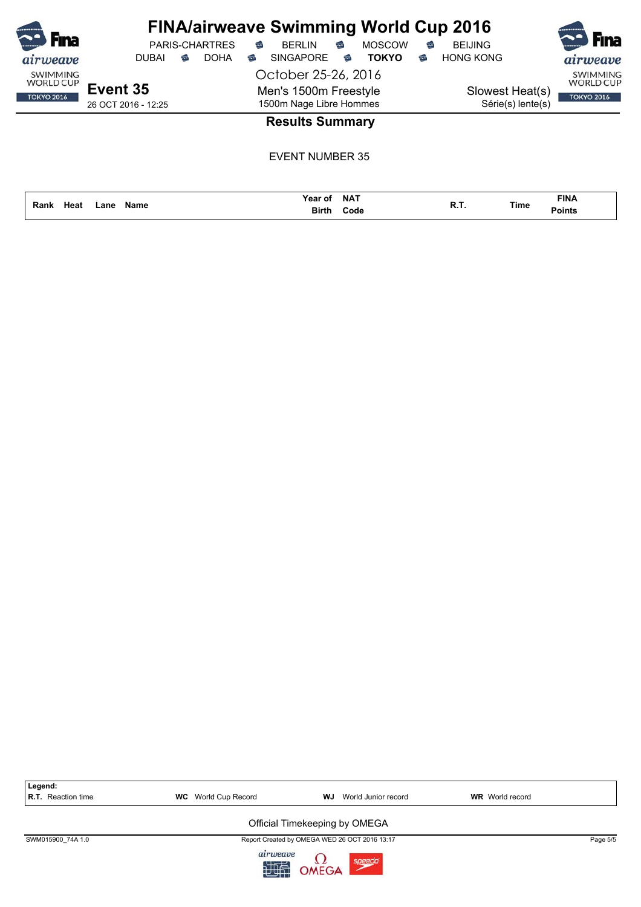# FINA/airweave Swimming World Cup 2016

PARIS-CHARTRES · BERLIN · MOSCOW · BEIJING
DUBAI · DOHA · SINGAPORE · **TOKYO** · HONG KONG

October 25-26, 2016

**Event 35**
26 OCT 2016 - 12:25

Men's 1500m Freestyle
1500m Nage Libre Hommes

Slowest Heat(s)
Série(s) lente(s)

## Results Summary

EVENT NUMBER 35

| Rank | Heat | Lane | Name | Year of Birth | NAT Code | R.T. | Time | FINA Points |
|---|---|---|---|---|---|---|---|---|

**Legend:**

| | | | |
|---|---|---|---|
| **R.T.** Reaction time | **WC** World Cup Record | **WJ** World Junior record | **WR** World record |

Official Timekeeping by OMEGA

SWM015900_74A 1.0 · Report Created by OMEGA WED 26 OCT 2016 13:17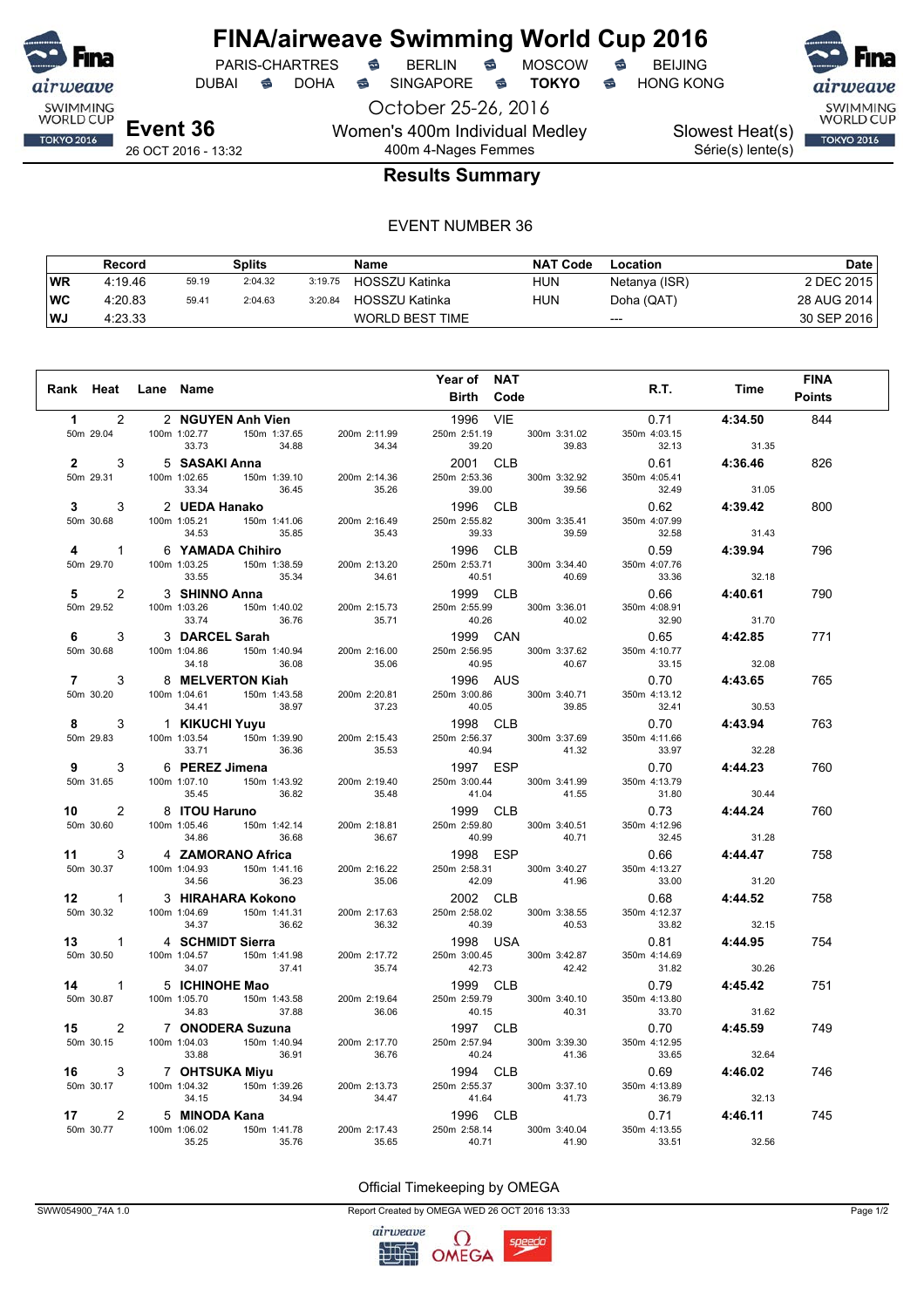# FINA/airweave Swimming World Cup 2016

PARIS-CHARTRES · BERLIN · MOSCOW · BEIJING
DUBAI · DOHA · SINGAPORE · **TOKYO** · HONG KONG

October 25-26, 2016

**Event 36** — Women's 400m Individual Medley / 400m 4-Nages Femmes — Slowest Heat(s) / Série(s) lente(s)

26 OCT 2016 - 13:32

## Results Summary

EVENT NUMBER 36

| | Record | Splits | | | Name | NAT Code | Location | Date |
|---|---|---|---|---|---|---|---|---|
| WR | 4:19.46 | 59.19 | 2:04.32 | 3:19.75 | HOSSZU Katinka | HUN | Netanya (ISR) | 2 DEC 2015 |
| WC | 4:20.83 | 59.41 | 2:04.63 | 3:20.84 | HOSSZU Katinka | HUN | Doha (QAT) | 28 AUG 2014 |
| WJ | 4:23.33 | | | | WORLD BEST TIME | | --- | 30 SEP 2016 |

| Rank | Heat | Lane | Name | Year of Birth | NAT Code | R.T. | Time | FINA Points |
|---|---|---|---|---|---|---|---|---|
| 1 | 2 | 2 | NGUYEN Anh Vien | 1996 | VIE | 0.71 | 4:34.50 | 844 |
| | | | 50m 29.04 / 100m 1:02.77 (33.73) / 150m 1:37.65 (34.88) / 200m 2:11.99 (34.34) / 250m 2:51.19 (39.20) / 300m 3:31.02 (39.83) / 350m 4:03.15 (32.13) / (31.35) | | | | | |
| 2 | 3 | 5 | SASAKI Anna | 2001 | CLB | 0.61 | 4:36.46 | 826 |
| | | | 50m 29.31 / 100m 1:02.65 (33.34) / 150m 1:39.10 (36.45) / 200m 2:14.36 (35.26) / 250m 2:53.36 (39.00) / 300m 3:32.92 (39.56) / 350m 4:05.41 (32.49) / (31.05) | | | | | |
| 3 | 3 | 2 | UEDA Hanako | 1996 | CLB | 0.62 | 4:39.42 | 800 |
| | | | 50m 30.68 / 100m 1:05.21 (34.53) / 150m 1:41.06 (35.85) / 200m 2:16.49 (35.43) / 250m 2:55.82 (39.33) / 300m 3:35.41 (39.59) / 350m 4:07.99 (32.58) / (31.43) | | | | | |
| 4 | 1 | 6 | YAMADA Chihiro | 1996 | CLB | 0.59 | 4:39.94 | 796 |
| | | | 50m 29.70 / 100m 1:03.25 (33.55) / 150m 1:38.59 (35.34) / 200m 2:13.20 (34.61) / 250m 2:53.71 (40.51) / 300m 3:34.40 (40.69) / 350m 4:07.76 (33.36) / (32.18) | | | | | |
| 5 | 2 | 3 | SHINNO Anna | 1999 | CLB | 0.66 | 4:40.61 | 790 |
| | | | 50m 29.52 / 100m 1:03.26 (33.74) / 150m 1:40.02 (36.76) / 200m 2:15.73 (35.71) / 250m 2:55.99 (40.26) / 300m 3:36.01 (40.02) / 350m 4:08.91 (32.90) / (31.70) | | | | | |
| 6 | 3 | 3 | DARCEL Sarah | 1999 | CAN | 0.65 | 4:42.85 | 771 |
| | | | 50m 30.68 / 100m 1:04.86 (34.18) / 150m 1:40.94 (36.08) / 200m 2:16.00 (35.06) / 250m 2:56.95 (40.95) / 300m 3:37.62 (40.67) / 350m 4:10.77 (33.15) / (32.08) | | | | | |
| 7 | 3 | 8 | MELVERTON Kiah | 1996 | AUS | 0.70 | 4:43.65 | 765 |
| | | | 50m 30.20 / 100m 1:04.61 (34.41) / 150m 1:43.58 (38.97) / 200m 2:20.81 (37.23) / 250m 3:00.86 (40.05) / 300m 3:40.71 (39.85) / 350m 4:13.12 (32.41) / (30.53) | | | | | |
| 8 | 3 | 1 | KIKUCHI Yuyu | 1998 | CLB | 0.70 | 4:43.94 | 763 |
| | | | 50m 29.83 / 100m 1:03.54 (33.71) / 150m 1:39.90 (36.36) / 200m 2:15.43 (35.53) / 250m 2:56.37 (40.94) / 300m 3:37.69 (41.32) / 350m 4:11.66 (33.97) / (32.28) | | | | | |
| 9 | 3 | 6 | PEREZ Jimena | 1997 | ESP | 0.70 | 4:44.23 | 760 |
| | | | 50m 31.65 / 100m 1:07.10 (35.45) / 150m 1:43.92 (36.82) / 200m 2:19.40 (35.48) / 250m 3:00.44 (41.04) / 300m 3:41.99 (41.55) / 350m 4:13.79 (31.80) / (30.44) | | | | | |
| 10 | 2 | 8 | ITOU Haruno | 1999 | CLB | 0.73 | 4:44.24 | 760 |
| | | | 50m 30.60 / 100m 1:05.46 (34.86) / 150m 1:42.14 (36.68) / 200m 2:18.81 (36.67) / 250m 2:59.80 (40.99) / 300m 3:40.51 (40.71) / 350m 4:12.96 (32.45) / (31.28) | | | | | |
| 11 | 3 | 4 | ZAMORANO Africa | 1998 | ESP | 0.66 | 4:44.47 | 758 |
| | | | 50m 30.37 / 100m 1:04.93 (34.56) / 150m 1:41.16 (36.23) / 200m 2:16.22 (35.06) / 250m 2:58.31 (42.09) / 300m 3:40.27 (41.96) / 350m 4:13.27 (33.00) / (31.20) | | | | | |
| 12 | 1 | 3 | HIRAHARA Kokono | 2002 | CLB | 0.68 | 4:44.52 | 758 |
| | | | 50m 30.32 / 100m 1:04.69 (34.37) / 150m 1:41.31 (36.62) / 200m 2:17.63 (36.32) / 250m 2:58.02 (40.39) / 300m 3:38.55 (40.53) / 350m 4:12.37 (33.82) / (32.15) | | | | | |
| 13 | 1 | 4 | SCHMIDT Sierra | 1998 | USA | 0.81 | 4:44.95 | 754 |
| | | | 50m 30.50 / 100m 1:04.57 (34.07) / 150m 1:41.98 (37.41) / 200m 2:17.72 (35.74) / 250m 3:00.45 (42.73) / 300m 3:42.87 (42.42) / 350m 4:14.69 (31.82) / (30.26) | | | | | |
| 14 | 1 | 5 | ICHINOHE Mao | 1999 | CLB | 0.79 | 4:45.42 | 751 |
| | | | 50m 30.87 / 100m 1:05.70 (34.83) / 150m 1:43.58 (37.88) / 200m 2:19.64 (36.06) / 250m 2:59.79 (40.15) / 300m 3:40.10 (40.31) / 350m 4:13.80 (33.70) / (31.62) | | | | | |
| 15 | 2 | 7 | ONODERA Suzuna | 1997 | CLB | 0.70 | 4:45.59 | 749 |
| | | | 50m 30.15 / 100m 1:04.03 (33.88) / 150m 1:40.94 (36.91) / 200m 2:17.70 (36.76) / 250m 2:57.94 (40.24) / 300m 3:39.30 (41.36) / 350m 4:12.95 (33.65) / (32.64) | | | | | |
| 16 | 3 | 7 | OHTSUKA Miyu | 1994 | CLB | 0.69 | 4:46.02 | 746 |
| | | | 50m 30.17 / 100m 1:04.32 (34.15) / 150m 1:39.26 (34.94) / 200m 2:13.73 (34.47) / 250m 2:55.37 (41.64) / 300m 3:37.10 (41.73) / 350m 4:13.89 (36.79) / (32.13) | | | | | |
| 17 | 2 | 5 | MINODA Kana | 1996 | CLB | 0.71 | 4:46.11 | 745 |
| | | | 50m 30.77 / 100m 1:06.02 (35.25) / 150m 1:41.78 (35.76) / 200m 2:17.43 (35.65) / 250m 2:58.14 (40.71) / 300m 3:40.04 (41.90) / 350m 4:13.55 (33.51) / (32.56) | | | | | |

Official Timekeeping by OMEGA

SWW054900_74A 1.0 — Report Created by OMEGA WED 26 OCT 2016 13:33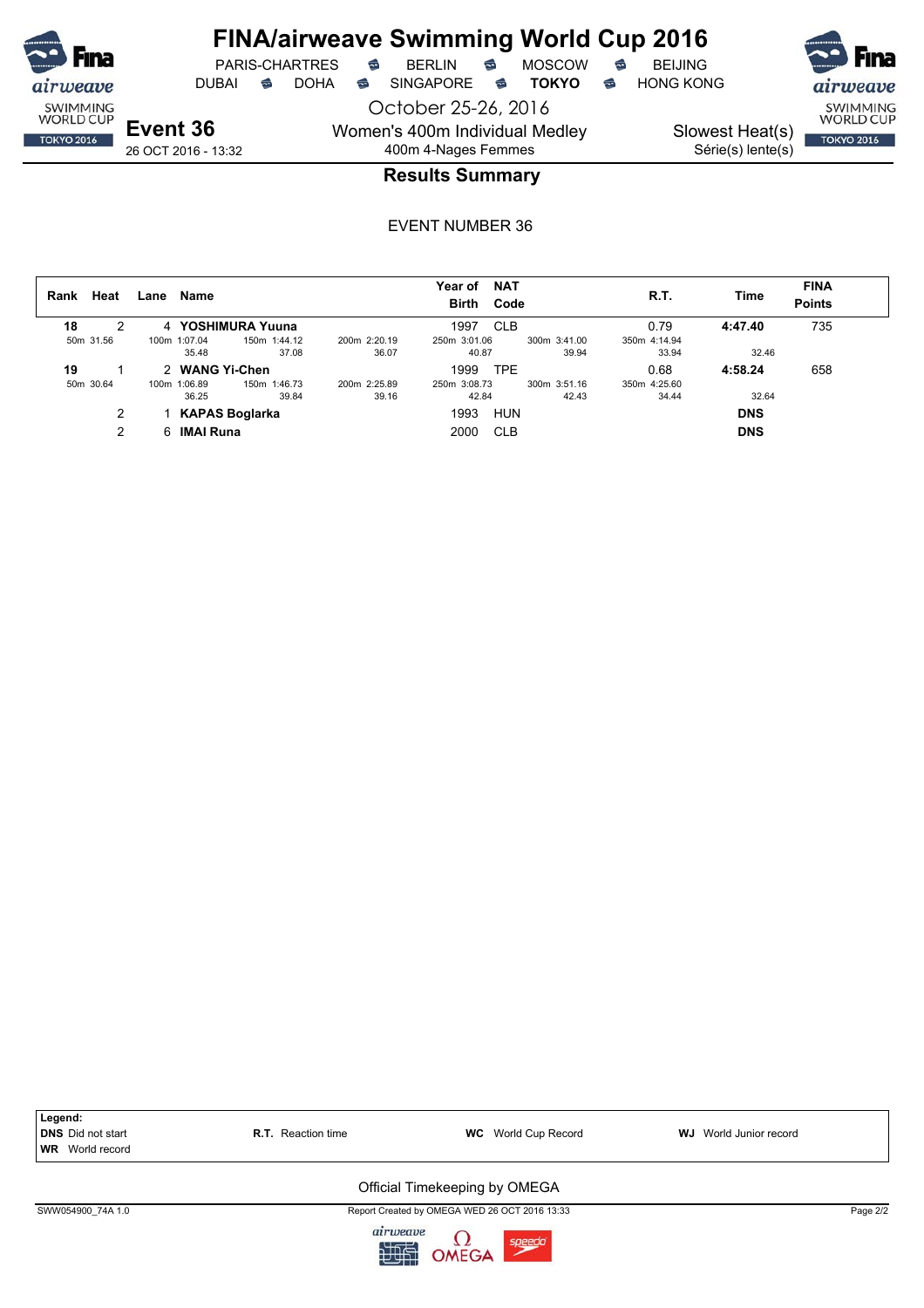# FINA/airweave Swimming World Cup 2016

PARIS-CHARTRES · BERLIN · MOSCOW · BEIJING
DUBAI · DOHA · SINGAPORE · **TOKYO** · HONG KONG

October 25-26, 2016

**Event 36**
26 OCT 2016 - 13:32

Women's 400m Individual Medley
400m 4-Nages Femmes

Slowest Heat(s)
Série(s) lente(s)

## Results Summary

EVENT NUMBER 36

| Rank | Heat | Lane | Name | Year of Birth | NAT Code | R.T. | Time | FINA Points |
|---|---|---|---|---|---|---|---|---|
| 18 | 2 | 4 | YOSHIMURA Yuuna | 1997 | CLB | 0.79 | 4:47.40 | 735 |
| | 50m 31.56 | 100m 1:07.04 (35.48) | 150m 1:44.12 (37.08) / 200m 2:20.19 (36.07) | 250m 3:01.06 (40.87) | 300m 3:41.00 (39.94) | 350m 4:14.94 (33.94) | 32.46 | |
| 19 | 1 | 2 | WANG Yi-Chen | 1999 | TPE | 0.68 | 4:58.24 | 658 |
| | 50m 30.64 | 100m 1:06.89 (36.25) | 150m 1:46.73 (39.84) / 200m 2:25.89 (39.16) | 250m 3:08.73 (42.84) | 300m 3:51.16 (42.43) | 350m 4:25.60 (34.44) | 32.64 | |
| | 2 | 1 | KAPAS Boglarka | 1993 | HUN | | DNS | |
| | 2 | 6 | IMAI Runa | 2000 | CLB | | DNS | |

**Legend:**
**DNS** Did not start · **R.T.** Reaction time · **WC** World Cup Record · **WJ** World Junior record
**WR** World record

Official Timekeeping by OMEGA

SWW054900_74A 1.0 · Report Created by OMEGA WED 26 OCT 2016 13:33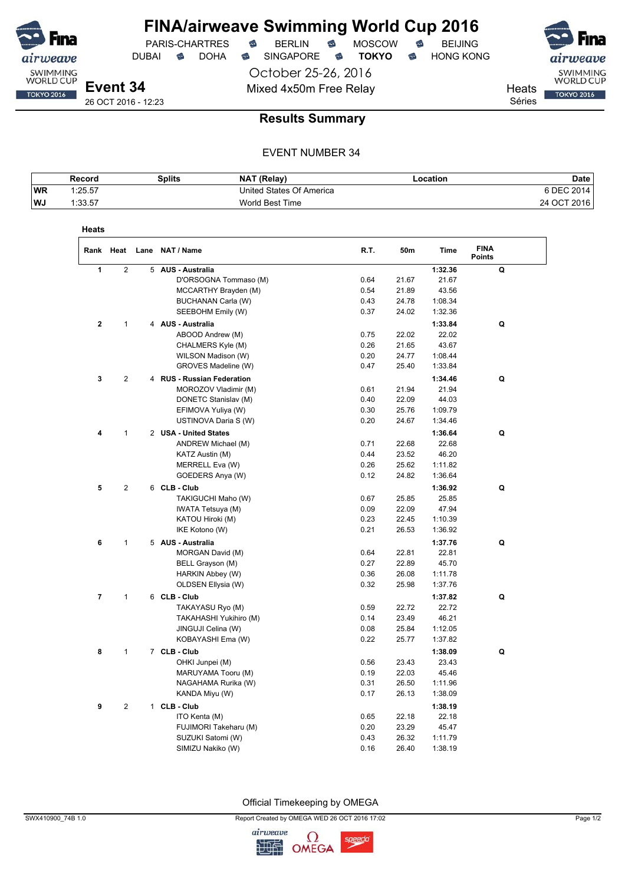# FINA/airweave Swimming World Cup 2016

PARIS-CHARTRES · BERLIN · MOSCOW · BEIJING
DUBAI · DOHA · SINGAPORE · **TOKYO** · HONG KONG

October 25-26, 2016

**Event 34** — Mixed 4x50m Free Relay — Heats / Séries

26 OCT 2016 - 12:23

## Results Summary

EVENT NUMBER 34

| | Record | Splits | NAT (Relay) | Location | Date |
|---|---|---|---|---|---|
| WR | 1:25.57 | | United States Of America | | 6 DEC 2014 |
| WJ | 1:33.57 | | World Best Time | | 24 OCT 2016 |

### Heats

| Rank | Heat | Lane | NAT / Name | R.T. | 50m | Time | FINA Points | |
|---|---|---|---|---|---|---|---|---|
| 1 | 2 | 5 | **AUS - Australia** | | | **1:32.36** | | Q |
| | | | D'ORSOGNA Tommaso (M) | 0.64 | 21.67 | 21.67 | | |
| | | | MCCARTHY Brayden (M) | 0.54 | 21.89 | 43.56 | | |
| | | | BUCHANAN Carla (W) | 0.43 | 24.78 | 1:08.34 | | |
| | | | SEEBOHM Emily (W) | 0.37 | 24.02 | 1:32.36 | | |
| 2 | 1 | 4 | **AUS - Australia** | | | **1:33.84** | | Q |
| | | | ABOOD Andrew (M) | 0.75 | 22.02 | 22.02 | | |
| | | | CHALMERS Kyle (M) | 0.26 | 21.65 | 43.67 | | |
| | | | WILSON Madison (W) | 0.20 | 24.77 | 1:08.44 | | |
| | | | GROVES Madeline (W) | 0.47 | 25.40 | 1:33.84 | | |
| 3 | 2 | 4 | **RUS - Russian Federation** | | | **1:34.46** | | Q |
| | | | MOROZOV Vladimir (M) | 0.61 | 21.94 | 21.94 | | |
| | | | DONETC Stanislav (M) | 0.40 | 22.09 | 44.03 | | |
| | | | EFIMOVA Yuliya (W) | 0.30 | 25.76 | 1:09.79 | | |
| | | | USTINOVA Daria S (W) | 0.20 | 24.67 | 1:34.46 | | |
| 4 | 1 | 2 | **USA - United States** | | | **1:36.64** | | Q |
| | | | ANDREW Michael (M) | 0.71 | 22.68 | 22.68 | | |
| | | | KATZ Austin (M) | 0.44 | 23.52 | 46.20 | | |
| | | | MERRELL Eva (W) | 0.26 | 25.62 | 1:11.82 | | |
| | | | GOEDERS Anya (W) | 0.12 | 24.82 | 1:36.64 | | |
| 5 | 2 | 6 | **CLB - Club** | | | **1:36.92** | | Q |
| | | | TAKIGUCHI Maho (W) | 0.67 | 25.85 | 25.85 | | |
| | | | IWATA Tetsuya (M) | 0.09 | 22.09 | 47.94 | | |
| | | | KATOU Hiroki (M) | 0.23 | 22.45 | 1:10.39 | | |
| | | | IKE Kotono (W) | 0.21 | 26.53 | 1:36.92 | | |
| 6 | 1 | 5 | **AUS - Australia** | | | **1:37.76** | | Q |
| | | | MORGAN David (M) | 0.64 | 22.81 | 22.81 | | |
| | | | BELL Grayson (M) | 0.27 | 22.89 | 45.70 | | |
| | | | HARKIN Abbey (W) | 0.36 | 26.08 | 1:11.78 | | |
| | | | OLDSEN Ellysia (W) | 0.32 | 25.98 | 1:37.76 | | |
| 7 | 1 | 6 | **CLB - Club** | | | **1:37.82** | | Q |
| | | | TAKAYASU Ryo (M) | 0.59 | 22.72 | 22.72 | | |
| | | | TAKAHASHI Yukihiro (M) | 0.14 | 23.49 | 46.21 | | |
| | | | JINGUJI Celina (W) | 0.08 | 25.84 | 1:12.05 | | |
| | | | KOBAYASHI Ema (W) | 0.22 | 25.77 | 1:37.82 | | |
| 8 | 1 | 7 | **CLB - Club** | | | **1:38.09** | | Q |
| | | | OHKI Junpei (M) | 0.56 | 23.43 | 23.43 | | |
| | | | MARUYAMA Tooru (M) | 0.19 | 22.03 | 45.46 | | |
| | | | NAGAHAMA Rurika (W) | 0.31 | 26.50 | 1:11.96 | | |
| | | | KANDA Miyu (W) | 0.17 | 26.13 | 1:38.09 | | |
| 9 | 2 | 1 | **CLB - Club** | | | **1:38.19** | | |
| | | | ITO Kenta (M) | 0.65 | 22.18 | 22.18 | | |
| | | | FUJIMORI Takeharu (M) | 0.20 | 23.29 | 45.47 | | |
| | | | SUZUKI Satomi (W) | 0.43 | 26.32 | 1:11.79 | | |
| | | | SIMIZU Nakiko (W) | 0.16 | 26.40 | 1:38.19 | | |

Official Timekeeping by OMEGA

SWX410900_74B 1.0 — Report Created by OMEGA WED 26 OCT 2016 17:02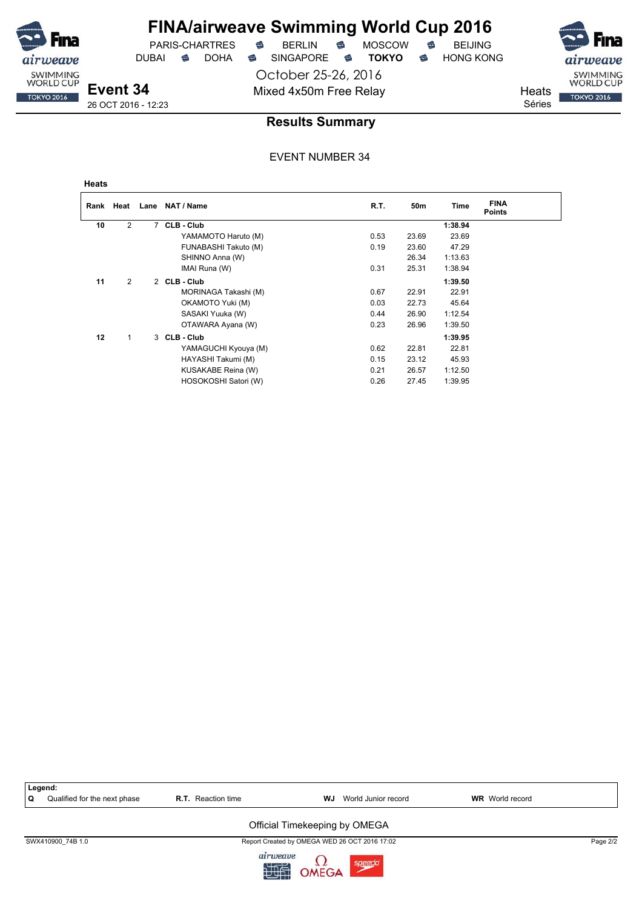# FINA/airweave Swimming World Cup 2016

PARIS-CHARTRES · BERLIN · MOSCOW · BEIJING
DUBAI · DOHA · SINGAPORE · **TOKYO** · HONG KONG

October 25-26, 2016

**Event 34**
26 OCT 2016 - 12:23

Mixed 4x50m Free Relay

Heats
Séries

## Results Summary

EVENT NUMBER 34

**Heats**

| Rank | Heat | Lane | NAT / Name | R.T. | 50m | Time | FINA Points |
|---|---|---|---|---|---|---|---|
| **10** | 2 | 7 | **CLB - Club** | | | **1:38.94** | |
| | | | YAMAMOTO Haruto (M) | 0.53 | 23.69 | 23.69 | |
| | | | FUNABASHI Takuto (M) | 0.19 | 23.60 | 47.29 | |
| | | | SHINNO Anna (W) | | 26.34 | 1:13.63 | |
| | | | IMAI Runa (W) | 0.31 | 25.31 | 1:38.94 | |
| **11** | 2 | 2 | **CLB - Club** | | | **1:39.50** | |
| | | | MORINAGA Takashi (M) | 0.67 | 22.91 | 22.91 | |
| | | | OKAMOTO Yuki (M) | 0.03 | 22.73 | 45.64 | |
| | | | SASAKI Yuuka (W) | 0.44 | 26.90 | 1:12.54 | |
| | | | OTAWARA Ayana (W) | 0.23 | 26.96 | 1:39.50 | |
| **12** | 1 | 3 | **CLB - Club** | | | **1:39.95** | |
| | | | YAMAGUCHI Kyouya (M) | 0.62 | 22.81 | 22.81 | |
| | | | HAYASHI Takumi (M) | 0.15 | 23.12 | 45.93 | |
| | | | KUSAKABE Reina (W) | 0.21 | 26.57 | 1:12.50 | |
| | | | HOSOKOSHI Satori (W) | 0.26 | 27.45 | 1:39.95 | |

**Legend:**
**Q** Qualified for the next phase · **R.T.** Reaction time · **WJ** World Junior record · **WR** World record

Official Timekeeping by OMEGA

SWX410900_74B 1.0 · Report Created by OMEGA WED 26 OCT 2016 17:02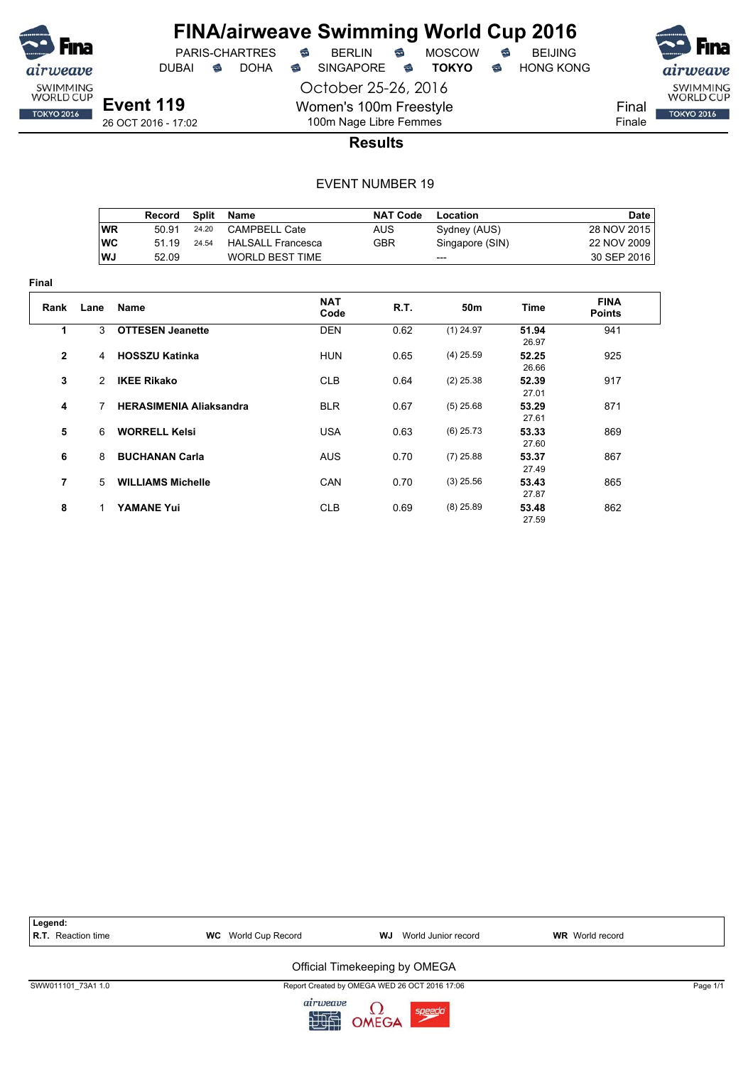# FINA/airweave Swimming World Cup 2016

PARIS-CHARTRES • BERLIN • MOSCOW • BEIJING
DUBAI • DOHA • SINGAPORE • **TOKYO** • HONG KONG

October 25-26, 2016

**Event 119**
26 OCT 2016 - 17:02

Women's 100m Freestyle
100m Nage Libre Femmes

Final
Finale

## Results

EVENT NUMBER 19

| | Record | Split | Name | NAT Code | Location | Date |
|---|---|---|---|---|---|---|
| WR | 50.91 | 24.20 | CAMPBELL Cate | AUS | Sydney (AUS) | 28 NOV 2015 |
| WC | 51.19 | 24.54 | HALSALL Francesca | GBR | Singapore (SIN) | 22 NOV 2009 |
| WJ | 52.09 | | WORLD BEST TIME | | --- | 30 SEP 2016 |

**Final**

| Rank | Lane | Name | NAT Code | R.T. | 50m | Time | FINA Points |
|---|---|---|---|---|---|---|---|
| 1 | 3 | **OTTESEN Jeanette** | DEN | 0.62 | (1) 24.97 | **51.94** 26.97 | 941 |
| 2 | 4 | **HOSSZU Katinka** | HUN | 0.65 | (4) 25.59 | **52.25** 26.66 | 925 |
| 3 | 2 | **IKEE Rikako** | CLB | 0.64 | (2) 25.38 | **52.39** 27.01 | 917 |
| 4 | 7 | **HERASIMENIA Aliaksandra** | BLR | 0.67 | (5) 25.68 | **53.29** 27.61 | 871 |
| 5 | 6 | **WORRELL Kelsi** | USA | 0.63 | (6) 25.73 | **53.33** 27.60 | 869 |
| 6 | 8 | **BUCHANAN Carla** | AUS | 0.70 | (7) 25.88 | **53.37** 27.49 | 867 |
| 7 | 5 | **WILLIAMS Michelle** | CAN | 0.70 | (3) 25.56 | **53.43** 27.87 | 865 |
| 8 | 1 | **YAMANE Yui** | CLB | 0.69 | (8) 25.89 | **53.48** 27.59 | 862 |

**Legend:**
**R.T.** Reaction time | **WC** World Cup Record | **WJ** World Junior record | **WR** World record

Official Timekeeping by OMEGA

SWW011101_73A1 1.0 — Report Created by OMEGA WED 26 OCT 2016 17:06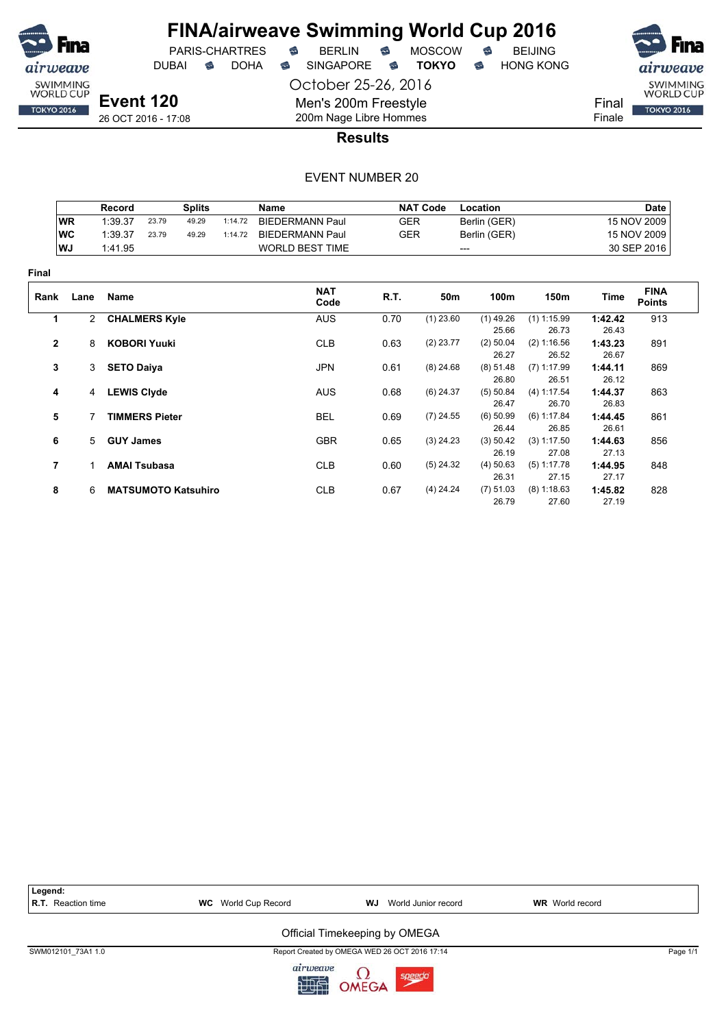# FINA/airweave Swimming World Cup 2016

PARIS-CHARTRES · BERLIN · MOSCOW · BEIJING
DUBAI · DOHA · SINGAPORE · **TOKYO** · HONG KONG

October 25-26, 2016

## Event 120

26 OCT 2016 - 17:08

Men's 200m Freestyle
200m Nage Libre Hommes

Final
Finale

### Results

EVENT NUMBER 20

| | Record | Splits | | | Name | NAT Code | Location | Date |
|---|---|---|---|---|---|---|---|---|
| WR | 1:39.37 | 23.79 | 49.29 | 1:14.72 | BIEDERMANN Paul | GER | Berlin (GER) | 15 NOV 2009 |
| WC | 1:39.37 | 23.79 | 49.29 | 1:14.72 | BIEDERMANN Paul | GER | Berlin (GER) | 15 NOV 2009 |
| WJ | 1:41.95 | | | | WORLD BEST TIME | | --- | 30 SEP 2016 |

**Final**

| Rank | Lane | Name | NAT Code | R.T. | 50m | 100m | 150m | Time | FINA Points |
|---|---|---|---|---|---|---|---|---|---|
| 1 | 2 | **CHALMERS Kyle** | AUS | 0.70 | (1) 23.60 | (1) 49.26<br>25.66 | (1) 1:15.99<br>26.73 | **1:42.42**<br>26.43 | 913 |
| 2 | 8 | **KOBORI Yuuki** | CLB | 0.63 | (2) 23.77 | (2) 50.04<br>26.27 | (2) 1:16.56<br>26.52 | **1:43.23**<br>26.67 | 891 |
| 3 | 3 | **SETO Daiya** | JPN | 0.61 | (8) 24.68 | (8) 51.48<br>26.80 | (7) 1:17.99<br>26.51 | **1:44.11**<br>26.12 | 869 |
| 4 | 4 | **LEWIS Clyde** | AUS | 0.68 | (6) 24.37 | (5) 50.84<br>26.47 | (4) 1:17.54<br>26.70 | **1:44.37**<br>26.83 | 863 |
| 5 | 7 | **TIMMERS Pieter** | BEL | 0.69 | (7) 24.55 | (6) 50.99<br>26.44 | (6) 1:17.84<br>26.85 | **1:44.45**<br>26.61 | 861 |
| 6 | 5 | **GUY James** | GBR | 0.65 | (3) 24.23 | (3) 50.42<br>26.19 | (3) 1:17.50<br>27.08 | **1:44.63**<br>27.13 | 856 |
| 7 | 1 | **AMAI Tsubasa** | CLB | 0.60 | (5) 24.32 | (4) 50.63<br>26.31 | (5) 1:17.78<br>27.15 | **1:44.95**<br>27.17 | 848 |
| 8 | 6 | **MATSUMOTO Katsuhiro** | CLB | 0.67 | (4) 24.24 | (7) 51.03<br>26.79 | (8) 1:18.63<br>27.60 | **1:45.82**<br>27.19 | 828 |

**Legend:**
**R.T.** Reaction time · **WC** World Cup Record · **WJ** World Junior record · **WR** World record

Official Timekeeping by OMEGA

SWM012101_73A1 1.0 · Report Created by OMEGA WED 26 OCT 2016 17:14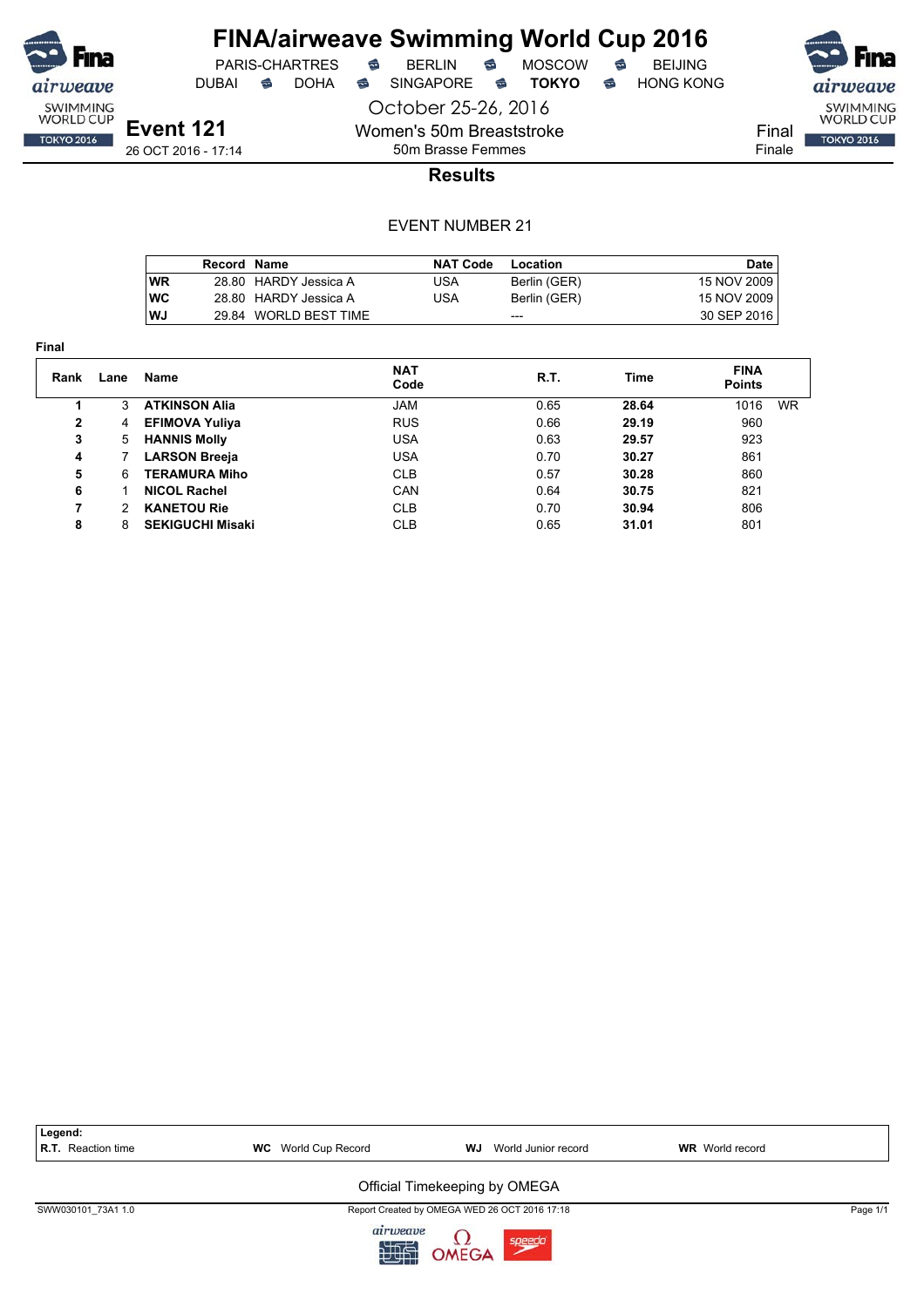# FINA/airweave Swimming World Cup 2016

PARIS-CHARTRES · BERLIN · MOSCOW · BEIJING
DUBAI · DOHA · SINGAPORE · **TOKYO** · HONG KONG

October 25-26, 2016

**Event 121**
26 OCT 2016 - 17:14

Women's 50m Breaststroke
50m Brasse Femmes

Final
Finale

## Results

EVENT NUMBER 21

| | Record | Name | NAT Code | Location | Date |
|---|---|---|---|---|---|
| WR | 28.80 | HARDY Jessica A | USA | Berlin (GER) | 15 NOV 2009 |
| WC | 28.80 | HARDY Jessica A | USA | Berlin (GER) | 15 NOV 2009 |
| WJ | 29.84 | WORLD BEST TIME | | --- | 30 SEP 2016 |

**Final**

| Rank | Lane | Name | NAT Code | R.T. | Time | FINA Points | |
|---|---|---|---|---|---|---|---|
| 1 | 3 | **ATKINSON Alia** | JAM | 0.65 | **28.64** | 1016 | WR |
| 2 | 4 | **EFIMOVA Yuliya** | RUS | 0.66 | **29.19** | 960 | |
| 3 | 5 | **HANNIS Molly** | USA | 0.63 | **29.57** | 923 | |
| 4 | 7 | **LARSON Breeja** | USA | 0.70 | **30.27** | 861 | |
| 5 | 6 | **TERAMURA Miho** | CLB | 0.57 | **30.28** | 860 | |
| 6 | 1 | **NICOL Rachel** | CAN | 0.64 | **30.75** | 821 | |
| 7 | 2 | **KANETOU Rie** | CLB | 0.70 | **30.94** | 806 | |
| 8 | 8 | **SEKIGUCHI Misaki** | CLB | 0.65 | **31.01** | 801 | |

**Legend:**
**R.T.** Reaction time · **WC** World Cup Record · **WJ** World Junior record · **WR** World record

Official Timekeeping by OMEGA

SWW030101_73A1 1.0 · Report Created by OMEGA WED 26 OCT 2016 17:18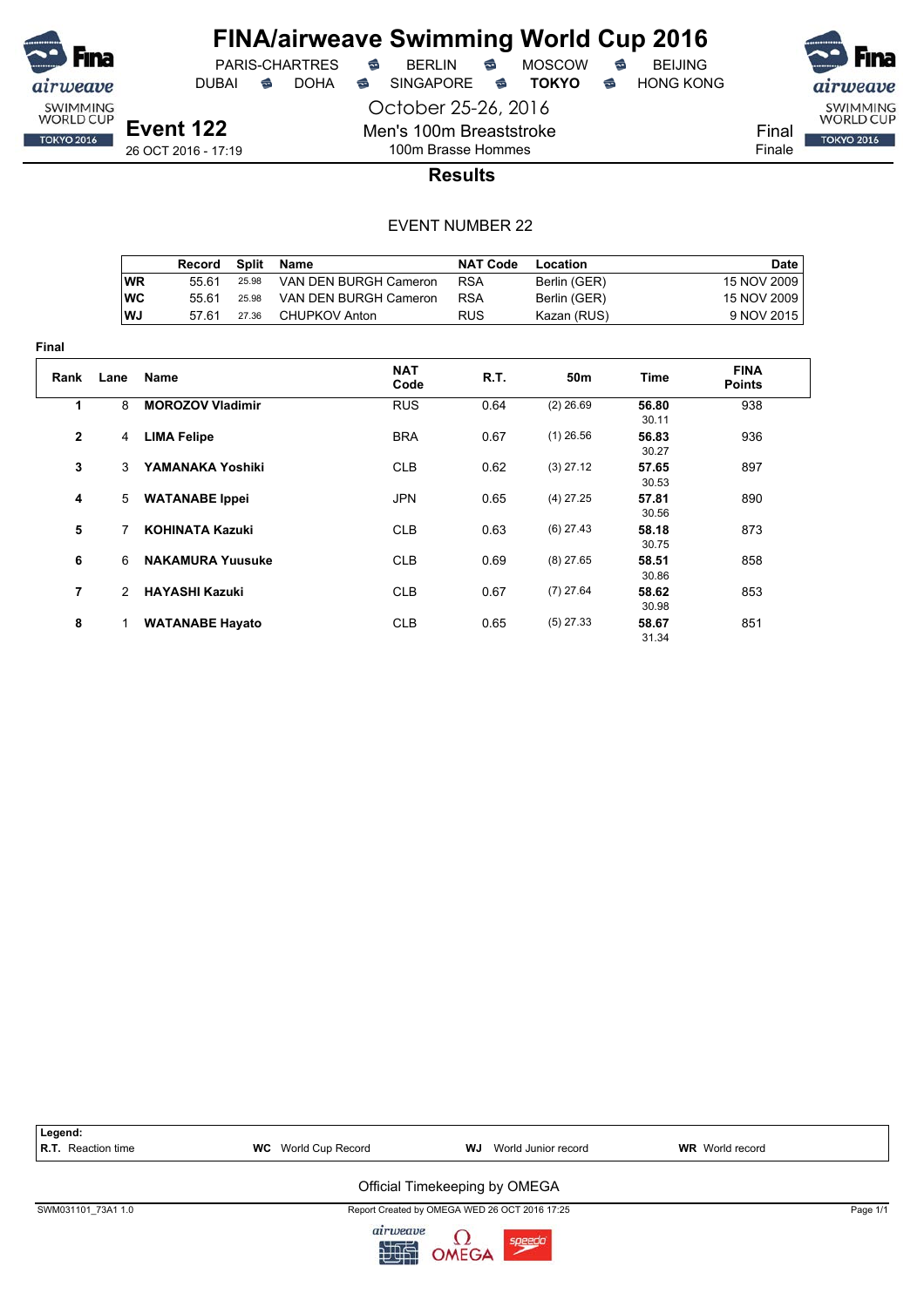# FINA/airweave Swimming World Cup 2016

PARIS-CHARTRES · BERLIN · MOSCOW · BEIJING
DUBAI · DOHA · SINGAPORE · **TOKYO** · HONG KONG

October 25-26, 2016

## Event 122

26 OCT 2016 - 17:19

Men's 100m Breaststroke
100m Brasse Hommes

Final
Finale

### Results

EVENT NUMBER 22

| | Record | Split | Name | NAT Code | Location | Date |
|---|---|---|---|---|---|---|
| WR | 55.61 | 25.98 | VAN DEN BURGH Cameron | RSA | Berlin (GER) | 15 NOV 2009 |
| WC | 55.61 | 25.98 | VAN DEN BURGH Cameron | RSA | Berlin (GER) | 15 NOV 2009 |
| WJ | 57.61 | 27.36 | CHUPKOV Anton | RUS | Kazan (RUS) | 9 NOV 2015 |

**Final**

| Rank | Lane | Name | NAT Code | R.T. | 50m | Time | FINA Points |
|---|---|---|---|---|---|---|---|
| 1 | 8 | **MOROZOV Vladimir** | RUS | 0.64 | (2) 26.69 | **56.80** 30.11 | 938 |
| 2 | 4 | **LIMA Felipe** | BRA | 0.67 | (1) 26.56 | **56.83** 30.27 | 936 |
| 3 | 3 | **YAMANAKA Yoshiki** | CLB | 0.62 | (3) 27.12 | **57.65** 30.53 | 897 |
| 4 | 5 | **WATANABE Ippei** | JPN | 0.65 | (4) 27.25 | **57.81** 30.56 | 890 |
| 5 | 7 | **KOHINATA Kazuki** | CLB | 0.63 | (6) 27.43 | **58.18** 30.75 | 873 |
| 6 | 6 | **NAKAMURA Yuusuke** | CLB | 0.69 | (8) 27.65 | **58.51** 30.86 | 858 |
| 7 | 2 | **HAYASHI Kazuki** | CLB | 0.67 | (7) 27.64 | **58.62** 30.98 | 853 |
| 8 | 1 | **WATANABE Hayato** | CLB | 0.65 | (5) 27.33 | **58.67** 31.34 | 851 |

**Legend:**
**R.T.** Reaction time · **WC** World Cup Record · **WJ** World Junior record · **WR** World record

Official Timekeeping by OMEGA

SWM031101_73A1 1.0 · Report Created by OMEGA WED 26 OCT 2016 17:25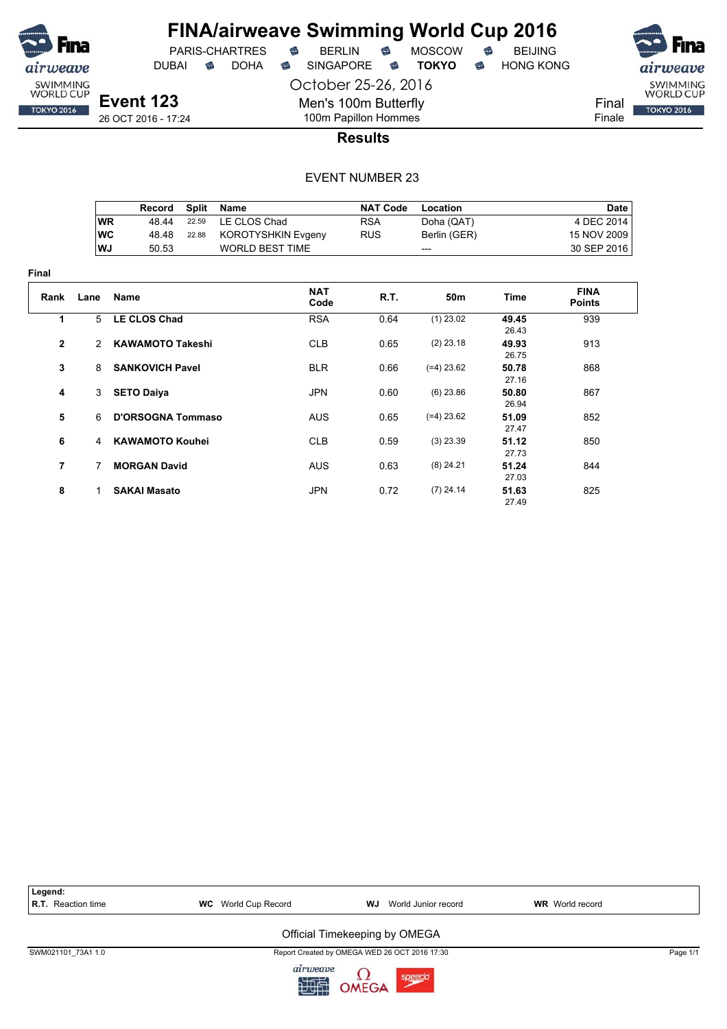# FINA/airweave Swimming World Cup 2016

PARIS-CHARTRES · BERLIN · MOSCOW · BEIJING
DUBAI · DOHA · SINGAPORE · **TOKYO** · HONG KONG

October 25-26, 2016

## Event 123

26 OCT 2016 - 17:24

Men's 100m Butterfly
100m Papillon Hommes

Final
Finale

### Results

EVENT NUMBER 23

| | Record | Split | Name | NAT Code | Location | Date |
|---|---|---|---|---|---|---|
| WR | 48.44 | 22.59 | LE CLOS Chad | RSA | Doha (QAT) | 4 DEC 2014 |
| WC | 48.48 | 22.88 | KOROTYSHKIN Evgeny | RUS | Berlin (GER) | 15 NOV 2009 |
| WJ | 50.53 | | WORLD BEST TIME | | --- | 30 SEP 2016 |

**Final**

| Rank | Lane | Name | NAT Code | R.T. | 50m | Time | FINA Points |
|---|---|---|---|---|---|---|---|
| 1 | 5 | **LE CLOS Chad** | RSA | 0.64 | (1) 23.02 | **49.45** 26.43 | 939 |
| 2 | 2 | **KAWAMOTO Takeshi** | CLB | 0.65 | (2) 23.18 | **49.93** 26.75 | 913 |
| 3 | 8 | **SANKOVICH Pavel** | BLR | 0.66 | (=4) 23.62 | **50.78** 27.16 | 868 |
| 4 | 3 | **SETO Daiya** | JPN | 0.60 | (6) 23.86 | **50.80** 26.94 | 867 |
| 5 | 6 | **D'ORSOGNA Tommaso** | AUS | 0.65 | (=4) 23.62 | **51.09** 27.47 | 852 |
| 6 | 4 | **KAWAMOTO Kouhei** | CLB | 0.59 | (3) 23.39 | **51.12** 27.73 | 850 |
| 7 | 7 | **MORGAN David** | AUS | 0.63 | (8) 24.21 | **51.24** 27.03 | 844 |
| 8 | 1 | **SAKAI Masato** | JPN | 0.72 | (7) 24.14 | **51.63** 27.49 | 825 |

**Legend:**
**R.T.** Reaction time · **WC** World Cup Record · **WJ** World Junior record · **WR** World record

Official Timekeeping by OMEGA

SWM021101_73A1 1.0 · Report Created by OMEGA WED 26 OCT 2016 17:30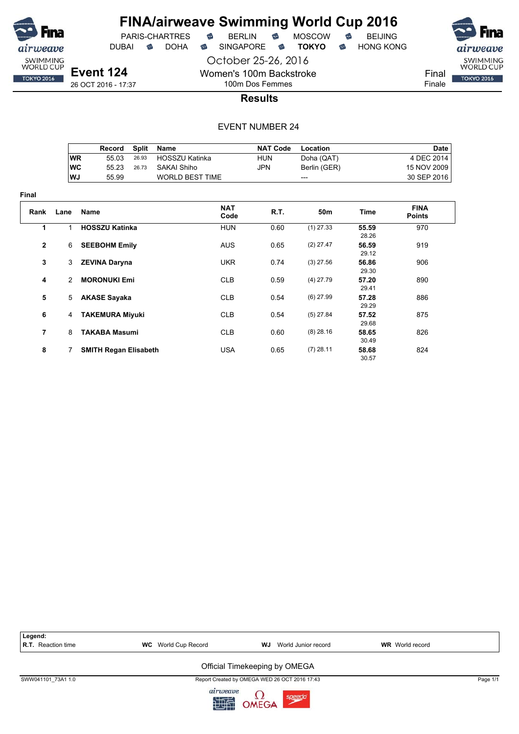# FINA/airweave Swimming World Cup 2016

PARIS-CHARTRES · BERLIN · MOSCOW · BEIJING
DUBAI · DOHA · SINGAPORE · **TOKYO** · HONG KONG

October 25-26, 2016

## Event 124

26 OCT 2016 - 17:37

Women's 100m Backstroke
100m Dos Femmes

Final
Finale

### Results

EVENT NUMBER 24

| | Record | Split | Name | NAT Code | Location | Date |
|---|---|---|---|---|---|---|
| WR | 55.03 | 26.93 | HOSSZU Katinka | HUN | Doha (QAT) | 4 DEC 2014 |
| WC | 55.23 | 26.73 | SAKAI Shiho | JPN | Berlin (GER) | 15 NOV 2009 |
| WJ | 55.99 | | WORLD BEST TIME | | --- | 30 SEP 2016 |

**Final**

| Rank | Lane | Name | NAT Code | R.T. | 50m | Time | FINA Points |
|---|---|---|---|---|---|---|---|
| 1 | 1 | **HOSSZU Katinka** | HUN | 0.60 | (1) 27.33 | **55.59** 28.26 | 970 |
| 2 | 6 | **SEEBOHM Emily** | AUS | 0.65 | (2) 27.47 | **56.59** 29.12 | 919 |
| 3 | 3 | **ZEVINA Daryna** | UKR | 0.74 | (3) 27.56 | **56.86** 29.30 | 906 |
| 4 | 2 | **MORONUKI Emi** | CLB | 0.59 | (4) 27.79 | **57.20** 29.41 | 890 |
| 5 | 5 | **AKASE Sayaka** | CLB | 0.54 | (6) 27.99 | **57.28** 29.29 | 886 |
| 6 | 4 | **TAKEMURA Miyuki** | CLB | 0.54 | (5) 27.84 | **57.52** 29.68 | 875 |
| 7 | 8 | **TAKABA Masumi** | CLB | 0.60 | (8) 28.16 | **58.65** 30.49 | 826 |
| 8 | 7 | **SMITH Regan Elisabeth** | USA | 0.65 | (7) 28.11 | **58.68** 30.57 | 824 |

**Legend:**
**R.T.** Reaction time · **WC** World Cup Record · **WJ** World Junior record · **WR** World record

Official Timekeeping by OMEGA

SWW041101_73A1 1.0 · Report Created by OMEGA WED 26 OCT 2016 17:43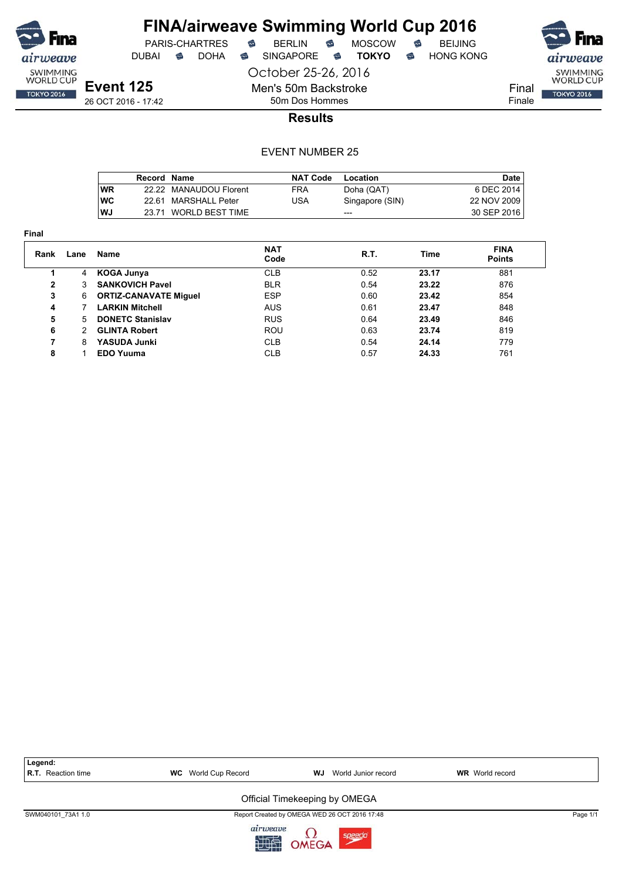# FINA/airweave Swimming World Cup 2016

PARIS-CHARTRES • BERLIN • MOSCOW • BEIJING
DUBAI • DOHA • SINGAPORE • **TOKYO** • HONG KONG

October 25-26, 2016

**Event 125**
26 OCT 2016 - 17:42

Men's 50m Backstroke
50m Dos Hommes

Final
Finale

## Results

EVENT NUMBER 25

| Record | | Name | NAT Code | Location | Date |
|---|---|---|---|---|---|
| WR | 22.22 | MANAUDOU Florent | FRA | Doha (QAT) | 6 DEC 2014 |
| WC | 22.61 | MARSHALL Peter | USA | Singapore (SIN) | 22 NOV 2009 |
| WJ | 23.71 | WORLD BEST TIME | | --- | 30 SEP 2016 |

**Final**

| Rank | Lane | Name | NAT Code | R.T. | Time | FINA Points |
|---|---|---|---|---|---|---|
| **1** | 4 | **KOGA Junya** | CLB | 0.52 | **23.17** | 881 |
| **2** | 3 | **SANKOVICH Pavel** | BLR | 0.54 | **23.22** | 876 |
| **3** | 6 | **ORTIZ-CANAVATE Miguel** | ESP | 0.60 | **23.42** | 854 |
| **4** | 7 | **LARKIN Mitchell** | AUS | 0.61 | **23.47** | 848 |
| **5** | 5 | **DONETC Stanislav** | RUS | 0.64 | **23.49** | 846 |
| **6** | 2 | **GLINTA Robert** | ROU | 0.63 | **23.74** | 819 |
| **7** | 8 | **YASUDA Junki** | CLB | 0.54 | **24.14** | 779 |
| **8** | 1 | **EDO Yuuma** | CLB | 0.57 | **24.33** | 761 |

**Legend:**
**R.T.** Reaction time **WC** World Cup Record **WJ** World Junior record **WR** World record

Official Timekeeping by OMEGA

SWM040101_73A1 1.0 Report Created by OMEGA WED 26 OCT 2016 17:48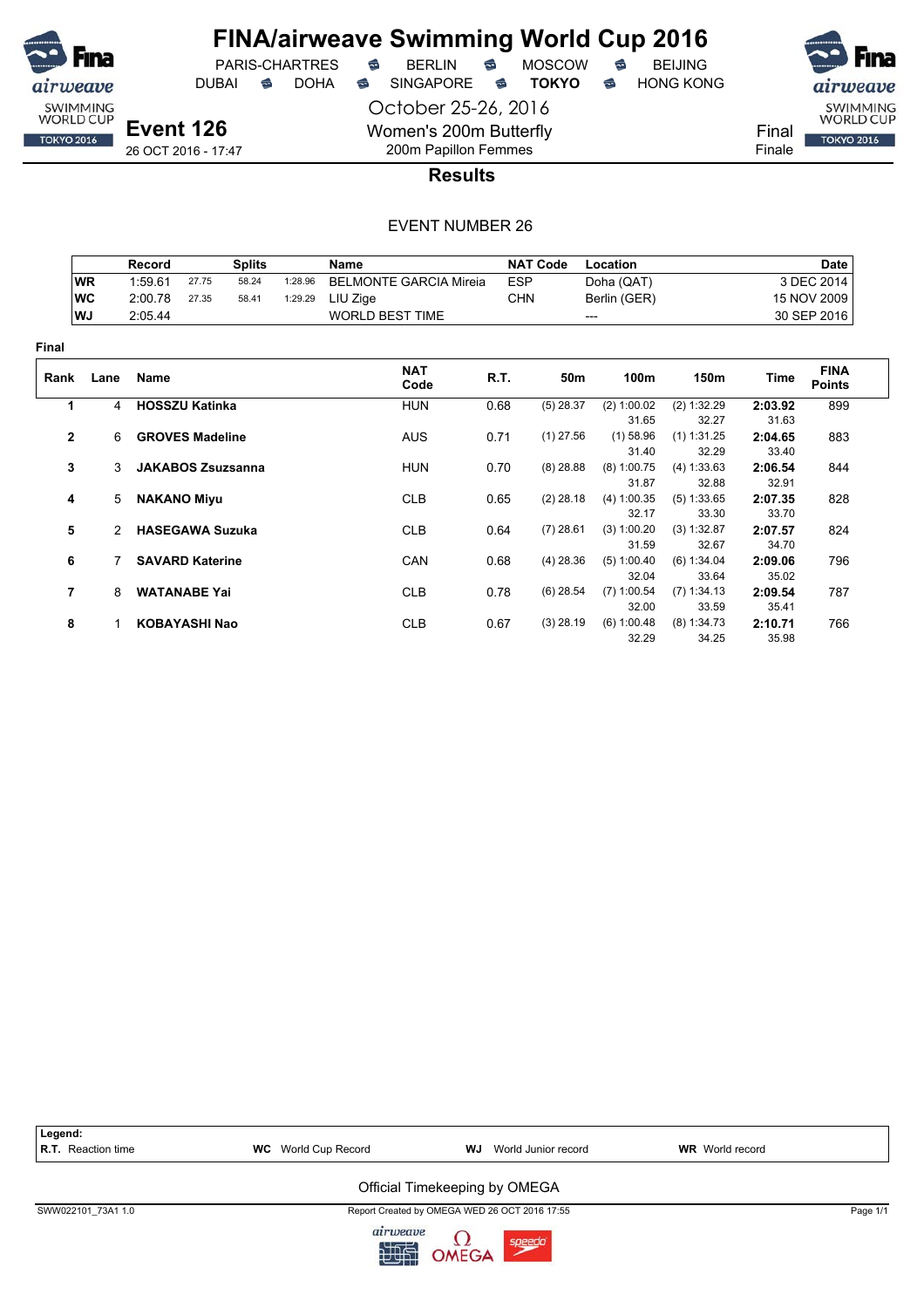# FINA/airweave Swimming World Cup 2016

PARIS-CHARTRES · BERLIN · MOSCOW · BEIJING
DUBAI · DOHA · SINGAPORE · **TOKYO** · HONG KONG

October 25-26, 2016

## Event 126

26 OCT 2016 - 17:47

Women's 200m Butterfly
200m Papillon Femmes

Final
Finale

### Results

EVENT NUMBER 26

| | Record | Splits | | | Name | NAT Code | Location | Date |
|---|---|---|---|---|---|---|---|---|
| WR | 1:59.61 | 27.75 | 58.24 | 1:28.96 | BELMONTE GARCIA Mireia | ESP | Doha (QAT) | 3 DEC 2014 |
| WC | 2:00.78 | 27.35 | 58.41 | 1:29.29 | LIU Zige | CHN | Berlin (GER) | 15 NOV 2009 |
| WJ | 2:05.44 | | | | WORLD BEST TIME | | --- | 30 SEP 2016 |

**Final**

| Rank | Lane | Name | NAT Code | R.T. | 50m | 100m | 150m | Time | FINA Points |
|---|---|---|---|---|---|---|---|---|---|
| 1 | 4 | **HOSSZU Katinka** | HUN | 0.68 | (5) 28.37 | (2) 1:00.02 | (2) 1:32.29 | **2:03.92** | 899 |
| | | | | | | 31.65 | 32.27 | 31.63 | |
| 2 | 6 | **GROVES Madeline** | AUS | 0.71 | (1) 27.56 | (1) 58.96 | (1) 1:31.25 | **2:04.65** | 883 |
| | | | | | | 31.40 | 32.29 | 33.40 | |
| 3 | 3 | **JAKABOS Zsuzsanna** | HUN | 0.70 | (8) 28.88 | (8) 1:00.75 | (4) 1:33.63 | **2:06.54** | 844 |
| | | | | | | 31.87 | 32.88 | 32.91 | |
| 4 | 5 | **NAKANO Miyu** | CLB | 0.65 | (2) 28.18 | (4) 1:00.35 | (5) 1:33.65 | **2:07.35** | 828 |
| | | | | | | 32.17 | 33.30 | 33.70 | |
| 5 | 2 | **HASEGAWA Suzuka** | CLB | 0.64 | (7) 28.61 | (3) 1:00.20 | (3) 1:32.87 | **2:07.57** | 824 |
| | | | | | | 31.59 | 32.67 | 34.70 | |
| 6 | 7 | **SAVARD Katerine** | CAN | 0.68 | (4) 28.36 | (5) 1:00.40 | (6) 1:34.04 | **2:09.06** | 796 |
| | | | | | | 32.04 | 33.64 | 35.02 | |
| 7 | 8 | **WATANABE Yai** | CLB | 0.78 | (6) 28.54 | (7) 1:00.54 | (7) 1:34.13 | **2:09.54** | 787 |
| | | | | | | 32.00 | 33.59 | 35.41 | |
| 8 | 1 | **KOBAYASHI Nao** | CLB | 0.67 | (3) 28.19 | (6) 1:00.48 | (8) 1:34.73 | **2:10.71** | 766 |
| | | | | | | 32.29 | 34.25 | 35.98 | |

**Legend:**
**R.T.** Reaction time · **WC** World Cup Record · **WJ** World Junior record · **WR** World record

Official Timekeeping by OMEGA

SWW022101_73A1 1.0 · Report Created by OMEGA WED 26 OCT 2016 17:55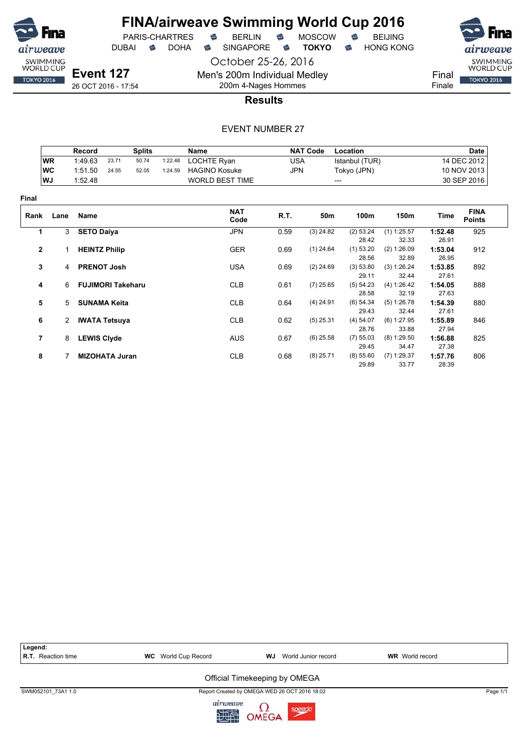# FINA/airweave Swimming World Cup 2016

PARIS-CHARTRES · BERLIN · MOSCOW · BEIJING
DUBAI · DOHA · SINGAPORE · **TOKYO** · HONG KONG

October 25-26, 2016

**Event 127**
26 OCT 2016 - 17:54

Men's 200m Individual Medley
200m 4-Nages Hommes

Final
Finale

## Results

EVENT NUMBER 27

| | Record | Splits | | | Name | NAT Code | Location | Date |
|---|---|---|---|---|---|---|---|---|
| WR | 1:49.63 | 23.71 | 50.74 | 1:22.48 | LOCHTE Ryan | USA | Istanbul (TUR) | 14 DEC 2012 |
| WC | 1:51.50 | 24.55 | 52.05 | 1:24.59 | HAGINO Kosuke | JPN | Tokyo (JPN) | 10 NOV 2013 |
| WJ | 1:52.48 | | | | WORLD BEST TIME | | --- | 30 SEP 2016 |

**Final**

| Rank | Lane | Name | NAT Code | R.T. | 50m | 100m | 150m | Time | FINA Points |
|---|---|---|---|---|---|---|---|---|---|
| 1 | 3 | **SETO Daiya** | JPN | 0.59 | (3) 24.82 | (2) 53.24 | (1) 1:25.57 | **1:52.48** | 925 |
| | | | | | | 28.42 | 32.33 | 26.91 | |
| 2 | 1 | **HEINTZ Philip** | GER | 0.69 | (1) 24.64 | (1) 53.20 | (2) 1:26.09 | **1:53.04** | 912 |
| | | | | | | 28.56 | 32.89 | 26.95 | |
| 3 | 4 | **PRENOT Josh** | USA | 0.69 | (2) 24.69 | (3) 53.80 | (3) 1:26.24 | **1:53.85** | 892 |
| | | | | | | 29.11 | 32.44 | 27.61 | |
| 4 | 6 | **FUJIMORI Takeharu** | CLB | 0.61 | (7) 25.65 | (5) 54.23 | (4) 1:26.42 | **1:54.05** | 888 |
| | | | | | | 28.58 | 32.19 | 27.63 | |
| 5 | 5 | **SUNAMA Keita** | CLB | 0.64 | (4) 24.91 | (6) 54.34 | (5) 1:26.78 | **1:54.39** | 880 |
| | | | | | | 29.43 | 32.44 | 27.61 | |
| 6 | 2 | **IWATA Tetsuya** | CLB | 0.62 | (5) 25.31 | (4) 54.07 | (6) 1:27.95 | **1:55.89** | 846 |
| | | | | | | 28.76 | 33.88 | 27.94 | |
| 7 | 8 | **LEWIS Clyde** | AUS | 0.67 | (6) 25.58 | (7) 55.03 | (8) 1:29.50 | **1:56.88** | 825 |
| | | | | | | 29.45 | 34.47 | 27.38 | |
| 8 | 7 | **MIZOHATA Juran** | CLB | 0.68 | (8) 25.71 | (8) 55.60 | (7) 1:29.37 | **1:57.76** | 806 |
| | | | | | | 29.89 | 33.77 | 28.39 | |

**Legend:**
**R.T.** Reaction time | **WC** World Cup Record | **WJ** World Junior record | **WR** World record

Official Timekeeping by OMEGA

SWM052101_73A1 1.0 — Report Created by OMEGA WED 26 OCT 2016 18:02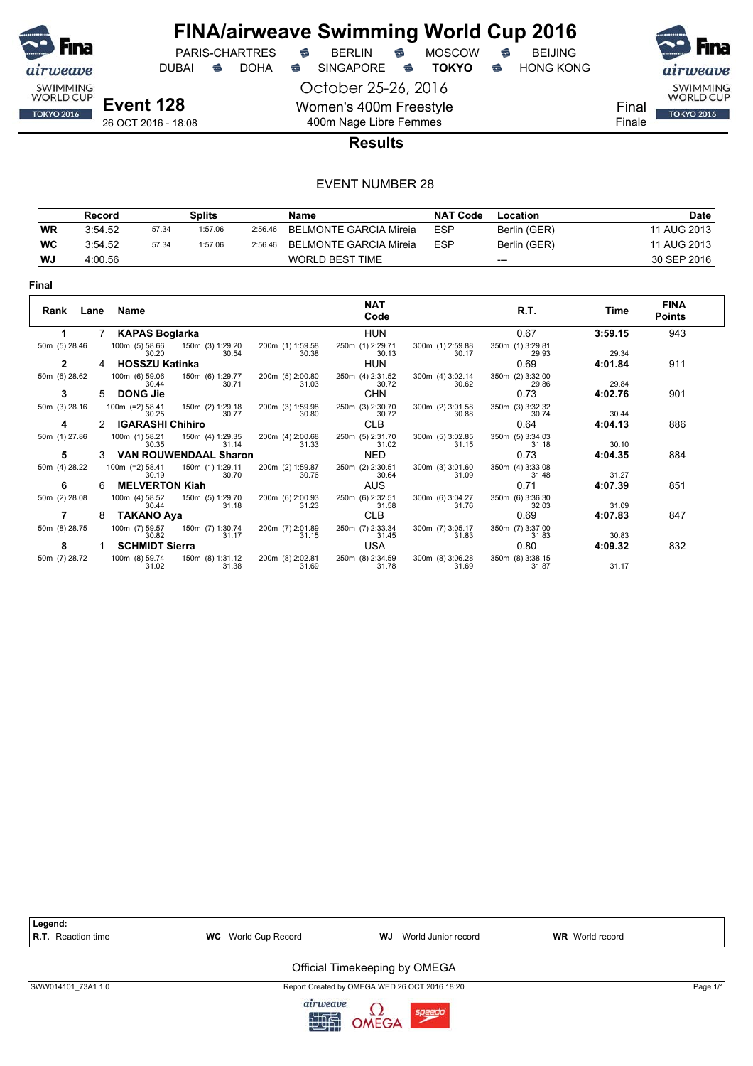# FINA/airweave Swimming World Cup 2016

PARIS-CHARTRES · BERLIN · MOSCOW · BEIJING
DUBAI · DOHA · SINGAPORE · **TOKYO** · HONG KONG

October 25-26, 2016

**Event 128**
26 OCT 2016 - 18:08

Women's 400m Freestyle
400m Nage Libre Femmes

Final
Finale

## Results

EVENT NUMBER 28

| | Record | Splits | | | Name | NAT Code | Location | Date |
|---|---|---|---|---|---|---|---|---|
| WR | 3:54.52 | 57.34 | 1:57.06 | 2:56.46 | BELMONTE GARCIA Mireia | ESP | Berlin (GER) | 11 AUG 2013 |
| WC | 3:54.52 | 57.34 | 1:57.06 | 2:56.46 | BELMONTE GARCIA Mireia | ESP | Berlin (GER) | 11 AUG 2013 |
| WJ | 4:00.56 | | | | WORLD BEST TIME | | --- | 30 SEP 2016 |

**Final**

| Rank | Lane | Name | NAT Code | R.T. | Time | FINA Points |
|---|---|---|---|---|---|---|
| 1 | 7 | **KAPAS Boglarka** | HUN | 0.67 | **3:59.15** | 943 |
| | | 50m (5) 28.46 · 100m (5) 58.66 30.20 · 150m (3) 1:29.20 30.54 · 200m (1) 1:59.58 30.38 · 250m (1) 2:29.71 30.13 · 300m (1) 2:59.88 30.17 · 350m (1) 3:29.81 29.93 | | | 29.34 | |
| 2 | 4 | **HOSSZU Katinka** | HUN | 0.69 | **4:01.84** | 911 |
| | | 50m (6) 28.62 · 100m (6) 59.06 30.44 · 150m (6) 1:29.77 30.71 · 200m (5) 2:00.80 31.03 · 250m (4) 2:31.52 30.72 · 300m (4) 3:02.14 30.62 · 350m (2) 3:32.00 29.86 | | | 29.84 | |
| 3 | 5 | **DONG Jie** | CHN | 0.73 | **4:02.76** | 901 |
| | | 50m (3) 28.16 · 100m (=2) 58.41 30.25 · 150m (2) 1:29.18 30.77 · 200m (3) 1:59.98 30.80 · 250m (3) 2:30.70 30.72 · 300m (2) 3:01.58 30.88 · 350m (3) 3:32.32 30.74 | | | 30.44 | |
| 4 | 2 | **IGARASHI Chihiro** | CLB | 0.64 | **4:04.13** | 886 |
| | | 50m (1) 27.86 · 100m (1) 58.21 30.35 · 150m (4) 1:29.35 31.14 · 200m (4) 2:00.68 31.33 · 250m (5) 2:31.70 31.02 · 300m (5) 3:02.85 31.15 · 350m (5) 3:34.03 31.18 | | | 30.10 | |
| 5 | 3 | **VAN ROUWENDAAL Sharon** | NED | 0.73 | **4:04.35** | 884 |
| | | 50m (4) 28.22 · 100m (=2) 58.41 30.19 · 150m (1) 1:29.11 30.70 · 200m (2) 1:59.87 30.76 · 250m (2) 2:30.51 30.64 · 300m (3) 3:01.60 31.09 · 350m (4) 3:33.08 31.48 | | | 31.27 | |
| 6 | 6 | **MELVERTON Kiah** | AUS | 0.71 | **4:07.39** | 851 |
| | | 50m (2) 28.08 · 100m (4) 58.52 30.44 · 150m (5) 1:29.70 31.18 · 200m (6) 2:00.93 31.23 · 250m (6) 2:32.51 31.58 · 300m (6) 3:04.27 31.76 · 350m (6) 3:36.30 32.03 | | | 31.09 | |
| 7 | 8 | **TAKANO Aya** | CLB | 0.69 | **4:07.83** | 847 |
| | | 50m (8) 28.75 · 100m (7) 59.57 30.82 · 150m (7) 1:30.74 31.17 · 200m (7) 2:01.89 31.15 · 250m (7) 2:33.34 31.45 · 300m (7) 3:05.17 31.83 · 350m (7) 3:37.00 31.83 | | | 30.83 | |
| 8 | 1 | **SCHMIDT Sierra** | USA | 0.80 | **4:09.32** | 832 |
| | | 50m (7) 28.72 · 100m (8) 59.74 31.02 · 150m (8) 1:31.12 31.38 · 200m (8) 2:02.81 31.69 · 250m (8) 2:34.59 31.78 · 300m (8) 3:06.28 31.69 · 350m (8) 3:38.15 31.87 | | | 31.17 | |

**Legend:**
**R.T.** Reaction time · **WC** World Cup Record · **WJ** World Junior record · **WR** World record

Official Timekeeping by OMEGA

SWW014101_73A1 1.0 · Report Created by OMEGA WED 26 OCT 2016 18:20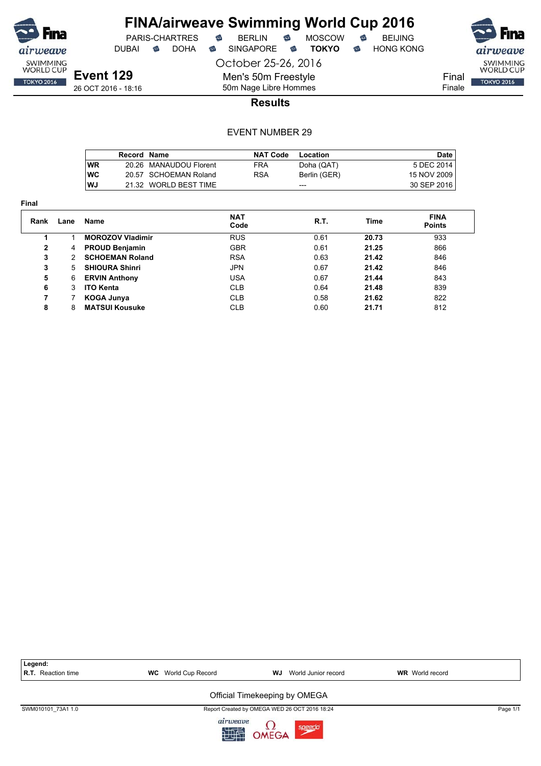# FINA/airweave Swimming World Cup 2016

PARIS-CHARTRES · BERLIN · MOSCOW · BEIJING
DUBAI · DOHA · SINGAPORE · **TOKYO** · HONG KONG

October 25-26, 2016

**Event 129**
26 OCT 2016 - 18:16

Men's 50m Freestyle
50m Nage Libre Hommes

Final
Finale

## Results

EVENT NUMBER 29

| | Record | Name | NAT Code | Location | Date |
|---|---|---|---|---|---|
| WR | 20.26 | MANAUDOU Florent | FRA | Doha (QAT) | 5 DEC 2014 |
| WC | 20.57 | SCHOEMAN Roland | RSA | Berlin (GER) | 15 NOV 2009 |
| WJ | 21.32 | WORLD BEST TIME | | --- | 30 SEP 2016 |

**Final**

| Rank | Lane | Name | NAT Code | R.T. | Time | FINA Points |
|---|---|---|---|---|---|---|
| 1 | 1 | **MOROZOV Vladimir** | RUS | 0.61 | **20.73** | 933 |
| 2 | 4 | **PROUD Benjamin** | GBR | 0.61 | **21.25** | 866 |
| 3 | 2 | **SCHOEMAN Roland** | RSA | 0.63 | **21.42** | 846 |
| 3 | 5 | **SHIOURA Shinri** | JPN | 0.67 | **21.42** | 846 |
| 5 | 6 | **ERVIN Anthony** | USA | 0.67 | **21.44** | 843 |
| 6 | 3 | **ITO Kenta** | CLB | 0.64 | **21.48** | 839 |
| 7 | 7 | **KOGA Junya** | CLB | 0.58 | **21.62** | 822 |
| 8 | 8 | **MATSUI Kousuke** | CLB | 0.60 | **21.71** | 812 |

**Legend:**
**R.T.** Reaction time · **WC** World Cup Record · **WJ** World Junior record · **WR** World record

Official Timekeeping by OMEGA

SWM010101_73A1 1.0 · Report Created by OMEGA WED 26 OCT 2016 18:24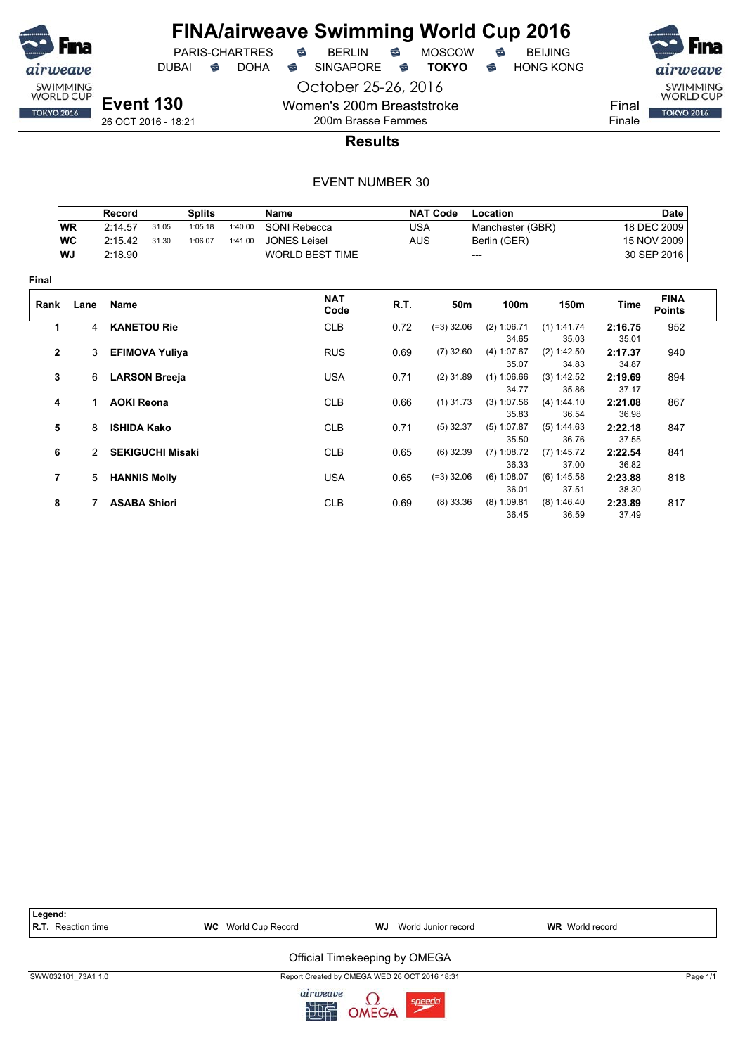# FINA/airweave Swimming World Cup 2016

PARIS-CHARTRES · BERLIN · MOSCOW · BEIJING
DUBAI · DOHA · SINGAPORE · **TOKYO** · HONG KONG

October 25-26, 2016

**Event 130**
26 OCT 2016 - 18:21

Women's 200m Breaststroke
200m Brasse Femmes

Final
Finale

## Results

EVENT NUMBER 30

| | Record | Splits | | | Name | NAT Code | Location | Date |
|---|---|---|---|---|---|---|---|---|
| WR | 2:14.57 | 31.05 | 1:05.18 | 1:40.00 | SONI Rebecca | USA | Manchester (GBR) | 18 DEC 2009 |
| WC | 2:15.42 | 31.30 | 1:06.07 | 1:41.00 | JONES Leisel | AUS | Berlin (GER) | 15 NOV 2009 |
| WJ | 2:18.90 | | | | WORLD BEST TIME | | --- | 30 SEP 2016 |

**Final**

| Rank | Lane | Name | NAT Code | R.T. | 50m | 100m | 150m | Time | FINA Points |
|---|---|---|---|---|---|---|---|---|---|
| 1 | 4 | **KANETOU Rie** | CLB | 0.72 | (=3) 32.06 | (2) 1:06.71<br>34.65 | (1) 1:41.74<br>35.03 | **2:16.75**<br>35.01 | 952 |
| 2 | 3 | **EFIMOVA Yuliya** | RUS | 0.69 | (7) 32.60 | (4) 1:07.67<br>35.07 | (2) 1:42.50<br>34.83 | **2:17.37**<br>34.87 | 940 |
| 3 | 6 | **LARSON Breeja** | USA | 0.71 | (2) 31.89 | (1) 1:06.66<br>34.77 | (3) 1:42.52<br>35.86 | **2:19.69**<br>37.17 | 894 |
| 4 | 1 | **AOKI Reona** | CLB | 0.66 | (1) 31.73 | (3) 1:07.56<br>35.83 | (4) 1:44.10<br>36.54 | **2:21.08**<br>36.98 | 867 |
| 5 | 8 | **ISHIDA Kako** | CLB | 0.71 | (5) 32.37 | (5) 1:07.87<br>35.50 | (5) 1:44.63<br>36.76 | **2:22.18**<br>37.55 | 847 |
| 6 | 2 | **SEKIGUCHI Misaki** | CLB | 0.65 | (6) 32.39 | (7) 1:08.72<br>36.33 | (7) 1:45.72<br>37.00 | **2:22.54**<br>36.82 | 841 |
| 7 | 5 | **HANNIS Molly** | USA | 0.65 | (=3) 32.06 | (6) 1:08.07<br>36.01 | (6) 1:45.58<br>37.51 | **2:23.88**<br>38.30 | 818 |
| 8 | 7 | **ASABA Shiori** | CLB | 0.69 | (8) 33.36 | (8) 1:09.81<br>36.45 | (8) 1:46.40<br>36.59 | **2:23.89**<br>37.49 | 817 |

**Legend:**
**R.T.** Reaction time · **WC** World Cup Record · **WJ** World Junior record · **WR** World record

Official Timekeeping by OMEGA

SWW032101_73A1 1.0 · Report Created by OMEGA WED 26 OCT 2016 18:31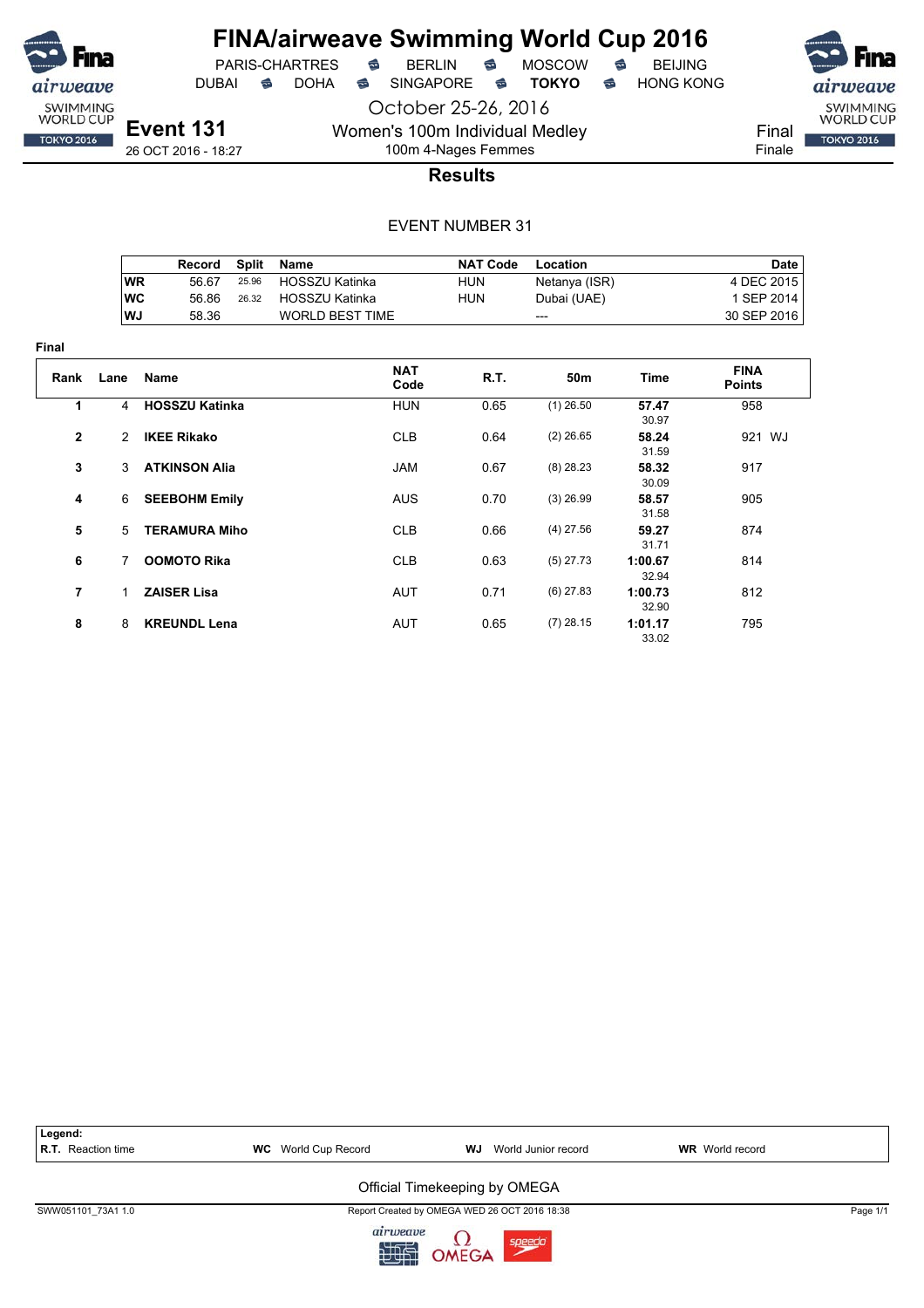# FINA/airweave Swimming World Cup 2016

PARIS-CHARTRES · BERLIN · MOSCOW · BEIJING
DUBAI · DOHA · SINGAPORE · **TOKYO** · HONG KONG

October 25-26, 2016

**Event 131**
26 OCT 2016 - 18:27

Women's 100m Individual Medley
100m 4-Nages Femmes

Final
Finale

## Results

EVENT NUMBER 31

| | Record | Split | Name | NAT Code | Location | Date |
|---|---|---|---|---|---|---|
| WR | 56.67 | 25.96 | HOSSZU Katinka | HUN | Netanya (ISR) | 4 DEC 2015 |
| WC | 56.86 | 26.32 | HOSSZU Katinka | HUN | Dubai (UAE) | 1 SEP 2014 |
| WJ | 58.36 | | WORLD BEST TIME | | --- | 30 SEP 2016 |

**Final**

| Rank | Lane | Name | NAT Code | R.T. | 50m | Time | FINA Points |
|---|---|---|---|---|---|---|---|
| 1 | 4 | **HOSSZU Katinka** | HUN | 0.65 | (1) 26.50 | **57.47** 30.97 | 958 |
| 2 | 2 | **IKEE Rikako** | CLB | 0.64 | (2) 26.65 | **58.24** 31.59 | 921 WJ |
| 3 | 3 | **ATKINSON Alia** | JAM | 0.67 | (8) 28.23 | **58.32** 30.09 | 917 |
| 4 | 6 | **SEEBOHM Emily** | AUS | 0.70 | (3) 26.99 | **58.57** 31.58 | 905 |
| 5 | 5 | **TERAMURA Miho** | CLB | 0.66 | (4) 27.56 | **59.27** 31.71 | 874 |
| 6 | 7 | **OOMOTO Rika** | CLB | 0.63 | (5) 27.73 | **1:00.67** 32.94 | 814 |
| 7 | 1 | **ZAISER Lisa** | AUT | 0.71 | (6) 27.83 | **1:00.73** 32.90 | 812 |
| 8 | 8 | **KREUNDL Lena** | AUT | 0.65 | (7) 28.15 | **1:01.17** 33.02 | 795 |

**Legend:**
**R.T.** Reaction time — **WC** World Cup Record — **WJ** World Junior record — **WR** World record

Official Timekeeping by OMEGA

SWW051101_73A1 1.0 — Report Created by OMEGA WED 26 OCT 2016 18:38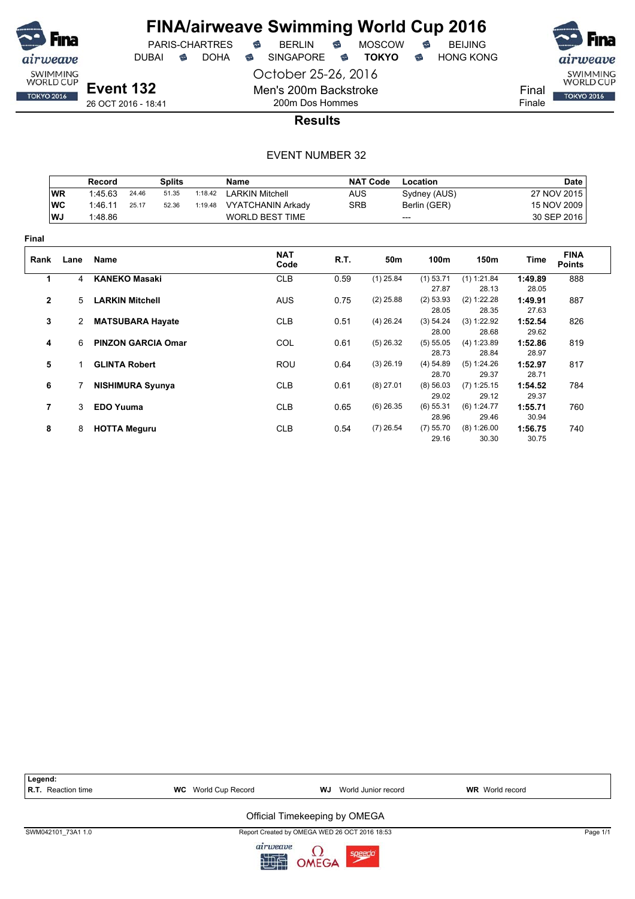# FINA/airweave Swimming World Cup 2016

PARIS-CHARTRES · BERLIN · MOSCOW · BEIJING
DUBAI · DOHA · SINGAPORE · **TOKYO** · HONG KONG

October 25-26, 2016

## Event 132

26 OCT 2016 - 18:41

Men's 200m Backstroke
200m Dos Hommes

Final
Finale

### Results

EVENT NUMBER 32

| | Record | Splits | | | Name | NAT Code | Location | Date |
|---|---|---|---|---|---|---|---|---|
| WR | 1:45.63 | 24.46 | 51.35 | 1:18.42 | LARKIN Mitchell | AUS | Sydney (AUS) | 27 NOV 2015 |
| WC | 1:46.11 | 25.17 | 52.36 | 1:19.48 | VYATCHANIN Arkady | SRB | Berlin (GER) | 15 NOV 2009 |
| WJ | 1:48.86 | | | | WORLD BEST TIME | | --- | 30 SEP 2016 |

**Final**

| Rank | Lane | Name | NAT Code | R.T. | 50m | 100m | 150m | Time | FINA Points |
|---|---|---|---|---|---|---|---|---|---|
| 1 | 4 | **KANEKO Masaki** | CLB | 0.59 | (1) 25.84 | (1) 53.71 | (1) 1:21.84 | **1:49.89** | 888 |
| | | | | | | 27.87 | 28.13 | 28.05 | |
| 2 | 5 | **LARKIN Mitchell** | AUS | 0.75 | (2) 25.88 | (2) 53.93 | (2) 1:22.28 | **1:49.91** | 887 |
| | | | | | | 28.05 | 28.35 | 27.63 | |
| 3 | 2 | **MATSUBARA Hayate** | CLB | 0.51 | (4) 26.24 | (3) 54.24 | (3) 1:22.92 | **1:52.54** | 826 |
| | | | | | | 28.00 | 28.68 | 29.62 | |
| 4 | 6 | **PINZON GARCIA Omar** | COL | 0.61 | (5) 26.32 | (5) 55.05 | (4) 1:23.89 | **1:52.86** | 819 |
| | | | | | | 28.73 | 28.84 | 28.97 | |
| 5 | 1 | **GLINTA Robert** | ROU | 0.64 | (3) 26.19 | (4) 54.89 | (5) 1:24.26 | **1:52.97** | 817 |
| | | | | | | 28.70 | 29.37 | 28.71 | |
| 6 | 7 | **NISHIMURA Syunya** | CLB | 0.61 | (8) 27.01 | (8) 56.03 | (7) 1:25.15 | **1:54.52** | 784 |
| | | | | | | 29.02 | 29.12 | 29.37 | |
| 7 | 3 | **EDO Yuuma** | CLB | 0.65 | (6) 26.35 | (6) 55.31 | (6) 1:24.77 | **1:55.71** | 760 |
| | | | | | | 28.96 | 29.46 | 30.94 | |
| 8 | 8 | **HOTTA Meguru** | CLB | 0.54 | (7) 26.54 | (7) 55.70 | (8) 1:26.00 | **1:56.75** | 740 |
| | | | | | | 29.16 | 30.30 | 30.75 | |

**Legend:**
**R.T.** Reaction time · **WC** World Cup Record · **WJ** World Junior record · **WR** World record

Official Timekeeping by OMEGA

SWM042101_73A1 1.0 · Report Created by OMEGA WED 26 OCT 2016 18:53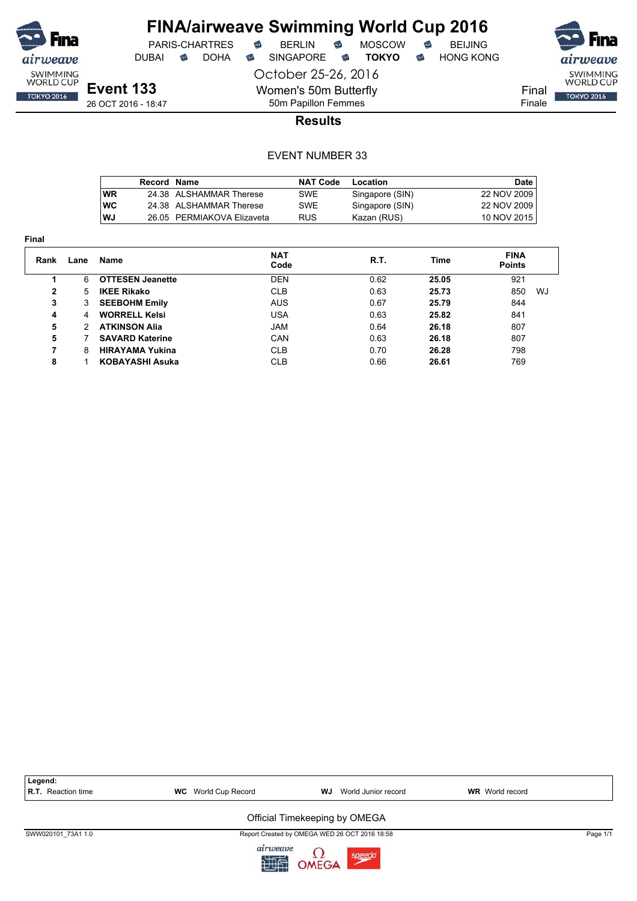# FINA/airweave Swimming World Cup 2016

PARIS-CHARTRES · BERLIN · MOSCOW · BEIJING
DUBAI · DOHA · SINGAPORE · **TOKYO** · HONG KONG

October 25-26, 2016

**Event 133**
26 OCT 2016 - 18:47

Women's 50m Butterfly
50m Papillon Femmes

Final
Finale

## Results

EVENT NUMBER 33

| | Record | Name | NAT Code | Location | Date |
|---|---|---|---|---|---|
| WR | 24.38 | ALSHAMMAR Therese | SWE | Singapore (SIN) | 22 NOV 2009 |
| WC | 24.38 | ALSHAMMAR Therese | SWE | Singapore (SIN) | 22 NOV 2009 |
| WJ | 26.05 | PERMIAKOVA Elizaveta | RUS | Kazan (RUS) | 10 NOV 2015 |

**Final**

| Rank | Lane | Name | NAT Code | R.T. | Time | FINA Points | |
|---|---|---|---|---|---|---|---|
| 1 | 6 | **OTTESEN Jeanette** | DEN | 0.62 | **25.05** | 921 | |
| 2 | 5 | **IKEE Rikako** | CLB | 0.63 | **25.73** | 850 | WJ |
| 3 | 3 | **SEEBOHM Emily** | AUS | 0.67 | **25.79** | 844 | |
| 4 | 4 | **WORRELL Kelsi** | USA | 0.63 | **25.82** | 841 | |
| 5 | 2 | **ATKINSON Alia** | JAM | 0.64 | **26.18** | 807 | |
| 5 | 7 | **SAVARD Katerine** | CAN | 0.63 | **26.18** | 807 | |
| 7 | 8 | **HIRAYAMA Yukina** | CLB | 0.70 | **26.28** | 798 | |
| 8 | 1 | **KOBAYASHI Asuka** | CLB | 0.66 | **26.61** | 769 | |

**Legend:**
**R.T.** Reaction time · **WC** World Cup Record · **WJ** World Junior record · **WR** World record

Official Timekeeping by OMEGA

SWW020101_73A1 1.0 · Report Created by OMEGA WED 26 OCT 2016 18:58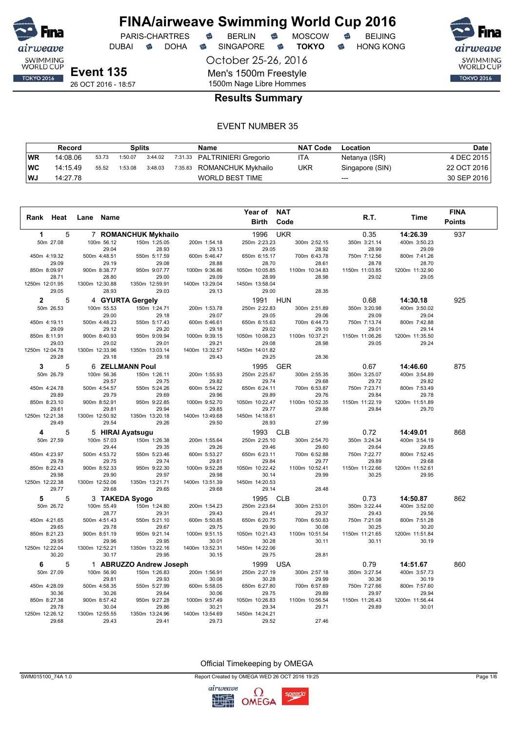# FINA/airweave Swimming World Cup 2016

PARIS-CHARTRES · BERLIN · MOSCOW · BEIJING
DUBAI · DOHA · SINGAPORE · **TOKYO** · HONG KONG

October 25-26, 2016

**Event 135**
26 OCT 2016 - 18:57

Men's 1500m Freestyle
1500m Nage Libre Hommes

## Results Summary

EVENT NUMBER 35

| | Record | Splits | | | | Name | NAT Code | Location | Date |
|---|---|---|---|---|---|---|---|---|---|
| WR | 14:08.06 | 53.73 | 1:50.07 | 3:44.02 | 7:31.33 | PALTRINIERI Gregorio | ITA | Netanya (ISR) | 4 DEC 2015 |
| WC | 14:15.49 | 55.52 | 1:53.08 | 3:48.03 | 7:35.83 | ROMANCHUK Mykhailo | UKR | Singapore (SIN) | 22 OCT 2016 |
| WJ | 14:27.78 | | | | | WORLD BEST TIME | | --- | 30 SEP 2016 |

| Rank | Heat | Lane | Name | Year of Birth | NAT Code | R.T. | Time | FINA Points |
|---|---|---|---|---|---|---|---|---|
| 1 | 5 | 7 | ROMANCHUK Mykhailo | 1996 | UKR | 0.35 | 14:26.39 | 937 |
| 2 | 5 | 4 | GYURTA Gergely | 1991 | HUN | 0.68 | 14:30.18 | 925 |
| 3 | 5 | 6 | ZELLMANN Poul | 1995 | GER | 0.67 | 14:46.60 | 875 |
| 4 | 5 | 5 | HIRAI Ayatsugu | 1993 | CLB | 0.72 | 14:49.01 | 868 |
| 5 | 5 | 3 | TAKEDA Syogo | 1995 | CLB | 0.73 | 14:50.87 | 862 |
| 6 | 5 | 1 | ABRUZZO Andrew Joseph | 1999 | USA | 0.79 | 14:51.67 | 860 |

### Splits

**1. ROMANCHUK Mykhailo**

| Distance | Time | Split |
|---|---|---|
| 50m | 27.08 | |
| 100m | 56.12 | 29.04 |
| 150m | 1:25.05 | 28.93 |
| 200m | 1:54.18 | 29.13 |
| 250m | 2:23.23 | 29.05 |
| 300m | 2:52.15 | 28.92 |
| 350m | 3:21.14 | 28.99 |
| 400m | 3:50.23 | 29.09 |
| 450m | 4:19.32 | 29.09 |
| 500m | 4:48.51 | 29.19 |
| 550m | 5:17.59 | 29.08 |
| 600m | 5:46.47 | 28.88 |
| 650m | 6:15.17 | 28.70 |
| 700m | 6:43.78 | 28.61 |
| 750m | 7:12.56 | 28.78 |
| 800m | 7:41.26 | 28.70 |
| 850m | 8:09.97 | 28.71 |
| 900m | 8:38.77 | 28.80 |
| 950m | 9:07.77 | 29.00 |
| 1000m | 9:36.86 | 29.09 |
| 1050m | 10:05.85 | 28.99 |
| 1100m | 10:34.83 | 28.98 |
| 1150m | 11:03.85 | 29.02 |
| 1200m | 11:32.90 | 29.05 |
| 1250m | 12:01.95 | 29.05 |
| 1300m | 12:30.88 | 28.93 |
| 1350m | 12:59.91 | 29.03 |
| 1400m | 13:29.04 | 29.13 |
| 1450m | 13:58.04 | 29.00 |
| 1500m | 14:26.39 | 28.35 |

**2. GYURTA Gergely**

| Distance | Time | Split |
|---|---|---|
| 50m | 26.53 | |
| 100m | 55.53 | 29.00 |
| 150m | 1:24.71 | 29.18 |
| 200m | 1:53.78 | 29.07 |
| 250m | 2:22.83 | 29.05 |
| 300m | 2:51.89 | 29.06 |
| 350m | 3:20.98 | 29.09 |
| 400m | 3:50.02 | 29.04 |
| 450m | 4:19.11 | 29.09 |
| 500m | 4:48.23 | 29.12 |
| 550m | 5:17.43 | 29.20 |
| 600m | 5:46.61 | 29.18 |
| 650m | 6:15.63 | 29.02 |
| 700m | 6:44.73 | 29.10 |
| 750m | 7:13.74 | 29.01 |
| 800m | 7:42.88 | 29.14 |
| 850m | 8:11.91 | 29.03 |
| 900m | 8:40.93 | 29.02 |
| 950m | 9:09.94 | 29.01 |
| 1000m | 9:39.15 | 29.21 |
| 1050m | 10:08.23 | 29.08 |
| 1100m | 10:37.21 | 28.98 |
| 1150m | 11:06.26 | 29.05 |
| 1200m | 11:35.50 | 29.24 |
| 1250m | 12:04.78 | 29.28 |
| 1300m | 12:33.96 | 29.18 |
| 1350m | 13:03.14 | 29.18 |
| 1400m | 13:32.57 | 29.43 |
| 1450m | 14:01.82 | 29.25 |
| 1500m | 14:30.18 | 28.36 |

**3. ZELLMANN Poul**

| Distance | Time | Split |
|---|---|---|
| 50m | 26.79 | |
| 100m | 56.36 | 29.57 |
| 150m | 1:26.11 | 29.75 |
| 200m | 1:55.93 | 29.82 |
| 250m | 2:25.67 | 29.74 |
| 300m | 2:55.35 | 29.68 |
| 350m | 3:25.07 | 29.72 |
| 400m | 3:54.89 | 29.82 |
| 450m | 4:24.78 | 29.89 |
| 500m | 4:54.57 | 29.79 |
| 550m | 5:24.26 | 29.69 |
| 600m | 5:54.22 | 29.96 |
| 650m | 6:24.11 | 29.89 |
| 700m | 6:53.87 | 29.76 |
| 750m | 7:23.71 | 29.84 |
| 800m | 7:53.49 | 29.78 |
| 850m | 8:23.10 | 29.61 |
| 900m | 8:52.91 | 29.81 |
| 950m | 9:22.85 | 29.94 |
| 1000m | 9:52.70 | 29.85 |
| 1050m | 10:22.47 | 29.77 |
| 1100m | 10:52.35 | 29.88 |
| 1150m | 11:22.19 | 29.84 |
| 1200m | 11:51.89 | 29.70 |
| 1250m | 12:21.38 | 29.49 |
| 1300m | 12:50.92 | 29.54 |
| 1350m | 13:20.18 | 29.26 |
| 1400m | 13:49.68 | 29.50 |
| 1450m | 14:18.61 | 28.93 |
| 1500m | 14:46.60 | 27.99 |

**4. HIRAI Ayatsugu**

| Distance | Time | Split |
|---|---|---|
| 50m | 27.59 | |
| 100m | 57.03 | 29.44 |
| 150m | 1:26.38 | 29.35 |
| 200m | 1:55.64 | 29.26 |
| 250m | 2:25.10 | 29.46 |
| 300m | 2:54.70 | 29.60 |
| 350m | 3:24.34 | 29.64 |
| 400m | 3:54.19 | 29.85 |
| 450m | 4:23.97 | 29.78 |
| 500m | 4:53.72 | 29.75 |
| 550m | 5:23.46 | 29.74 |
| 600m | 5:53.27 | 29.81 |
| 650m | 6:23.11 | 29.84 |
| 700m | 6:52.88 | 29.77 |
| 750m | 7:22.77 | 29.89 |
| 800m | 7:52.45 | 29.68 |
| 850m | 8:22.43 | 29.98 |
| 900m | 8:52.33 | 29.90 |
| 950m | 9:22.30 | 29.97 |
| 1000m | 9:52.28 | 29.98 |
| 1050m | 10:22.42 | 30.14 |
| 1100m | 10:52.41 | 29.99 |
| 1150m | 11:22.66 | 30.25 |
| 1200m | 11:52.61 | 29.95 |
| 1250m | 12:22.38 | 29.77 |
| 1300m | 12:52.06 | 29.68 |
| 1350m | 13:21.71 | 29.65 |
| 1400m | 13:51.39 | 29.68 |
| 1450m | 14:20.53 | 29.14 |
| 1500m | 14:49.01 | 28.48 |

**5. TAKEDA Syogo**

| Distance | Time | Split |
|---|---|---|
| 50m | 26.72 | |
| 100m | 55.49 | 28.77 |
| 150m | 1:24.80 | 29.31 |
| 200m | 1:54.23 | 29.43 |
| 250m | 2:23.64 | 29.41 |
| 300m | 2:53.01 | 29.37 |
| 350m | 3:22.44 | 29.43 |
| 400m | 3:52.00 | 29.56 |
| 450m | 4:21.65 | 29.65 |
| 500m | 4:51.43 | 29.78 |
| 550m | 5:21.10 | 29.67 |
| 600m | 5:50.85 | 29.75 |
| 650m | 6:20.75 | 29.90 |
| 700m | 6:50.83 | 30.08 |
| 750m | 7:21.08 | 30.25 |
| 800m | 7:51.28 | 30.20 |
| 850m | 8:21.23 | 29.95 |
| 900m | 8:51.19 | 29.96 |
| 950m | 9:21.14 | 29.95 |
| 1000m | 9:51.15 | 30.01 |
| 1050m | 10:21.43 | 30.28 |
| 1100m | 10:51.54 | 30.11 |
| 1150m | 11:21.65 | 30.11 |
| 1200m | 11:51.84 | 30.19 |
| 1250m | 12:22.04 | 30.20 |
| 1300m | 12:52.21 | 30.17 |
| 1350m | 13:22.16 | 29.95 |
| 1400m | 13:52.31 | 30.15 |
| 1450m | 14:22.06 | 29.75 |
| 1500m | 14:50.87 | 28.81 |

**6. ABRUZZO Andrew Joseph**

| Distance | Time | Split |
|---|---|---|
| 50m | 27.09 | |
| 100m | 56.90 | 29.81 |
| 150m | 1:26.83 | 29.93 |
| 200m | 1:56.91 | 30.08 |
| 250m | 2:27.19 | 30.28 |
| 300m | 2:57.18 | 29.99 |
| 350m | 3:27.54 | 30.36 |
| 400m | 3:57.73 | 30.19 |
| 450m | 4:28.09 | 30.36 |
| 500m | 4:58.35 | 30.26 |
| 550m | 5:27.99 | 29.64 |
| 600m | 5:58.05 | 30.06 |
| 650m | 6:27.80 | 29.75 |
| 700m | 6:57.69 | 29.89 |
| 750m | 7:27.66 | 29.97 |
| 800m | 7:57.60 | 29.94 |
| 850m | 8:27.38 | 29.78 |
| 900m | 8:57.42 | 30.04 |
| 950m | 9:27.28 | 29.86 |
| 1000m | 9:57.49 | 30.21 |
| 1050m | 10:26.83 | 29.34 |
| 1100m | 10:56.54 | 29.71 |
| 1150m | 11:26.43 | 29.89 |
| 1200m | 11:56.44 | 30.01 |
| 1250m | 12:26.12 | 29.68 |
| 1300m | 12:55.55 | 29.43 |
| 1350m | 13:24.96 | 29.41 |
| 1400m | 13:54.69 | 29.73 |
| 1450m | 14:24.21 | 29.52 |
| 1500m | 14:51.67 | 27.46 |

Official Timekeeping by OMEGA

SWM015100_74A 1.0 · Report Created by OMEGA WED 26 OCT 2016 19:25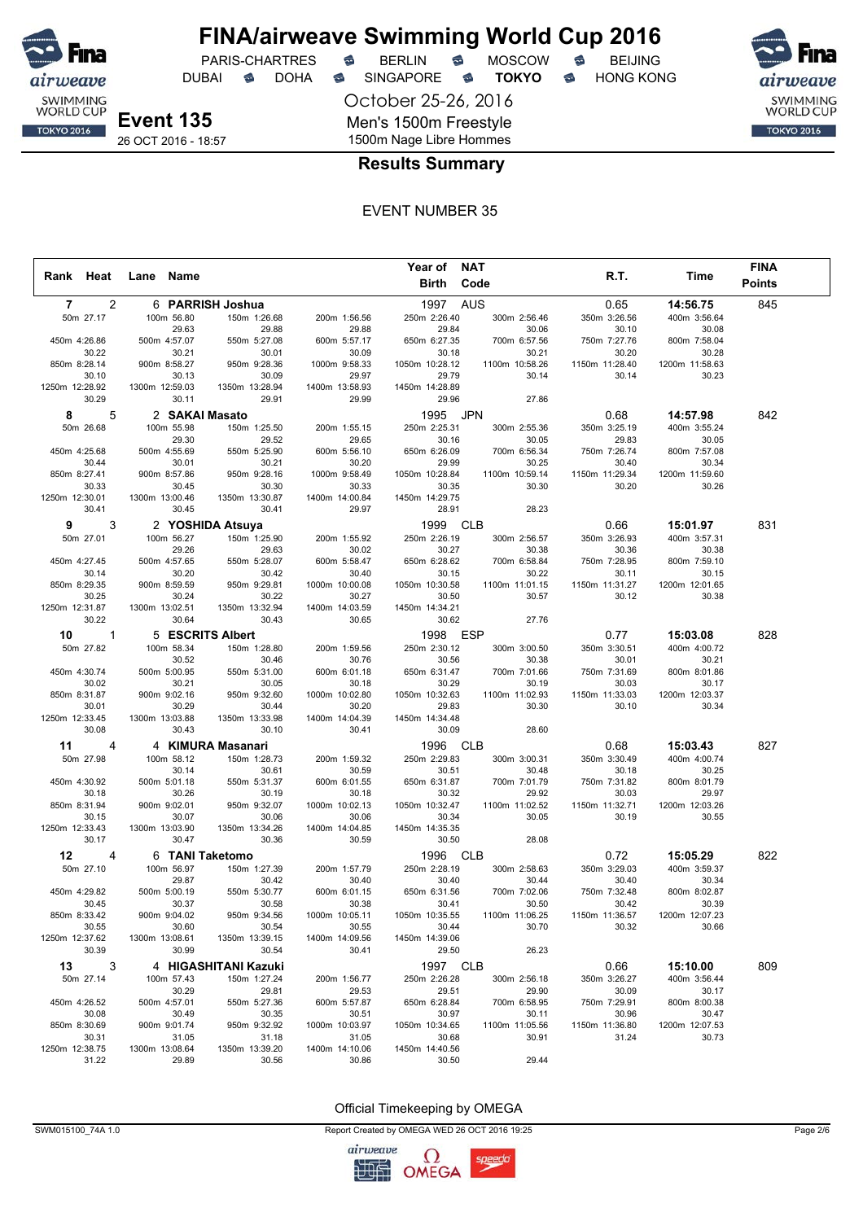# FINA/airweave Swimming World Cup 2016

PARIS-CHARTRES • BERLIN • MOSCOW • BEIJING
DUBAI • DOHA • SINGAPORE • **TOKYO** • HONG KONG

October 25-26, 2016

**Event 135**
26 OCT 2016 - 18:57

Men's 1500m Freestyle
1500m Nage Libre Hommes

## Results Summary

EVENT NUMBER 35

| Rank | Heat | Lane | Name | Year of Birth | NAT Code | R.T. | Time | FINA Points |
|---|---|---|---|---|---|---|---|---|
| 7 | 2 | 6 | PARRISH Joshua | 1997 | AUS | 0.65 | 14:56.75 | 845 |
| 8 | 5 | 2 | SAKAI Masato | 1995 | JPN | 0.68 | 14:57.98 | 842 |
| 9 | 3 | 2 | YOSHIDA Atsuya | 1999 | CLB | 0.66 | 15:01.97 | 831 |
| 10 | 1 | 5 | ESCRITS Albert | 1998 | ESP | 0.77 | 15:03.08 | 828 |
| 11 | 4 | 4 | KIMURA Masanari | 1996 | CLB | 0.68 | 15:03.43 | 827 |
| 12 | 4 | 6 | TANI Taketomo | 1996 | CLB | 0.72 | 15:05.29 | 822 |
| 13 | 3 | 4 | HIGASHITANI Kazuki | 1997 | CLB | 0.66 | 15:10.00 | 809 |

### Splits

**PARRISH Joshua**

| Distance | Time | Split |
|---|---|---|
| 50m | 27.17 | |
| 100m | 56.80 | 29.63 |
| 150m | 1:26.68 | 29.88 |
| 200m | 1:56.56 | 29.88 |
| 250m | 2:26.40 | 29.84 |
| 300m | 2:56.46 | 30.06 |
| 350m | 3:26.56 | 30.10 |
| 400m | 3:56.64 | 30.08 |
| 450m | 4:26.86 | 30.22 |
| 500m | 4:57.07 | 30.21 |
| 550m | 5:27.08 | 30.01 |
| 600m | 5:57.17 | 30.09 |
| 650m | 6:27.35 | 30.18 |
| 700m | 6:57.56 | 30.21 |
| 750m | 7:27.76 | 30.20 |
| 800m | 7:58.04 | 30.28 |
| 850m | 8:28.14 | 30.10 |
| 900m | 8:58.27 | 30.13 |
| 950m | 9:28.36 | 30.09 |
| 1000m | 9:58.33 | 29.97 |
| 1050m | 10:28.12 | 29.79 |
| 1100m | 10:58.26 | 30.14 |
| 1150m | 11:28.40 | 30.14 |
| 1200m | 11:58.63 | 30.23 |
| 1250m | 12:28.92 | 30.29 |
| 1300m | 12:59.03 | 30.11 |
| 1350m | 13:28.94 | 29.91 |
| 1400m | 13:58.93 | 29.99 |
| 1450m | 14:28.89 | 29.96 |
| 1500m | 14:56.75 | 27.86 |

**SAKAI Masato**

| Distance | Time | Split |
|---|---|---|
| 50m | 26.68 | |
| 100m | 55.98 | 29.30 |
| 150m | 1:25.50 | 29.52 |
| 200m | 1:55.15 | 29.65 |
| 250m | 2:25.31 | 30.16 |
| 300m | 2:55.36 | 30.05 |
| 350m | 3:25.19 | 29.83 |
| 400m | 3:55.24 | 30.05 |
| 450m | 4:25.68 | 30.44 |
| 500m | 4:55.69 | 30.01 |
| 550m | 5:25.90 | 30.21 |
| 600m | 5:56.10 | 30.20 |
| 650m | 6:26.09 | 29.99 |
| 700m | 6:56.34 | 30.25 |
| 750m | 7:26.74 | 30.40 |
| 800m | 7:57.08 | 30.34 |
| 850m | 8:27.41 | 30.33 |
| 900m | 8:57.86 | 30.45 |
| 950m | 9:28.16 | 30.30 |
| 1000m | 9:58.49 | 30.33 |
| 1050m | 10:28.84 | 30.35 |
| 1100m | 10:59.14 | 30.30 |
| 1150m | 11:29.34 | 30.20 |
| 1200m | 11:59.60 | 30.26 |
| 1250m | 12:30.01 | 30.41 |
| 1300m | 13:00.46 | 30.45 |
| 1350m | 13:30.87 | 30.41 |
| 1400m | 14:00.84 | 29.97 |
| 1450m | 14:29.75 | 28.91 |
| 1500m | 14:57.98 | 28.23 |

**YOSHIDA Atsuya**

| Distance | Time | Split |
|---|---|---|
| 50m | 27.01 | |
| 100m | 56.27 | 29.26 |
| 150m | 1:25.90 | 29.63 |
| 200m | 1:55.92 | 30.02 |
| 250m | 2:26.19 | 30.27 |
| 300m | 2:56.57 | 30.38 |
| 350m | 3:26.93 | 30.36 |
| 400m | 3:57.31 | 30.38 |
| 450m | 4:27.45 | 30.14 |
| 500m | 4:57.65 | 30.20 |
| 550m | 5:28.07 | 30.42 |
| 600m | 5:58.47 | 30.40 |
| 650m | 6:28.62 | 30.15 |
| 700m | 6:58.84 | 30.22 |
| 750m | 7:28.95 | 30.11 |
| 800m | 7:59.10 | 30.15 |
| 850m | 8:29.35 | 30.25 |
| 900m | 8:59.59 | 30.24 |
| 950m | 9:29.81 | 30.22 |
| 1000m | 10:00.08 | 30.27 |
| 1050m | 10:30.58 | 30.50 |
| 1100m | 11:01.15 | 30.57 |
| 1150m | 11:31.27 | 30.12 |
| 1200m | 12:01.65 | 30.38 |
| 1250m | 12:31.87 | 30.22 |
| 1300m | 13:02.51 | 30.64 |
| 1350m | 13:32.94 | 30.43 |
| 1400m | 14:03.59 | 30.65 |
| 1450m | 14:34.21 | 30.62 |
| 1500m | 15:01.97 | 27.76 |

**ESCRITS Albert**

| Distance | Time | Split |
|---|---|---|
| 50m | 27.82 | |
| 100m | 58.34 | 30.52 |
| 150m | 1:28.80 | 30.46 |
| 200m | 1:59.56 | 30.76 |
| 250m | 2:30.12 | 30.56 |
| 300m | 3:00.50 | 30.38 |
| 350m | 3:30.51 | 30.01 |
| 400m | 4:00.72 | 30.21 |
| 450m | 4:30.74 | 30.02 |
| 500m | 5:00.95 | 30.21 |
| 550m | 5:31.00 | 30.05 |
| 600m | 6:01.18 | 30.18 |
| 650m | 6:31.47 | 30.29 |
| 700m | 7:01.66 | 30.19 |
| 750m | 7:31.69 | 30.03 |
| 800m | 8:01.86 | 30.17 |
| 850m | 8:31.87 | 30.01 |
| 900m | 9:02.16 | 30.29 |
| 950m | 9:32.60 | 30.44 |
| 1000m | 10:02.80 | 30.20 |
| 1050m | 10:32.63 | 29.83 |
| 1100m | 11:02.93 | 30.30 |
| 1150m | 11:33.03 | 30.10 |
| 1200m | 12:03.37 | 30.34 |
| 1250m | 12:33.45 | 30.08 |
| 1300m | 13:03.88 | 30.43 |
| 1350m | 13:33.98 | 30.10 |
| 1400m | 14:04.39 | 30.41 |
| 1450m | 14:34.48 | 30.09 |
| 1500m | 15:03.08 | 28.60 |

**KIMURA Masanari**

| Distance | Time | Split |
|---|---|---|
| 50m | 27.98 | |
| 100m | 58.12 | 30.14 |
| 150m | 1:28.73 | 30.61 |
| 200m | 1:59.32 | 30.59 |
| 250m | 2:29.83 | 30.51 |
| 300m | 3:00.31 | 30.48 |
| 350m | 3:30.49 | 30.18 |
| 400m | 4:00.74 | 30.25 |
| 450m | 4:30.92 | 30.18 |
| 500m | 5:01.18 | 30.26 |
| 550m | 5:31.37 | 30.19 |
| 600m | 6:01.55 | 30.18 |
| 650m | 6:31.87 | 30.32 |
| 700m | 7:01.79 | 29.92 |
| 750m | 7:31.82 | 30.03 |
| 800m | 8:01.79 | 29.97 |
| 850m | 8:31.94 | 30.15 |
| 900m | 9:02.01 | 30.07 |
| 950m | 9:32.07 | 30.06 |
| 1000m | 10:02.13 | 30.06 |
| 1050m | 10:32.47 | 30.34 |
| 1100m | 11:02.52 | 30.05 |
| 1150m | 11:32.71 | 30.19 |
| 1200m | 12:03.26 | 30.55 |
| 1250m | 12:33.43 | 30.17 |
| 1300m | 13:03.90 | 30.47 |
| 1350m | 13:34.26 | 30.36 |
| 1400m | 14:04.85 | 30.59 |
| 1450m | 14:35.35 | 30.50 |
| 1500m | 15:03.43 | 28.08 |

**TANI Taketomo**

| Distance | Time | Split |
|---|---|---|
| 50m | 27.10 | |
| 100m | 56.97 | 29.87 |
| 150m | 1:27.39 | 30.42 |
| 200m | 1:57.79 | 30.40 |
| 250m | 2:28.19 | 30.40 |
| 300m | 2:58.63 | 30.44 |
| 350m | 3:29.03 | 30.40 |
| 400m | 3:59.37 | 30.34 |
| 450m | 4:29.82 | 30.45 |
| 500m | 5:00.19 | 30.37 |
| 550m | 5:30.77 | 30.58 |
| 600m | 6:01.15 | 30.38 |
| 650m | 6:31.56 | 30.41 |
| 700m | 7:02.06 | 30.50 |
| 750m | 7:32.48 | 30.42 |
| 800m | 8:02.87 | 30.39 |
| 850m | 8:33.42 | 30.55 |
| 900m | 9:04.02 | 30.60 |
| 950m | 9:34.56 | 30.54 |
| 1000m | 10:05.11 | 30.55 |
| 1050m | 10:35.55 | 30.44 |
| 1100m | 11:06.25 | 30.70 |
| 1150m | 11:36.57 | 30.32 |
| 1200m | 12:07.23 | 30.66 |
| 1250m | 12:37.62 | 30.39 |
| 1300m | 13:08.61 | 30.99 |
| 1350m | 13:39.15 | 30.54 |
| 1400m | 14:09.56 | 30.41 |
| 1450m | 14:39.06 | 29.50 |
| 1500m | 15:05.29 | 26.23 |

**HIGASHITANI Kazuki**

| Distance | Time | Split |
|---|---|---|
| 50m | 27.14 | |
| 100m | 57.43 | 30.29 |
| 150m | 1:27.24 | 29.81 |
| 200m | 1:56.77 | 29.53 |
| 250m | 2:26.28 | 29.51 |
| 300m | 2:56.18 | 29.90 |
| 350m | 3:26.27 | 30.09 |
| 400m | 3:56.44 | 30.17 |
| 450m | 4:26.52 | 30.08 |
| 500m | 4:57.01 | 30.49 |
| 550m | 5:27.36 | 30.35 |
| 600m | 5:57.87 | 30.51 |
| 650m | 6:28.84 | 30.97 |
| 700m | 6:58.95 | 30.11 |
| 750m | 7:29.91 | 30.96 |
| 800m | 8:00.38 | 30.47 |
| 850m | 8:30.69 | 30.31 |
| 900m | 9:01.74 | 31.05 |
| 950m | 9:32.92 | 31.18 |
| 1000m | 10:03.97 | 31.05 |
| 1050m | 10:34.65 | 30.68 |
| 1100m | 11:05.56 | 30.91 |
| 1150m | 11:36.80 | 31.24 |
| 1200m | 12:07.53 | 30.73 |
| 1250m | 12:38.75 | 31.22 |
| 1300m | 13:08.64 | 29.89 |
| 1350m | 13:39.20 | 30.56 |
| 1400m | 14:10.06 | 30.86 |
| 1450m | 14:40.56 | 30.50 |
| 1500m | 15:10.00 | 29.44 |

Official Timekeeping by OMEGA

SWM015100_74A 1.0 Report Created by OMEGA WED 26 OCT 2016 19:25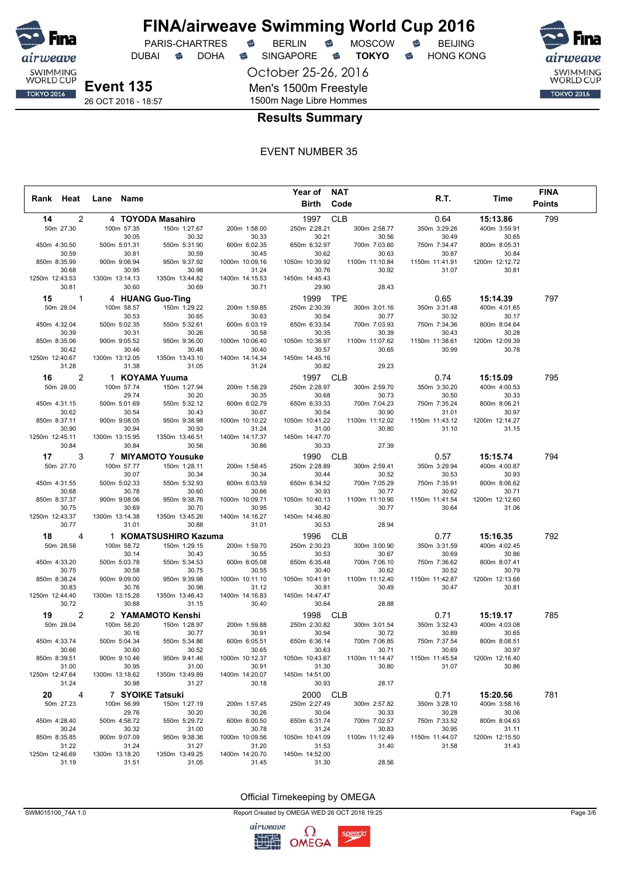# FINA/airweave Swimming World Cup 2016

PARIS-CHARTRES · BERLIN · MOSCOW · BEIJING
DUBAI · DOHA · SINGAPORE · **TOKYO** · HONG KONG

October 25-26, 2016

**Event 135**
26 OCT 2016 - 18:57

Men's 1500m Freestyle
1500m Nage Libre Hommes

## Results Summary

EVENT NUMBER 35

| Rank | Heat | Lane | Name | Year of Birth | NAT Code | R.T. | Time | FINA Points |
|---|---|---|---|---|---|---|---|---|
| 14 | 2 | 4 | **TOYODA Masahiro** | 1997 | CLB | 0.64 | **15:13.86** | 799 |
| 15 | 1 | 4 | **HUANG Guo-Ting** | 1999 | TPE | 0.65 | **15:14.39** | 797 |
| 16 | 2 | 1 | **KOYAMA Yuuma** | 1997 | CLB | 0.74 | **15:15.09** | 795 |
| 17 | 3 | 7 | **MIYAMOTO Yousuke** | 1990 | CLB | 0.57 | **15:15.74** | 794 |
| 18 | 4 | 1 | **KOMATSUSHIRO Kazuma** | 1996 | CLB | 0.77 | **15:16.35** | 792 |
| 19 | 2 | 2 | **YAMAMOTO Kenshi** | 1998 | CLB | 0.71 | **15:19.17** | 785 |
| 20 | 4 | 7 | **SYOIKE Tatsuki** | 2000 | CLB | 0.71 | **15:20.56** | 781 |

### Splits

**14 TOYODA Masahiro**

| 50m | 100m | 150m | 200m | 250m | 300m | 350m | 400m |
|---|---|---|---|---|---|---|---|
| 27.30 | 57.35 (30.05) | 1:27.67 (30.32) | 1:58.00 (30.33) | 2:28.21 (30.21) | 2:58.77 (30.56) | 3:29.26 (30.49) | 3:59.91 (30.65) |
| **450m** | **500m** | **550m** | **600m** | **650m** | **700m** | **750m** | **800m** |
| 4:30.50 (30.59) | 5:01.31 (30.81) | 5:31.90 (30.59) | 6:02.35 (30.45) | 6:32.97 (30.62) | 7:03.60 (30.63) | 7:34.47 (30.87) | 8:05.31 (30.84) |
| **850m** | **900m** | **950m** | **1000m** | **1050m** | **1100m** | **1150m** | **1200m** |
| 8:35.99 (30.68) | 9:06.94 (30.95) | 9:37.92 (30.98) | 10:09.16 (31.24) | 10:39.92 (30.76) | 11:10.84 (30.92) | 11:41.91 (31.07) | 12:12.72 (30.81) |
| **1250m** | **1300m** | **1350m** | **1400m** | **1450m** | **1500m** | | |
| 12:43.53 (30.81) | 13:14.13 (30.60) | 13:44.82 (30.69) | 14:15.53 (30.71) | 14:45.43 (29.90) | (28.43) | | |

**15 HUANG Guo-Ting**

| 50m | 100m | 150m | 200m | 250m | 300m | 350m | 400m |
|---|---|---|---|---|---|---|---|
| 28.04 | 58.57 (30.53) | 1:29.22 (30.65) | 1:59.85 (30.63) | 2:30.39 (30.54) | 3:01.16 (30.77) | 3:31.48 (30.32) | 4:01.65 (30.17) |
| **450m** | **500m** | **550m** | **600m** | **650m** | **700m** | **750m** | **800m** |
| 4:32.04 (30.39) | 5:02.35 (30.31) | 5:32.61 (30.26) | 6:03.19 (30.58) | 6:33.54 (30.35) | 7:03.93 (30.39) | 7:34.36 (30.43) | 8:04.64 (30.28) |
| **850m** | **900m** | **950m** | **1000m** | **1050m** | **1100m** | **1150m** | **1200m** |
| 8:35.06 (30.42) | 9:05.52 (30.46) | 9:36.00 (30.48) | 10:06.40 (30.40) | 10:36.97 (30.57) | 11:07.62 (30.65) | 11:38.61 (30.99) | 12:09.39 (30.78) |
| **1250m** | **1300m** | **1350m** | **1400m** | **1450m** | **1500m** | | |
| 12:40.67 (31.28) | 13:12.05 (31.38) | 13:43.10 (31.05) | 14:14.34 (31.24) | 14:45.16 (30.82) | (29.23) | | |

**16 KOYAMA Yuuma**

| 50m | 100m | 150m | 200m | 250m | 300m | 350m | 400m |
|---|---|---|---|---|---|---|---|
| 28.00 | 57.74 (29.74) | 1:27.94 (30.20) | 1:58.29 (30.35) | 2:28.97 (30.68) | 2:59.70 (30.73) | 3:30.20 (30.50) | 4:00.53 (30.33) |
| **450m** | **500m** | **550m** | **600m** | **650m** | **700m** | **750m** | **800m** |
| 4:31.15 (30.62) | 5:01.69 (30.54) | 5:32.12 (30.43) | 6:02.79 (30.67) | 6:33.33 (30.54) | 7:04.23 (30.90) | 7:35.24 (31.01) | 8:06.21 (30.97) |
| **850m** | **900m** | **950m** | **1000m** | **1050m** | **1100m** | **1150m** | **1200m** |
| 8:37.11 (30.90) | 9:08.05 (30.94) | 9:38.98 (30.93) | 10:10.22 (31.24) | 10:41.22 (31.00) | 11:12.02 (30.80) | 11:43.12 (31.10) | 12:14.27 (31.15) |
| **1250m** | **1300m** | **1350m** | **1400m** | **1450m** | **1500m** | | |
| 12:45.11 (30.84) | 13:15.95 (30.84) | 13:46.51 (30.56) | 14:17.37 (30.86) | 14:47.70 (30.33) | (27.39) | | |

**17 MIYAMOTO Yousuke**

| 50m | 100m | 150m | 200m | 250m | 300m | 350m | 400m |
|---|---|---|---|---|---|---|---|
| 27.70 | 57.77 (30.07) | 1:28.11 (30.34) | 1:58.45 (30.34) | 2:28.89 (30.44) | 2:59.41 (30.52) | 3:29.94 (30.53) | 4:00.87 (30.93) |
| **450m** | **500m** | **550m** | **600m** | **650m** | **700m** | **750m** | **800m** |
| 4:31.55 (30.68) | 5:02.33 (30.78) | 5:32.93 (30.60) | 6:03.59 (30.66) | 6:34.52 (30.93) | 7:05.29 (30.77) | 7:35.91 (30.62) | 8:06.62 (30.71) |
| **850m** | **900m** | **950m** | **1000m** | **1050m** | **1100m** | **1150m** | **1200m** |
| 8:37.37 (30.75) | 9:08.06 (30.69) | 9:38.76 (30.70) | 10:09.71 (30.95) | 10:40.13 (30.42) | 11:10.90 (30.77) | 11:41.54 (30.64) | 12:12.60 (31.06) |
| **1250m** | **1300m** | **1350m** | **1400m** | **1450m** | **1500m** | | |
| 12:43.37 (30.77) | 13:14.38 (31.01) | 13:45.26 (30.88) | 14:16.27 (31.01) | 14:46.80 (30.53) | (28.94) | | |

**18 KOMATSUSHIRO Kazuma**

| 50m | 100m | 150m | 200m | 250m | 300m | 350m | 400m |
|---|---|---|---|---|---|---|---|
| 28.58 | 58.72 (30.14) | 1:29.15 (30.43) | 1:59.70 (30.55) | 2:30.23 (30.53) | 3:00.90 (30.67) | 3:31.59 (30.69) | 4:02.45 (30.86) |
| **450m** | **500m** | **550m** | **600m** | **650m** | **700m** | **750m** | **800m** |
| 4:33.20 (30.75) | 5:03.78 (30.58) | 5:34.53 (30.75) | 6:05.08 (30.55) | 6:35.48 (30.40) | 7:06.10 (30.62) | 7:36.62 (30.52) | 8:07.41 (30.79) |
| **850m** | **900m** | **950m** | **1000m** | **1050m** | **1100m** | **1150m** | **1200m** |
| 8:38.24 (30.83) | 9:09.00 (30.76) | 9:39.98 (30.98) | 10:11.10 (31.12) | 10:41.91 (30.81) | 11:12.40 (30.49) | 11:42.87 (30.47) | 12:13.68 (30.81) |
| **1250m** | **1300m** | **1350m** | **1400m** | **1450m** | **1500m** | | |
| 12:44.40 (30.72) | 13:15.28 (30.88) | 13:46.43 (31.15) | 14:16.83 (30.40) | 14:47.47 (30.64) | (28.88) | | |

**19 YAMAMOTO Kenshi**

| 50m | 100m | 150m | 200m | 250m | 300m | 350m | 400m |
|---|---|---|---|---|---|---|---|
| 28.04 | 58.20 (30.16) | 1:28.97 (30.77) | 1:59.88 (30.91) | 2:30.82 (30.94) | 3:01.54 (30.72) | 3:32.43 (30.89) | 4:03.08 (30.65) |
| **450m** | **500m** | **550m** | **600m** | **650m** | **700m** | **750m** | **800m** |
| 4:33.74 (30.66) | 5:04.34 (30.60) | 5:34.86 (30.52) | 6:05.51 (30.65) | 6:36.14 (30.63) | 7:06.85 (30.71) | 7:37.54 (30.69) | 8:08.51 (30.97) |
| **850m** | **900m** | **950m** | **1000m** | **1050m** | **1100m** | **1150m** | **1200m** |
| 8:39.51 (31.00) | 9:10.46 (30.95) | 9:41.46 (31.00) | 10:12.37 (30.91) | 10:43.67 (31.30) | 11:14.47 (30.80) | 11:45.54 (31.07) | 12:16.40 (30.86) |
| **1250m** | **1300m** | **1350m** | **1400m** | **1450m** | **1500m** | | |
| 12:47.64 (31.24) | 13:18.62 (30.98) | 13:49.89 (31.27) | 14:20.07 (30.18) | 14:51.00 (30.93) | (28.17) | | |

**20 SYOIKE Tatsuki**

| 50m | 100m | 150m | 200m | 250m | 300m | 350m | 400m |
|---|---|---|---|---|---|---|---|
| 27.23 | 56.99 (29.76) | 1:27.19 (30.20) | 1:57.45 (30.26) | 2:27.49 (30.04) | 2:57.82 (30.33) | 3:28.10 (30.28) | 3:58.16 (30.06) |
| **450m** | **500m** | **550m** | **600m** | **650m** | **700m** | **750m** | **800m** |
| 4:28.40 (30.24) | 4:58.72 (30.32) | 5:29.72 (31.00) | 6:00.50 (30.78) | 6:31.74 (31.24) | 7:02.57 (30.83) | 7:33.52 (30.95) | 8:04.63 (31.11) |
| **850m** | **900m** | **950m** | **1000m** | **1050m** | **1100m** | **1150m** | **1200m** |
| 8:35.85 (31.22) | 9:07.09 (31.24) | 9:38.36 (31.27) | 10:09.56 (31.20) | 10:41.09 (31.53) | 11:12.49 (31.40) | 11:44.07 (31.58) | 12:15.50 (31.43) |
| **1250m** | **1300m** | **1350m** | **1400m** | **1450m** | **1500m** | | |
| 12:46.69 (31.19) | 13:18.20 (31.51) | 13:49.25 (31.05) | 14:20.70 (31.45) | 14:52.00 (31.30) | (28.56) | | |

Official Timekeeping by OMEGA

SWM015100_74A 1.0 — Report Created by OMEGA WED 26 OCT 2016 19:25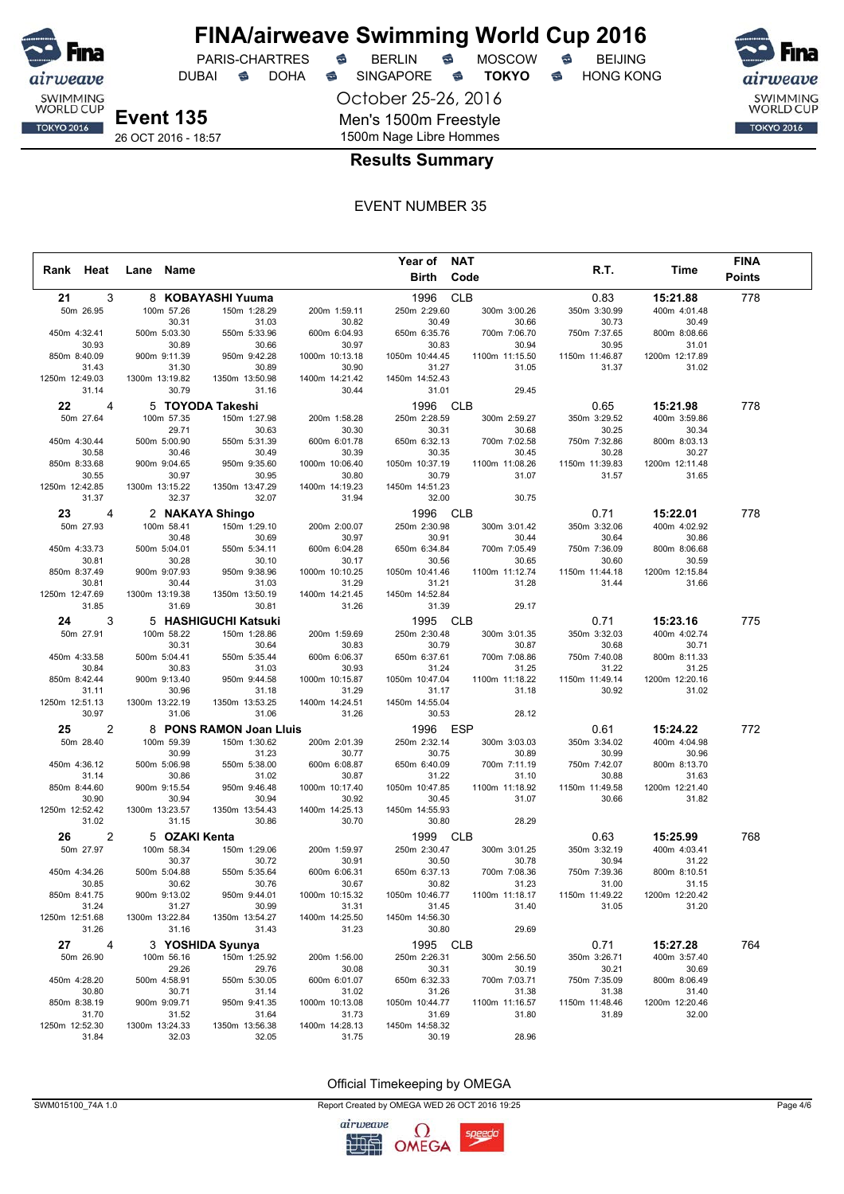# FINA/airweave Swimming World Cup 2016

PARIS-CHARTRES · BERLIN · MOSCOW · BEIJING
DUBAI · DOHA · SINGAPORE · **TOKYO** · HONG KONG

October 25-26, 2016

**Event 135**
26 OCT 2016 - 18:57

Men's 1500m Freestyle
1500m Nage Libre Hommes

## Results Summary

EVENT NUMBER 35

| Rank | Heat | Lane | Name | Year of Birth | NAT Code | R.T. | Time | FINA Points |
|---|---|---|---|---|---|---|---|---|
| 21 | 3 | 8 | KOBAYASHI Yuuma | 1996 | CLB | 0.83 | 15:21.88 | 778 |
| 22 | 4 | 5 | TOYODA Takeshi | 1996 | CLB | 0.65 | 15:21.98 | 778 |
| 23 | 4 | 2 | NAKAYA Shingo | 1996 | CLB | 0.71 | 15:22.01 | 778 |
| 24 | 3 | 5 | HASHIGUCHI Katsuki | 1995 | CLB | 0.71 | 15:23.16 | 775 |
| 25 | 2 | 8 | PONS RAMON Joan Lluis | 1996 | ESP | 0.61 | 15:24.22 | 772 |
| 26 | 2 | 5 | OZAKI Kenta | 1999 | CLB | 0.63 | 15:25.99 | 768 |
| 27 | 4 | 3 | YOSHIDA Syunya | 1995 | CLB | 0.71 | 15:27.28 | 764 |

**Splits – 21 KOBAYASHI Yuuma**

| Distance | Time | Split |
|---|---|---|
| 50m | 26.95 | |
| 100m | 57.26 | 30.31 |
| 150m | 1:28.29 | 31.03 |
| 200m | 1:59.11 | 30.82 |
| 250m | 2:29.60 | 30.49 |
| 300m | 3:00.26 | 30.66 |
| 350m | 3:30.99 | 30.73 |
| 400m | 4:01.48 | 30.49 |
| 450m | 4:32.41 | 30.93 |
| 500m | 5:03.30 | 30.89 |
| 550m | 5:33.96 | 30.66 |
| 600m | 6:04.93 | 30.97 |
| 650m | 6:35.76 | 30.83 |
| 700m | 7:06.70 | 30.94 |
| 750m | 7:37.65 | 30.95 |
| 800m | 8:08.66 | 31.01 |
| 850m | 8:40.09 | 31.43 |
| 900m | 9:11.39 | 31.30 |
| 950m | 9:42.28 | 30.89 |
| 1000m | 10:13.18 | 30.90 |
| 1050m | 10:44.45 | 31.27 |
| 1100m | 11:15.50 | 31.05 |
| 1150m | 11:46.87 | 31.37 |
| 1200m | 12:17.89 | 31.02 |
| 1250m | 12:49.03 | 31.14 |
| 1300m | 13:19.82 | 30.79 |
| 1350m | 13:50.98 | 31.16 |
| 1400m | 14:21.42 | 30.44 |
| 1450m | 14:52.43 | 31.01 |
| 1500m | 15:21.88 | 29.45 |

**Splits – 22 TOYODA Takeshi**

| Distance | Time | Split |
|---|---|---|
| 50m | 27.64 | |
| 100m | 57.35 | 29.71 |
| 150m | 1:27.98 | 30.63 |
| 200m | 1:58.28 | 30.30 |
| 250m | 2:28.59 | 30.31 |
| 300m | 2:59.27 | 30.68 |
| 350m | 3:29.52 | 30.25 |
| 400m | 3:59.86 | 30.34 |
| 450m | 4:30.44 | 30.58 |
| 500m | 5:00.90 | 30.46 |
| 550m | 5:31.39 | 30.49 |
| 600m | 6:01.78 | 30.39 |
| 650m | 6:32.13 | 30.35 |
| 700m | 7:02.58 | 30.45 |
| 750m | 7:32.86 | 30.28 |
| 800m | 8:03.13 | 30.27 |
| 850m | 8:33.68 | 30.55 |
| 900m | 9:04.65 | 30.97 |
| 950m | 9:35.60 | 30.95 |
| 1000m | 10:06.40 | 30.80 |
| 1050m | 10:37.19 | 30.79 |
| 1100m | 11:08.26 | 31.07 |
| 1150m | 11:39.83 | 31.57 |
| 1200m | 12:11.48 | 31.65 |
| 1250m | 12:42.85 | 31.37 |
| 1300m | 13:15.22 | 32.37 |
| 1350m | 13:47.29 | 32.07 |
| 1400m | 14:19.23 | 31.94 |
| 1450m | 14:51.23 | 32.00 |
| 1500m | 15:21.98 | 30.75 |

**Splits – 23 NAKAYA Shingo**

| Distance | Time | Split |
|---|---|---|
| 50m | 27.93 | |
| 100m | 58.41 | 30.48 |
| 150m | 1:29.10 | 30.69 |
| 200m | 2:00.07 | 30.97 |
| 250m | 2:30.98 | 30.91 |
| 300m | 3:01.42 | 30.44 |
| 350m | 3:32.06 | 30.64 |
| 400m | 4:02.92 | 30.86 |
| 450m | 4:33.73 | 30.81 |
| 500m | 5:04.01 | 30.28 |
| 550m | 5:34.11 | 30.10 |
| 600m | 6:04.28 | 30.17 |
| 650m | 6:34.84 | 30.56 |
| 700m | 7:05.49 | 30.65 |
| 750m | 7:36.09 | 30.60 |
| 800m | 8:06.68 | 30.59 |
| 850m | 8:37.49 | 30.81 |
| 900m | 9:07.93 | 30.44 |
| 950m | 9:38.96 | 31.03 |
| 1000m | 10:10.25 | 31.29 |
| 1050m | 10:41.46 | 31.21 |
| 1100m | 11:12.74 | 31.28 |
| 1150m | 11:44.18 | 31.44 |
| 1200m | 12:15.84 | 31.66 |
| 1250m | 12:47.69 | 31.85 |
| 1300m | 13:19.38 | 31.69 |
| 1350m | 13:50.19 | 30.81 |
| 1400m | 14:21.45 | 31.26 |
| 1450m | 14:52.84 | 31.39 |
| 1500m | 15:22.01 | 29.17 |

**Splits – 24 HASHIGUCHI Katsuki**

| Distance | Time | Split |
|---|---|---|
| 50m | 27.91 | |
| 100m | 58.22 | 30.31 |
| 150m | 1:28.86 | 30.64 |
| 200m | 1:59.69 | 30.83 |
| 250m | 2:30.48 | 30.79 |
| 300m | 3:01.35 | 30.87 |
| 350m | 3:32.03 | 30.68 |
| 400m | 4:02.74 | 30.71 |
| 450m | 4:33.58 | 30.84 |
| 500m | 5:04.41 | 30.83 |
| 550m | 5:35.44 | 31.03 |
| 600m | 6:06.37 | 30.93 |
| 650m | 6:37.61 | 31.24 |
| 700m | 7:08.86 | 31.25 |
| 750m | 7:40.08 | 31.22 |
| 800m | 8:11.33 | 31.25 |
| 850m | 8:42.44 | 31.11 |
| 900m | 9:13.40 | 30.96 |
| 950m | 9:44.58 | 31.18 |
| 1000m | 10:15.87 | 31.29 |
| 1050m | 10:47.04 | 31.17 |
| 1100m | 11:18.22 | 31.18 |
| 1150m | 11:49.14 | 30.92 |
| 1200m | 12:20.16 | 31.02 |
| 1250m | 12:51.13 | 30.97 |
| 1300m | 13:22.19 | 31.06 |
| 1350m | 13:53.25 | 31.06 |
| 1400m | 14:24.51 | 31.26 |
| 1450m | 14:55.04 | 30.53 |
| 1500m | 15:23.16 | 28.12 |

**Splits – 25 PONS RAMON Joan Lluis**

| Distance | Time | Split |
|---|---|---|
| 50m | 28.40 | |
| 100m | 59.39 | 30.99 |
| 150m | 1:30.62 | 31.23 |
| 200m | 2:01.39 | 30.77 |
| 250m | 2:32.14 | 30.75 |
| 300m | 3:03.03 | 30.89 |
| 350m | 3:34.02 | 30.99 |
| 400m | 4:04.98 | 30.96 |
| 450m | 4:36.12 | 31.14 |
| 500m | 5:06.98 | 30.86 |
| 550m | 5:38.00 | 31.02 |
| 600m | 6:08.87 | 30.87 |
| 650m | 6:40.09 | 31.22 |
| 700m | 7:11.19 | 31.10 |
| 750m | 7:42.07 | 30.88 |
| 800m | 8:13.70 | 31.63 |
| 850m | 8:44.60 | 30.90 |
| 900m | 9:15.54 | 30.94 |
| 950m | 9:46.48 | 30.94 |
| 1000m | 10:17.40 | 30.92 |
| 1050m | 10:47.85 | 30.45 |
| 1100m | 11:18.92 | 31.07 |
| 1150m | 11:49.58 | 30.66 |
| 1200m | 12:21.40 | 31.82 |
| 1250m | 12:52.42 | 31.02 |
| 1300m | 13:23.57 | 31.15 |
| 1350m | 13:54.43 | 30.86 |
| 1400m | 14:25.13 | 30.70 |
| 1450m | 14:55.93 | 30.80 |
| 1500m | 15:24.22 | 28.29 |

**Splits – 26 OZAKI Kenta**

| Distance | Time | Split |
|---|---|---|
| 50m | 27.97 | |
| 100m | 58.34 | 30.37 |
| 150m | 1:29.06 | 30.72 |
| 200m | 1:59.97 | 30.91 |
| 250m | 2:30.47 | 30.50 |
| 300m | 3:01.25 | 30.78 |
| 350m | 3:32.19 | 30.94 |
| 400m | 4:03.41 | 31.22 |
| 450m | 4:34.26 | 30.85 |
| 500m | 5:04.88 | 30.62 |
| 550m | 5:35.64 | 30.76 |
| 600m | 6:06.31 | 30.67 |
| 650m | 6:37.13 | 30.82 |
| 700m | 7:08.36 | 31.23 |
| 750m | 7:39.36 | 31.00 |
| 800m | 8:10.51 | 31.15 |
| 850m | 8:41.75 | 31.24 |
| 900m | 9:13.02 | 31.27 |
| 950m | 9:44.01 | 30.99 |
| 1000m | 10:15.32 | 31.31 |
| 1050m | 10:46.77 | 31.45 |
| 1100m | 11:18.17 | 31.40 |
| 1150m | 11:49.22 | 31.05 |
| 1200m | 12:20.42 | 31.20 |
| 1250m | 12:51.68 | 31.26 |
| 1300m | 13:22.84 | 31.16 |
| 1350m | 13:54.27 | 31.43 |
| 1400m | 14:25.50 | 31.23 |
| 1450m | 14:56.30 | 30.80 |
| 1500m | 15:25.99 | 29.69 |

**Splits – 27 YOSHIDA Syunya**

| Distance | Time | Split |
|---|---|---|
| 50m | 26.90 | |
| 100m | 56.16 | 29.26 |
| 150m | 1:25.92 | 29.76 |
| 200m | 1:56.00 | 30.08 |
| 250m | 2:26.31 | 30.31 |
| 300m | 2:56.50 | 30.19 |
| 350m | 3:26.71 | 30.21 |
| 400m | 3:57.40 | 30.69 |
| 450m | 4:28.20 | 30.80 |
| 500m | 4:58.91 | 30.71 |
| 550m | 5:30.05 | 31.14 |
| 600m | 6:01.07 | 31.02 |
| 650m | 6:32.33 | 31.26 |
| 700m | 7:03.71 | 31.38 |
| 750m | 7:35.09 | 31.38 |
| 800m | 8:06.49 | 31.40 |
| 850m | 8:38.19 | 31.70 |
| 900m | 9:09.71 | 31.52 |
| 950m | 9:41.35 | 31.64 |
| 1000m | 10:13.08 | 31.73 |
| 1050m | 10:44.77 | 31.69 |
| 1100m | 11:16.57 | 31.80 |
| 1150m | 11:48.46 | 31.89 |
| 1200m | 12:20.46 | 32.00 |
| 1250m | 12:52.30 | 31.84 |
| 1300m | 13:24.33 | 32.03 |
| 1350m | 13:56.38 | 32.05 |
| 1400m | 14:28.13 | 31.75 |
| 1450m | 14:58.32 | 30.19 |
| 1500m | 15:27.28 | 28.96 |

Official Timekeeping by OMEGA

SWM015100_74A 1.0 — Report Created by OMEGA WED 26 OCT 2016 19:25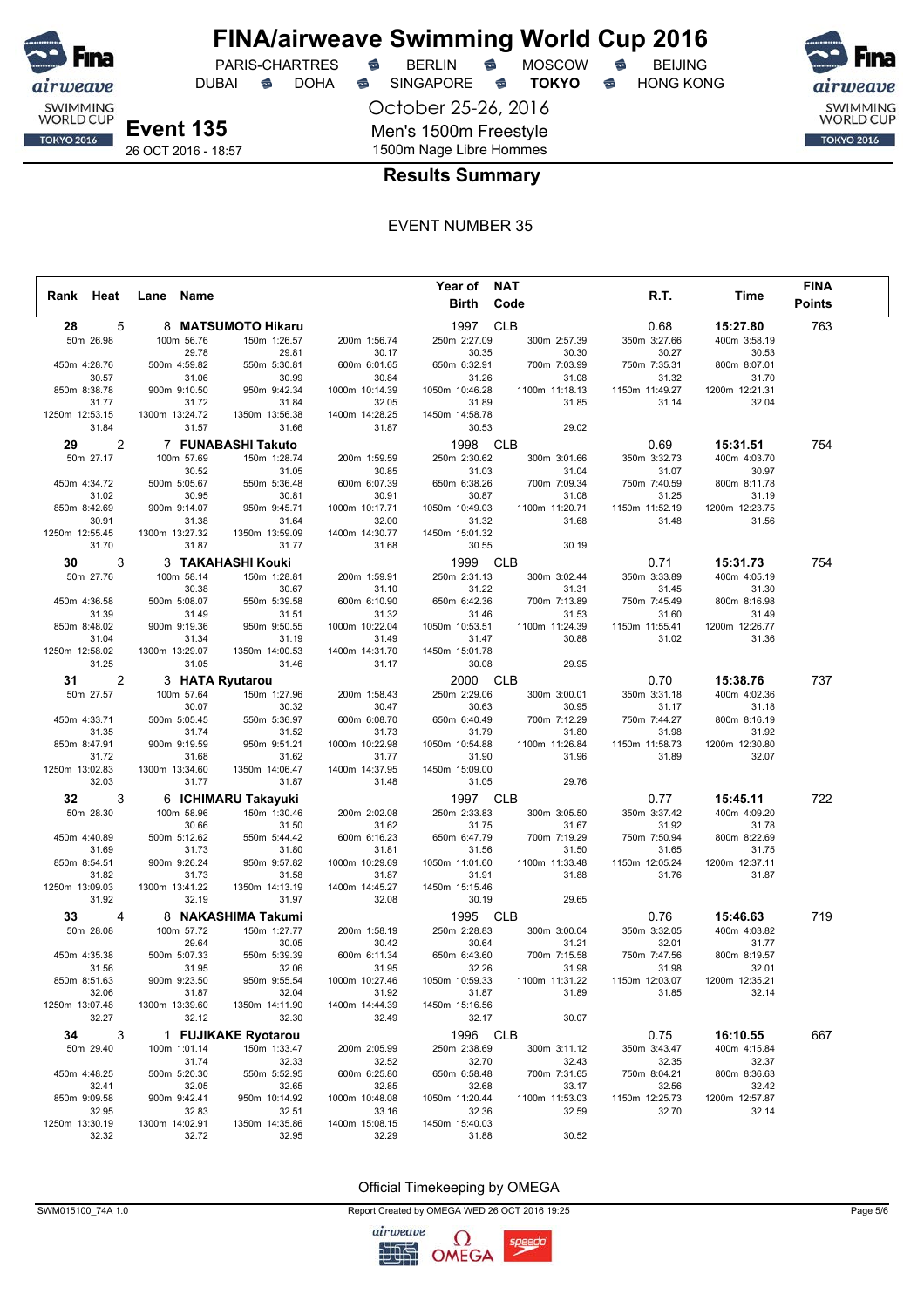# FINA/airweave Swimming World Cup 2016

PARIS-CHARTRES · BERLIN · MOSCOW · BEIJING
DUBAI · DOHA · SINGAPORE · **TOKYO** · HONG KONG

October 25-26, 2016

**Event 135**
26 OCT 2016 - 18:57

Men's 1500m Freestyle
1500m Nage Libre Hommes

## Results Summary

EVENT NUMBER 35

| Rank | Heat | Lane | Name | Year of Birth | NAT Code | R.T. | Time | FINA Points |
|---|---|---|---|---|---|---|---|---|
| 28 | 5 | 8 | **MATSUMOTO Hikaru** | 1997 | CLB | 0.68 | **15:27.80** | 763 |
| 29 | 2 | 7 | **FUNABASHI Takuto** | 1998 | CLB | 0.69 | **15:31.51** | 754 |
| 30 | 3 | 3 | **TAKAHASHI Kouki** | 1999 | CLB | 0.71 | **15:31.73** | 754 |
| 31 | 2 | 3 | **HATA Ryutarou** | 2000 | CLB | 0.70 | **15:38.76** | 737 |
| 32 | 3 | 6 | **ICHIMARU Takayuki** | 1997 | CLB | 0.77 | **15:45.11** | 722 |
| 33 | 4 | 8 | **NAKASHIMA Takumi** | 1995 | CLB | 0.76 | **15:46.63** | 719 |
| 34 | 3 | 1 | **FUJIKAKE Ryotarou** | 1996 | CLB | 0.75 | **16:10.55** | 667 |

### Splits

**28 MATSUMOTO Hikaru**

| 50m 26.98 | 100m 56.76 | 150m 1:26.57 | 200m 1:56.74 | 250m 2:27.09 | 300m 2:57.39 | 350m 3:27.66 | 400m 3:58.19 |
|---|---|---|---|---|---|---|---|
| | 29.78 | 29.81 | 30.17 | 30.35 | 30.30 | 30.27 | 30.53 |
| 450m 4:28.76 | 500m 4:59.82 | 550m 5:30.81 | 600m 6:01.65 | 650m 6:32.91 | 700m 7:03.99 | 750m 7:35.31 | 800m 8:07.01 |
| 30.57 | 31.06 | 30.99 | 30.84 | 31.26 | 31.08 | 31.32 | 31.70 |
| 850m 8:38.78 | 900m 9:10.50 | 950m 9:42.34 | 1000m 10:14.39 | 1050m 10:46.28 | 1100m 11:18.13 | 1150m 11:49.27 | 1200m 12:21.31 |
| 31.77 | 31.72 | 31.84 | 32.05 | 31.89 | 31.85 | 31.14 | 32.04 |
| 1250m 12:53.15 | 1300m 13:24.72 | 1350m 13:56.38 | 1400m 14:28.25 | 1450m 14:58.78 | | | |
| 31.84 | 31.57 | 31.66 | 31.87 | 30.53 | 29.02 | | |

**29 FUNABASHI Takuto**

| 50m 27.17 | 100m 57.69 | 150m 1:28.74 | 200m 1:59.59 | 250m 2:30.62 | 300m 3:01.66 | 350m 3:32.73 | 400m 4:03.70 |
|---|---|---|---|---|---|---|---|
| | 30.52 | 31.05 | 30.85 | 31.03 | 31.04 | 31.07 | 30.97 |
| 450m 4:34.72 | 500m 5:05.67 | 550m 5:36.48 | 600m 6:07.39 | 650m 6:38.26 | 700m 7:09.34 | 750m 7:40.59 | 800m 8:11.78 |
| 31.02 | 30.95 | 30.81 | 30.91 | 30.87 | 31.08 | 31.25 | 31.19 |
| 850m 8:42.69 | 900m 9:14.07 | 950m 9:45.71 | 1000m 10:17.71 | 1050m 10:49.03 | 1100m 11:20.71 | 1150m 11:52.19 | 1200m 12:23.75 |
| 30.91 | 31.38 | 31.64 | 32.00 | 31.32 | 31.68 | 31.48 | 31.56 |
| 1250m 12:55.45 | 1300m 13:27.32 | 1350m 13:59.09 | 1400m 14:30.77 | 1450m 15:01.32 | | | |
| 31.70 | 31.87 | 31.77 | 31.68 | 30.55 | 30.19 | | |

**30 TAKAHASHI Kouki**

| 50m 27.76 | 100m 58.14 | 150m 1:28.81 | 200m 1:59.91 | 250m 2:31.13 | 300m 3:02.44 | 350m 3:33.89 | 400m 4:05.19 |
|---|---|---|---|---|---|---|---|
| | 30.38 | 30.67 | 31.10 | 31.22 | 31.31 | 31.45 | 31.30 |
| 450m 4:36.58 | 500m 5:08.07 | 550m 5:39.58 | 600m 6:10.90 | 650m 6:42.36 | 700m 7:13.89 | 750m 7:45.49 | 800m 8:16.98 |
| 31.39 | 31.49 | 31.51 | 31.32 | 31.46 | 31.53 | 31.60 | 31.49 |
| 850m 8:48.02 | 900m 9:19.36 | 950m 9:50.55 | 1000m 10:22.04 | 1050m 10:53.51 | 1100m 11:24.39 | 1150m 11:55.41 | 1200m 12:26.77 |
| 31.04 | 31.34 | 31.19 | 31.49 | 31.47 | 30.88 | 31.02 | 31.36 |
| 1250m 12:58.02 | 1300m 13:29.07 | 1350m 14:00.53 | 1400m 14:31.70 | 1450m 15:01.78 | | | |
| 31.25 | 31.05 | 31.46 | 31.17 | 30.08 | 29.95 | | |

**31 HATA Ryutarou**

| 50m 27.57 | 100m 57.64 | 150m 1:27.96 | 200m 1:58.43 | 250m 2:29.06 | 300m 3:00.01 | 350m 3:31.18 | 400m 4:02.36 |
|---|---|---|---|---|---|---|---|
| | 30.07 | 30.32 | 30.47 | 30.63 | 30.95 | 31.17 | 31.18 |
| 450m 4:33.71 | 500m 5:05.45 | 550m 5:36.97 | 600m 6:08.70 | 650m 6:40.49 | 700m 7:12.29 | 750m 7:44.27 | 800m 8:16.19 |
| 31.35 | 31.74 | 31.52 | 31.73 | 31.79 | 31.80 | 31.98 | 31.92 |
| 850m 8:47.91 | 900m 9:19.59 | 950m 9:51.21 | 1000m 10:22.98 | 1050m 10:54.88 | 1100m 11:26.84 | 1150m 11:58.73 | 1200m 12:30.80 |
| 31.72 | 31.68 | 31.62 | 31.77 | 31.90 | 31.96 | 31.89 | 32.07 |
| 1250m 13:02.83 | 1300m 13:34.60 | 1350m 14:06.47 | 1400m 14:37.95 | 1450m 15:09.00 | | | |
| 32.03 | 31.77 | 31.87 | 31.48 | 31.05 | 29.76 | | |

**32 ICHIMARU Takayuki**

| 50m 28.30 | 100m 58.96 | 150m 1:30.46 | 200m 2:02.08 | 250m 2:33.83 | 300m 3:05.50 | 350m 3:37.42 | 400m 4:09.20 |
|---|---|---|---|---|---|---|---|
| | 30.66 | 31.50 | 31.62 | 31.75 | 31.67 | 31.92 | 31.78 |
| 450m 4:40.89 | 500m 5:12.62 | 550m 5:44.42 | 600m 6:16.23 | 650m 6:47.79 | 700m 7:19.29 | 750m 7:50.94 | 800m 8:22.69 |
| 31.69 | 31.73 | 31.80 | 31.81 | 31.56 | 31.50 | 31.65 | 31.75 |
| 850m 8:54.51 | 900m 9:26.24 | 950m 9:57.82 | 1000m 10:29.69 | 1050m 11:01.60 | 1100m 11:33.48 | 1150m 12:05.24 | 1200m 12:37.11 |
| 31.82 | 31.73 | 31.58 | 31.87 | 31.91 | 31.88 | 31.76 | 31.87 |
| 1250m 13:09.03 | 1300m 13:41.22 | 1350m 14:13.19 | 1400m 14:45.27 | 1450m 15:15.46 | | | |
| 31.92 | 32.19 | 31.97 | 32.08 | 30.19 | 29.65 | | |

**33 NAKASHIMA Takumi**

| 50m 28.08 | 100m 57.72 | 150m 1:27.77 | 200m 1:58.19 | 250m 2:28.83 | 300m 3:00.04 | 350m 3:32.05 | 400m 4:03.82 |
|---|---|---|---|---|---|---|---|
| | 29.64 | 30.05 | 30.42 | 30.64 | 31.21 | 32.01 | 31.77 |
| 450m 4:35.38 | 500m 5:07.33 | 550m 5:39.39 | 600m 6:11.34 | 650m 6:43.60 | 700m 7:15.58 | 750m 7:47.56 | 800m 8:19.57 |
| 31.56 | 31.95 | 32.06 | 31.95 | 32.26 | 31.98 | 31.98 | 32.01 |
| 850m 8:51.63 | 900m 9:23.50 | 950m 9:55.54 | 1000m 10:27.46 | 1050m 10:59.33 | 1100m 11:31.22 | 1150m 12:03.07 | 1200m 12:35.21 |
| 32.06 | 31.87 | 32.04 | 31.92 | 31.87 | 31.89 | 31.85 | 32.14 |
| 1250m 13:07.48 | 1300m 13:39.60 | 1350m 14:11.90 | 1400m 14:44.39 | 1450m 15:16.56 | | | |
| 32.27 | 32.12 | 32.30 | 32.49 | 32.17 | 30.07 | | |

**34 FUJIKAKE Ryotarou**

| 50m 29.40 | 100m 1:01.14 | 150m 1:33.47 | 200m 2:05.99 | 250m 2:38.69 | 300m 3:11.12 | 350m 3:43.47 | 400m 4:15.84 |
|---|---|---|---|---|---|---|---|
| | 31.74 | 32.33 | 32.52 | 32.70 | 32.43 | 32.35 | 32.37 |
| 450m 4:48.25 | 500m 5:20.30 | 550m 5:52.95 | 600m 6:25.80 | 650m 6:58.48 | 700m 7:31.65 | 750m 8:04.21 | 800m 8:36.63 |
| 32.41 | 32.05 | 32.65 | 32.85 | 32.68 | 33.17 | 32.56 | 32.42 |
| 850m 9:09.58 | 900m 9:42.41 | 950m 10:14.92 | 1000m 10:48.08 | 1050m 11:20.44 | 1100m 11:53.03 | 1150m 12:25.73 | 1200m 12:57.87 |
| 32.95 | 32.83 | 32.51 | 33.16 | 32.36 | 32.59 | 32.70 | 32.14 |
| 1250m 13:30.19 | 1300m 14:02.91 | 1350m 14:35.86 | 1400m 15:08.15 | 1450m 15:40.03 | | | |
| 32.32 | 32.72 | 32.95 | 32.29 | 31.88 | 30.52 | | |

Official Timekeeping by OMEGA

SWM015100_74A 1.0 — Report Created by OMEGA WED 26 OCT 2016 19:25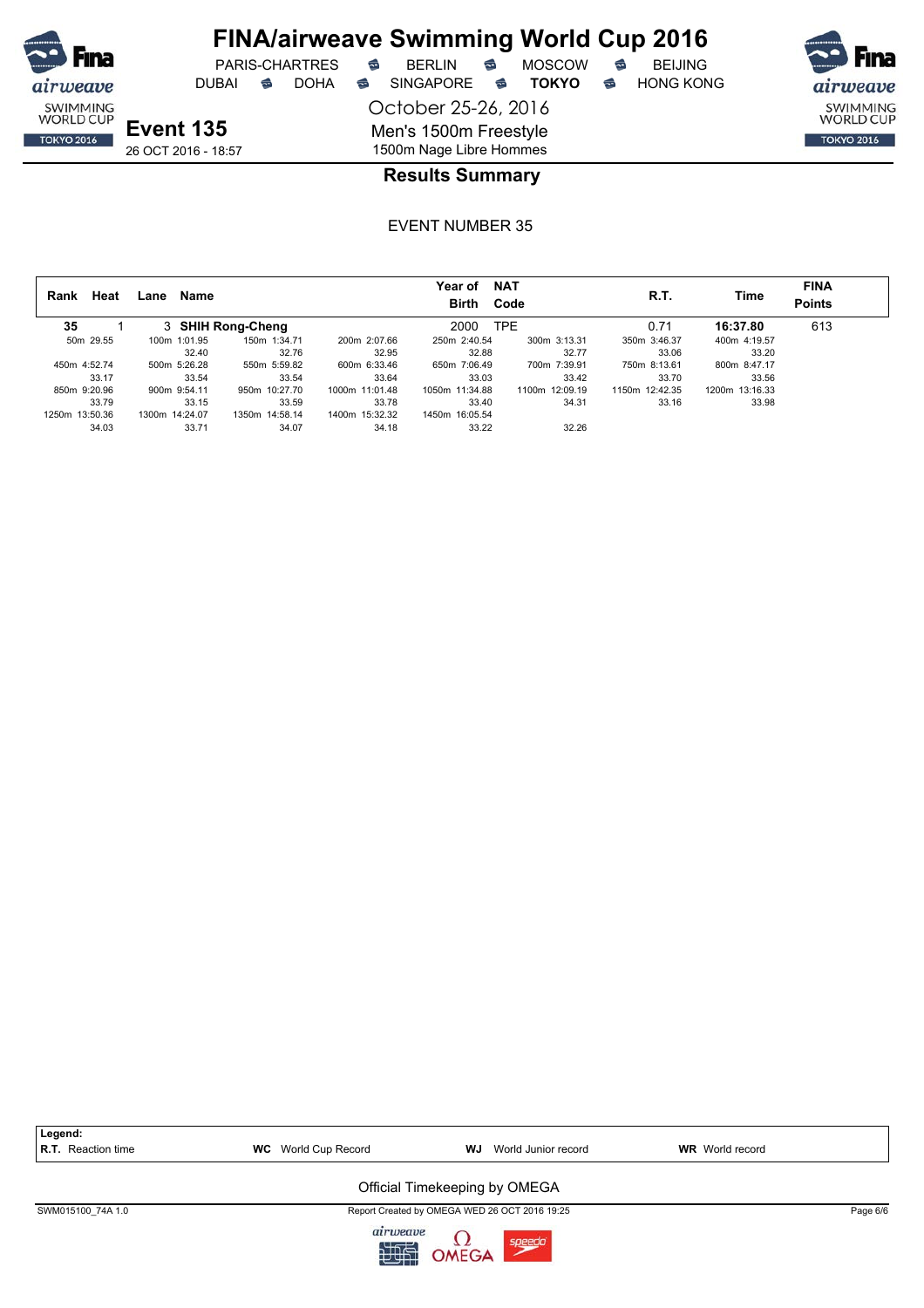# FINA/airweave Swimming World Cup 2016

PARIS-CHARTRES · BERLIN · MOSCOW · BEIJING
DUBAI · DOHA · SINGAPORE · **TOKYO** · HONG KONG

October 25-26, 2016

**Event 135**
26 OCT 2016 - 18:57

Men's 1500m Freestyle
1500m Nage Libre Hommes

## Results Summary

EVENT NUMBER 35

| Rank | Heat | Lane | Name | Year of Birth | NAT Code | R.T. | Time | FINA Points |
|---|---|---|---|---|---|---|---|---|
| 35 | 1 | 3 | **SHIH Rong-Cheng** | 2000 | TPE | 0.71 | **16:37.80** | 613 |

| Distance | Split Time | Lap |
|---|---|---|
| 50m | 29.55 | |
| 100m | 1:01.95 | 32.40 |
| 150m | 1:34.71 | 32.76 |
| 200m | 2:07.66 | 32.95 |
| 250m | 2:40.54 | 32.88 |
| 300m | 3:13.31 | 32.77 |
| 350m | 3:46.37 | 33.06 |
| 400m | 4:19.57 | 33.20 |
| 450m | 4:52.74 | 33.17 |
| 500m | 5:26.28 | 33.54 |
| 550m | 5:59.82 | 33.54 |
| 600m | 6:33.46 | 33.64 |
| 650m | 7:06.49 | 33.03 |
| 700m | 7:39.91 | 33.42 |
| 750m | 8:13.61 | 33.70 |
| 800m | 8:47.17 | 33.56 |
| 850m | 9:20.96 | 33.79 |
| 900m | 9:54.11 | 33.15 |
| 950m | 10:27.70 | 33.59 |
| 1000m | 11:01.48 | 33.78 |
| 1050m | 11:34.88 | 33.40 |
| 1100m | 12:09.19 | 34.31 |
| 1150m | 12:42.35 | 33.16 |
| 1200m | 13:16.33 | 33.98 |
| 1250m | 13:50.36 | 34.03 |
| 1300m | 14:24.07 | 33.71 |
| 1350m | 14:58.14 | 34.07 |
| 1400m | 15:32.32 | 34.18 |
| 1450m | 16:05.54 | 33.22 |
| 1500m | | 32.26 |

**Legend:**
**R.T.** Reaction time · **WC** World Cup Record · **WJ** World Junior record · **WR** World record

Official Timekeeping by OMEGA

SWM015100_74A 1.0 · Report Created by OMEGA WED 26 OCT 2016 19:25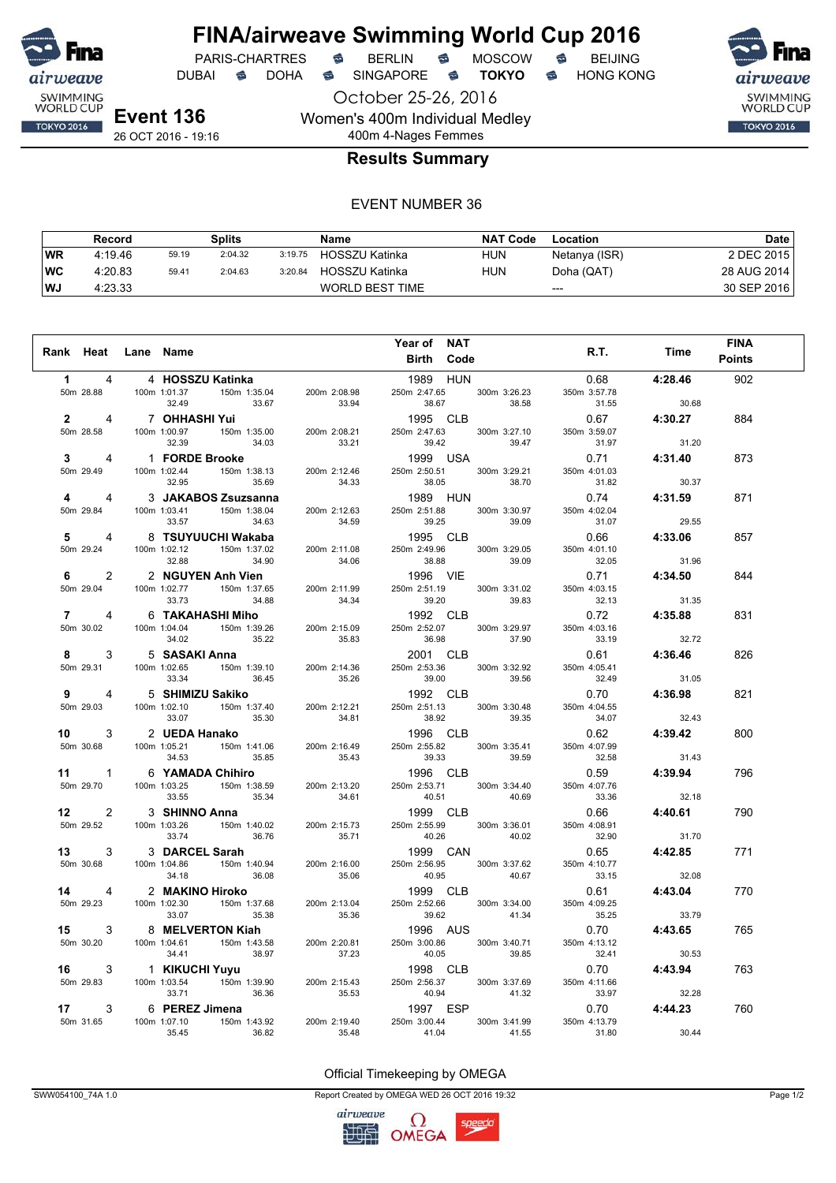# FINA/airweave Swimming World Cup 2016

PARIS-CHARTRES · BERLIN · MOSCOW · BEIJING
DUBAI · DOHA · SINGAPORE · **TOKYO** · HONG KONG

October 25-26, 2016

## Event 136

26 OCT 2016 - 19:16

Women's 400m Individual Medley
400m 4-Nages Femmes

### Results Summary

EVENT NUMBER 36

| | Record | Splits | | | Name | NAT Code | Location | Date |
|---|---|---|---|---|---|---|---|---|
| WR | 4:19.46 | 59.19 | 2:04.32 | 3:19.75 | HOSSZU Katinka | HUN | Netanya (ISR) | 2 DEC 2015 |
| WC | 4:20.83 | 59.41 | 2:04.63 | 3:20.84 | HOSSZU Katinka | HUN | Doha (QAT) | 28 AUG 2014 |
| WJ | 4:23.33 | | | | WORLD BEST TIME | | --- | 30 SEP 2016 |

| Rank | Heat | Lane | Name | Year of Birth | NAT Code | R.T. | Time | FINA Points |
|---|---|---|---|---|---|---|---|---|
| 1 | 4 | 4 | HOSSZU Katinka | 1989 | HUN | 0.68 | **4:28.46** | 902 |
| | 50m 28.88 | 100m 1:01.37 (32.49) | 150m 1:35.04 (33.67) | 200m 2:08.98 (33.94) | 250m 2:47.65 (38.67) | 300m 3:26.23 (38.58) | 350m 3:57.78 (31.55) | 30.68 |
| 2 | 4 | 7 | OHHASHI Yui | 1995 | CLB | 0.67 | **4:30.27** | 884 |
| | 50m 28.58 | 100m 1:00.97 (32.39) | 150m 1:35.00 (34.03) | 200m 2:08.21 (33.21) | 250m 2:47.63 (39.42) | 300m 3:27.10 (39.47) | 350m 3:59.07 (31.97) | 31.20 |
| 3 | 4 | 1 | FORDE Brooke | 1999 | USA | 0.71 | **4:31.40** | 873 |
| | 50m 29.49 | 100m 1:02.44 (32.95) | 150m 1:38.13 (35.69) | 200m 2:12.46 (34.33) | 250m 2:50.51 (38.05) | 300m 3:29.21 (38.70) | 350m 4:01.03 (31.82) | 30.37 |
| 4 | 4 | 3 | JAKABOS Zsuzsanna | 1989 | HUN | 0.74 | **4:31.59** | 871 |
| | 50m 29.84 | 100m 1:03.41 (33.57) | 150m 1:38.04 (34.63) | 200m 2:12.63 (34.59) | 250m 2:51.88 (39.25) | 300m 3:30.97 (39.09) | 350m 4:02.04 (31.07) | 29.55 |
| 5 | 4 | 8 | TSUYUUCHI Wakaba | 1995 | CLB | 0.66 | **4:33.06** | 857 |
| | 50m 29.24 | 100m 1:02.12 (32.88) | 150m 1:37.02 (34.90) | 200m 2:11.08 (34.06) | 250m 2:49.96 (38.88) | 300m 3:29.05 (39.09) | 350m 4:01.10 (32.05) | 31.96 |
| 6 | 2 | 2 | NGUYEN Anh Vien | 1996 | VIE | 0.71 | **4:34.50** | 844 |
| | 50m 29.04 | 100m 1:02.77 (33.73) | 150m 1:37.65 (34.88) | 200m 2:11.99 (34.34) | 250m 2:51.19 (39.20) | 300m 3:31.02 (39.83) | 350m 4:03.15 (32.13) | 31.35 |
| 7 | 4 | 6 | TAKAHASHI Miho | 1992 | CLB | 0.72 | **4:35.88** | 831 |
| | 50m 30.02 | 100m 1:04.04 (34.02) | 150m 1:39.26 (35.22) | 200m 2:15.09 (35.83) | 250m 2:52.07 (36.98) | 300m 3:29.97 (37.90) | 350m 4:03.16 (33.19) | 32.72 |
| 8 | 3 | 5 | SASAKI Anna | 2001 | CLB | 0.61 | **4:36.46** | 826 |
| | 50m 29.31 | 100m 1:02.65 (33.34) | 150m 1:39.10 (36.45) | 200m 2:14.36 (35.26) | 250m 2:53.36 (39.00) | 300m 3:32.92 (39.56) | 350m 4:05.41 (32.49) | 31.05 |
| 9 | 4 | 5 | SHIMIZU Sakiko | 1992 | CLB | 0.70 | **4:36.98** | 821 |
| | 50m 29.03 | 100m 1:02.10 (33.07) | 150m 1:37.40 (35.30) | 200m 2:12.21 (34.81) | 250m 2:51.13 (38.92) | 300m 3:30.48 (39.35) | 350m 4:04.55 (34.07) | 32.43 |
| 10 | 3 | 2 | UEDA Hanako | 1996 | CLB | 0.62 | **4:39.42** | 800 |
| | 50m 30.68 | 100m 1:05.21 (34.53) | 150m 1:41.06 (35.85) | 200m 2:16.49 (35.43) | 250m 2:55.82 (39.33) | 300m 3:35.41 (39.59) | 350m 4:07.99 (32.58) | 31.43 |
| 11 | 1 | 6 | YAMADA Chihiro | 1996 | CLB | 0.59 | **4:39.94** | 796 |
| | 50m 29.70 | 100m 1:03.25 (33.55) | 150m 1:38.59 (35.34) | 200m 2:13.20 (34.61) | 250m 2:53.71 (40.51) | 300m 3:34.40 (40.69) | 350m 4:07.76 (33.36) | 32.18 |
| 12 | 2 | 3 | SHINNO Anna | 1999 | CLB | 0.66 | **4:40.61** | 790 |
| | 50m 29.52 | 100m 1:03.26 (33.74) | 150m 1:40.02 (36.76) | 200m 2:15.73 (35.71) | 250m 2:55.99 (40.26) | 300m 3:36.01 (40.02) | 350m 4:08.91 (32.90) | 31.70 |
| 13 | 3 | 3 | DARCEL Sarah | 1999 | CAN | 0.65 | **4:42.85** | 771 |
| | 50m 30.68 | 100m 1:04.86 (34.18) | 150m 1:40.94 (36.08) | 200m 2:16.00 (35.06) | 250m 2:56.95 (40.95) | 300m 3:37.62 (40.67) | 350m 4:10.77 (33.15) | 32.08 |
| 14 | 4 | 2 | MAKINO Hiroko | 1999 | CLB | 0.61 | **4:43.04** | 770 |
| | 50m 29.23 | 100m 1:02.30 (33.07) | 150m 1:37.68 (35.38) | 200m 2:13.04 (35.36) | 250m 2:52.66 (39.62) | 300m 3:34.00 (41.34) | 350m 4:09.25 (35.25) | 33.79 |
| 15 | 3 | 8 | MELVERTON Kiah | 1996 | AUS | 0.70 | **4:43.65** | 765 |
| | 50m 30.20 | 100m 1:04.61 (34.41) | 150m 1:43.58 (38.97) | 200m 2:20.81 (37.23) | 250m 3:00.86 (40.05) | 300m 3:40.71 (39.85) | 350m 4:13.12 (32.41) | 30.53 |
| 16 | 3 | 1 | KIKUCHI Yuyu | 1998 | CLB | 0.70 | **4:43.94** | 763 |
| | 50m 29.83 | 100m 1:03.54 (33.71) | 150m 1:39.90 (36.36) | 200m 2:15.43 (35.53) | 250m 2:56.37 (40.94) | 300m 3:37.69 (41.32) | 350m 4:11.66 (33.97) | 32.28 |
| 17 | 3 | 6 | PEREZ Jimena | 1997 | ESP | 0.70 | **4:44.23** | 760 |
| | 50m 31.65 | 100m 1:07.10 (35.45) | 150m 1:43.92 (36.82) | 200m 2:19.40 (35.48) | 250m 3:00.44 (41.04) | 300m 3:41.99 (41.55) | 350m 4:13.79 (31.80) | 30.44 |

Official Timekeeping by OMEGA

SWW054100_74A 1.0 — Report Created by OMEGA WED 26 OCT 2016 19:32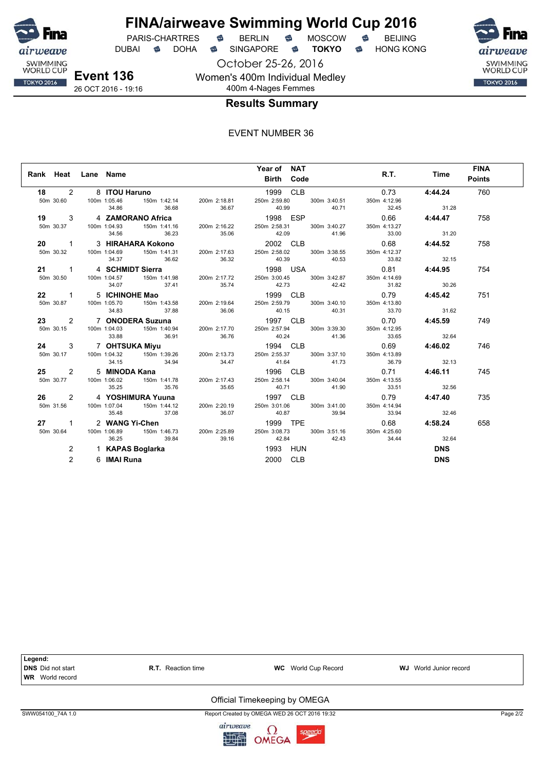# FINA/airweave Swimming World Cup 2016

PARIS-CHARTRES · BERLIN · MOSCOW · BEIJING
DUBAI · DOHA · SINGAPORE · **TOKYO** · HONG KONG

October 25-26, 2016

**Event 136**
26 OCT 2016 - 19:16

Women's 400m Individual Medley
400m 4-Nages Femmes

## Results Summary

EVENT NUMBER 36

| Rank | Heat | Lane | Name | Year of Birth | NAT Code | R.T. | Time | FINA Points |
|---|---|---|---|---|---|---|---|---|
| **18** | 2 | 8 | **ITOU Haruno** | 1999 | CLB | 0.73 | **4:44.24** | 760 |
| | 50m 30.60 | 100m 1:05.46 (34.86) | 150m 1:42.14 (36.68) | 200m 2:18.81 (36.67) | 250m 2:59.80 (40.99) | 300m 3:40.51 (40.71) | 350m 4:12.96 (32.45) | (31.28) |
| **19** | 3 | 4 | **ZAMORANO Africa** | 1998 | ESP | 0.66 | **4:44.47** | 758 |
| | 50m 30.37 | 100m 1:04.93 (34.56) | 150m 1:41.16 (36.23) | 200m 2:16.22 (35.06) | 250m 2:58.31 (42.09) | 300m 3:40.27 (41.96) | 350m 4:13.27 (33.00) | (31.20) |
| **20** | 1 | 3 | **HIRAHARA Kokono** | 2002 | CLB | 0.68 | **4:44.52** | 758 |
| | 50m 30.32 | 100m 1:04.69 (34.37) | 150m 1:41.31 (36.62) | 200m 2:17.63 (36.32) | 250m 2:58.02 (40.39) | 300m 3:38.55 (40.53) | 350m 4:12.37 (33.82) | (32.15) |
| **21** | 1 | 4 | **SCHMIDT Sierra** | 1998 | USA | 0.81 | **4:44.95** | 754 |
| | 50m 30.50 | 100m 1:04.57 (34.07) | 150m 1:41.98 (37.41) | 200m 2:17.72 (35.74) | 250m 3:00.45 (42.73) | 300m 3:42.87 (42.42) | 350m 4:14.69 (31.82) | (30.26) |
| **22** | 1 | 5 | **ICHINOHE Mao** | 1999 | CLB | 0.79 | **4:45.42** | 751 |
| | 50m 30.87 | 100m 1:05.70 (34.83) | 150m 1:43.58 (37.88) | 200m 2:19.64 (36.06) | 250m 2:59.79 (40.15) | 300m 3:40.10 (40.31) | 350m 4:13.80 (33.70) | (31.62) |
| **23** | 2 | 7 | **ONODERA Suzuna** | 1997 | CLB | 0.70 | **4:45.59** | 749 |
| | 50m 30.15 | 100m 1:04.03 (33.88) | 150m 1:40.94 (36.91) | 200m 2:17.70 (36.76) | 250m 2:57.94 (40.24) | 300m 3:39.30 (41.36) | 350m 4:12.95 (33.65) | (32.64) |
| **24** | 3 | 7 | **OHTSUKA Miyu** | 1994 | CLB | 0.69 | **4:46.02** | 746 |
| | 50m 30.17 | 100m 1:04.32 (34.15) | 150m 1:39.26 (34.94) | 200m 2:13.73 (34.47) | 250m 2:55.37 (41.64) | 300m 3:37.10 (41.73) | 350m 4:13.89 (36.79) | (32.13) |
| **25** | 2 | 5 | **MINODA Kana** | 1996 | CLB | 0.71 | **4:46.11** | 745 |
| | 50m 30.77 | 100m 1:06.02 (35.25) | 150m 1:41.78 (35.76) | 200m 2:17.43 (35.65) | 250m 2:58.14 (40.71) | 300m 3:40.04 (41.90) | 350m 4:13.55 (33.51) | (32.56) |
| **26** | 2 | 4 | **YOSHIMURA Yuuna** | 1997 | CLB | 0.79 | **4:47.40** | 735 |
| | 50m 31.56 | 100m 1:07.04 (35.48) | 150m 1:44.12 (37.08) | 200m 2:20.19 (36.07) | 250m 3:01.06 (40.87) | 300m 3:41.00 (39.94) | 350m 4:14.94 (33.94) | (32.46) |
| **27** | 1 | 2 | **WANG Yi-Chen** | 1999 | TPE | 0.68 | **4:58.24** | 658 |
| | 50m 30.64 | 100m 1:06.89 (36.25) | 150m 1:46.73 (39.84) | 200m 2:25.89 (39.16) | 250m 3:08.73 (42.84) | 300m 3:51.16 (42.43) | 350m 4:25.60 (34.44) | (32.64) |
| | 2 | 1 | **KAPAS Boglarka** | 1993 | HUN | | **DNS** | |
| | 2 | 6 | **IMAI Runa** | 2000 | CLB | | **DNS** | |

**Legend:**
**DNS** Did not start · **R.T.** Reaction time · **WC** World Cup Record · **WJ** World Junior record
**WR** World record

Official Timekeeping by OMEGA

SWW054100_74A 1.0 · Report Created by OMEGA WED 26 OCT 2016 19:32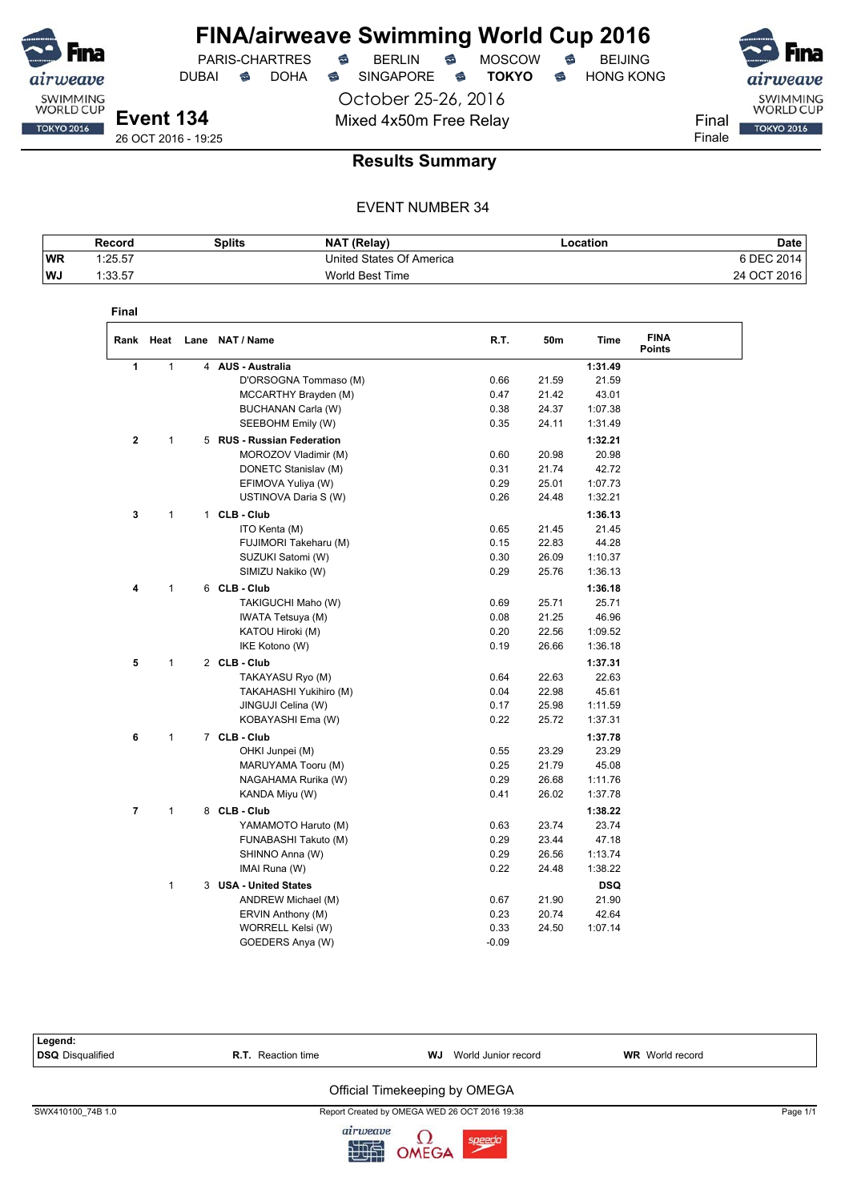# FINA/airweave Swimming World Cup 2016

PARIS-CHARTRES · BERLIN · MOSCOW · BEIJING
DUBAI · DOHA · SINGAPORE · **TOKYO** · HONG KONG

October 25-26, 2016

**Event 134**
26 OCT 2016 - 19:25

Mixed 4x50m Free Relay

Final
Finale

## Results Summary

EVENT NUMBER 34

| | Record | Splits | NAT (Relay) | Location | Date |
|---|---|---|---|---|---|
| WR | 1:25.57 | | United States Of America | | 6 DEC 2014 |
| WJ | 1:33.57 | | World Best Time | | 24 OCT 2016 |

### Final

| Rank | Heat | Lane | NAT / Name | R.T. | 50m | Time | FINA Points |
|---|---|---|---|---|---|---|---|
| 1 | 1 | 4 | **AUS - Australia** | | | **1:31.49** | |
| | | | D'ORSOGNA Tommaso (M) | 0.66 | 21.59 | 21.59 | |
| | | | MCCARTHY Brayden (M) | 0.47 | 21.42 | 43.01 | |
| | | | BUCHANAN Carla (W) | 0.38 | 24.37 | 1:07.38 | |
| | | | SEEBOHM Emily (W) | 0.35 | 24.11 | 1:31.49 | |
| 2 | 1 | 5 | **RUS - Russian Federation** | | | **1:32.21** | |
| | | | MOROZOV Vladimir (M) | 0.60 | 20.98 | 20.98 | |
| | | | DONETC Stanislav (M) | 0.31 | 21.74 | 42.72 | |
| | | | EFIMOVA Yuliya (W) | 0.29 | 25.01 | 1:07.73 | |
| | | | USTINOVA Daria S (W) | 0.26 | 24.48 | 1:32.21 | |
| 3 | 1 | 1 | **CLB - Club** | | | **1:36.13** | |
| | | | ITO Kenta (M) | 0.65 | 21.45 | 21.45 | |
| | | | FUJIMORI Takeharu (M) | 0.15 | 22.83 | 44.28 | |
| | | | SUZUKI Satomi (W) | 0.30 | 26.09 | 1:10.37 | |
| | | | SIMIZU Nakiko (W) | 0.29 | 25.76 | 1:36.13 | |
| 4 | 1 | 6 | **CLB - Club** | | | **1:36.18** | |
| | | | TAKIGUCHI Maho (W) | 0.69 | 25.71 | 25.71 | |
| | | | IWATA Tetsuya (M) | 0.08 | 21.25 | 46.96 | |
| | | | KATOU Hiroki (M) | 0.20 | 22.56 | 1:09.52 | |
| | | | IKE Kotono (W) | 0.19 | 26.66 | 1:36.18 | |
| 5 | 1 | 2 | **CLB - Club** | | | **1:37.31** | |
| | | | TAKAYASU Ryo (M) | 0.64 | 22.63 | 22.63 | |
| | | | TAKAHASHI Yukihiro (M) | 0.04 | 22.98 | 45.61 | |
| | | | JINGUJI Celina (W) | 0.17 | 25.98 | 1:11.59 | |
| | | | KOBAYASHI Ema (W) | 0.22 | 25.72 | 1:37.31 | |
| 6 | 1 | 7 | **CLB - Club** | | | **1:37.78** | |
| | | | OHKI Junpei (M) | 0.55 | 23.29 | 23.29 | |
| | | | MARUYAMA Tooru (M) | 0.25 | 21.79 | 45.08 | |
| | | | NAGAHAMA Rurika (W) | 0.29 | 26.68 | 1:11.76 | |
| | | | KANDA Miyu (W) | 0.41 | 26.02 | 1:37.78 | |
| 7 | 1 | 8 | **CLB - Club** | | | **1:38.22** | |
| | | | YAMAMOTO Haruto (M) | 0.63 | 23.74 | 23.74 | |
| | | | FUNABASHI Takuto (M) | 0.29 | 23.44 | 47.18 | |
| | | | SHINNO Anna (W) | 0.29 | 26.56 | 1:13.74 | |
| | | | IMAI Runa (W) | 0.22 | 24.48 | 1:38.22 | |
| | 1 | 3 | **USA - United States** | | | **DSQ** | |
| | | | ANDREW Michael (M) | 0.67 | 21.90 | 21.90 | |
| | | | ERVIN Anthony (M) | 0.23 | 20.74 | 42.64 | |
| | | | WORRELL Kelsi (W) | 0.33 | 24.50 | 1:07.14 | |
| | | | GOEDERS Anya (W) | -0.09 | | | |

**Legend:**
**DSQ** Disqualified | **R.T.** Reaction time | **WJ** World Junior record | **WR** World record

Official Timekeeping by OMEGA

SWX410100_74B 1.0 — Report Created by OMEGA WED 26 OCT 2016 19:38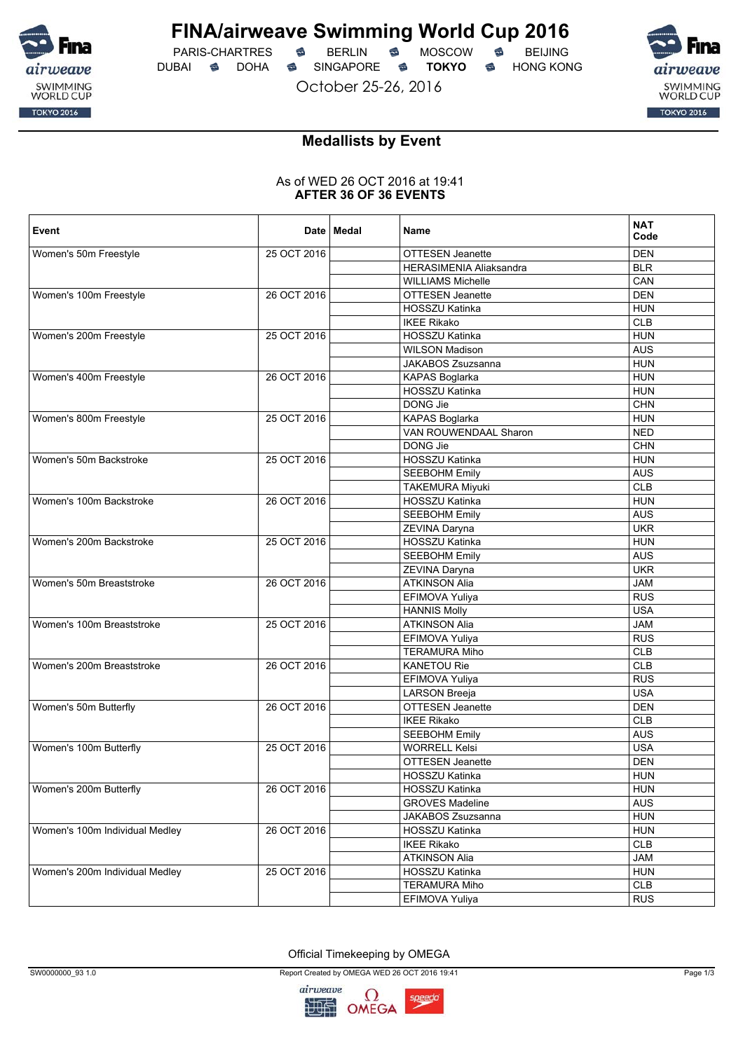# FINA/airweave Swimming World Cup 2016

PARIS-CHARTRES · BERLIN · MOSCOW · BEIJING
DUBAI · DOHA · SINGAPORE · **TOKYO** · HONG KONG

October 25-26, 2016

## Medallists by Event

As of WED 26 OCT 2016 at 19:41
**AFTER 36 OF 36 EVENTS**

| Event | Date | Medal | Name | NAT Code |
|---|---|---|---|---|
| Women's 50m Freestyle | 25 OCT 2016 | | OTTESEN Jeanette | DEN |
| | | | HERASIMENIA Aliaksandra | BLR |
| | | | WILLIAMS Michelle | CAN |
| Women's 100m Freestyle | 26 OCT 2016 | | OTTESEN Jeanette | DEN |
| | | | HOSSZU Katinka | HUN |
| | | | IKEE Rikako | CLB |
| Women's 200m Freestyle | 25 OCT 2016 | | HOSSZU Katinka | HUN |
| | | | WILSON Madison | AUS |
| | | | JAKABOS Zsuzsanna | HUN |
| Women's 400m Freestyle | 26 OCT 2016 | | KAPAS Boglarka | HUN |
| | | | HOSSZU Katinka | HUN |
| | | | DONG Jie | CHN |
| Women's 800m Freestyle | 25 OCT 2016 | | KAPAS Boglarka | HUN |
| | | | VAN ROUWENDAAL Sharon | NED |
| | | | DONG Jie | CHN |
| Women's 50m Backstroke | 25 OCT 2016 | | HOSSZU Katinka | HUN |
| | | | SEEBOHM Emily | AUS |
| | | | TAKEMURA Miyuki | CLB |
| Women's 100m Backstroke | 26 OCT 2016 | | HOSSZU Katinka | HUN |
| | | | SEEBOHM Emily | AUS |
| | | | ZEVINA Daryna | UKR |
| Women's 200m Backstroke | 25 OCT 2016 | | HOSSZU Katinka | HUN |
| | | | SEEBOHM Emily | AUS |
| | | | ZEVINA Daryna | UKR |
| Women's 50m Breaststroke | 26 OCT 2016 | | ATKINSON Alia | JAM |
| | | | EFIMOVA Yuliya | RUS |
| | | | HANNIS Molly | USA |
| Women's 100m Breaststroke | 25 OCT 2016 | | ATKINSON Alia | JAM |
| | | | EFIMOVA Yuliya | RUS |
| | | | TERAMURA Miho | CLB |
| Women's 200m Breaststroke | 26 OCT 2016 | | KANETOU Rie | CLB |
| | | | EFIMOVA Yuliya | RUS |
| | | | LARSON Breeja | USA |
| Women's 50m Butterfly | 26 OCT 2016 | | OTTESEN Jeanette | DEN |
| | | | IKEE Rikako | CLB |
| | | | SEEBOHM Emily | AUS |
| Women's 100m Butterfly | 25 OCT 2016 | | WORRELL Kelsi | USA |
| | | | OTTESEN Jeanette | DEN |
| | | | HOSSZU Katinka | HUN |
| Women's 200m Butterfly | 26 OCT 2016 | | HOSSZU Katinka | HUN |
| | | | GROVES Madeline | AUS |
| | | | JAKABOS Zsuzsanna | HUN |
| Women's 100m Individual Medley | 26 OCT 2016 | | HOSSZU Katinka | HUN |
| | | | IKEE Rikako | CLB |
| | | | ATKINSON Alia | JAM |
| Women's 200m Individual Medley | 25 OCT 2016 | | HOSSZU Katinka | HUN |
| | | | TERAMURA Miho | CLB |
| | | | EFIMOVA Yuliya | RUS |

Official Timekeeping by OMEGA

SW0000000_93 1.0 Report Created by OMEGA WED 26 OCT 2016 19:41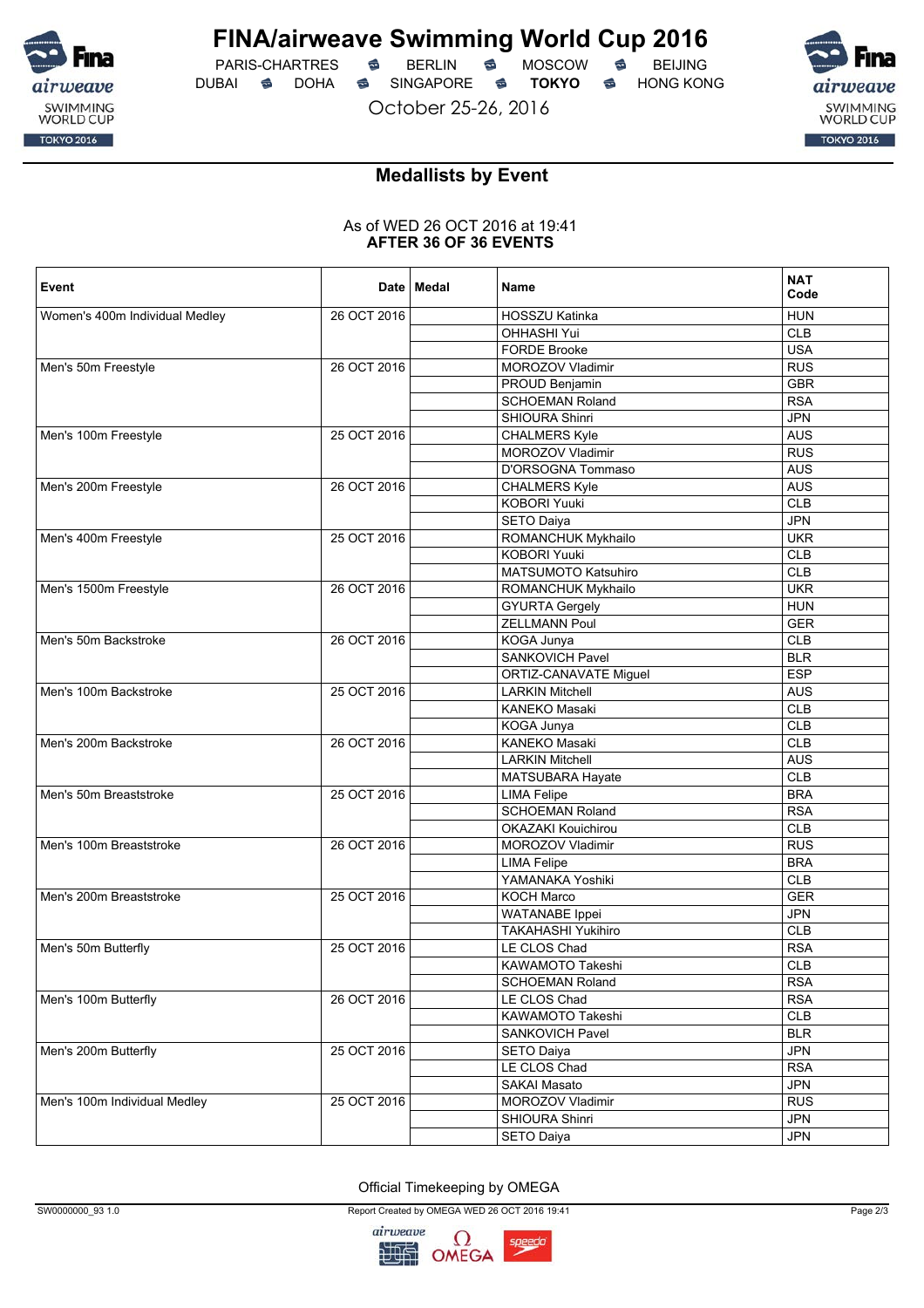# FINA/airweave Swimming World Cup 2016

PARIS-CHARTRES · BERLIN · MOSCOW · BEIJING
DUBAI · DOHA · SINGAPORE · **TOKYO** · HONG KONG

October 25-26, 2016

## Medallists by Event

As of WED 26 OCT 2016 at 19:41
**AFTER 36 OF 36 EVENTS**

| Event | Date | Medal | Name | NAT Code |
|---|---|---|---|---|
| Women's 400m Individual Medley | 26 OCT 2016 | | HOSSZU Katinka | HUN |
| | | | OHHASHI Yui | CLB |
| | | | FORDE Brooke | USA |
| Men's 50m Freestyle | 26 OCT 2016 | | MOROZOV Vladimir | RUS |
| | | | PROUD Benjamin | GBR |
| | | | SCHOEMAN Roland | RSA |
| | | | SHIOURA Shinri | JPN |
| Men's 100m Freestyle | 25 OCT 2016 | | CHALMERS Kyle | AUS |
| | | | MOROZOV Vladimir | RUS |
| | | | D'ORSOGNA Tommaso | AUS |
| Men's 200m Freestyle | 26 OCT 2016 | | CHALMERS Kyle | AUS |
| | | | KOBORI Yuuki | CLB |
| | | | SETO Daiya | JPN |
| Men's 400m Freestyle | 25 OCT 2016 | | ROMANCHUK Mykhailo | UKR |
| | | | KOBORI Yuuki | CLB |
| | | | MATSUMOTO Katsuhiro | CLB |
| Men's 1500m Freestyle | 26 OCT 2016 | | ROMANCHUK Mykhailo | UKR |
| | | | GYURTA Gergely | HUN |
| | | | ZELLMANN Poul | GER |
| Men's 50m Backstroke | 26 OCT 2016 | | KOGA Junya | CLB |
| | | | SANKOVICH Pavel | BLR |
| | | | ORTIZ-CANAVATE Miguel | ESP |
| Men's 100m Backstroke | 25 OCT 2016 | | LARKIN Mitchell | AUS |
| | | | KANEKO Masaki | CLB |
| | | | KOGA Junya | CLB |
| Men's 200m Backstroke | 26 OCT 2016 | | KANEKO Masaki | CLB |
| | | | LARKIN Mitchell | AUS |
| | | | MATSUBARA Hayate | CLB |
| Men's 50m Breaststroke | 25 OCT 2016 | | LIMA Felipe | BRA |
| | | | SCHOEMAN Roland | RSA |
| | | | OKAZAKI Kouichirou | CLB |
| Men's 100m Breaststroke | 26 OCT 2016 | | MOROZOV Vladimir | RUS |
| | | | LIMA Felipe | BRA |
| | | | YAMANAKA Yoshiki | CLB |
| Men's 200m Breaststroke | 25 OCT 2016 | | KOCH Marco | GER |
| | | | WATANABE Ippei | JPN |
| | | | TAKAHASHI Yukihiro | CLB |
| Men's 50m Butterfly | 25 OCT 2016 | | LE CLOS Chad | RSA |
| | | | KAWAMOTO Takeshi | CLB |
| | | | SCHOEMAN Roland | RSA |
| Men's 100m Butterfly | 26 OCT 2016 | | LE CLOS Chad | RSA |
| | | | KAWAMOTO Takeshi | CLB |
| | | | SANKOVICH Pavel | BLR |
| Men's 200m Butterfly | 25 OCT 2016 | | SETO Daiya | JPN |
| | | | LE CLOS Chad | RSA |
| | | | SAKAI Masato | JPN |
| Men's 100m Individual Medley | 25 OCT 2016 | | MOROZOV Vladimir | RUS |
| | | | SHIOURA Shinri | JPN |
| | | | SETO Daiya | JPN |

Official Timekeeping by OMEGA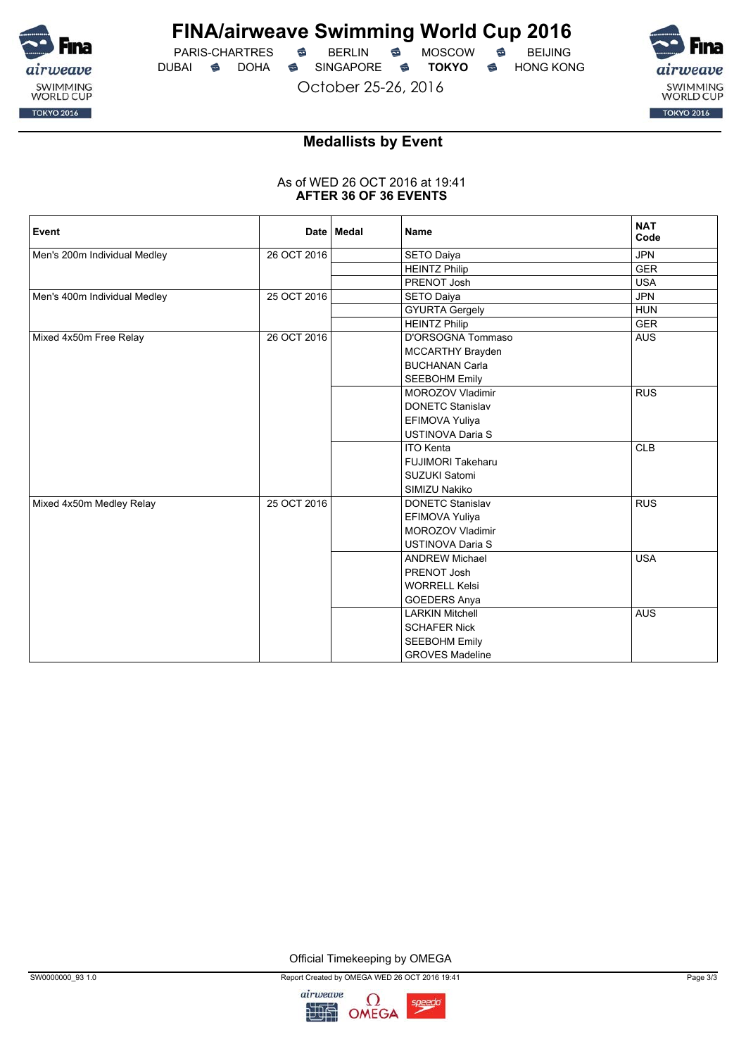# FINA/airweave Swimming World Cup 2016

PARIS-CHARTRES · BERLIN · MOSCOW · BEIJING
DUBAI · DOHA · SINGAPORE · **TOKYO** · HONG KONG

October 25-26, 2016

## Medallists by Event

As of WED 26 OCT 2016 at 19:41
**AFTER 36 OF 36 EVENTS**

| Event | Date | Medal | Name | NAT Code |
|---|---|---|---|---|
| Men's 200m Individual Medley | 26 OCT 2016 | | SETO Daiya | JPN |
| | | | HEINTZ Philip | GER |
| | | | PRENOT Josh | USA |
| Men's 400m Individual Medley | 25 OCT 2016 | | SETO Daiya | JPN |
| | | | GYURTA Gergely | HUN |
| | | | HEINTZ Philip | GER |
| Mixed 4x50m Free Relay | 26 OCT 2016 | | D'ORSOGNA Tommaso<br>MCCARTHY Brayden<br>BUCHANAN Carla<br>SEEBOHM Emily | AUS |
| | | | MOROZOV Vladimir<br>DONETC Stanislav<br>EFIMOVA Yuliya<br>USTINOVA Daria S | RUS |
| | | | ITO Kenta<br>FUJIMORI Takeharu<br>SUZUKI Satomi<br>SIMIZU Nakiko | CLB |
| Mixed 4x50m Medley Relay | 25 OCT 2016 | | DONETC Stanislav<br>EFIMOVA Yuliya<br>MOROZOV Vladimir<br>USTINOVA Daria S | RUS |
| | | | ANDREW Michael<br>PRENOT Josh<br>WORRELL Kelsi<br>GOEDERS Anya | USA |
| | | | LARKIN Mitchell<br>SCHAFER Nick<br>SEEBOHM Emily<br>GROVES Madeline | AUS |

Official Timekeeping by OMEGA

SW0000000_93 1.0 · Report Created by OMEGA WED 26 OCT 2016 19:41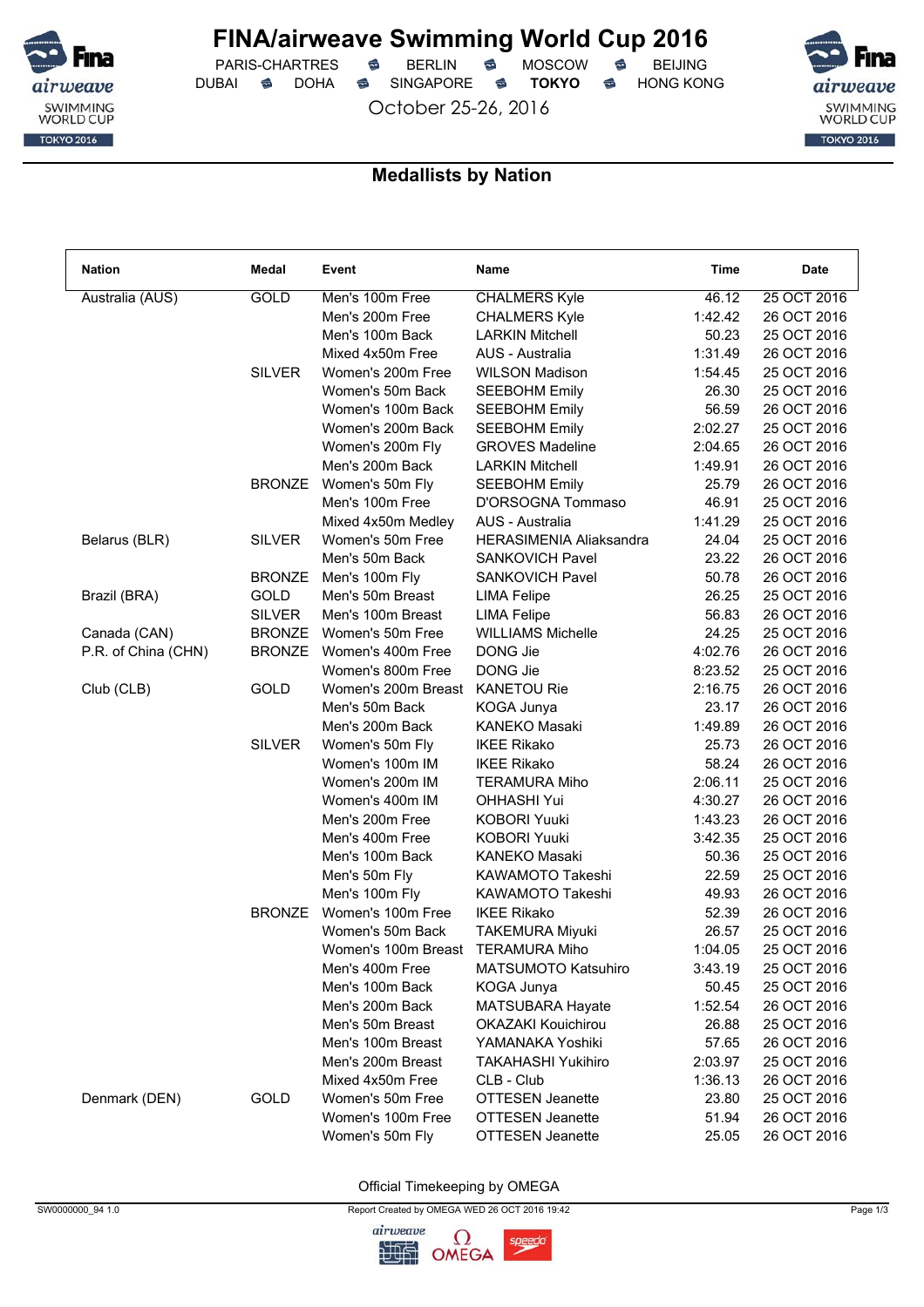# FINA/airweave Swimming World Cup 2016

PARIS-CHARTRES · BERLIN · MOSCOW · BEIJING
DUBAI · DOHA · SINGAPORE · **TOKYO** · HONG KONG

October 25-26, 2016

## Medallists by Nation

| Nation | Medal | Event | Name | Time | Date |
|---|---|---|---|---|---|
| Australia (AUS) | GOLD | Men's 100m Free | CHALMERS Kyle | 46.12 | 25 OCT 2016 |
| | | Men's 200m Free | CHALMERS Kyle | 1:42.42 | 26 OCT 2016 |
| | | Men's 100m Back | LARKIN Mitchell | 50.23 | 25 OCT 2016 |
| | | Mixed 4x50m Free | AUS - Australia | 1:31.49 | 26 OCT 2016 |
| | SILVER | Women's 200m Free | WILSON Madison | 1:54.45 | 25 OCT 2016 |
| | | Women's 50m Back | SEEBOHM Emily | 26.30 | 25 OCT 2016 |
| | | Women's 100m Back | SEEBOHM Emily | 56.59 | 26 OCT 2016 |
| | | Women's 200m Back | SEEBOHM Emily | 2:02.27 | 25 OCT 2016 |
| | | Women's 200m Fly | GROVES Madeline | 2:04.65 | 26 OCT 2016 |
| | | Men's 200m Back | LARKIN Mitchell | 1:49.91 | 26 OCT 2016 |
| | BRONZE | Women's 50m Fly | SEEBOHM Emily | 25.79 | 26 OCT 2016 |
| | | Men's 100m Free | D'ORSOGNA Tommaso | 46.91 | 25 OCT 2016 |
| | | Mixed 4x50m Medley | AUS - Australia | 1:41.29 | 25 OCT 2016 |
| Belarus (BLR) | SILVER | Women's 50m Free | HERASIMENIA Aliaksandra | 24.04 | 25 OCT 2016 |
| | | Men's 50m Back | SANKOVICH Pavel | 23.22 | 26 OCT 2016 |
| | BRONZE | Men's 100m Fly | SANKOVICH Pavel | 50.78 | 26 OCT 2016 |
| Brazil (BRA) | GOLD | Men's 50m Breast | LIMA Felipe | 26.25 | 25 OCT 2016 |
| | SILVER | Men's 100m Breast | LIMA Felipe | 56.83 | 26 OCT 2016 |
| Canada (CAN) | BRONZE | Women's 50m Free | WILLIAMS Michelle | 24.25 | 25 OCT 2016 |
| P.R. of China (CHN) | BRONZE | Women's 400m Free | DONG Jie | 4:02.76 | 26 OCT 2016 |
| | | Women's 800m Free | DONG Jie | 8:23.52 | 25 OCT 2016 |
| Club (CLB) | GOLD | Women's 200m Breast | KANETOU Rie | 2:16.75 | 26 OCT 2016 |
| | | Men's 50m Back | KOGA Junya | 23.17 | 26 OCT 2016 |
| | | Men's 200m Back | KANEKO Masaki | 1:49.89 | 26 OCT 2016 |
| | SILVER | Women's 50m Fly | IKEE Rikako | 25.73 | 26 OCT 2016 |
| | | Women's 100m IM | IKEE Rikako | 58.24 | 26 OCT 2016 |
| | | Women's 200m IM | TERAMURA Miho | 2:06.11 | 25 OCT 2016 |
| | | Women's 400m IM | OHHASHI Yui | 4:30.27 | 26 OCT 2016 |
| | | Men's 200m Free | KOBORI Yuuki | 1:43.23 | 26 OCT 2016 |
| | | Men's 400m Free | KOBORI Yuuki | 3:42.35 | 25 OCT 2016 |
| | | Men's 100m Back | KANEKO Masaki | 50.36 | 25 OCT 2016 |
| | | Men's 50m Fly | KAWAMOTO Takeshi | 22.59 | 25 OCT 2016 |
| | | Men's 100m Fly | KAWAMOTO Takeshi | 49.93 | 26 OCT 2016 |
| | BRONZE | Women's 100m Free | IKEE Rikako | 52.39 | 26 OCT 2016 |
| | | Women's 50m Back | TAKEMURA Miyuki | 26.57 | 25 OCT 2016 |
| | | Women's 100m Breast | TERAMURA Miho | 1:04.05 | 25 OCT 2016 |
| | | Men's 400m Free | MATSUMOTO Katsuhiro | 3:43.19 | 25 OCT 2016 |
| | | Men's 100m Back | KOGA Junya | 50.45 | 25 OCT 2016 |
| | | Men's 200m Back | MATSUBARA Hayate | 1:52.54 | 26 OCT 2016 |
| | | Men's 50m Breast | OKAZAKI Kouichirou | 26.88 | 25 OCT 2016 |
| | | Men's 100m Breast | YAMANAKA Yoshiki | 57.65 | 26 OCT 2016 |
| | | Men's 200m Breast | TAKAHASHI Yukihiro | 2:03.97 | 25 OCT 2016 |
| | | Mixed 4x50m Free | CLB - Club | 1:36.13 | 26 OCT 2016 |
| Denmark (DEN) | GOLD | Women's 50m Free | OTTESEN Jeanette | 23.80 | 25 OCT 2016 |
| | | Women's 100m Free | OTTESEN Jeanette | 51.94 | 26 OCT 2016 |
| | | Women's 50m Fly | OTTESEN Jeanette | 25.05 | 26 OCT 2016 |

Official Timekeeping by OMEGA

SW0000000_94 1.0 · Report Created by OMEGA WED 26 OCT 2016 19:42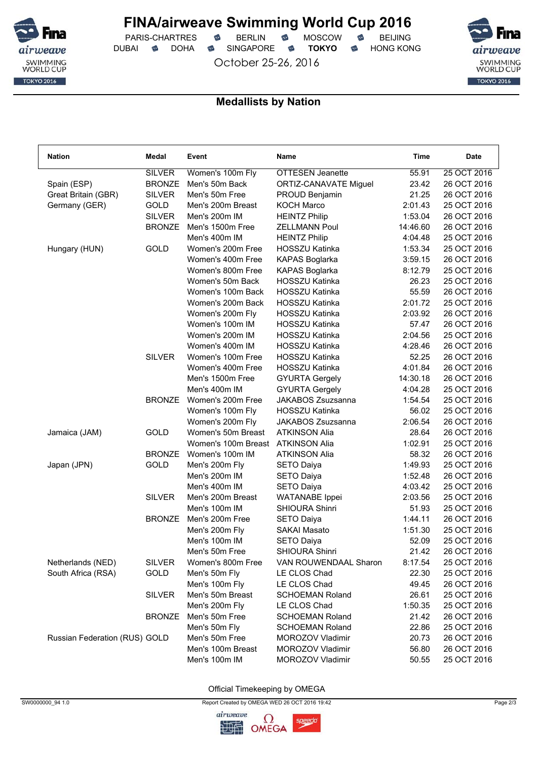# FINA/airweave Swimming World Cup 2016

PARIS-CHARTRES · BERLIN · MOSCOW · BEIJING
DUBAI · DOHA · SINGAPORE · **TOKYO** · HONG KONG

October 25-26, 2016

## Medallists by Nation

| Nation | Medal | Event | Name | Time | Date |
|---|---|---|---|---|---|
| | SILVER | Women's 100m Fly | OTTESEN Jeanette | 55.91 | 25 OCT 2016 |
| Spain (ESP) | BRONZE | Men's 50m Back | ORTIZ-CANAVATE Miguel | 23.42 | 26 OCT 2016 |
| Great Britain (GBR) | SILVER | Men's 50m Free | PROUD Benjamin | 21.25 | 26 OCT 2016 |
| Germany (GER) | GOLD | Men's 200m Breast | KOCH Marco | 2:01.43 | 25 OCT 2016 |
| | SILVER | Men's 200m IM | HEINTZ Philip | 1:53.04 | 26 OCT 2016 |
| | BRONZE | Men's 1500m Free | ZELLMANN Poul | 14:46.60 | 26 OCT 2016 |
| | | Men's 400m IM | HEINTZ Philip | 4:04.48 | 25 OCT 2016 |
| Hungary (HUN) | GOLD | Women's 200m Free | HOSSZU Katinka | 1:53.34 | 25 OCT 2016 |
| | | Women's 400m Free | KAPAS Boglarka | 3:59.15 | 26 OCT 2016 |
| | | Women's 800m Free | KAPAS Boglarka | 8:12.79 | 25 OCT 2016 |
| | | Women's 50m Back | HOSSZU Katinka | 26.23 | 25 OCT 2016 |
| | | Women's 100m Back | HOSSZU Katinka | 55.59 | 26 OCT 2016 |
| | | Women's 200m Back | HOSSZU Katinka | 2:01.72 | 25 OCT 2016 |
| | | Women's 200m Fly | HOSSZU Katinka | 2:03.92 | 26 OCT 2016 |
| | | Women's 100m IM | HOSSZU Katinka | 57.47 | 26 OCT 2016 |
| | | Women's 200m IM | HOSSZU Katinka | 2:04.56 | 25 OCT 2016 |
| | | Women's 400m IM | HOSSZU Katinka | 4:28.46 | 26 OCT 2016 |
| | SILVER | Women's 100m Free | HOSSZU Katinka | 52.25 | 26 OCT 2016 |
| | | Women's 400m Free | HOSSZU Katinka | 4:01.84 | 26 OCT 2016 |
| | | Men's 1500m Free | GYURTA Gergely | 14:30.18 | 26 OCT 2016 |
| | | Men's 400m IM | GYURTA Gergely | 4:04.28 | 25 OCT 2016 |
| | BRONZE | Women's 200m Free | JAKABOS Zsuzsanna | 1:54.54 | 25 OCT 2016 |
| | | Women's 100m Fly | HOSSZU Katinka | 56.02 | 25 OCT 2016 |
| | | Women's 200m Fly | JAKABOS Zsuzsanna | 2:06.54 | 26 OCT 2016 |
| Jamaica (JAM) | GOLD | Women's 50m Breast | ATKINSON Alia | 28.64 | 26 OCT 2016 |
| | | Women's 100m Breast | ATKINSON Alia | 1:02.91 | 25 OCT 2016 |
| | BRONZE | Women's 100m IM | ATKINSON Alia | 58.32 | 26 OCT 2016 |
| Japan (JPN) | GOLD | Men's 200m Fly | SETO Daiya | 1:49.93 | 25 OCT 2016 |
| | | Men's 200m IM | SETO Daiya | 1:52.48 | 26 OCT 2016 |
| | | Men's 400m IM | SETO Daiya | 4:03.42 | 25 OCT 2016 |
| | SILVER | Men's 200m Breast | WATANABE Ippei | 2:03.56 | 25 OCT 2016 |
| | | Men's 100m IM | SHIOURA Shinri | 51.93 | 25 OCT 2016 |
| | BRONZE | Men's 200m Free | SETO Daiya | 1:44.11 | 26 OCT 2016 |
| | | Men's 200m Fly | SAKAI Masato | 1:51.30 | 25 OCT 2016 |
| | | Men's 100m IM | SETO Daiya | 52.09 | 25 OCT 2016 |
| | | Men's 50m Free | SHIOURA Shinri | 21.42 | 26 OCT 2016 |
| Netherlands (NED) | SILVER | Women's 800m Free | VAN ROUWENDAAL Sharon | 8:17.54 | 25 OCT 2016 |
| South Africa (RSA) | GOLD | Men's 50m Fly | LE CLOS Chad | 22.30 | 25 OCT 2016 |
| | | Men's 100m Fly | LE CLOS Chad | 49.45 | 26 OCT 2016 |
| | SILVER | Men's 50m Breast | SCHOEMAN Roland | 26.61 | 25 OCT 2016 |
| | | Men's 200m Fly | LE CLOS Chad | 1:50.35 | 25 OCT 2016 |
| | BRONZE | Men's 50m Free | SCHOEMAN Roland | 21.42 | 26 OCT 2016 |
| | | Men's 50m Fly | SCHOEMAN Roland | 22.86 | 25 OCT 2016 |
| Russian Federation (RUS) | GOLD | Men's 50m Free | MOROZOV Vladimir | 20.73 | 26 OCT 2016 |
| | | Men's 100m Breast | MOROZOV Vladimir | 56.80 | 26 OCT 2016 |
| | | Men's 100m IM | MOROZOV Vladimir | 50.55 | 25 OCT 2016 |

Official Timekeeping by OMEGA

SW0000000_94 1.0 · Report Created by OMEGA WED 26 OCT 2016 19:42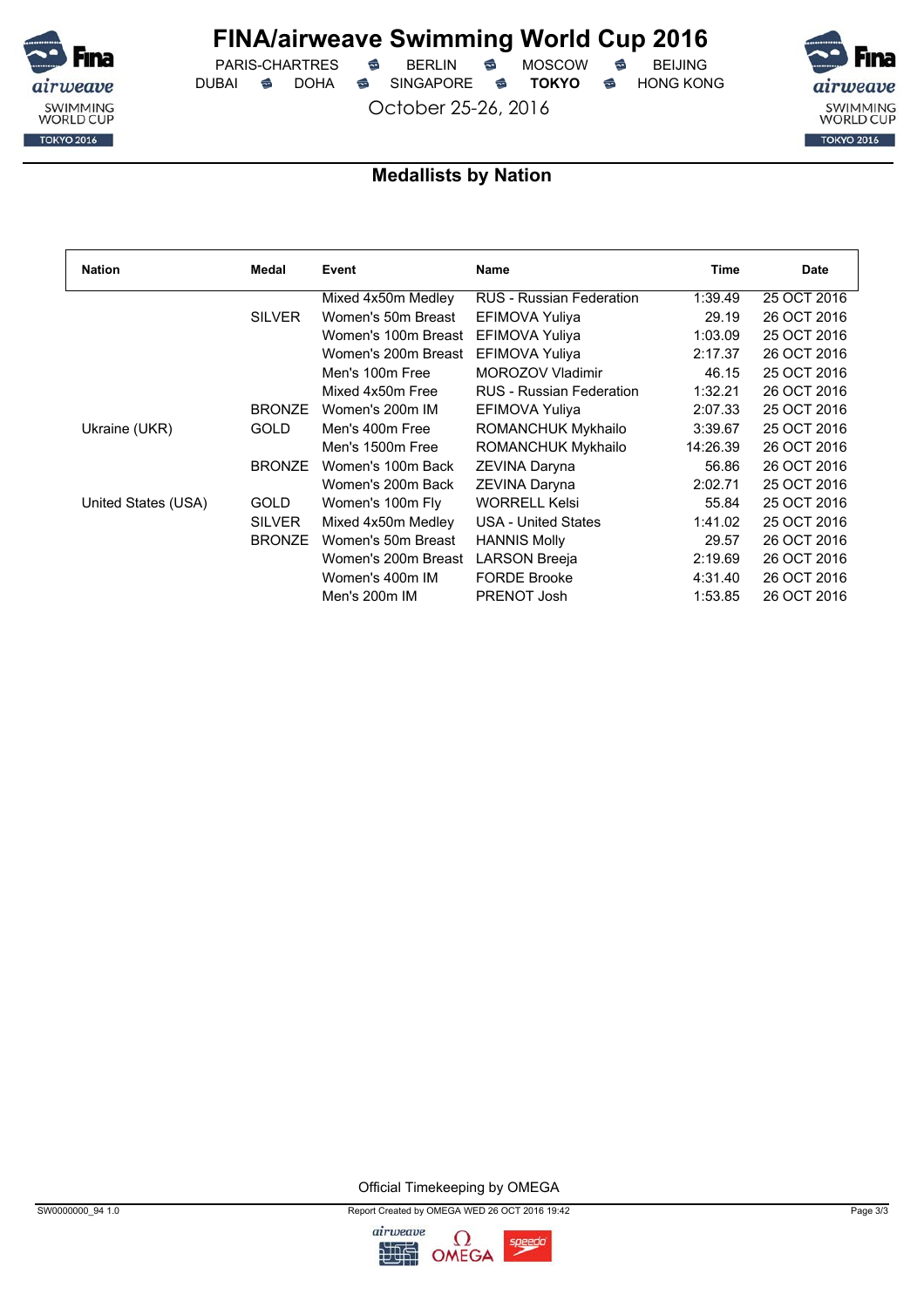# FINA/airweave Swimming World Cup 2016

PARIS-CHARTRES · BERLIN · MOSCOW · BEIJING
DUBAI · DOHA · SINGAPORE · **TOKYO** · HONG KONG

October 25-26, 2016

## Medallists by Nation

| Nation | Medal | Event | Name | Time | Date |
|---|---|---|---|---|---|
| | | Mixed 4x50m Medley | RUS - Russian Federation | 1:39.49 | 25 OCT 2016 |
| | SILVER | Women's 50m Breast | EFIMOVA Yuliya | 29.19 | 26 OCT 2016 |
| | | Women's 100m Breast | EFIMOVA Yuliya | 1:03.09 | 25 OCT 2016 |
| | | Women's 200m Breast | EFIMOVA Yuliya | 2:17.37 | 26 OCT 2016 |
| | | Men's 100m Free | MOROZOV Vladimir | 46.15 | 25 OCT 2016 |
| | | Mixed 4x50m Free | RUS - Russian Federation | 1:32.21 | 26 OCT 2016 |
| | BRONZE | Women's 200m IM | EFIMOVA Yuliya | 2:07.33 | 25 OCT 2016 |
| Ukraine (UKR) | GOLD | Men's 400m Free | ROMANCHUK Mykhailo | 3:39.67 | 25 OCT 2016 |
| | | Men's 1500m Free | ROMANCHUK Mykhailo | 14:26.39 | 26 OCT 2016 |
| | BRONZE | Women's 100m Back | ZEVINA Daryna | 56.86 | 26 OCT 2016 |
| | | Women's 200m Back | ZEVINA Daryna | 2:02.71 | 25 OCT 2016 |
| United States (USA) | GOLD | Women's 100m Fly | WORRELL Kelsi | 55.84 | 25 OCT 2016 |
| | SILVER | Mixed 4x50m Medley | USA - United States | 1:41.02 | 25 OCT 2016 |
| | BRONZE | Women's 50m Breast | HANNIS Molly | 29.57 | 26 OCT 2016 |
| | | Women's 200m Breast | LARSON Breeja | 2:19.69 | 26 OCT 2016 |
| | | Women's 400m IM | FORDE Brooke | 4:31.40 | 26 OCT 2016 |
| | | Men's 200m IM | PRENOT Josh | 1:53.85 | 26 OCT 2016 |

Official Timekeeping by OMEGA

SW0000000_94 1.0 · Report Created by OMEGA WED 26 OCT 2016 19:42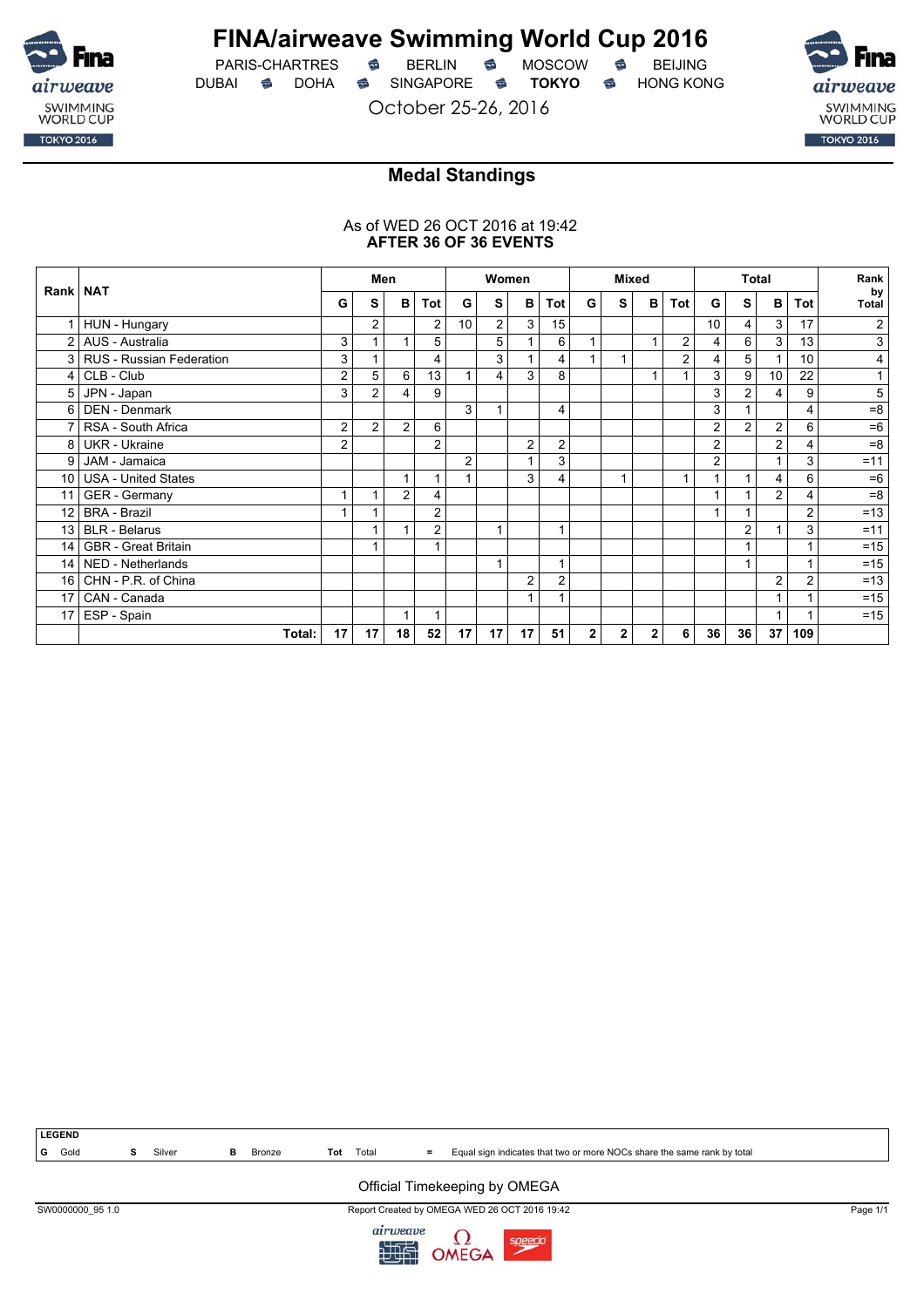# FINA/airweave Swimming World Cup 2016

PARIS-CHARTRES · BERLIN · MOSCOW · BEIJING
DUBAI · DOHA · SINGAPORE · **TOKYO** · HONG KONG

October 25-26, 2016

## Medal Standings

As of WED 26 OCT 2016 at 19:42
**AFTER 36 OF 36 EVENTS**

| Rank | NAT | Men | | | | Women | | | | Mixed | | | | Total | | | | Rank by Total |
|---|---|---|---|---|---|---|---|---|---|---|---|---|---|---|---|---|---|---|
| | | G | S | B | Tot | G | S | B | Tot | G | S | B | Tot | G | S | B | Tot | |
| 1 | HUN - Hungary | | 2 | | 2 | 10 | 2 | 3 | 15 | | | | | 10 | 4 | 3 | 17 | 2 |
| 2 | AUS - Australia | 3 | 1 | 1 | 5 | | 5 | 1 | 6 | 1 | | 1 | 2 | 4 | 6 | 3 | 13 | 3 |
| 3 | RUS - Russian Federation | 3 | 1 | | 4 | | 3 | 1 | 4 | 1 | 1 | | 2 | 4 | 5 | 1 | 10 | 4 |
| 4 | CLB - Club | 2 | 5 | 6 | 13 | 1 | 4 | 3 | 8 | | | 1 | 1 | 3 | 9 | 10 | 22 | 1 |
| 5 | JPN - Japan | 3 | 2 | 4 | 9 | | | | | | | | | 3 | 2 | 4 | 9 | 5 |
| 6 | DEN - Denmark | | | | | 3 | 1 | | 4 | | | | | 3 | 1 | | 4 | =8 |
| 7 | RSA - South Africa | 2 | 2 | 2 | 6 | | | | | | | | | 2 | 2 | 2 | 6 | =6 |
| 8 | UKR - Ukraine | 2 | | | 2 | | | 2 | 2 | | | | | 2 | | 2 | 4 | =8 |
| 9 | JAM - Jamaica | | | | | 2 | | 1 | 3 | | | | | 2 | | 1 | 3 | =11 |
| 10 | USA - United States | | | 1 | 1 | 1 | | 3 | 4 | | 1 | | 1 | 1 | 1 | 4 | 6 | =6 |
| 11 | GER - Germany | 1 | 1 | 2 | 4 | | | | | | | | | 1 | 1 | 2 | 4 | =8 |
| 12 | BRA - Brazil | 1 | 1 | | 2 | | | | | | | | | 1 | 1 | | 2 | =13 |
| 13 | BLR - Belarus | | 1 | 1 | 2 | | 1 | | 1 | | | | | | 2 | 1 | 3 | =11 |
| 14 | GBR - Great Britain | | 1 | | 1 | | | | | | | | | | 1 | | 1 | =15 |
| 14 | NED - Netherlands | | | | | | 1 | | 1 | | | | | | 1 | | 1 | =15 |
| 16 | CHN - P.R. of China | | | | | | | 2 | 2 | | | | | | | 2 | 2 | =13 |
| 17 | CAN - Canada | | | | | | | 1 | 1 | | | | | | | 1 | 1 | =15 |
| 17 | ESP - Spain | | | 1 | 1 | | | | | | | | | | | 1 | 1 | =15 |
| | **Total:** | **17** | **17** | **18** | **52** | **17** | **17** | **17** | **51** | **2** | **2** | **2** | **6** | **36** | **36** | **37** | **109** | |

**LEGEND**

**G** Gold **S** Silver **B** Bronze **Tot** Total **=** Equal sign indicates that two or more NOCs share the same rank by total

Official Timekeeping by OMEGA

SW0000000_95 1.0 Report Created by OMEGA WED 26 OCT 2016 19:42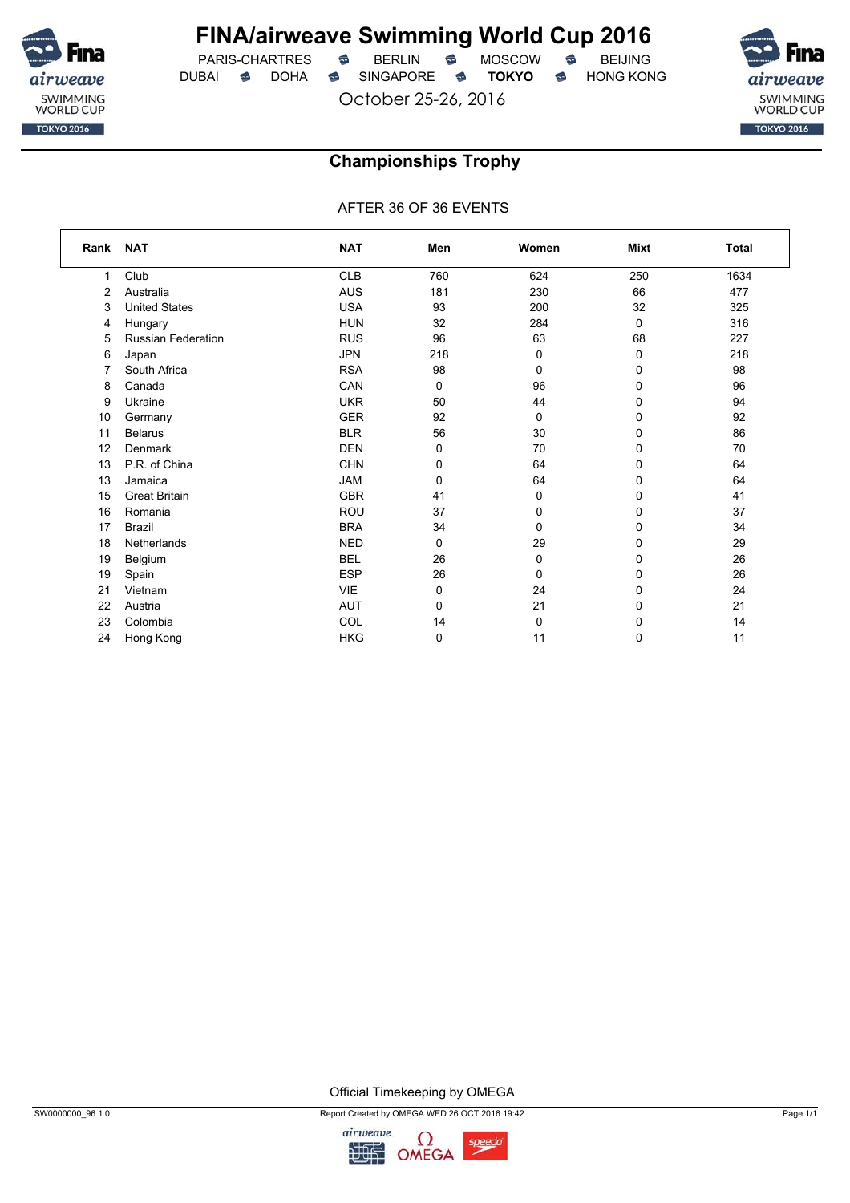# FINA/airweave Swimming World Cup 2016

PARIS-CHARTRES · BERLIN · MOSCOW · BEIJING
DUBAI · DOHA · SINGAPORE · **TOKYO** · HONG KONG

October 25-26, 2016

## Championships Trophy

AFTER 36 OF 36 EVENTS

| Rank | NAT | NAT | Men | Women | Mixt | Total |
|---|---|---|---|---|---|---|
| 1 | Club | CLB | 760 | 624 | 250 | 1634 |
| 2 | Australia | AUS | 181 | 230 | 66 | 477 |
| 3 | United States | USA | 93 | 200 | 32 | 325 |
| 4 | Hungary | HUN | 32 | 284 | 0 | 316 |
| 5 | Russian Federation | RUS | 96 | 63 | 68 | 227 |
| 6 | Japan | JPN | 218 | 0 | 0 | 218 |
| 7 | South Africa | RSA | 98 | 0 | 0 | 98 |
| 8 | Canada | CAN | 0 | 96 | 0 | 96 |
| 9 | Ukraine | UKR | 50 | 44 | 0 | 94 |
| 10 | Germany | GER | 92 | 0 | 0 | 92 |
| 11 | Belarus | BLR | 56 | 30 | 0 | 86 |
| 12 | Denmark | DEN | 0 | 70 | 0 | 70 |
| 13 | P.R. of China | CHN | 0 | 64 | 0 | 64 |
| 13 | Jamaica | JAM | 0 | 64 | 0 | 64 |
| 15 | Great Britain | GBR | 41 | 0 | 0 | 41 |
| 16 | Romania | ROU | 37 | 0 | 0 | 37 |
| 17 | Brazil | BRA | 34 | 0 | 0 | 34 |
| 18 | Netherlands | NED | 0 | 29 | 0 | 29 |
| 19 | Belgium | BEL | 26 | 0 | 0 | 26 |
| 19 | Spain | ESP | 26 | 0 | 0 | 26 |
| 21 | Vietnam | VIE | 0 | 24 | 0 | 24 |
| 22 | Austria | AUT | 0 | 21 | 0 | 21 |
| 23 | Colombia | COL | 14 | 0 | 0 | 14 |
| 24 | Hong Kong | HKG | 0 | 11 | 0 | 11 |

Official Timekeeping by OMEGA

SW0000000_96 1.0 · Report Created by OMEGA WED 26 OCT 2016 19:42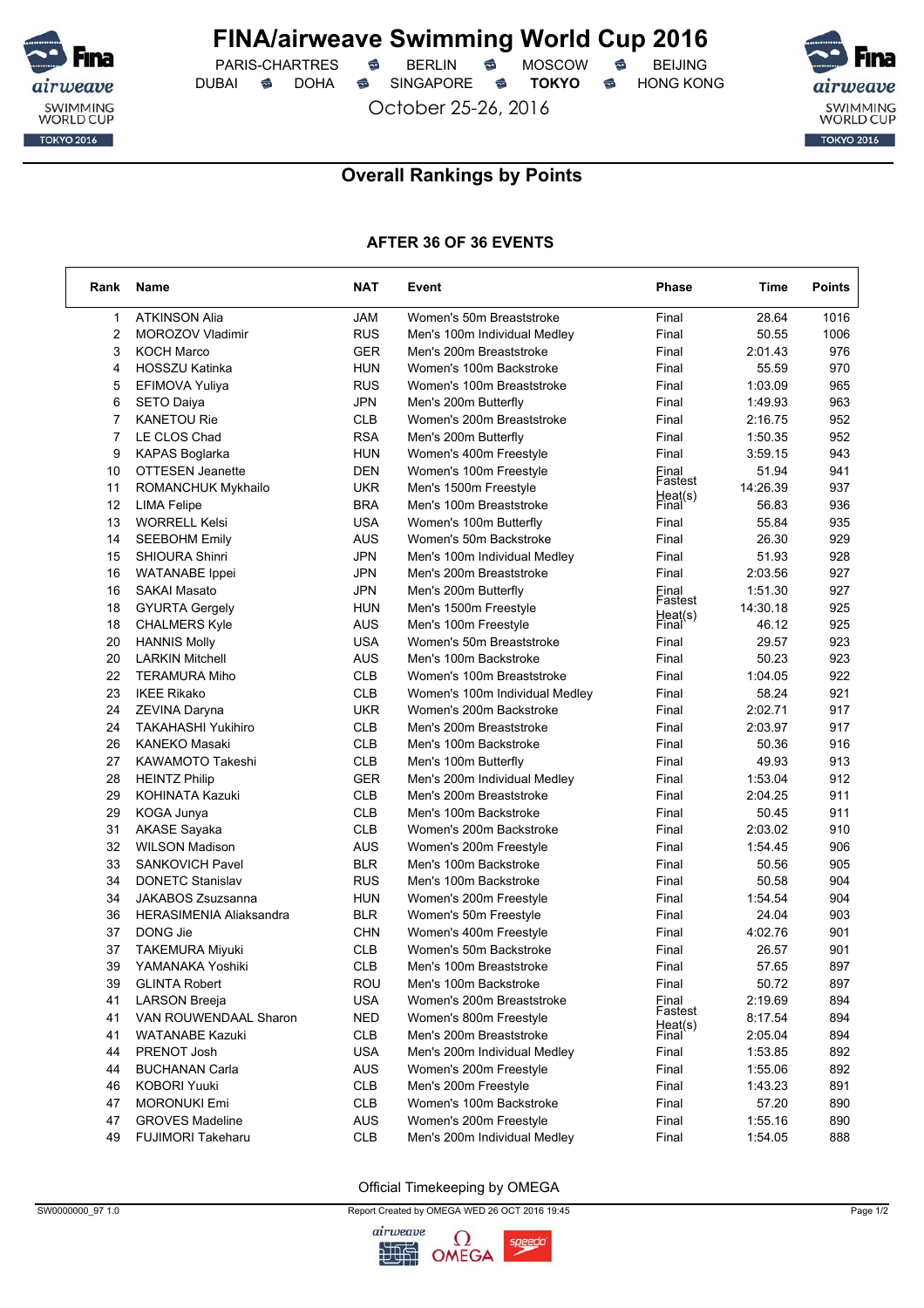# FINA/airweave Swimming World Cup 2016

PARIS-CHARTRES · BERLIN · MOSCOW · BEIJING
DUBAI · DOHA · SINGAPORE · **TOKYO** · HONG KONG

October 25-26, 2016

## Overall Rankings by Points

### AFTER 36 OF 36 EVENTS

| Rank | Name | NAT | Event | Phase | Time | Points |
|---|---|---|---|---|---|---|
| 1 | ATKINSON Alia | JAM | Women's 50m Breaststroke | Final | 28.64 | 1016 |
| 2 | MOROZOV Vladimir | RUS | Men's 100m Individual Medley | Final | 50.55 | 1006 |
| 3 | KOCH Marco | GER | Men's 200m Breaststroke | Final | 2:01.43 | 976 |
| 4 | HOSSZU Katinka | HUN | Women's 100m Backstroke | Final | 55.59 | 970 |
| 5 | EFIMOVA Yuliya | RUS | Women's 100m Breaststroke | Final | 1:03.09 | 965 |
| 6 | SETO Daiya | JPN | Men's 200m Butterfly | Final | 1:49.93 | 963 |
| 7 | KANETOU Rie | CLB | Women's 200m Breaststroke | Final | 2:16.75 | 952 |
| 7 | LE CLOS Chad | RSA | Men's 200m Butterfly | Final | 1:50.35 | 952 |
| 9 | KAPAS Boglarka | HUN | Women's 400m Freestyle | Final | 3:59.15 | 943 |
| 10 | OTTESEN Jeanette | DEN | Women's 100m Freestyle | Final | 51.94 | 941 |
| 11 | ROMANCHUK Mykhailo | UKR | Men's 1500m Freestyle | Fastest Heat(s) | 14:26.39 | 937 |
| 12 | LIMA Felipe | BRA | Men's 100m Breaststroke | Final | 56.83 | 936 |
| 13 | WORRELL Kelsi | USA | Women's 100m Butterfly | Final | 55.84 | 935 |
| 14 | SEEBOHM Emily | AUS | Women's 50m Backstroke | Final | 26.30 | 929 |
| 15 | SHIOURA Shinri | JPN | Men's 100m Individual Medley | Final | 51.93 | 928 |
| 16 | WATANABE Ippei | JPN | Men's 200m Breaststroke | Final | 2:03.56 | 927 |
| 16 | SAKAI Masato | JPN | Men's 200m Butterfly | Final | 1:51.30 | 927 |
| 18 | GYURTA Gergely | HUN | Men's 1500m Freestyle | Fastest Heat(s) | 14:30.18 | 925 |
| 18 | CHALMERS Kyle | AUS | Men's 100m Freestyle | Final | 46.12 | 925 |
| 20 | HANNIS Molly | USA | Women's 50m Breaststroke | Final | 29.57 | 923 |
| 20 | LARKIN Mitchell | AUS | Men's 100m Backstroke | Final | 50.23 | 923 |
| 22 | TERAMURA Miho | CLB | Women's 100m Breaststroke | Final | 1:04.05 | 922 |
| 23 | IKEE Rikako | CLB | Women's 100m Individual Medley | Final | 58.24 | 921 |
| 24 | ZEVINA Daryna | UKR | Women's 200m Backstroke | Final | 2:02.71 | 917 |
| 24 | TAKAHASHI Yukihiro | CLB | Men's 200m Breaststroke | Final | 2:03.97 | 917 |
| 26 | KANEKO Masaki | CLB | Men's 100m Backstroke | Final | 50.36 | 916 |
| 27 | KAWAMOTO Takeshi | CLB | Men's 100m Butterfly | Final | 49.93 | 913 |
| 28 | HEINTZ Philip | GER | Men's 200m Individual Medley | Final | 1:53.04 | 912 |
| 29 | KOHINATA Kazuki | CLB | Men's 200m Breaststroke | Final | 2:04.25 | 911 |
| 29 | KOGA Junya | CLB | Men's 100m Backstroke | Final | 50.45 | 911 |
| 31 | AKASE Sayaka | CLB | Women's 200m Backstroke | Final | 2:03.02 | 910 |
| 32 | WILSON Madison | AUS | Women's 200m Freestyle | Final | 1:54.45 | 906 |
| 33 | SANKOVICH Pavel | BLR | Men's 100m Backstroke | Final | 50.56 | 905 |
| 34 | DONETC Stanislav | RUS | Men's 100m Backstroke | Final | 50.58 | 904 |
| 34 | JAKABOS Zsuzsanna | HUN | Women's 200m Freestyle | Final | 1:54.54 | 904 |
| 36 | HERASIMENIA Aliaksandra | BLR | Women's 50m Freestyle | Final | 24.04 | 903 |
| 37 | DONG Jie | CHN | Women's 400m Freestyle | Final | 4:02.76 | 901 |
| 37 | TAKEMURA Miyuki | CLB | Women's 50m Backstroke | Final | 26.57 | 901 |
| 39 | YAMANAKA Yoshiki | CLB | Men's 100m Breaststroke | Final | 57.65 | 897 |
| 39 | GLINTA Robert | ROU | Men's 100m Backstroke | Final | 50.72 | 897 |
| 41 | LARSON Breeja | USA | Women's 200m Breaststroke | Final | 2:19.69 | 894 |
| 41 | VAN ROUWENDAAL Sharon | NED | Women's 800m Freestyle | Fastest Heat(s) | 8:17.54 | 894 |
| 41 | WATANABE Kazuki | CLB | Men's 200m Breaststroke | Final | 2:05.04 | 894 |
| 44 | PRENOT Josh | USA | Men's 200m Individual Medley | Final | 1:53.85 | 892 |
| 44 | BUCHANAN Carla | AUS | Women's 200m Freestyle | Final | 1:55.06 | 892 |
| 46 | KOBORI Yuuki | CLB | Men's 200m Freestyle | Final | 1:43.23 | 891 |
| 47 | MORONUKI Emi | CLB | Women's 100m Backstroke | Final | 57.20 | 890 |
| 47 | GROVES Madeline | AUS | Women's 200m Freestyle | Final | 1:55.16 | 890 |
| 49 | FUJIMORI Takeharu | CLB | Men's 200m Individual Medley | Final | 1:54.05 | 888 |

Official Timekeeping by OMEGA

SW0000000_97 1.0 · Report Created by OMEGA WED 26 OCT 2016 19:45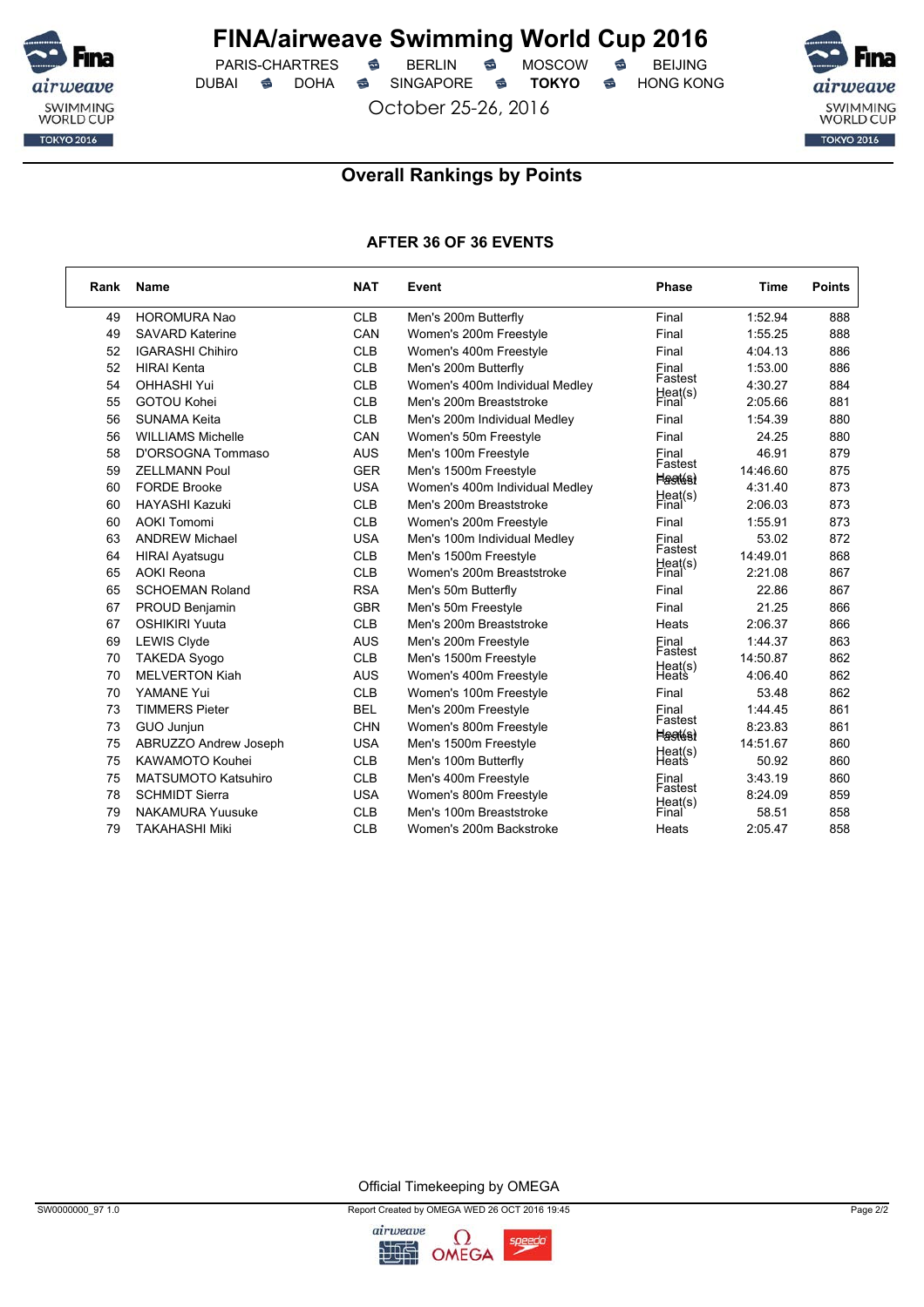# FINA/airweave Swimming World Cup 2016

PARIS-CHARTRES · BERLIN · MOSCOW · BEIJING
DUBAI · DOHA · SINGAPORE · **TOKYO** · HONG KONG

October 25-26, 2016

## Overall Rankings by Points

### AFTER 36 OF 36 EVENTS

| Rank | Name | NAT | Event | Phase | Time | Points |
|---|---|---|---|---|---|---|
| 49 | HOROMURA Nao | CLB | Men's 200m Butterfly | Final | 1:52.94 | 888 |
| 49 | SAVARD Katerine | CAN | Women's 200m Freestyle | Final | 1:55.25 | 888 |
| 52 | IGARASHI Chihiro | CLB | Women's 400m Freestyle | Final | 4:04.13 | 886 |
| 52 | HIRAI Kenta | CLB | Men's 200m Butterfly | Final | 1:53.00 | 886 |
| 54 | OHHASHI Yui | CLB | Women's 400m Individual Medley | Fastest Heat(s) | 4:30.27 | 884 |
| 55 | GOTOU Kohei | CLB | Men's 200m Breaststroke | Final | 2:05.66 | 881 |
| 56 | SUNAMA Keita | CLB | Men's 200m Individual Medley | Final | 1:54.39 | 880 |
| 56 | WILLIAMS Michelle | CAN | Women's 50m Freestyle | Final | 24.25 | 880 |
| 58 | D'ORSOGNA Tommaso | AUS | Men's 100m Freestyle | Final | 46.91 | 879 |
| 59 | ZELLMANN Poul | GER | Men's 1500m Freestyle | Fastest Heat(s) | 14:46.60 | 875 |
| 60 | FORDE Brooke | USA | Women's 400m Individual Medley | Fastest Heat(s) | 4:31.40 | 873 |
| 60 | HAYASHI Kazuki | CLB | Men's 200m Breaststroke | Final | 2:06.03 | 873 |
| 60 | AOKI Tomomi | CLB | Women's 200m Freestyle | Final | 1:55.91 | 873 |
| 63 | ANDREW Michael | USA | Men's 100m Individual Medley | Final | 53.02 | 872 |
| 64 | HIRAI Ayatsugu | CLB | Men's 1500m Freestyle | Fastest Heat(s) | 14:49.01 | 868 |
| 65 | AOKI Reona | CLB | Women's 200m Breaststroke | Final | 2:21.08 | 867 |
| 65 | SCHOEMAN Roland | RSA | Men's 50m Butterfly | Final | 22.86 | 867 |
| 67 | PROUD Benjamin | GBR | Men's 50m Freestyle | Final | 21.25 | 866 |
| 67 | OSHIKIRI Yuuta | CLB | Men's 200m Breaststroke | Heats | 2:06.37 | 866 |
| 69 | LEWIS Clyde | AUS | Men's 200m Freestyle | Final | 1:44.37 | 863 |
| 70 | TAKEDA Syogo | CLB | Men's 1500m Freestyle | Fastest Heat(s) | 14:50.87 | 862 |
| 70 | MELVERTON Kiah | AUS | Women's 400m Freestyle | Heats | 4:06.40 | 862 |
| 70 | YAMANE Yui | CLB | Women's 100m Freestyle | Final | 53.48 | 862 |
| 73 | TIMMERS Pieter | BEL | Men's 200m Freestyle | Final | 1:44.45 | 861 |
| 73 | GUO Junjun | CHN | Women's 800m Freestyle | Fastest Heat(s) | 8:23.83 | 861 |
| 75 | ABRUZZO Andrew Joseph | USA | Men's 1500m Freestyle | Fastest Heat(s) | 14:51.67 | 860 |
| 75 | KAWAMOTO Kouhei | CLB | Men's 100m Butterfly | Heats | 50.92 | 860 |
| 75 | MATSUMOTO Katsuhiro | CLB | Men's 400m Freestyle | Final | 3:43.19 | 860 |
| 78 | SCHMIDT Sierra | USA | Women's 800m Freestyle | Fastest Heat(s) | 8:24.09 | 859 |
| 79 | NAKAMURA Yuusuke | CLB | Men's 100m Breaststroke | Final | 58.51 | 858 |
| 79 | TAKAHASHI Miki | CLB | Women's 200m Backstroke | Heats | 2:05.47 | 858 |

Official Timekeeping by OMEGA

SW0000000_97 1.0 — Report Created by OMEGA WED 26 OCT 2016 19:45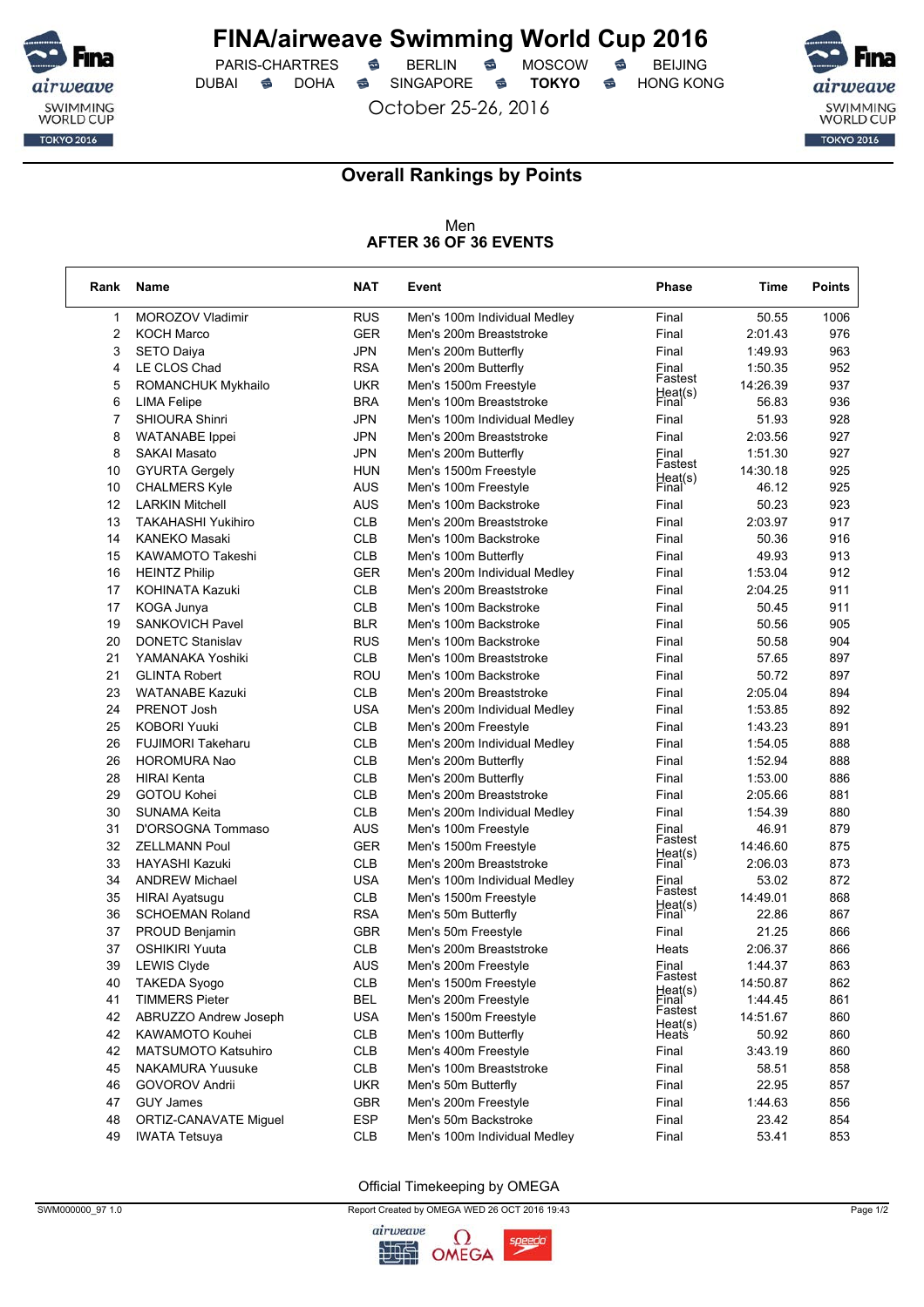# FINA/airweave Swimming World Cup 2016

PARIS-CHARTRES · BERLIN · MOSCOW · BEIJING
DUBAI · DOHA · SINGAPORE · **TOKYO** · HONG KONG

October 25-26, 2016

## Overall Rankings by Points

Men
**AFTER 36 OF 36 EVENTS**

| Rank | Name | NAT | Event | Phase | Time | Points |
|---|---|---|---|---|---|---|
| 1 | MOROZOV Vladimir | RUS | Men's 100m Individual Medley | Final | 50.55 | 1006 |
| 2 | KOCH Marco | GER | Men's 200m Breaststroke | Final | 2:01.43 | 976 |
| 3 | SETO Daiya | JPN | Men's 200m Butterfly | Final | 1:49.93 | 963 |
| 4 | LE CLOS Chad | RSA | Men's 200m Butterfly | Final | 1:50.35 | 952 |
| 5 | ROMANCHUK Mykhailo | UKR | Men's 1500m Freestyle | Fastest Heat(s) | 14:26.39 | 937 |
| 6 | LIMA Felipe | BRA | Men's 100m Breaststroke | Final | 56.83 | 936 |
| 7 | SHIOURA Shinri | JPN | Men's 100m Individual Medley | Final | 51.93 | 928 |
| 8 | WATANABE Ippei | JPN | Men's 200m Breaststroke | Final | 2:03.56 | 927 |
| 8 | SAKAI Masato | JPN | Men's 200m Butterfly | Final | 1:51.30 | 927 |
| 10 | GYURTA Gergely | HUN | Men's 1500m Freestyle | Fastest Heat(s) | 14:30.18 | 925 |
| 10 | CHALMERS Kyle | AUS | Men's 100m Freestyle | Final | 46.12 | 925 |
| 12 | LARKIN Mitchell | AUS | Men's 100m Backstroke | Final | 50.23 | 923 |
| 13 | TAKAHASHI Yukihiro | CLB | Men's 200m Breaststroke | Final | 2:03.97 | 917 |
| 14 | KANEKO Masaki | CLB | Men's 100m Backstroke | Final | 50.36 | 916 |
| 15 | KAWAMOTO Takeshi | CLB | Men's 100m Butterfly | Final | 49.93 | 913 |
| 16 | HEINTZ Philip | GER | Men's 200m Individual Medley | Final | 1:53.04 | 912 |
| 17 | KOHINATA Kazuki | CLB | Men's 200m Breaststroke | Final | 2:04.25 | 911 |
| 17 | KOGA Junya | CLB | Men's 100m Backstroke | Final | 50.45 | 911 |
| 19 | SANKOVICH Pavel | BLR | Men's 100m Backstroke | Final | 50.56 | 905 |
| 20 | DONETC Stanislav | RUS | Men's 100m Backstroke | Final | 50.58 | 904 |
| 21 | YAMANAKA Yoshiki | CLB | Men's 100m Breaststroke | Final | 57.65 | 897 |
| 21 | GLINTA Robert | ROU | Men's 100m Backstroke | Final | 50.72 | 897 |
| 23 | WATANABE Kazuki | CLB | Men's 200m Breaststroke | Final | 2:05.04 | 894 |
| 24 | PRENOT Josh | USA | Men's 200m Individual Medley | Final | 1:53.85 | 892 |
| 25 | KOBORI Yuuki | CLB | Men's 200m Freestyle | Final | 1:43.23 | 891 |
| 26 | FUJIMORI Takeharu | CLB | Men's 200m Individual Medley | Final | 1:54.05 | 888 |
| 26 | HOROMURA Nao | CLB | Men's 200m Butterfly | Final | 1:52.94 | 888 |
| 28 | HIRAI Kenta | CLB | Men's 200m Butterfly | Final | 1:53.00 | 886 |
| 29 | GOTOU Kohei | CLB | Men's 200m Breaststroke | Final | 2:05.66 | 881 |
| 30 | SUNAMA Keita | CLB | Men's 200m Individual Medley | Final | 1:54.39 | 880 |
| 31 | D'ORSOGNA Tommaso | AUS | Men's 100m Freestyle | Final | 46.91 | 879 |
| 32 | ZELLMANN Poul | GER | Men's 1500m Freestyle | Fastest Heat(s) | 14:46.60 | 875 |
| 33 | HAYASHI Kazuki | CLB | Men's 200m Breaststroke | Final | 2:06.03 | 873 |
| 34 | ANDREW Michael | USA | Men's 100m Individual Medley | Final | 53.02 | 872 |
| 35 | HIRAI Ayatsugu | CLB | Men's 1500m Freestyle | Fastest Heat(s) | 14:49.01 | 868 |
| 36 | SCHOEMAN Roland | RSA | Men's 50m Butterfly | Final | 22.86 | 867 |
| 37 | PROUD Benjamin | GBR | Men's 50m Freestyle | Final | 21.25 | 866 |
| 37 | OSHIKIRI Yuuta | CLB | Men's 200m Breaststroke | Heats | 2:06.37 | 866 |
| 39 | LEWIS Clyde | AUS | Men's 200m Freestyle | Final | 1:44.37 | 863 |
| 40 | TAKEDA Syogo | CLB | Men's 1500m Freestyle | Fastest Heat(s) | 14:50.87 | 862 |
| 41 | TIMMERS Pieter | BEL | Men's 200m Freestyle | Final | 1:44.45 | 861 |
| 42 | ABRUZZO Andrew Joseph | USA | Men's 1500m Freestyle | Fastest Heat(s) | 14:51.67 | 860 |
| 42 | KAWAMOTO Kouhei | CLB | Men's 100m Butterfly | Heats | 50.92 | 860 |
| 42 | MATSUMOTO Katsuhiro | CLB | Men's 400m Freestyle | Final | 3:43.19 | 860 |
| 45 | NAKAMURA Yuusuke | CLB | Men's 100m Breaststroke | Final | 58.51 | 858 |
| 46 | GOVOROV Andrii | UKR | Men's 50m Butterfly | Final | 22.95 | 857 |
| 47 | GUY James | GBR | Men's 200m Freestyle | Final | 1:44.63 | 856 |
| 48 | ORTIZ-CANAVATE Miguel | ESP | Men's 50m Backstroke | Final | 23.42 | 854 |
| 49 | IWATA Tetsuya | CLB | Men's 100m Individual Medley | Final | 53.41 | 853 |

Official Timekeeping by OMEGA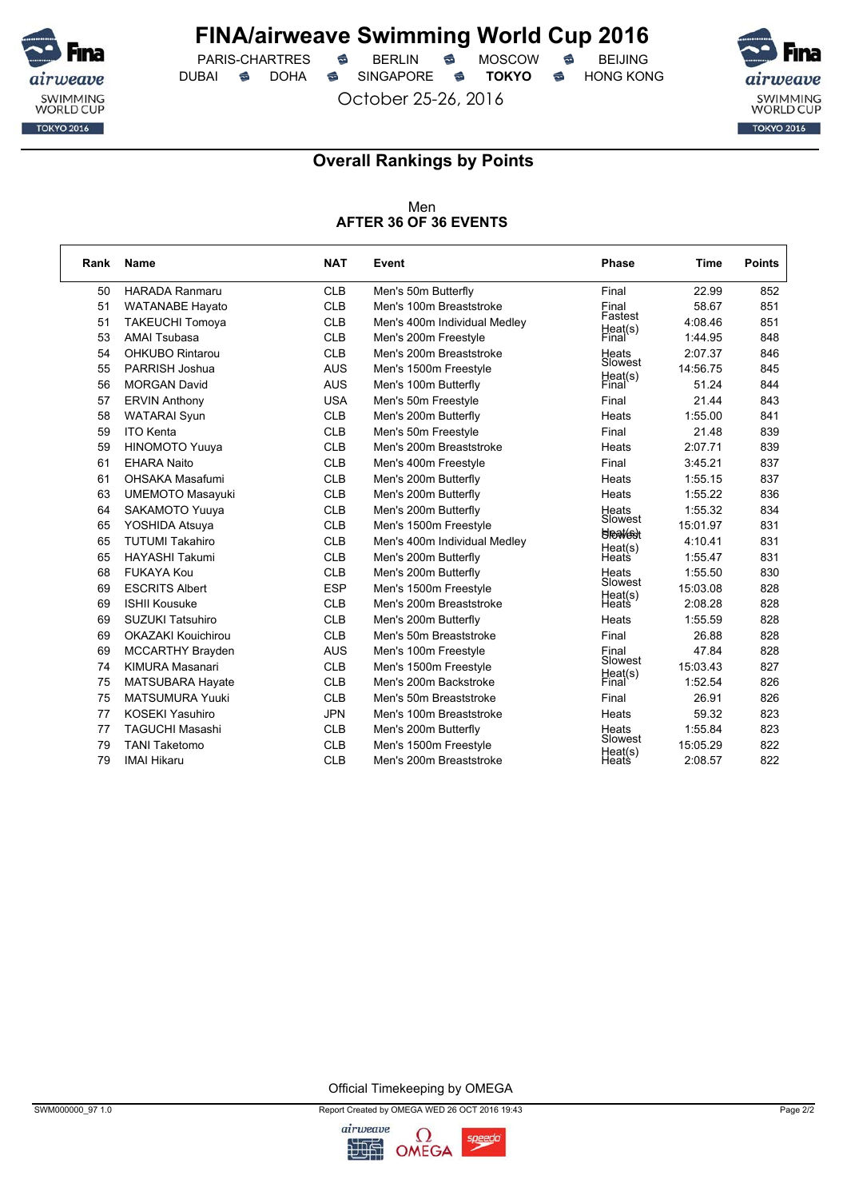# FINA/airweave Swimming World Cup 2016

PARIS-CHARTRES · BERLIN · MOSCOW · BEIJING
DUBAI · DOHA · SINGAPORE · **TOKYO** · HONG KONG

October 25-26, 2016

## Overall Rankings by Points

Men
**AFTER 36 OF 36 EVENTS**

| Rank | Name | NAT | Event | Phase | Time | Points |
|---|---|---|---|---|---|---|
| 50 | HARADA Ranmaru | CLB | Men's 50m Butterfly | Final | 22.99 | 852 |
| 51 | WATANABE Hayato | CLB | Men's 100m Breaststroke | Final | 58.67 | 851 |
| 51 | TAKEUCHI Tomoya | CLB | Men's 400m Individual Medley | Fastest Heat(s) | 4:08.46 | 851 |
| 53 | AMAI Tsubasa | CLB | Men's 200m Freestyle | Final | 1:44.95 | 848 |
| 54 | OHKUBO Rintarou | CLB | Men's 200m Breaststroke | Heats | 2:07.37 | 846 |
| 55 | PARRISH Joshua | AUS | Men's 1500m Freestyle | Slowest Heat(s) | 14:56.75 | 845 |
| 56 | MORGAN David | AUS | Men's 100m Butterfly | Final | 51.24 | 844 |
| 57 | ERVIN Anthony | USA | Men's 50m Freestyle | Final | 21.44 | 843 |
| 58 | WATARAI Syun | CLB | Men's 200m Butterfly | Heats | 1:55.00 | 841 |
| 59 | ITO Kenta | CLB | Men's 50m Freestyle | Final | 21.48 | 839 |
| 59 | HINOMOTO Yuuya | CLB | Men's 200m Breaststroke | Heats | 2:07.71 | 839 |
| 61 | EHARA Naito | CLB | Men's 400m Freestyle | Final | 3:45.21 | 837 |
| 61 | OHSAKA Masafumi | CLB | Men's 200m Butterfly | Heats | 1:55.15 | 837 |
| 63 | UMEMOTO Masayuki | CLB | Men's 200m Butterfly | Heats | 1:55.22 | 836 |
| 64 | SAKAMOTO Yuuya | CLB | Men's 200m Butterfly | Heats | 1:55.32 | 834 |
| 65 | YOSHIDA Atsuya | CLB | Men's 1500m Freestyle | Slowest Heat(s) | 15:01.97 | 831 |
| 65 | TUTUMI Takahiro | CLB | Men's 400m Individual Medley | Slowest Heat(s) | 4:10.41 | 831 |
| 65 | HAYASHI Takumi | CLB | Men's 200m Butterfly | Heats | 1:55.47 | 831 |
| 68 | FUKAYA Kou | CLB | Men's 200m Butterfly | Heats | 1:55.50 | 830 |
| 69 | ESCRITS Albert | ESP | Men's 1500m Freestyle | Slowest Heat(s) | 15:03.08 | 828 |
| 69 | ISHII Kousuke | CLB | Men's 200m Breaststroke | Heats | 2:08.28 | 828 |
| 69 | SUZUKI Tatsuhiro | CLB | Men's 200m Butterfly | Heats | 1:55.59 | 828 |
| 69 | OKAZAKI Kouichirou | CLB | Men's 50m Breaststroke | Final | 26.88 | 828 |
| 69 | MCCARTHY Brayden | AUS | Men's 100m Freestyle | Final | 47.84 | 828 |
| 74 | KIMURA Masanari | CLB | Men's 1500m Freestyle | Slowest Heat(s) | 15:03.43 | 827 |
| 75 | MATSUBARA Hayate | CLB | Men's 200m Backstroke | Final | 1:52.54 | 826 |
| 75 | MATSUMURA Yuuki | CLB | Men's 50m Breaststroke | Final | 26.91 | 826 |
| 77 | KOSEKI Yasuhiro | JPN | Men's 100m Breaststroke | Heats | 59.32 | 823 |
| 77 | TAGUCHI Masashi | CLB | Men's 200m Butterfly | Heats | 1:55.84 | 823 |
| 79 | TANI Taketomo | CLB | Men's 1500m Freestyle | Slowest Heat(s) | 15:05.29 | 822 |
| 79 | IMAI Hikaru | CLB | Men's 200m Breaststroke | Heats | 2:08.57 | 822 |

Official Timekeeping by OMEGA

SWM000000_97 1.0 · Report Created by OMEGA WED 26 OCT 2016 19:43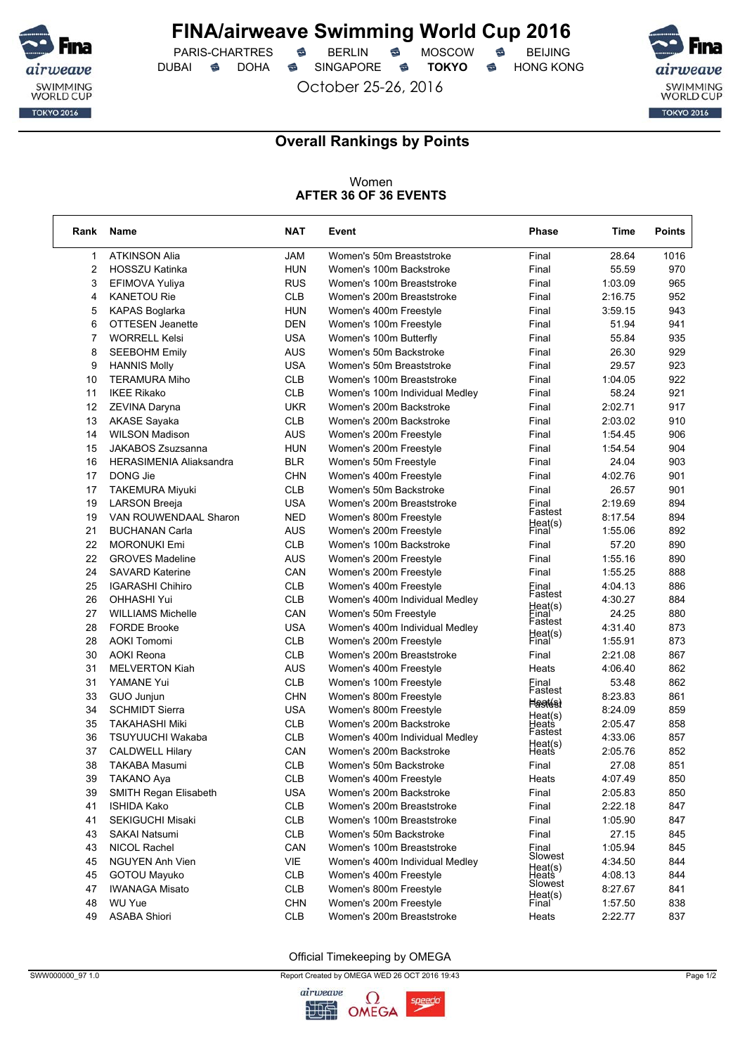# FINA/airweave Swimming World Cup 2016

PARIS-CHARTRES · BERLIN · MOSCOW · BEIJING
DUBAI · DOHA · SINGAPORE · **TOKYO** · HONG KONG

October 25-26, 2016

## Overall Rankings by Points

Women
**AFTER 36 OF 36 EVENTS**

| Rank | Name | NAT | Event | Phase | Time | Points |
|---|---|---|---|---|---|---|
| 1 | ATKINSON Alia | JAM | Women's 50m Breaststroke | Final | 28.64 | 1016 |
| 2 | HOSSZU Katinka | HUN | Women's 100m Backstroke | Final | 55.59 | 970 |
| 3 | EFIMOVA Yuliya | RUS | Women's 100m Breaststroke | Final | 1:03.09 | 965 |
| 4 | KANETOU Rie | CLB | Women's 200m Breaststroke | Final | 2:16.75 | 952 |
| 5 | KAPAS Boglarka | HUN | Women's 400m Freestyle | Final | 3:59.15 | 943 |
| 6 | OTTESEN Jeanette | DEN | Women's 100m Freestyle | Final | 51.94 | 941 |
| 7 | WORRELL Kelsi | USA | Women's 100m Butterfly | Final | 55.84 | 935 |
| 8 | SEEBOHM Emily | AUS | Women's 50m Backstroke | Final | 26.30 | 929 |
| 9 | HANNIS Molly | USA | Women's 50m Breaststroke | Final | 29.57 | 923 |
| 10 | TERAMURA Miho | CLB | Women's 100m Breaststroke | Final | 1:04.05 | 922 |
| 11 | IKEE Rikako | CLB | Women's 100m Individual Medley | Final | 58.24 | 921 |
| 12 | ZEVINA Daryna | UKR | Women's 200m Backstroke | Final | 2:02.71 | 917 |
| 13 | AKASE Sayaka | CLB | Women's 200m Backstroke | Final | 2:03.02 | 910 |
| 14 | WILSON Madison | AUS | Women's 200m Freestyle | Final | 1:54.45 | 906 |
| 15 | JAKABOS Zsuzsanna | HUN | Women's 200m Freestyle | Final | 1:54.54 | 904 |
| 16 | HERASIMENIA Aliaksandra | BLR | Women's 50m Freestyle | Final | 24.04 | 903 |
| 17 | DONG Jie | CHN | Women's 400m Freestyle | Final | 4:02.76 | 901 |
| 17 | TAKEMURA Miyuki | CLB | Women's 50m Backstroke | Final | 26.57 | 901 |
| 19 | LARSON Breeja | USA | Women's 200m Breaststroke | Final | 2:19.69 | 894 |
| 19 | VAN ROUWENDAAL Sharon | NED | Women's 800m Freestyle | Fastest Heat(s) | 8:17.54 | 894 |
| 21 | BUCHANAN Carla | AUS | Women's 200m Freestyle | Final | 1:55.06 | 892 |
| 22 | MORONUKI Emi | CLB | Women's 100m Backstroke | Final | 57.20 | 890 |
| 22 | GROVES Madeline | AUS | Women's 200m Freestyle | Final | 1:55.16 | 890 |
| 24 | SAVARD Katerine | CAN | Women's 200m Freestyle | Final | 1:55.25 | 888 |
| 25 | IGARASHI Chihiro | CLB | Women's 400m Freestyle | Final | 4:04.13 | 886 |
| 26 | OHHASHI Yui | CLB | Women's 400m Individual Medley | Fastest Heat(s) | 4:30.27 | 884 |
| 27 | WILLIAMS Michelle | CAN | Women's 50m Freestyle | Final | 24.25 | 880 |
| 28 | FORDE Brooke | USA | Women's 400m Individual Medley | Fastest Heat(s) | 4:31.40 | 873 |
| 28 | AOKI Tomomi | CLB | Women's 200m Freestyle | Final | 1:55.91 | 873 |
| 30 | AOKI Reona | CLB | Women's 200m Breaststroke | Final | 2:21.08 | 867 |
| 31 | MELVERTON Kiah | AUS | Women's 400m Freestyle | Heats | 4:06.40 | 862 |
| 31 | YAMANE Yui | CLB | Women's 100m Freestyle | Final | 53.48 | 862 |
| 33 | GUO Junjun | CHN | Women's 800m Freestyle | Fastest Heat(s) | 8:23.83 | 861 |
| 34 | SCHMIDT Sierra | USA | Women's 800m Freestyle | Fastest Heat(s) | 8:24.09 | 859 |
| 35 | TAKAHASHI Miki | CLB | Women's 200m Backstroke | Heats | 2:05.47 | 858 |
| 36 | TSUYUUCHI Wakaba | CLB | Women's 400m Individual Medley | Fastest Heat(s) | 4:33.06 | 857 |
| 37 | CALDWELL Hilary | CAN | Women's 200m Backstroke | Heats | 2:05.76 | 852 |
| 38 | TAKABA Masumi | CLB | Women's 50m Backstroke | Final | 27.08 | 851 |
| 39 | TAKANO Aya | CLB | Women's 400m Freestyle | Heats | 4:07.49 | 850 |
| 39 | SMITH Regan Elisabeth | USA | Women's 200m Backstroke | Final | 2:05.83 | 850 |
| 41 | ISHIDA Kako | CLB | Women's 200m Breaststroke | Final | 2:22.18 | 847 |
| 41 | SEKIGUCHI Misaki | CLB | Women's 100m Breaststroke | Final | 1:05.90 | 847 |
| 43 | SAKAI Natsumi | CLB | Women's 50m Backstroke | Final | 27.15 | 845 |
| 43 | NICOL Rachel | CAN | Women's 100m Breaststroke | Final | 1:05.94 | 845 |
| 45 | NGUYEN Anh Vien | VIE | Women's 400m Individual Medley | Slowest Heat(s) | 4:34.50 | 844 |
| 45 | GOTOU Mayuko | CLB | Women's 400m Freestyle | Heats | 4:08.13 | 844 |
| 47 | IWANAGA Misato | CLB | Women's 800m Freestyle | Slowest Heat(s) | 8:27.67 | 841 |
| 48 | WU Yue | CHN | Women's 200m Freestyle | Final | 1:57.50 | 838 |
| 49 | ASABA Shiori | CLB | Women's 200m Breaststroke | Heats | 2:22.77 | 837 |

Official Timekeeping by OMEGA

SWW000000_97 1.0 · Report Created by OMEGA WED 26 OCT 2016 19:43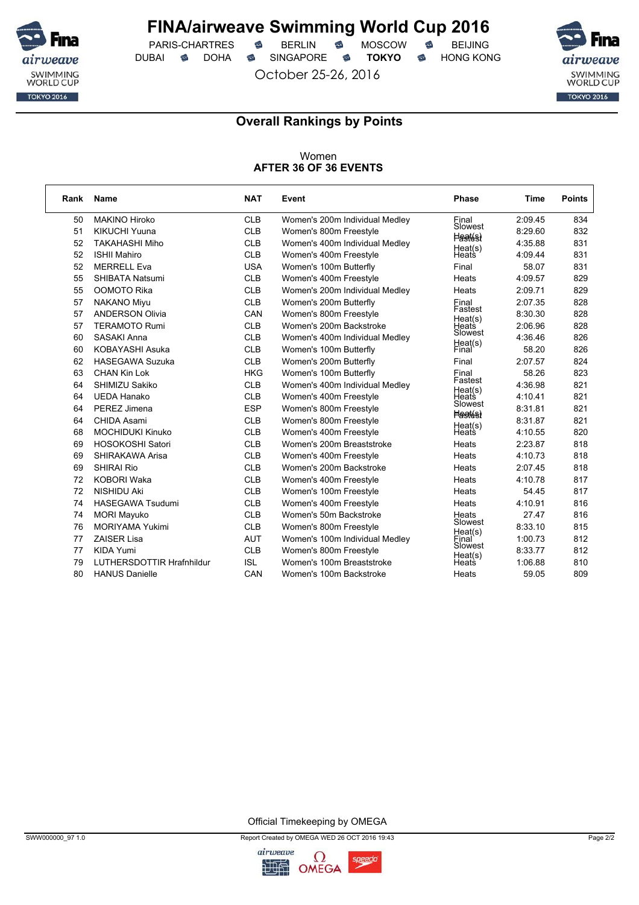# FINA/airweave Swimming World Cup 2016

PARIS-CHARTRES · BERLIN · MOSCOW · BEIJING
DUBAI · DOHA · SINGAPORE · **TOKYO** · HONG KONG

October 25-26, 2016

## Overall Rankings by Points

Women
**AFTER 36 OF 36 EVENTS**

| Rank | Name | NAT | Event | Phase | Time | Points |
|---|---|---|---|---|---|---|
| 50 | MAKINO Hiroko | CLB | Women's 200m Individual Medley | Final | 2:09.45 | 834 |
| 51 | KIKUCHI Yuuna | CLB | Women's 800m Freestyle | Slowest Heat(s) | 8:29.60 | 832 |
| 52 | TAKAHASHI Miho | CLB | Women's 400m Individual Medley | Fastest Heat(s) | 4:35.88 | 831 |
| 52 | ISHII Mahiro | CLB | Women's 400m Freestyle | Heats | 4:09.44 | 831 |
| 52 | MERRELL Eva | USA | Women's 100m Butterfly | Final | 58.07 | 831 |
| 55 | SHIBATA Natsumi | CLB | Women's 400m Freestyle | Heats | 4:09.57 | 829 |
| 55 | OOMOTO Rika | CLB | Women's 200m Individual Medley | Heats | 2:09.71 | 829 |
| 57 | NAKANO Miyu | CLB | Women's 200m Butterfly | Final | 2:07.35 | 828 |
| 57 | ANDERSON Olivia | CAN | Women's 800m Freestyle | Fastest Heat(s) | 8:30.30 | 828 |
| 57 | TERAMOTO Rumi | CLB | Women's 200m Backstroke | Heats | 2:06.96 | 828 |
| 60 | SASAKI Anna | CLB | Women's 400m Individual Medley | Slowest Heat(s) | 4:36.46 | 826 |
| 60 | KOBAYASHI Asuka | CLB | Women's 100m Butterfly | Final | 58.20 | 826 |
| 62 | HASEGAWA Suzuka | CLB | Women's 200m Butterfly | Final | 2:07.57 | 824 |
| 63 | CHAN Kin Lok | HKG | Women's 100m Butterfly | Final | 58.26 | 823 |
| 64 | SHIMIZU Sakiko | CLB | Women's 400m Individual Medley | Fastest Heat(s) | 4:36.98 | 821 |
| 64 | UEDA Hanako | CLB | Women's 400m Freestyle | Heats | 4:10.41 | 821 |
| 64 | PEREZ Jimena | ESP | Women's 800m Freestyle | Slowest Heat(s) | 8:31.81 | 821 |
| 64 | CHIDA Asami | CLB | Women's 800m Freestyle | Fastest Heat(s) | 8:31.87 | 821 |
| 68 | MOCHIDUKI Kinuko | CLB | Women's 400m Freestyle | Heats | 4:10.55 | 820 |
| 69 | HOSOKOSHI Satori | CLB | Women's 200m Breaststroke | Heats | 2:23.87 | 818 |
| 69 | SHIRAKAWA Arisa | CLB | Women's 400m Freestyle | Heats | 4:10.73 | 818 |
| 69 | SHIRAI Rio | CLB | Women's 200m Backstroke | Heats | 2:07.45 | 818 |
| 72 | KOBORI Waka | CLB | Women's 400m Freestyle | Heats | 4:10.78 | 817 |
| 72 | NISHIDU Aki | CLB | Women's 100m Freestyle | Heats | 54.45 | 817 |
| 74 | HASEGAWA Tsudumi | CLB | Women's 400m Freestyle | Heats | 4:10.91 | 816 |
| 74 | MORI Mayuko | CLB | Women's 50m Backstroke | Heats | 27.47 | 816 |
| 76 | MORIYAMA Yukimi | CLB | Women's 800m Freestyle | Slowest Heat(s) | 8:33.10 | 815 |
| 77 | ZAISER Lisa | AUT | Women's 100m Individual Medley | Final | 1:00.73 | 812 |
| 77 | KIDA Yumi | CLB | Women's 800m Freestyle | Slowest Heat(s) | 8:33.77 | 812 |
| 79 | LUTHERSDOTTIR Hrafnhildur | ISL | Women's 100m Breaststroke | Heats | 1:06.88 | 810 |
| 80 | HANUS Danielle | CAN | Women's 100m Backstroke | Heats | 59.05 | 809 |

Official Timekeeping by OMEGA

SWW000000_97 1.0 · Report Created by OMEGA WED 26 OCT 2016 19:43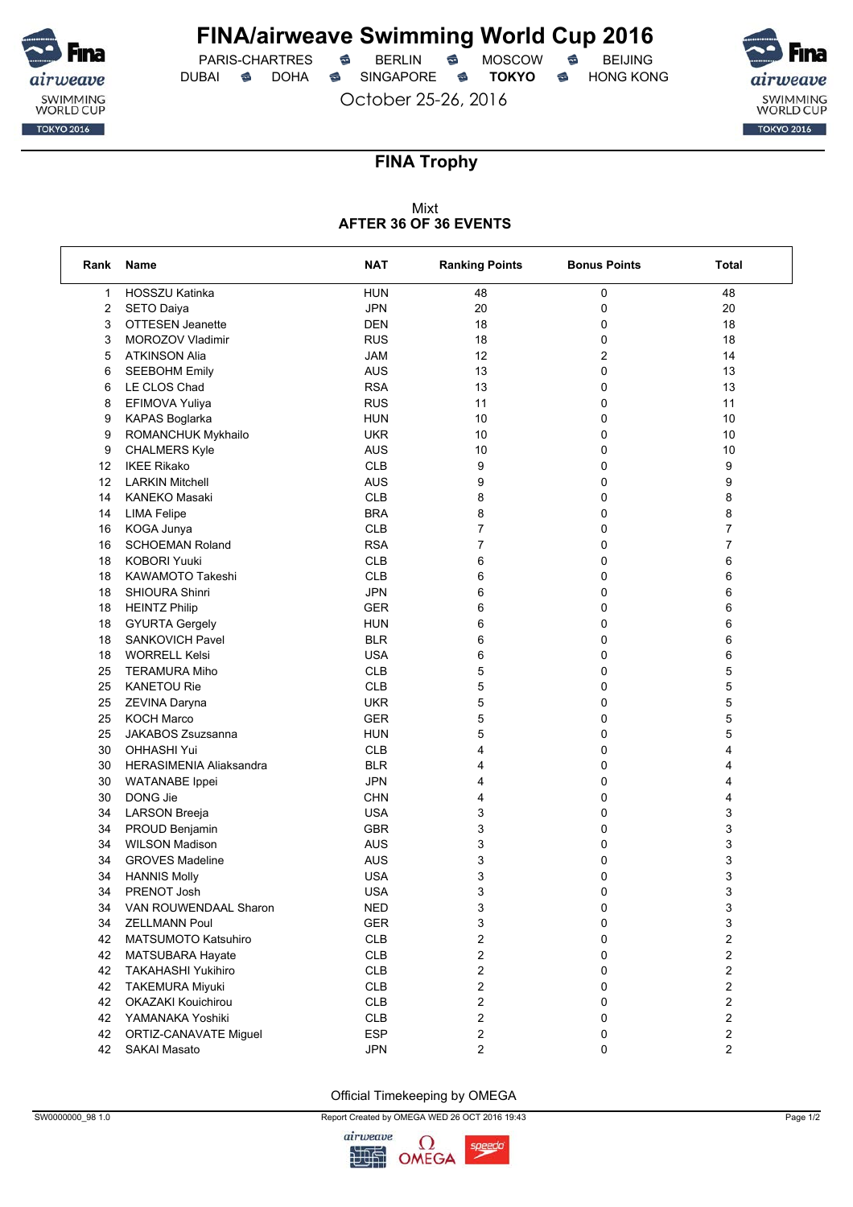# FINA/airweave Swimming World Cup 2016

PARIS-CHARTRES · BERLIN · MOSCOW · BEIJING
DUBAI · DOHA · SINGAPORE · **TOKYO** · HONG KONG

October 25-26, 2016

## FINA Trophy

Mixt
**AFTER 36 OF 36 EVENTS**

| Rank | Name | NAT | Ranking Points | Bonus Points | Total |
|---|---|---|---|---|---|
| 1 | HOSSZU Katinka | HUN | 48 | 0 | 48 |
| 2 | SETO Daiya | JPN | 20 | 0 | 20 |
| 3 | OTTESEN Jeanette | DEN | 18 | 0 | 18 |
| 3 | MOROZOV Vladimir | RUS | 18 | 0 | 18 |
| 5 | ATKINSON Alia | JAM | 12 | 2 | 14 |
| 6 | SEEBOHM Emily | AUS | 13 | 0 | 13 |
| 6 | LE CLOS Chad | RSA | 13 | 0 | 13 |
| 8 | EFIMOVA Yuliya | RUS | 11 | 0 | 11 |
| 9 | KAPAS Boglarka | HUN | 10 | 0 | 10 |
| 9 | ROMANCHUK Mykhailo | UKR | 10 | 0 | 10 |
| 9 | CHALMERS Kyle | AUS | 10 | 0 | 10 |
| 12 | IKEE Rikako | CLB | 9 | 0 | 9 |
| 12 | LARKIN Mitchell | AUS | 9 | 0 | 9 |
| 14 | KANEKO Masaki | CLB | 8 | 0 | 8 |
| 14 | LIMA Felipe | BRA | 8 | 0 | 8 |
| 16 | KOGA Junya | CLB | 7 | 0 | 7 |
| 16 | SCHOEMAN Roland | RSA | 7 | 0 | 7 |
| 18 | KOBORI Yuuki | CLB | 6 | 0 | 6 |
| 18 | KAWAMOTO Takeshi | CLB | 6 | 0 | 6 |
| 18 | SHIOURA Shinri | JPN | 6 | 0 | 6 |
| 18 | HEINTZ Philip | GER | 6 | 0 | 6 |
| 18 | GYURTA Gergely | HUN | 6 | 0 | 6 |
| 18 | SANKOVICH Pavel | BLR | 6 | 0 | 6 |
| 18 | WORRELL Kelsi | USA | 6 | 0 | 6 |
| 25 | TERAMURA Miho | CLB | 5 | 0 | 5 |
| 25 | KANETOU Rie | CLB | 5 | 0 | 5 |
| 25 | ZEVINA Daryna | UKR | 5 | 0 | 5 |
| 25 | KOCH Marco | GER | 5 | 0 | 5 |
| 25 | JAKABOS Zsuzsanna | HUN | 5 | 0 | 5 |
| 30 | OHHASHI Yui | CLB | 4 | 0 | 4 |
| 30 | HERASIMENIA Aliaksandra | BLR | 4 | 0 | 4 |
| 30 | WATANABE Ippei | JPN | 4 | 0 | 4 |
| 30 | DONG Jie | CHN | 4 | 0 | 4 |
| 34 | LARSON Breeja | USA | 3 | 0 | 3 |
| 34 | PROUD Benjamin | GBR | 3 | 0 | 3 |
| 34 | WILSON Madison | AUS | 3 | 0 | 3 |
| 34 | GROVES Madeline | AUS | 3 | 0 | 3 |
| 34 | HANNIS Molly | USA | 3 | 0 | 3 |
| 34 | PRENOT Josh | USA | 3 | 0 | 3 |
| 34 | VAN ROUWENDAAL Sharon | NED | 3 | 0 | 3 |
| 34 | ZELLMANN Poul | GER | 3 | 0 | 3 |
| 42 | MATSUMOTO Katsuhiro | CLB | 2 | 0 | 2 |
| 42 | MATSUBARA Hayate | CLB | 2 | 0 | 2 |
| 42 | TAKAHASHI Yukihiro | CLB | 2 | 0 | 2 |
| 42 | TAKEMURA Miyuki | CLB | 2 | 0 | 2 |
| 42 | OKAZAKI Kouichirou | CLB | 2 | 0 | 2 |
| 42 | YAMANAKA Yoshiki | CLB | 2 | 0 | 2 |
| 42 | ORTIZ-CANAVATE Miguel | ESP | 2 | 0 | 2 |
| 42 | SAKAI Masato | JPN | 2 | 0 | 2 |

Official Timekeeping by OMEGA

SW0000000_98 1.0 · Report Created by OMEGA WED 26 OCT 2016 19:43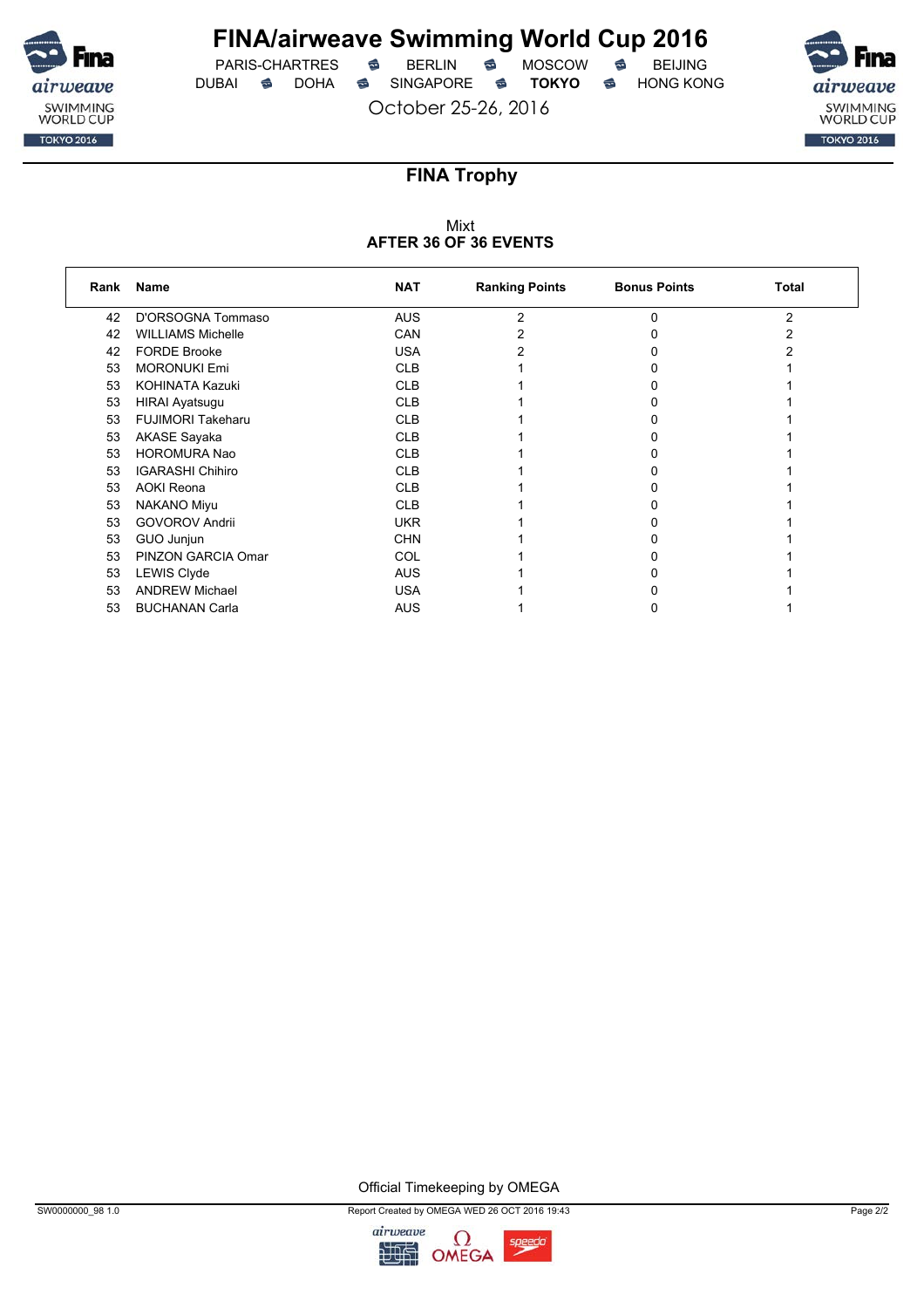# FINA/airweave Swimming World Cup 2016

PARIS-CHARTRES · BERLIN · MOSCOW · BEIJING
DUBAI · DOHA · SINGAPORE · **TOKYO** · HONG KONG

October 25-26, 2016

## FINA Trophy

Mixt
**AFTER 36 OF 36 EVENTS**

| Rank | Name | NAT | Ranking Points | Bonus Points | Total |
|---|---|---|---|---|---|
| 42 | D'ORSOGNA Tommaso | AUS | 2 | 0 | 2 |
| 42 | WILLIAMS Michelle | CAN | 2 | 0 | 2 |
| 42 | FORDE Brooke | USA | 2 | 0 | 2 |
| 53 | MORONUKI Emi | CLB | 1 | 0 | 1 |
| 53 | KOHINATA Kazuki | CLB | 1 | 0 | 1 |
| 53 | HIRAI Ayatsugu | CLB | 1 | 0 | 1 |
| 53 | FUJIMORI Takeharu | CLB | 1 | 0 | 1 |
| 53 | AKASE Sayaka | CLB | 1 | 0 | 1 |
| 53 | HOROMURA Nao | CLB | 1 | 0 | 1 |
| 53 | IGARASHI Chihiro | CLB | 1 | 0 | 1 |
| 53 | AOKI Reona | CLB | 1 | 0 | 1 |
| 53 | NAKANO Miyu | CLB | 1 | 0 | 1 |
| 53 | GOVOROV Andrii | UKR | 1 | 0 | 1 |
| 53 | GUO Junjun | CHN | 1 | 0 | 1 |
| 53 | PINZON GARCIA Omar | COL | 1 | 0 | 1 |
| 53 | LEWIS Clyde | AUS | 1 | 0 | 1 |
| 53 | ANDREW Michael | USA | 1 | 0 | 1 |
| 53 | BUCHANAN Carla | AUS | 1 | 0 | 1 |

Official Timekeeping by OMEGA

SW0000000_98 1.0 · Report Created by OMEGA WED 26 OCT 2016 19:43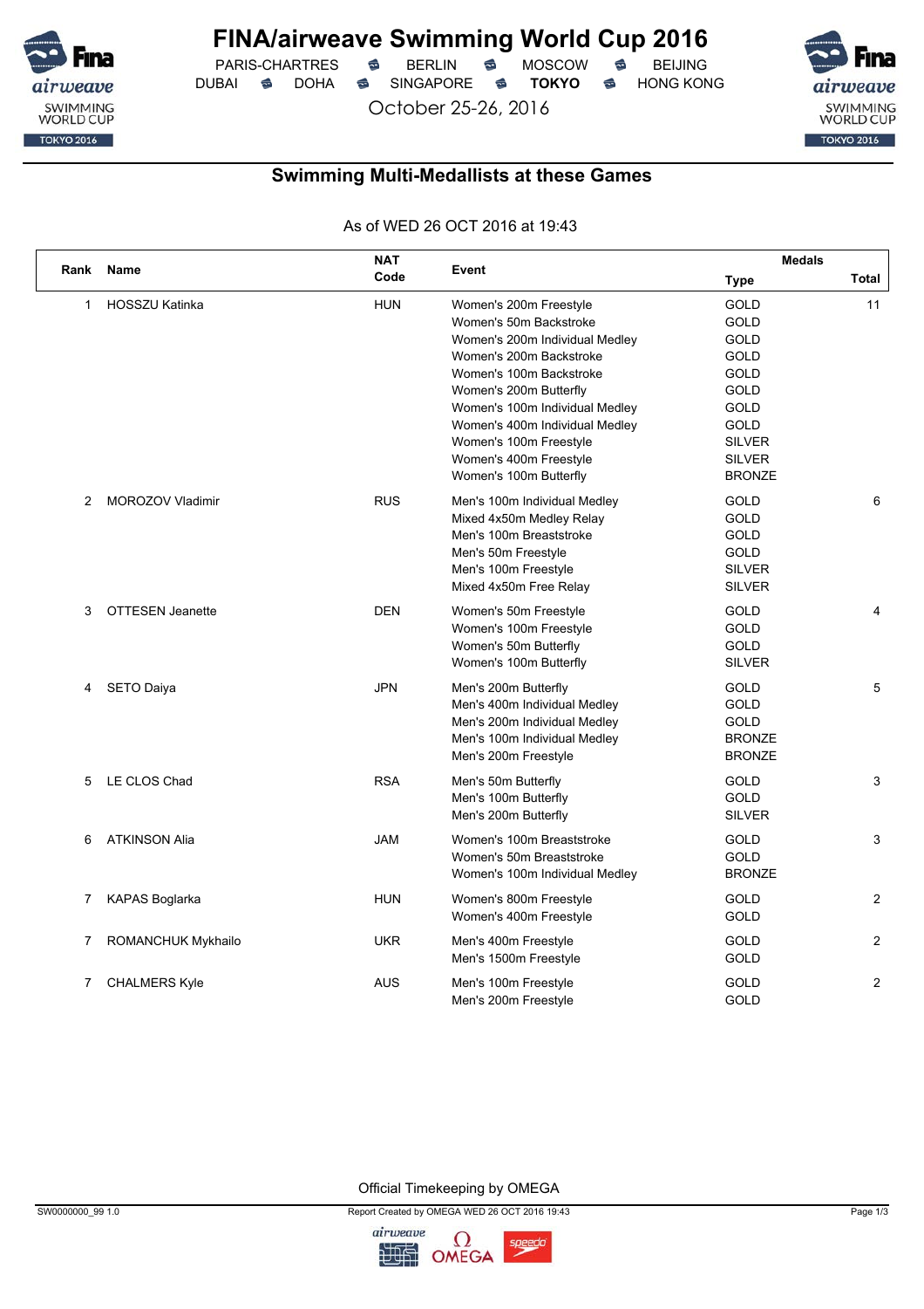# FINA/airweave Swimming World Cup 2016

PARIS-CHARTRES · BERLIN · MOSCOW · BEIJING
DUBAI · DOHA · SINGAPORE · **TOKYO** · HONG KONG

October 25-26, 2016

## Swimming Multi-Medallists at these Games

As of WED 26 OCT 2016 at 19:43

| Rank | Name | NAT Code | Event | Medals Type | Total |
|---|---|---|---|---|---|
| 1 | HOSSZU Katinka | HUN | Women's 200m Freestyle | GOLD | 11 |
| | | | Women's 50m Backstroke | GOLD | |
| | | | Women's 200m Individual Medley | GOLD | |
| | | | Women's 200m Backstroke | GOLD | |
| | | | Women's 100m Backstroke | GOLD | |
| | | | Women's 200m Butterfly | GOLD | |
| | | | Women's 100m Individual Medley | GOLD | |
| | | | Women's 400m Individual Medley | GOLD | |
| | | | Women's 100m Freestyle | SILVER | |
| | | | Women's 400m Freestyle | SILVER | |
| | | | Women's 100m Butterfly | BRONZE | |
| 2 | MOROZOV Vladimir | RUS | Men's 100m Individual Medley | GOLD | 6 |
| | | | Mixed 4x50m Medley Relay | GOLD | |
| | | | Men's 100m Breaststroke | GOLD | |
| | | | Men's 50m Freestyle | GOLD | |
| | | | Men's 100m Freestyle | SILVER | |
| | | | Mixed 4x50m Free Relay | SILVER | |
| 3 | OTTESEN Jeanette | DEN | Women's 50m Freestyle | GOLD | 4 |
| | | | Women's 100m Freestyle | GOLD | |
| | | | Women's 50m Butterfly | GOLD | |
| | | | Women's 100m Butterfly | SILVER | |
| 4 | SETO Daiya | JPN | Men's 200m Butterfly | GOLD | 5 |
| | | | Men's 400m Individual Medley | GOLD | |
| | | | Men's 200m Individual Medley | GOLD | |
| | | | Men's 100m Individual Medley | BRONZE | |
| | | | Men's 200m Freestyle | BRONZE | |
| 5 | LE CLOS Chad | RSA | Men's 50m Butterfly | GOLD | 3 |
| | | | Men's 100m Butterfly | GOLD | |
| | | | Men's 200m Butterfly | SILVER | |
| 6 | ATKINSON Alia | JAM | Women's 100m Breaststroke | GOLD | 3 |
| | | | Women's 50m Breaststroke | GOLD | |
| | | | Women's 100m Individual Medley | BRONZE | |
| 7 | KAPAS Boglarka | HUN | Women's 800m Freestyle | GOLD | 2 |
| | | | Women's 400m Freestyle | GOLD | |
| 7 | ROMANCHUK Mykhailo | UKR | Men's 400m Freestyle | GOLD | 2 |
| | | | Men's 1500m Freestyle | GOLD | |
| 7 | CHALMERS Kyle | AUS | Men's 100m Freestyle | GOLD | 2 |
| | | | Men's 200m Freestyle | GOLD | |

Official Timekeeping by OMEGA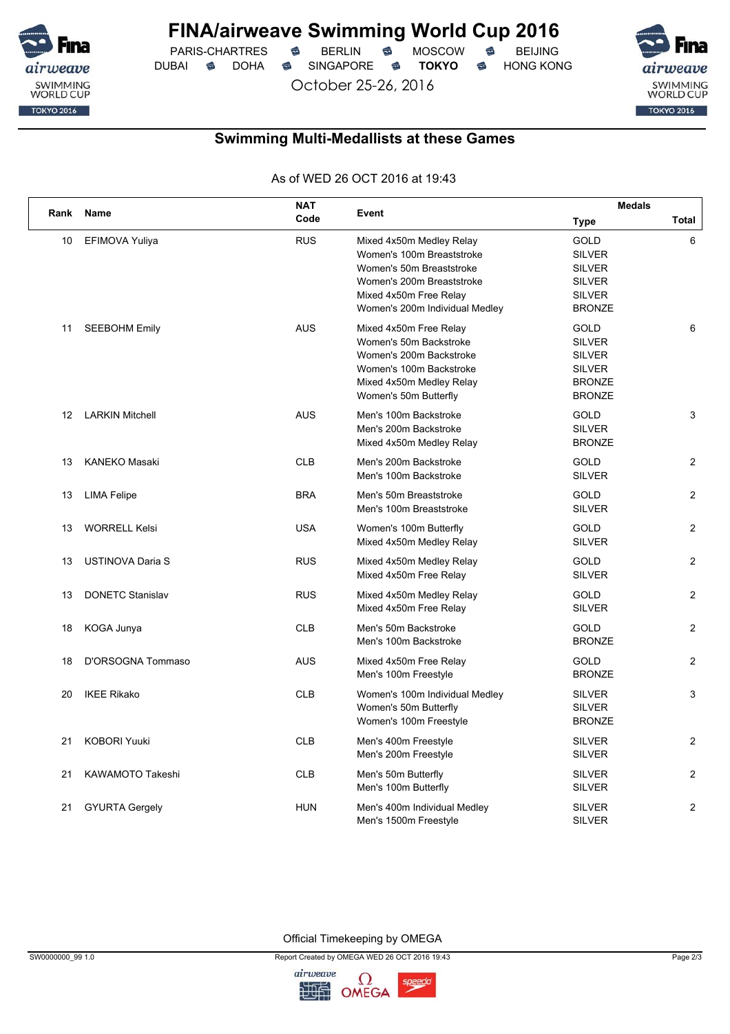# FINA/airweave Swimming World Cup 2016

PARIS-CHARTRES · BERLIN · MOSCOW · BEIJING
DUBAI · DOHA · SINGAPORE · **TOKYO** · HONG KONG

October 25-26, 2016

## Swimming Multi-Medallists at these Games

As of WED 26 OCT 2016 at 19:43

| Rank | Name | NAT Code | Event | Medals Type | Total |
|---|---|---|---|---|---|
| 10 | EFIMOVA Yuliya | RUS | Mixed 4x50m Medley Relay | GOLD | 6 |
| | | | Women's 100m Breaststroke | SILVER | |
| | | | Women's 50m Breaststroke | SILVER | |
| | | | Women's 200m Breaststroke | SILVER | |
| | | | Mixed 4x50m Free Relay | SILVER | |
| | | | Women's 200m Individual Medley | BRONZE | |
| 11 | SEEBOHM Emily | AUS | Mixed 4x50m Free Relay | GOLD | 6 |
| | | | Women's 50m Backstroke | SILVER | |
| | | | Women's 200m Backstroke | SILVER | |
| | | | Women's 100m Backstroke | SILVER | |
| | | | Mixed 4x50m Medley Relay | BRONZE | |
| | | | Women's 50m Butterfly | BRONZE | |
| 12 | LARKIN Mitchell | AUS | Men's 100m Backstroke | GOLD | 3 |
| | | | Men's 200m Backstroke | SILVER | |
| | | | Mixed 4x50m Medley Relay | BRONZE | |
| 13 | KANEKO Masaki | CLB | Men's 200m Backstroke | GOLD | 2 |
| | | | Men's 100m Backstroke | SILVER | |
| 13 | LIMA Felipe | BRA | Men's 50m Breaststroke | GOLD | 2 |
| | | | Men's 100m Breaststroke | SILVER | |
| 13 | WORRELL Kelsi | USA | Women's 100m Butterfly | GOLD | 2 |
| | | | Mixed 4x50m Medley Relay | SILVER | |
| 13 | USTINOVA Daria S | RUS | Mixed 4x50m Medley Relay | GOLD | 2 |
| | | | Mixed 4x50m Free Relay | SILVER | |
| 13 | DONETC Stanislav | RUS | Mixed 4x50m Medley Relay | GOLD | 2 |
| | | | Mixed 4x50m Free Relay | SILVER | |
| 18 | KOGA Junya | CLB | Men's 50m Backstroke | GOLD | 2 |
| | | | Men's 100m Backstroke | BRONZE | |
| 18 | D'ORSOGNA Tommaso | AUS | Mixed 4x50m Free Relay | GOLD | 2 |
| | | | Men's 100m Freestyle | BRONZE | |
| 20 | IKEE Rikako | CLB | Women's 100m Individual Medley | SILVER | 3 |
| | | | Women's 50m Butterfly | SILVER | |
| | | | Women's 100m Freestyle | BRONZE | |
| 21 | KOBORI Yuuki | CLB | Men's 400m Freestyle | SILVER | 2 |
| | | | Men's 200m Freestyle | SILVER | |
| 21 | KAWAMOTO Takeshi | CLB | Men's 50m Butterfly | SILVER | 2 |
| | | | Men's 100m Butterfly | SILVER | |
| 21 | GYURTA Gergely | HUN | Men's 400m Individual Medley | SILVER | 2 |
| | | | Men's 1500m Freestyle | SILVER | |

Official Timekeeping by OMEGA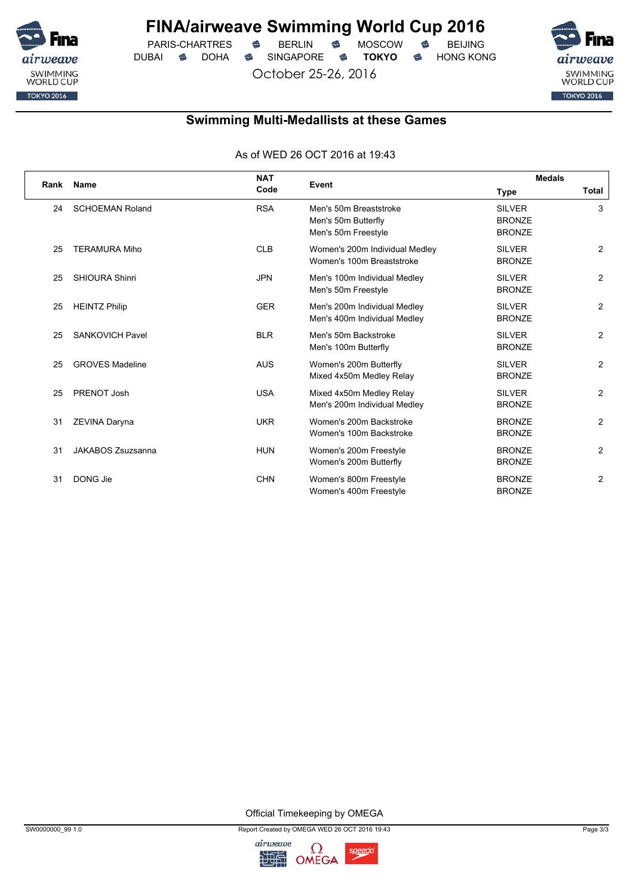# FINA/airweave Swimming World Cup 2016

PARIS-CHARTRES · BERLIN · MOSCOW · BEIJING
DUBAI · DOHA · SINGAPORE · **TOKYO** · HONG KONG

October 25-26, 2016

## Swimming Multi-Medallists at these Games

As of WED 26 OCT 2016 at 19:43

| Rank | Name | NAT Code | Event | Medals Type | Total |
|---|---|---|---|---|---|
| 24 | SCHOEMAN Roland | RSA | Men's 50m Breaststroke<br>Men's 50m Butterfly<br>Men's 50m Freestyle | SILVER<br>BRONZE<br>BRONZE | 3 |
| 25 | TERAMURA Miho | CLB | Women's 200m Individual Medley<br>Women's 100m Breaststroke | SILVER<br>BRONZE | 2 |
| 25 | SHIOURA Shinri | JPN | Men's 100m Individual Medley<br>Men's 50m Freestyle | SILVER<br>BRONZE | 2 |
| 25 | HEINTZ Philip | GER | Men's 200m Individual Medley<br>Men's 400m Individual Medley | SILVER<br>BRONZE | 2 |
| 25 | SANKOVICH Pavel | BLR | Men's 50m Backstroke<br>Men's 100m Butterfly | SILVER<br>BRONZE | 2 |
| 25 | GROVES Madeline | AUS | Women's 200m Butterfly<br>Mixed 4x50m Medley Relay | SILVER<br>BRONZE | 2 |
| 25 | PRENOT Josh | USA | Mixed 4x50m Medley Relay<br>Men's 200m Individual Medley | SILVER<br>BRONZE | 2 |
| 31 | ZEVINA Daryna | UKR | Women's 200m Backstroke<br>Women's 100m Backstroke | BRONZE<br>BRONZE | 2 |
| 31 | JAKABOS Zsuzsanna | HUN | Women's 200m Freestyle<br>Women's 200m Butterfly | BRONZE<br>BRONZE | 2 |
| 31 | DONG Jie | CHN | Women's 800m Freestyle<br>Women's 400m Freestyle | BRONZE<br>BRONZE | 2 |

Official Timekeeping by OMEGA

SW0000000_99 1.0 · Report Created by OMEGA WED 26 OCT 2016 19:43